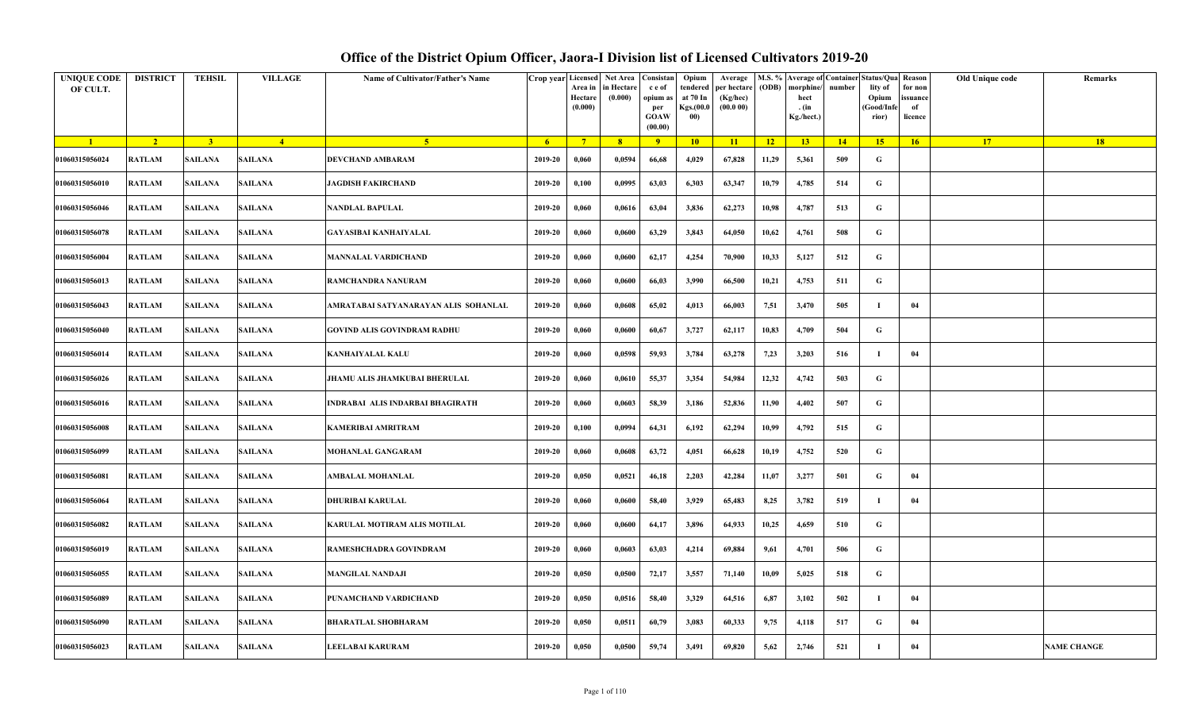# Office of the District Opium Officer, Jaora-I Division list of Licensed Cultivators 2019-20

| UNIQUE CODE OF CULT. | DISTRICT | TEHSIL | VILLAGE | Name of Cultivator/Father's Name | Crop year | Licensed Area in Hectare (0.000) | Net Area in Hectare (0.000) | Consistance of opium as per GOAW (00.00) | Opium tendered at 70 In Kgs.(00.000) | Average per hectare (Kg/hec) (00.0 00) | M.S. % (ODB) | Average of morphine/hect . (in Kg./hect.) | Container number | Status/Quality of Opium (Good/Inferior) | Reason for non issuance of licence | Old Unique code | Remarks |
|---|---|---|---|---|---|---|---|---|---|---|---|---|---|---|---|---|---|
| 1 | 2 | 3 | 4 | 5 | 6 | 7 | 8 | 9 | 10 | 11 | 12 | 13 | 14 | 15 | 16 | 17 | 18 |
| 01060315056024 | RATLAM | SAILANA | SAILANA | DEVCHAND AMBARAM | 2019-20 | 0,060 | 0,0594 | 66,68 | 4,029 | 67,828 | 11,29 | 5,361 | 509 | G | | | |
| 01060315056010 | RATLAM | SAILANA | SAILANA | JAGDISH FAKIRCHAND | 2019-20 | 0,100 | 0,0995 | 63,03 | 6,303 | 63,347 | 10,79 | 4,785 | 514 | G | | | |
| 01060315056046 | RATLAM | SAILANA | SAILANA | NANDLAL BAPULAL | 2019-20 | 0,060 | 0,0616 | 63,04 | 3,836 | 62,273 | 10,98 | 4,787 | 513 | G | | | |
| 01060315056078 | RATLAM | SAILANA | SAILANA | GAYASIBAI KANHAIYALAL | 2019-20 | 0,060 | 0,0600 | 63,29 | 3,843 | 64,050 | 10,62 | 4,761 | 508 | G | | | |
| 01060315056004 | RATLAM | SAILANA | SAILANA | MANNALAL VARDICHAND | 2019-20 | 0,060 | 0,0600 | 62,17 | 4,254 | 70,900 | 10,33 | 5,127 | 512 | G | | | |
| 01060315056013 | RATLAM | SAILANA | SAILANA | RAMCHANDRA NANURAM | 2019-20 | 0,060 | 0,0600 | 66,03 | 3,990 | 66,500 | 10,21 | 4,753 | 511 | G | | | |
| 01060315056043 | RATLAM | SAILANA | SAILANA | AMRATABAI SATYANARAYAN ALIS SOHANLAL | 2019-20 | 0,060 | 0,0608 | 65,02 | 4,013 | 66,003 | 7,51 | 3,470 | 505 | I | 04 | | |
| 01060315056040 | RATLAM | SAILANA | SAILANA | GOVIND ALIS GOVINDRAM RADHU | 2019-20 | 0,060 | 0,0600 | 60,67 | 3,727 | 62,117 | 10,83 | 4,709 | 504 | G | | | |
| 01060315056014 | RATLAM | SAILANA | SAILANA | KANHAIYALAL KALU | 2019-20 | 0,060 | 0,0598 | 59,93 | 3,784 | 63,278 | 7,23 | 3,203 | 516 | I | 04 | | |
| 01060315056026 | RATLAM | SAILANA | SAILANA | JHAMU ALIS JHAMKUBAI BHERULAL | 2019-20 | 0,060 | 0,0610 | 55,37 | 3,354 | 54,984 | 12,32 | 4,742 | 503 | G | | | |
| 01060315056016 | RATLAM | SAILANA | SAILANA | INDRABAI ALIS INDARBAI BHAGIRATH | 2019-20 | 0,060 | 0,0603 | 58,39 | 3,186 | 52,836 | 11,90 | 4,402 | 507 | G | | | |
| 01060315056008 | RATLAM | SAILANA | SAILANA | KAMERIBAI AMRITRAM | 2019-20 | 0,100 | 0,0994 | 64,31 | 6,192 | 62,294 | 10,99 | 4,792 | 515 | G | | | |
| 01060315056099 | RATLAM | SAILANA | SAILANA | MOHANLAL GANGARAM | 2019-20 | 0,060 | 0,0608 | 63,72 | 4,051 | 66,628 | 10,19 | 4,752 | 520 | G | | | |
| 01060315056081 | RATLAM | SAILANA | SAILANA | AMBALAL MOHANLAL | 2019-20 | 0,050 | 0,0521 | 46,18 | 2,203 | 42,284 | 11,07 | 3,277 | 501 | G | 04 | | |
| 01060315056064 | RATLAM | SAILANA | SAILANA | DHURIBAI KARULAL | 2019-20 | 0,060 | 0,0600 | 58,40 | 3,929 | 65,483 | 8,25 | 3,782 | 519 | I | 04 | | |
| 01060315056082 | RATLAM | SAILANA | SAILANA | KARULAL MOTIRAM ALIS MOTILAL | 2019-20 | 0,060 | 0,0600 | 64,17 | 3,896 | 64,933 | 10,25 | 4,659 | 510 | G | | | |
| 01060315056019 | RATLAM | SAILANA | SAILANA | RAMESHCHADRA GOVINDRAM | 2019-20 | 0,060 | 0,0603 | 63,03 | 4,214 | 69,884 | 9,61 | 4,701 | 506 | G | | | |
| 01060315056055 | RATLAM | SAILANA | SAILANA | MANGILAL NANDAJI | 2019-20 | 0,050 | 0,0500 | 72,17 | 3,557 | 71,140 | 10,09 | 5,025 | 518 | G | | | |
| 01060315056089 | RATLAM | SAILANA | SAILANA | PUNAMCHAND VARDICHAND | 2019-20 | 0,050 | 0,0516 | 58,40 | 3,329 | 64,516 | 6,87 | 3,102 | 502 | I | 04 | | |
| 01060315056090 | RATLAM | SAILANA | SAILANA | BHARATLAL SHOBHARAM | 2019-20 | 0,050 | 0,0511 | 60,79 | 3,083 | 60,333 | 9,75 | 4,118 | 517 | G | 04 | | |
| 01060315056023 | RATLAM | SAILANA | SAILANA | LEELABAI KARURAM | 2019-20 | 0,050 | 0,0500 | 59,74 | 3,491 | 69,820 | 5,62 | 2,746 | 521 | I | 04 | | NAME CHANGE |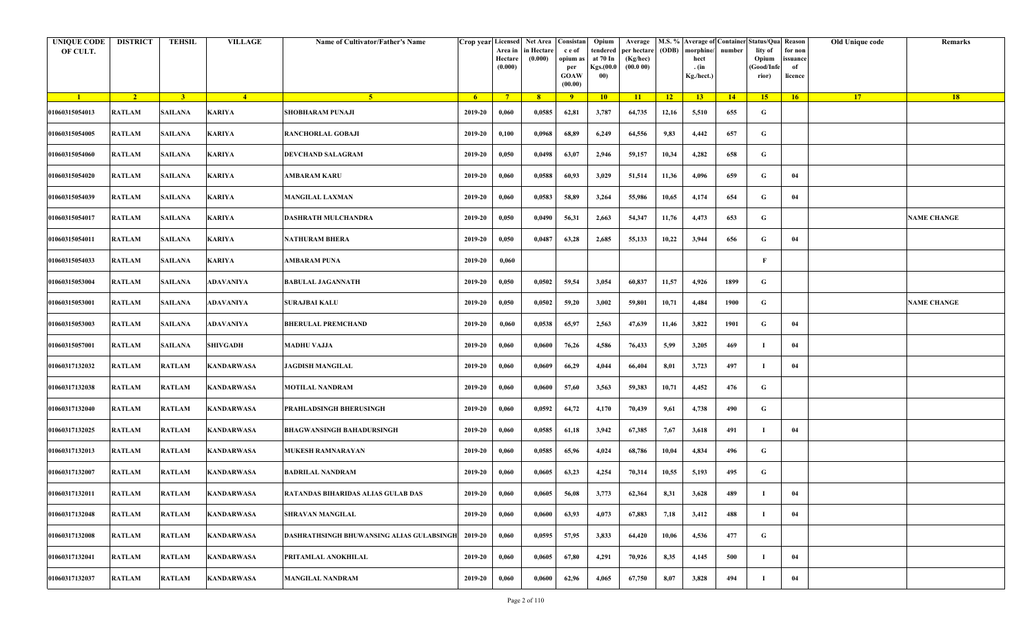| UNIQUE CODE OF CULT. | DISTRICT | TEHSIL | VILLAGE | Name of Cultivator/Father's Name | Crop year | Licensed Area in Hectare (0.000) | Net Area in Hectare (0.000) | Consistance of opium as per GOAW (00.00) | Opium tendered at 70 In Kgs.(00.000) | Average per hectare (Kg/hec) (00.0 00) | M.S. % (ODB) | Average of morphine/hect. (in Kg./hect.) | Container number | Status/Quality of Opium (Good/Inferior) | Reason for non issuance of licence | Old Unique code | Remarks |
|---|---|---|---|---|---|---|---|---|---|---|---|---|---|---|---|---|---|
| 1 | 2 | 3 | 4 | 5 | 6 | 7 | 8 | 9 | 10 | 11 | 12 | 13 | 14 | 15 | 16 | 17 | 18 |
| 01060315054013 | RATLAM | SAILANA | KARIYA | SHOBHARAM PUNAJI | 2019-20 | 0,060 | 0,0585 | 62,81 | 3,787 | 64,735 | 12,16 | 5,510 | 655 | G | | | |
| 01060315054005 | RATLAM | SAILANA | KARIYA | RANCHORLAL GOBAJI | 2019-20 | 0,100 | 0,0968 | 68,89 | 6,249 | 64,556 | 9,83 | 4,442 | 657 | G | | | |
| 01060315054060 | RATLAM | SAILANA | KARIYA | DEVCHAND SALAGRAM | 2019-20 | 0,050 | 0,0498 | 63,07 | 2,946 | 59,157 | 10,34 | 4,282 | 658 | G | | | |
| 01060315054020 | RATLAM | SAILANA | KARIYA | AMBARAM KARU | 2019-20 | 0,060 | 0,0588 | 60,93 | 3,029 | 51,514 | 11,36 | 4,096 | 659 | G | 04 | | |
| 01060315054039 | RATLAM | SAILANA | KARIYA | MANGILAL LAXMAN | 2019-20 | 0,060 | 0,0583 | 58,89 | 3,264 | 55,986 | 10,65 | 4,174 | 654 | G | 04 | | |
| 01060315054017 | RATLAM | SAILANA | KARIYA | DASHRATH MULCHANDRA | 2019-20 | 0,050 | 0,0490 | 56,31 | 2,663 | 54,347 | 11,76 | 4,473 | 653 | G | | | NAME CHANGE |
| 01060315054011 | RATLAM | SAILANA | KARIYA | NATHURAM BHERA | 2019-20 | 0,050 | 0,0487 | 63,28 | 2,685 | 55,133 | 10,22 | 3,944 | 656 | G | 04 | | |
| 01060315054033 | RATLAM | SAILANA | KARIYA | AMBARAM PUNA | 2019-20 | 0,060 | | | | | | | | F | | | |
| 01060315053004 | RATLAM | SAILANA | ADAVANIYA | BABULAL JAGANNATH | 2019-20 | 0,050 | 0,0502 | 59,54 | 3,054 | 60,837 | 11,57 | 4,926 | 1899 | G | | | |
| 01060315053001 | RATLAM | SAILANA | ADAVANIYA | SURAJBAI KALU | 2019-20 | 0,050 | 0,0502 | 59,20 | 3,002 | 59,801 | 10,71 | 4,484 | 1900 | G | | | NAME CHANGE |
| 01060315053003 | RATLAM | SAILANA | ADAVANIYA | BHERULAL PREMCHAND | 2019-20 | 0,060 | 0,0538 | 65,97 | 2,563 | 47,639 | 11,46 | 3,822 | 1901 | G | 04 | | |
| 01060315057001 | RATLAM | SAILANA | SHIVGADH | MADHU VAJJA | 2019-20 | 0,060 | 0,0600 | 76,26 | 4,586 | 76,433 | 5,99 | 3,205 | 469 | I | 04 | | |
| 01060317132032 | RATLAM | RATLAM | KANDARWASA | JAGDISH MANGILAL | 2019-20 | 0,060 | 0,0609 | 66,29 | 4,044 | 66,404 | 8,01 | 3,723 | 497 | I | 04 | | |
| 01060317132038 | RATLAM | RATLAM | KANDARWASA | MOTILAL NANDRAM | 2019-20 | 0,060 | 0,0600 | 57,60 | 3,563 | 59,383 | 10,71 | 4,452 | 476 | G | | | |
| 01060317132040 | RATLAM | RATLAM | KANDARWASA | PRAHLADSINGH BHERUSINGH | 2019-20 | 0,060 | 0,0592 | 64,72 | 4,170 | 70,439 | 9,61 | 4,738 | 490 | G | | | |
| 01060317132025 | RATLAM | RATLAM | KANDARWASA | BHAGWANSINGH BAHADURSINGH | 2019-20 | 0,060 | 0,0585 | 61,18 | 3,942 | 67,385 | 7,67 | 3,618 | 491 | I | 04 | | |
| 01060317132013 | RATLAM | RATLAM | KANDARWASA | MUKESH RAMNARAYAN | 2019-20 | 0,060 | 0,0585 | 65,96 | 4,024 | 68,786 | 10,04 | 4,834 | 496 | G | | | |
| 01060317132007 | RATLAM | RATLAM | KANDARWASA | BADRILAL NANDRAM | 2019-20 | 0,060 | 0,0605 | 63,23 | 4,254 | 70,314 | 10,55 | 5,193 | 495 | G | | | |
| 01060317132011 | RATLAM | RATLAM | KANDARWASA | RATANDAS BIHARIDAS ALIAS GULAB DAS | 2019-20 | 0,060 | 0,0605 | 56,08 | 3,773 | 62,364 | 8,31 | 3,628 | 489 | I | 04 | | |
| 01060317132048 | RATLAM | RATLAM | KANDARWASA | SHRAVAN MANGILAL | 2019-20 | 0,060 | 0,0600 | 63,93 | 4,073 | 67,883 | 7,18 | 3,412 | 488 | I | 04 | | |
| 01060317132008 | RATLAM | RATLAM | KANDARWASA | DASHRATHSINGH BHUWANSING ALIAS GULABSINGH | 2019-20 | 0,060 | 0,0595 | 57,95 | 3,833 | 64,420 | 10,06 | 4,536 | 477 | G | | | |
| 01060317132041 | RATLAM | RATLAM | KANDARWASA | PRITAMLAL ANOKHILAL | 2019-20 | 0,060 | 0,0605 | 67,80 | 4,291 | 70,926 | 8,35 | 4,145 | 500 | I | 04 | | |
| 01060317132037 | RATLAM | RATLAM | KANDARWASA | MANGILAL NANDRAM | 2019-20 | 0,060 | 0,0600 | 62,96 | 4,065 | 67,750 | 8,07 | 3,828 | 494 | I | 04 | | |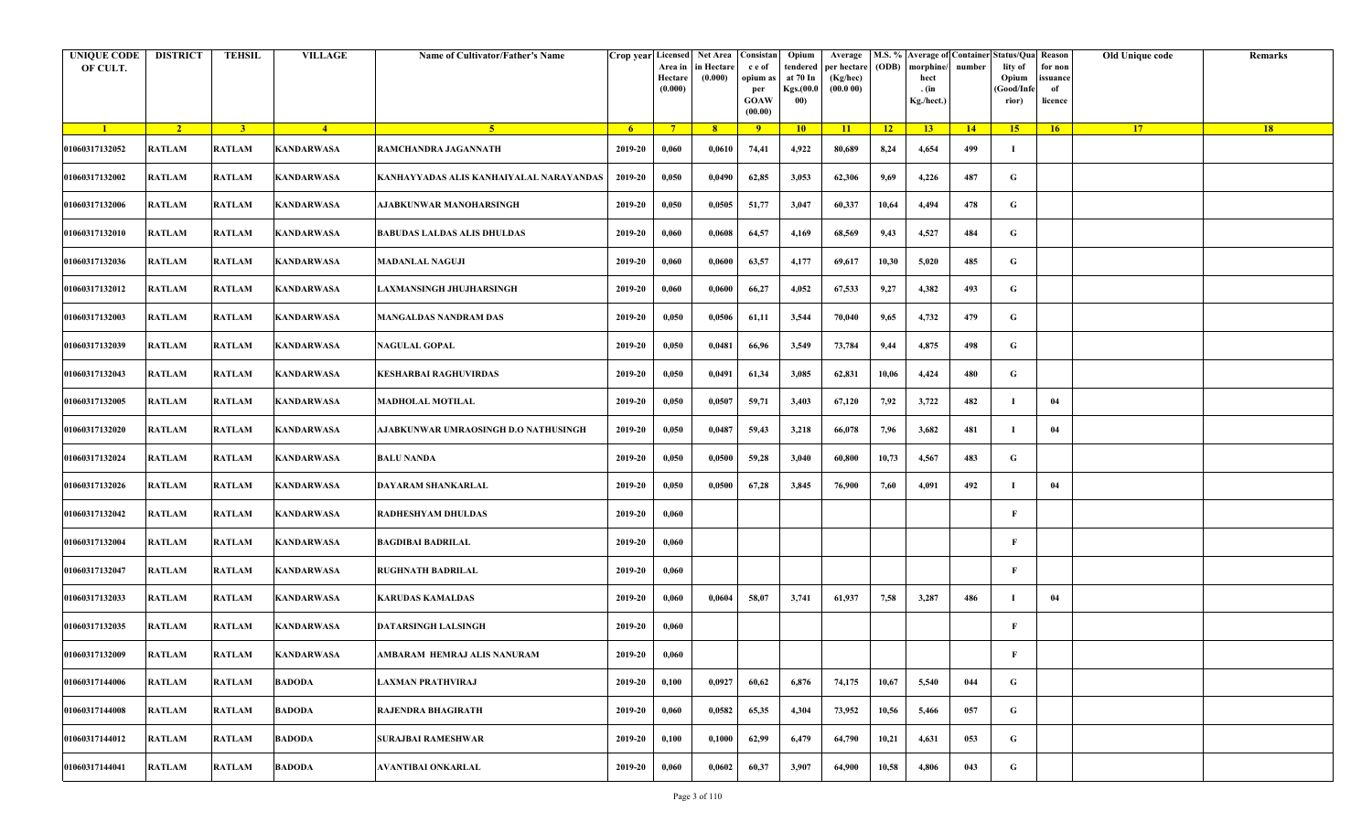| UNIQUE CODE OF CULT. | DISTRICT | TEHSIL | VILLAGE | Name of Cultivator/Father's Name | Crop year | Licensed Area in Hectare (0.000) | Net Area in Hectare (0.000) | Consistance of opium as per GOAW (00.00) | Opium tendered at 70 In Kgs.(00.000) | Average per hectare (Kg/hec) (00.0 00) | M.S. % (ODB) | Average of morphine/hect. (in Kg./hect.) | Container number | Status/Quality of Opium (Good/Inferior) | Reason for non issuance of licence | Old Unique code | Remarks |
|---|---|---|---|---|---|---|---|---|---|---|---|---|---|---|---|---|---|
| 1 | 2 | 3 | 4 | 5 | 6 | 7 | 8 | 9 | 10 | 11 | 12 | 13 | 14 | 15 | 16 | 17 | 18 |
| 01060317132052 | RATLAM | RATLAM | KANDARWASA | RAMCHANDRA JAGANNATH | 2019-20 | 0,060 | 0,0610 | 74,41 | 4,922 | 80,689 | 8,24 | 4,654 | 499 | I | | | |
| 01060317132002 | RATLAM | RATLAM | KANDARWASA | KANHAYYADAS ALIS KANHAIYALAL NARAYANDAS | 2019-20 | 0,050 | 0,0490 | 62,85 | 3,053 | 62,306 | 9,69 | 4,226 | 487 | G | | | |
| 01060317132006 | RATLAM | RATLAM | KANDARWASA | AJABKUNWAR MANOHARSINGH | 2019-20 | 0,050 | 0,0505 | 51,77 | 3,047 | 60,337 | 10,64 | 4,494 | 478 | G | | | |
| 01060317132010 | RATLAM | RATLAM | KANDARWASA | BABUDAS LALDAS ALIS DHULDAS | 2019-20 | 0,060 | 0,0608 | 64,57 | 4,169 | 68,569 | 9,43 | 4,527 | 484 | G | | | |
| 01060317132036 | RATLAM | RATLAM | KANDARWASA | MADANLAL NAGUJI | 2019-20 | 0,060 | 0,0600 | 63,57 | 4,177 | 69,617 | 10,30 | 5,020 | 485 | G | | | |
| 01060317132012 | RATLAM | RATLAM | KANDARWASA | LAXMANSINGH JHUJHARSINGH | 2019-20 | 0,060 | 0,0600 | 66,27 | 4,052 | 67,533 | 9,27 | 4,382 | 493 | G | | | |
| 01060317132003 | RATLAM | RATLAM | KANDARWASA | MANGALDAS NANDRAM DAS | 2019-20 | 0,050 | 0,0506 | 61,11 | 3,544 | 70,040 | 9,65 | 4,732 | 479 | G | | | |
| 01060317132039 | RATLAM | RATLAM | KANDARWASA | NAGULAL GOPAL | 2019-20 | 0,050 | 0,0481 | 66,96 | 3,549 | 73,784 | 9,44 | 4,875 | 498 | G | | | |
| 01060317132043 | RATLAM | RATLAM | KANDARWASA | KESHARBAI RAGHUVIRDAS | 2019-20 | 0,050 | 0,0491 | 61,34 | 3,085 | 62,831 | 10,06 | 4,424 | 480 | G | | | |
| 01060317132005 | RATLAM | RATLAM | KANDARWASA | MADHOLAL MOTILAL | 2019-20 | 0,050 | 0,0507 | 59,71 | 3,403 | 67,120 | 7,92 | 3,722 | 482 | I | 04 | | |
| 01060317132020 | RATLAM | RATLAM | KANDARWASA | AJABKUNWAR UMRAOSINGH D.O NATHUSINGH | 2019-20 | 0,050 | 0,0487 | 59,43 | 3,218 | 66,078 | 7,96 | 3,682 | 481 | I | 04 | | |
| 01060317132024 | RATLAM | RATLAM | KANDARWASA | BALU NANDA | 2019-20 | 0,050 | 0,0500 | 59,28 | 3,040 | 60,800 | 10,73 | 4,567 | 483 | G | | | |
| 01060317132026 | RATLAM | RATLAM | KANDARWASA | DAYARAM SHANKARLAL | 2019-20 | 0,050 | 0,0500 | 67,28 | 3,845 | 76,900 | 7,60 | 4,091 | 492 | I | 04 | | |
| 01060317132042 | RATLAM | RATLAM | KANDARWASA | RADHESHYAM DHULDAS | 2019-20 | 0,060 | | | | | | | | F | | | |
| 01060317132004 | RATLAM | RATLAM | KANDARWASA | BAGDIBAI BADRILAL | 2019-20 | 0,060 | | | | | | | | F | | | |
| 01060317132047 | RATLAM | RATLAM | KANDARWASA | RUGHNATH BADRILAL | 2019-20 | 0,060 | | | | | | | | F | | | |
| 01060317132033 | RATLAM | RATLAM | KANDARWASA | KARUDAS KAMALDAS | 2019-20 | 0,060 | 0,0604 | 58,07 | 3,741 | 61,937 | 7,58 | 3,287 | 486 | I | 04 | | |
| 01060317132035 | RATLAM | RATLAM | KANDARWASA | DATARSINGH LALSINGH | 2019-20 | 0,060 | | | | | | | | F | | | |
| 01060317132009 | RATLAM | RATLAM | KANDARWASA | AMBARAM HEMRAJ ALIS NANURAM | 2019-20 | 0,060 | | | | | | | | F | | | |
| 01060317144006 | RATLAM | RATLAM | BADODA | LAXMAN PRATHVIRAJ | 2019-20 | 0,100 | 0,0927 | 60,62 | 6,876 | 74,175 | 10,67 | 5,540 | 044 | G | | | |
| 01060317144008 | RATLAM | RATLAM | BADODA | RAJENDRA BHAGIRATH | 2019-20 | 0,060 | 0,0582 | 65,35 | 4,304 | 73,952 | 10,56 | 5,466 | 057 | G | | | |
| 01060317144012 | RATLAM | RATLAM | BADODA | SURAJBAI RAMESHWAR | 2019-20 | 0,100 | 0,1000 | 62,99 | 6,479 | 64,790 | 10,21 | 4,631 | 053 | G | | | |
| 01060317144041 | RATLAM | RATLAM | BADODA | AVANTIBAI ONKARLAL | 2019-20 | 0,060 | 0,0602 | 60,37 | 3,907 | 64,900 | 10,58 | 4,806 | 043 | G | | | |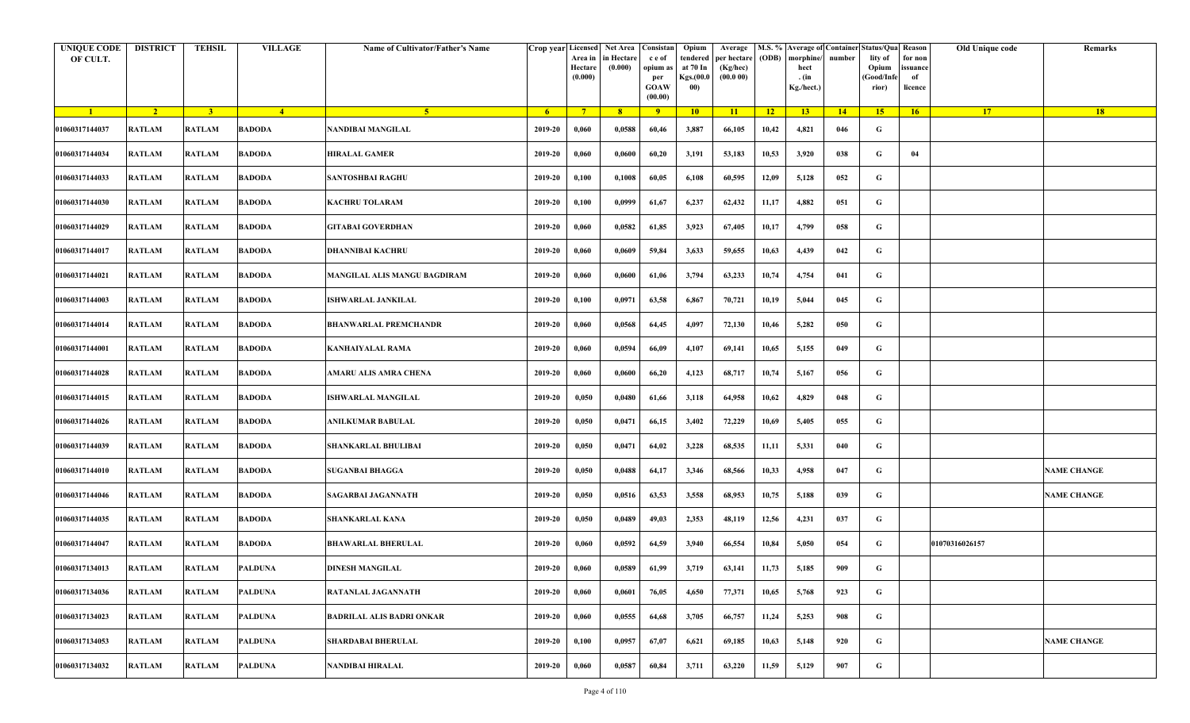| UNIQUE CODE OF CULT. | DISTRICT | TEHSIL | VILLAGE | Name of Cultivator/Father's Name | Crop year | Licensed Area in Hectare (0.000) | Net Area in Hectare (0.000) | Consistan c e of opium as per GOAW (00.00) | Opium tendered at 70 In Kgs.(00.000) | Average per hectare (Kg/hec) (00.0 00) | M.S. % (ODB) | Average of morphine/ hect . (in Kg./hect.) | Container number | Status/Quality of Opium (Good/Inferior) | Reason for non issuance of licence | Old Unique code | Remarks |
|---|---|---|---|---|---|---|---|---|---|---|---|---|---|---|---|---|---|
| 1 | 2 | 3 | 4 | 5 | 6 | 7 | 8 | 9 | 10 | 11 | 12 | 13 | 14 | 15 | 16 | 17 | 18 |
| 01060317144037 | RATLAM | RATLAM | BADODA | NANDIBAI MANGILAL | 2019-20 | 0,060 | 0,0588 | 60,46 | 3,887 | 66,105 | 10,42 | 4,821 | 046 | G | | | |
| 01060317144034 | RATLAM | RATLAM | BADODA | HIRALAL GAMER | 2019-20 | 0,060 | 0,0600 | 60,20 | 3,191 | 53,183 | 10,53 | 3,920 | 038 | G | 04 | | |
| 01060317144033 | RATLAM | RATLAM | BADODA | SANTOSHBAI RAGHU | 2019-20 | 0,100 | 0,1008 | 60,05 | 6,108 | 60,595 | 12,09 | 5,128 | 052 | G | | | |
| 01060317144030 | RATLAM | RATLAM | BADODA | KACHRU TOLARAM | 2019-20 | 0,100 | 0,0999 | 61,67 | 6,237 | 62,432 | 11,17 | 4,882 | 051 | G | | | |
| 01060317144029 | RATLAM | RATLAM | BADODA | GITABAI GOVERDHAN | 2019-20 | 0,060 | 0,0582 | 61,85 | 3,923 | 67,405 | 10,17 | 4,799 | 058 | G | | | |
| 01060317144017 | RATLAM | RATLAM | BADODA | DHANNIBAI KACHRU | 2019-20 | 0,060 | 0,0609 | 59,84 | 3,633 | 59,655 | 10,63 | 4,439 | 042 | G | | | |
| 01060317144021 | RATLAM | RATLAM | BADODA | MANGILAL ALIS MANGU BAGDIRAM | 2019-20 | 0,060 | 0,0600 | 61,06 | 3,794 | 63,233 | 10,74 | 4,754 | 041 | G | | | |
| 01060317144003 | RATLAM | RATLAM | BADODA | ISHWARLAL JANKILAL | 2019-20 | 0,100 | 0,0971 | 63,58 | 6,867 | 70,721 | 10,19 | 5,044 | 045 | G | | | |
| 01060317144014 | RATLAM | RATLAM | BADODA | BHANWARLAL PREMCHANDR | 2019-20 | 0,060 | 0,0568 | 64,45 | 4,097 | 72,130 | 10,46 | 5,282 | 050 | G | | | |
| 01060317144001 | RATLAM | RATLAM | BADODA | KANHAIYALAL RAMA | 2019-20 | 0,060 | 0,0594 | 66,09 | 4,107 | 69,141 | 10,65 | 5,155 | 049 | G | | | |
| 01060317144028 | RATLAM | RATLAM | BADODA | AMARU ALIS AMRA CHENA | 2019-20 | 0,060 | 0,0600 | 66,20 | 4,123 | 68,717 | 10,74 | 5,167 | 056 | G | | | |
| 01060317144015 | RATLAM | RATLAM | BADODA | ISHWARLAL MANGILAL | 2019-20 | 0,050 | 0,0480 | 61,66 | 3,118 | 64,958 | 10,62 | 4,829 | 048 | G | | | |
| 01060317144026 | RATLAM | RATLAM | BADODA | ANILKUMAR BABULAL | 2019-20 | 0,050 | 0,0471 | 66,15 | 3,402 | 72,229 | 10,69 | 5,405 | 055 | G | | | |
| 01060317144039 | RATLAM | RATLAM | BADODA | SHANKARLAL BHULIBAI | 2019-20 | 0,050 | 0,0471 | 64,02 | 3,228 | 68,535 | 11,11 | 5,331 | 040 | G | | | |
| 01060317144010 | RATLAM | RATLAM | BADODA | SUGANBAI BHAGGA | 2019-20 | 0,050 | 0,0488 | 64,17 | 3,346 | 68,566 | 10,33 | 4,958 | 047 | G | | | NAME CHANGE |
| 01060317144046 | RATLAM | RATLAM | BADODA | SAGARBAI JAGANNATH | 2019-20 | 0,050 | 0,0516 | 63,53 | 3,558 | 68,953 | 10,75 | 5,188 | 039 | G | | | NAME CHANGE |
| 01060317144035 | RATLAM | RATLAM | BADODA | SHANKARLAL KANA | 2019-20 | 0,050 | 0,0489 | 49,03 | 2,353 | 48,119 | 12,56 | 4,231 | 037 | G | | | |
| 01060317144047 | RATLAM | RATLAM | BADODA | BHAWARLAL BHERULAL | 2019-20 | 0,060 | 0,0592 | 64,59 | 3,940 | 66,554 | 10,84 | 5,050 | 054 | G | | 01070316026157 | |
| 01060317134013 | RATLAM | RATLAM | PALDUNA | DINESH MANGILAL | 2019-20 | 0,060 | 0,0589 | 61,99 | 3,719 | 63,141 | 11,73 | 5,185 | 909 | G | | | |
| 01060317134036 | RATLAM | RATLAM | PALDUNA | RATANLAL JAGANNATH | 2019-20 | 0,060 | 0,0601 | 76,05 | 4,650 | 77,371 | 10,65 | 5,768 | 923 | G | | | |
| 01060317134023 | RATLAM | RATLAM | PALDUNA | BADRILAL ALIS BADRI ONKAR | 2019-20 | 0,060 | 0,0555 | 64,68 | 3,705 | 66,757 | 11,24 | 5,253 | 908 | G | | | |
| 01060317134053 | RATLAM | RATLAM | PALDUNA | SHARDABAI BHERULAL | 2019-20 | 0,100 | 0,0957 | 67,07 | 6,621 | 69,185 | 10,63 | 5,148 | 920 | G | | | NAME CHANGE |
| 01060317134032 | RATLAM | RATLAM | PALDUNA | NANDIBAI HIRALAL | 2019-20 | 0,060 | 0,0587 | 60,84 | 3,711 | 63,220 | 11,59 | 5,129 | 907 | G | | | |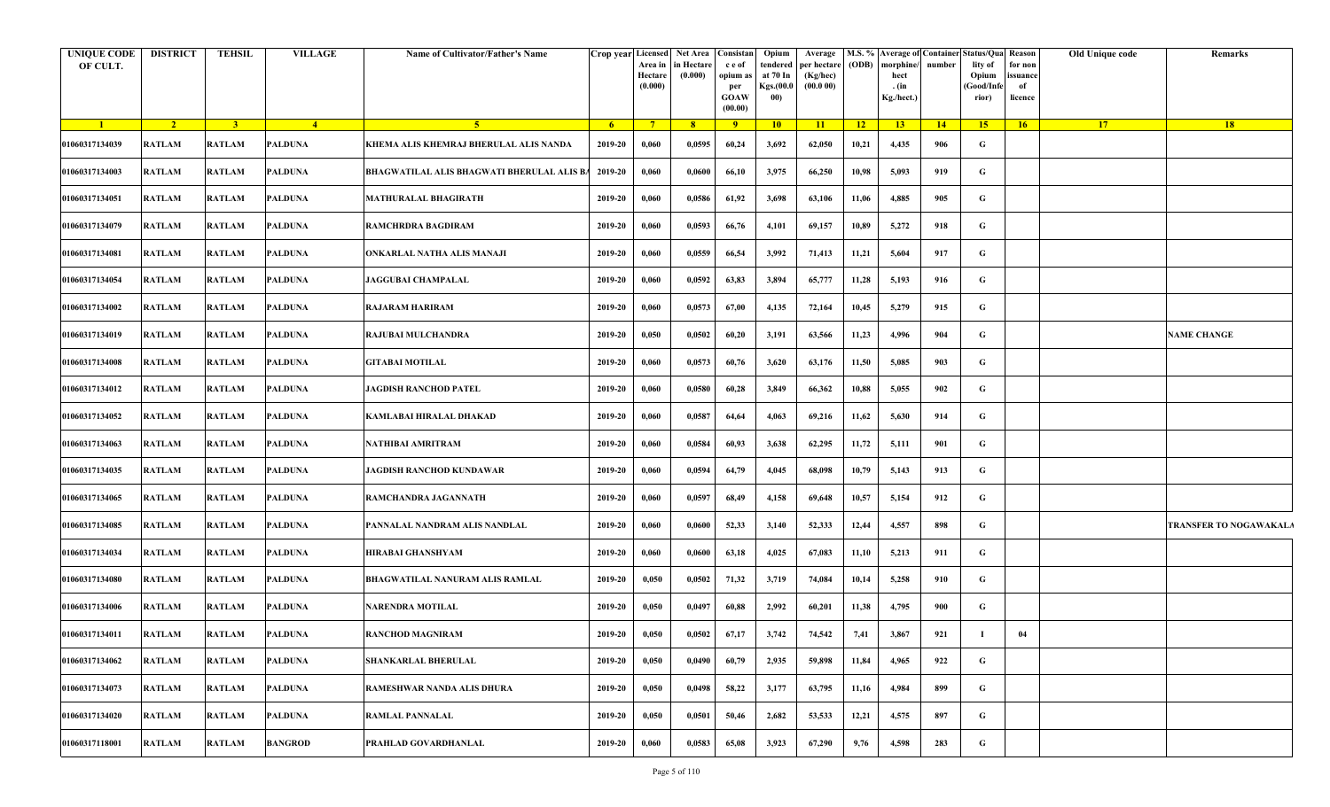| UNIQUE CODE OF CULT. | DISTRICT | TEHSIL | VILLAGE | Name of Cultivator/Father's Name | Crop year | Licensed Area in Hectare (0.000) | Net Area in Hectare (0.000) | Consistan c e of opium as per GOAW (00.00) | Opium tendered at 70 In Kgs.(00.000) | Average per hectare (Kg/hec) (00.0 00) | M.S. % (ODB) | Average of morphine/ hect . (in Kg./hect.) | Container number | Status/Quality of Opium (Good/Inferior) | Reason for non issuance of licence | Old Unique code | Remarks |
|---|---|---|---|---|---|---|---|---|---|---|---|---|---|---|---|---|---|
| 1 | 2 | 3 | 4 | 5 | 6 | 7 | 8 | 9 | 10 | 11 | 12 | 13 | 14 | 15 | 16 | 17 | 18 |
| 01060317134039 | RATLAM | RATLAM | PALDUNA | KHEMA ALIS KHEMRAJ BHERULAL ALIS NANDA | 2019-20 | 0,060 | 0,0595 | 60,24 | 3,692 | 62,050 | 10,21 | 4,435 | 906 | G | | | |
| 01060317134003 | RATLAM | RATLAM | PALDUNA | BHAGWATILAL ALIS BHAGWATI BHERULAL ALIS BA | 2019-20 | 0,060 | 0,0600 | 66,10 | 3,975 | 66,250 | 10,98 | 5,093 | 919 | G | | | |
| 01060317134051 | RATLAM | RATLAM | PALDUNA | MATHURALAL BHAGIRATH | 2019-20 | 0,060 | 0,0586 | 61,92 | 3,698 | 63,106 | 11,06 | 4,885 | 905 | G | | | |
| 01060317134079 | RATLAM | RATLAM | PALDUNA | RAMCHRDRA BAGDIRAM | 2019-20 | 0,060 | 0,0593 | 66,76 | 4,101 | 69,157 | 10,89 | 5,272 | 918 | G | | | |
| 01060317134081 | RATLAM | RATLAM | PALDUNA | ONKARLAL NATHA ALIS MANAJI | 2019-20 | 0,060 | 0,0559 | 66,54 | 3,992 | 71,413 | 11,21 | 5,604 | 917 | G | | | |
| 01060317134054 | RATLAM | RATLAM | PALDUNA | JAGGUBAI CHAMPALAL | 2019-20 | 0,060 | 0,0592 | 63,83 | 3,894 | 65,777 | 11,28 | 5,193 | 916 | G | | | |
| 01060317134002 | RATLAM | RATLAM | PALDUNA | RAJARAM HARIRAM | 2019-20 | 0,060 | 0,0573 | 67,00 | 4,135 | 72,164 | 10,45 | 5,279 | 915 | G | | | |
| 01060317134019 | RATLAM | RATLAM | PALDUNA | RAJUBAI MULCHANDRA | 2019-20 | 0,050 | 0,0502 | 60,20 | 3,191 | 63,566 | 11,23 | 4,996 | 904 | G | | | NAME CHANGE |
| 01060317134008 | RATLAM | RATLAM | PALDUNA | GITABAI MOTILAL | 2019-20 | 0,060 | 0,0573 | 60,76 | 3,620 | 63,176 | 11,50 | 5,085 | 903 | G | | | |
| 01060317134012 | RATLAM | RATLAM | PALDUNA | JAGDISH RANCHOD PATEL | 2019-20 | 0,060 | 0,0580 | 60,28 | 3,849 | 66,362 | 10,88 | 5,055 | 902 | G | | | |
| 01060317134052 | RATLAM | RATLAM | PALDUNA | KAMLABAI HIRALAL DHAKAD | 2019-20 | 0,060 | 0,0587 | 64,64 | 4,063 | 69,216 | 11,62 | 5,630 | 914 | G | | | |
| 01060317134063 | RATLAM | RATLAM | PALDUNA | NATHIBAI AMRITRAM | 2019-20 | 0,060 | 0,0584 | 60,93 | 3,638 | 62,295 | 11,72 | 5,111 | 901 | G | | | |
| 01060317134035 | RATLAM | RATLAM | PALDUNA | JAGDISH RANCHOD KUNDAWAR | 2019-20 | 0,060 | 0,0594 | 64,79 | 4,045 | 68,098 | 10,79 | 5,143 | 913 | G | | | |
| 01060317134065 | RATLAM | RATLAM | PALDUNA | RAMCHANDRA JAGANNATH | 2019-20 | 0,060 | 0,0597 | 68,49 | 4,158 | 69,648 | 10,57 | 5,154 | 912 | G | | | |
| 01060317134085 | RATLAM | RATLAM | PALDUNA | PANNALAL NANDRAM ALIS NANDLAL | 2019-20 | 0,060 | 0,0600 | 52,33 | 3,140 | 52,333 | 12,44 | 4,557 | 898 | G | | | TRANSFER TO NOGAWAKALA |
| 01060317134034 | RATLAM | RATLAM | PALDUNA | HIRABAI GHANSHYAM | 2019-20 | 0,060 | 0,0600 | 63,18 | 4,025 | 67,083 | 11,10 | 5,213 | 911 | G | | | |
| 01060317134080 | RATLAM | RATLAM | PALDUNA | BHAGWATILAL NANURAM ALIS RAMLAL | 2019-20 | 0,050 | 0,0502 | 71,32 | 3,719 | 74,084 | 10,14 | 5,258 | 910 | G | | | |
| 01060317134006 | RATLAM | RATLAM | PALDUNA | NARENDRA MOTILAL | 2019-20 | 0,050 | 0,0497 | 60,88 | 2,992 | 60,201 | 11,38 | 4,795 | 900 | G | | | |
| 01060317134011 | RATLAM | RATLAM | PALDUNA | RANCHOD MAGNIRAM | 2019-20 | 0,050 | 0,0502 | 67,17 | 3,742 | 74,542 | 7,41 | 3,867 | 921 | I | 04 | | |
| 01060317134062 | RATLAM | RATLAM | PALDUNA | SHANKARLAL BHERULAL | 2019-20 | 0,050 | 0,0490 | 60,79 | 2,935 | 59,898 | 11,84 | 4,965 | 922 | G | | | |
| 01060317134073 | RATLAM | RATLAM | PALDUNA | RAMESHWAR NANDA ALIS DHURA | 2019-20 | 0,050 | 0,0498 | 58,22 | 3,177 | 63,795 | 11,16 | 4,984 | 899 | G | | | |
| 01060317134020 | RATLAM | RATLAM | PALDUNA | RAMLAL PANNALAL | 2019-20 | 0,050 | 0,0501 | 50,46 | 2,682 | 53,533 | 12,21 | 4,575 | 897 | G | | | |
| 01060317118001 | RATLAM | RATLAM | BANGROD | PRAHLAD GOVARDHANLAL | 2019-20 | 0,060 | 0,0583 | 65,08 | 3,923 | 67,290 | 9,76 | 4,598 | 283 | G | | | |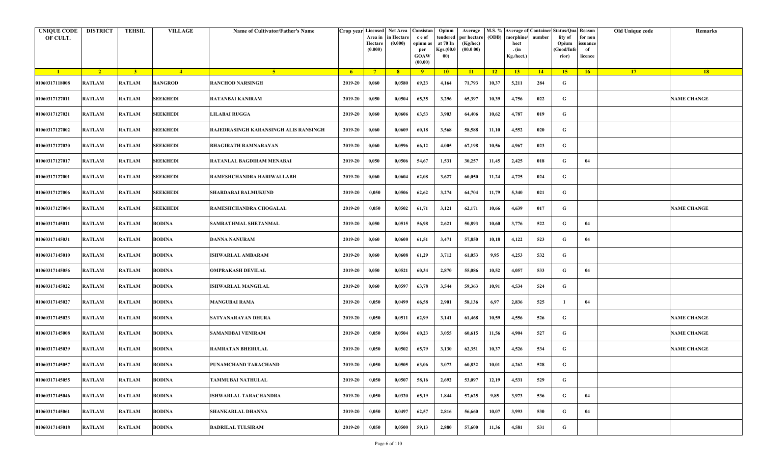| UNIQUE CODE OF CULT. | DISTRICT | TEHSIL | VILLAGE | Name of Cultivator/Father's Name | Crop year | Licensed Area in Hectare (0.000) | Net Area in Hectare (0.000) | Consistance of opium as per GOAW (00.00) | Opium tendered at 70 In Kgs.(00.000) | Average per hectare (Kg/hec) (00.0 00) | M.S. % (ODB) | Average of morphine/hect . (in Kg./hect.) | Container number | Status/Quality of Opium (Good/Inferior) | Reason for non issuance of licence | Old Unique code | Remarks |
|---|---|---|---|---|---|---|---|---|---|---|---|---|---|---|---|---|---|
| 1 | 2 | 3 | 4 | 5 | 6 | 7 | 8 | 9 | 10 | 11 | 12 | 13 | 14 | 15 | 16 | 17 | 18 |
| 01060317118008 | RATLAM | RATLAM | BANGROD | RANCHOD NARSINGH | 2019-20 | 0,060 | 0,0580 | 69,23 | 4,164 | 71,793 | 10,37 | 5,211 | 284 | G | | | |
| 01060317127011 | RATLAM | RATLAM | SEEKHEDI | RATANBAI KANIRAM | 2019-20 | 0,050 | 0,0504 | 65,35 | 3,296 | 65,397 | 10,39 | 4,756 | 022 | G | | | NAME CHANGE |
| 01060317127021 | RATLAM | RATLAM | SEEKHEDI | LILABAI RUGGA | 2019-20 | 0,060 | 0,0606 | 63,53 | 3,903 | 64,406 | 10,62 | 4,787 | 019 | G | | | |
| 01060317127002 | RATLAM | RATLAM | SEEKHEDI | RAJEDRASINGH KARANSINGH ALIS RANSINGH | 2019-20 | 0,060 | 0,0609 | 60,18 | 3,568 | 58,588 | 11,10 | 4,552 | 020 | G | | | |
| 01060317127020 | RATLAM | RATLAM | SEEKHEDI | BHAGIRATH RAMNARAYAN | 2019-20 | 0,060 | 0,0596 | 66,12 | 4,005 | 67,198 | 10,56 | 4,967 | 023 | G | | | |
| 01060317127017 | RATLAM | RATLAM | SEEKHEDI | RATANLAL BAGDIRAM MENABAI | 2019-20 | 0,050 | 0,0506 | 54,67 | 1,531 | 30,257 | 11,45 | 2,425 | 018 | G | 04 | | |
| 01060317127001 | RATLAM | RATLAM | SEEKHEDI | RAMESHCHANDRA HARIWALLABH | 2019-20 | 0,060 | 0,0604 | 62,08 | 3,627 | 60,050 | 11,24 | 4,725 | 024 | G | | | |
| 01060317127006 | RATLAM | RATLAM | SEEKHEDI | SHARDABAI BALMUKUND | 2019-20 | 0,050 | 0,0506 | 62,62 | 3,274 | 64,704 | 11,79 | 5,340 | 021 | G | | | |
| 01060317127004 | RATLAM | RATLAM | SEEKHEDI | RAMESHCHANDRA CHOGALAL | 2019-20 | 0,050 | 0,0502 | 61,71 | 3,121 | 62,171 | 10,66 | 4,639 | 017 | G | | | NAME CHANGE |
| 01060317145011 | RATLAM | RATLAM | BODINA | SAMRATHMAL SHETANMAL | 2019-20 | 0,050 | 0,0515 | 56,98 | 2,621 | 50,893 | 10,60 | 3,776 | 522 | G | 04 | | |
| 01060317145031 | RATLAM | RATLAM | BODINA | DANNA NANURAM | 2019-20 | 0,060 | 0,0600 | 61,51 | 3,471 | 57,850 | 10,18 | 4,122 | 523 | G | 04 | | |
| 01060317145010 | RATLAM | RATLAM | BODINA | ISHWARLAL AMBARAM | 2019-20 | 0,060 | 0,0608 | 61,29 | 3,712 | 61,053 | 9,95 | 4,253 | 532 | G | | | |
| 01060317145056 | RATLAM | RATLAM | BODINA | OMPRAKASH DEVILAL | 2019-20 | 0,050 | 0,0521 | 60,34 | 2,870 | 55,086 | 10,52 | 4,057 | 533 | G | 04 | | |
| 01060317145022 | RATLAM | RATLAM | BODINA | ISHWARLAL MANGILAL | 2019-20 | 0,060 | 0,0597 | 63,78 | 3,544 | 59,363 | 10,91 | 4,534 | 524 | G | | | |
| 01060317145027 | RATLAM | RATLAM | BODINA | MANGUBAI RAMA | 2019-20 | 0,050 | 0,0499 | 66,58 | 2,901 | 58,136 | 6,97 | 2,836 | 525 | I | 04 | | |
| 01060317145023 | RATLAM | RATLAM | BODINA | SATYANARAYAN DHURA | 2019-20 | 0,050 | 0,0511 | 62,99 | 3,141 | 61,468 | 10,59 | 4,556 | 526 | G | | | NAME CHANGE |
| 01060317145008 | RATLAM | RATLAM | BODINA | SAMANDBAI VENIRAM | 2019-20 | 0,050 | 0,0504 | 60,23 | 3,055 | 60,615 | 11,56 | 4,904 | 527 | G | | | NAME CHANGE |
| 01060317145039 | RATLAM | RATLAM | BODINA | RAMRATAN BHERULAL | 2019-20 | 0,050 | 0,0502 | 65,79 | 3,130 | 62,351 | 10,37 | 4,526 | 534 | G | | | NAME CHANGE |
| 01060317145057 | RATLAM | RATLAM | BODINA | PUNAMCHAND TARACHAND | 2019-20 | 0,050 | 0,0505 | 63,06 | 3,072 | 60,832 | 10,01 | 4,262 | 528 | G | | | |
| 01060317145055 | RATLAM | RATLAM | BODINA | TAMMUBAI NATHULAL | 2019-20 | 0,050 | 0,0507 | 58,16 | 2,692 | 53,097 | 12,19 | 4,531 | 529 | G | | | |
| 01060317145046 | RATLAM | RATLAM | BODINA | ISHWARLAL TARACHANDRA | 2019-20 | 0,050 | 0,0320 | 65,19 | 1,844 | 57,625 | 9,85 | 3,973 | 536 | G | 04 | | |
| 01060317145061 | RATLAM | RATLAM | BODINA | SHANKARLAL DHANNA | 2019-20 | 0,050 | 0,0497 | 62,57 | 2,816 | 56,660 | 10,07 | 3,993 | 530 | G | 04 | | |
| 01060317145018 | RATLAM | RATLAM | BODINA | BADRILAL TULSIRAM | 2019-20 | 0,050 | 0,0500 | 59,13 | 2,880 | 57,600 | 11,36 | 4,581 | 531 | G | | | |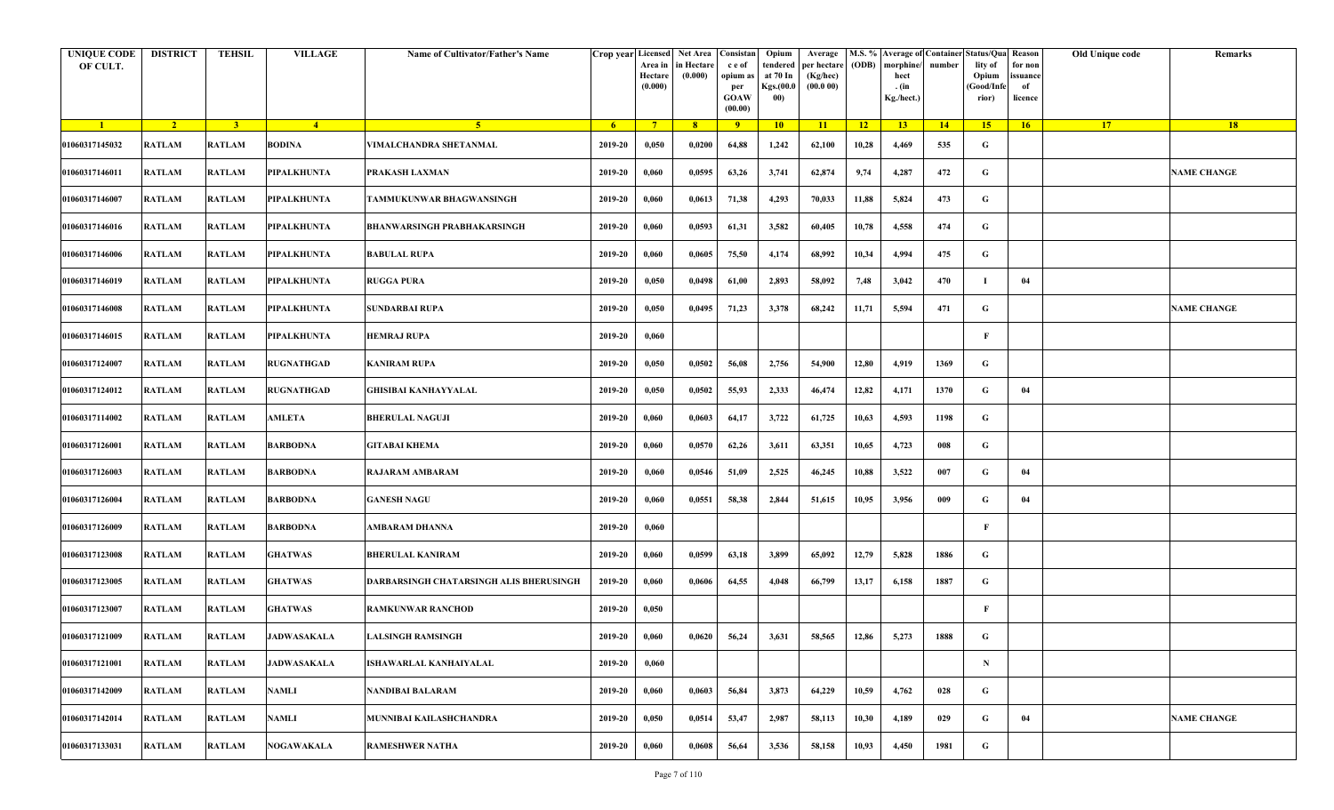| UNIQUE CODE OF CULT. | DISTRICT | TEHSIL | VILLAGE | Name of Cultivator/Father's Name | Crop year | Licensed Area in Hectare (0.000) | Net Area in Hectare (0.000) | Consistan c e of opium as per GOAW (00.00) | Opium tendered at 70 In Kgs.(00.000) | Average per hectare (Kg/hec) (00.0 00) | M.S. % (ODB) | Average of morphine/ hect . (in Kg./hect.) | Container number | Status/Quality of Opium (Good/Inferior) | Reason for non issuance of licence | Old Unique code | Remarks |
|---|---|---|---|---|---|---|---|---|---|---|---|---|---|---|---|---|---|
| 1 | 2 | 3 | 4 | 5 | 6 | 7 | 8 | 9 | 10 | 11 | 12 | 13 | 14 | 15 | 16 | 17 | 18 |
| 01060317145032 | RATLAM | RATLAM | BODINA | VIMALCHANDRA SHETANMAL | 2019-20 | 0,050 | 0,0200 | 64,88 | 1,242 | 62,100 | 10,28 | 4,469 | 535 | G | | | |
| 01060317146011 | RATLAM | RATLAM | PIPALKHUNTA | PRAKASH LAXMAN | 2019-20 | 0,060 | 0,0595 | 63,26 | 3,741 | 62,874 | 9,74 | 4,287 | 472 | G | | | NAME CHANGE |
| 01060317146007 | RATLAM | RATLAM | PIPALKHUNTA | TAMMUKUNWAR BHAGWANSINGH | 2019-20 | 0,060 | 0,0613 | 71,38 | 4,293 | 70,033 | 11,88 | 5,824 | 473 | G | | | |
| 01060317146016 | RATLAM | RATLAM | PIPALKHUNTA | BHANWARSINGH PRABHAKARSINGH | 2019-20 | 0,060 | 0,0593 | 61,31 | 3,582 | 60,405 | 10,78 | 4,558 | 474 | G | | | |
| 01060317146006 | RATLAM | RATLAM | PIPALKHUNTA | BABULAL RUPA | 2019-20 | 0,060 | 0,0605 | 75,50 | 4,174 | 68,992 | 10,34 | 4,994 | 475 | G | | | |
| 01060317146019 | RATLAM | RATLAM | PIPALKHUNTA | RUGGA PURA | 2019-20 | 0,050 | 0,0498 | 61,00 | 2,893 | 58,092 | 7,48 | 3,042 | 470 | I | 04 | | |
| 01060317146008 | RATLAM | RATLAM | PIPALKHUNTA | SUNDARBAI RUPA | 2019-20 | 0,050 | 0,0495 | 71,23 | 3,378 | 68,242 | 11,71 | 5,594 | 471 | G | | | NAME CHANGE |
| 01060317146015 | RATLAM | RATLAM | PIPALKHUNTA | HEMRAJ RUPA | 2019-20 | 0,060 | | | | | | | | F | | | |
| 01060317124007 | RATLAM | RATLAM | RUGNATHGAD | KANIRAM RUPA | 2019-20 | 0,050 | 0,0502 | 56,08 | 2,756 | 54,900 | 12,80 | 4,919 | 1369 | G | | | |
| 01060317124012 | RATLAM | RATLAM | RUGNATHGAD | GHISIBAI KANHAYYALAL | 2019-20 | 0,050 | 0,0502 | 55,93 | 2,333 | 46,474 | 12,82 | 4,171 | 1370 | G | 04 | | |
| 01060317114002 | RATLAM | RATLAM | AMLETA | BHERULAL NAGUJI | 2019-20 | 0,060 | 0,0603 | 64,17 | 3,722 | 61,725 | 10,63 | 4,593 | 1198 | G | | | |
| 01060317126001 | RATLAM | RATLAM | BARBODNA | GITABAI KHEMA | 2019-20 | 0,060 | 0,0570 | 62,26 | 3,611 | 63,351 | 10,65 | 4,723 | 008 | G | | | |
| 01060317126003 | RATLAM | RATLAM | BARBODNA | RAJARAM AMBARAM | 2019-20 | 0,060 | 0,0546 | 51,09 | 2,525 | 46,245 | 10,88 | 3,522 | 007 | G | 04 | | |
| 01060317126004 | RATLAM | RATLAM | BARBODNA | GANESH NAGU | 2019-20 | 0,060 | 0,0551 | 58,38 | 2,844 | 51,615 | 10,95 | 3,956 | 009 | G | 04 | | |
| 01060317126009 | RATLAM | RATLAM | BARBODNA | AMBARAM DHANNA | 2019-20 | 0,060 | | | | | | | | F | | | |
| 01060317123008 | RATLAM | RATLAM | GHATWAS | BHERULAL KANIRAM | 2019-20 | 0,060 | 0,0599 | 63,18 | 3,899 | 65,092 | 12,79 | 5,828 | 1886 | G | | | |
| 01060317123005 | RATLAM | RATLAM | GHATWAS | DARBARSINGH CHATARSINGH ALIS BHERUSINGH | 2019-20 | 0,060 | 0,0606 | 64,55 | 4,048 | 66,799 | 13,17 | 6,158 | 1887 | G | | | |
| 01060317123007 | RATLAM | RATLAM | GHATWAS | RAMKUNWAR RANCHOD | 2019-20 | 0,050 | | | | | | | | F | | | |
| 01060317121009 | RATLAM | RATLAM | JADWASAKALA | LALSINGH RAMSINGH | 2019-20 | 0,060 | 0,0620 | 56,24 | 3,631 | 58,565 | 12,86 | 5,273 | 1888 | G | | | |
| 01060317121001 | RATLAM | RATLAM | JADWASAKALA | ISHAWARLAL KANHAIYALAL | 2019-20 | 0,060 | | | | | | | | N | | | |
| 01060317142009 | RATLAM | RATLAM | NAMLI | NANDIBAI BALARAM | 2019-20 | 0,060 | 0,0603 | 56,84 | 3,873 | 64,229 | 10,59 | 4,762 | 028 | G | | | |
| 01060317142014 | RATLAM | RATLAM | NAMLI | MUNNIBAI KAILASHCHANDRA | 2019-20 | 0,050 | 0,0514 | 53,47 | 2,987 | 58,113 | 10,30 | 4,189 | 029 | G | 04 | | NAME CHANGE |
| 01060317133031 | RATLAM | RATLAM | NOGAWAKALA | RAMESHWER NATHA | 2019-20 | 0,060 | 0,0608 | 56,64 | 3,536 | 58,158 | 10,93 | 4,450 | 1981 | G | | | |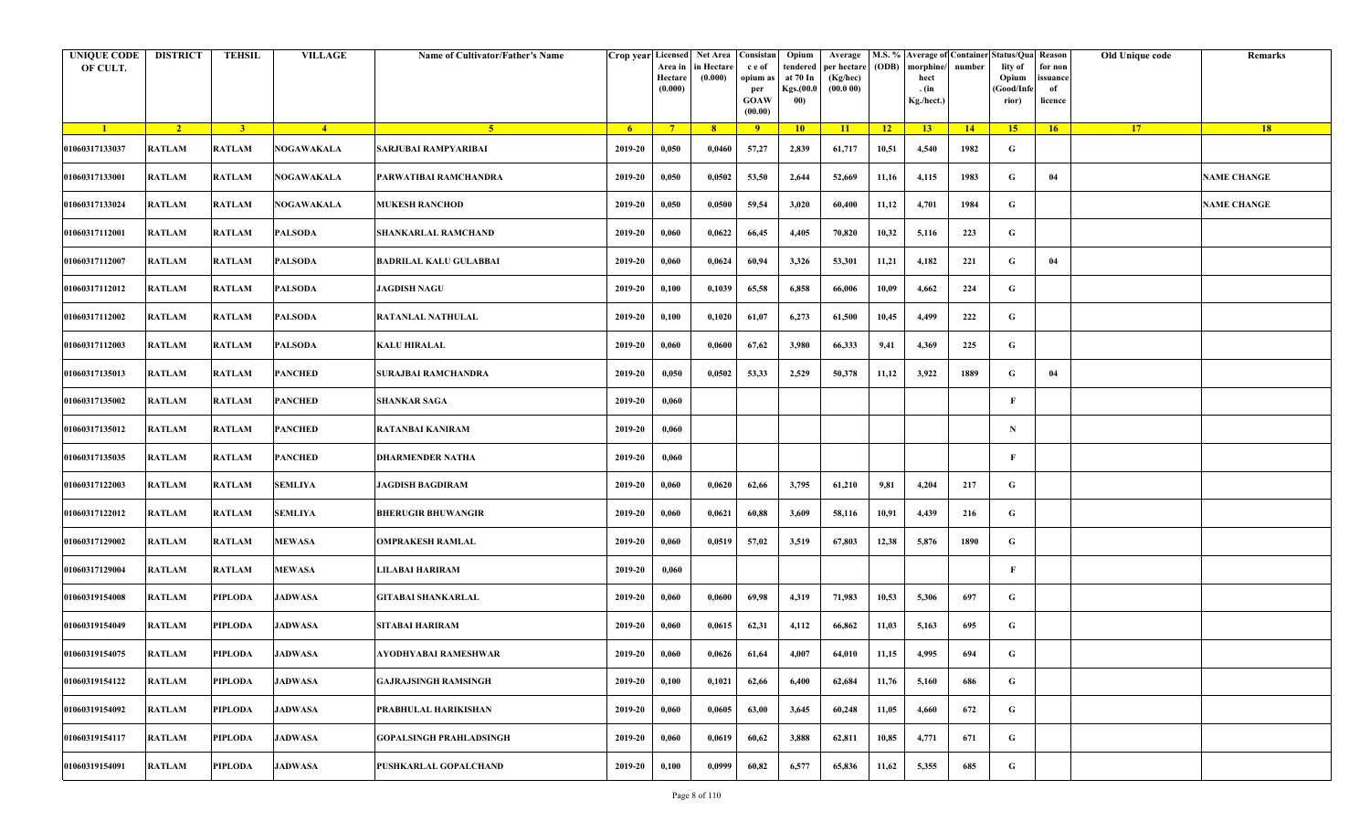| UNIQUE CODE OF CULT. | DISTRICT | TEHSIL | VILLAGE | Name of Cultivator/Father's Name | Crop year | Licensed Area in Hectare (0.000) | Net Area in Hectare (0.000) | Consistance of opium as per GOAW (00.00) | Opium tendered at 70 In Kgs.(00.000) | Average per hectare (Kg/hec) (00.0 00) | M.S. % (ODB) | Average of morphine/hect . (in Kg./hect.) | Container number | Status/Quality of Opium (Good/Inferior) | Reason for non issuance of licence | Old Unique code | Remarks |
|---|---|---|---|---|---|---|---|---|---|---|---|---|---|---|---|---|---|
| 1 | 2 | 3 | 4 | 5 | 6 | 7 | 8 | 9 | 10 | 11 | 12 | 13 | 14 | 15 | 16 | 17 | 18 |
| 01060317133037 | RATLAM | RATLAM | NOGAWAKALA | SARJUBAI RAMPYARIBAI | 2019-20 | 0,050 | 0,0460 | 57,27 | 2,839 | 61,717 | 10,51 | 4,540 | 1982 | G | | | |
| 01060317133001 | RATLAM | RATLAM | NOGAWAKALA | PARWATIBAI RAMCHANDRA | 2019-20 | 0,050 | 0,0502 | 53,50 | 2,644 | 52,669 | 11,16 | 4,115 | 1983 | G | 04 | | NAME CHANGE |
| 01060317133024 | RATLAM | RATLAM | NOGAWAKALA | MUKESH RANCHOD | 2019-20 | 0,050 | 0,0500 | 59,54 | 3,020 | 60,400 | 11,12 | 4,701 | 1984 | G | | | NAME CHANGE |
| 01060317112001 | RATLAM | RATLAM | PALSODA | SHANKARLAL RAMCHAND | 2019-20 | 0,060 | 0,0622 | 66,45 | 4,405 | 70,820 | 10,32 | 5,116 | 223 | G | | | |
| 01060317112007 | RATLAM | RATLAM | PALSODA | BADRILAL KALU GULABBAI | 2019-20 | 0,060 | 0,0624 | 60,94 | 3,326 | 53,301 | 11,21 | 4,182 | 221 | G | 04 | | |
| 01060317112012 | RATLAM | RATLAM | PALSODA | JAGDISH NAGU | 2019-20 | 0,100 | 0,1039 | 65,58 | 6,858 | 66,006 | 10,09 | 4,662 | 224 | G | | | |
| 01060317112002 | RATLAM | RATLAM | PALSODA | RATANLAL NATHULAL | 2019-20 | 0,100 | 0,1020 | 61,07 | 6,273 | 61,500 | 10,45 | 4,499 | 222 | G | | | |
| 01060317112003 | RATLAM | RATLAM | PALSODA | KALU HIRALAL | 2019-20 | 0,060 | 0,0600 | 67,62 | 3,980 | 66,333 | 9,41 | 4,369 | 225 | G | | | |
| 01060317135013 | RATLAM | RATLAM | PANCHED | SURAJBAI RAMCHANDRA | 2019-20 | 0,050 | 0,0502 | 53,33 | 2,529 | 50,378 | 11,12 | 3,922 | 1889 | G | 04 | | |
| 01060317135002 | RATLAM | RATLAM | PANCHED | SHANKAR SAGA | 2019-20 | 0,060 | | | | | | | | F | | | |
| 01060317135012 | RATLAM | RATLAM | PANCHED | RATANBAI KANIRAM | 2019-20 | 0,060 | | | | | | | | N | | | |
| 01060317135035 | RATLAM | RATLAM | PANCHED | DHARMENDER NATHA | 2019-20 | 0,060 | | | | | | | | F | | | |
| 01060317122003 | RATLAM | RATLAM | SEMLIYA | JAGDISH BAGDIRAM | 2019-20 | 0,060 | 0,0620 | 62,66 | 3,795 | 61,210 | 9,81 | 4,204 | 217 | G | | | |
| 01060317122012 | RATLAM | RATLAM | SEMLIYA | BHERUGIR BHUWANGIR | 2019-20 | 0,060 | 0,0621 | 60,88 | 3,609 | 58,116 | 10,91 | 4,439 | 216 | G | | | |
| 01060317129002 | RATLAM | RATLAM | MEWASA | OMPRAKESH RAMLAL | 2019-20 | 0,060 | 0,0519 | 57,02 | 3,519 | 67,803 | 12,38 | 5,876 | 1890 | G | | | |
| 01060317129004 | RATLAM | RATLAM | MEWASA | LILABAI HARIRAM | 2019-20 | 0,060 | | | | | | | | F | | | |
| 01060319154008 | RATLAM | PIPLODA | JADWASA | GITABAI SHANKARLAL | 2019-20 | 0,060 | 0,0600 | 69,98 | 4,319 | 71,983 | 10,53 | 5,306 | 697 | G | | | |
| 01060319154049 | RATLAM | PIPLODA | JADWASA | SITABAI HARIRAM | 2019-20 | 0,060 | 0,0615 | 62,31 | 4,112 | 66,862 | 11,03 | 5,163 | 695 | G | | | |
| 01060319154075 | RATLAM | PIPLODA | JADWASA | AYODHYABAI RAMESHWAR | 2019-20 | 0,060 | 0,0626 | 61,64 | 4,007 | 64,010 | 11,15 | 4,995 | 694 | G | | | |
| 01060319154122 | RATLAM | PIPLODA | JADWASA | GAJRAJSINGH RAMSINGH | 2019-20 | 0,100 | 0,1021 | 62,66 | 6,400 | 62,684 | 11,76 | 5,160 | 686 | G | | | |
| 01060319154092 | RATLAM | PIPLODA | JADWASA | PRABHULAL HARIKISHAN | 2019-20 | 0,060 | 0,0605 | 63,00 | 3,645 | 60,248 | 11,05 | 4,660 | 672 | G | | | |
| 01060319154117 | RATLAM | PIPLODA | JADWASA | GOPALSINGH PRAHLADSINGH | 2019-20 | 0,060 | 0,0619 | 60,62 | 3,888 | 62,811 | 10,85 | 4,771 | 671 | G | | | |
| 01060319154091 | RATLAM | PIPLODA | JADWASA | PUSHKARLAL GOPALCHAND | 2019-20 | 0,100 | 0,0999 | 60,82 | 6,577 | 65,836 | 11,62 | 5,355 | 685 | G | | | |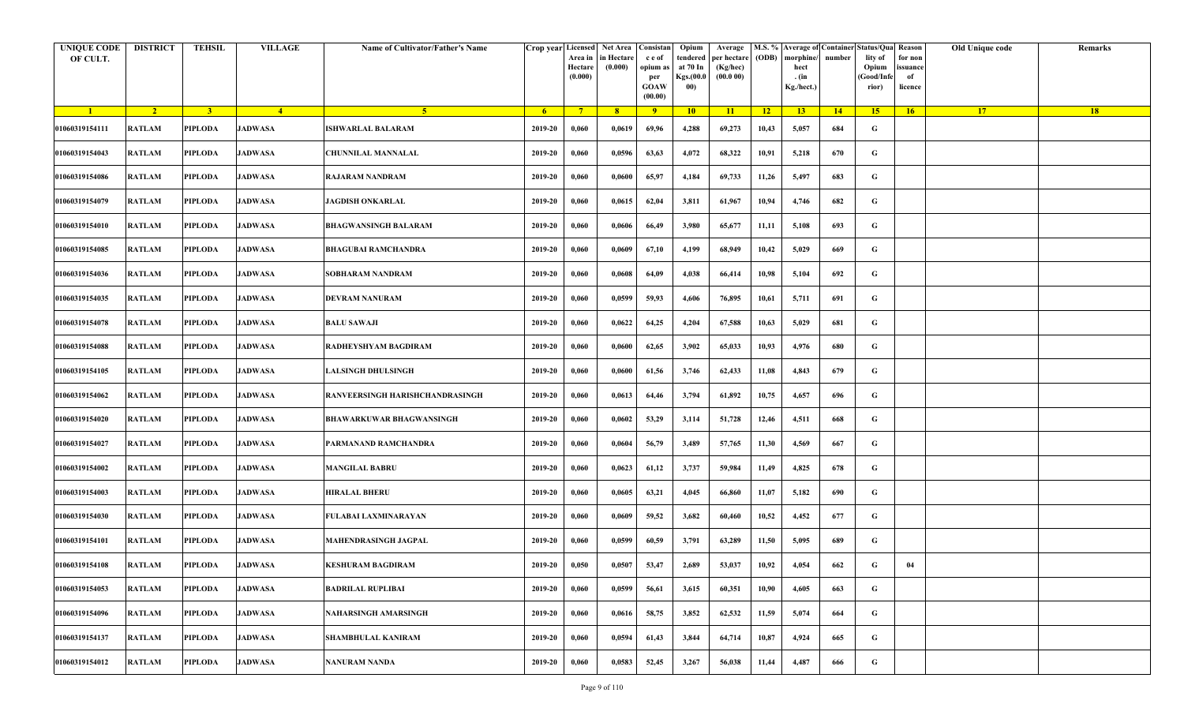| UNIQUE CODE OF CULT. | DISTRICT | TEHSIL | VILLAGE | Name of Cultivator/Father's Name | Crop year | Licensed Area in Hectare (0.000) | Net Area in Hectare (0.000) | Consistance of opium as per GOAW (00.00) | Opium tendered at 70 In Kgs.(00.000) | Average per hectare (Kg/hec) (00.0 00) | M.S. % (ODB) | Average of morphine/hect . (in Kg./hect.) | Container number | Status/Quality of Opium (Good/Inferior) | Reason for non issuance of licence | Old Unique code | Remarks |
|---|---|---|---|---|---|---|---|---|---|---|---|---|---|---|---|---|---|
| 1 | 2 | 3 | 4 | 5 | 6 | 7 | 8 | 9 | 10 | 11 | 12 | 13 | 14 | 15 | 16 | 17 | 18 |
| 01060319154111 | RATLAM | PIPLODA | JADWASA | ISHWARLAL BALARAM | 2019-20 | 0,060 | 0,0619 | 69,96 | 4,288 | 69,273 | 10,43 | 5,057 | 684 | G | | | |
| 01060319154043 | RATLAM | PIPLODA | JADWASA | CHUNNILAL MANNALAL | 2019-20 | 0,060 | 0,0596 | 63,63 | 4,072 | 68,322 | 10,91 | 5,218 | 670 | G | | | |
| 01060319154086 | RATLAM | PIPLODA | JADWASA | RAJARAM NANDRAM | 2019-20 | 0,060 | 0,0600 | 65,97 | 4,184 | 69,733 | 11,26 | 5,497 | 683 | G | | | |
| 01060319154079 | RATLAM | PIPLODA | JADWASA | JAGDISH ONKARLAL | 2019-20 | 0,060 | 0,0615 | 62,04 | 3,811 | 61,967 | 10,94 | 4,746 | 682 | G | | | |
| 01060319154010 | RATLAM | PIPLODA | JADWASA | BHAGWANSINGH BALARAM | 2019-20 | 0,060 | 0,0606 | 66,49 | 3,980 | 65,677 | 11,11 | 5,108 | 693 | G | | | |
| 01060319154085 | RATLAM | PIPLODA | JADWASA | BHAGUBAI RAMCHANDRA | 2019-20 | 0,060 | 0,0609 | 67,10 | 4,199 | 68,949 | 10,42 | 5,029 | 669 | G | | | |
| 01060319154036 | RATLAM | PIPLODA | JADWASA | SOBHARAM NANDRAM | 2019-20 | 0,060 | 0,0608 | 64,09 | 4,038 | 66,414 | 10,98 | 5,104 | 692 | G | | | |
| 01060319154035 | RATLAM | PIPLODA | JADWASA | DEVRAM NANURAM | 2019-20 | 0,060 | 0,0599 | 59,93 | 4,606 | 76,895 | 10,61 | 5,711 | 691 | G | | | |
| 01060319154078 | RATLAM | PIPLODA | JADWASA | BALU SAWAJI | 2019-20 | 0,060 | 0,0622 | 64,25 | 4,204 | 67,588 | 10,63 | 5,029 | 681 | G | | | |
| 01060319154088 | RATLAM | PIPLODA | JADWASA | RADHEYSHYAM BAGDIRAM | 2019-20 | 0,060 | 0,0600 | 62,65 | 3,902 | 65,033 | 10,93 | 4,976 | 680 | G | | | |
| 01060319154105 | RATLAM | PIPLODA | JADWASA | LALSINGH DHULSINGH | 2019-20 | 0,060 | 0,0600 | 61,56 | 3,746 | 62,433 | 11,08 | 4,843 | 679 | G | | | |
| 01060319154062 | RATLAM | PIPLODA | JADWASA | RANVEERSINGH HARISHCHANDRASINGH | 2019-20 | 0,060 | 0,0613 | 64,46 | 3,794 | 61,892 | 10,75 | 4,657 | 696 | G | | | |
| 01060319154020 | RATLAM | PIPLODA | JADWASA | BHAWARKUWAR BHAGWANSINGH | 2019-20 | 0,060 | 0,0602 | 53,29 | 3,114 | 51,728 | 12,46 | 4,511 | 668 | G | | | |
| 01060319154027 | RATLAM | PIPLODA | JADWASA | PARMANAND RAMCHANDRA | 2019-20 | 0,060 | 0,0604 | 56,79 | 3,489 | 57,765 | 11,30 | 4,569 | 667 | G | | | |
| 01060319154002 | RATLAM | PIPLODA | JADWASA | MANGILAL BABRU | 2019-20 | 0,060 | 0,0623 | 61,12 | 3,737 | 59,984 | 11,49 | 4,825 | 678 | G | | | |
| 01060319154003 | RATLAM | PIPLODA | JADWASA | HIRALAL BHERU | 2019-20 | 0,060 | 0,0605 | 63,21 | 4,045 | 66,860 | 11,07 | 5,182 | 690 | G | | | |
| 01060319154030 | RATLAM | PIPLODA | JADWASA | FULABAI LAXMINARAYAN | 2019-20 | 0,060 | 0,0609 | 59,52 | 3,682 | 60,460 | 10,52 | 4,452 | 677 | G | | | |
| 01060319154101 | RATLAM | PIPLODA | JADWASA | MAHENDRASINGH JAGPAL | 2019-20 | 0,060 | 0,0599 | 60,59 | 3,791 | 63,289 | 11,50 | 5,095 | 689 | G | | | |
| 01060319154108 | RATLAM | PIPLODA | JADWASA | KESHURAM BAGDIRAM | 2019-20 | 0,050 | 0,0507 | 53,47 | 2,689 | 53,037 | 10,92 | 4,054 | 662 | G | 04 | | |
| 01060319154053 | RATLAM | PIPLODA | JADWASA | BADRILAL RUPLIBAI | 2019-20 | 0,060 | 0,0599 | 56,61 | 3,615 | 60,351 | 10,90 | 4,605 | 663 | G | | | |
| 01060319154096 | RATLAM | PIPLODA | JADWASA | NAHARSINGH AMARSINGH | 2019-20 | 0,060 | 0,0616 | 58,75 | 3,852 | 62,532 | 11,59 | 5,074 | 664 | G | | | |
| 01060319154137 | RATLAM | PIPLODA | JADWASA | SHAMBHULAL KANIRAM | 2019-20 | 0,060 | 0,0594 | 61,43 | 3,844 | 64,714 | 10,87 | 4,924 | 665 | G | | | |
| 01060319154012 | RATLAM | PIPLODA | JADWASA | NANURAM NANDA | 2019-20 | 0,060 | 0,0583 | 52,45 | 3,267 | 56,038 | 11,44 | 4,487 | 666 | G | | | |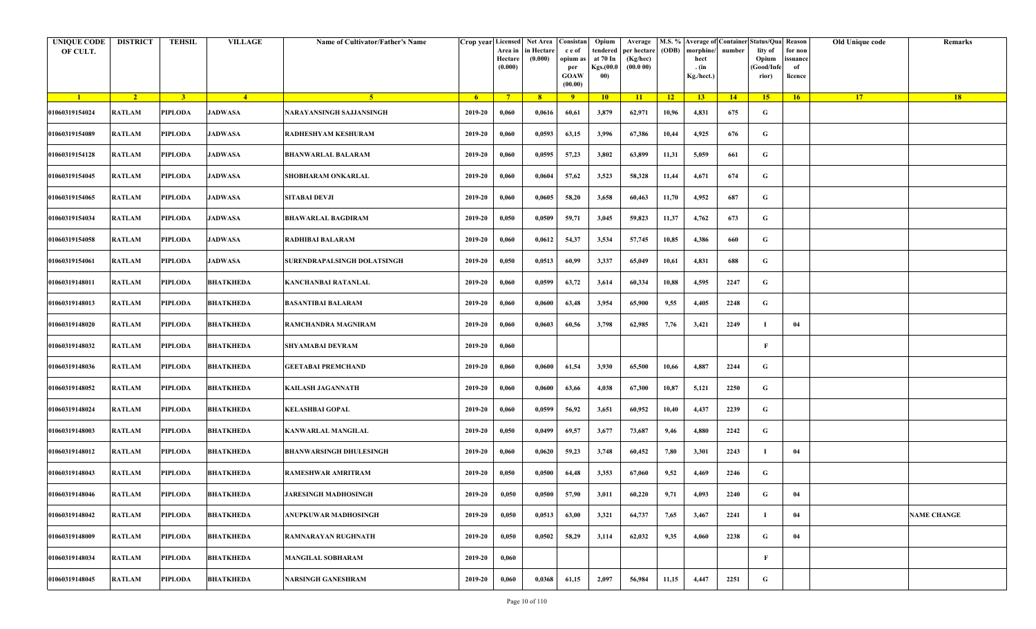| UNIQUE CODE OF CULT. | DISTRICT | TEHSIL | VILLAGE | Name of Cultivator/Father's Name | Crop year | Licensed Area in Hectare (0.000) | Net Area in Hectare (0.000) | Consistance of opium as per GOAW (00.00) | Opium tendered at 70 In Kgs.(00.000) | Average per hectare (Kg/hec) (00.0 00) | M.S. % (ODB) | Average of morphine/hect . (in Kg./hect.) | Container number | Status/Quality of Opium (Good/Inferior) | Reason for non issuance of licence | Old Unique code | Remarks |
|---|---|---|---|---|---|---|---|---|---|---|---|---|---|---|---|---|---|
| 1 | 2 | 3 | 4 | 5 | 6 | 7 | 8 | 9 | 10 | 11 | 12 | 13 | 14 | 15 | 16 | 17 | 18 |
| 01060319154024 | RATLAM | PIPLODA | JADWASA | NARAYANSINGH SAJJANSINGH | 2019-20 | 0,060 | 0,0616 | 60,61 | 3,879 | 62,971 | 10,96 | 4,831 | 675 | G | | | |
| 01060319154089 | RATLAM | PIPLODA | JADWASA | RADHESHYAM KESHURAM | 2019-20 | 0,060 | 0,0593 | 63,15 | 3,996 | 67,386 | 10,44 | 4,925 | 676 | G | | | |
| 01060319154128 | RATLAM | PIPLODA | JADWASA | BHANWARLAL BALARAM | 2019-20 | 0,060 | 0,0595 | 57,23 | 3,802 | 63,899 | 11,31 | 5,059 | 661 | G | | | |
| 01060319154045 | RATLAM | PIPLODA | JADWASA | SHOBHARAM ONKARLAL | 2019-20 | 0,060 | 0,0604 | 57,62 | 3,523 | 58,328 | 11,44 | 4,671 | 674 | G | | | |
| 01060319154065 | RATLAM | PIPLODA | JADWASA | SITABAI DEVJI | 2019-20 | 0,060 | 0,0605 | 58,20 | 3,658 | 60,463 | 11,70 | 4,952 | 687 | G | | | |
| 01060319154034 | RATLAM | PIPLODA | JADWASA | BHAWARLAL BAGDIRAM | 2019-20 | 0,050 | 0,0509 | 59,71 | 3,045 | 59,823 | 11,37 | 4,762 | 673 | G | | | |
| 01060319154058 | RATLAM | PIPLODA | JADWASA | RADHIBAI BALARAM | 2019-20 | 0,060 | 0,0612 | 54,37 | 3,534 | 57,745 | 10,85 | 4,386 | 660 | G | | | |
| 01060319154061 | RATLAM | PIPLODA | JADWASA | SURENDRAPALSINGH DOLATSINGH | 2019-20 | 0,050 | 0,0513 | 60,99 | 3,337 | 65,049 | 10,61 | 4,831 | 688 | G | | | |
| 01060319148011 | RATLAM | PIPLODA | BHATKHEDA | KANCHANBAI RATANLAL | 2019-20 | 0,060 | 0,0599 | 63,72 | 3,614 | 60,334 | 10,88 | 4,595 | 2247 | G | | | |
| 01060319148013 | RATLAM | PIPLODA | BHATKHEDA | BASANTIBAI BALARAM | 2019-20 | 0,060 | 0,0600 | 63,48 | 3,954 | 65,900 | 9,55 | 4,405 | 2248 | G | | | |
| 01060319148020 | RATLAM | PIPLODA | BHATKHEDA | RAMCHANDRA MAGNIRAM | 2019-20 | 0,060 | 0,0603 | 60,56 | 3,798 | 62,985 | 7,76 | 3,421 | 2249 | I | 04 | | |
| 01060319148032 | RATLAM | PIPLODA | BHATKHEDA | SHYAMABAI DEVRAM | 2019-20 | 0,060 | | | | | | | | F | | | |
| 01060319148036 | RATLAM | PIPLODA | BHATKHEDA | GEETABAI PREMCHAND | 2019-20 | 0,060 | 0,0600 | 61,54 | 3,930 | 65,500 | 10,66 | 4,887 | 2244 | G | | | |
| 01060319148052 | RATLAM | PIPLODA | BHATKHEDA | KAILASH JAGANNATH | 2019-20 | 0,060 | 0,0600 | 63,66 | 4,038 | 67,300 | 10,87 | 5,121 | 2250 | G | | | |
| 01060319148024 | RATLAM | PIPLODA | BHATKHEDA | KELASHBAI GOPAL | 2019-20 | 0,060 | 0,0599 | 56,92 | 3,651 | 60,952 | 10,40 | 4,437 | 2239 | G | | | |
| 01060319148003 | RATLAM | PIPLODA | BHATKHEDA | KANWARLAL MANGILAL | 2019-20 | 0,050 | 0,0499 | 69,57 | 3,677 | 73,687 | 9,46 | 4,880 | 2242 | G | | | |
| 01060319148012 | RATLAM | PIPLODA | BHATKHEDA | BHANWARSINGH DHULESINGH | 2019-20 | 0,060 | 0,0620 | 59,23 | 3,748 | 60,452 | 7,80 | 3,301 | 2243 | I | 04 | | |
| 01060319148043 | RATLAM | PIPLODA | BHATKHEDA | RAMESHWAR AMRITRAM | 2019-20 | 0,050 | 0,0500 | 64,48 | 3,353 | 67,060 | 9,52 | 4,469 | 2246 | G | | | |
| 01060319148046 | RATLAM | PIPLODA | BHATKHEDA | JARESINGH MADHOSINGH | 2019-20 | 0,050 | 0,0500 | 57,90 | 3,011 | 60,220 | 9,71 | 4,093 | 2240 | G | 04 | | |
| 01060319148042 | RATLAM | PIPLODA | BHATKHEDA | ANUPKUWAR MADHOSINGH | 2019-20 | 0,050 | 0,0513 | 63,00 | 3,321 | 64,737 | 7,65 | 3,467 | 2241 | I | 04 | | NAME CHANGE |
| 01060319148009 | RATLAM | PIPLODA | BHATKHEDA | RAMNARAYAN RUGHNATH | 2019-20 | 0,050 | 0,0502 | 58,29 | 3,114 | 62,032 | 9,35 | 4,060 | 2238 | G | 04 | | |
| 01060319148034 | RATLAM | PIPLODA | BHATKHEDA | MANGILAL SOBHARAM | 2019-20 | 0,060 | | | | | | | | F | | | |
| 01060319148045 | RATLAM | PIPLODA | BHATKHEDA | NARSINGH GANESHRAM | 2019-20 | 0,060 | 0,0368 | 61,15 | 2,097 | 56,984 | 11,15 | 4,447 | 2251 | G | | | |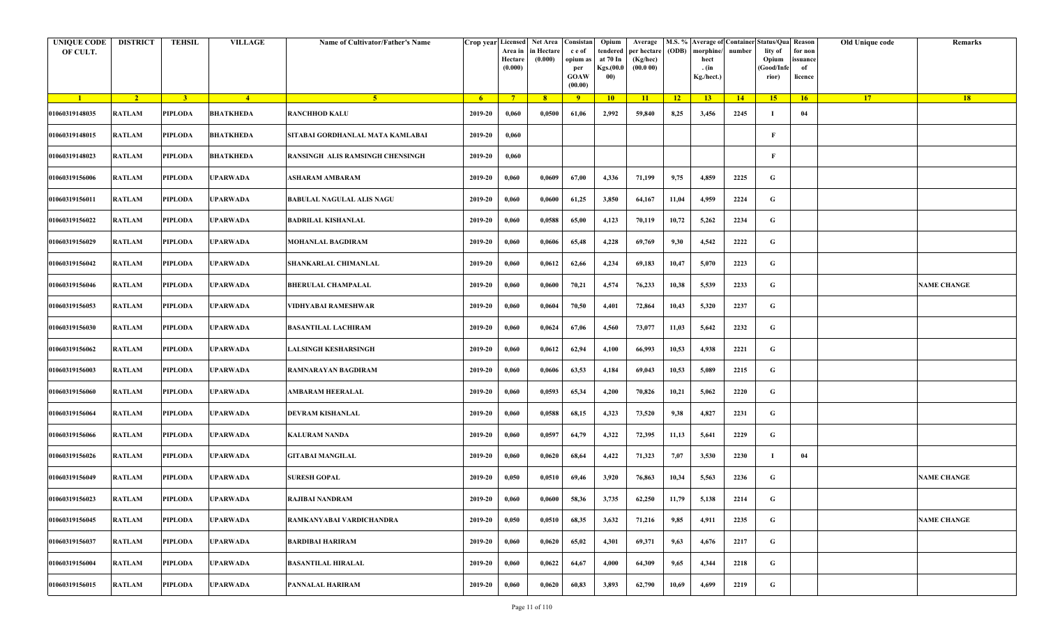| UNIQUE CODE OF CULT. | DISTRICT | TEHSIL | VILLAGE | Name of Cultivator/Father's Name | Crop year | Licensed Area in Hectare (0.000) | Net Area in Hectare (0.000) | Consistance of opium as per GOAW (00.00) | Opium tendered at 70 In Kgs.(00.000) | Average per hectare (Kg/hec) (00.0 00) | M.S. % (ODB) | Average of morphine/hect . (in Kg./hect.) | Container number | Status/Quality of Opium (Good/Inferior) | Reason for non issuance of licence | Old Unique code | Remarks |
|---|---|---|---|---|---|---|---|---|---|---|---|---|---|---|---|---|---|
| 1 | 2 | 3 | 4 | 5 | 6 | 7 | 8 | 9 | 10 | 11 | 12 | 13 | 14 | 15 | 16 | 17 | 18 |
| 01060319148035 | RATLAM | PIPLODA | BHATKHEDA | RANCHHOD KALU | 2019-20 | 0,060 | 0,0500 | 61,06 | 2,992 | 59,840 | 8,25 | 3,456 | 2245 | I | 04 | | |
| 01060319148015 | RATLAM | PIPLODA | BHATKHEDA | SITABAI GORDHANLAL MATA KAMLABAI | 2019-20 | 0,060 | | | | | | | | F | | | |
| 01060319148023 | RATLAM | PIPLODA | BHATKHEDA | RANSINGH ALIS RAMSINGH CHENSINGH | 2019-20 | 0,060 | | | | | | | | F | | | |
| 01060319156006 | RATLAM | PIPLODA | UPARWADA | ASHARAM AMBARAM | 2019-20 | 0,060 | 0,0609 | 67,00 | 4,336 | 71,199 | 9,75 | 4,859 | 2225 | G | | | |
| 01060319156011 | RATLAM | PIPLODA | UPARWADA | BABULAL NAGULAL ALIS NAGU | 2019-20 | 0,060 | 0,0600 | 61,25 | 3,850 | 64,167 | 11,04 | 4,959 | 2224 | G | | | |
| 01060319156022 | RATLAM | PIPLODA | UPARWADA | BADRILAL KISHANLAL | 2019-20 | 0,060 | 0,0588 | 65,00 | 4,123 | 70,119 | 10,72 | 5,262 | 2234 | G | | | |
| 01060319156029 | RATLAM | PIPLODA | UPARWADA | MOHANLAL BAGDIRAM | 2019-20 | 0,060 | 0,0606 | 65,48 | 4,228 | 69,769 | 9,30 | 4,542 | 2222 | G | | | |
| 01060319156042 | RATLAM | PIPLODA | UPARWADA | SHANKARLAL CHIMANLAL | 2019-20 | 0,060 | 0,0612 | 62,66 | 4,234 | 69,183 | 10,47 | 5,070 | 2223 | G | | | |
| 01060319156046 | RATLAM | PIPLODA | UPARWADA | BHERULAL CHAMPALAL | 2019-20 | 0,060 | 0,0600 | 70,21 | 4,574 | 76,233 | 10,38 | 5,539 | 2233 | G | | | NAME CHANGE |
| 01060319156053 | RATLAM | PIPLODA | UPARWADA | VIDHYABAI RAMESHWAR | 2019-20 | 0,060 | 0,0604 | 70,50 | 4,401 | 72,864 | 10,43 | 5,320 | 2237 | G | | | |
| 01060319156030 | RATLAM | PIPLODA | UPARWADA | BASANTILAL LACHIRAM | 2019-20 | 0,060 | 0,0624 | 67,06 | 4,560 | 73,077 | 11,03 | 5,642 | 2232 | G | | | |
| 01060319156062 | RATLAM | PIPLODA | UPARWADA | LALSINGH KESHARSINGH | 2019-20 | 0,060 | 0,0612 | 62,94 | 4,100 | 66,993 | 10,53 | 4,938 | 2221 | G | | | |
| 01060319156003 | RATLAM | PIPLODA | UPARWADA | RAMNARAYAN BAGDIRAM | 2019-20 | 0,060 | 0,0606 | 63,53 | 4,184 | 69,043 | 10,53 | 5,089 | 2215 | G | | | |
| 01060319156060 | RATLAM | PIPLODA | UPARWADA | AMBARAM HEERALAL | 2019-20 | 0,060 | 0,0593 | 65,34 | 4,200 | 70,826 | 10,21 | 5,062 | 2220 | G | | | |
| 01060319156064 | RATLAM | PIPLODA | UPARWADA | DEVRAM KISHANLAL | 2019-20 | 0,060 | 0,0588 | 68,15 | 4,323 | 73,520 | 9,38 | 4,827 | 2231 | G | | | |
| 01060319156066 | RATLAM | PIPLODA | UPARWADA | KALURAM NANDA | 2019-20 | 0,060 | 0,0597 | 64,79 | 4,322 | 72,395 | 11,13 | 5,641 | 2229 | G | | | |
| 01060319156026 | RATLAM | PIPLODA | UPARWADA | GITABAI MANGILAL | 2019-20 | 0,060 | 0,0620 | 68,64 | 4,422 | 71,323 | 7,07 | 3,530 | 2230 | I | 04 | | |
| 01060319156049 | RATLAM | PIPLODA | UPARWADA | SURESH GOPAL | 2019-20 | 0,050 | 0,0510 | 69,46 | 3,920 | 76,863 | 10,34 | 5,563 | 2236 | G | | | NAME CHANGE |
| 01060319156023 | RATLAM | PIPLODA | UPARWADA | RAJIBAI NANDRAM | 2019-20 | 0,060 | 0,0600 | 58,36 | 3,735 | 62,250 | 11,79 | 5,138 | 2214 | G | | | |
| 01060319156045 | RATLAM | PIPLODA | UPARWADA | RAMKANYABAI VARDICHANDRA | 2019-20 | 0,050 | 0,0510 | 68,35 | 3,632 | 71,216 | 9,85 | 4,911 | 2235 | G | | | NAME CHANGE |
| 01060319156037 | RATLAM | PIPLODA | UPARWADA | BARDIBAI HARIRAM | 2019-20 | 0,060 | 0,0620 | 65,02 | 4,301 | 69,371 | 9,63 | 4,676 | 2217 | G | | | |
| 01060319156004 | RATLAM | PIPLODA | UPARWADA | BASANTILAL HIRALAL | 2019-20 | 0,060 | 0,0622 | 64,67 | 4,000 | 64,309 | 9,65 | 4,344 | 2218 | G | | | |
| 01060319156015 | RATLAM | PIPLODA | UPARWADA | PANNALAL HARIRAM | 2019-20 | 0,060 | 0,0620 | 60,83 | 3,893 | 62,790 | 10,69 | 4,699 | 2219 | G | | | |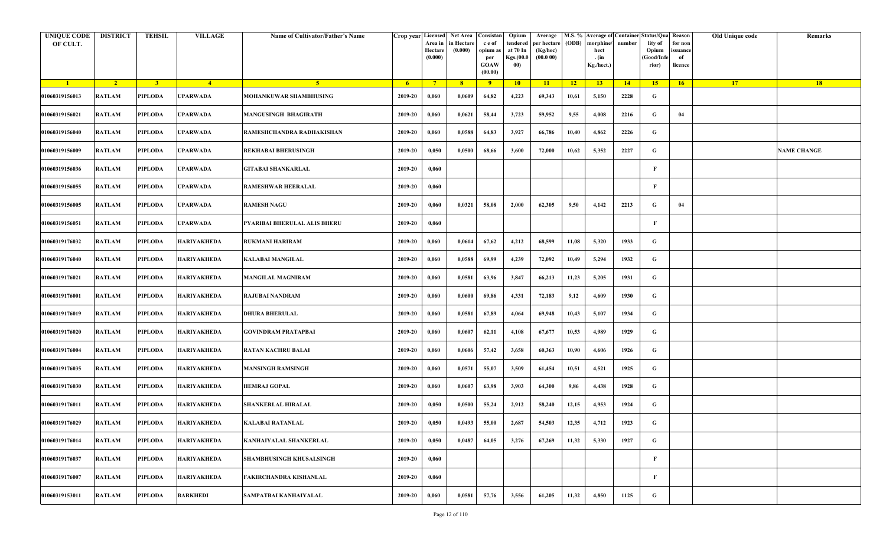| UNIQUE CODE OF CULT. | DISTRICT | TEHSIL | VILLAGE | Name of Cultivator/Father's Name | Crop year | Licensed Area in Hectare (0.000) | Net Area in Hectare (0.000) | Consistance of opium as per GOAW (00.00) | Opium tendered at 70 In Kgs.(00.000) | Average per hectare (Kg/hec) (00.0 00) | M.S. % (ODB) | Average of morphine/hect . (in Kg./hect.) | Container number | Status/Quality of Opium (Good/Inferior) | Reason for non issuance of licence | Old Unique code | Remarks |
|---|---|---|---|---|---|---|---|---|---|---|---|---|---|---|---|---|---|
| 1 | 2 | 3 | 4 | 5 | 6 | 7 | 8 | 9 | 10 | 11 | 12 | 13 | 14 | 15 | 16 | 17 | 18 |
| 01060319156013 | RATLAM | PIPLODA | UPARWADA | MOHANKUWAR SHAMBHUSING | 2019-20 | 0,060 | 0,0609 | 64,82 | 4,223 | 69,343 | 10,61 | 5,150 | 2228 | G | | | |
| 01060319156021 | RATLAM | PIPLODA | UPARWADA | MANGUSINGH BHAGIRATH | 2019-20 | 0,060 | 0,0621 | 58,44 | 3,723 | 59,952 | 9,55 | 4,008 | 2216 | G | 04 | | |
| 01060319156040 | RATLAM | PIPLODA | UPARWADA | RAMESHCHANDRA RADHAKISHAN | 2019-20 | 0,060 | 0,0588 | 64,83 | 3,927 | 66,786 | 10,40 | 4,862 | 2226 | G | | | |
| 01060319156009 | RATLAM | PIPLODA | UPARWADA | REKHABAI BHERUSINGH | 2019-20 | 0,050 | 0,0500 | 68,66 | 3,600 | 72,000 | 10,62 | 5,352 | 2227 | G | | | NAME CHANGE |
| 01060319156036 | RATLAM | PIPLODA | UPARWADA | GITABAI SHANKARLAL | 2019-20 | 0,060 | | | | | | | | F | | | |
| 01060319156055 | RATLAM | PIPLODA | UPARWADA | RAMESHWAR HEERALAL | 2019-20 | 0,060 | | | | | | | | F | | | |
| 01060319156005 | RATLAM | PIPLODA | UPARWADA | RAMESH NAGU | 2019-20 | 0,060 | 0,0321 | 58,08 | 2,000 | 62,305 | 9,50 | 4,142 | 2213 | G | 04 | | |
| 01060319156051 | RATLAM | PIPLODA | UPARWADA | PYARIBAI BHERULAL ALIS BHERU | 2019-20 | 0,060 | | | | | | | | F | | | |
| 01060319176032 | RATLAM | PIPLODA | HARIYAKHEDA | RUKMANI HARIRAM | 2019-20 | 0,060 | 0,0614 | 67,62 | 4,212 | 68,599 | 11,08 | 5,320 | 1933 | G | | | |
| 01060319176040 | RATLAM | PIPLODA | HARIYAKHEDA | KALABAI MANGILAL | 2019-20 | 0,060 | 0,0588 | 69,99 | 4,239 | 72,092 | 10,49 | 5,294 | 1932 | G | | | |
| 01060319176021 | RATLAM | PIPLODA | HARIYAKHEDA | MANGILAL MAGNIRAM | 2019-20 | 0,060 | 0,0581 | 63,96 | 3,847 | 66,213 | 11,23 | 5,205 | 1931 | G | | | |
| 01060319176001 | RATLAM | PIPLODA | HARIYAKHEDA | RAJUBAI NANDRAM | 2019-20 | 0,060 | 0,0600 | 69,86 | 4,331 | 72,183 | 9,12 | 4,609 | 1930 | G | | | |
| 01060319176019 | RATLAM | PIPLODA | HARIYAKHEDA | DHURA BHERULAL | 2019-20 | 0,060 | 0,0581 | 67,89 | 4,064 | 69,948 | 10,43 | 5,107 | 1934 | G | | | |
| 01060319176020 | RATLAM | PIPLODA | HARIYAKHEDA | GOVINDRAM PRATAPBAI | 2019-20 | 0,060 | 0,0607 | 62,11 | 4,108 | 67,677 | 10,53 | 4,989 | 1929 | G | | | |
| 01060319176004 | RATLAM | PIPLODA | HARIYAKHEDA | RATAN KACHRU BALAI | 2019-20 | 0,060 | 0,0606 | 57,42 | 3,658 | 60,363 | 10,90 | 4,606 | 1926 | G | | | |
| 01060319176035 | RATLAM | PIPLODA | HARIYAKHEDA | MANSINGH RAMSINGH | 2019-20 | 0,060 | 0,0571 | 55,07 | 3,509 | 61,454 | 10,51 | 4,521 | 1925 | G | | | |
| 01060319176030 | RATLAM | PIPLODA | HARIYAKHEDA | HEMRAJ GOPAL | 2019-20 | 0,060 | 0,0607 | 63,98 | 3,903 | 64,300 | 9,86 | 4,438 | 1928 | G | | | |
| 01060319176011 | RATLAM | PIPLODA | HARIYAKHEDA | SHANKERLAL HIRALAL | 2019-20 | 0,050 | 0,0500 | 55,24 | 2,912 | 58,240 | 12,15 | 4,953 | 1924 | G | | | |
| 01060319176029 | RATLAM | PIPLODA | HARIYAKHEDA | KALABAI RATANLAL | 2019-20 | 0,050 | 0,0493 | 55,00 | 2,687 | 54,503 | 12,35 | 4,712 | 1923 | G | | | |
| 01060319176014 | RATLAM | PIPLODA | HARIYAKHEDA | KANHAIYALAL SHANKERLAL | 2019-20 | 0,050 | 0,0487 | 64,05 | 3,276 | 67,269 | 11,32 | 5,330 | 1927 | G | | | |
| 01060319176037 | RATLAM | PIPLODA | HARIYAKHEDA | SHAMBHUSINGH KHUSALSINGH | 2019-20 | 0,060 | | | | | | | | F | | | |
| 01060319176007 | RATLAM | PIPLODA | HARIYAKHEDA | FAKIRCHANDRA KISHANLAL | 2019-20 | 0,060 | | | | | | | | F | | | |
| 01060319153011 | RATLAM | PIPLODA | BARKHEDI | SAMPATBAI KANHAIYALAL | 2019-20 | 0,060 | 0,0581 | 57,76 | 3,556 | 61,205 | 11,32 | 4,850 | 1125 | G | | | |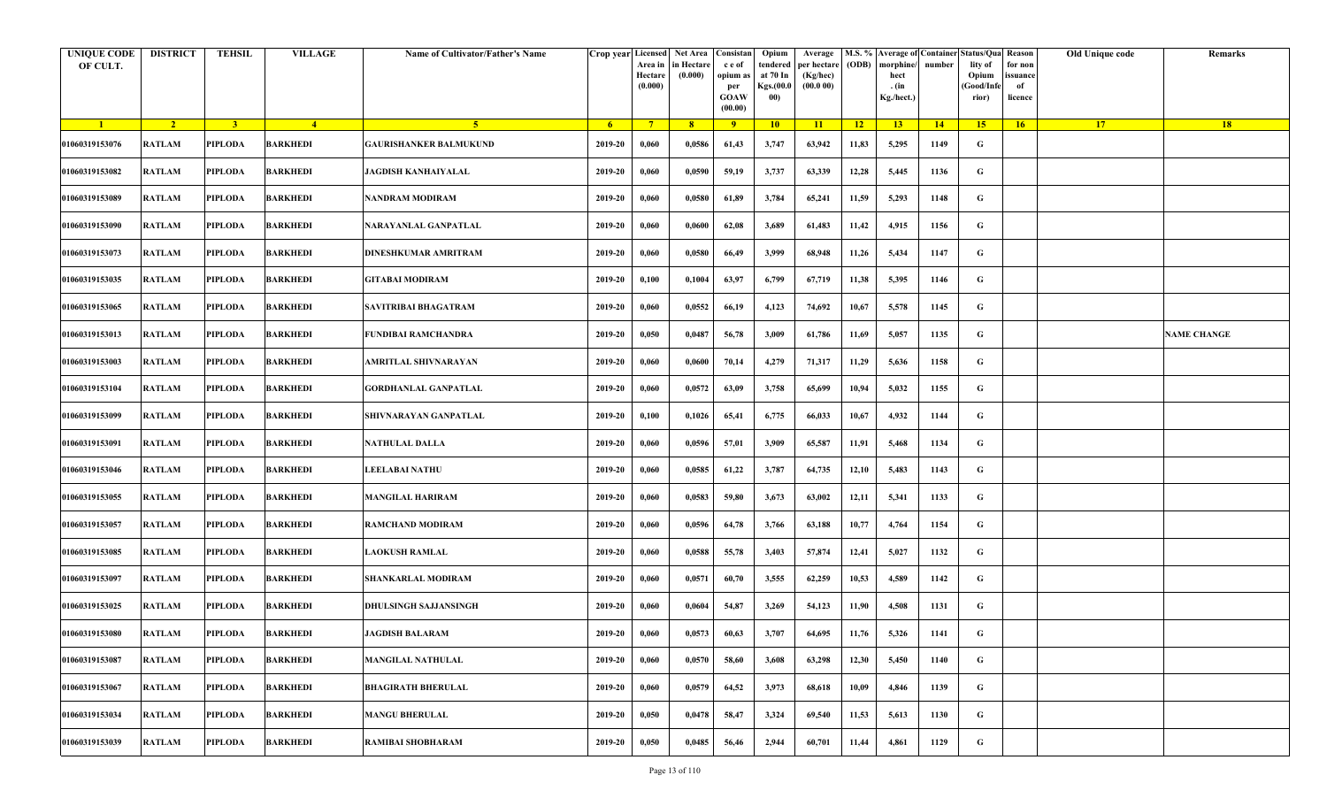| UNIQUE CODE OF CULT. | DISTRICT | TEHSIL | VILLAGE | Name of Cultivator/Father's Name | Crop year | Licensed Area in Hectare (0.000) | Net Area in Hectare (0.000) | Consistance of opium as per GOAW (00.00) | Opium tendered at 70 In Kgs.(00.000) | Average per hectare (Kg/hec) (00.000) | M.S. % (ODB) | Average of morphine/hect. (in Kg./hect.) | Container number | Status/Quality of Opium (Good/Inferior) | Reason for non issuance of licence | Old Unique code | Remarks |
|---|---|---|---|---|---|---|---|---|---|---|---|---|---|---|---|---|---|
| 1 | 2 | 3 | 4 | 5 | 6 | 7 | 8 | 9 | 10 | 11 | 12 | 13 | 14 | 15 | 16 | 17 | 18 |
| 01060319153076 | RATLAM | PIPLODA | BARKHEDI | GAURISHANKER BALMUKUND | 2019-20 | 0,060 | 0,0586 | 61,43 | 3,747 | 63,942 | 11,83 | 5,295 | 1149 | G | | | |
| 01060319153082 | RATLAM | PIPLODA | BARKHEDI | JAGDISH KANHAIYALAL | 2019-20 | 0,060 | 0,0590 | 59,19 | 3,737 | 63,339 | 12,28 | 5,445 | 1136 | G | | | |
| 01060319153089 | RATLAM | PIPLODA | BARKHEDI | NANDRAM MODIRAM | 2019-20 | 0,060 | 0,0580 | 61,89 | 3,784 | 65,241 | 11,59 | 5,293 | 1148 | G | | | |
| 01060319153090 | RATLAM | PIPLODA | BARKHEDI | NARAYANLAL GANPATLAL | 2019-20 | 0,060 | 0,0600 | 62,08 | 3,689 | 61,483 | 11,42 | 4,915 | 1156 | G | | | |
| 01060319153073 | RATLAM | PIPLODA | BARKHEDI | DINESHKUMAR AMRITRAM | 2019-20 | 0,060 | 0,0580 | 66,49 | 3,999 | 68,948 | 11,26 | 5,434 | 1147 | G | | | |
| 01060319153035 | RATLAM | PIPLODA | BARKHEDI | GITABAI MODIRAM | 2019-20 | 0,100 | 0,1004 | 63,97 | 6,799 | 67,719 | 11,38 | 5,395 | 1146 | G | | | |
| 01060319153065 | RATLAM | PIPLODA | BARKHEDI | SAVITRIBAI BHAGATRAM | 2019-20 | 0,060 | 0,0552 | 66,19 | 4,123 | 74,692 | 10,67 | 5,578 | 1145 | G | | | |
| 01060319153013 | RATLAM | PIPLODA | BARKHEDI | FUNDIBAI RAMCHANDRA | 2019-20 | 0,050 | 0,0487 | 56,78 | 3,009 | 61,786 | 11,69 | 5,057 | 1135 | G | | | NAME CHANGE |
| 01060319153003 | RATLAM | PIPLODA | BARKHEDI | AMRITLAL SHIVNARAYAN | 2019-20 | 0,060 | 0,0600 | 70,14 | 4,279 | 71,317 | 11,29 | 5,636 | 1158 | G | | | |
| 01060319153104 | RATLAM | PIPLODA | BARKHEDI | GORDHANLAL GANPATLAL | 2019-20 | 0,060 | 0,0572 | 63,09 | 3,758 | 65,699 | 10,94 | 5,032 | 1155 | G | | | |
| 01060319153099 | RATLAM | PIPLODA | BARKHEDI | SHIVNARAYAN GANPATLAL | 2019-20 | 0,100 | 0,1026 | 65,41 | 6,775 | 66,033 | 10,67 | 4,932 | 1144 | G | | | |
| 01060319153091 | RATLAM | PIPLODA | BARKHEDI | NATHULAL DALLA | 2019-20 | 0,060 | 0,0596 | 57,01 | 3,909 | 65,587 | 11,91 | 5,468 | 1134 | G | | | |
| 01060319153046 | RATLAM | PIPLODA | BARKHEDI | LEELABAI NATHU | 2019-20 | 0,060 | 0,0585 | 61,22 | 3,787 | 64,735 | 12,10 | 5,483 | 1143 | G | | | |
| 01060319153055 | RATLAM | PIPLODA | BARKHEDI | MANGILAL HARIRAM | 2019-20 | 0,060 | 0,0583 | 59,80 | 3,673 | 63,002 | 12,11 | 5,341 | 1133 | G | | | |
| 01060319153057 | RATLAM | PIPLODA | BARKHEDI | RAMCHAND MODIRAM | 2019-20 | 0,060 | 0,0596 | 64,78 | 3,766 | 63,188 | 10,77 | 4,764 | 1154 | G | | | |
| 01060319153085 | RATLAM | PIPLODA | BARKHEDI | LAOKUSH RAMLAL | 2019-20 | 0,060 | 0,0588 | 55,78 | 3,403 | 57,874 | 12,41 | 5,027 | 1132 | G | | | |
| 01060319153097 | RATLAM | PIPLODA | BARKHEDI | SHANKARLAL MODIRAM | 2019-20 | 0,060 | 0,0571 | 60,70 | 3,555 | 62,259 | 10,53 | 4,589 | 1142 | G | | | |
| 01060319153025 | RATLAM | PIPLODA | BARKHEDI | DHULSINGH SAJJANSINGH | 2019-20 | 0,060 | 0,0604 | 54,87 | 3,269 | 54,123 | 11,90 | 4,508 | 1131 | G | | | |
| 01060319153080 | RATLAM | PIPLODA | BARKHEDI | JAGDISH BALARAM | 2019-20 | 0,060 | 0,0573 | 60,63 | 3,707 | 64,695 | 11,76 | 5,326 | 1141 | G | | | |
| 01060319153087 | RATLAM | PIPLODA | BARKHEDI | MANGILAL NATHULAL | 2019-20 | 0,060 | 0,0570 | 58,60 | 3,608 | 63,298 | 12,30 | 5,450 | 1140 | G | | | |
| 01060319153067 | RATLAM | PIPLODA | BARKHEDI | BHAGIRATH BHERULAL | 2019-20 | 0,060 | 0,0579 | 64,52 | 3,973 | 68,618 | 10,09 | 4,846 | 1139 | G | | | |
| 01060319153034 | RATLAM | PIPLODA | BARKHEDI | MANGU BHERULAL | 2019-20 | 0,050 | 0,0478 | 58,47 | 3,324 | 69,540 | 11,53 | 5,613 | 1130 | G | | | |
| 01060319153039 | RATLAM | PIPLODA | BARKHEDI | RAMIBAI SHOBHARAM | 2019-20 | 0,050 | 0,0485 | 56,46 | 2,944 | 60,701 | 11,44 | 4,861 | 1129 | G | | | |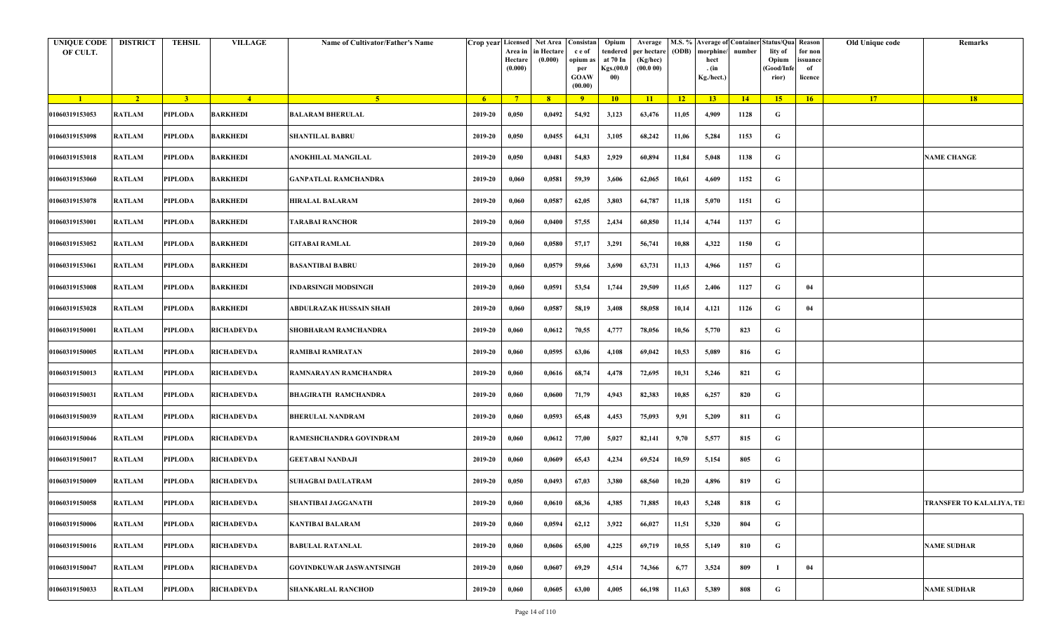| UNIQUE CODE OF CULT. | DISTRICT | TEHSIL | VILLAGE | Name of Cultivator/Father's Name | Crop year | Licensed Area in Hectare (0.000) | Net Area in Hectare (0.000) | Consistance of opium as per GOAW (00.00) | Opium tendered at 70 In Kgs.(00.000) | Average per hectare (Kg/hec) (00.000) | M.S. % (ODB) | Average of morphine/hect . (in Kg./hect.) | Container number | Status/Quality of Opium (Good/Inferior) | Reason for non issuance of licence | Old Unique code | Remarks |
|---|---|---|---|---|---|---|---|---|---|---|---|---|---|---|---|---|---|
| 1 | 2 | 3 | 4 | 5 | 6 | 7 | 8 | 9 | 10 | 11 | 12 | 13 | 14 | 15 | 16 | 17 | 18 |
| 01060319153053 | RATLAM | PIPLODA | BARKHEDI | BALARAM BHERULAL | 2019-20 | 0,050 | 0,0492 | 54,92 | 3,123 | 63,476 | 11,05 | 4,909 | 1128 | G | | | |
| 01060319153098 | RATLAM | PIPLODA | BARKHEDI | SHANTILAL BABRU | 2019-20 | 0,050 | 0,0455 | 64,31 | 3,105 | 68,242 | 11,06 | 5,284 | 1153 | G | | | |
| 01060319153018 | RATLAM | PIPLODA | BARKHEDI | ANOKHILAL MANGILAL | 2019-20 | 0,050 | 0,0481 | 54,83 | 2,929 | 60,894 | 11,84 | 5,048 | 1138 | G | | | NAME CHANGE |
| 01060319153060 | RATLAM | PIPLODA | BARKHEDI | GANPATLAL RAMCHANDRA | 2019-20 | 0,060 | 0,0581 | 59,39 | 3,606 | 62,065 | 10,61 | 4,609 | 1152 | G | | | |
| 01060319153078 | RATLAM | PIPLODA | BARKHEDI | HIRALAL BALARAM | 2019-20 | 0,060 | 0,0587 | 62,05 | 3,803 | 64,787 | 11,18 | 5,070 | 1151 | G | | | |
| 01060319153001 | RATLAM | PIPLODA | BARKHEDI | TARABAI RANCHOR | 2019-20 | 0,060 | 0,0400 | 57,55 | 2,434 | 60,850 | 11,14 | 4,744 | 1137 | G | | | |
| 01060319153052 | RATLAM | PIPLODA | BARKHEDI | GITABAI RAMLAL | 2019-20 | 0,060 | 0,0580 | 57,17 | 3,291 | 56,741 | 10,88 | 4,322 | 1150 | G | | | |
| 01060319153061 | RATLAM | PIPLODA | BARKHEDI | BASANTIBAI BABRU | 2019-20 | 0,060 | 0,0579 | 59,66 | 3,690 | 63,731 | 11,13 | 4,966 | 1157 | G | | | |
| 01060319153008 | RATLAM | PIPLODA | BARKHEDI | INDARSINGH MODSINGH | 2019-20 | 0,060 | 0,0591 | 53,54 | 1,744 | 29,509 | 11,65 | 2,406 | 1127 | G | 04 | | |
| 01060319153028 | RATLAM | PIPLODA | BARKHEDI | ABDULRAZAK HUSSAIN SHAH | 2019-20 | 0,060 | 0,0587 | 58,19 | 3,408 | 58,058 | 10,14 | 4,121 | 1126 | G | 04 | | |
| 01060319150001 | RATLAM | PIPLODA | RICHADEVDA | SHOBHARAM RAMCHANDRA | 2019-20 | 0,060 | 0,0612 | 70,55 | 4,777 | 78,056 | 10,56 | 5,770 | 823 | G | | | |
| 01060319150005 | RATLAM | PIPLODA | RICHADEVDA | RAMIBAI RAMRATAN | 2019-20 | 0,060 | 0,0595 | 63,06 | 4,108 | 69,042 | 10,53 | 5,089 | 816 | G | | | |
| 01060319150013 | RATLAM | PIPLODA | RICHADEVDA | RAMNARAYAN RAMCHANDRA | 2019-20 | 0,060 | 0,0616 | 68,74 | 4,478 | 72,695 | 10,31 | 5,246 | 821 | G | | | |
| 01060319150031 | RATLAM | PIPLODA | RICHADEVDA | BHAGIRATH RAMCHANDRA | 2019-20 | 0,060 | 0,0600 | 71,79 | 4,943 | 82,383 | 10,85 | 6,257 | 820 | G | | | |
| 01060319150039 | RATLAM | PIPLODA | RICHADEVDA | BHERULAL NANDRAM | 2019-20 | 0,060 | 0,0593 | 65,48 | 4,453 | 75,093 | 9,91 | 5,209 | 811 | G | | | |
| 01060319150046 | RATLAM | PIPLODA | RICHADEVDA | RAMESHCHANDRA GOVINDRAM | 2019-20 | 0,060 | 0,0612 | 77,00 | 5,027 | 82,141 | 9,70 | 5,577 | 815 | G | | | |
| 01060319150017 | RATLAM | PIPLODA | RICHADEVDA | GEETABAI NANDAJI | 2019-20 | 0,060 | 0,0609 | 65,43 | 4,234 | 69,524 | 10,59 | 5,154 | 805 | G | | | |
| 01060319150009 | RATLAM | PIPLODA | RICHADEVDA | SUHAGBAI DAULATRAM | 2019-20 | 0,050 | 0,0493 | 67,03 | 3,380 | 68,560 | 10,20 | 4,896 | 819 | G | | | |
| 01060319150058 | RATLAM | PIPLODA | RICHADEVDA | SHANTIBAI JAGGANATH | 2019-20 | 0,060 | 0,0610 | 68,36 | 4,385 | 71,885 | 10,43 | 5,248 | 818 | G | | | TRANSFER TO KALALIYA, TE |
| 01060319150006 | RATLAM | PIPLODA | RICHADEVDA | KANTIBAI BALARAM | 2019-20 | 0,060 | 0,0594 | 62,12 | 3,922 | 66,027 | 11,51 | 5,320 | 804 | G | | | |
| 01060319150016 | RATLAM | PIPLODA | RICHADEVDA | BABULAL RATANLAL | 2019-20 | 0,060 | 0,0606 | 65,00 | 4,225 | 69,719 | 10,55 | 5,149 | 810 | G | | | NAME SUDHAR |
| 01060319150047 | RATLAM | PIPLODA | RICHADEVDA | GOVINDKUWAR JASWANTSINGH | 2019-20 | 0,060 | 0,0607 | 69,29 | 4,514 | 74,366 | 6,77 | 3,524 | 809 | I | 04 | | |
| 01060319150033 | RATLAM | PIPLODA | RICHADEVDA | SHANKARLAL RANCHOD | 2019-20 | 0,060 | 0,0605 | 63,00 | 4,005 | 66,198 | 11,63 | 5,389 | 808 | G | | | NAME SUDHAR |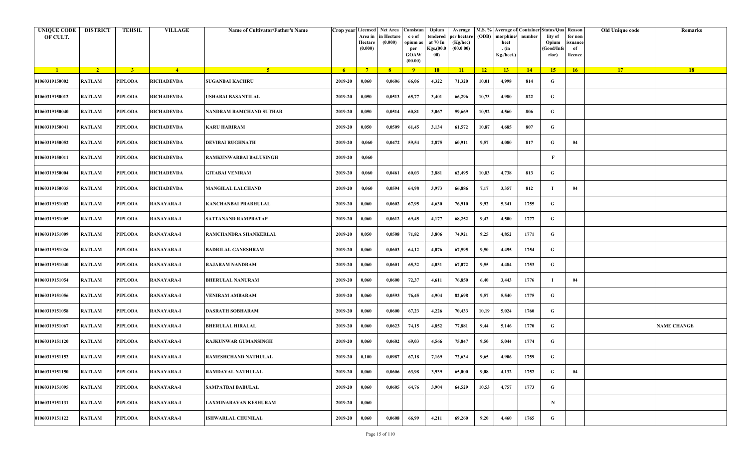| UNIQUE CODE OF CULT. | DISTRICT | TEHSIL | VILLAGE | Name of Cultivator/Father's Name | Crop year | Licensed Area in Hectare (0.000) | Net Area in Hectare (0.000) | Consistance of opium as per GOAW (00.00) | Opium tendered at 70 In Kgs.(00.000) | Average per hectare (Kg/hec) (00.0 00) | M.S. % (ODB) | Average of morphine/hect . (in Kg./hect.) | Container number | Status/Quality of Opium (Good/Inferior) | Reason for non issuance of licence | Old Unique code | Remarks |
|---|---|---|---|---|---|---|---|---|---|---|---|---|---|---|---|---|---|
| 1 | 2 | 3 | 4 | 5 | 6 | 7 | 8 | 9 | 10 | 11 | 12 | 13 | 14 | 15 | 16 | 17 | 18 |
| 01060319150002 | RATLAM | PIPLODA | RICHADEVDA | SUGANBAI KACHRU | 2019-20 | 0,060 | 0,0606 | 66,06 | 4,322 | 71,320 | 10,01 | 4,998 | 814 | G | | | |
| 01060319150012 | RATLAM | PIPLODA | RICHADEVDA | USHABAI BASANTILAL | 2019-20 | 0,050 | 0,0513 | 65,77 | 3,401 | 66,296 | 10,73 | 4,980 | 822 | G | | | |
| 01060319150040 | RATLAM | PIPLODA | RICHADEVDA | NANDRAM RAMCHAND SUTHAR | 2019-20 | 0,050 | 0,0514 | 60,81 | 3,067 | 59,669 | 10,92 | 4,560 | 806 | G | | | |
| 01060319150041 | RATLAM | PIPLODA | RICHADEVDA | KARU HARIRAM | 2019-20 | 0,050 | 0,0509 | 61,45 | 3,134 | 61,572 | 10,87 | 4,685 | 807 | G | | | |
| 01060319150052 | RATLAM | PIPLODA | RICHADEVDA | DEVIBAI RUGHNATH | 2019-20 | 0,060 | 0,0472 | 59,54 | 2,875 | 60,911 | 9,57 | 4,080 | 817 | G | 04 | | |
| 01060319150011 | RATLAM | PIPLODA | RICHADEVDA | RAMKUNWARBAI BALUSINGH | 2019-20 | 0,060 | | | | | | | | F | | | |
| 01060319150004 | RATLAM | PIPLODA | RICHADEVDA | GITABAI VENIRAM | 2019-20 | 0,060 | 0,0461 | 60,03 | 2,881 | 62,495 | 10,83 | 4,738 | 813 | G | | | |
| 01060319150035 | RATLAM | PIPLODA | RICHADEVDA | MANGILAL LALCHAND | 2019-20 | 0,060 | 0,0594 | 64,98 | 3,973 | 66,886 | 7,17 | 3,357 | 812 | I | 04 | | |
| 01060319151002 | RATLAM | PIPLODA | RANAYARA-I | KANCHANBAI PRABHULAL | 2019-20 | 0,060 | 0,0602 | 67,95 | 4,630 | 76,910 | 9,92 | 5,341 | 1755 | G | | | |
| 01060319151005 | RATLAM | PIPLODA | RANAYARA-I | SATTANAND RAMPRATAP | 2019-20 | 0,060 | 0,0612 | 69,45 | 4,177 | 68,252 | 9,42 | 4,500 | 1777 | G | | | |
| 01060319151009 | RATLAM | PIPLODA | RANAYARA-I | RAMCHANDRA SHANKERLAL | 2019-20 | 0,050 | 0,0508 | 71,82 | 3,806 | 74,921 | 9,25 | 4,852 | 1771 | G | | | |
| 01060319151026 | RATLAM | PIPLODA | RANAYARA-I | BADRILAL GANESHRAM | 2019-20 | 0,060 | 0,0603 | 64,12 | 4,076 | 67,595 | 9,50 | 4,495 | 1754 | G | | | |
| 01060319151040 | RATLAM | PIPLODA | RANAYARA-I | RAJARAM NANDRAM | 2019-20 | 0,060 | 0,0601 | 65,32 | 4,031 | 67,072 | 9,55 | 4,484 | 1753 | G | | | |
| 01060319151054 | RATLAM | PIPLODA | RANAYARA-I | BHERULAL NANURAM | 2019-20 | 0,060 | 0,0600 | 72,37 | 4,611 | 76,850 | 6,40 | 3,443 | 1776 | I | 04 | | |
| 01060319151056 | RATLAM | PIPLODA | RANAYARA-I | VENIRAM AMBARAM | 2019-20 | 0,060 | 0,0593 | 76,45 | 4,904 | 82,698 | 9,57 | 5,540 | 1775 | G | | | |
| 01060319151058 | RATLAM | PIPLODA | RANAYARA-I | DASRATH SOBHARAM | 2019-20 | 0,060 | 0,0600 | 67,23 | 4,226 | 70,433 | 10,19 | 5,024 | 1760 | G | | | |
| 01060319151067 | RATLAM | PIPLODA | RANAYARA-I | BHERULAL HIRALAL | 2019-20 | 0,060 | 0,0623 | 74,15 | 4,852 | 77,881 | 9,44 | 5,146 | 1770 | G | | | NAME CHANGE |
| 01060319151120 | RATLAM | PIPLODA | RANAYARA-I | RAJKUNWAR GUMANSINGH | 2019-20 | 0,060 | 0,0602 | 69,03 | 4,566 | 75,847 | 9,50 | 5,044 | 1774 | G | | | |
| 01060319151152 | RATLAM | PIPLODA | RANAYARA-I | RAMESHCHAND NATHULAL | 2019-20 | 0,100 | 0,0987 | 67,18 | 7,169 | 72,634 | 9,65 | 4,906 | 1759 | G | | | |
| 01060319151150 | RATLAM | PIPLODA | RANAYARA-I | RAMDAYAL NATHULAL | 2019-20 | 0,060 | 0,0606 | 63,98 | 3,939 | 65,000 | 9,08 | 4,132 | 1752 | G | 04 | | |
| 01060319151095 | RATLAM | PIPLODA | RANAYARA-I | SAMPATBAI BABULAL | 2019-20 | 0,060 | 0,0605 | 64,76 | 3,904 | 64,529 | 10,53 | 4,757 | 1773 | G | | | |
| 01060319151131 | RATLAM | PIPLODA | RANAYARA-I | LAXMINARAYAN KESHURAM | 2019-20 | 0,060 | | | | | | | | N | | | |
| 01060319151122 | RATLAM | PIPLODA | RANAYARA-I | ISHWARLAL CHUNILAL | 2019-20 | 0,060 | 0,0608 | 66,99 | 4,211 | 69,260 | 9,20 | 4,460 | 1765 | G | | | |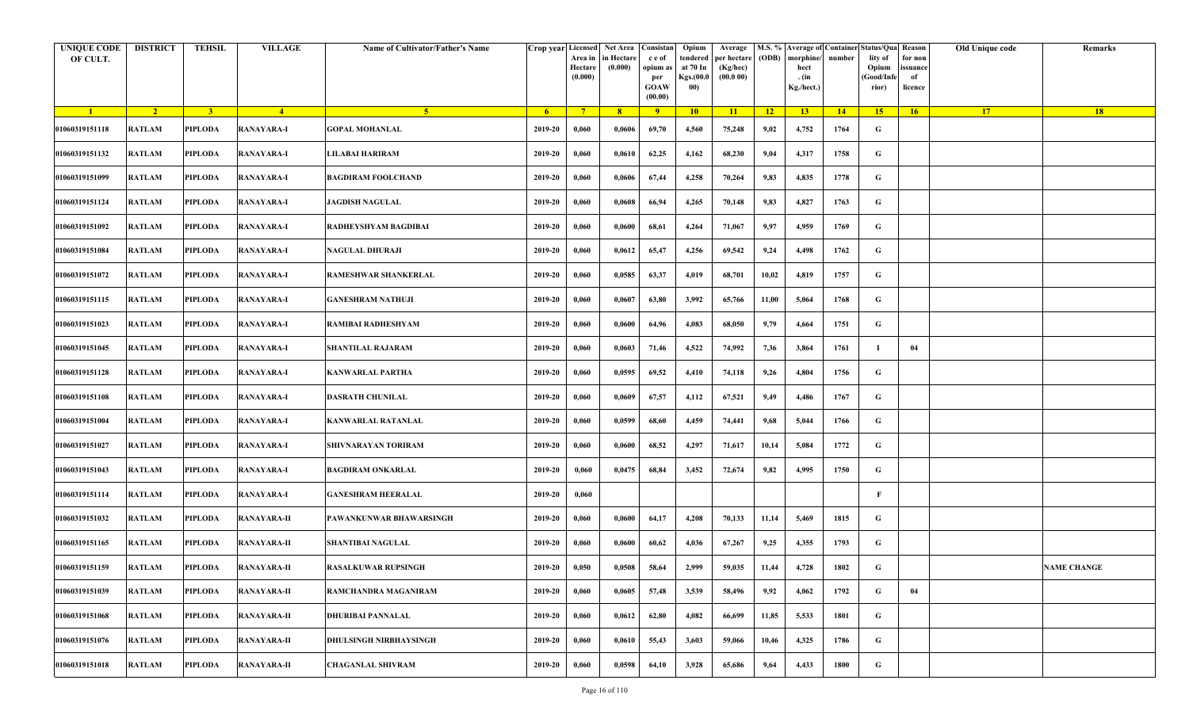| UNIQUE CODE OF CULT. | DISTRICT | TEHSIL | VILLAGE | Name of Cultivator/Father's Name | Crop year | Licensed Area in Hectare (0.000) | Net Area in Hectare (0.000) | Consistance of opium as per GOAW (00.00) | Opium tendered at 70 In Kgs.(00.000) | Average per hectare (Kg/hec) (00.0 00) | M.S. % (ODB) | Average of morphine/hect. (in Kg./hect.) | Container number | Status/Quality of Opium (Good/Inferior) | Reason for non issuance of licence | Old Unique code | Remarks |
|---|---|---|---|---|---|---|---|---|---|---|---|---|---|---|---|---|---|
| 1 | 2 | 3 | 4 | 5 | 6 | 7 | 8 | 9 | 10 | 11 | 12 | 13 | 14 | 15 | 16 | 17 | 18 |
| 01060319151118 | RATLAM | PIPLODA | RANAYARA-I | GOPAL MOHANLAL | 2019-20 | 0,060 | 0,0606 | 69,70 | 4,560 | 75,248 | 9,02 | 4,752 | 1764 | G | | | |
| 01060319151132 | RATLAM | PIPLODA | RANAYARA-I | LILABAI HARIRAM | 2019-20 | 0,060 | 0,0610 | 62,25 | 4,162 | 68,230 | 9,04 | 4,317 | 1758 | G | | | |
| 01060319151099 | RATLAM | PIPLODA | RANAYARA-I | BAGDIRAM FOOLCHAND | 2019-20 | 0,060 | 0,0606 | 67,44 | 4,258 | 70,264 | 9,83 | 4,835 | 1778 | G | | | |
| 01060319151124 | RATLAM | PIPLODA | RANAYARA-I | JAGDISH NAGULAL | 2019-20 | 0,060 | 0,0608 | 66,94 | 4,265 | 70,148 | 9,83 | 4,827 | 1763 | G | | | |
| 01060319151092 | RATLAM | PIPLODA | RANAYARA-I | RADHEYSHYAM BAGDIBAI | 2019-20 | 0,060 | 0,0600 | 68,61 | 4,264 | 71,067 | 9,97 | 4,959 | 1769 | G | | | |
| 01060319151084 | RATLAM | PIPLODA | RANAYARA-I | NAGULAL DHURAJI | 2019-20 | 0,060 | 0,0612 | 65,47 | 4,256 | 69,542 | 9,24 | 4,498 | 1762 | G | | | |
| 01060319151072 | RATLAM | PIPLODA | RANAYARA-I | RAMESHWAR SHANKERLAL | 2019-20 | 0,060 | 0,0585 | 63,37 | 4,019 | 68,701 | 10,02 | 4,819 | 1757 | G | | | |
| 01060319151115 | RATLAM | PIPLODA | RANAYARA-I | GANESHRAM NATHUJI | 2019-20 | 0,060 | 0,0607 | 63,80 | 3,992 | 65,766 | 11,00 | 5,064 | 1768 | G | | | |
| 01060319151023 | RATLAM | PIPLODA | RANAYARA-I | RAMIBAI RADHESHYAM | 2019-20 | 0,060 | 0,0600 | 64,96 | 4,083 | 68,050 | 9,79 | 4,664 | 1751 | G | | | |
| 01060319151045 | RATLAM | PIPLODA | RANAYARA-I | SHANTILAL RAJARAM | 2019-20 | 0,060 | 0,0603 | 71,46 | 4,522 | 74,992 | 7,36 | 3,864 | 1761 | I | 04 | | |
| 01060319151128 | RATLAM | PIPLODA | RANAYARA-I | KANWARLAL PARTHA | 2019-20 | 0,060 | 0,0595 | 69,52 | 4,410 | 74,118 | 9,26 | 4,804 | 1756 | G | | | |
| 01060319151108 | RATLAM | PIPLODA | RANAYARA-I | DASRATH CHUNILAL | 2019-20 | 0,060 | 0,0609 | 67,57 | 4,112 | 67,521 | 9,49 | 4,486 | 1767 | G | | | |
| 01060319151004 | RATLAM | PIPLODA | RANAYARA-I | KANWARLAL RATANLAL | 2019-20 | 0,060 | 0,0599 | 68,60 | 4,459 | 74,441 | 9,68 | 5,044 | 1766 | G | | | |
| 01060319151027 | RATLAM | PIPLODA | RANAYARA-I | SHIVNARAYAN TORIRAM | 2019-20 | 0,060 | 0,0600 | 68,52 | 4,297 | 71,617 | 10,14 | 5,084 | 1772 | G | | | |
| 01060319151043 | RATLAM | PIPLODA | RANAYARA-I | BAGDIRAM ONKARLAL | 2019-20 | 0,060 | 0,0475 | 68,84 | 3,452 | 72,674 | 9,82 | 4,995 | 1750 | G | | | |
| 01060319151114 | RATLAM | PIPLODA | RANAYARA-I | GANESHRAM HEERALAL | 2019-20 | 0,060 | | | | | | | | F | | | |
| 01060319151032 | RATLAM | PIPLODA | RANAYARA-II | PAWANKUNWAR BHAWARSINGH | 2019-20 | 0,060 | 0,0600 | 64,17 | 4,208 | 70,133 | 11,14 | 5,469 | 1815 | G | | | |
| 01060319151165 | RATLAM | PIPLODA | RANAYARA-II | SHANTIBAI NAGULAL | 2019-20 | 0,060 | 0,0600 | 60,62 | 4,036 | 67,267 | 9,25 | 4,355 | 1793 | G | | | |
| 01060319151159 | RATLAM | PIPLODA | RANAYARA-II | RASALKUWAR RUPSINGH | 2019-20 | 0,050 | 0,0508 | 58,64 | 2,999 | 59,035 | 11,44 | 4,728 | 1802 | G | | | NAME CHANGE |
| 01060319151039 | RATLAM | PIPLODA | RANAYARA-II | RAMCHANDRA MAGANIRAM | 2019-20 | 0,060 | 0,0605 | 57,48 | 3,539 | 58,496 | 9,92 | 4,062 | 1792 | G | 04 | | |
| 01060319151068 | RATLAM | PIPLODA | RANAYARA-II | DHURIBAI PANNALAL | 2019-20 | 0,060 | 0,0612 | 62,80 | 4,082 | 66,699 | 11,85 | 5,533 | 1801 | G | | | |
| 01060319151076 | RATLAM | PIPLODA | RANAYARA-II | DHULSINGH NIRBHAYSINGH | 2019-20 | 0,060 | 0,0610 | 55,43 | 3,603 | 59,066 | 10,46 | 4,325 | 1786 | G | | | |
| 01060319151018 | RATLAM | PIPLODA | RANAYARA-II | CHAGANLAL SHIVRAM | 2019-20 | 0,060 | 0,0598 | 64,10 | 3,928 | 65,686 | 9,64 | 4,433 | 1800 | G | | | |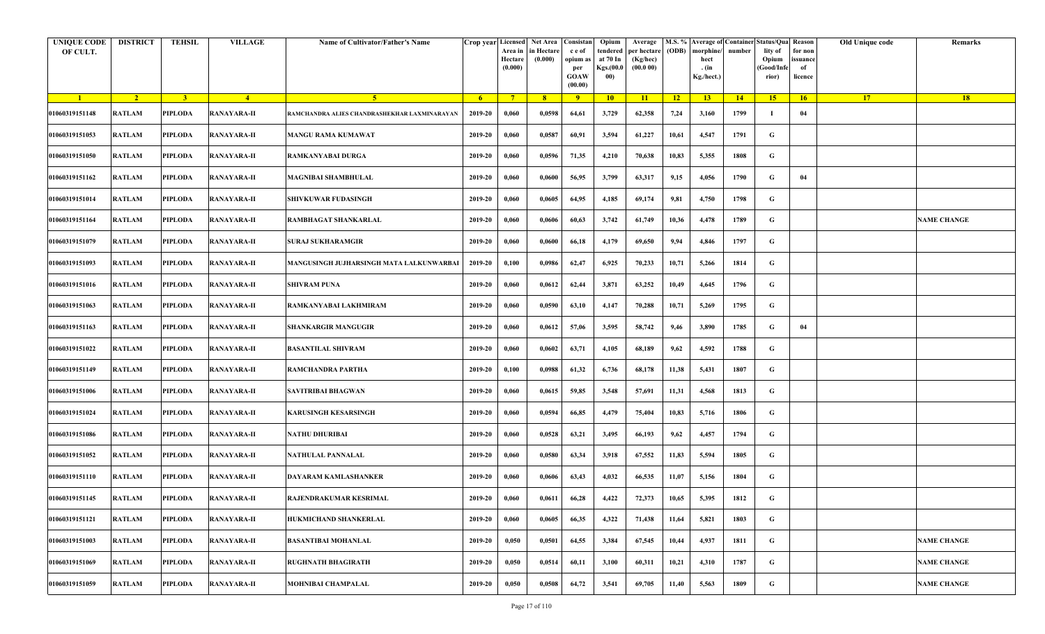| UNIQUE CODE OF CULT. | DISTRICT | TEHSIL | VILLAGE | Name of Cultivator/Father's Name | Crop year | Licensed Area in Hectare (0.000) | Net Area in Hectare (0.000) | Consistance of opium as per GOAW (00.00) | Opium tendered at 70 In Kgs.(00.000) | Average per hectare (Kg/hec) (00.0 00) | M.S. % (ODB) | Average of morphine/hect. (in Kg./hect.) | Container number | Status/Quality of Opium (Good/Inferior) | Reason for non issuance of licence | Old Unique code | Remarks |
|---|---|---|---|---|---|---|---|---|---|---|---|---|---|---|---|---|---|
| 1 | 2 | 3 | 4 | 5 | 6 | 7 | 8 | 9 | 10 | 11 | 12 | 13 | 14 | 15 | 16 | 17 | 18 |
| 01060319151148 | RATLAM | PIPLODA | RANAYARA-II | RAMCHANDRA ALIES CHANDRASHEKHAR LAXMINARAYAN | 2019-20 | 0,060 | 0,0598 | 64,61 | 3,729 | 62,358 | 7,24 | 3,160 | 1799 | I | 04 | | |
| 01060319151053 | RATLAM | PIPLODA | RANAYARA-II | MANGU RAMA KUMAWAT | 2019-20 | 0,060 | 0,0587 | 60,91 | 3,594 | 61,227 | 10,61 | 4,547 | 1791 | G | | | |
| 01060319151050 | RATLAM | PIPLODA | RANAYARA-II | RAMKANYABAI DURGA | 2019-20 | 0,060 | 0,0596 | 71,35 | 4,210 | 70,638 | 10,83 | 5,355 | 1808 | G | | | |
| 01060319151162 | RATLAM | PIPLODA | RANAYARA-II | MAGNIBAI SHAMBHULAL | 2019-20 | 0,060 | 0,0600 | 56,95 | 3,799 | 63,317 | 9,15 | 4,056 | 1790 | G | 04 | | |
| 01060319151014 | RATLAM | PIPLODA | RANAYARA-II | SHIVKUWAR FUDASINGH | 2019-20 | 0,060 | 0,0605 | 64,95 | 4,185 | 69,174 | 9,81 | 4,750 | 1798 | G | | | |
| 01060319151164 | RATLAM | PIPLODA | RANAYARA-II | RAMBHAGAT SHANKARLAL | 2019-20 | 0,060 | 0,0606 | 60,63 | 3,742 | 61,749 | 10,36 | 4,478 | 1789 | G | | | NAME CHANGE |
| 01060319151079 | RATLAM | PIPLODA | RANAYARA-II | SURAJ SUKHARAMGIR | 2019-20 | 0,060 | 0,0600 | 66,18 | 4,179 | 69,650 | 9,94 | 4,846 | 1797 | G | | | |
| 01060319151093 | RATLAM | PIPLODA | RANAYARA-II | MANGUSINGH JUJHARSINGH MATA LALKUNWARBAI | 2019-20 | 0,100 | 0,0986 | 62,47 | 6,925 | 70,233 | 10,71 | 5,266 | 1814 | G | | | |
| 01060319151016 | RATLAM | PIPLODA | RANAYARA-II | SHIVRAM PUNA | 2019-20 | 0,060 | 0,0612 | 62,44 | 3,871 | 63,252 | 10,49 | 4,645 | 1796 | G | | | |
| 01060319151063 | RATLAM | PIPLODA | RANAYARA-II | RAMKANYABAI LAKHMIRAM | 2019-20 | 0,060 | 0,0590 | 63,10 | 4,147 | 70,288 | 10,71 | 5,269 | 1795 | G | | | |
| 01060319151163 | RATLAM | PIPLODA | RANAYARA-II | SHANKARGIR MANGUGIR | 2019-20 | 0,060 | 0,0612 | 57,06 | 3,595 | 58,742 | 9,46 | 3,890 | 1785 | G | 04 | | |
| 01060319151022 | RATLAM | PIPLODA | RANAYARA-II | BASANTILAL SHIVRAM | 2019-20 | 0,060 | 0,0602 | 63,71 | 4,105 | 68,189 | 9,62 | 4,592 | 1788 | G | | | |
| 01060319151149 | RATLAM | PIPLODA | RANAYARA-II | RAMCHANDRA PARTHA | 2019-20 | 0,100 | 0,0988 | 61,32 | 6,736 | 68,178 | 11,38 | 5,431 | 1807 | G | | | |
| 01060319151006 | RATLAM | PIPLODA | RANAYARA-II | SAVITRIBAI BHAGWAN | 2019-20 | 0,060 | 0,0615 | 59,85 | 3,548 | 57,691 | 11,31 | 4,568 | 1813 | G | | | |
| 01060319151024 | RATLAM | PIPLODA | RANAYARA-II | KARUSINGH KESARSINGH | 2019-20 | 0,060 | 0,0594 | 66,85 | 4,479 | 75,404 | 10,83 | 5,716 | 1806 | G | | | |
| 01060319151086 | RATLAM | PIPLODA | RANAYARA-II | NATHU DHURIBAI | 2019-20 | 0,060 | 0,0528 | 63,21 | 3,495 | 66,193 | 9,62 | 4,457 | 1794 | G | | | |
| 01060319151052 | RATLAM | PIPLODA | RANAYARA-II | NATHULAL PANNALAL | 2019-20 | 0,060 | 0,0580 | 63,34 | 3,918 | 67,552 | 11,83 | 5,594 | 1805 | G | | | |
| 01060319151110 | RATLAM | PIPLODA | RANAYARA-II | DAYARAM KAMLASHANKER | 2019-20 | 0,060 | 0,0606 | 63,43 | 4,032 | 66,535 | 11,07 | 5,156 | 1804 | G | | | |
| 01060319151145 | RATLAM | PIPLODA | RANAYARA-II | RAJENDRAKUMAR KESRIMAL | 2019-20 | 0,060 | 0,0611 | 66,28 | 4,422 | 72,373 | 10,65 | 5,395 | 1812 | G | | | |
| 01060319151121 | RATLAM | PIPLODA | RANAYARA-II | HUKMICHAND SHANKERLAL | 2019-20 | 0,060 | 0,0605 | 66,35 | 4,322 | 71,438 | 11,64 | 5,821 | 1803 | G | | | |
| 01060319151003 | RATLAM | PIPLODA | RANAYARA-II | BASANTIBAI MOHANLAL | 2019-20 | 0,050 | 0,0501 | 64,55 | 3,384 | 67,545 | 10,44 | 4,937 | 1811 | G | | | NAME CHANGE |
| 01060319151069 | RATLAM | PIPLODA | RANAYARA-II | RUGHNATH BHAGIRATH | 2019-20 | 0,050 | 0,0514 | 60,11 | 3,100 | 60,311 | 10,21 | 4,310 | 1787 | G | | | NAME CHANGE |
| 01060319151059 | RATLAM | PIPLODA | RANAYARA-II | MOHNIBAI CHAMPALAL | 2019-20 | 0,050 | 0,0508 | 64,72 | 3,541 | 69,705 | 11,40 | 5,563 | 1809 | G | | | NAME CHANGE |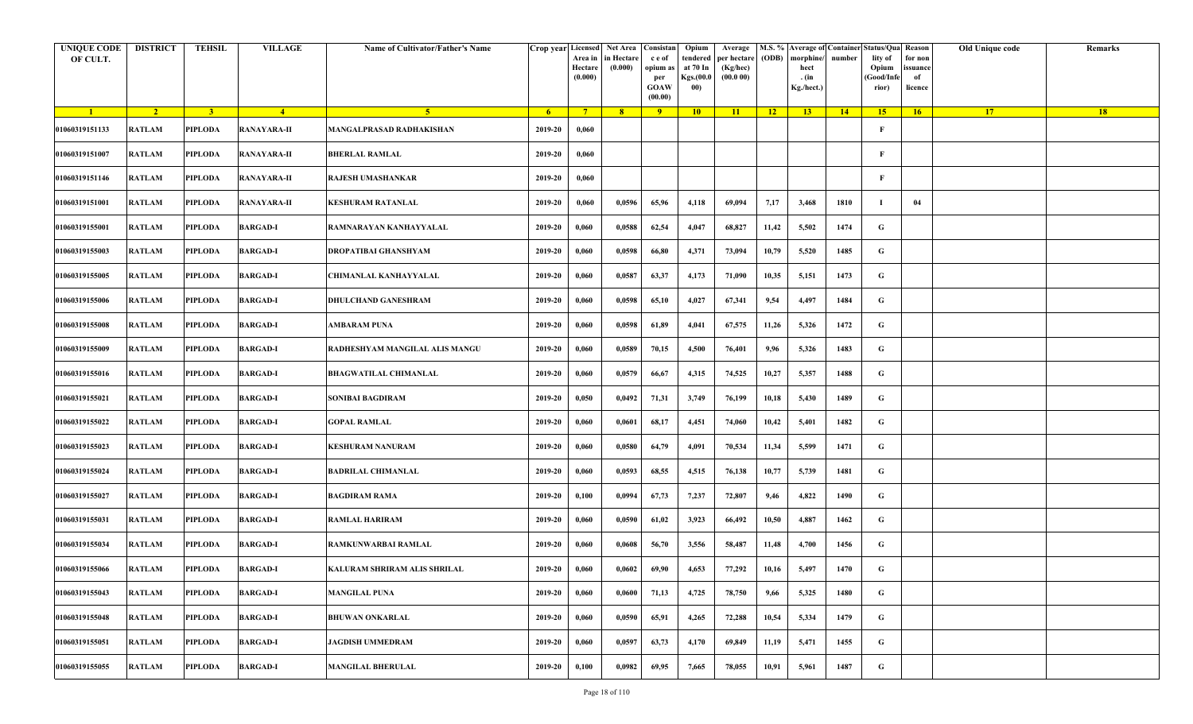| UNIQUE CODE OF CULT. | DISTRICT | TEHSIL | VILLAGE | Name of Cultivator/Father's Name | Crop year | Licensed Area in Hectare (0.000) | Net Area in Hectare (0.000) | Consistance of opium as per GOAW (00.00) | Opium tendered at 70 In Kgs.(00.000) | Average per hectare (Kg/hec) (00.0 00) | M.S. % (ODB) | Average of morphine/hect . (in Kg./hect.) | Container number | Status/Quality of Opium (Good/Inferior) | Reason for non issuance of licence | Old Unique code | Remarks |
|---|---|---|---|---|---|---|---|---|---|---|---|---|---|---|---|---|---|
| 1 | 2 | 3 | 4 | 5 | 6 | 7 | 8 | 9 | 10 | 11 | 12 | 13 | 14 | 15 | 16 | 17 | 18 |
| 01060319151133 | RATLAM | PIPLODA | RANAYARA-II | MANGALPRASAD RADHAKISHAN | 2019-20 | 0,060 | | | | | | | | F | | | |
| 01060319151007 | RATLAM | PIPLODA | RANAYARA-II | BHERLAL RAMLAL | 2019-20 | 0,060 | | | | | | | | F | | | |
| 01060319151146 | RATLAM | PIPLODA | RANAYARA-II | RAJESH UMASHANKAR | 2019-20 | 0,060 | | | | | | | | F | | | |
| 01060319151001 | RATLAM | PIPLODA | RANAYARA-II | KESHURAM RATANLAL | 2019-20 | 0,060 | 0,0596 | 65,96 | 4,118 | 69,094 | 7,17 | 3,468 | 1810 | I | 04 | | |
| 01060319155001 | RATLAM | PIPLODA | BARGAD-I | RAMNARAYAN KANHAYYALAL | 2019-20 | 0,060 | 0,0588 | 62,54 | 4,047 | 68,827 | 11,42 | 5,502 | 1474 | G | | | |
| 01060319155003 | RATLAM | PIPLODA | BARGAD-I | DROPATIBAI GHANSHYAM | 2019-20 | 0,060 | 0,0598 | 66,80 | 4,371 | 73,094 | 10,79 | 5,520 | 1485 | G | | | |
| 01060319155005 | RATLAM | PIPLODA | BARGAD-I | CHIMANLAL KANHAYYALAL | 2019-20 | 0,060 | 0,0587 | 63,37 | 4,173 | 71,090 | 10,35 | 5,151 | 1473 | G | | | |
| 01060319155006 | RATLAM | PIPLODA | BARGAD-I | DHULCHAND GANESHRAM | 2019-20 | 0,060 | 0,0598 | 65,10 | 4,027 | 67,341 | 9,54 | 4,497 | 1484 | G | | | |
| 01060319155008 | RATLAM | PIPLODA | BARGAD-I | AMBARAM PUNA | 2019-20 | 0,060 | 0,0598 | 61,89 | 4,041 | 67,575 | 11,26 | 5,326 | 1472 | G | | | |
| 01060319155009 | RATLAM | PIPLODA | BARGAD-I | RADHESHYAM MANGILAL ALIS MANGU | 2019-20 | 0,060 | 0,0589 | 70,15 | 4,500 | 76,401 | 9,96 | 5,326 | 1483 | G | | | |
| 01060319155016 | RATLAM | PIPLODA | BARGAD-I | BHAGWATILAL CHIMANLAL | 2019-20 | 0,060 | 0,0579 | 66,67 | 4,315 | 74,525 | 10,27 | 5,357 | 1488 | G | | | |
| 01060319155021 | RATLAM | PIPLODA | BARGAD-I | SONIBAI BAGDIRAM | 2019-20 | 0,050 | 0,0492 | 71,31 | 3,749 | 76,199 | 10,18 | 5,430 | 1489 | G | | | |
| 01060319155022 | RATLAM | PIPLODA | BARGAD-I | GOPAL RAMLAL | 2019-20 | 0,060 | 0,0601 | 68,17 | 4,451 | 74,060 | 10,42 | 5,401 | 1482 | G | | | |
| 01060319155023 | RATLAM | PIPLODA | BARGAD-I | KESHURAM NANURAM | 2019-20 | 0,060 | 0,0580 | 64,79 | 4,091 | 70,534 | 11,34 | 5,599 | 1471 | G | | | |
| 01060319155024 | RATLAM | PIPLODA | BARGAD-I | BADRILAL CHIMANLAL | 2019-20 | 0,060 | 0,0593 | 68,55 | 4,515 | 76,138 | 10,77 | 5,739 | 1481 | G | | | |
| 01060319155027 | RATLAM | PIPLODA | BARGAD-I | BAGDIRAM RAMA | 2019-20 | 0,100 | 0,0994 | 67,73 | 7,237 | 72,807 | 9,46 | 4,822 | 1490 | G | | | |
| 01060319155031 | RATLAM | PIPLODA | BARGAD-I | RAMLAL HARIRAM | 2019-20 | 0,060 | 0,0590 | 61,02 | 3,923 | 66,492 | 10,50 | 4,887 | 1462 | G | | | |
| 01060319155034 | RATLAM | PIPLODA | BARGAD-I | RAMKUNWARBAI RAMLAL | 2019-20 | 0,060 | 0,0608 | 56,70 | 3,556 | 58,487 | 11,48 | 4,700 | 1456 | G | | | |
| 01060319155066 | RATLAM | PIPLODA | BARGAD-I | KALURAM SHRIRAM ALIS SHRILAL | 2019-20 | 0,060 | 0,0602 | 69,90 | 4,653 | 77,292 | 10,16 | 5,497 | 1470 | G | | | |
| 01060319155043 | RATLAM | PIPLODA | BARGAD-I | MANGILAL PUNA | 2019-20 | 0,060 | 0,0600 | 71,13 | 4,725 | 78,750 | 9,66 | 5,325 | 1480 | G | | | |
| 01060319155048 | RATLAM | PIPLODA | BARGAD-I | BHUWAN ONKARLAL | 2019-20 | 0,060 | 0,0590 | 65,91 | 4,265 | 72,288 | 10,54 | 5,334 | 1479 | G | | | |
| 01060319155051 | RATLAM | PIPLODA | BARGAD-I | JAGDISH UMMEDRAM | 2019-20 | 0,060 | 0,0597 | 63,73 | 4,170 | 69,849 | 11,19 | 5,471 | 1455 | G | | | |
| 01060319155055 | RATLAM | PIPLODA | BARGAD-I | MANGILAL BHERULAL | 2019-20 | 0,100 | 0,0982 | 69,95 | 7,665 | 78,055 | 10,91 | 5,961 | 1487 | G | | | |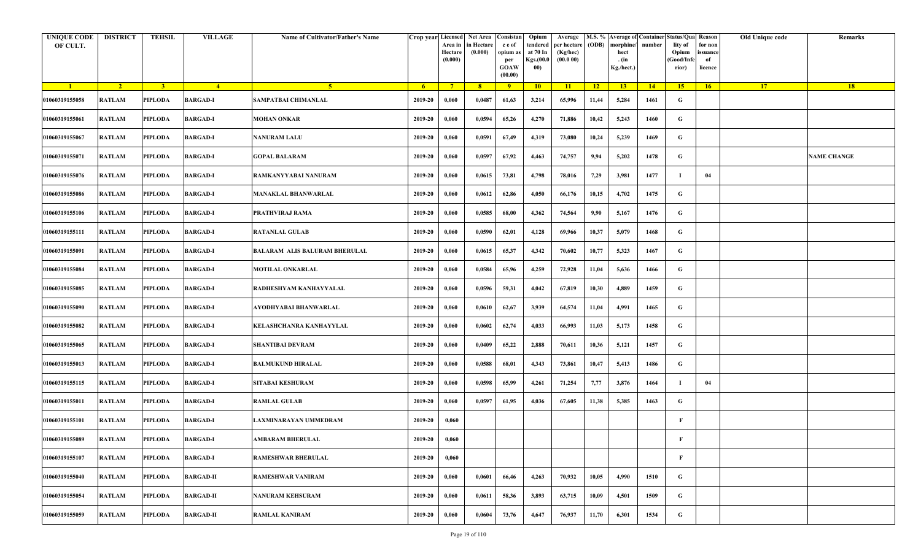| UNIQUE CODE OF CULT. | DISTRICT | TEHSIL | VILLAGE | Name of Cultivator/Father's Name | Crop year | Licensed Area in Hectare (0.000) | Net Area in Hectare (0.000) | Consistance of opium as per GOAW (00.00) | Opium tendered at 70 In Kgs.(00.000) | Average per hectare (Kg/hec) (00.0 00) | M.S. % (ODB) | Average of morphine/hect. (in Kg./hect.) | Container number | Status/Quality of Opium (Good/Inferior) | Reason for non issuance of licence | Old Unique code | Remarks |
|---|---|---|---|---|---|---|---|---|---|---|---|---|---|---|---|---|---|
| 1 | 2 | 3 | 4 | 5 | 6 | 7 | 8 | 9 | 10 | 11 | 12 | 13 | 14 | 15 | 16 | 17 | 18 |
| 01060319155058 | RATLAM | PIPLODA | BARGAD-I | SAMPATBAI CHIMANLAL | 2019-20 | 0,060 | 0,0487 | 61,63 | 3,214 | 65,996 | 11,44 | 5,284 | 1461 | G | | | |
| 01060319155061 | RATLAM | PIPLODA | BARGAD-I | MOHAN ONKAR | 2019-20 | 0,060 | 0,0594 | 65,26 | 4,270 | 71,886 | 10,42 | 5,243 | 1460 | G | | | |
| 01060319155067 | RATLAM | PIPLODA | BARGAD-I | NANURAM LALU | 2019-20 | 0,060 | 0,0591 | 67,49 | 4,319 | 73,080 | 10,24 | 5,239 | 1469 | G | | | |
| 01060319155071 | RATLAM | PIPLODA | BARGAD-I | GOPAL BALARAM | 2019-20 | 0,060 | 0,0597 | 67,92 | 4,463 | 74,757 | 9,94 | 5,202 | 1478 | G | | | NAME CHANGE |
| 01060319155076 | RATLAM | PIPLODA | BARGAD-I | RAMKANYYABAI NANURAM | 2019-20 | 0,060 | 0,0615 | 73,81 | 4,798 | 78,016 | 7,29 | 3,981 | 1477 | I | 04 | | |
| 01060319155086 | RATLAM | PIPLODA | BARGAD-I | MANAKLAL BHANWARLAL | 2019-20 | 0,060 | 0,0612 | 62,86 | 4,050 | 66,176 | 10,15 | 4,702 | 1475 | G | | | |
| 01060319155106 | RATLAM | PIPLODA | BARGAD-I | PRATHVIRAJ RAMA | 2019-20 | 0,060 | 0,0585 | 68,00 | 4,362 | 74,564 | 9,90 | 5,167 | 1476 | G | | | |
| 01060319155111 | RATLAM | PIPLODA | BARGAD-I | RATANLAL GULAB | 2019-20 | 0,060 | 0,0590 | 62,01 | 4,128 | 69,966 | 10,37 | 5,079 | 1468 | G | | | |
| 01060319155091 | RATLAM | PIPLODA | BARGAD-I | BALARAM ALIS BALURAM BHERULAL | 2019-20 | 0,060 | 0,0615 | 65,37 | 4,342 | 70,602 | 10,77 | 5,323 | 1467 | G | | | |
| 01060319155084 | RATLAM | PIPLODA | BARGAD-I | MOTILAL ONKARLAL | 2019-20 | 0,060 | 0,0584 | 65,96 | 4,259 | 72,928 | 11,04 | 5,636 | 1466 | G | | | |
| 01060319155085 | RATLAM | PIPLODA | BARGAD-I | RADHESHYAM KANHAYYALAL | 2019-20 | 0,060 | 0,0596 | 59,31 | 4,042 | 67,819 | 10,30 | 4,889 | 1459 | G | | | |
| 01060319155090 | RATLAM | PIPLODA | BARGAD-I | AYODHYABAI BHANWARLAL | 2019-20 | 0,060 | 0,0610 | 62,67 | 3,939 | 64,574 | 11,04 | 4,991 | 1465 | G | | | |
| 01060319155082 | RATLAM | PIPLODA | BARGAD-I | KELASHCHANRA KANHAYYLAL | 2019-20 | 0,060 | 0,0602 | 62,74 | 4,033 | 66,993 | 11,03 | 5,173 | 1458 | G | | | |
| 01060319155065 | RATLAM | PIPLODA | BARGAD-I | SHANTIBAI DEVRAM | 2019-20 | 0,060 | 0,0409 | 65,22 | 2,888 | 70,611 | 10,36 | 5,121 | 1457 | G | | | |
| 01060319155013 | RATLAM | PIPLODA | BARGAD-I | BALMUKUND HIRALAL | 2019-20 | 0,060 | 0,0588 | 68,01 | 4,343 | 73,861 | 10,47 | 5,413 | 1486 | G | | | |
| 01060319155115 | RATLAM | PIPLODA | BARGAD-I | SITABAI KESHURAM | 2019-20 | 0,060 | 0,0598 | 65,99 | 4,261 | 71,254 | 7,77 | 3,876 | 1464 | I | 04 | | |
| 01060319155011 | RATLAM | PIPLODA | BARGAD-I | RAMLAL GULAB | 2019-20 | 0,060 | 0,0597 | 61,95 | 4,036 | 67,605 | 11,38 | 5,385 | 1463 | G | | | |
| 01060319155101 | RATLAM | PIPLODA | BARGAD-I | LAXMINARAYAN UMMEDRAM | 2019-20 | 0,060 | | | | | | | | F | | | |
| 01060319155089 | RATLAM | PIPLODA | BARGAD-I | AMBARAM BHERULAL | 2019-20 | 0,060 | | | | | | | | F | | | |
| 01060319155107 | RATLAM | PIPLODA | BARGAD-I | RAMESHWAR BHERULAL | 2019-20 | 0,060 | | | | | | | | F | | | |
| 01060319155040 | RATLAM | PIPLODA | BARGAD-II | RAMESHWAR VANIRAM | 2019-20 | 0,060 | 0,0601 | 66,46 | 4,263 | 70,932 | 10,05 | 4,990 | 1510 | G | | | |
| 01060319155054 | RATLAM | PIPLODA | BARGAD-II | NANURAM KEHSURAM | 2019-20 | 0,060 | 0,0611 | 58,36 | 3,893 | 63,715 | 10,09 | 4,501 | 1509 | G | | | |
| 01060319155059 | RATLAM | PIPLODA | BARGAD-II | RAMLAL KANIRAM | 2019-20 | 0,060 | 0,0604 | 73,76 | 4,647 | 76,937 | 11,70 | 6,301 | 1534 | G | | | |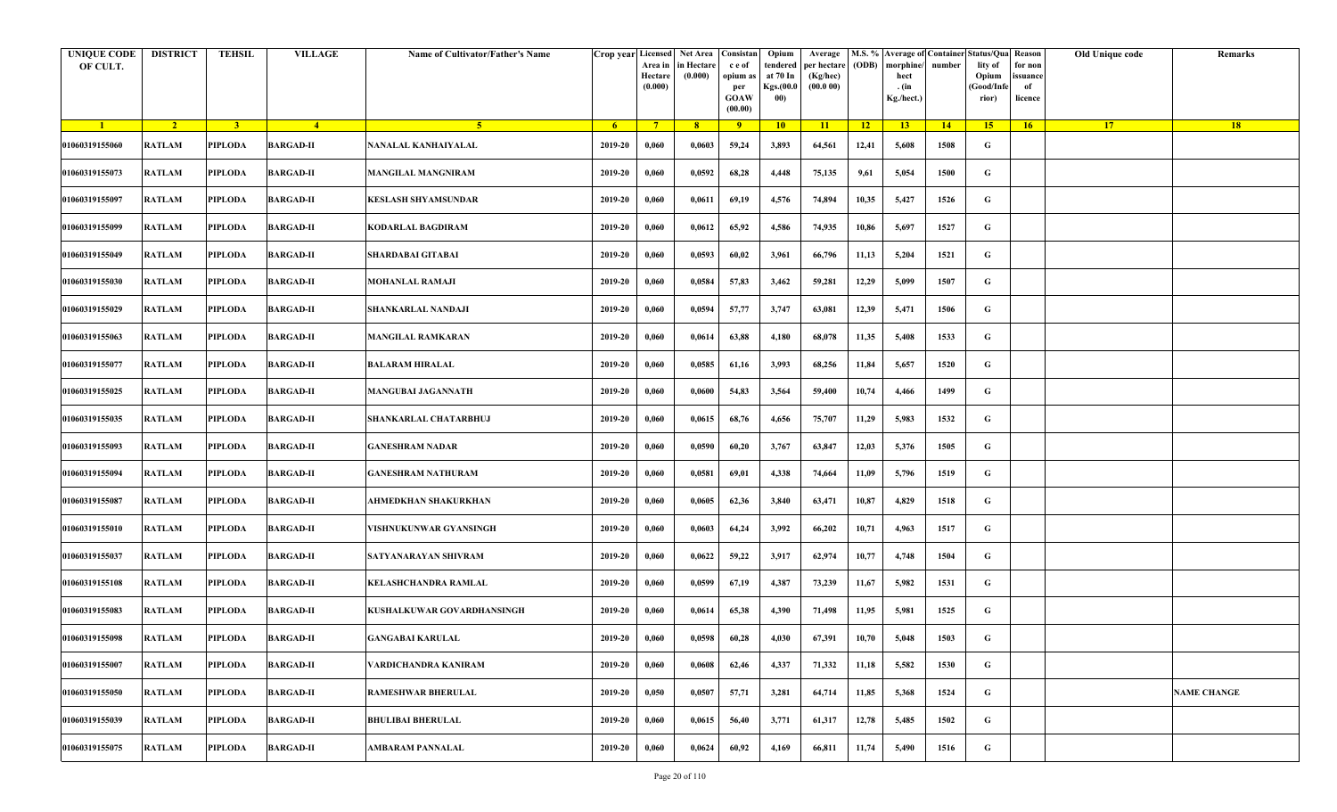| UNIQUE CODE OF CULT. | DISTRICT | TEHSIL | VILLAGE | Name of Cultivator/Father's Name | Crop year | Licensed Area in Hectare (0.000) | Net Area in Hectare (0.000) | Consistan c e of opium as per GOAW (00.00) | Opium tendered at 70 In Kgs.(00.000) | Average per hectare (Kg/hec) (00.0 00) | M.S. % (ODB) | Average of morphine/ hect . (in Kg./hect.) | Container number | Status/Quality of Opium (Good/Inferior) | Reason for non issuance of licence | Old Unique code | Remarks |
|---|---|---|---|---|---|---|---|---|---|---|---|---|---|---|---|---|---|
| 1 | 2 | 3 | 4 | 5 | 6 | 7 | 8 | 9 | 10 | 11 | 12 | 13 | 14 | 15 | 16 | 17 | 18 |
| 01060319155060 | RATLAM | PIPLODA | BARGAD-II | NANALAL KANHAIYALAL | 2019-20 | 0,060 | 0,0603 | 59,24 | 3,893 | 64,561 | 12,41 | 5,608 | 1508 | G | | | |
| 01060319155073 | RATLAM | PIPLODA | BARGAD-II | MANGILAL MANGNIRAM | 2019-20 | 0,060 | 0,0592 | 68,28 | 4,448 | 75,135 | 9,61 | 5,054 | 1500 | G | | | |
| 01060319155097 | RATLAM | PIPLODA | BARGAD-II | KESLASH SHYAMSUNDAR | 2019-20 | 0,060 | 0,0611 | 69,19 | 4,576 | 74,894 | 10,35 | 5,427 | 1526 | G | | | |
| 01060319155099 | RATLAM | PIPLODA | BARGAD-II | KODARLAL BAGDIRAM | 2019-20 | 0,060 | 0,0612 | 65,92 | 4,586 | 74,935 | 10,86 | 5,697 | 1527 | G | | | |
| 01060319155049 | RATLAM | PIPLODA | BARGAD-II | SHARDABAI GITABAI | 2019-20 | 0,060 | 0,0593 | 60,02 | 3,961 | 66,796 | 11,13 | 5,204 | 1521 | G | | | |
| 01060319155030 | RATLAM | PIPLODA | BARGAD-II | MOHANLAL RAMAJI | 2019-20 | 0,060 | 0,0584 | 57,83 | 3,462 | 59,281 | 12,29 | 5,099 | 1507 | G | | | |
| 01060319155029 | RATLAM | PIPLODA | BARGAD-II | SHANKARLAL NANDAJI | 2019-20 | 0,060 | 0,0594 | 57,77 | 3,747 | 63,081 | 12,39 | 5,471 | 1506 | G | | | |
| 01060319155063 | RATLAM | PIPLODA | BARGAD-II | MANGILAL RAMKARAN | 2019-20 | 0,060 | 0,0614 | 63,88 | 4,180 | 68,078 | 11,35 | 5,408 | 1533 | G | | | |
| 01060319155077 | RATLAM | PIPLODA | BARGAD-II | BALARAM HIRALAL | 2019-20 | 0,060 | 0,0585 | 61,16 | 3,993 | 68,256 | 11,84 | 5,657 | 1520 | G | | | |
| 01060319155025 | RATLAM | PIPLODA | BARGAD-II | MANGUBAI JAGANNATH | 2019-20 | 0,060 | 0,0600 | 54,83 | 3,564 | 59,400 | 10,74 | 4,466 | 1499 | G | | | |
| 01060319155035 | RATLAM | PIPLODA | BARGAD-II | SHANKARLAL CHATARBHUJ | 2019-20 | 0,060 | 0,0615 | 68,76 | 4,656 | 75,707 | 11,29 | 5,983 | 1532 | G | | | |
| 01060319155093 | RATLAM | PIPLODA | BARGAD-II | GANESHRAM NADAR | 2019-20 | 0,060 | 0,0590 | 60,20 | 3,767 | 63,847 | 12,03 | 5,376 | 1505 | G | | | |
| 01060319155094 | RATLAM | PIPLODA | BARGAD-II | GANESHRAM NATHURAM | 2019-20 | 0,060 | 0,0581 | 69,01 | 4,338 | 74,664 | 11,09 | 5,796 | 1519 | G | | | |
| 01060319155087 | RATLAM | PIPLODA | BARGAD-II | AHMEDKHAN SHAKURKHAN | 2019-20 | 0,060 | 0,0605 | 62,36 | 3,840 | 63,471 | 10,87 | 4,829 | 1518 | G | | | |
| 01060319155010 | RATLAM | PIPLODA | BARGAD-II | VISHNUKUNWAR GYANSINGH | 2019-20 | 0,060 | 0,0603 | 64,24 | 3,992 | 66,202 | 10,71 | 4,963 | 1517 | G | | | |
| 01060319155037 | RATLAM | PIPLODA | BARGAD-II | SATYANARAYAN SHIVRAM | 2019-20 | 0,060 | 0,0622 | 59,22 | 3,917 | 62,974 | 10,77 | 4,748 | 1504 | G | | | |
| 01060319155108 | RATLAM | PIPLODA | BARGAD-II | KELASHCHANDRA RAMLAL | 2019-20 | 0,060 | 0,0599 | 67,19 | 4,387 | 73,239 | 11,67 | 5,982 | 1531 | G | | | |
| 01060319155083 | RATLAM | PIPLODA | BARGAD-II | KUSHALKUWAR GOVARDHANSINGH | 2019-20 | 0,060 | 0,0614 | 65,38 | 4,390 | 71,498 | 11,95 | 5,981 | 1525 | G | | | |
| 01060319155098 | RATLAM | PIPLODA | BARGAD-II | GANGABAI KARULAL | 2019-20 | 0,060 | 0,0598 | 60,28 | 4,030 | 67,391 | 10,70 | 5,048 | 1503 | G | | | |
| 01060319155007 | RATLAM | PIPLODA | BARGAD-II | VARDICHANDRA KANIRAM | 2019-20 | 0,060 | 0,0608 | 62,46 | 4,337 | 71,332 | 11,18 | 5,582 | 1530 | G | | | |
| 01060319155050 | RATLAM | PIPLODA | BARGAD-II | RAMESHWAR BHERULAL | 2019-20 | 0,050 | 0,0507 | 57,71 | 3,281 | 64,714 | 11,85 | 5,368 | 1524 | G | | | NAME CHANGE |
| 01060319155039 | RATLAM | PIPLODA | BARGAD-II | BHULIBAI BHERULAL | 2019-20 | 0,060 | 0,0615 | 56,40 | 3,771 | 61,317 | 12,78 | 5,485 | 1502 | G | | | |
| 01060319155075 | RATLAM | PIPLODA | BARGAD-II | AMBARAM PANNALAL | 2019-20 | 0,060 | 0,0624 | 60,92 | 4,169 | 66,811 | 11,74 | 5,490 | 1516 | G | | | |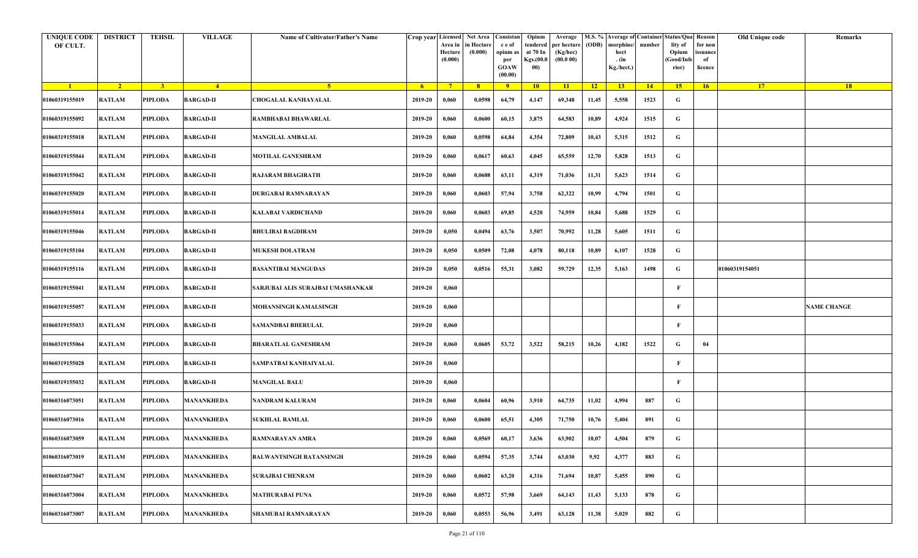| UNIQUE CODE OF CULT. | DISTRICT | TEHSIL | VILLAGE | Name of Cultivator/Father's Name | Crop year | Licensed Area in Hectare (0.000) | Net Area in Hectare (0.000) | Consistance of opium as per GOAW (00.00) | Opium tendered at 70 In Kgs.(00.000) | Average per hectare (Kg/hec) (00.0 00) | M.S. % (ODB) | Average of morphine/ hect. (in Kg./hect.) | Container number | Status/Quality of Opium (Good/Inferior) | Reason for non issuance of licence | Old Unique code | Remarks |
|---|---|---|---|---|---|---|---|---|---|---|---|---|---|---|---|---|---|
| 1 | 2 | 3 | 4 | 5 | 6 | 7 | 8 | 9 | 10 | 11 | 12 | 13 | 14 | 15 | 16 | 17 | 18 |
| 01060319155019 | RATLAM | PIPLODA | BARGAD-II | CHOGALAL KANHAYALAL | 2019-20 | 0,060 | 0,0598 | 64,79 | 4,147 | 69,348 | 11,45 | 5,558 | 1523 | G | | | |
| 01060319155092 | RATLAM | PIPLODA | BARGAD-II | RAMBHABAI BHAWARLAL | 2019-20 | 0,060 | 0,0600 | 60,15 | 3,875 | 64,583 | 10,89 | 4,924 | 1515 | G | | | |
| 01060319155018 | RATLAM | PIPLODA | BARGAD-II | MANGILAL AMBALAL | 2019-20 | 0,060 | 0,0598 | 64,84 | 4,354 | 72,809 | 10,43 | 5,315 | 1512 | G | | | |
| 01060319155044 | RATLAM | PIPLODA | BARGAD-II | MOTILAL GANESHRAM | 2019-20 | 0,060 | 0,0617 | 60,63 | 4,045 | 65,559 | 12,70 | 5,828 | 1513 | G | | | |
| 01060319155042 | RATLAM | PIPLODA | BARGAD-II | RAJARAM BHAGIRATH | 2019-20 | 0,060 | 0,0608 | 63,11 | 4,319 | 71,036 | 11,31 | 5,623 | 1514 | G | | | |
| 01060319155020 | RATLAM | PIPLODA | BARGAD-II | DURGABAI RAMNARAYAN | 2019-20 | 0,060 | 0,0603 | 57,94 | 3,758 | 62,322 | 10,99 | 4,794 | 1501 | G | | | |
| 01060319155014 | RATLAM | PIPLODA | BARGAD-II | KALABAI VARDICHAND | 2019-20 | 0,060 | 0,0603 | 69,85 | 4,520 | 74,959 | 10,84 | 5,688 | 1529 | G | | | |
| 01060319155046 | RATLAM | PIPLODA | BARGAD-II | BHULIBAI BAGDIRAM | 2019-20 | 0,050 | 0,0494 | 63,76 | 3,507 | 70,992 | 11,28 | 5,605 | 1511 | G | | | |
| 01060319155104 | RATLAM | PIPLODA | BARGAD-II | MUKESH DOLATRAM | 2019-20 | 0,050 | 0,0509 | 72,08 | 4,078 | 80,118 | 10,89 | 6,107 | 1528 | G | | | |
| 01060319155116 | RATLAM | PIPLODA | BARGAD-II | BASANTIBAI MANGUDAS | 2019-20 | 0,050 | 0,0516 | 55,31 | 3,082 | 59,729 | 12,35 | 5,163 | 1498 | G | | 01060319154051 | |
| 01060319155041 | RATLAM | PIPLODA | BARGAD-II | SARJUBAI ALIS SURAJBAI UMASHANKAR | 2019-20 | 0,060 | | | | | | | | F | | | |
| 01060319155057 | RATLAM | PIPLODA | BARGAD-II | MOHANSINGH KAMALSINGH | 2019-20 | 0,060 | | | | | | | | F | | | NAME CHANGE |
| 01060319155033 | RATLAM | PIPLODA | BARGAD-II | SAMANDBAI BHERULAL | 2019-20 | 0,060 | | | | | | | | F | | | |
| 01060319155064 | RATLAM | PIPLODA | BARGAD-II | BHARATLAL GANESHRAM | 2019-20 | 0,060 | 0,0605 | 53,72 | 3,522 | 58,215 | 10,26 | 4,182 | 1522 | G | 04 | | |
| 01060319155028 | RATLAM | PIPLODA | BARGAD-II | SAMPATBAI KANHAIYALAL | 2019-20 | 0,060 | | | | | | | | F | | | |
| 01060319155032 | RATLAM | PIPLODA | BARGAD-II | MANGILAL BALU | 2019-20 | 0,060 | | | | | | | | F | | | |
| 01060316073051 | RATLAM | PIPLODA | MANANKHEDA | NANDRAM KALURAM | 2019-20 | 0,060 | 0,0604 | 60,96 | 3,910 | 64,735 | 11,02 | 4,994 | 887 | G | | | |
| 01060316073016 | RATLAM | PIPLODA | MANANKHEDA | SUKHLAL RAMLAL | 2019-20 | 0,060 | 0,0600 | 65,51 | 4,305 | 71,750 | 10,76 | 5,404 | 891 | G | | | |
| 01060316073059 | RATLAM | PIPLODA | MANANKHEDA | RAMNARAYAN AMRA | 2019-20 | 0,060 | 0,0569 | 60,17 | 3,636 | 63,902 | 10,07 | 4,504 | 879 | G | | | |
| 01060316073019 | RATLAM | PIPLODA | MANANKHEDA | BALWANTSINGH RATANSINGH | 2019-20 | 0,060 | 0,0594 | 57,35 | 3,744 | 63,030 | 9,92 | 4,377 | 883 | G | | | |
| 01060316073047 | RATLAM | PIPLODA | MANANKHEDA | SURAJBAI CHENRAM | 2019-20 | 0,060 | 0,0602 | 63,20 | 4,316 | 71,694 | 10,87 | 5,455 | 890 | G | | | |
| 01060316073004 | RATLAM | PIPLODA | MANANKHEDA | MATHURABAI PUNA | 2019-20 | 0,060 | 0,0572 | 57,98 | 3,669 | 64,143 | 11,43 | 5,133 | 878 | G | | | |
| 01060316073007 | RATLAM | PIPLODA | MANANKHEDA | SHAMUBAI RAMNARAYAN | 2019-20 | 0,060 | 0,0553 | 56,96 | 3,491 | 63,128 | 11,38 | 5,029 | 882 | G | | | |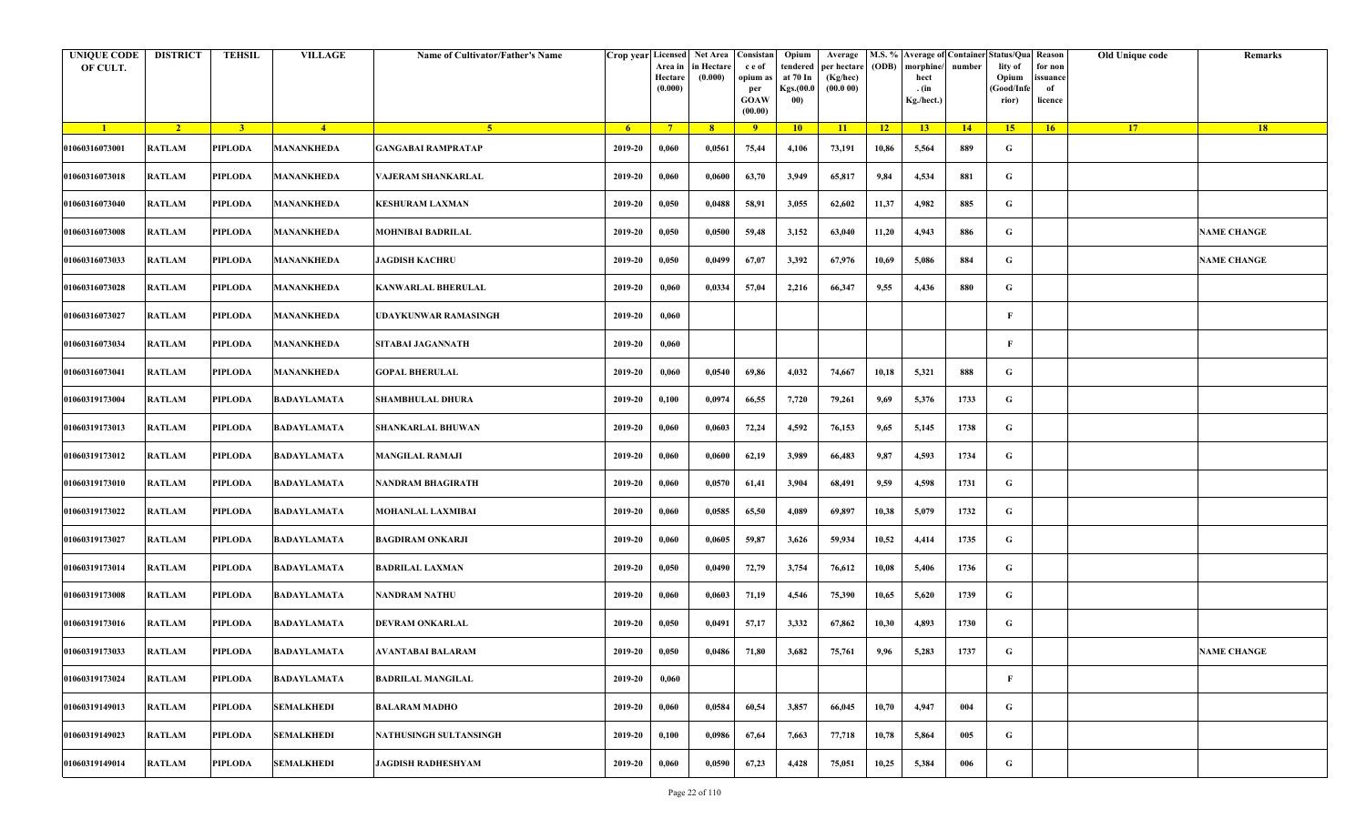| UNIQUE CODE OF CULT. | DISTRICT | TEHSIL | VILLAGE | Name of Cultivator/Father's Name | Crop year | Licensed Area in Hectare (0.000) | Net Area in Hectare (0.000) | Consistance of opium as per GOAW (00.00) | Opium tendered at 70 In Kgs.(00.000) | Average per hectare (Kg/hec) (00.0 00) | M.S. % (ODB) | Average of morphine/ hect . (in Kg./hect.) | Container number | Status/Quality of Opium (Good/Inferior) | Reason for non issuance of licence | Old Unique code | Remarks |
|---|---|---|---|---|---|---|---|---|---|---|---|---|---|---|---|---|---|
| 1 | 2 | 3 | 4 | 5 | 6 | 7 | 8 | 9 | 10 | 11 | 12 | 13 | 14 | 15 | 16 | 17 | 18 |
| 01060316073001 | RATLAM | PIPLODA | MANANKHEDA | GANGABAI RAMPRATAP | 2019-20 | 0,060 | 0,0561 | 75,44 | 4,106 | 73,191 | 10,86 | 5,564 | 889 | G | | | |
| 01060316073018 | RATLAM | PIPLODA | MANANKHEDA | VAJERAM SHANKARLAL | 2019-20 | 0,060 | 0,0600 | 63,70 | 3,949 | 65,817 | 9,84 | 4,534 | 881 | G | | | |
| 01060316073040 | RATLAM | PIPLODA | MANANKHEDA | KESHURAM LAXMAN | 2019-20 | 0,050 | 0,0488 | 58,91 | 3,055 | 62,602 | 11,37 | 4,982 | 885 | G | | | |
| 01060316073008 | RATLAM | PIPLODA | MANANKHEDA | MOHNIBAI BADRILAL | 2019-20 | 0,050 | 0,0500 | 59,48 | 3,152 | 63,040 | 11,20 | 4,943 | 886 | G | | | NAME CHANGE |
| 01060316073033 | RATLAM | PIPLODA | MANANKHEDA | JAGDISH KACHRU | 2019-20 | 0,050 | 0,0499 | 67,07 | 3,392 | 67,976 | 10,69 | 5,086 | 884 | G | | | NAME CHANGE |
| 01060316073028 | RATLAM | PIPLODA | MANANKHEDA | KANWARLAL BHERULAL | 2019-20 | 0,060 | 0,0334 | 57,04 | 2,216 | 66,347 | 9,55 | 4,436 | 880 | G | | | |
| 01060316073027 | RATLAM | PIPLODA | MANANKHEDA | UDAYKUNWAR RAMASINGH | 2019-20 | 0,060 | | | | | | | | F | | | |
| 01060316073034 | RATLAM | PIPLODA | MANANKHEDA | SITABAI JAGANNATH | 2019-20 | 0,060 | | | | | | | | F | | | |
| 01060316073041 | RATLAM | PIPLODA | MANANKHEDA | GOPAL BHERULAL | 2019-20 | 0,060 | 0,0540 | 69,86 | 4,032 | 74,667 | 10,18 | 5,321 | 888 | G | | | |
| 01060319173004 | RATLAM | PIPLODA | BADAYLAMATA | SHAMBHULAL DHURA | 2019-20 | 0,100 | 0,0974 | 66,55 | 7,720 | 79,261 | 9,69 | 5,376 | 1733 | G | | | |
| 01060319173013 | RATLAM | PIPLODA | BADAYLAMATA | SHANKARLAL BHUWAN | 2019-20 | 0,060 | 0,0603 | 72,24 | 4,592 | 76,153 | 9,65 | 5,145 | 1738 | G | | | |
| 01060319173012 | RATLAM | PIPLODA | BADAYLAMATA | MANGILAL RAMAJI | 2019-20 | 0,060 | 0,0600 | 62,19 | 3,989 | 66,483 | 9,87 | 4,593 | 1734 | G | | | |
| 01060319173010 | RATLAM | PIPLODA | BADAYLAMATA | NANDRAM BHAGIRATH | 2019-20 | 0,060 | 0,0570 | 61,41 | 3,904 | 68,491 | 9,59 | 4,598 | 1731 | G | | | |
| 01060319173022 | RATLAM | PIPLODA | BADAYLAMATA | MOHANLAL LAXMIBAI | 2019-20 | 0,060 | 0,0585 | 65,50 | 4,089 | 69,897 | 10,38 | 5,079 | 1732 | G | | | |
| 01060319173027 | RATLAM | PIPLODA | BADAYLAMATA | BAGDIRAM ONKARJI | 2019-20 | 0,060 | 0,0605 | 59,87 | 3,626 | 59,934 | 10,52 | 4,414 | 1735 | G | | | |
| 01060319173014 | RATLAM | PIPLODA | BADAYLAMATA | BADRILAL LAXMAN | 2019-20 | 0,050 | 0,0490 | 72,79 | 3,754 | 76,612 | 10,08 | 5,406 | 1736 | G | | | |
| 01060319173008 | RATLAM | PIPLODA | BADAYLAMATA | NANDRAM NATHU | 2019-20 | 0,060 | 0,0603 | 71,19 | 4,546 | 75,390 | 10,65 | 5,620 | 1739 | G | | | |
| 01060319173016 | RATLAM | PIPLODA | BADAYLAMATA | DEVRAM ONKARLAL | 2019-20 | 0,050 | 0,0491 | 57,17 | 3,332 | 67,862 | 10,30 | 4,893 | 1730 | G | | | |
| 01060319173033 | RATLAM | PIPLODA | BADAYLAMATA | AVANTABAI BALARAM | 2019-20 | 0,050 | 0,0486 | 71,80 | 3,682 | 75,761 | 9,96 | 5,283 | 1737 | G | | | NAME CHANGE |
| 01060319173024 | RATLAM | PIPLODA | BADAYLAMATA | BADRILAL MANGILAL | 2019-20 | 0,060 | | | | | | | | F | | | |
| 01060319149013 | RATLAM | PIPLODA | SEMALKHEDI | BALARAM MADHO | 2019-20 | 0,060 | 0,0584 | 60,54 | 3,857 | 66,045 | 10,70 | 4,947 | 004 | G | | | |
| 01060319149023 | RATLAM | PIPLODA | SEMALKHEDI | NATHUSINGH SULTANSINGH | 2019-20 | 0,100 | 0,0986 | 67,64 | 7,663 | 77,718 | 10,78 | 5,864 | 005 | G | | | |
| 01060319149014 | RATLAM | PIPLODA | SEMALKHEDI | JAGDISH RADHESHYAM | 2019-20 | 0,060 | 0,0590 | 67,23 | 4,428 | 75,051 | 10,25 | 5,384 | 006 | G | | | |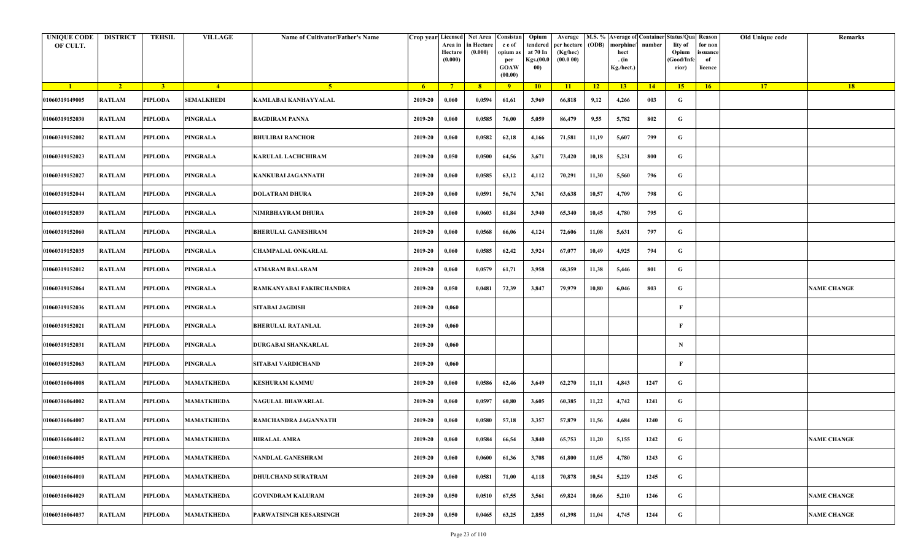| UNIQUE CODE OF CULT. | DISTRICT | TEHSIL | VILLAGE | Name of Cultivator/Father's Name | Crop year | Licensed Area in Hectare (0.000) | Net Area in Hectare (0.000) | Consistan c e of opium as per GOAW (00.00) | Opium tendered at 70 In Kgs.(00.000) | Average per hectare (Kg/hec) (00.0 00) | M.S. % (ODB) | Average of morphine/ hect . (in Kg./hect.) | Container number | Status/Quality of Opium (Good/Inferior) | Reason for non issuance of licence | Old Unique code | Remarks |
|---|---|---|---|---|---|---|---|---|---|---|---|---|---|---|---|---|---|
| 1 | 2 | 3 | 4 | 5 | 6 | 7 | 8 | 9 | 10 | 11 | 12 | 13 | 14 | 15 | 16 | 17 | 18 |
| 01060319149005 | RATLAM | PIPLODA | SEMALKHEDI | KAMLABAI KANHAYYALAL | 2019-20 | 0,060 | 0,0594 | 61,61 | 3,969 | 66,818 | 9,12 | 4,266 | 003 | G | | | |
| 01060319152030 | RATLAM | PIPLODA | PINGRALA | BAGDIRAM PANNA | 2019-20 | 0,060 | 0,0585 | 76,00 | 5,059 | 86,479 | 9,55 | 5,782 | 802 | G | | | |
| 01060319152002 | RATLAM | PIPLODA | PINGRALA | BHULIBAI RANCHOR | 2019-20 | 0,060 | 0,0582 | 62,18 | 4,166 | 71,581 | 11,19 | 5,607 | 799 | G | | | |
| 01060319152023 | RATLAM | PIPLODA | PINGRALA | KARULAL LACHCHIRAM | 2019-20 | 0,050 | 0,0500 | 64,56 | 3,671 | 73,420 | 10,18 | 5,231 | 800 | G | | | |
| 01060319152027 | RATLAM | PIPLODA | PINGRALA | KANKUBAI JAGANNATH | 2019-20 | 0,060 | 0,0585 | 63,12 | 4,112 | 70,291 | 11,30 | 5,560 | 796 | G | | | |
| 01060319152044 | RATLAM | PIPLODA | PINGRALA | DOLATRAM DHURA | 2019-20 | 0,060 | 0,0591 | 56,74 | 3,761 | 63,638 | 10,57 | 4,709 | 798 | G | | | |
| 01060319152039 | RATLAM | PIPLODA | PINGRALA | NIMRBHAYRAM DHURA | 2019-20 | 0,060 | 0,0603 | 61,84 | 3,940 | 65,340 | 10,45 | 4,780 | 795 | G | | | |
| 01060319152060 | RATLAM | PIPLODA | PINGRALA | BHERULAL GANESHRAM | 2019-20 | 0,060 | 0,0568 | 66,06 | 4,124 | 72,606 | 11,08 | 5,631 | 797 | G | | | |
| 01060319152035 | RATLAM | PIPLODA | PINGRALA | CHAMPALAL ONKARLAL | 2019-20 | 0,060 | 0,0585 | 62,42 | 3,924 | 67,077 | 10,49 | 4,925 | 794 | G | | | |
| 01060319152012 | RATLAM | PIPLODA | PINGRALA | ATMARAM BALARAM | 2019-20 | 0,060 | 0,0579 | 61,71 | 3,958 | 68,359 | 11,38 | 5,446 | 801 | G | | | |
| 01060319152064 | RATLAM | PIPLODA | PINGRALA | RAMKANYABAI FAKIRCHANDRA | 2019-20 | 0,050 | 0,0481 | 72,39 | 3,847 | 79,979 | 10,80 | 6,046 | 803 | G | | | NAME CHANGE |
| 01060319152036 | RATLAM | PIPLODA | PINGRALA | SITABAI JAGDISH | 2019-20 | 0,060 | | | | | | | | F | | | |
| 01060319152021 | RATLAM | PIPLODA | PINGRALA | BHERULAL RATANLAL | 2019-20 | 0,060 | | | | | | | | F | | | |
| 01060319152031 | RATLAM | PIPLODA | PINGRALA | DURGABAI SHANKARLAL | 2019-20 | 0,060 | | | | | | | | N | | | |
| 01060319152063 | RATLAM | PIPLODA | PINGRALA | SITABAI VARDICHAND | 2019-20 | 0,060 | | | | | | | | F | | | |
| 01060316064008 | RATLAM | PIPLODA | MAMATKHEDA | KESHURAM KAMMU | 2019-20 | 0,060 | 0,0586 | 62,46 | 3,649 | 62,270 | 11,11 | 4,843 | 1247 | G | | | |
| 01060316064002 | RATLAM | PIPLODA | MAMATKHEDA | NAGULAL BHAWARLAL | 2019-20 | 0,060 | 0,0597 | 60,80 | 3,605 | 60,385 | 11,22 | 4,742 | 1241 | G | | | |
| 01060316064007 | RATLAM | PIPLODA | MAMATKHEDA | RAMCHANDRA JAGANNATH | 2019-20 | 0,060 | 0,0580 | 57,18 | 3,357 | 57,879 | 11,56 | 4,684 | 1240 | G | | | |
| 01060316064012 | RATLAM | PIPLODA | MAMATKHEDA | HIRALAL AMRA | 2019-20 | 0,060 | 0,0584 | 66,54 | 3,840 | 65,753 | 11,20 | 5,155 | 1242 | G | | | NAME CHANGE |
| 01060316064005 | RATLAM | PIPLODA | MAMATKHEDA | NANDLAL GANESHRAM | 2019-20 | 0,060 | 0,0600 | 61,36 | 3,708 | 61,800 | 11,05 | 4,780 | 1243 | G | | | |
| 01060316064010 | RATLAM | PIPLODA | MAMATKHEDA | DHULCHAND SURATRAM | 2019-20 | 0,060 | 0,0581 | 71,00 | 4,118 | 70,878 | 10,54 | 5,229 | 1245 | G | | | |
| 01060316064029 | RATLAM | PIPLODA | MAMATKHEDA | GOVINDRAM KALURAM | 2019-20 | 0,050 | 0,0510 | 67,55 | 3,561 | 69,824 | 10,66 | 5,210 | 1246 | G | | | NAME CHANGE |
| 01060316064037 | RATLAM | PIPLODA | MAMATKHEDA | PARWATSINGH KESARSINGH | 2019-20 | 0,050 | 0,0465 | 63,25 | 2,855 | 61,398 | 11,04 | 4,745 | 1244 | G | | | NAME CHANGE |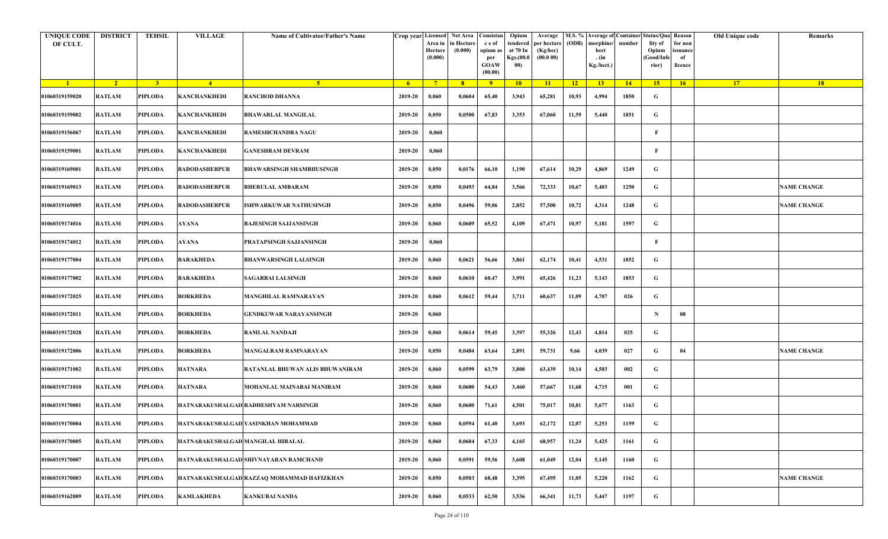| UNIQUE CODE OF CULT. | DISTRICT | TEHSIL | VILLAGE | Name of Cultivator/Father's Name | Crop year | Licensed Area in Hectare (0.000) | Net Area in Hectare (0.000) | Consistance of opium as per GOAW (00.00) | Opium tendered at 70 In Kgs.(00.000) | Average per hectare (Kg/hec) (00.0 00) | M.S. % (ODB) | Average of morphine/hect. (in Kg./hect.) | Container number | Status/Quality of Opium (Good/Inferior) | Reason for non issuance of licence | Old Unique code | Remarks |
|---|---|---|---|---|---|---|---|---|---|---|---|---|---|---|---|---|---|
| 1 | 2 | 3 | 4 | 5 | 6 | 7 | 8 | 9 | 10 | 11 | 12 | 13 | 14 | 15 | 16 | 17 | 18 |
| 01060319159020 | RATLAM | PIPLODA | KANCHANKHEDI | RANCHOD DHANNA | 2019-20 | 0,060 | 0,0604 | 65,40 | 3,943 | 65,281 | 10,93 | 4,994 | 1850 | G | | | |
| 01060319159002 | RATLAM | PIPLODA | KANCHANKHEDI | BHAWARLAL MANGILAL | 2019-20 | 0,050 | 0,0500 | 67,83 | 3,353 | 67,060 | 11,59 | 5,440 | 1851 | G | | | |
| 01060319156067 | RATLAM | PIPLODA | KANCHANKHEDI | RAMESHCHANDRA NAGU | 2019-20 | 0,060 | | | | | | | | F | | | |
| 01060319159001 | RATLAM | PIPLODA | KANCHANKHEDI | GANESHRAM DEVRAM | 2019-20 | 0,060 | | | | | | | | F | | | |
| 01060319169001 | RATLAM | PIPLODA | BADODASHERPUR | BHAWARSINGH SHAMBHUSINGH | 2019-20 | 0,050 | 0,0176 | 66,10 | 1,190 | 67,614 | 10,29 | 4,869 | 1249 | G | | | |
| 01060319169013 | RATLAM | PIPLODA | BADODASHERPUR | BHERULAL AMBARAM | 2019-20 | 0,050 | 0,0493 | 64,84 | 3,566 | 72,333 | 10,67 | 5,403 | 1250 | G | | | NAME CHANGE |
| 01060319169005 | RATLAM | PIPLODA | BADODASHERPUR | ISHWARKUWAR NATHUSINGH | 2019-20 | 0,050 | 0,0496 | 59,06 | 2,852 | 57,500 | 10,72 | 4,314 | 1248 | G | | | NAME CHANGE |
| 01060319174016 | RATLAM | PIPLODA | AYANA | BAJESINGH SAJJANSINGH | 2019-20 | 0,060 | 0,0609 | 65,52 | 4,109 | 67,471 | 10,97 | 5,181 | 1597 | G | | | |
| 01060319174012 | RATLAM | PIPLODA | AYANA | PRATAPSINGH SAJJANSINGH | 2019-20 | 0,060 | | | | | | | | F | | | |
| 01060319177004 | RATLAM | PIPLODA | BARAKHEDA | BHANWARSINGH LALSINGH | 2019-20 | 0,060 | 0,0621 | 56,66 | 3,861 | 62,174 | 10,41 | 4,531 | 1852 | G | | | |
| 01060319177002 | RATLAM | PIPLODA | BARAKHEDA | SAGARBAI LALSINGH | 2019-20 | 0,060 | 0,0610 | 60,47 | 3,991 | 65,426 | 11,23 | 5,143 | 1853 | G | | | |
| 01060319172025 | RATLAM | PIPLODA | BORKHEDA | MANGHILAL RAMNARAYAN | 2019-20 | 0,060 | 0,0612 | 59,44 | 3,711 | 60,637 | 11,09 | 4,707 | 026 | G | | | |
| 01060319172011 | RATLAM | PIPLODA | BORKHEDA | GENDKUWAR NARAYANSINGH | 2019-20 | 0,060 | | | | | | | | N | 08 | | |
| 01060319172028 | RATLAM | PIPLODA | BORKHEDA | RAMLAL NANDAJI | 2019-20 | 0,060 | 0,0614 | 59,45 | 3,397 | 55,326 | 12,43 | 4,814 | 025 | G | | | |
| 01060319172006 | RATLAM | PIPLODA | BORKHEDA | MANGALRAM RAMNARAYAN | 2019-20 | 0,050 | 0,0484 | 63,64 | 2,891 | 59,731 | 9,66 | 4,039 | 027 | G | 04 | | NAME CHANGE |
| 01060319171002 | RATLAM | PIPLODA | HATNARA | RATANLAL BHUWAN ALIS BHUWANIRAM | 2019-20 | 0,060 | 0,0599 | 63,79 | 3,800 | 63,439 | 10,14 | 4,503 | 002 | G | | | |
| 01060319171010 | RATLAM | PIPLODA | HATNARA | MOHANLAL MAINABAI MANIRAM | 2019-20 | 0,060 | 0,0600 | 54,43 | 3,460 | 57,667 | 11,68 | 4,715 | 001 | G | | | |
| 01060319170001 | RATLAM | PIPLODA | HATNARAKUSHALGAD | RADHESHYAM NARSINGH | 2019-20 | 0,060 | 0,0600 | 71,61 | 4,501 | 75,017 | 10,81 | 5,677 | 1163 | G | | | |
| 01060319170004 | RATLAM | PIPLODA | HATNARAKUSHALGAD | YASINKHAN MOHAMMAD | 2019-20 | 0,060 | 0,0594 | 61,40 | 3,693 | 62,172 | 12,07 | 5,253 | 1159 | G | | | |
| 01060319170005 | RATLAM | PIPLODA | HATNARAKUSHALGAD | MANGILAL HIRALAL | 2019-20 | 0,060 | 0,0604 | 67,33 | 4,165 | 68,957 | 11,24 | 5,425 | 1161 | G | | | |
| 01060319170007 | RATLAM | PIPLODA | HATNARAKUSHALGAD | SHIVNAYARAN RAMCHAND | 2019-20 | 0,060 | 0,0591 | 59,56 | 3,608 | 61,049 | 12,04 | 5,145 | 1160 | G | | | |
| 01060319170003 | RATLAM | PIPLODA | HATNARAKUSHALGAD | RAZZAQ MOHAMMAD HAFIZKHAN | 2019-20 | 0,050 | 0,0503 | 68,48 | 3,395 | 67,495 | 11,05 | 5,220 | 1162 | G | | | NAME CHANGE |
| 01060319162009 | RATLAM | PIPLODA | KAMLAKHEDA | KANKUBAI NANDA | 2019-20 | 0,060 | 0,0533 | 62,50 | 3,536 | 66,341 | 11,73 | 5,447 | 1197 | G | | | |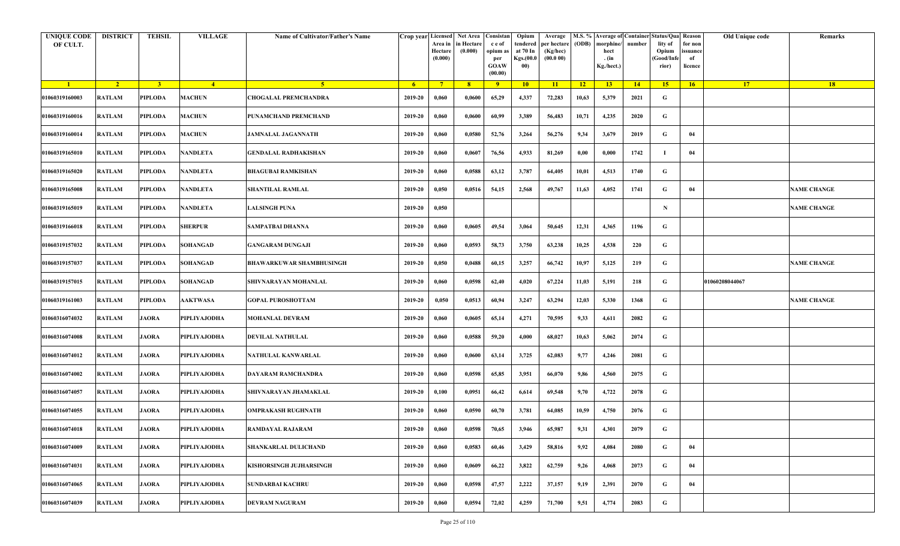| UNIQUE CODE OF CULT. | DISTRICT | TEHSIL | VILLAGE | Name of Cultivator/Father's Name | Crop year | Licensed Area in Hectare (0.000) | Net Area in Hectare (0.000) | Consistan c e of opium as per GOAW (00.00) | Opium tendered at 70 In Kgs.(00.000) | Average per hectare (Kg/hec) (00.0 00) | M.S. % (ODB) | Average of morphine/ hect . (in Kg./hect.) | Container number | Status/Quality of Opium (Good/Inferior) | Reason for non issuance of licence | Old Unique code | Remarks |
|---|---|---|---|---|---|---|---|---|---|---|---|---|---|---|---|---|---|
| 1 | 2 | 3 | 4 | 5 | 6 | 7 | 8 | 9 | 10 | 11 | 12 | 13 | 14 | 15 | 16 | 17 | 18 |
| 01060319160003 | RATLAM | PIPLODA | MACHUN | CHOGALAL PREMCHANDRA | 2019-20 | 0,060 | 0,0600 | 65,29 | 4,337 | 72,283 | 10,63 | 5,379 | 2021 | G | | | |
| 01060319160016 | RATLAM | PIPLODA | MACHUN | PUNAMCHAND PREMCHAND | 2019-20 | 0,060 | 0,0600 | 60,99 | 3,389 | 56,483 | 10,71 | 4,235 | 2020 | G | | | |
| 01060319160014 | RATLAM | PIPLODA | MACHUN | JAMNALAL JAGANNATH | 2019-20 | 0,060 | 0,0580 | 52,76 | 3,264 | 56,276 | 9,34 | 3,679 | 2019 | G | 04 | | |
| 01060319165010 | RATLAM | PIPLODA | NANDLETA | GENDALAL RADHAKISHAN | 2019-20 | 0,060 | 0,0607 | 76,56 | 4,933 | 81,269 | 0,00 | 0,000 | 1742 | I | 04 | | |
| 01060319165020 | RATLAM | PIPLODA | NANDLETA | BHAGUBAI RAMKISHAN | 2019-20 | 0,060 | 0,0588 | 63,12 | 3,787 | 64,405 | 10,01 | 4,513 | 1740 | G | | | |
| 01060319165008 | RATLAM | PIPLODA | NANDLETA | SHANTILAL RAMLAL | 2019-20 | 0,050 | 0,0516 | 54,15 | 2,568 | 49,767 | 11,63 | 4,052 | 1741 | G | 04 | | NAME CHANGE |
| 01060319165019 | RATLAM | PIPLODA | NANDLETA | LALSINGH PUNA | 2019-20 | 0,050 | | | | | | | | N | | | NAME CHANGE |
| 01060319166018 | RATLAM | PIPLODA | SHERPUR | SAMPATBAI DHANNA | 2019-20 | 0,060 | 0,0605 | 49,54 | 3,064 | 50,645 | 12,31 | 4,365 | 1196 | G | | | |
| 01060319157032 | RATLAM | PIPLODA | SOHANGAD | GANGARAM DUNGAJI | 2019-20 | 0,060 | 0,0593 | 58,73 | 3,750 | 63,238 | 10,25 | 4,538 | 220 | G | | | |
| 01060319157037 | RATLAM | PIPLODA | SOHANGAD | BHAWARKUWAR SHAMBHUSINGH | 2019-20 | 0,050 | 0,0488 | 60,15 | 3,257 | 66,742 | 10,97 | 5,125 | 219 | G | | | NAME CHANGE |
| 01060319157015 | RATLAM | PIPLODA | SOHANGAD | SHIVNARAYAN MOHANLAL | 2019-20 | 0,060 | 0,0598 | 62,40 | 4,020 | 67,224 | 11,03 | 5,191 | 218 | G | | 01060208044067 | |
| 01060319161003 | RATLAM | PIPLODA | AAKTWASA | GOPAL PUROSHOTTAM | 2019-20 | 0,050 | 0,0513 | 60,94 | 3,247 | 63,294 | 12,03 | 5,330 | 1368 | G | | | NAME CHANGE |
| 01060316074032 | RATLAM | JAORA | PIPLIYAJODHA | MOHANLAL DEVRAM | 2019-20 | 0,060 | 0,0605 | 65,14 | 4,271 | 70,595 | 9,33 | 4,611 | 2082 | G | | | |
| 01060316074008 | RATLAM | JAORA | PIPLIYAJODHA | DEVILAL NATHULAL | 2019-20 | 0,060 | 0,0588 | 59,20 | 4,000 | 68,027 | 10,63 | 5,062 | 2074 | G | | | |
| 01060316074012 | RATLAM | JAORA | PIPLIYAJODHA | NATHULAL KANWARLAL | 2019-20 | 0,060 | 0,0600 | 63,14 | 3,725 | 62,083 | 9,77 | 4,246 | 2081 | G | | | |
| 01060316074002 | RATLAM | JAORA | PIPLIYAJODHA | DAYARAM RAMCHANDRA | 2019-20 | 0,060 | 0,0598 | 65,85 | 3,951 | 66,070 | 9,86 | 4,560 | 2075 | G | | | |
| 01060316074057 | RATLAM | JAORA | PIPLIYAJODHA | SHIVNARAYAN JHAMAKLAL | 2019-20 | 0,100 | 0,0951 | 66,42 | 6,614 | 69,548 | 9,70 | 4,722 | 2078 | G | | | |
| 01060316074055 | RATLAM | JAORA | PIPLIYAJODHA | OMPRAKASH RUGHNATH | 2019-20 | 0,060 | 0,0590 | 60,70 | 3,781 | 64,085 | 10,59 | 4,750 | 2076 | G | | | |
| 01060316074018 | RATLAM | JAORA | PIPLIYAJODHA | RAMDAYAL RAJARAM | 2019-20 | 0,060 | 0,0598 | 70,65 | 3,946 | 65,987 | 9,31 | 4,301 | 2079 | G | | | |
| 01060316074009 | RATLAM | JAORA | PIPLIYAJODHA | SHANKARLAL DULICHAND | 2019-20 | 0,060 | 0,0583 | 60,46 | 3,429 | 58,816 | 9,92 | 4,084 | 2080 | G | 04 | | |
| 01060316074031 | RATLAM | JAORA | PIPLIYAJODHA | KISHORSINGH JUJHARSINGH | 2019-20 | 0,060 | 0,0609 | 66,22 | 3,822 | 62,759 | 9,26 | 4,068 | 2073 | G | 04 | | |
| 01060316074065 | RATLAM | JAORA | PIPLIYAJODHA | SUNDARBAI KACHRU | 2019-20 | 0,060 | 0,0598 | 47,57 | 2,222 | 37,157 | 9,19 | 2,391 | 2070 | G | 04 | | |
| 01060316074039 | RATLAM | JAORA | PIPLIYAJODHA | DEVRAM NAGURAM | 2019-20 | 0,060 | 0,0594 | 72,02 | 4,259 | 71,700 | 9,51 | 4,774 | 2083 | G | | | |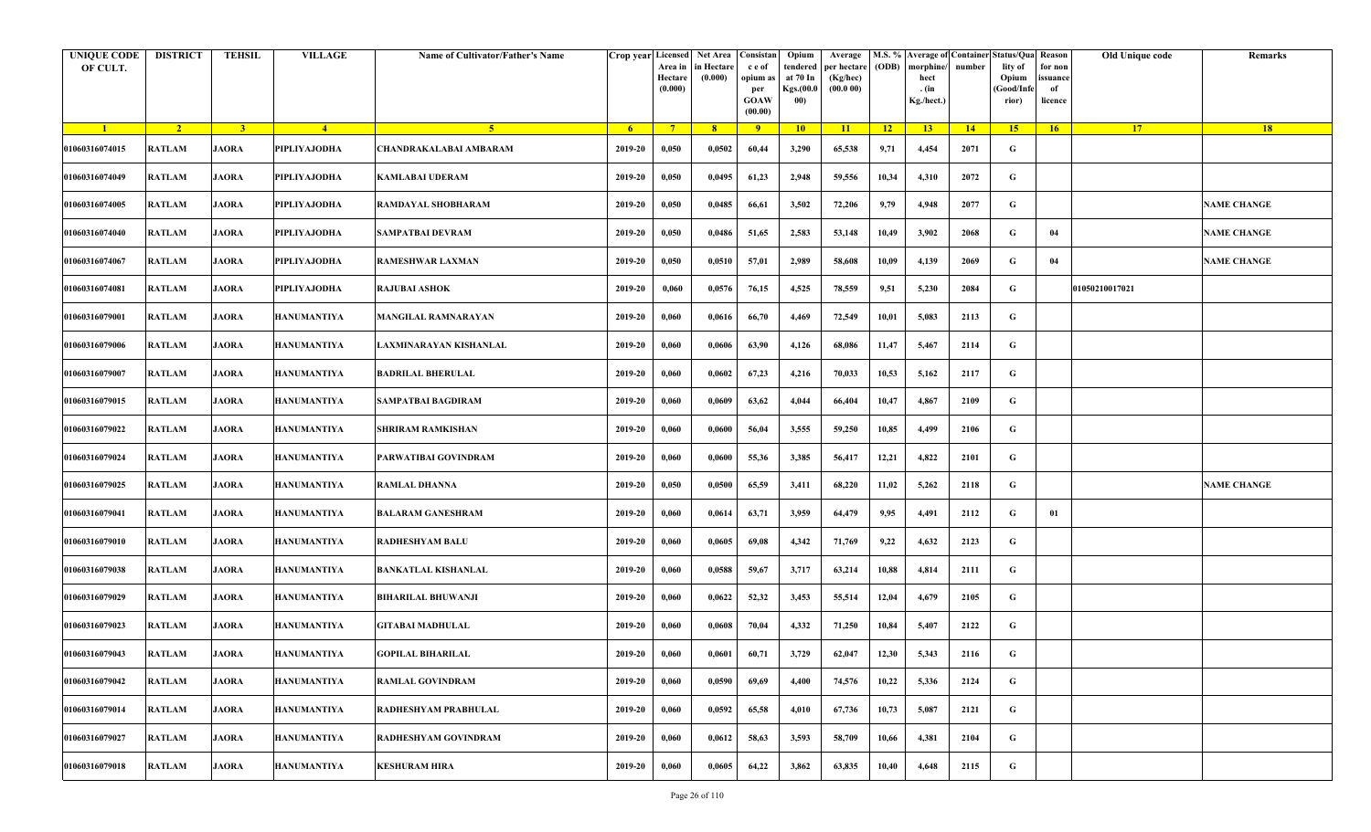| UNIQUE CODE OF CULT. | DISTRICT | TEHSIL | VILLAGE | Name of Cultivator/Father's Name | Crop year | Licensed Area in Hectare (0.000) | Net Area in Hectare (0.000) | Consistan c e of opium as per GOAW (00.00) | Opium tendered at 70 In Kgs.(00.000) | Average per hectare (Kg/hec) (00.0 00) | M.S. % (ODB) | Average of morphine/ hect . (in Kg./hect.) | Container number | Status/Quality of Opium (Good/Inferior) | Reason for non issuance of licence | Old Unique code | Remarks |
|---|---|---|---|---|---|---|---|---|---|---|---|---|---|---|---|---|---|
| 1 | 2 | 3 | 4 | 5 | 6 | 7 | 8 | 9 | 10 | 11 | 12 | 13 | 14 | 15 | 16 | 17 | 18 |
| 01060316074015 | RATLAM | JAORA | PIPLIYAJODHA | CHANDRAKALABAI AMBARAM | 2019-20 | 0,050 | 0,0502 | 60,44 | 3,290 | 65,538 | 9,71 | 4,454 | 2071 | G | | | |
| 01060316074049 | RATLAM | JAORA | PIPLIYAJODHA | KAMLABAI UDERAM | 2019-20 | 0,050 | 0,0495 | 61,23 | 2,948 | 59,556 | 10,34 | 4,310 | 2072 | G | | | |
| 01060316074005 | RATLAM | JAORA | PIPLIYAJODHA | RAMDAYAL SHOBHARAM | 2019-20 | 0,050 | 0,0485 | 66,61 | 3,502 | 72,206 | 9,79 | 4,948 | 2077 | G | | | NAME CHANGE |
| 01060316074040 | RATLAM | JAORA | PIPLIYAJODHA | SAMPATBAI DEVRAM | 2019-20 | 0,050 | 0,0486 | 51,65 | 2,583 | 53,148 | 10,49 | 3,902 | 2068 | G | 04 | | NAME CHANGE |
| 01060316074067 | RATLAM | JAORA | PIPLIYAJODHA | RAMESHWAR LAXMAN | 2019-20 | 0,050 | 0,0510 | 57,01 | 2,989 | 58,608 | 10,09 | 4,139 | 2069 | G | 04 | | NAME CHANGE |
| 01060316074081 | RATLAM | JAORA | PIPLIYAJODHA | RAJUBAI ASHOK | 2019-20 | 0,060 | 0,0576 | 76,15 | 4,525 | 78,559 | 9,51 | 5,230 | 2084 | G | | 01050210017021 | |
| 01060316079001 | RATLAM | JAORA | HANUMANTIYA | MANGILAL RAMNARAYAN | 2019-20 | 0,060 | 0,0616 | 66,70 | 4,469 | 72,549 | 10,01 | 5,083 | 2113 | G | | | |
| 01060316079006 | RATLAM | JAORA | HANUMANTIYA | LAXMINARAYAN KISHANLAL | 2019-20 | 0,060 | 0,0606 | 63,90 | 4,126 | 68,086 | 11,47 | 5,467 | 2114 | G | | | |
| 01060316079007 | RATLAM | JAORA | HANUMANTIYA | BADRILAL BHERULAL | 2019-20 | 0,060 | 0,0602 | 67,23 | 4,216 | 70,033 | 10,53 | 5,162 | 2117 | G | | | |
| 01060316079015 | RATLAM | JAORA | HANUMANTIYA | SAMPATBAI BAGDIRAM | 2019-20 | 0,060 | 0,0609 | 63,62 | 4,044 | 66,404 | 10,47 | 4,867 | 2109 | G | | | |
| 01060316079022 | RATLAM | JAORA | HANUMANTIYA | SHRIRAM RAMKISHAN | 2019-20 | 0,060 | 0,0600 | 56,04 | 3,555 | 59,250 | 10,85 | 4,499 | 2106 | G | | | |
| 01060316079024 | RATLAM | JAORA | HANUMANTIYA | PARWATIBAI GOVINDRAM | 2019-20 | 0,060 | 0,0600 | 55,36 | 3,385 | 56,417 | 12,21 | 4,822 | 2101 | G | | | |
| 01060316079025 | RATLAM | JAORA | HANUMANTIYA | RAMLAL DHANNA | 2019-20 | 0,050 | 0,0500 | 65,59 | 3,411 | 68,220 | 11,02 | 5,262 | 2118 | G | | | NAME CHANGE |
| 01060316079041 | RATLAM | JAORA | HANUMANTIYA | BALARAM GANESHRAM | 2019-20 | 0,060 | 0,0614 | 63,71 | 3,959 | 64,479 | 9,95 | 4,491 | 2112 | G | 01 | | |
| 01060316079010 | RATLAM | JAORA | HANUMANTIYA | RADHESHYAM BALU | 2019-20 | 0,060 | 0,0605 | 69,08 | 4,342 | 71,769 | 9,22 | 4,632 | 2123 | G | | | |
| 01060316079038 | RATLAM | JAORA | HANUMANTIYA | BANKATLAL KISHANLAL | 2019-20 | 0,060 | 0,0588 | 59,67 | 3,717 | 63,214 | 10,88 | 4,814 | 2111 | G | | | |
| 01060316079029 | RATLAM | JAORA | HANUMANTIYA | BIHARILAL BHUWANJI | 2019-20 | 0,060 | 0,0622 | 52,32 | 3,453 | 55,514 | 12,04 | 4,679 | 2105 | G | | | |
| 01060316079023 | RATLAM | JAORA | HANUMANTIYA | GITABAI MADHULAL | 2019-20 | 0,060 | 0,0608 | 70,04 | 4,332 | 71,250 | 10,84 | 5,407 | 2122 | G | | | |
| 01060316079043 | RATLAM | JAORA | HANUMANTIYA | GOPILAL BIHARILAL | 2019-20 | 0,060 | 0,0601 | 60,71 | 3,729 | 62,047 | 12,30 | 5,343 | 2116 | G | | | |
| 01060316079042 | RATLAM | JAORA | HANUMANTIYA | RAMLAL GOVINDRAM | 2019-20 | 0,060 | 0,0590 | 69,69 | 4,400 | 74,576 | 10,22 | 5,336 | 2124 | G | | | |
| 01060316079014 | RATLAM | JAORA | HANUMANTIYA | RADHESHYAM PRABHULAL | 2019-20 | 0,060 | 0,0592 | 65,58 | 4,010 | 67,736 | 10,73 | 5,087 | 2121 | G | | | |
| 01060316079027 | RATLAM | JAORA | HANUMANTIYA | RADHESHYAM GOVINDRAM | 2019-20 | 0,060 | 0,0612 | 58,63 | 3,593 | 58,709 | 10,66 | 4,381 | 2104 | G | | | |
| 01060316079018 | RATLAM | JAORA | HANUMANTIYA | KESHURAM HIRA | 2019-20 | 0,060 | 0,0605 | 64,22 | 3,862 | 63,835 | 10,40 | 4,648 | 2115 | G | | | |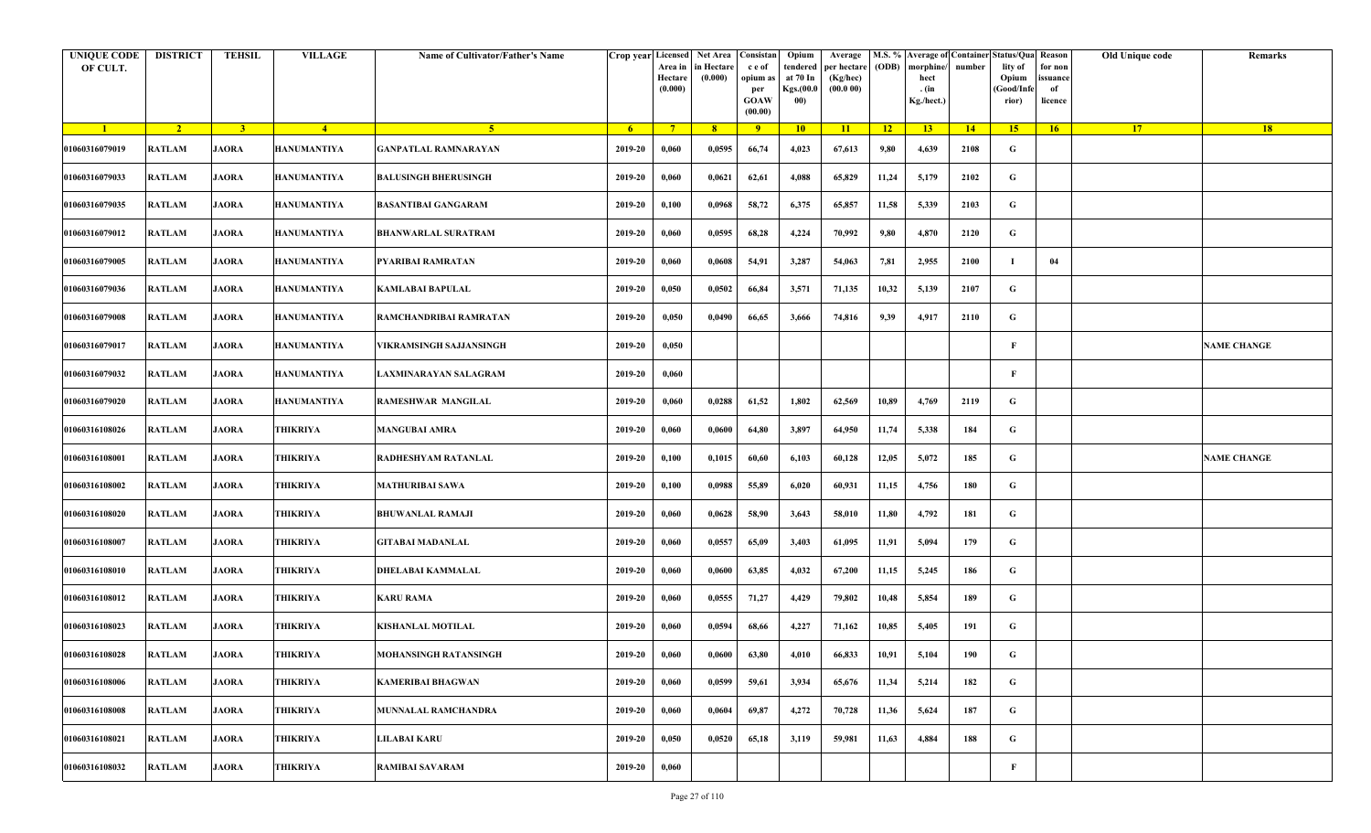| UNIQUE CODE OF CULT. | DISTRICT | TEHSIL | VILLAGE | Name of Cultivator/Father's Name | Crop year | Licensed Area in Hectare (0.000) | Net Area in Hectare (0.000) | Consistance of opium as per GOAW (00.00) | Opium tendered at 70 In Kgs.(00.000) | Average per hectare (Kg/hec) (00.0 00) | M.S. % (ODB) | Average of morphine/hect. (in Kg./hect.) | Container number | Status/Quality of Opium (Good/Inferior) | Reason for non issuance of licence | Old Unique code | Remarks |
|---|---|---|---|---|---|---|---|---|---|---|---|---|---|---|---|---|---|
| 1 | 2 | 3 | 4 | 5 | 6 | 7 | 8 | 9 | 10 | 11 | 12 | 13 | 14 | 15 | 16 | 17 | 18 |
| 01060316079019 | RATLAM | JAORA | HANUMANTIYA | GANPATLAL RAMNARAYAN | 2019-20 | 0,060 | 0,0595 | 66,74 | 4,023 | 67,613 | 9,80 | 4,639 | 2108 | G | | | |
| 01060316079033 | RATLAM | JAORA | HANUMANTIYA | BALUSINGH BHERUSINGH | 2019-20 | 0,060 | 0,0621 | 62,61 | 4,088 | 65,829 | 11,24 | 5,179 | 2102 | G | | | |
| 01060316079035 | RATLAM | JAORA | HANUMANTIYA | BASANTIBAI GANGARAM | 2019-20 | 0,100 | 0,0968 | 58,72 | 6,375 | 65,857 | 11,58 | 5,339 | 2103 | G | | | |
| 01060316079012 | RATLAM | JAORA | HANUMANTIYA | BHANWARLAL SURATRAM | 2019-20 | 0,060 | 0,0595 | 68,28 | 4,224 | 70,992 | 9,80 | 4,870 | 2120 | G | | | |
| 01060316079005 | RATLAM | JAORA | HANUMANTIYA | PYARIBAI RAMRATAN | 2019-20 | 0,060 | 0,0608 | 54,91 | 3,287 | 54,063 | 7,81 | 2,955 | 2100 | I | 04 | | |
| 01060316079036 | RATLAM | JAORA | HANUMANTIYA | KAMLABAI BAPULAL | 2019-20 | 0,050 | 0,0502 | 66,84 | 3,571 | 71,135 | 10,32 | 5,139 | 2107 | G | | | |
| 01060316079008 | RATLAM | JAORA | HANUMANTIYA | RAMCHANDRIBAI RAMRATAN | 2019-20 | 0,050 | 0,0490 | 66,65 | 3,666 | 74,816 | 9,39 | 4,917 | 2110 | G | | | |
| 01060316079017 | RATLAM | JAORA | HANUMANTIYA | VIKRAMSINGH SAJJANSINGH | 2019-20 | 0,050 | | | | | | | | F | | | NAME CHANGE |
| 01060316079032 | RATLAM | JAORA | HANUMANTIYA | LAXMINARAYAN SALAGRAM | 2019-20 | 0,060 | | | | | | | | F | | | |
| 01060316079020 | RATLAM | JAORA | HANUMANTIYA | RAMESHWAR MANGILAL | 2019-20 | 0,060 | 0,0288 | 61,52 | 1,802 | 62,569 | 10,89 | 4,769 | 2119 | G | | | |
| 01060316108026 | RATLAM | JAORA | THIKRIYA | MANGUBAI AMRA | 2019-20 | 0,060 | 0,0600 | 64,80 | 3,897 | 64,950 | 11,74 | 5,338 | 184 | G | | | |
| 01060316108001 | RATLAM | JAORA | THIKRIYA | RADHESHYAM RATANLAL | 2019-20 | 0,100 | 0,1015 | 60,60 | 6,103 | 60,128 | 12,05 | 5,072 | 185 | G | | | NAME CHANGE |
| 01060316108002 | RATLAM | JAORA | THIKRIYA | MATHURIBAI SAWA | 2019-20 | 0,100 | 0,0988 | 55,89 | 6,020 | 60,931 | 11,15 | 4,756 | 180 | G | | | |
| 01060316108020 | RATLAM | JAORA | THIKRIYA | BHUWANLAL RAMAJI | 2019-20 | 0,060 | 0,0628 | 58,90 | 3,643 | 58,010 | 11,80 | 4,792 | 181 | G | | | |
| 01060316108007 | RATLAM | JAORA | THIKRIYA | GITABAI MADANLAL | 2019-20 | 0,060 | 0,0557 | 65,09 | 3,403 | 61,095 | 11,91 | 5,094 | 179 | G | | | |
| 01060316108010 | RATLAM | JAORA | THIKRIYA | DHELABAI KAMMALAL | 2019-20 | 0,060 | 0,0600 | 63,85 | 4,032 | 67,200 | 11,15 | 5,245 | 186 | G | | | |
| 01060316108012 | RATLAM | JAORA | THIKRIYA | KARU RAMA | 2019-20 | 0,060 | 0,0555 | 71,27 | 4,429 | 79,802 | 10,48 | 5,854 | 189 | G | | | |
| 01060316108023 | RATLAM | JAORA | THIKRIYA | KISHANLAL MOTILAL | 2019-20 | 0,060 | 0,0594 | 68,66 | 4,227 | 71,162 | 10,85 | 5,405 | 191 | G | | | |
| 01060316108028 | RATLAM | JAORA | THIKRIYA | MOHANSINGH RATANSINGH | 2019-20 | 0,060 | 0,0600 | 63,80 | 4,010 | 66,833 | 10,91 | 5,104 | 190 | G | | | |
| 01060316108006 | RATLAM | JAORA | THIKRIYA | KAMERIBAI BHAGWAN | 2019-20 | 0,060 | 0,0599 | 59,61 | 3,934 | 65,676 | 11,34 | 5,214 | 182 | G | | | |
| 01060316108008 | RATLAM | JAORA | THIKRIYA | MUNNALAL RAMCHANDRA | 2019-20 | 0,060 | 0,0604 | 69,87 | 4,272 | 70,728 | 11,36 | 5,624 | 187 | G | | | |
| 01060316108021 | RATLAM | JAORA | THIKRIYA | LILABAI KARU | 2019-20 | 0,050 | 0,0520 | 65,18 | 3,119 | 59,981 | 11,63 | 4,884 | 188 | G | | | |
| 01060316108032 | RATLAM | JAORA | THIKRIYA | RAMIBAI SAVARAM | 2019-20 | 0,060 | | | | | | | | F | | | |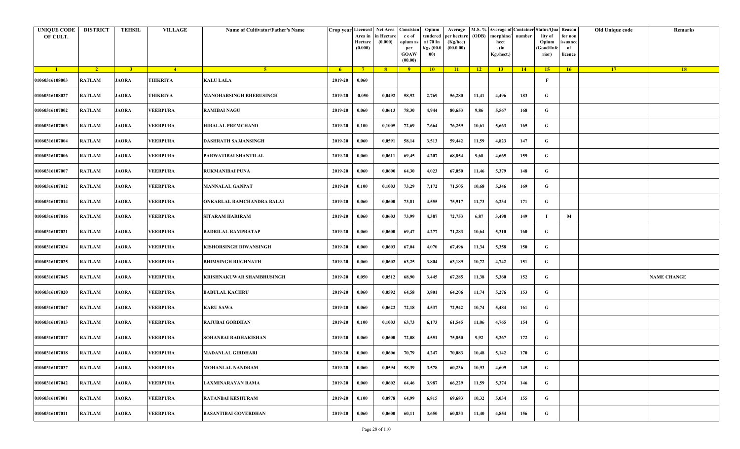| UNIQUE CODE OF CULT. | DISTRICT | TEHSIL | VILLAGE | Name of Cultivator/Father's Name | Crop year | Licensed Area in Hectare (0.000) | Net Area in Hectare (0.000) | Consistan c e of opium as per GOAW (00.00) | Opium tendered at 70 In Kgs.(00.000) | Average per hectare (Kg/hec) (00.0 00) | M.S. % (ODB) | Average of morphine/ hect . (in Kg./hect.) | Container number | Status/Quality of Opium (Good/Inferior) | Reason for non issuance of licence | Old Unique code | Remarks |
|---|---|---|---|---|---|---|---|---|---|---|---|---|---|---|---|---|---|
| 1 | 2 | 3 | 4 | 5 | 6 | 7 | 8 | 9 | 10 | 11 | 12 | 13 | 14 | 15 | 16 | 17 | 18 |
| 01060316108003 | RATLAM | JAORA | THIKRIYA | KALU LALA | 2019-20 | 0,060 | | | | | | | | F | | | |
| 01060316108027 | RATLAM | JAORA | THIKRIYA | MANOHARSINGH BHERUSINGH | 2019-20 | 0,050 | 0,0492 | 58,92 | 2,769 | 56,280 | 11,41 | 4,496 | 183 | G | | | |
| 01060316107002 | RATLAM | JAORA | VEERPURA | RAMIBAI NAGU | 2019-20 | 0,060 | 0,0613 | 78,30 | 4,944 | 80,653 | 9,86 | 5,567 | 168 | G | | | |
| 01060316107003 | RATLAM | JAORA | VEERPURA | HIRALAL PREMCHAND | 2019-20 | 0,100 | 0,1005 | 72,69 | 7,664 | 76,259 | 10,61 | 5,663 | 165 | G | | | |
| 01060316107004 | RATLAM | JAORA | VEERPURA | DASHRATH SAJJANSINGH | 2019-20 | 0,060 | 0,0591 | 58,14 | 3,513 | 59,442 | 11,59 | 4,823 | 147 | G | | | |
| 01060316107006 | RATLAM | JAORA | VEERPURA | PARWATIBAI SHANTILAL | 2019-20 | 0,060 | 0,0611 | 69,45 | 4,207 | 68,854 | 9,68 | 4,665 | 159 | G | | | |
| 01060316107007 | RATLAM | JAORA | VEERPURA | RUKMANIBAI PUNA | 2019-20 | 0,060 | 0,0600 | 64,30 | 4,023 | 67,050 | 11,46 | 5,379 | 148 | G | | | |
| 01060316107012 | RATLAM | JAORA | VEERPURA | MANNALAL GANPAT | 2019-20 | 0,100 | 0,1003 | 73,29 | 7,172 | 71,505 | 10,68 | 5,346 | 169 | G | | | |
| 01060316107014 | RATLAM | JAORA | VEERPURA | ONKARLAL RAMCHANDRA BALAI | 2019-20 | 0,060 | 0,0600 | 73,81 | 4,555 | 75,917 | 11,73 | 6,234 | 171 | G | | | |
| 01060316107016 | RATLAM | JAORA | VEERPURA | SITARAM HARIRAM | 2019-20 | 0,060 | 0,0603 | 73,99 | 4,387 | 72,753 | 6,87 | 3,498 | 149 | I | 04 | | |
| 01060316107021 | RATLAM | JAORA | VEERPURA | BADRILAL RAMPRATAP | 2019-20 | 0,060 | 0,0600 | 69,47 | 4,277 | 71,283 | 10,64 | 5,310 | 160 | G | | | |
| 01060316107034 | RATLAM | JAORA | VEERPURA | KISHORSINGH DIWANSINGH | 2019-20 | 0,060 | 0,0603 | 67,04 | 4,070 | 67,496 | 11,34 | 5,358 | 150 | G | | | |
| 01060316107025 | RATLAM | JAORA | VEERPURA | BHIMSINGH RUGHNATH | 2019-20 | 0,060 | 0,0602 | 63,25 | 3,804 | 63,189 | 10,72 | 4,742 | 151 | G | | | |
| 01060316107045 | RATLAM | JAORA | VEERPURA | KRISHNAKUWAR SHAMBHUSINGH | 2019-20 | 0,050 | 0,0512 | 68,90 | 3,445 | 67,285 | 11,38 | 5,360 | 152 | G | | | NAME CHANGE |
| 01060316107020 | RATLAM | JAORA | VEERPURA | BABULAL KACHRU | 2019-20 | 0,060 | 0,0592 | 64,58 | 3,801 | 64,206 | 11,74 | 5,276 | 153 | G | | | |
| 01060316107047 | RATLAM | JAORA | VEERPURA | KARU SAWA | 2019-20 | 0,060 | 0,0622 | 72,18 | 4,537 | 72,942 | 10,74 | 5,484 | 161 | G | | | |
| 01060316107013 | RATLAM | JAORA | VEERPURA | RAJUBAI GORDHAN | 2019-20 | 0,100 | 0,1003 | 63,73 | 6,173 | 61,545 | 11,06 | 4,765 | 154 | G | | | |
| 01060316107017 | RATLAM | JAORA | VEERPURA | SOHANBAI RADHAKISHAN | 2019-20 | 0,060 | 0,0600 | 72,08 | 4,551 | 75,850 | 9,92 | 5,267 | 172 | G | | | |
| 01060316107018 | RATLAM | JAORA | VEERPURA | MADANLAL GIRDHARI | 2019-20 | 0,060 | 0,0606 | 70,79 | 4,247 | 70,083 | 10,48 | 5,142 | 170 | G | | | |
| 01060316107037 | RATLAM | JAORA | VEERPURA | MOHANLAL NANDRAM | 2019-20 | 0,060 | 0,0594 | 58,39 | 3,578 | 60,236 | 10,93 | 4,609 | 145 | G | | | |
| 01060316107042 | RATLAM | JAORA | VEERPURA | LAXMINARAYAN RAMA | 2019-20 | 0,060 | 0,0602 | 64,46 | 3,987 | 66,229 | 11,59 | 5,374 | 146 | G | | | |
| 01060316107001 | RATLAM | JAORA | VEERPURA | RATANBAI KESHURAM | 2019-20 | 0,100 | 0,0978 | 64,99 | 6,815 | 69,683 | 10,32 | 5,034 | 155 | G | | | |
| 01060316107011 | RATLAM | JAORA | VEERPURA | BASANTIBAI GOVERDHAN | 2019-20 | 0,060 | 0,0600 | 60,11 | 3,650 | 60,833 | 11,40 | 4,854 | 156 | G | | | |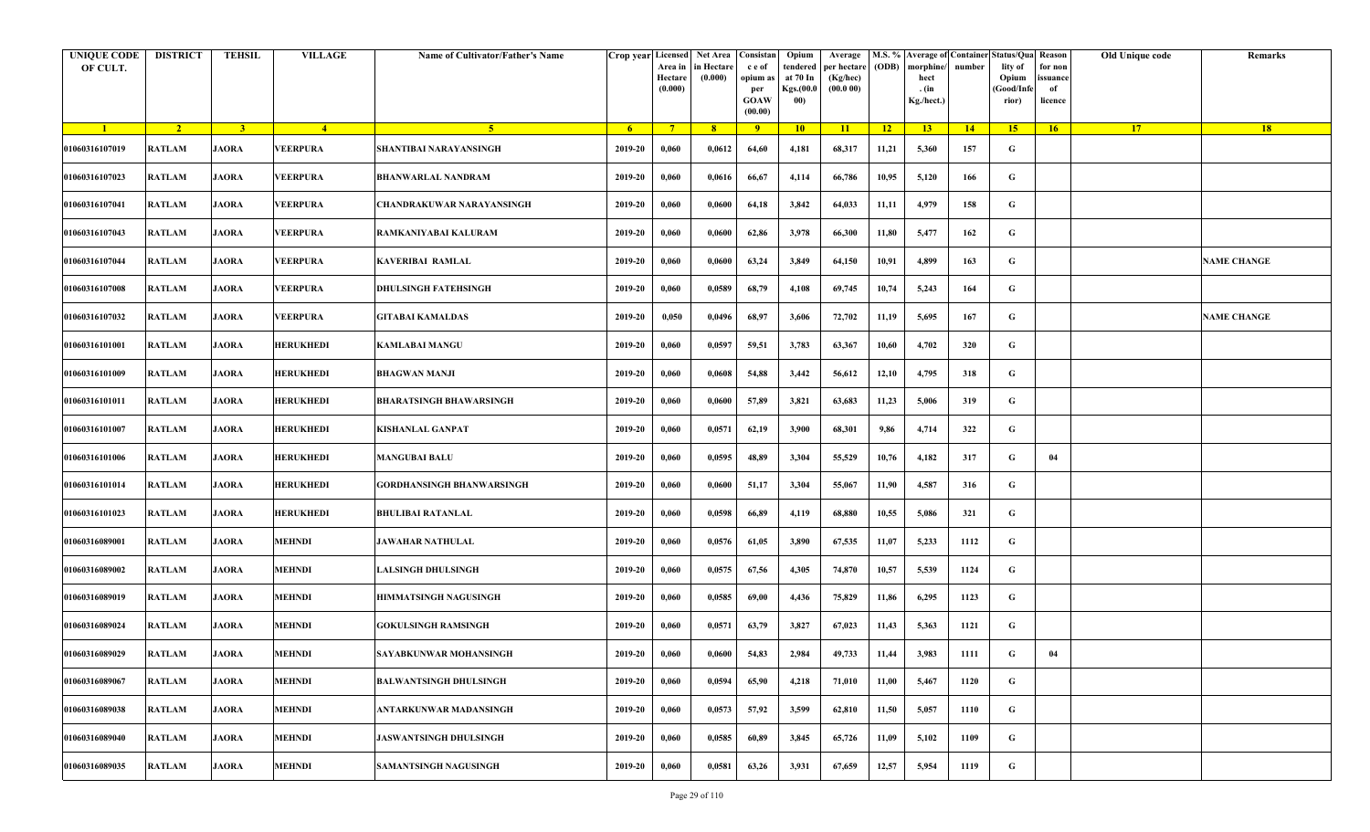| UNIQUE CODE OF CULT. | DISTRICT | TEHSIL | VILLAGE | Name of Cultivator/Father's Name | Crop year | Licensed Area in Hectare (0.000) | Net Area in Hectare (0.000) | Consistance of opium as per GOAW (00.00) | Opium tendered at 70 In Kgs.(00.000) | Average per hectare (Kg/hec) (00.0 00) | M.S. % (ODB) | Average of morphine/hect. (in Kg./hect.) | Container number | Status/Quality of Opium (Good/Inferior) | Reason for non issuance of licence | Old Unique code | Remarks |
|---|---|---|---|---|---|---|---|---|---|---|---|---|---|---|---|---|---|
| 1 | 2 | 3 | 4 | 5 | 6 | 7 | 8 | 9 | 10 | 11 | 12 | 13 | 14 | 15 | 16 | 17 | 18 |
| 01060316107019 | RATLAM | JAORA | VEERPURA | SHANTIBAI NARAYANSINGH | 2019-20 | 0,060 | 0,0612 | 64,60 | 4,181 | 68,317 | 11,21 | 5,360 | 157 | G | | | |
| 01060316107023 | RATLAM | JAORA | VEERPURA | BHANWARLAL NANDRAM | 2019-20 | 0,060 | 0,0616 | 66,67 | 4,114 | 66,786 | 10,95 | 5,120 | 166 | G | | | |
| 01060316107041 | RATLAM | JAORA | VEERPURA | CHANDRAKUWAR NARAYANSINGH | 2019-20 | 0,060 | 0,0600 | 64,18 | 3,842 | 64,033 | 11,11 | 4,979 | 158 | G | | | |
| 01060316107043 | RATLAM | JAORA | VEERPURA | RAMKANIYABAI KALURAM | 2019-20 | 0,060 | 0,0600 | 62,86 | 3,978 | 66,300 | 11,80 | 5,477 | 162 | G | | | |
| 01060316107044 | RATLAM | JAORA | VEERPURA | KAVERIBAI RAMLAL | 2019-20 | 0,060 | 0,0600 | 63,24 | 3,849 | 64,150 | 10,91 | 4,899 | 163 | G | | | NAME CHANGE |
| 01060316107008 | RATLAM | JAORA | VEERPURA | DHULSINGH FATEHSINGH | 2019-20 | 0,060 | 0,0589 | 68,79 | 4,108 | 69,745 | 10,74 | 5,243 | 164 | G | | | |
| 01060316107032 | RATLAM | JAORA | VEERPURA | GITABAI KAMALDAS | 2019-20 | 0,050 | 0,0496 | 68,97 | 3,606 | 72,702 | 11,19 | 5,695 | 167 | G | | | NAME CHANGE |
| 01060316101001 | RATLAM | JAORA | HERUKHEDI | KAMLABAI MANGU | 2019-20 | 0,060 | 0,0597 | 59,51 | 3,783 | 63,367 | 10,60 | 4,702 | 320 | G | | | |
| 01060316101009 | RATLAM | JAORA | HERUKHEDI | BHAGWAN MANJI | 2019-20 | 0,060 | 0,0608 | 54,88 | 3,442 | 56,612 | 12,10 | 4,795 | 318 | G | | | |
| 01060316101011 | RATLAM | JAORA | HERUKHEDI | BHARATSINGH BHAWARSINGH | 2019-20 | 0,060 | 0,0600 | 57,89 | 3,821 | 63,683 | 11,23 | 5,006 | 319 | G | | | |
| 01060316101007 | RATLAM | JAORA | HERUKHEDI | KISHANLAL GANPAT | 2019-20 | 0,060 | 0,0571 | 62,19 | 3,900 | 68,301 | 9,86 | 4,714 | 322 | G | | | |
| 01060316101006 | RATLAM | JAORA | HERUKHEDI | MANGUBAI BALU | 2019-20 | 0,060 | 0,0595 | 48,89 | 3,304 | 55,529 | 10,76 | 4,182 | 317 | G | 04 | | |
| 01060316101014 | RATLAM | JAORA | HERUKHEDI | GORDHANSINGH BHANWARSINGH | 2019-20 | 0,060 | 0,0600 | 51,17 | 3,304 | 55,067 | 11,90 | 4,587 | 316 | G | | | |
| 01060316101023 | RATLAM | JAORA | HERUKHEDI | BHULIBAI RATANLAL | 2019-20 | 0,060 | 0,0598 | 66,89 | 4,119 | 68,880 | 10,55 | 5,086 | 321 | G | | | |
| 01060316089001 | RATLAM | JAORA | MEHNDI | JAWAHAR NATHULAL | 2019-20 | 0,060 | 0,0576 | 61,05 | 3,890 | 67,535 | 11,07 | 5,233 | 1112 | G | | | |
| 01060316089002 | RATLAM | JAORA | MEHNDI | LALSINGH DHULSINGH | 2019-20 | 0,060 | 0,0575 | 67,56 | 4,305 | 74,870 | 10,57 | 5,539 | 1124 | G | | | |
| 01060316089019 | RATLAM | JAORA | MEHNDI | HIMMATSINGH NAGUSINGH | 2019-20 | 0,060 | 0,0585 | 69,00 | 4,436 | 75,829 | 11,86 | 6,295 | 1123 | G | | | |
| 01060316089024 | RATLAM | JAORA | MEHNDI | GOKULSINGH RAMSINGH | 2019-20 | 0,060 | 0,0571 | 63,79 | 3,827 | 67,023 | 11,43 | 5,363 | 1121 | G | | | |
| 01060316089029 | RATLAM | JAORA | MEHNDI | SAYABKUNWAR MOHANSINGH | 2019-20 | 0,060 | 0,0600 | 54,83 | 2,984 | 49,733 | 11,44 | 3,983 | 1111 | G | 04 | | |
| 01060316089067 | RATLAM | JAORA | MEHNDI | BALWANTSINGH DHULSINGH | 2019-20 | 0,060 | 0,0594 | 65,90 | 4,218 | 71,010 | 11,00 | 5,467 | 1120 | G | | | |
| 01060316089038 | RATLAM | JAORA | MEHNDI | ANTARKUNWAR MADANSINGH | 2019-20 | 0,060 | 0,0573 | 57,92 | 3,599 | 62,810 | 11,50 | 5,057 | 1110 | G | | | |
| 01060316089040 | RATLAM | JAORA | MEHNDI | JASWANTSINGH DHULSINGH | 2019-20 | 0,060 | 0,0585 | 60,89 | 3,845 | 65,726 | 11,09 | 5,102 | 1109 | G | | | |
| 01060316089035 | RATLAM | JAORA | MEHNDI | SAMANTSINGH NAGUSINGH | 2019-20 | 0,060 | 0,0581 | 63,26 | 3,931 | 67,659 | 12,57 | 5,954 | 1119 | G | | | |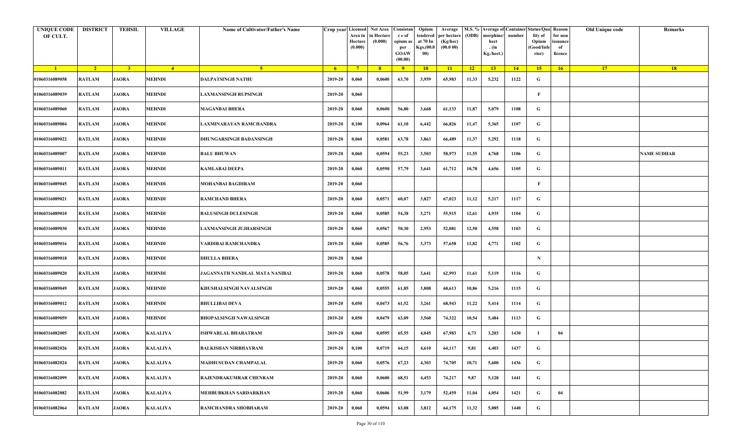| UNIQUE CODE OF CULT. | DISTRICT | TEHSIL | VILLAGE | Name of Cultivator/Father's Name | Crop year | Licensed Area in Hectare (0.000) | Net Area in Hectare (0.000) | Consistance of opium as per GOAW (00.00) | Opium tendered at 70 In Kgs.(00.000) | Average per hectare (Kg/hec) (00.0 00) | M.S. % (ODB) | Average of morphine/hect . (in Kg./hect.) | Container number | Status/Quality of Opium (Good/Inferior) | Reason for non issuance of licence | Old Unique code | Remarks |
|---|---|---|---|---|---|---|---|---|---|---|---|---|---|---|---|---|---|
| 1 | 2 | 3 | 4 | 5 | 6 | 7 | 8 | 9 | 10 | 11 | 12 | 13 | 14 | 15 | 16 | 17 | 18 |
| 01060316089058 | RATLAM | JAORA | MEHNDI | DALPATSINGH NATHU | 2019-20 | 0,060 | 0,0600 | 63,70 | 3,959 | 65,983 | 11,33 | 5,232 | 1122 | G | | | |
| 01060316089039 | RATLAM | JAORA | MEHNDI | LAXMANSINGH RUPSINGH | 2019-20 | 0,060 | | | | | | | | F | | | |
| 01060316089060 | RATLAM | JAORA | MEHNDI | MAGANBAI BHERA | 2019-20 | 0,060 | 0,0600 | 56,80 | 3,668 | 61,133 | 11,87 | 5,079 | 1108 | G | | | |
| 01060316089004 | RATLAM | JAORA | MEHNDI | LAXMINARAYAN RAMCHANDRA | 2019-20 | 0,100 | 0,0964 | 61,10 | 6,442 | 66,826 | 11,47 | 5,365 | 1107 | G | | | |
| 01060316089022 | RATLAM | JAORA | MEHNDI | DHUNGARSINGH BADANSINGH | 2019-20 | 0,060 | 0,0581 | 63,78 | 3,863 | 66,489 | 11,37 | 5,292 | 1118 | G | | | |
| 01060316089007 | RATLAM | JAORA | MEHNDI | BALU BHUWAN | 2019-20 | 0,060 | 0,0594 | 55,23 | 3,503 | 58,973 | 11,55 | 4,768 | 1106 | G | | | NAME SUDHAR |
| 01060316089011 | RATLAM | JAORA | MEHNDI | KAMLABAI DEEPA | 2019-20 | 0,060 | 0,0590 | 57,79 | 3,641 | 61,712 | 10,78 | 4,656 | 1105 | G | | | |
| 01060316089045 | RATLAM | JAORA | MEHNDI | MOHANBAI BAGDIRAM | 2019-20 | 0,060 | | | | | | | | F | | | |
| 01060316089021 | RATLAM | JAORA | MEHNDI | RAMCHAND BHERA | 2019-20 | 0,060 | 0,0571 | 60,07 | 3,827 | 67,023 | 11,12 | 5,217 | 1117 | G | | | |
| 01060316089010 | RATLAM | JAORA | MEHNDI | BALUSINGH DULESINGH | 2019-20 | 0,060 | 0,0585 | 54,38 | 3,271 | 55,915 | 12,61 | 4,935 | 1104 | G | | | |
| 01060316089030 | RATLAM | JAORA | MEHNDI | LAXMANSINGH JUJHARSINGH | 2019-20 | 0,060 | 0,0567 | 50,30 | 2,953 | 52,081 | 12,50 | 4,558 | 1103 | G | | | |
| 01060316089016 | RATLAM | JAORA | MEHNDI | VARDIBAI RAMCHANDRA | 2019-20 | 0,060 | 0,0585 | 56,76 | 3,373 | 57,658 | 11,82 | 4,771 | 1102 | G | | | |
| 01060316089018 | RATLAM | JAORA | MEHNDI | DHULLA BHERA | 2019-20 | 0,060 | | | | | | | | N | | | |
| 01060316089020 | RATLAM | JAORA | MEHNDI | JAGANNATH NANDLAL MATA NANIBAI | 2019-20 | 0,060 | 0,0578 | 58,05 | 3,641 | 62,993 | 11,61 | 5,119 | 1116 | G | | | |
| 01060316089049 | RATLAM | JAORA | MEHNDI | KHUSHALSINGH NAVALSINGH | 2019-20 | 0,060 | 0,0555 | 61,85 | 3,808 | 68,613 | 10,86 | 5,216 | 1115 | G | | | |
| 01060316089012 | RATLAM | JAORA | MEHNDI | BHULLIBAI DEVA | 2019-20 | 0,050 | 0,0473 | 61,52 | 3,261 | 68,943 | 11,22 | 5,414 | 1114 | G | | | |
| 01060316089059 | RATLAM | JAORA | MEHNDI | BHOPALSINGH NAWALSINGH | 2019-20 | 0,050 | 0,0479 | 63,09 | 3,560 | 74,322 | 10,54 | 5,484 | 1113 | G | | | |
| 01060316082005 | RATLAM | JAORA | KALALIYA | ISHWARLAL BHARATRAM | 2019-20 | 0,060 | 0,0595 | 65,55 | 4,045 | 67,983 | 6,73 | 3,203 | 1430 | I | 04 | | |
| 01060316082026 | RATLAM | JAORA | KALALIYA | BALKISHAN NIRBHAYRAM | 2019-20 | 0,100 | 0,0719 | 64,15 | 4,610 | 64,117 | 9,81 | 4,403 | 1437 | G | | | |
| 01060316082024 | RATLAM | JAORA | KALALIYA | MADHUSUDAN CHAMPALAL | 2019-20 | 0,060 | 0,0576 | 67,23 | 4,303 | 74,705 | 10,71 | 5,600 | 1436 | G | | | |
| 01060316082099 | RATLAM | JAORA | KALALIYA | RAJENDRAKUMRAR CHENRAM | 2019-20 | 0,060 | 0,0600 | 68,51 | 4,453 | 74,217 | 9,87 | 5,128 | 1441 | G | | | |
| 01060316082082 | RATLAM | JAORA | KALALIYA | MEHBUBKHAN SARDARKHAN | 2019-20 | 0,060 | 0,0606 | 51,99 | 3,179 | 52,459 | 11,04 | 4,054 | 1421 | G | 04 | | |
| 01060316082064 | RATLAM | JAORA | KALALIYA | RAMCHANDRA SHOBHARAM | 2019-20 | 0,060 | 0,0594 | 63,08 | 3,812 | 64,175 | 11,32 | 5,085 | 1440 | G | | | |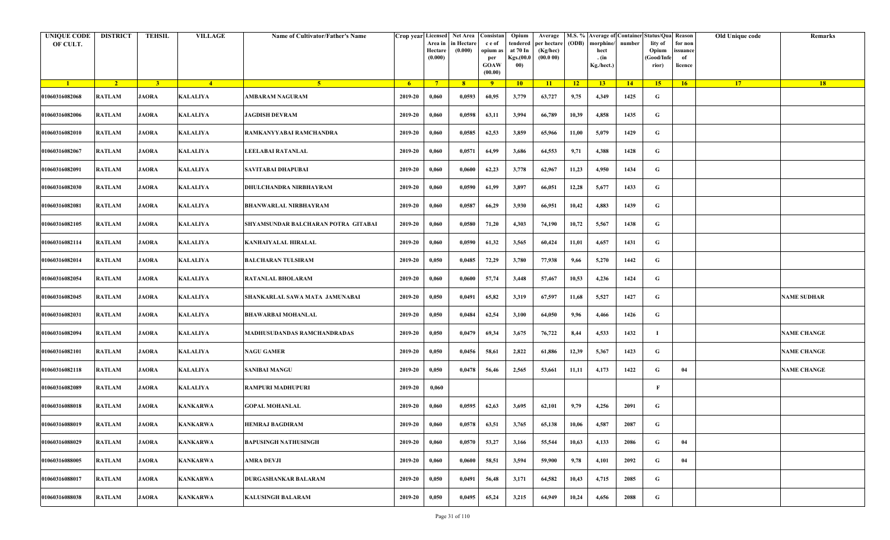| UNIQUE CODE OF CULT. | DISTRICT | TEHSIL | VILLAGE | Name of Cultivator/Father's Name | Crop year | Licensed Area in Hectare (0.000) | Net Area in Hectare (0.000) | Consistan c e of opium as per GOAW (00.00) | Opium tendered at 70 In Kgs.(00.000) | Average per hectare (Kg/hec) (00.0 00) | M.S. % (ODB) | Average of morphine/ hect . (in Kg./hect.) | Container number | Status/Quality of Opium (Good/Inferior) | Reason for non issuance of licence | Old Unique code | Remarks |
|---|---|---|---|---|---|---|---|---|---|---|---|---|---|---|---|---|---|
| 1 | 2 | 3 | 4 | 5 | 6 | 7 | 8 | 9 | 10 | 11 | 12 | 13 | 14 | 15 | 16 | 17 | 18 |
| 01060316082068 | RATLAM | JAORA | KALALIYA | AMBARAM NAGURAM | 2019-20 | 0,060 | 0,0593 | 60,95 | 3,779 | 63,727 | 9,75 | 4,349 | 1425 | G | | | |
| 01060316082006 | RATLAM | JAORA | KALALIYA | JAGDISH DEVRAM | 2019-20 | 0,060 | 0,0598 | 63,11 | 3,994 | 66,789 | 10,39 | 4,858 | 1435 | G | | | |
| 01060316082010 | RATLAM | JAORA | KALALIYA | RAMKANYYABAI RAMCHANDRA | 2019-20 | 0,060 | 0,0585 | 62,53 | 3,859 | 65,966 | 11,00 | 5,079 | 1429 | G | | | |
| 01060316082067 | RATLAM | JAORA | KALALIYA | LEELABAI RATANLAL | 2019-20 | 0,060 | 0,0571 | 64,99 | 3,686 | 64,553 | 9,71 | 4,388 | 1428 | G | | | |
| 01060316082091 | RATLAM | JAORA | KALALIYA | SAVITABAI DHAPUBAI | 2019-20 | 0,060 | 0,0600 | 62,23 | 3,778 | 62,967 | 11,23 | 4,950 | 1434 | G | | | |
| 01060316082030 | RATLAM | JAORA | KALALIYA | DHULCHANDRA NIRBHAYRAM | 2019-20 | 0,060 | 0,0590 | 61,99 | 3,897 | 66,051 | 12,28 | 5,677 | 1433 | G | | | |
| 01060316082081 | RATLAM | JAORA | KALALIYA | BHANWARLAL NIRBHAYRAM | 2019-20 | 0,060 | 0,0587 | 66,29 | 3,930 | 66,951 | 10,42 | 4,883 | 1439 | G | | | |
| 01060316082105 | RATLAM | JAORA | KALALIYA | SHYAMSUNDAR BALCHARAN POTRA GITABAI | 2019-20 | 0,060 | 0,0580 | 71,20 | 4,303 | 74,190 | 10,72 | 5,567 | 1438 | G | | | |
| 01060316082114 | RATLAM | JAORA | KALALIYA | KANHAIYALAL HIRALAL | 2019-20 | 0,060 | 0,0590 | 61,32 | 3,565 | 60,424 | 11,01 | 4,657 | 1431 | G | | | |
| 01060316082014 | RATLAM | JAORA | KALALIYA | BALCHARAN TULSIRAM | 2019-20 | 0,050 | 0,0485 | 72,29 | 3,780 | 77,938 | 9,66 | 5,270 | 1442 | G | | | |
| 01060316082054 | RATLAM | JAORA | KALALIYA | RATANLAL BHOLARAM | 2019-20 | 0,060 | 0,0600 | 57,74 | 3,448 | 57,467 | 10,53 | 4,236 | 1424 | G | | | |
| 01060316082045 | RATLAM | JAORA | KALALIYA | SHANKARLAL SAWA MATA JAMUNABAI | 2019-20 | 0,050 | 0,0491 | 65,82 | 3,319 | 67,597 | 11,68 | 5,527 | 1427 | G | | | NAME SUDHAR |
| 01060316082031 | RATLAM | JAORA | KALALIYA | BHAWARBAI MOHANLAL | 2019-20 | 0,050 | 0,0484 | 62,54 | 3,100 | 64,050 | 9,96 | 4,466 | 1426 | G | | | |
| 01060316082094 | RATLAM | JAORA | KALALIYA | MADHUSUDANDAS RAMCHANDRADAS | 2019-20 | 0,050 | 0,0479 | 69,34 | 3,675 | 76,722 | 8,44 | 4,533 | 1432 | I | | | NAME CHANGE |
| 01060316082101 | RATLAM | JAORA | KALALIYA | NAGU GAMER | 2019-20 | 0,050 | 0,0456 | 58,61 | 2,822 | 61,886 | 12,39 | 5,367 | 1423 | G | | | NAME CHANGE |
| 01060316082118 | RATLAM | JAORA | KALALIYA | SANIBAI MANGU | 2019-20 | 0,050 | 0,0478 | 56,46 | 2,565 | 53,661 | 11,11 | 4,173 | 1422 | G | 04 | | NAME CHANGE |
| 01060316082089 | RATLAM | JAORA | KALALIYA | RAMPURI MADHUPURI | 2019-20 | 0,060 | | | | | | | | F | | | |
| 01060316088018 | RATLAM | JAORA | KANKARWA | GOPAL MOHANLAL | 2019-20 | 0,060 | 0,0595 | 62,63 | 3,695 | 62,101 | 9,79 | 4,256 | 2091 | G | | | |
| 01060316088019 | RATLAM | JAORA | KANKARWA | HEMRAJ BAGDIRAM | 2019-20 | 0,060 | 0,0578 | 63,51 | 3,765 | 65,138 | 10,06 | 4,587 | 2087 | G | | | |
| 01060316088029 | RATLAM | JAORA | KANKARWA | BAPUSINGH NATHUSINGH | 2019-20 | 0,060 | 0,0570 | 53,27 | 3,166 | 55,544 | 10,63 | 4,133 | 2086 | G | 04 | | |
| 01060316088005 | RATLAM | JAORA | KANKARWA | AMRA DEVJI | 2019-20 | 0,060 | 0,0600 | 58,51 | 3,594 | 59,900 | 9,78 | 4,101 | 2092 | G | 04 | | |
| 01060316088017 | RATLAM | JAORA | KANKARWA | DURGASHANKAR BALARAM | 2019-20 | 0,050 | 0,0491 | 56,48 | 3,171 | 64,582 | 10,43 | 4,715 | 2085 | G | | | |
| 01060316088038 | RATLAM | JAORA | KANKARWA | KALUSINGH BALARAM | 2019-20 | 0,050 | 0,0495 | 65,24 | 3,215 | 64,949 | 10,24 | 4,656 | 2088 | G | | | |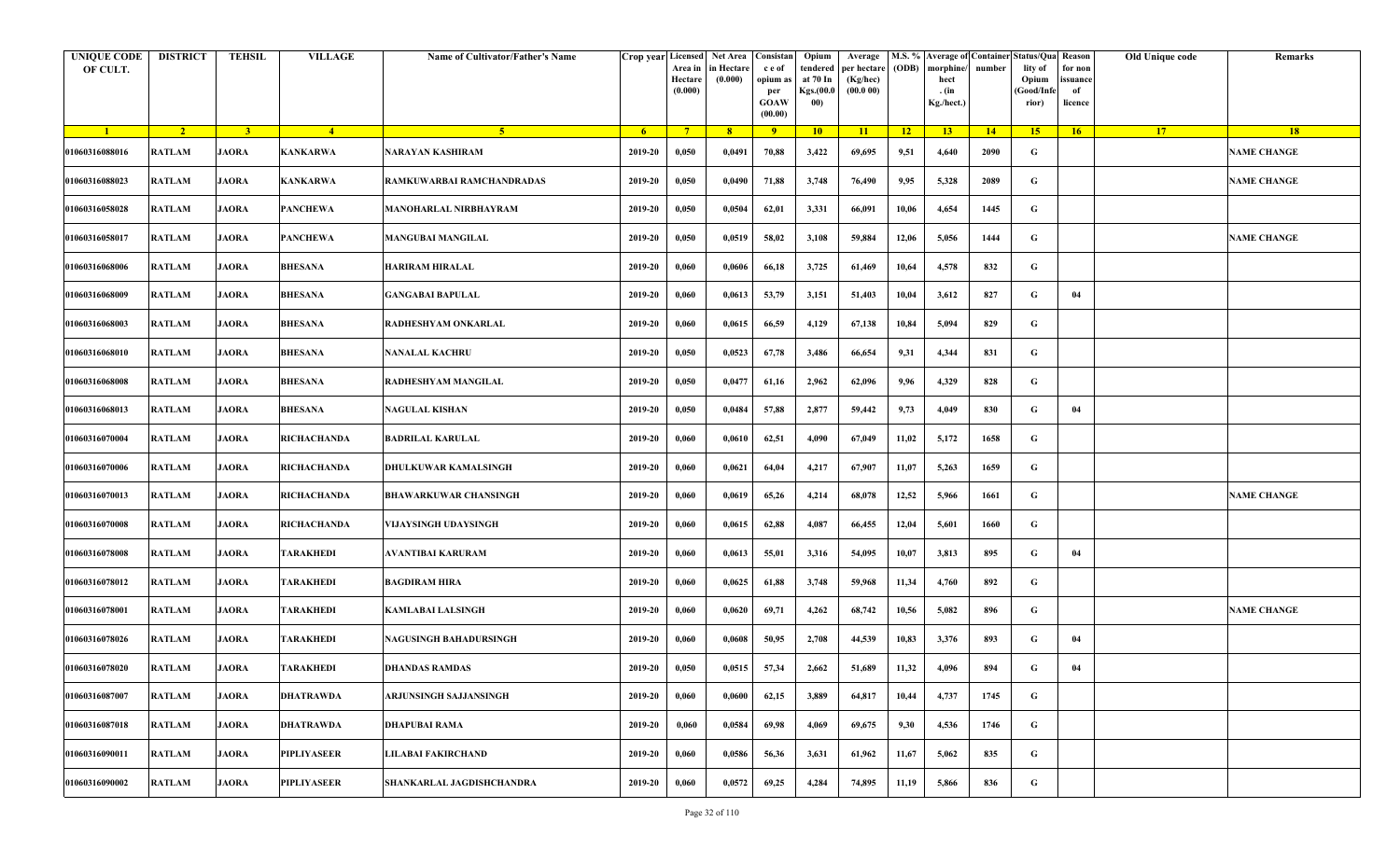| UNIQUE CODE OF CULT. | DISTRICT | TEHSIL | VILLAGE | Name of Cultivator/Father's Name | Crop year | Licensed Area in Hectare (0.000) | Net Area in Hectare (0.000) | Consistan c e of opium as per GOAW (00.00) | Opium tendered at 70 In Kgs.(00.000) | Average per hectare (Kg/hec) (00.0 00) | M.S. % (ODB) | Average of morphine/ hect . (in Kg./hect.) | Container number | Status/Quality of Opium (Good/Inferior) | Reason for non issuance of licence | Old Unique code | Remarks |
|---|---|---|---|---|---|---|---|---|---|---|---|---|---|---|---|---|---|
| 1 | 2 | 3 | 4 | 5 | 6 | 7 | 8 | 9 | 10 | 11 | 12 | 13 | 14 | 15 | 16 | 17 | 18 |
| 01060316088016 | RATLAM | JAORA | KANKARWA | NARAYAN KASHIRAM | 2019-20 | 0,050 | 0,0491 | 70,88 | 3,422 | 69,695 | 9,51 | 4,640 | 2090 | G | | | NAME CHANGE |
| 01060316088023 | RATLAM | JAORA | KANKARWA | RAMKUWARBAI RAMCHANDRADAS | 2019-20 | 0,050 | 0,0490 | 71,88 | 3,748 | 76,490 | 9,95 | 5,328 | 2089 | G | | | NAME CHANGE |
| 01060316058028 | RATLAM | JAORA | PANCHEWA | MANOHARLAL NIRBHAYRAM | 2019-20 | 0,050 | 0,0504 | 62,01 | 3,331 | 66,091 | 10,06 | 4,654 | 1445 | G | | | |
| 01060316058017 | RATLAM | JAORA | PANCHEWA | MANGUBAI MANGILAL | 2019-20 | 0,050 | 0,0519 | 58,02 | 3,108 | 59,884 | 12,06 | 5,056 | 1444 | G | | | NAME CHANGE |
| 01060316068006 | RATLAM | JAORA | BHESANA | HARIRAM HIRALAL | 2019-20 | 0,060 | 0,0606 | 66,18 | 3,725 | 61,469 | 10,64 | 4,578 | 832 | G | | | |
| 01060316068009 | RATLAM | JAORA | BHESANA | GANGABAI BAPULAL | 2019-20 | 0,060 | 0,0613 | 53,79 | 3,151 | 51,403 | 10,04 | 3,612 | 827 | G | 04 | | |
| 01060316068003 | RATLAM | JAORA | BHESANA | RADHESHYAM ONKARLAL | 2019-20 | 0,060 | 0,0615 | 66,59 | 4,129 | 67,138 | 10,84 | 5,094 | 829 | G | | | |
| 01060316068010 | RATLAM | JAORA | BHESANA | NANALAL KACHRU | 2019-20 | 0,050 | 0,0523 | 67,78 | 3,486 | 66,654 | 9,31 | 4,344 | 831 | G | | | |
| 01060316068008 | RATLAM | JAORA | BHESANA | RADHESHYAM MANGILAL | 2019-20 | 0,050 | 0,0477 | 61,16 | 2,962 | 62,096 | 9,96 | 4,329 | 828 | G | | | |
| 01060316068013 | RATLAM | JAORA | BHESANA | NAGULAL KISHAN | 2019-20 | 0,050 | 0,0484 | 57,88 | 2,877 | 59,442 | 9,73 | 4,049 | 830 | G | 04 | | |
| 01060316070004 | RATLAM | JAORA | RICHACHANDA | BADRILAL KARULAL | 2019-20 | 0,060 | 0,0610 | 62,51 | 4,090 | 67,049 | 11,02 | 5,172 | 1658 | G | | | |
| 01060316070006 | RATLAM | JAORA | RICHACHANDA | DHULKUWAR KAMALSINGH | 2019-20 | 0,060 | 0,0621 | 64,04 | 4,217 | 67,907 | 11,07 | 5,263 | 1659 | G | | | |
| 01060316070013 | RATLAM | JAORA | RICHACHANDA | BHAWARKUWAR CHANSINGH | 2019-20 | 0,060 | 0,0619 | 65,26 | 4,214 | 68,078 | 12,52 | 5,966 | 1661 | G | | | NAME CHANGE |
| 01060316070008 | RATLAM | JAORA | RICHACHANDA | VIJAYSINGH UDAYSINGH | 2019-20 | 0,060 | 0,0615 | 62,88 | 4,087 | 66,455 | 12,04 | 5,601 | 1660 | G | | | |
| 01060316078008 | RATLAM | JAORA | TARAKHEDI | AVANTIBAI KARURAM | 2019-20 | 0,060 | 0,0613 | 55,01 | 3,316 | 54,095 | 10,07 | 3,813 | 895 | G | 04 | | |
| 01060316078012 | RATLAM | JAORA | TARAKHEDI | BAGDIRAM HIRA | 2019-20 | 0,060 | 0,0625 | 61,88 | 3,748 | 59,968 | 11,34 | 4,760 | 892 | G | | | |
| 01060316078001 | RATLAM | JAORA | TARAKHEDI | KAMLABAI LALSINGH | 2019-20 | 0,060 | 0,0620 | 69,71 | 4,262 | 68,742 | 10,56 | 5,082 | 896 | G | | | NAME CHANGE |
| 01060316078026 | RATLAM | JAORA | TARAKHEDI | NAGUSINGH BAHADURSINGH | 2019-20 | 0,060 | 0,0608 | 50,95 | 2,708 | 44,539 | 10,83 | 3,376 | 893 | G | 04 | | |
| 01060316078020 | RATLAM | JAORA | TARAKHEDI | DHANDAS RAMDAS | 2019-20 | 0,050 | 0,0515 | 57,34 | 2,662 | 51,689 | 11,32 | 4,096 | 894 | G | 04 | | |
| 01060316087007 | RATLAM | JAORA | DHATRAWDA | ARJUNSINGH SAJJANSINGH | 2019-20 | 0,060 | 0,0600 | 62,15 | 3,889 | 64,817 | 10,44 | 4,737 | 1745 | G | | | |
| 01060316087018 | RATLAM | JAORA | DHATRAWDA | DHAPUBAI RAMA | 2019-20 | 0,060 | 0,0584 | 69,98 | 4,069 | 69,675 | 9,30 | 4,536 | 1746 | G | | | |
| 01060316090011 | RATLAM | JAORA | PIPLIYASEER | LILABAI FAKIRCHAND | 2019-20 | 0,060 | 0,0586 | 56,36 | 3,631 | 61,962 | 11,67 | 5,062 | 835 | G | | | |
| 01060316090002 | RATLAM | JAORA | PIPLIYASEER | SHANKARLAL JAGDISHCHANDRA | 2019-20 | 0,060 | 0,0572 | 69,25 | 4,284 | 74,895 | 11,19 | 5,866 | 836 | G | | | |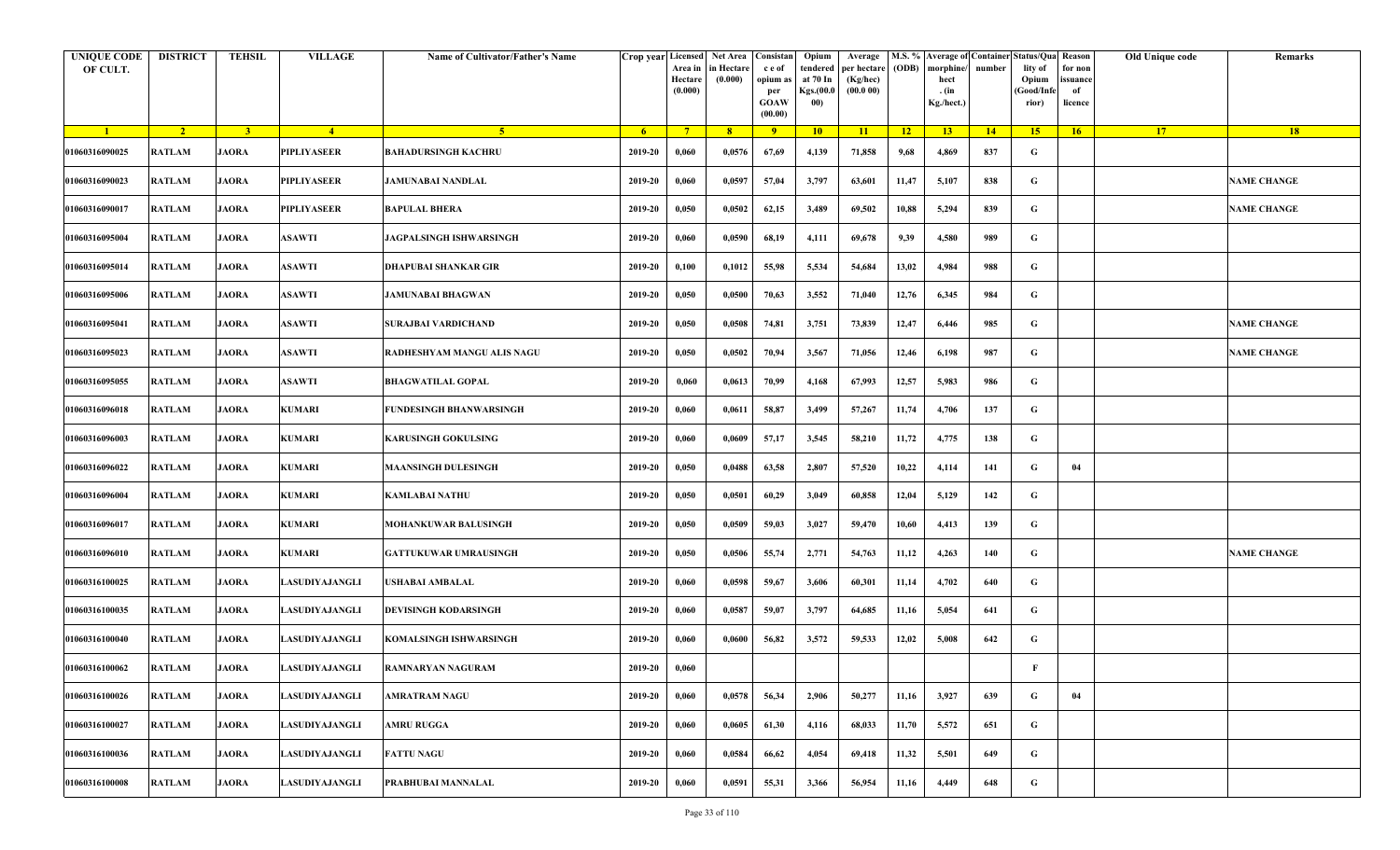| UNIQUE CODE OF CULT. | DISTRICT | TEHSIL | VILLAGE | Name of Cultivator/Father's Name | Crop year | Licensed Area in Hectare (0.000) | Net Area in Hectare (0.000) | Consistance of opium as per GOAW (00.00) | Opium tendered at 70 In Kgs.(00.000) | Average per hectare (Kg/hec) (00.0 00) | M.S. % (ODB) | Average of morphine/hect. (in Kg./hect.) | Container number | Status/Quality of Opium (Good/Inferior) | Reason for non issuance of licence | Old Unique code | Remarks |
|---|---|---|---|---|---|---|---|---|---|---|---|---|---|---|---|---|---|
| 1 | 2 | 3 | 4 | 5 | 6 | 7 | 8 | 9 | 10 | 11 | 12 | 13 | 14 | 15 | 16 | 17 | 18 |
| 01060316090025 | RATLAM | JAORA | PIPLIYASEER | BAHADURSINGH KACHRU | 2019-20 | 0,060 | 0,0576 | 67,69 | 4,139 | 71,858 | 9,68 | 4,869 | 837 | G | | | |
| 01060316090023 | RATLAM | JAORA | PIPLIYASEER | JAMUNABAI NANDLAL | 2019-20 | 0,060 | 0,0597 | 57,04 | 3,797 | 63,601 | 11,47 | 5,107 | 838 | G | | | NAME CHANGE |
| 01060316090017 | RATLAM | JAORA | PIPLIYASEER | BAPULAL BHERA | 2019-20 | 0,050 | 0,0502 | 62,15 | 3,489 | 69,502 | 10,88 | 5,294 | 839 | G | | | NAME CHANGE |
| 01060316095004 | RATLAM | JAORA | ASAWTI | JAGPALSINGH ISHWARSINGH | 2019-20 | 0,060 | 0,0590 | 68,19 | 4,111 | 69,678 | 9,39 | 4,580 | 989 | G | | | |
| 01060316095014 | RATLAM | JAORA | ASAWTI | DHAPUBAI SHANKAR GIR | 2019-20 | 0,100 | 0,1012 | 55,98 | 5,534 | 54,684 | 13,02 | 4,984 | 988 | G | | | |
| 01060316095006 | RATLAM | JAORA | ASAWTI | JAMUNABAI BHAGWAN | 2019-20 | 0,050 | 0,0500 | 70,63 | 3,552 | 71,040 | 12,76 | 6,345 | 984 | G | | | |
| 01060316095041 | RATLAM | JAORA | ASAWTI | SURAJBAI VARDICHAND | 2019-20 | 0,050 | 0,0508 | 74,81 | 3,751 | 73,839 | 12,47 | 6,446 | 985 | G | | | NAME CHANGE |
| 01060316095023 | RATLAM | JAORA | ASAWTI | RADHESHYAM MANGU ALIS NAGU | 2019-20 | 0,050 | 0,0502 | 70,94 | 3,567 | 71,056 | 12,46 | 6,198 | 987 | G | | | NAME CHANGE |
| 01060316095055 | RATLAM | JAORA | ASAWTI | BHAGWATILAL GOPAL | 2019-20 | 0,060 | 0,0613 | 70,99 | 4,168 | 67,993 | 12,57 | 5,983 | 986 | G | | | |
| 01060316096018 | RATLAM | JAORA | KUMARI | FUNDESINGH BHANWARSINGH | 2019-20 | 0,060 | 0,0611 | 58,87 | 3,499 | 57,267 | 11,74 | 4,706 | 137 | G | | | |
| 01060316096003 | RATLAM | JAORA | KUMARI | KARUSINGH GOKULSING | 2019-20 | 0,060 | 0,0609 | 57,17 | 3,545 | 58,210 | 11,72 | 4,775 | 138 | G | | | |
| 01060316096022 | RATLAM | JAORA | KUMARI | MAANSINGH DULESINGH | 2019-20 | 0,050 | 0,0488 | 63,58 | 2,807 | 57,520 | 10,22 | 4,114 | 141 | G | 04 | | |
| 01060316096004 | RATLAM | JAORA | KUMARI | KAMLABAI NATHU | 2019-20 | 0,050 | 0,0501 | 60,29 | 3,049 | 60,858 | 12,04 | 5,129 | 142 | G | | | |
| 01060316096017 | RATLAM | JAORA | KUMARI | MOHANKUWAR BALUSINGH | 2019-20 | 0,050 | 0,0509 | 59,03 | 3,027 | 59,470 | 10,60 | 4,413 | 139 | G | | | |
| 01060316096010 | RATLAM | JAORA | KUMARI | GATTUKUWAR UMRAUSINGH | 2019-20 | 0,050 | 0,0506 | 55,74 | 2,771 | 54,763 | 11,12 | 4,263 | 140 | G | | | NAME CHANGE |
| 01060316100025 | RATLAM | JAORA | LASUDIYAJANGLI | USHABAI AMBALAL | 2019-20 | 0,060 | 0,0598 | 59,67 | 3,606 | 60,301 | 11,14 | 4,702 | 640 | G | | | |
| 01060316100035 | RATLAM | JAORA | LASUDIYAJANGLI | DEVISINGH KODARSINGH | 2019-20 | 0,060 | 0,0587 | 59,07 | 3,797 | 64,685 | 11,16 | 5,054 | 641 | G | | | |
| 01060316100040 | RATLAM | JAORA | LASUDIYAJANGLI | KOMALSINGH ISHWARSINGH | 2019-20 | 0,060 | 0,0600 | 56,82 | 3,572 | 59,533 | 12,02 | 5,008 | 642 | G | | | |
| 01060316100062 | RATLAM | JAORA | LASUDIYAJANGLI | RAMNARYAN NAGURAM | 2019-20 | 0,060 | | | | | | | | F | | | |
| 01060316100026 | RATLAM | JAORA | LASUDIYAJANGLI | AMRATRAM NAGU | 2019-20 | 0,060 | 0,0578 | 56,34 | 2,906 | 50,277 | 11,16 | 3,927 | 639 | G | 04 | | |
| 01060316100027 | RATLAM | JAORA | LASUDIYAJANGLI | AMRU RUGGA | 2019-20 | 0,060 | 0,0605 | 61,30 | 4,116 | 68,033 | 11,70 | 5,572 | 651 | G | | | |
| 01060316100036 | RATLAM | JAORA | LASUDIYAJANGLI | FATTU NAGU | 2019-20 | 0,060 | 0,0584 | 66,62 | 4,054 | 69,418 | 11,32 | 5,501 | 649 | G | | | |
| 01060316100008 | RATLAM | JAORA | LASUDIYAJANGLI | PRABHUBAI MANNALAL | 2019-20 | 0,060 | 0,0591 | 55,31 | 3,366 | 56,954 | 11,16 | 4,449 | 648 | G | | | |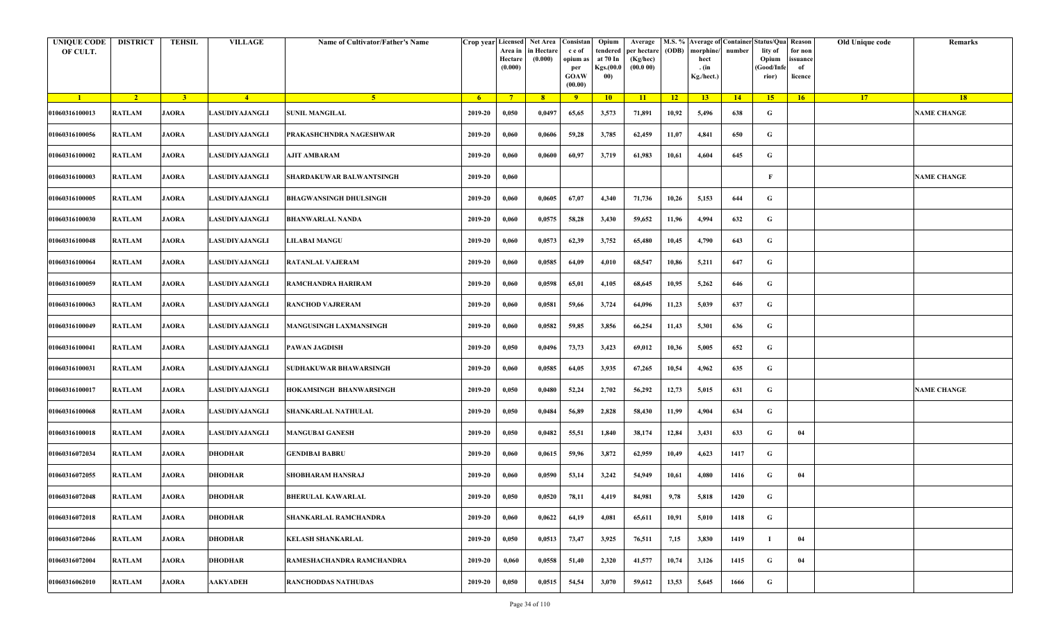| UNIQUE CODE OF CULT. | DISTRICT | TEHSIL | VILLAGE | Name of Cultivator/Father's Name | Crop year | Licensed Area in Hectare (0.000) | Net Area in Hectare (0.000) | Consistance of opium as per GOAW (00.00) | Opium tendered at 70 In Kgs.(00.000) | Average per hectare (Kg/hec) (00.0 00) | M.S. % (ODB) | Average of morphine/hect . (in Kg./hect.) | Container number | Status/Quality of Opium (Good/Inferior) | Reason for non issuance of licence | Old Unique code | Remarks |
|---|---|---|---|---|---|---|---|---|---|---|---|---|---|---|---|---|---|
| 1 | 2 | 3 | 4 | 5 | 6 | 7 | 8 | 9 | 10 | 11 | 12 | 13 | 14 | 15 | 16 | 17 | 18 |
| 01060316100013 | RATLAM | JAORA | LASUDIYAJANGLI | SUNIL MANGILAL | 2019-20 | 0,050 | 0,0497 | 65,65 | 3,573 | 71,891 | 10,92 | 5,496 | 638 | G | | | NAME CHANGE |
| 01060316100056 | RATLAM | JAORA | LASUDIYAJANGLI | PRAKASHCHNDRA NAGESHWAR | 2019-20 | 0,060 | 0,0606 | 59,28 | 3,785 | 62,459 | 11,07 | 4,841 | 650 | G | | | |
| 01060316100002 | RATLAM | JAORA | LASUDIYAJANGLI | AJIT AMBARAM | 2019-20 | 0,060 | 0,0600 | 60,97 | 3,719 | 61,983 | 10,61 | 4,604 | 645 | G | | | |
| 01060316100003 | RATLAM | JAORA | LASUDIYAJANGLI | SHARDAKUWAR BALWANTSINGH | 2019-20 | 0,060 | | | | | | | | F | | | NAME CHANGE |
| 01060316100005 | RATLAM | JAORA | LASUDIYAJANGLI | BHAGWANSINGH DHULSINGH | 2019-20 | 0,060 | 0,0605 | 67,07 | 4,340 | 71,736 | 10,26 | 5,153 | 644 | G | | | |
| 01060316100030 | RATLAM | JAORA | LASUDIYAJANGLI | BHANWARLAL NANDA | 2019-20 | 0,060 | 0,0575 | 58,28 | 3,430 | 59,652 | 11,96 | 4,994 | 632 | G | | | |
| 01060316100048 | RATLAM | JAORA | LASUDIYAJANGLI | LILABAI MANGU | 2019-20 | 0,060 | 0,0573 | 62,39 | 3,752 | 65,480 | 10,45 | 4,790 | 643 | G | | | |
| 01060316100064 | RATLAM | JAORA | LASUDIYAJANGLI | RATANLAL VAJERAM | 2019-20 | 0,060 | 0,0585 | 64,09 | 4,010 | 68,547 | 10,86 | 5,211 | 647 | G | | | |
| 01060316100059 | RATLAM | JAORA | LASUDIYAJANGLI | RAMCHANDRA HARIRAM | 2019-20 | 0,060 | 0,0598 | 65,01 | 4,105 | 68,645 | 10,95 | 5,262 | 646 | G | | | |
| 01060316100063 | RATLAM | JAORA | LASUDIYAJANGLI | RANCHOD VAJRERAM | 2019-20 | 0,060 | 0,0581 | 59,66 | 3,724 | 64,096 | 11,23 | 5,039 | 637 | G | | | |
| 01060316100049 | RATLAM | JAORA | LASUDIYAJANGLI | MANGUSINGH LAXMANSINGH | 2019-20 | 0,060 | 0,0582 | 59,85 | 3,856 | 66,254 | 11,43 | 5,301 | 636 | G | | | |
| 01060316100041 | RATLAM | JAORA | LASUDIYAJANGLI | PAWAN JAGDISH | 2019-20 | 0,050 | 0,0496 | 73,73 | 3,423 | 69,012 | 10,36 | 5,005 | 652 | G | | | |
| 01060316100031 | RATLAM | JAORA | LASUDIYAJANGLI | SUDHAKUWAR BHAWARSINGH | 2019-20 | 0,060 | 0,0585 | 64,05 | 3,935 | 67,265 | 10,54 | 4,962 | 635 | G | | | |
| 01060316100017 | RATLAM | JAORA | LASUDIYAJANGLI | HOKAMSINGH BHANWARSINGH | 2019-20 | 0,050 | 0,0480 | 52,24 | 2,702 | 56,292 | 12,73 | 5,015 | 631 | G | | | NAME CHANGE |
| 01060316100068 | RATLAM | JAORA | LASUDIYAJANGLI | SHANKARLAL NATHULAL | 2019-20 | 0,050 | 0,0484 | 56,89 | 2,828 | 58,430 | 11,99 | 4,904 | 634 | G | | | |
| 01060316100018 | RATLAM | JAORA | LASUDIYAJANGLI | MANGUBAI GANESH | 2019-20 | 0,050 | 0,0482 | 55,51 | 1,840 | 38,174 | 12,84 | 3,431 | 633 | G | 04 | | |
| 01060316072034 | RATLAM | JAORA | DHODHAR | GENDIBAI BABRU | 2019-20 | 0,060 | 0,0615 | 59,96 | 3,872 | 62,959 | 10,49 | 4,623 | 1417 | G | | | |
| 01060316072055 | RATLAM | JAORA | DHODHAR | SHOBHARAM HANSRAJ | 2019-20 | 0,060 | 0,0590 | 53,14 | 3,242 | 54,949 | 10,61 | 4,080 | 1416 | G | 04 | | |
| 01060316072048 | RATLAM | JAORA | DHODHAR | BHERULAL KAWARLAL | 2019-20 | 0,050 | 0,0520 | 78,11 | 4,419 | 84,981 | 9,78 | 5,818 | 1420 | G | | | |
| 01060316072018 | RATLAM | JAORA | DHODHAR | SHANKARLAL RAMCHANDRA | 2019-20 | 0,060 | 0,0622 | 64,19 | 4,081 | 65,611 | 10,91 | 5,010 | 1418 | G | | | |
| 01060316072046 | RATLAM | JAORA | DHODHAR | KELASH SHANKARLAL | 2019-20 | 0,050 | 0,0513 | 73,47 | 3,925 | 76,511 | 7,15 | 3,830 | 1419 | I | 04 | | |
| 01060316072004 | RATLAM | JAORA | DHODHAR | RAMESHACHANDRA RAMCHANDRA | 2019-20 | 0,060 | 0,0558 | 51,40 | 2,320 | 41,577 | 10,74 | 3,126 | 1415 | G | 04 | | |
| 01060316062010 | RATLAM | JAORA | AAKYADEH | RANCHODDAS NATHUDAS | 2019-20 | 0,050 | 0,0515 | 54,54 | 3,070 | 59,612 | 13,53 | 5,645 | 1666 | G | | | |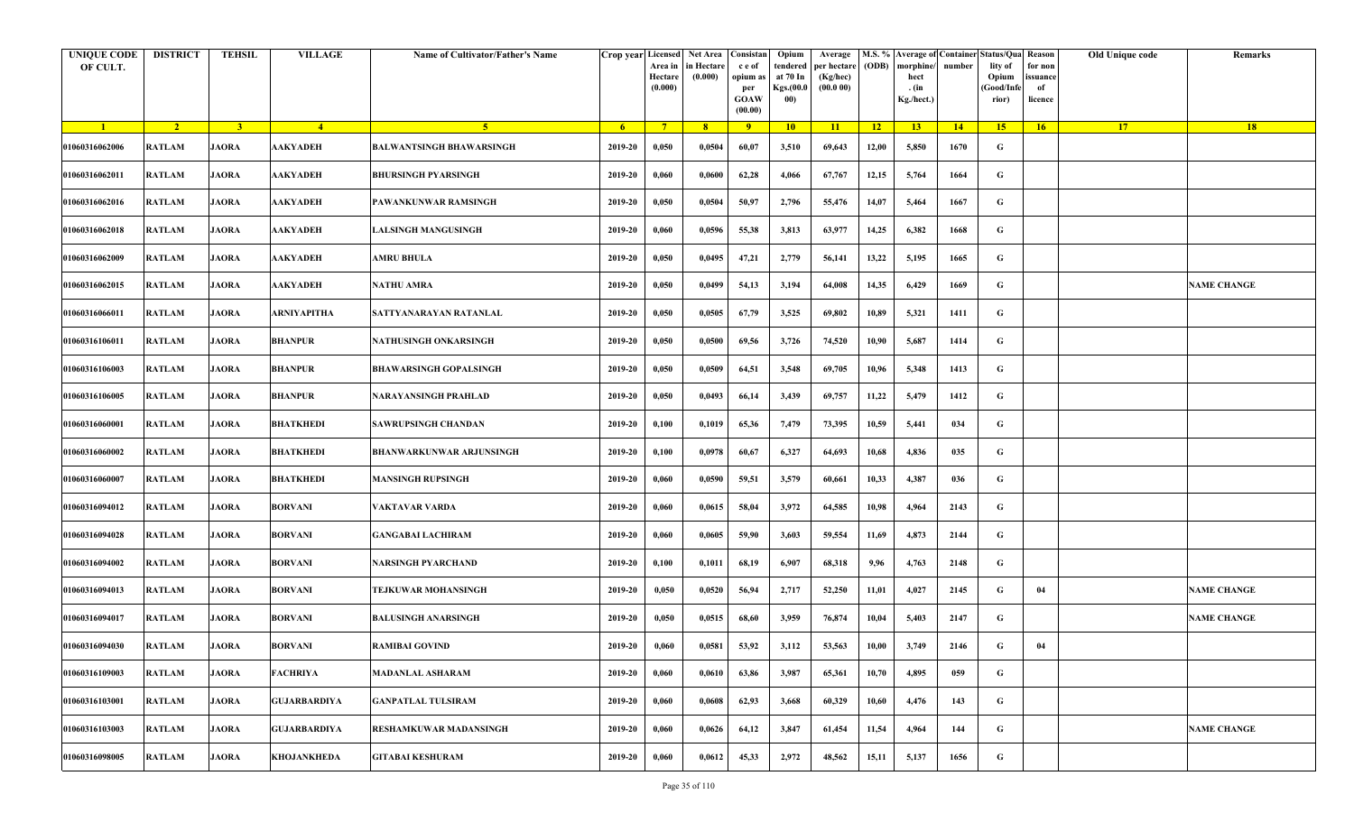| UNIQUE CODE OF CULT. | DISTRICT | TEHSIL | VILLAGE | Name of Cultivator/Father's Name | Crop year | Licensed Area in Hectare (0.000) | Net Area in Hectare (0.000) | Consistance of opium as per GOAW (00.00) | Opium tendered at 70 In Kgs.(00.000) | Average per hectare (Kg/hec) (00.0 00) | M.S. % (ODB) | Average of morphine/hect. (in Kg./hect.) | Container number | Status/Quality of Opium (Good/Inferior) | Reason for non issuance of licence | Old Unique code | Remarks |
|---|---|---|---|---|---|---|---|---|---|---|---|---|---|---|---|---|---|
| 1 | 2 | 3 | 4 | 5 | 6 | 7 | 8 | 9 | 10 | 11 | 12 | 13 | 14 | 15 | 16 | 17 | 18 |
| 01060316062006 | RATLAM | JAORA | AAKYADEH | BALWANTSINGH BHAWARSINGH | 2019-20 | 0,050 | 0,0504 | 60,07 | 3,510 | 69,643 | 12,00 | 5,850 | 1670 | G | | | |
| 01060316062011 | RATLAM | JAORA | AAKYADEH | BHURSINGH PYARSINGH | 2019-20 | 0,060 | 0,0600 | 62,28 | 4,066 | 67,767 | 12,15 | 5,764 | 1664 | G | | | |
| 01060316062016 | RATLAM | JAORA | AAKYADEH | PAWANKUNWAR RAMSINGH | 2019-20 | 0,050 | 0,0504 | 50,97 | 2,796 | 55,476 | 14,07 | 5,464 | 1667 | G | | | |
| 01060316062018 | RATLAM | JAORA | AAKYADEH | LALSINGH MANGUSINGH | 2019-20 | 0,060 | 0,0596 | 55,38 | 3,813 | 63,977 | 14,25 | 6,382 | 1668 | G | | | |
| 01060316062009 | RATLAM | JAORA | AAKYADEH | AMRU BHULA | 2019-20 | 0,050 | 0,0495 | 47,21 | 2,779 | 56,141 | 13,22 | 5,195 | 1665 | G | | | |
| 01060316062015 | RATLAM | JAORA | AAKYADEH | NATHU AMRA | 2019-20 | 0,050 | 0,0499 | 54,13 | 3,194 | 64,008 | 14,35 | 6,429 | 1669 | G | | | NAME CHANGE |
| 01060316066011 | RATLAM | JAORA | ARNIYAPITHA | SATTYANARAYAN RATANLAL | 2019-20 | 0,050 | 0,0505 | 67,79 | 3,525 | 69,802 | 10,89 | 5,321 | 1411 | G | | | |
| 01060316106011 | RATLAM | JAORA | BHANPUR | NATHUSINGH ONKARSINGH | 2019-20 | 0,050 | 0,0500 | 69,56 | 3,726 | 74,520 | 10,90 | 5,687 | 1414 | G | | | |
| 01060316106003 | RATLAM | JAORA | BHANPUR | BHAWARSINGH GOPALSINGH | 2019-20 | 0,050 | 0,0509 | 64,51 | 3,548 | 69,705 | 10,96 | 5,348 | 1413 | G | | | |
| 01060316106005 | RATLAM | JAORA | BHANPUR | NARAYANSINGH PRAHLAD | 2019-20 | 0,050 | 0,0493 | 66,14 | 3,439 | 69,757 | 11,22 | 5,479 | 1412 | G | | | |
| 01060316060001 | RATLAM | JAORA | BHATKHEDI | SAWRUPSINGH CHANDAN | 2019-20 | 0,100 | 0,1019 | 65,36 | 7,479 | 73,395 | 10,59 | 5,441 | 034 | G | | | |
| 01060316060002 | RATLAM | JAORA | BHATKHEDI | BHANWARKUNWAR ARJUNSINGH | 2019-20 | 0,100 | 0,0978 | 60,67 | 6,327 | 64,693 | 10,68 | 4,836 | 035 | G | | | |
| 01060316060007 | RATLAM | JAORA | BHATKHEDI | MANSINGH RUPSINGH | 2019-20 | 0,060 | 0,0590 | 59,51 | 3,579 | 60,661 | 10,33 | 4,387 | 036 | G | | | |
| 01060316094012 | RATLAM | JAORA | BORVANI | VAKTAVAR VARDA | 2019-20 | 0,060 | 0,0615 | 58,04 | 3,972 | 64,585 | 10,98 | 4,964 | 2143 | G | | | |
| 01060316094028 | RATLAM | JAORA | BORVANI | GANGABAI LACHIRAM | 2019-20 | 0,060 | 0,0605 | 59,90 | 3,603 | 59,554 | 11,69 | 4,873 | 2144 | G | | | |
| 01060316094002 | RATLAM | JAORA | BORVANI | NARSINGH PYARCHAND | 2019-20 | 0,100 | 0,1011 | 68,19 | 6,907 | 68,318 | 9,96 | 4,763 | 2148 | G | | | |
| 01060316094013 | RATLAM | JAORA | BORVANI | TEJKUWAR MOHANSINGH | 2019-20 | 0,050 | 0,0520 | 56,94 | 2,717 | 52,250 | 11,01 | 4,027 | 2145 | G | 04 | | NAME CHANGE |
| 01060316094017 | RATLAM | JAORA | BORVANI | BALUSINGH ANARSINGH | 2019-20 | 0,050 | 0,0515 | 68,60 | 3,959 | 76,874 | 10,04 | 5,403 | 2147 | G | | | NAME CHANGE |
| 01060316094030 | RATLAM | JAORA | BORVANI | RAMIBAI GOVIND | 2019-20 | 0,060 | 0,0581 | 53,92 | 3,112 | 53,563 | 10,00 | 3,749 | 2146 | G | 04 | | |
| 01060316109003 | RATLAM | JAORA | FACHRIYA | MADANLAL ASHARAM | 2019-20 | 0,060 | 0,0610 | 63,86 | 3,987 | 65,361 | 10,70 | 4,895 | 059 | G | | | |
| 01060316103001 | RATLAM | JAORA | GUJARBARDIYA | GANPATLAL TULSIRAM | 2019-20 | 0,060 | 0,0608 | 62,93 | 3,668 | 60,329 | 10,60 | 4,476 | 143 | G | | | |
| 01060316103003 | RATLAM | JAORA | GUJARBARDIYA | RESHAMKUWAR MADANSINGH | 2019-20 | 0,060 | 0,0626 | 64,12 | 3,847 | 61,454 | 11,54 | 4,964 | 144 | G | | | NAME CHANGE |
| 01060316098005 | RATLAM | JAORA | KHOJANKHEDA | GITABAI KESHURAM | 2019-20 | 0,060 | 0,0612 | 45,33 | 2,972 | 48,562 | 15,11 | 5,137 | 1656 | G | | | |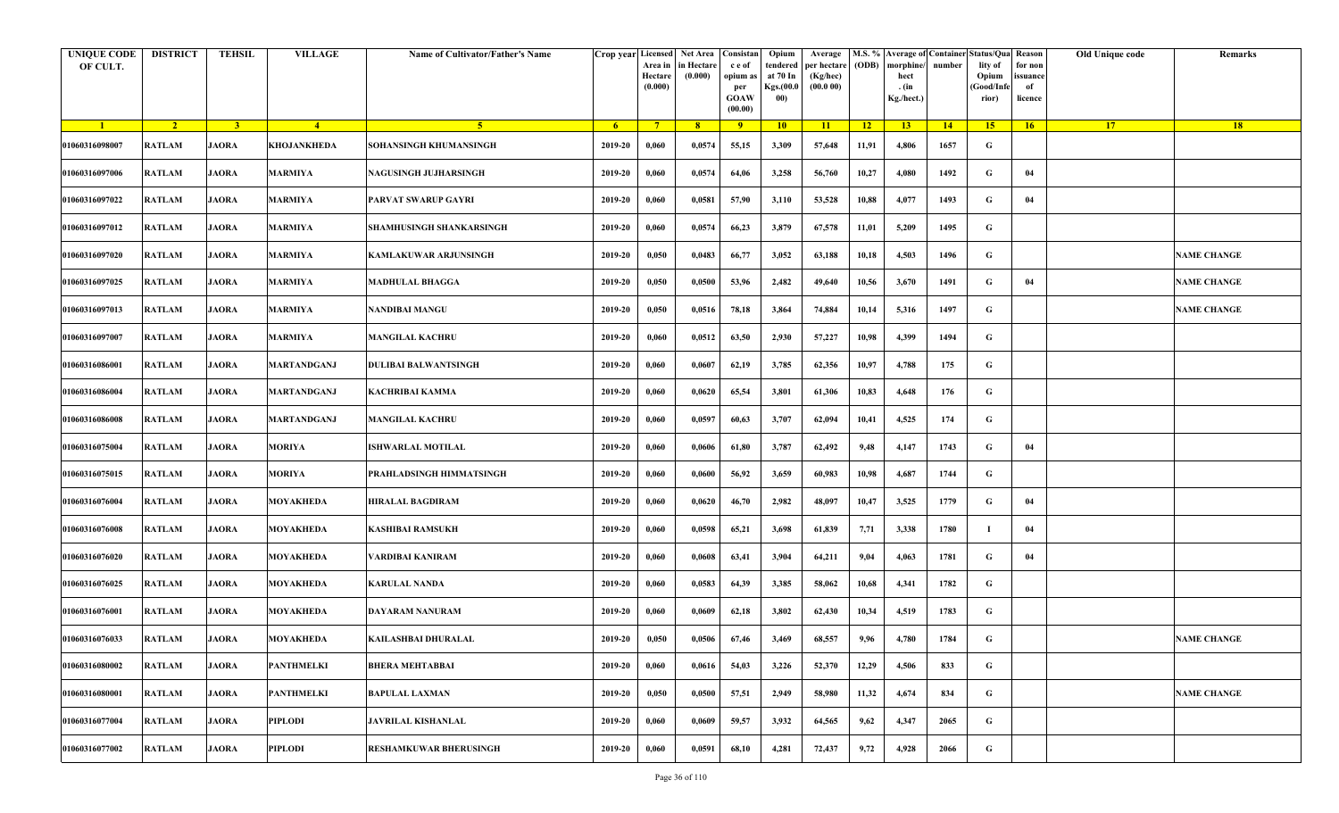| UNIQUE CODE OF CULT. | DISTRICT | TEHSIL | VILLAGE | Name of Cultivator/Father's Name | Crop year | Licensed Area in Hectare (0.000) | Net Area in Hectare (0.000) | Consistance of opium as per GOAW (00.00) | Opium tendered at 70 In Kgs.(00.000) | Average per hectare (Kg/hec) (00.0 00) | M.S. % (ODB) | Average of morphine/hect. (in Kg./hect.) | Container number | Status/Quality of Opium (Good/Inferior) | Reason for non issuance of licence | Old Unique code | Remarks |
|---|---|---|---|---|---|---|---|---|---|---|---|---|---|---|---|---|---|
| 1 | 2 | 3 | 4 | 5 | 6 | 7 | 8 | 9 | 10 | 11 | 12 | 13 | 14 | 15 | 16 | 17 | 18 |
| 01060316098007 | RATLAM | JAORA | KHOJANKHEDA | SOHANSINGH KHUMANSINGH | 2019-20 | 0,060 | 0,0574 | 55,15 | 3,309 | 57,648 | 11,91 | 4,806 | 1657 | G | | | |
| 01060316097006 | RATLAM | JAORA | MARMIYA | NAGUSINGH JUJHARSINGH | 2019-20 | 0,060 | 0,0574 | 64,06 | 3,258 | 56,760 | 10,27 | 4,080 | 1492 | G | 04 | | |
| 01060316097022 | RATLAM | JAORA | MARMIYA | PARVAT SWARUP GAYRI | 2019-20 | 0,060 | 0,0581 | 57,90 | 3,110 | 53,528 | 10,88 | 4,077 | 1493 | G | 04 | | |
| 01060316097012 | RATLAM | JAORA | MARMIYA | SHAMHUSINGH SHANKARSINGH | 2019-20 | 0,060 | 0,0574 | 66,23 | 3,879 | 67,578 | 11,01 | 5,209 | 1495 | G | | | |
| 01060316097020 | RATLAM | JAORA | MARMIYA | KAMLAKUWAR ARJUNSINGH | 2019-20 | 0,050 | 0,0483 | 66,77 | 3,052 | 63,188 | 10,18 | 4,503 | 1496 | G | | | NAME CHANGE |
| 01060316097025 | RATLAM | JAORA | MARMIYA | MADHULAL BHAGGA | 2019-20 | 0,050 | 0,0500 | 53,96 | 2,482 | 49,640 | 10,56 | 3,670 | 1491 | G | 04 | | NAME CHANGE |
| 01060316097013 | RATLAM | JAORA | MARMIYA | NANDIBAI MANGU | 2019-20 | 0,050 | 0,0516 | 78,18 | 3,864 | 74,884 | 10,14 | 5,316 | 1497 | G | | | NAME CHANGE |
| 01060316097007 | RATLAM | JAORA | MARMIYA | MANGILAL KACHRU | 2019-20 | 0,060 | 0,0512 | 63,50 | 2,930 | 57,227 | 10,98 | 4,399 | 1494 | G | | | |
| 01060316086001 | RATLAM | JAORA | MARTANDGANJ | DULIBAI BALWANTSINGH | 2019-20 | 0,060 | 0,0607 | 62,19 | 3,785 | 62,356 | 10,97 | 4,788 | 175 | G | | | |
| 01060316086004 | RATLAM | JAORA | MARTANDGANJ | KACHRIBAI KAMMA | 2019-20 | 0,060 | 0,0620 | 65,54 | 3,801 | 61,306 | 10,83 | 4,648 | 176 | G | | | |
| 01060316086008 | RATLAM | JAORA | MARTANDGANJ | MANGILAL KACHRU | 2019-20 | 0,060 | 0,0597 | 60,63 | 3,707 | 62,094 | 10,41 | 4,525 | 174 | G | | | |
| 01060316075004 | RATLAM | JAORA | MORIYA | ISHWARLAL MOTILAL | 2019-20 | 0,060 | 0,0606 | 61,80 | 3,787 | 62,492 | 9,48 | 4,147 | 1743 | G | 04 | | |
| 01060316075015 | RATLAM | JAORA | MORIYA | PRAHLADSINGH HIMMATSINGH | 2019-20 | 0,060 | 0,0600 | 56,92 | 3,659 | 60,983 | 10,98 | 4,687 | 1744 | G | | | |
| 01060316076004 | RATLAM | JAORA | MOYAKHEDA | HIRALAL BAGDIRAM | 2019-20 | 0,060 | 0,0620 | 46,70 | 2,982 | 48,097 | 10,47 | 3,525 | 1779 | G | 04 | | |
| 01060316076008 | RATLAM | JAORA | MOYAKHEDA | KASHIBAI RAMSUKH | 2019-20 | 0,060 | 0,0598 | 65,21 | 3,698 | 61,839 | 7,71 | 3,338 | 1780 | I | 04 | | |
| 01060316076020 | RATLAM | JAORA | MOYAKHEDA | VARDIBAI KANIRAM | 2019-20 | 0,060 | 0,0608 | 63,41 | 3,904 | 64,211 | 9,04 | 4,063 | 1781 | G | 04 | | |
| 01060316076025 | RATLAM | JAORA | MOYAKHEDA | KARULAL NANDA | 2019-20 | 0,060 | 0,0583 | 64,39 | 3,385 | 58,062 | 10,68 | 4,341 | 1782 | G | | | |
| 01060316076001 | RATLAM | JAORA | MOYAKHEDA | DAYARAM NANURAM | 2019-20 | 0,060 | 0,0609 | 62,18 | 3,802 | 62,430 | 10,34 | 4,519 | 1783 | G | | | |
| 01060316076033 | RATLAM | JAORA | MOYAKHEDA | KAILASHBAI DHURALAL | 2019-20 | 0,050 | 0,0506 | 67,46 | 3,469 | 68,557 | 9,96 | 4,780 | 1784 | G | | | NAME CHANGE |
| 01060316080002 | RATLAM | JAORA | PANTHMELKI | BHERA MEHTABBAI | 2019-20 | 0,060 | 0,0616 | 54,03 | 3,226 | 52,370 | 12,29 | 4,506 | 833 | G | | | |
| 01060316080001 | RATLAM | JAORA | PANTHMELKI | BAPULAL LAXMAN | 2019-20 | 0,050 | 0,0500 | 57,51 | 2,949 | 58,980 | 11,32 | 4,674 | 834 | G | | | NAME CHANGE |
| 01060316077004 | RATLAM | JAORA | PIPLODI | JAVRILAL KISHANLAL | 2019-20 | 0,060 | 0,0609 | 59,57 | 3,932 | 64,565 | 9,62 | 4,347 | 2065 | G | | | |
| 01060316077002 | RATLAM | JAORA | PIPLODI | RESHAMKUWAR BHERUSINGH | 2019-20 | 0,060 | 0,0591 | 68,10 | 4,281 | 72,437 | 9,72 | 4,928 | 2066 | G | | | |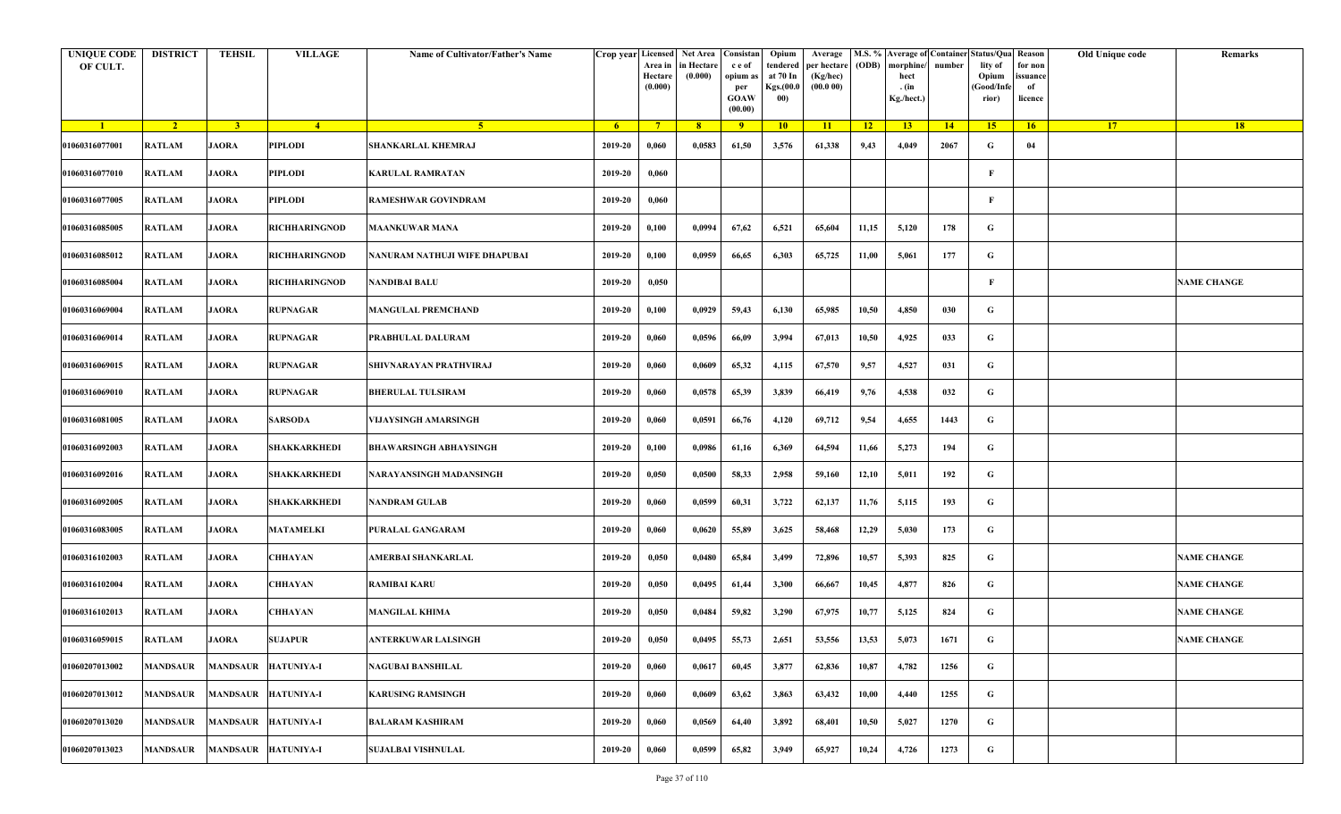| UNIQUE CODE OF CULT. | DISTRICT | TEHSIL | VILLAGE | Name of Cultivator/Father's Name | Crop year | Licensed Area in Hectare (0.000) | Net Area in Hectare (0.000) | Consistance of opium as per GOAW (00.00) | Opium tendered at 70 In Kgs.(00.000) | Average per hectare (Kg/hec) (00.0 00) | M.S. % (ODB) | Average of morphine/hect. (in Kg./hect.) | Container number | Status/Quality of Opium (Good/Inferior) | Reason for non issuance of licence | Old Unique code | Remarks |
|---|---|---|---|---|---|---|---|---|---|---|---|---|---|---|---|---|---|
| 1 | 2 | 3 | 4 | 5 | 6 | 7 | 8 | 9 | 10 | 11 | 12 | 13 | 14 | 15 | 16 | 17 | 18 |
| 01060316077001 | RATLAM | JAORA | PIPLODI | SHANKARLAL KHEMRAJ | 2019-20 | 0,060 | 0,0583 | 61,50 | 3,576 | 61,338 | 9,43 | 4,049 | 2067 | G | 04 | | |
| 01060316077010 | RATLAM | JAORA | PIPLODI | KARULAL RAMRATAN | 2019-20 | 0,060 | | | | | | | | F | | | |
| 01060316077005 | RATLAM | JAORA | PIPLODI | RAMESHWAR GOVINDRAM | 2019-20 | 0,060 | | | | | | | | F | | | |
| 01060316085005 | RATLAM | JAORA | RICHHARINGNOD | MAANKUWAR MANA | 2019-20 | 0,100 | 0,0994 | 67,62 | 6,521 | 65,604 | 11,15 | 5,120 | 178 | G | | | |
| 01060316085012 | RATLAM | JAORA | RICHHARINGNOD | NANURAM NATHUJI WIFE DHAPUBAI | 2019-20 | 0,100 | 0,0959 | 66,65 | 6,303 | 65,725 | 11,00 | 5,061 | 177 | G | | | |
| 01060316085004 | RATLAM | JAORA | RICHHARINGNOD | NANDIBAI BALU | 2019-20 | 0,050 | | | | | | | | F | | | NAME CHANGE |
| 01060316069004 | RATLAM | JAORA | RUPNAGAR | MANGULAL PREMCHAND | 2019-20 | 0,100 | 0,0929 | 59,43 | 6,130 | 65,985 | 10,50 | 4,850 | 030 | G | | | |
| 01060316069014 | RATLAM | JAORA | RUPNAGAR | PRABHULAL DALURAM | 2019-20 | 0,060 | 0,0596 | 66,09 | 3,994 | 67,013 | 10,50 | 4,925 | 033 | G | | | |
| 01060316069015 | RATLAM | JAORA | RUPNAGAR | SHIVNARAYAN PRATHVIRAJ | 2019-20 | 0,060 | 0,0609 | 65,32 | 4,115 | 67,570 | 9,57 | 4,527 | 031 | G | | | |
| 01060316069010 | RATLAM | JAORA | RUPNAGAR | BHERULAL TULSIRAM | 2019-20 | 0,060 | 0,0578 | 65,39 | 3,839 | 66,419 | 9,76 | 4,538 | 032 | G | | | |
| 01060316081005 | RATLAM | JAORA | SARSODA | VIJAYSINGH AMARSINGH | 2019-20 | 0,060 | 0,0591 | 66,76 | 4,120 | 69,712 | 9,54 | 4,655 | 1443 | G | | | |
| 01060316092003 | RATLAM | JAORA | SHAKKARKHEDI | BHAWARSINGH ABHAYSINGH | 2019-20 | 0,100 | 0,0986 | 61,16 | 6,369 | 64,594 | 11,66 | 5,273 | 194 | G | | | |
| 01060316092016 | RATLAM | JAORA | SHAKKARKHEDI | NARAYANSINGH MADANSINGH | 2019-20 | 0,050 | 0,0500 | 58,33 | 2,958 | 59,160 | 12,10 | 5,011 | 192 | G | | | |
| 01060316092005 | RATLAM | JAORA | SHAKKARKHEDI | NANDRAM GULAB | 2019-20 | 0,060 | 0,0599 | 60,31 | 3,722 | 62,137 | 11,76 | 5,115 | 193 | G | | | |
| 01060316083005 | RATLAM | JAORA | MATAMELKI | PURALAL GANGARAM | 2019-20 | 0,060 | 0,0620 | 55,89 | 3,625 | 58,468 | 12,29 | 5,030 | 173 | G | | | |
| 01060316102003 | RATLAM | JAORA | CHHAYAN | AMERBAI SHANKARLAL | 2019-20 | 0,050 | 0,0480 | 65,84 | 3,499 | 72,896 | 10,57 | 5,393 | 825 | G | | | NAME CHANGE |
| 01060316102004 | RATLAM | JAORA | CHHAYAN | RAMIBAI KARU | 2019-20 | 0,050 | 0,0495 | 61,44 | 3,300 | 66,667 | 10,45 | 4,877 | 826 | G | | | NAME CHANGE |
| 01060316102013 | RATLAM | JAORA | CHHAYAN | MANGILAL KHIMA | 2019-20 | 0,050 | 0,0484 | 59,82 | 3,290 | 67,975 | 10,77 | 5,125 | 824 | G | | | NAME CHANGE |
| 01060316059015 | RATLAM | JAORA | SUJAPUR | ANTERKUWAR LALSINGH | 2019-20 | 0,050 | 0,0495 | 55,73 | 2,651 | 53,556 | 13,53 | 5,073 | 1671 | G | | | NAME CHANGE |
| 01060207013002 | MANDSAUR | MANDSAUR | HATUNIYA-I | NAGUBAI BANSHILAL | 2019-20 | 0,060 | 0,0617 | 60,45 | 3,877 | 62,836 | 10,87 | 4,782 | 1256 | G | | | |
| 01060207013012 | MANDSAUR | MANDSAUR | HATUNIYA-I | KARUSING RAMSINGH | 2019-20 | 0,060 | 0,0609 | 63,62 | 3,863 | 63,432 | 10,00 | 4,440 | 1255 | G | | | |
| 01060207013020 | MANDSAUR | MANDSAUR | HATUNIYA-I | BALARAM KASHIRAM | 2019-20 | 0,060 | 0,0569 | 64,40 | 3,892 | 68,401 | 10,50 | 5,027 | 1270 | G | | | |
| 01060207013023 | MANDSAUR | MANDSAUR | HATUNIYA-I | SUJALBAI VISHNULAL | 2019-20 | 0,060 | 0,0599 | 65,82 | 3,949 | 65,927 | 10,24 | 4,726 | 1273 | G | | | |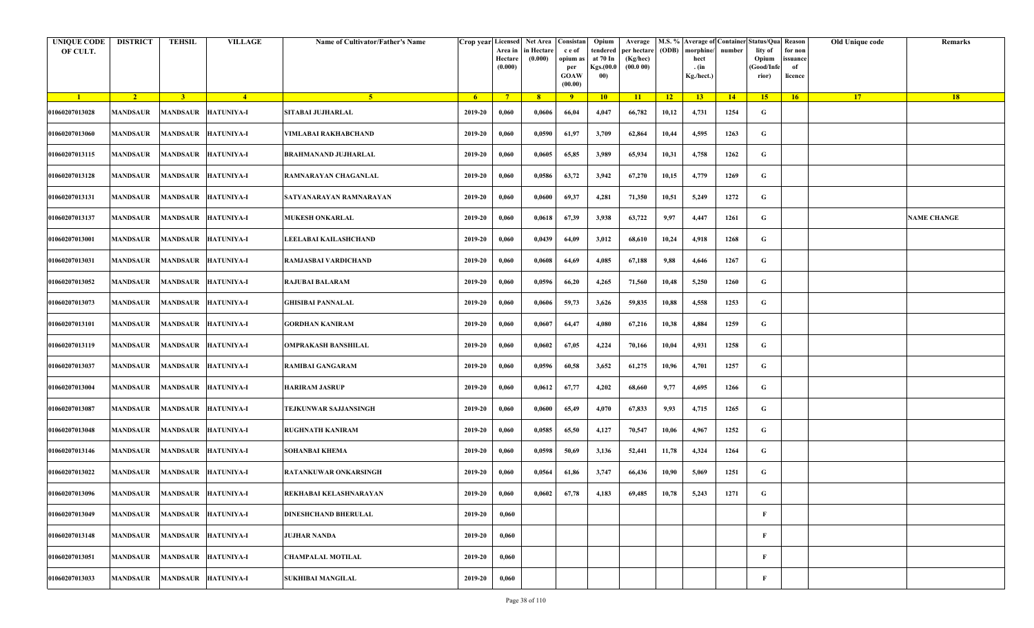| UNIQUE CODE OF CULT. | DISTRICT | TEHSIL | VILLAGE | Name of Cultivator/Father's Name | Crop year | Licensed Area in Hectare (0.000) | Net Area in Hectare (0.000) | Consistan c e of opium as per GOAW (00.00) | Opium tendered at 70 In Kgs.(00.000) | Average per hectare (Kg/hec) (00.0 00) | M.S. % (ODB) | Average of morphine/ hect . (in Kg./hect.) | Container number | Status/Quality of Opium (Good/Inferior) | Reason for non issuance of licence | Old Unique code | Remarks |
|---|---|---|---|---|---|---|---|---|---|---|---|---|---|---|---|---|---|
| 1 | 2 | 3 | 4 | 5 | 6 | 7 | 8 | 9 | 10 | 11 | 12 | 13 | 14 | 15 | 16 | 17 | 18 |
| 01060207013028 | MANDSAUR | MANDSAUR | HATUNIYA-I | SITABAI JUJHARLAL | 2019-20 | 0,060 | 0,0606 | 66,04 | 4,047 | 66,782 | 10,12 | 4,731 | 1254 | G | | | |
| 01060207013060 | MANDSAUR | MANDSAUR | HATUNIYA-I | VIMLABAI RAKHABCHAND | 2019-20 | 0,060 | 0,0590 | 61,97 | 3,709 | 62,864 | 10,44 | 4,595 | 1263 | G | | | |
| 01060207013115 | MANDSAUR | MANDSAUR | HATUNIYA-I | BRAHMANAND JUJHARLAL | 2019-20 | 0,060 | 0,0605 | 65,85 | 3,989 | 65,934 | 10,31 | 4,758 | 1262 | G | | | |
| 01060207013128 | MANDSAUR | MANDSAUR | HATUNIYA-I | RAMNARAYAN CHAGANLAL | 2019-20 | 0,060 | 0,0586 | 63,72 | 3,942 | 67,270 | 10,15 | 4,779 | 1269 | G | | | |
| 01060207013131 | MANDSAUR | MANDSAUR | HATUNIYA-I | SATYANARAYAN RAMNARAYAN | 2019-20 | 0,060 | 0,0600 | 69,37 | 4,281 | 71,350 | 10,51 | 5,249 | 1272 | G | | | |
| 01060207013137 | MANDSAUR | MANDSAUR | HATUNIYA-I | MUKESH ONKARLAL | 2019-20 | 0,060 | 0,0618 | 67,39 | 3,938 | 63,722 | 9,97 | 4,447 | 1261 | G | | | NAME CHANGE |
| 01060207013001 | MANDSAUR | MANDSAUR | HATUNIYA-I | LEELABAI KAILASHCHAND | 2019-20 | 0,060 | 0,0439 | 64,09 | 3,012 | 68,610 | 10,24 | 4,918 | 1268 | G | | | |
| 01060207013031 | MANDSAUR | MANDSAUR | HATUNIYA-I | RAMJASBAI VARDICHAND | 2019-20 | 0,060 | 0,0608 | 64,69 | 4,085 | 67,188 | 9,88 | 4,646 | 1267 | G | | | |
| 01060207013052 | MANDSAUR | MANDSAUR | HATUNIYA-I | RAJUBAI BALARAM | 2019-20 | 0,060 | 0,0596 | 66,20 | 4,265 | 71,560 | 10,48 | 5,250 | 1260 | G | | | |
| 01060207013073 | MANDSAUR | MANDSAUR | HATUNIYA-I | GHISIBAI PANNALAL | 2019-20 | 0,060 | 0,0606 | 59,73 | 3,626 | 59,835 | 10,88 | 4,558 | 1253 | G | | | |
| 01060207013101 | MANDSAUR | MANDSAUR | HATUNIYA-I | GORDHAN KANIRAM | 2019-20 | 0,060 | 0,0607 | 64,47 | 4,080 | 67,216 | 10,38 | 4,884 | 1259 | G | | | |
| 01060207013119 | MANDSAUR | MANDSAUR | HATUNIYA-I | OMPRAKASH BANSHILAL | 2019-20 | 0,060 | 0,0602 | 67,05 | 4,224 | 70,166 | 10,04 | 4,931 | 1258 | G | | | |
| 01060207013037 | MANDSAUR | MANDSAUR | HATUNIYA-I | RAMIBAI GANGARAM | 2019-20 | 0,060 | 0,0596 | 60,58 | 3,652 | 61,275 | 10,96 | 4,701 | 1257 | G | | | |
| 01060207013004 | MANDSAUR | MANDSAUR | HATUNIYA-I | HARIRAM JASRUP | 2019-20 | 0,060 | 0,0612 | 67,77 | 4,202 | 68,660 | 9,77 | 4,695 | 1266 | G | | | |
| 01060207013087 | MANDSAUR | MANDSAUR | HATUNIYA-I | TEJKUNWAR SAJJANSINGH | 2019-20 | 0,060 | 0,0600 | 65,49 | 4,070 | 67,833 | 9,93 | 4,715 | 1265 | G | | | |
| 01060207013048 | MANDSAUR | MANDSAUR | HATUNIYA-I | RUGHNATH KANIRAM | 2019-20 | 0,060 | 0,0585 | 65,50 | 4,127 | 70,547 | 10,06 | 4,967 | 1252 | G | | | |
| 01060207013146 | MANDSAUR | MANDSAUR | HATUNIYA-I | SOHANBAI KHEMA | 2019-20 | 0,060 | 0,0598 | 50,69 | 3,136 | 52,441 | 11,78 | 4,324 | 1264 | G | | | |
| 01060207013022 | MANDSAUR | MANDSAUR | HATUNIYA-I | RATANKUWAR ONKARSINGH | 2019-20 | 0,060 | 0,0564 | 61,86 | 3,747 | 66,436 | 10,90 | 5,069 | 1251 | G | | | |
| 01060207013096 | MANDSAUR | MANDSAUR | HATUNIYA-I | REKHABAI KELASHNARAYAN | 2019-20 | 0,060 | 0,0602 | 67,78 | 4,183 | 69,485 | 10,78 | 5,243 | 1271 | G | | | |
| 01060207013049 | MANDSAUR | MANDSAUR | HATUNIYA-I | DINESHCHAND BHERULAL | 2019-20 | 0,060 | | | | | | | | F | | | |
| 01060207013148 | MANDSAUR | MANDSAUR | HATUNIYA-I | JUJHAR NANDA | 2019-20 | 0,060 | | | | | | | | F | | | |
| 01060207013051 | MANDSAUR | MANDSAUR | HATUNIYA-I | CHAMPALAL MOTILAL | 2019-20 | 0,060 | | | | | | | | F | | | |
| 01060207013033 | MANDSAUR | MANDSAUR | HATUNIYA-I | SUKHIBAI MANGILAL | 2019-20 | 0,060 | | | | | | | | F | | | |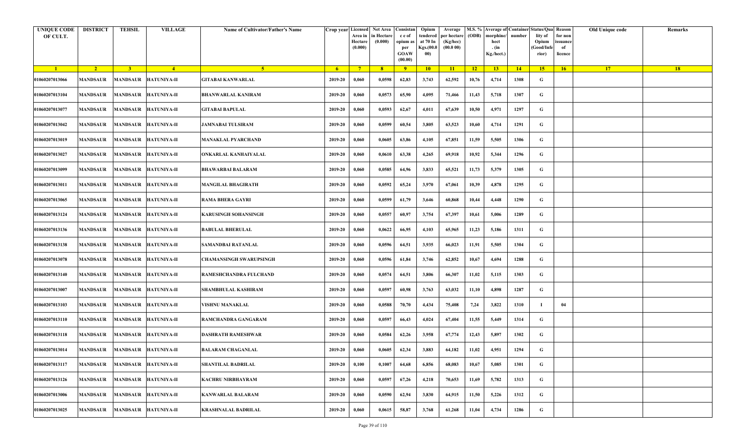| UNIQUE CODE OF CULT. | DISTRICT | TEHSIL | VILLAGE | Name of Cultivator/Father's Name | Crop year | Licensed Area in Hectare (0.000) | Net Area in Hectare (0.000) | Consistance of opium as per GOAW (00.00) | Opium tendered at 70 In Kgs.(00.000) | Average per hectare (Kg/hec) (00.0 00) | M.S. % (ODB) | Average of morphine/hect. (in Kg./hect.) | Container number | Status/Quality of Opium (Good/Inferior) | Reason for non issuance of licence | Old Unique code | Remarks |
|---|---|---|---|---|---|---|---|---|---|---|---|---|---|---|---|---|---|
| 1 | 2 | 3 | 4 | 5 | 6 | 7 | 8 | 9 | 10 | 11 | 12 | 13 | 14 | 15 | 16 | 17 | 18 |
| 01060207013066 | MANDSAUR | MANDSAUR | HATUNIYA-II | GITABAI KANWARLAL | 2019-20 | 0,060 | 0,0598 | 62,83 | 3,743 | 62,592 | 10,76 | 4,714 | 1308 | G | | | |
| 01060207013104 | MANDSAUR | MANDSAUR | HATUNIYA-II | BHANWARLAL KANIRAM | 2019-20 | 0,060 | 0,0573 | 65,90 | 4,095 | 71,466 | 11,43 | 5,718 | 1307 | G | | | |
| 01060207013077 | MANDSAUR | MANDSAUR | HATUNIYA-II | GITABAI BAPULAL | 2019-20 | 0,060 | 0,0593 | 62,67 | 4,011 | 67,639 | 10,50 | 4,971 | 1297 | G | | | |
| 01060207013042 | MANDSAUR | MANDSAUR | HATUNIYA-II | JAMNABAI TULSIRAM | 2019-20 | 0,060 | 0,0599 | 60,54 | 3,805 | 63,523 | 10,60 | 4,714 | 1291 | G | | | |
| 01060207013019 | MANDSAUR | MANDSAUR | HATUNIYA-II | MANAKLAL PYARCHAND | 2019-20 | 0,060 | 0,0605 | 63,86 | 4,105 | 67,851 | 11,59 | 5,505 | 1306 | G | | | |
| 01060207013027 | MANDSAUR | MANDSAUR | HATUNIYA-II | ONKARLAL KANHAIYALAL | 2019-20 | 0,060 | 0,0610 | 63,38 | 4,265 | 69,918 | 10,92 | 5,344 | 1296 | G | | | |
| 01060207013099 | MANDSAUR | MANDSAUR | HATUNIYA-II | BHAWARBAI BALARAM | 2019-20 | 0,060 | 0,0585 | 64,96 | 3,833 | 65,521 | 11,73 | 5,379 | 1305 | G | | | |
| 01060207013011 | MANDSAUR | MANDSAUR | HATUNIYA-II | MANGILAL BHAGIRATH | 2019-20 | 0,060 | 0,0592 | 65,24 | 3,970 | 67,061 | 10,39 | 4,878 | 1295 | G | | | |
| 01060207013065 | MANDSAUR | MANDSAUR | HATUNIYA-II | RAMA BHERA GAYRI | 2019-20 | 0,060 | 0,0599 | 61,79 | 3,646 | 60,868 | 10,44 | 4,448 | 1290 | G | | | |
| 01060207013124 | MANDSAUR | MANDSAUR | HATUNIYA-II | KARUSINGH SOHANSINGH | 2019-20 | 0,060 | 0,0557 | 60,97 | 3,754 | 67,397 | 10,61 | 5,006 | 1289 | G | | | |
| 01060207013136 | MANDSAUR | MANDSAUR | HATUNIYA-II | BABULAL BHERULAL | 2019-20 | 0,060 | 0,0622 | 66,95 | 4,103 | 65,965 | 11,23 | 5,186 | 1311 | G | | | |
| 01060207013138 | MANDSAUR | MANDSAUR | HATUNIYA-II | SAMANDBAI RATANLAL | 2019-20 | 0,060 | 0,0596 | 64,51 | 3,935 | 66,023 | 11,91 | 5,505 | 1304 | G | | | |
| 01060207013078 | MANDSAUR | MANDSAUR | HATUNIYA-II | CHAMANSINGH SWARUPSINGH | 2019-20 | 0,060 | 0,0596 | 61,84 | 3,746 | 62,852 | 10,67 | 4,694 | 1288 | G | | | |
| 01060207013140 | MANDSAUR | MANDSAUR | HATUNIYA-II | RAMESHCHANDRA FULCHAND | 2019-20 | 0,060 | 0,0574 | 64,51 | 3,806 | 66,307 | 11,02 | 5,115 | 1303 | G | | | |
| 01060207013007 | MANDSAUR | MANDSAUR | HATUNIYA-II | SHAMBHULAL KASHIRAM | 2019-20 | 0,060 | 0,0597 | 60,98 | 3,763 | 63,032 | 11,10 | 4,898 | 1287 | G | | | |
| 01060207013103 | MANDSAUR | MANDSAUR | HATUNIYA-II | VISHNU MANAKLAL | 2019-20 | 0,060 | 0,0588 | 70,70 | 4,434 | 75,408 | 7,24 | 3,822 | 1310 | I | 04 | | |
| 01060207013110 | MANDSAUR | MANDSAUR | HATUNIYA-II | RAMCHANDRA GANGARAM | 2019-20 | 0,060 | 0,0597 | 66,43 | 4,024 | 67,404 | 11,55 | 5,449 | 1314 | G | | | |
| 01060207013118 | MANDSAUR | MANDSAUR | HATUNIYA-II | DASHRATH RAMESHWAR | 2019-20 | 0,060 | 0,0584 | 62,26 | 3,958 | 67,774 | 12,43 | 5,897 | 1302 | G | | | |
| 01060207013014 | MANDSAUR | MANDSAUR | HATUNIYA-II | BALARAM CHAGANLAL | 2019-20 | 0,060 | 0,0605 | 62,34 | 3,883 | 64,182 | 11,02 | 4,951 | 1294 | G | | | |
| 01060207013117 | MANDSAUR | MANDSAUR | HATUNIYA-II | SHANTILAL BADRILAL | 2019-20 | 0,100 | 0,1007 | 64,68 | 6,856 | 68,083 | 10,67 | 5,085 | 1301 | G | | | |
| 01060207013126 | MANDSAUR | MANDSAUR | HATUNIYA-II | KACHRU NIRBHAYRAM | 2019-20 | 0,060 | 0,0597 | 67,26 | 4,218 | 70,653 | 11,69 | 5,782 | 1313 | G | | | |
| 01060207013006 | MANDSAUR | MANDSAUR | HATUNIYA-II | KANWARLAL BALARAM | 2019-20 | 0,060 | 0,0590 | 62,94 | 3,830 | 64,915 | 11,50 | 5,226 | 1312 | G | | | |
| 01060207013025 | MANDSAUR | MANDSAUR | HATUNIYA-II | KRASHNALAL BADRILAL | 2019-20 | 0,060 | 0,0615 | 58,87 | 3,768 | 61,268 | 11,04 | 4,734 | 1286 | G | | | |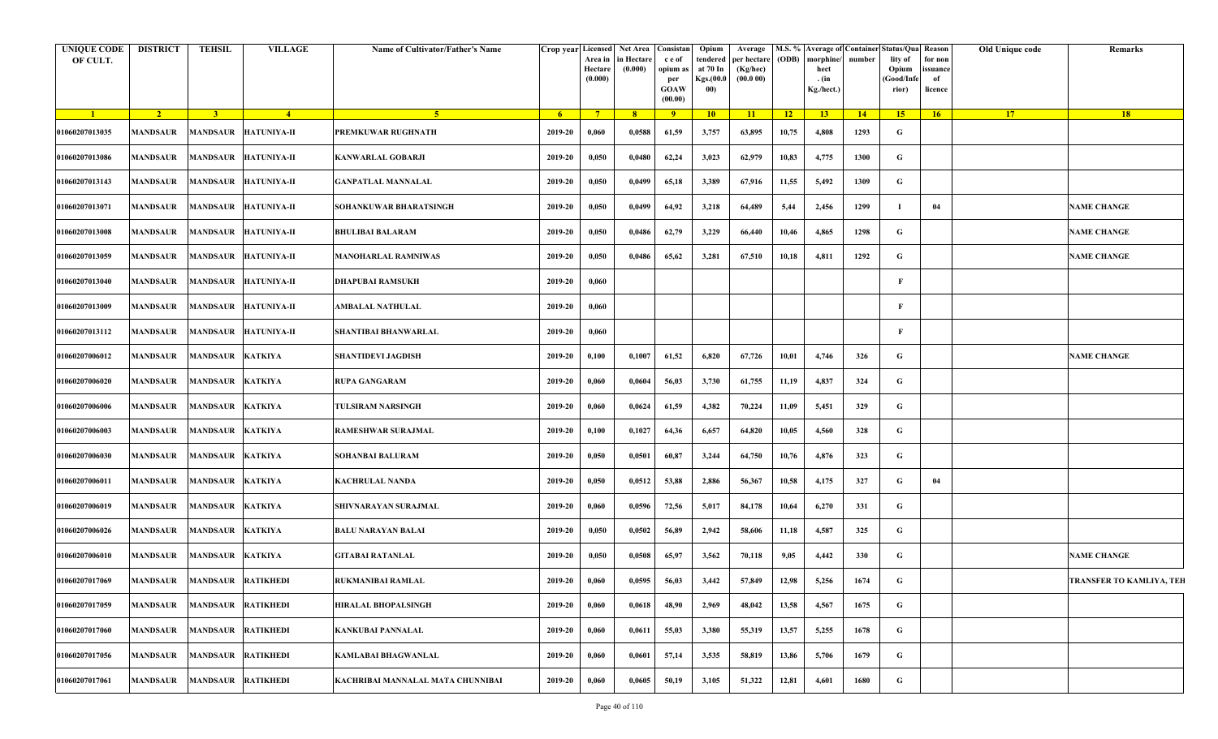| UNIQUE CODE OF CULT. | DISTRICT | TEHSIL | VILLAGE | Name of Cultivator/Father's Name | Crop year | Licensed Area in Hectare (0.000) | Net Area in Hectare (0.000) | Consistance of opium as per GOAW (00.00) | Opium tendered at 70 In Kgs.(00.000) | Average per hectare (Kg/hec) (00.000) | M.S. % (ODB) | Average of morphine/hect. (in Kg./hect.) | Container number | Status/Quality of Opium (Good/Inferior) | Reason for non issuance of licence | Old Unique code | Remarks |
|---|---|---|---|---|---|---|---|---|---|---|---|---|---|---|---|---|---|
| 1 | 2 | 3 | 4 | 5 | 6 | 7 | 8 | 9 | 10 | 11 | 12 | 13 | 14 | 15 | 16 | 17 | 18 |
| 01060207013035 | MANDSAUR | MANDSAUR | HATUNIYA-II | PREMKUWAR RUGHNATH | 2019-20 | 0,060 | 0,0588 | 61,59 | 3,757 | 63,895 | 10,75 | 4,808 | 1293 | G | | | |
| 01060207013086 | MANDSAUR | MANDSAUR | HATUNIYA-II | KANWARLAL GOBARJI | 2019-20 | 0,050 | 0,0480 | 62,24 | 3,023 | 62,979 | 10,83 | 4,775 | 1300 | G | | | |
| 01060207013143 | MANDSAUR | MANDSAUR | HATUNIYA-II | GANPATLAL MANNALAL | 2019-20 | 0,050 | 0,0499 | 65,18 | 3,389 | 67,916 | 11,55 | 5,492 | 1309 | G | | | |
| 01060207013071 | MANDSAUR | MANDSAUR | HATUNIYA-II | SOHANKUWAR BHARATSINGH | 2019-20 | 0,050 | 0,0499 | 64,92 | 3,218 | 64,489 | 5,44 | 2,456 | 1299 | I | 04 | | NAME CHANGE |
| 01060207013008 | MANDSAUR | MANDSAUR | HATUNIYA-II | BHULIBAI BALARAM | 2019-20 | 0,050 | 0,0486 | 62,79 | 3,229 | 66,440 | 10,46 | 4,865 | 1298 | G | | | NAME CHANGE |
| 01060207013059 | MANDSAUR | MANDSAUR | HATUNIYA-II | MANOHARLAL RAMNIWAS | 2019-20 | 0,050 | 0,0486 | 65,62 | 3,281 | 67,510 | 10,18 | 4,811 | 1292 | G | | | NAME CHANGE |
| 01060207013040 | MANDSAUR | MANDSAUR | HATUNIYA-II | DHAPUBAI RAMSUKH | 2019-20 | 0,060 | | | | | | | | F | | | |
| 01060207013009 | MANDSAUR | MANDSAUR | HATUNIYA-II | AMBALAL NATHULAL | 2019-20 | 0,060 | | | | | | | | F | | | |
| 01060207013112 | MANDSAUR | MANDSAUR | HATUNIYA-II | SHANTIBAI BHANWARLAL | 2019-20 | 0,060 | | | | | | | | F | | | |
| 01060207006012 | MANDSAUR | MANDSAUR | KATKIYA | SHANTIDEVI JAGDISH | 2019-20 | 0,100 | 0,1007 | 61,52 | 6,820 | 67,726 | 10,01 | 4,746 | 326 | G | | | NAME CHANGE |
| 01060207006020 | MANDSAUR | MANDSAUR | KATKIYA | RUPA GANGARAM | 2019-20 | 0,060 | 0,0604 | 56,03 | 3,730 | 61,755 | 11,19 | 4,837 | 324 | G | | | |
| 01060207006006 | MANDSAUR | MANDSAUR | KATKIYA | TULSIRAM NARSINGH | 2019-20 | 0,060 | 0,0624 | 61,59 | 4,382 | 70,224 | 11,09 | 5,451 | 329 | G | | | |
| 01060207006003 | MANDSAUR | MANDSAUR | KATKIYA | RAMESHWAR SURAJMAL | 2019-20 | 0,100 | 0,1027 | 64,36 | 6,657 | 64,820 | 10,05 | 4,560 | 328 | G | | | |
| 01060207006030 | MANDSAUR | MANDSAUR | KATKIYA | SOHANBAI BALURAM | 2019-20 | 0,050 | 0,0501 | 60,87 | 3,244 | 64,750 | 10,76 | 4,876 | 323 | G | | | |
| 01060207006011 | MANDSAUR | MANDSAUR | KATKIYA | KACHRULAL NANDA | 2019-20 | 0,050 | 0,0512 | 53,88 | 2,886 | 56,367 | 10,58 | 4,175 | 327 | G | 04 | | |
| 01060207006019 | MANDSAUR | MANDSAUR | KATKIYA | SHIVNARAYAN SURAJMAL | 2019-20 | 0,060 | 0,0596 | 72,56 | 5,017 | 84,178 | 10,64 | 6,270 | 331 | G | | | |
| 01060207006026 | MANDSAUR | MANDSAUR | KATKIYA | BALU NARAYAN BALAI | 2019-20 | 0,050 | 0,0502 | 56,89 | 2,942 | 58,606 | 11,18 | 4,587 | 325 | G | | | |
| 01060207006010 | MANDSAUR | MANDSAUR | KATKIYA | GITABAI RATANLAL | 2019-20 | 0,050 | 0,0508 | 65,97 | 3,562 | 70,118 | 9,05 | 4,442 | 330 | G | | | NAME CHANGE |
| 01060207017069 | MANDSAUR | MANDSAUR | RATIKHEDI | RUKMANIBAI RAMLAL | 2019-20 | 0,060 | 0,0595 | 56,03 | 3,442 | 57,849 | 12,98 | 5,256 | 1674 | G | | | TRANSFER TO KAMLIYA, TEH |
| 01060207017059 | MANDSAUR | MANDSAUR | RATIKHEDI | HIRALAL BHOPALSINGH | 2019-20 | 0,060 | 0,0618 | 48,90 | 2,969 | 48,042 | 13,58 | 4,567 | 1675 | G | | | |
| 01060207017060 | MANDSAUR | MANDSAUR | RATIKHEDI | KANKUBAI PANNALAL | 2019-20 | 0,060 | 0,0611 | 55,03 | 3,380 | 55,319 | 13,57 | 5,255 | 1678 | G | | | |
| 01060207017056 | MANDSAUR | MANDSAUR | RATIKHEDI | KAMLABAI BHAGWANLAL | 2019-20 | 0,060 | 0,0601 | 57,14 | 3,535 | 58,819 | 13,86 | 5,706 | 1679 | G | | | |
| 01060207017061 | MANDSAUR | MANDSAUR | RATIKHEDI | KACHRIBAI MANNALAL MATA CHUNNIBAI | 2019-20 | 0,060 | 0,0605 | 50,19 | 3,105 | 51,322 | 12,81 | 4,601 | 1680 | G | | | |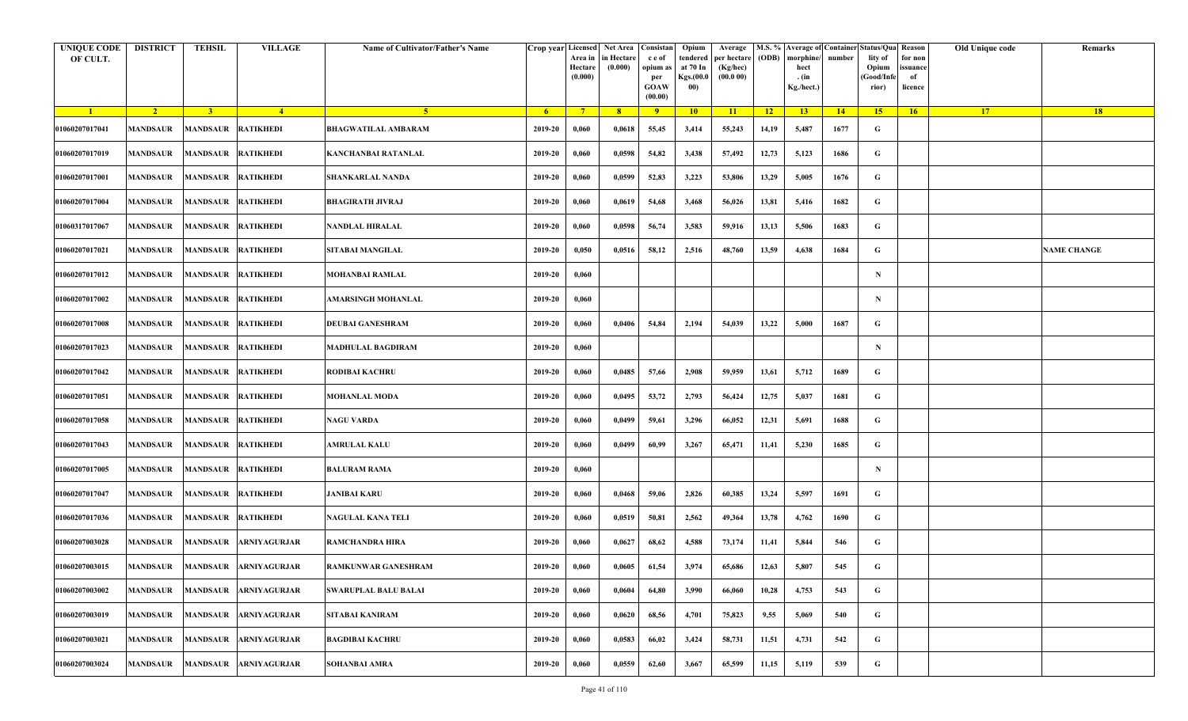| UNIQUE CODE OF CULT. | DISTRICT | TEHSIL | VILLAGE | Name of Cultivator/Father's Name | Crop year | Licensed Area in Hectare (0.000) | Net Area in Hectare (0.000) | Consistance of opium as per GOAW (00.00) | Opium tendered at 70 In Kgs.(00.000) | Average per hectare (Kg/hec) (00.0 00) | M.S. % (ODB) | Average of morphine/hect. (in Kg./hect.) | Container number | Status/Quality of Opium (Good/Inferior) | Reason for non issuance of licence | Old Unique code | Remarks |
|---|---|---|---|---|---|---|---|---|---|---|---|---|---|---|---|---|---|
| 1 | 2 | 3 | 4 | 5 | 6 | 7 | 8 | 9 | 10 | 11 | 12 | 13 | 14 | 15 | 16 | 17 | 18 |
| 01060207017041 | MANDSAUR | MANDSAUR | RATIKHEDI | BHAGWATILAL AMBARAM | 2019-20 | 0,060 | 0,0618 | 55,45 | 3,414 | 55,243 | 14,19 | 5,487 | 1677 | G | | | |
| 01060207017019 | MANDSAUR | MANDSAUR | RATIKHEDI | KANCHANBAI RATANLAL | 2019-20 | 0,060 | 0,0598 | 54,82 | 3,438 | 57,492 | 12,73 | 5,123 | 1686 | G | | | |
| 01060207017001 | MANDSAUR | MANDSAUR | RATIKHEDI | SHANKARLAL NANDA | 2019-20 | 0,060 | 0,0599 | 52,83 | 3,223 | 53,806 | 13,29 | 5,005 | 1676 | G | | | |
| 01060207017004 | MANDSAUR | MANDSAUR | RATIKHEDI | BHAGIRATH JIVRAJ | 2019-20 | 0,060 | 0,0619 | 54,68 | 3,468 | 56,026 | 13,81 | 5,416 | 1682 | G | | | |
| 01060317017067 | MANDSAUR | MANDSAUR | RATIKHEDI | NANDLAL HIRALAL | 2019-20 | 0,060 | 0,0598 | 56,74 | 3,583 | 59,916 | 13,13 | 5,506 | 1683 | G | | | |
| 01060207017021 | MANDSAUR | MANDSAUR | RATIKHEDI | SITABAI MANGILAL | 2019-20 | 0,050 | 0,0516 | 58,12 | 2,516 | 48,760 | 13,59 | 4,638 | 1684 | G | | | NAME CHANGE |
| 01060207017012 | MANDSAUR | MANDSAUR | RATIKHEDI | MOHANBAI RAMLAL | 2019-20 | 0,060 | | | | | | | | N | | | |
| 01060207017002 | MANDSAUR | MANDSAUR | RATIKHEDI | AMARSINGH MOHANLAL | 2019-20 | 0,060 | | | | | | | | N | | | |
| 01060207017008 | MANDSAUR | MANDSAUR | RATIKHEDI | DEUBAI GANESHRAM | 2019-20 | 0,060 | 0,0406 | 54,84 | 2,194 | 54,039 | 13,22 | 5,000 | 1687 | G | | | |
| 01060207017023 | MANDSAUR | MANDSAUR | RATIKHEDI | MADHULAL BAGDIRAM | 2019-20 | 0,060 | | | | | | | | N | | | |
| 01060207017042 | MANDSAUR | MANDSAUR | RATIKHEDI | RODIBAI KACHRU | 2019-20 | 0,060 | 0,0485 | 57,66 | 2,908 | 59,959 | 13,61 | 5,712 | 1689 | G | | | |
| 01060207017051 | MANDSAUR | MANDSAUR | RATIKHEDI | MOHANLAL MODA | 2019-20 | 0,060 | 0,0495 | 53,72 | 2,793 | 56,424 | 12,75 | 5,037 | 1681 | G | | | |
| 01060207017058 | MANDSAUR | MANDSAUR | RATIKHEDI | NAGU VARDA | 2019-20 | 0,060 | 0,0499 | 59,61 | 3,296 | 66,052 | 12,31 | 5,691 | 1688 | G | | | |
| 01060207017043 | MANDSAUR | MANDSAUR | RATIKHEDI | AMRULAL KALU | 2019-20 | 0,060 | 0,0499 | 60,99 | 3,267 | 65,471 | 11,41 | 5,230 | 1685 | G | | | |
| 01060207017005 | MANDSAUR | MANDSAUR | RATIKHEDI | BALURAM RAMA | 2019-20 | 0,060 | | | | | | | | N | | | |
| 01060207017047 | MANDSAUR | MANDSAUR | RATIKHEDI | JANIBAI KARU | 2019-20 | 0,060 | 0,0468 | 59,06 | 2,826 | 60,385 | 13,24 | 5,597 | 1691 | G | | | |
| 01060207017036 | MANDSAUR | MANDSAUR | RATIKHEDI | NAGULAL KANA TELI | 2019-20 | 0,060 | 0,0519 | 50,81 | 2,562 | 49,364 | 13,78 | 4,762 | 1690 | G | | | |
| 01060207003028 | MANDSAUR | MANDSAUR | ARNIYAGURJAR | RAMCHANDRA HIRA | 2019-20 | 0,060 | 0,0627 | 68,62 | 4,588 | 73,174 | 11,41 | 5,844 | 546 | G | | | |
| 01060207003015 | MANDSAUR | MANDSAUR | ARNIYAGURJAR | RAMKUNWAR GANESHRAM | 2019-20 | 0,060 | 0,0605 | 61,54 | 3,974 | 65,686 | 12,63 | 5,807 | 545 | G | | | |
| 01060207003002 | MANDSAUR | MANDSAUR | ARNIYAGURJAR | SWARUPLAL BALU BALAI | 2019-20 | 0,060 | 0,0604 | 64,80 | 3,990 | 66,060 | 10,28 | 4,753 | 543 | G | | | |
| 01060207003019 | MANDSAUR | MANDSAUR | ARNIYAGURJAR | SITABAI KANIRAM | 2019-20 | 0,060 | 0,0620 | 68,56 | 4,701 | 75,823 | 9,55 | 5,069 | 540 | G | | | |
| 01060207003021 | MANDSAUR | MANDSAUR | ARNIYAGURJAR | BAGDIBAI KACHRU | 2019-20 | 0,060 | 0,0583 | 66,02 | 3,424 | 58,731 | 11,51 | 4,731 | 542 | G | | | |
| 01060207003024 | MANDSAUR | MANDSAUR | ARNIYAGURJAR | SOHANBAI AMRA | 2019-20 | 0,060 | 0,0559 | 62,60 | 3,667 | 65,599 | 11,15 | 5,119 | 539 | G | | | |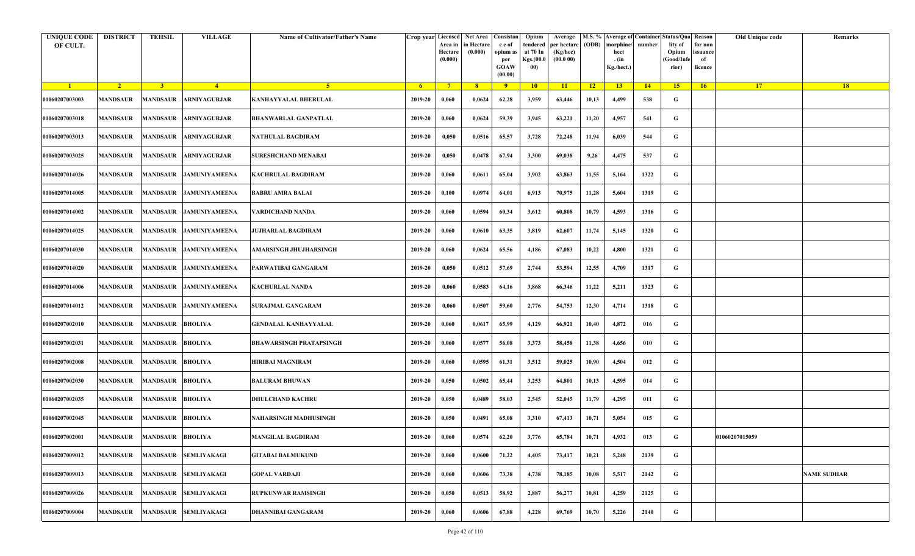| UNIQUE CODE OF CULT. | DISTRICT | TEHSIL | VILLAGE | Name of Cultivator/Father's Name | Crop year | Licensed Area in Hectare (0.000) | Net Area in Hectare (0.000) | Consistance of opium as per GOAW (00.00) | Opium tendered at 70 In Kgs.(00.000) | Average per hectare (Kg/hec) (00.0 00) | M.S. % (ODB) | Average of morphine/hect. (in Kg./hect.) | Container number | Status/Quality of Opium (Good/Inferior) | Reason for non issuance of licence | Old Unique code | Remarks |
|---|---|---|---|---|---|---|---|---|---|---|---|---|---|---|---|---|---|
| 1 | 2 | 3 | 4 | 5 | 6 | 7 | 8 | 9 | 10 | 11 | 12 | 13 | 14 | 15 | 16 | 17 | 18 |
| 01060207003003 | MANDSAUR | MANDSAUR | ARNIYAGURJAR | KANHAYYALAL BHERULAL | 2019-20 | 0,060 | 0,0624 | 62,28 | 3,959 | 63,446 | 10,13 | 4,499 | 538 | G | | | |
| 01060207003018 | MANDSAUR | MANDSAUR | ARNIYAGURJAR | BHANWARLAL GANPATLAL | 2019-20 | 0,060 | 0,0624 | 59,39 | 3,945 | 63,221 | 11,20 | 4,957 | 541 | G | | | |
| 01060207003013 | MANDSAUR | MANDSAUR | ARNIYAGURJAR | NATHULAL BAGDIRAM | 2019-20 | 0,050 | 0,0516 | 65,57 | 3,728 | 72,248 | 11,94 | 6,039 | 544 | G | | | |
| 01060207003025 | MANDSAUR | MANDSAUR | ARNIYAGURJAR | SURESHCHAND MENABAI | 2019-20 | 0,050 | 0,0478 | 67,94 | 3,300 | 69,038 | 9,26 | 4,475 | 537 | G | | | |
| 01060207014026 | MANDSAUR | MANDSAUR | JAMUNIYAMEENA | KACHRULAL BAGDIRAM | 2019-20 | 0,060 | 0,0611 | 65,04 | 3,902 | 63,863 | 11,55 | 5,164 | 1322 | G | | | |
| 01060207014005 | MANDSAUR | MANDSAUR | JAMUNIYAMEENA | BABRU AMRA BALAI | 2019-20 | 0,100 | 0,0974 | 64,01 | 6,913 | 70,975 | 11,28 | 5,604 | 1319 | G | | | |
| 01060207014002 | MANDSAUR | MANDSAUR | JAMUNIYAMEENA | VARDICHAND NANDA | 2019-20 | 0,060 | 0,0594 | 60,34 | 3,612 | 60,808 | 10,79 | 4,593 | 1316 | G | | | |
| 01060207014025 | MANDSAUR | MANDSAUR | JAMUNIYAMEENA | JUJHARLAL BAGDIRAM | 2019-20 | 0,060 | 0,0610 | 63,35 | 3,819 | 62,607 | 11,74 | 5,145 | 1320 | G | | | |
| 01060207014030 | MANDSAUR | MANDSAUR | JAMUNIYAMEENA | AMARSINGH JHUJHARSINGH | 2019-20 | 0,060 | 0,0624 | 65,56 | 4,186 | 67,083 | 10,22 | 4,800 | 1321 | G | | | |
| 01060207014020 | MANDSAUR | MANDSAUR | JAMUNIYAMEENA | PARWATIBAI GANGARAM | 2019-20 | 0,050 | 0,0512 | 57,69 | 2,744 | 53,594 | 12,55 | 4,709 | 1317 | G | | | |
| 01060207014006 | MANDSAUR | MANDSAUR | JAMUNIYAMEENA | KACHURLAL NANDA | 2019-20 | 0,060 | 0,0583 | 64,16 | 3,868 | 66,346 | 11,22 | 5,211 | 1323 | G | | | |
| 01060207014012 | MANDSAUR | MANDSAUR | JAMUNIYAMEENA | SURAJMAL GANGARAM | 2019-20 | 0,060 | 0,0507 | 59,60 | 2,776 | 54,753 | 12,30 | 4,714 | 1318 | G | | | |
| 01060207002010 | MANDSAUR | MANDSAUR | BHOLIYA | GENDALAL KANHAYYALAL | 2019-20 | 0,060 | 0,0617 | 65,99 | 4,129 | 66,921 | 10,40 | 4,872 | 016 | G | | | |
| 01060207002031 | MANDSAUR | MANDSAUR | BHOLIYA | BHAWARSINGH PRATAPSINGH | 2019-20 | 0,060 | 0,0577 | 56,08 | 3,373 | 58,458 | 11,38 | 4,656 | 010 | G | | | |
| 01060207002008 | MANDSAUR | MANDSAUR | BHOLIYA | HIRIBAI MAGNIRAM | 2019-20 | 0,060 | 0,0595 | 61,31 | 3,512 | 59,025 | 10,90 | 4,504 | 012 | G | | | |
| 01060207002030 | MANDSAUR | MANDSAUR | BHOLIYA | BALURAM BHUWAN | 2019-20 | 0,050 | 0,0502 | 65,44 | 3,253 | 64,801 | 10,13 | 4,595 | 014 | G | | | |
| 01060207002035 | MANDSAUR | MANDSAUR | BHOLIYA | DHULCHAND KACHRU | 2019-20 | 0,050 | 0,0489 | 58,03 | 2,545 | 52,045 | 11,79 | 4,295 | 011 | G | | | |
| 01060207002045 | MANDSAUR | MANDSAUR | BHOLIYA | NAHARSINGH MADHUSINGH | 2019-20 | 0,050 | 0,0491 | 65,08 | 3,310 | 67,413 | 10,71 | 5,054 | 015 | G | | | |
| 01060207002001 | MANDSAUR | MANDSAUR | BHOLIYA | MANGILAL BAGDIRAM | 2019-20 | 0,060 | 0,0574 | 62,20 | 3,776 | 65,784 | 10,71 | 4,932 | 013 | G | | 01060207015059 | |
| 01060207009012 | MANDSAUR | MANDSAUR | SEMLIYAKAGI | GITABAI BALMUKUND | 2019-20 | 0,060 | 0,0600 | 71,22 | 4,405 | 73,417 | 10,21 | 5,248 | 2139 | G | | | |
| 01060207009013 | MANDSAUR | MANDSAUR | SEMLIYAKAGI | GOPAL VARDAJI | 2019-20 | 0,060 | 0,0606 | 73,38 | 4,738 | 78,185 | 10,08 | 5,517 | 2142 | G | | | NAME SUDHAR |
| 01060207009026 | MANDSAUR | MANDSAUR | SEMLIYAKAGI | RUPKUNWAR RAMSINGH | 2019-20 | 0,050 | 0,0513 | 58,92 | 2,887 | 56,277 | 10,81 | 4,259 | 2125 | G | | | |
| 01060207009004 | MANDSAUR | MANDSAUR | SEMLIYAKAGI | DHANNIBAI GANGARAM | 2019-20 | 0,060 | 0,0606 | 67,88 | 4,228 | 69,769 | 10,70 | 5,226 | 2140 | G | | | |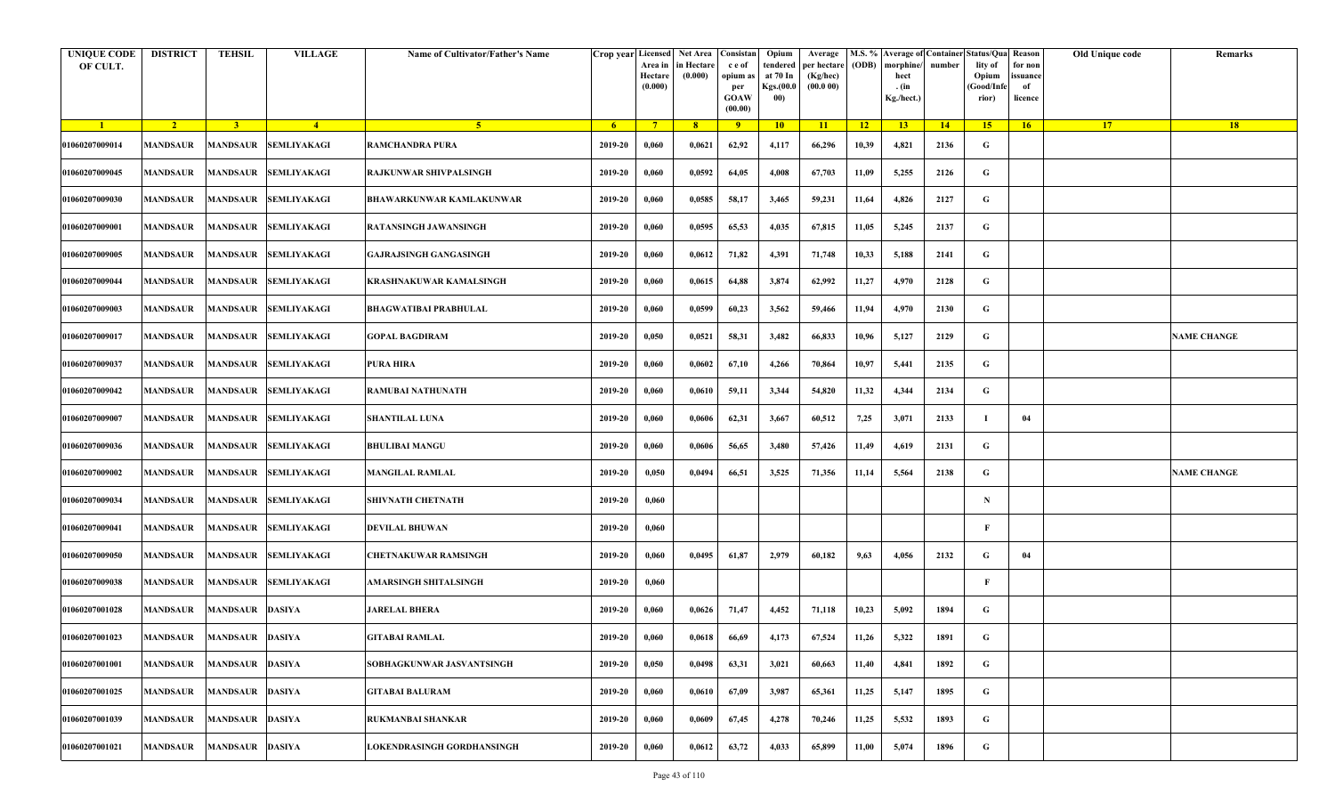| UNIQUE CODE OF CULT. | DISTRICT | TEHSIL | VILLAGE | Name of Cultivator/Father's Name | Crop year | Licensed Area in Hectare (0.000) | Net Area in Hectare (0.000) | Consistan c e of opium as per GOAW (00.00) | Opium tendered at 70 In Kgs.(00.000) | Average per hectare (Kg/hec) (00.0 00) | M.S. % (ODB) | Average of morphine/ hect . (in Kg./hect.) | Container number | Status/Quality of Opium (Good/Inferior) | Reason for non issuance of licence | Old Unique code | Remarks |
|---|---|---|---|---|---|---|---|---|---|---|---|---|---|---|---|---|---|
| 1 | 2 | 3 | 4 | 5 | 6 | 7 | 8 | 9 | 10 | 11 | 12 | 13 | 14 | 15 | 16 | 17 | 18 |
| 01060207009014 | MANDSAUR | MANDSAUR | SEMLIYAKAGI | RAMCHANDRA PURA | 2019-20 | 0,060 | 0,0621 | 62,92 | 4,117 | 66,296 | 10,39 | 4,821 | 2136 | G | | | |
| 01060207009045 | MANDSAUR | MANDSAUR | SEMLIYAKAGI | RAJKUNWAR SHIVPALSINGH | 2019-20 | 0,060 | 0,0592 | 64,05 | 4,008 | 67,703 | 11,09 | 5,255 | 2126 | G | | | |
| 01060207009030 | MANDSAUR | MANDSAUR | SEMLIYAKAGI | BHAWARKUNWAR KAMLAKUNWAR | 2019-20 | 0,060 | 0,0585 | 58,17 | 3,465 | 59,231 | 11,64 | 4,826 | 2127 | G | | | |
| 01060207009001 | MANDSAUR | MANDSAUR | SEMLIYAKAGI | RATANSINGH JAWANSINGH | 2019-20 | 0,060 | 0,0595 | 65,53 | 4,035 | 67,815 | 11,05 | 5,245 | 2137 | G | | | |
| 01060207009005 | MANDSAUR | MANDSAUR | SEMLIYAKAGI | GAJRAJSINGH GANGASINGH | 2019-20 | 0,060 | 0,0612 | 71,82 | 4,391 | 71,748 | 10,33 | 5,188 | 2141 | G | | | |
| 01060207009044 | MANDSAUR | MANDSAUR | SEMLIYAKAGI | KRASHNAKUWAR KAMALSINGH | 2019-20 | 0,060 | 0,0615 | 64,88 | 3,874 | 62,992 | 11,27 | 4,970 | 2128 | G | | | |
| 01060207009003 | MANDSAUR | MANDSAUR | SEMLIYAKAGI | BHAGWATIBAI PRABHULAL | 2019-20 | 0,060 | 0,0599 | 60,23 | 3,562 | 59,466 | 11,94 | 4,970 | 2130 | G | | | |
| 01060207009017 | MANDSAUR | MANDSAUR | SEMLIYAKAGI | GOPAL BAGDIRAM | 2019-20 | 0,050 | 0,0521 | 58,31 | 3,482 | 66,833 | 10,96 | 5,127 | 2129 | G | | | NAME CHANGE |
| 01060207009037 | MANDSAUR | MANDSAUR | SEMLIYAKAGI | PURA HIRA | 2019-20 | 0,060 | 0,0602 | 67,10 | 4,266 | 70,864 | 10,97 | 5,441 | 2135 | G | | | |
| 01060207009042 | MANDSAUR | MANDSAUR | SEMLIYAKAGI | RAMUBAI NATHUNATH | 2019-20 | 0,060 | 0,0610 | 59,11 | 3,344 | 54,820 | 11,32 | 4,344 | 2134 | G | | | |
| 01060207009007 | MANDSAUR | MANDSAUR | SEMLIYAKAGI | SHANTILAL LUNA | 2019-20 | 0,060 | 0,0606 | 62,31 | 3,667 | 60,512 | 7,25 | 3,071 | 2133 | I | 04 | | |
| 01060207009036 | MANDSAUR | MANDSAUR | SEMLIYAKAGI | BHULIBAI MANGU | 2019-20 | 0,060 | 0,0606 | 56,65 | 3,480 | 57,426 | 11,49 | 4,619 | 2131 | G | | | |
| 01060207009002 | MANDSAUR | MANDSAUR | SEMLIYAKAGI | MANGILAL RAMLAL | 2019-20 | 0,050 | 0,0494 | 66,51 | 3,525 | 71,356 | 11,14 | 5,564 | 2138 | G | | | NAME CHANGE |
| 01060207009034 | MANDSAUR | MANDSAUR | SEMLIYAKAGI | SHIVNATH CHETNATH | 2019-20 | 0,060 | | | | | | | | N | | | |
| 01060207009041 | MANDSAUR | MANDSAUR | SEMLIYAKAGI | DEVILAL BHUWAN | 2019-20 | 0,060 | | | | | | | | F | | | |
| 01060207009050 | MANDSAUR | MANDSAUR | SEMLIYAKAGI | CHETNAKUWAR RAMSINGH | 2019-20 | 0,060 | 0,0495 | 61,87 | 2,979 | 60,182 | 9,63 | 4,056 | 2132 | G | 04 | | |
| 01060207009038 | MANDSAUR | MANDSAUR | SEMLIYAKAGI | AMARSINGH SHITALSINGH | 2019-20 | 0,060 | | | | | | | | F | | | |
| 01060207001028 | MANDSAUR | MANDSAUR | DASIYA | JARELAL BHERA | 2019-20 | 0,060 | 0,0626 | 71,47 | 4,452 | 71,118 | 10,23 | 5,092 | 1894 | G | | | |
| 01060207001023 | MANDSAUR | MANDSAUR | DASIYA | GITABAI RAMLAL | 2019-20 | 0,060 | 0,0618 | 66,69 | 4,173 | 67,524 | 11,26 | 5,322 | 1891 | G | | | |
| 01060207001001 | MANDSAUR | MANDSAUR | DASIYA | SOBHAGKUNWAR JASVANTSINGH | 2019-20 | 0,050 | 0,0498 | 63,31 | 3,021 | 60,663 | 11,40 | 4,841 | 1892 | G | | | |
| 01060207001025 | MANDSAUR | MANDSAUR | DASIYA | GITABAI BALURAM | 2019-20 | 0,060 | 0,0610 | 67,09 | 3,987 | 65,361 | 11,25 | 5,147 | 1895 | G | | | |
| 01060207001039 | MANDSAUR | MANDSAUR | DASIYA | RUKMANBAI SHANKAR | 2019-20 | 0,060 | 0,0609 | 67,45 | 4,278 | 70,246 | 11,25 | 5,532 | 1893 | G | | | |
| 01060207001021 | MANDSAUR | MANDSAUR | DASIYA | LOKENDRASINGH GORDHANSINGH | 2019-20 | 0,060 | 0,0612 | 63,72 | 4,033 | 65,899 | 11,00 | 5,074 | 1896 | G | | | |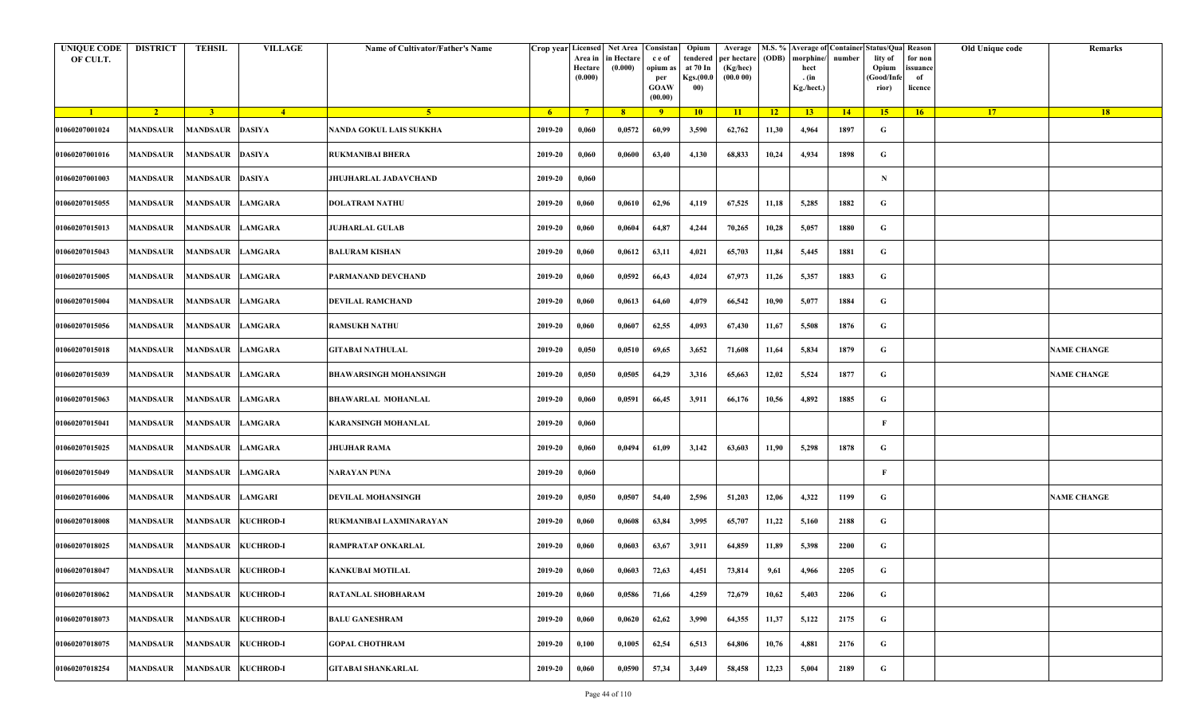| UNIQUE CODE OF CULT. | DISTRICT | TEHSIL | VILLAGE | Name of Cultivator/Father's Name | Crop year | Licensed Area in Hectare (0.000) | Net Area in Hectare (0.000) | Consistan c e of opium as per GOAW (00.00) | Opium tendered at 70 In Kgs.(00.000) | Average per hectare (Kg/hec) (00.0 00) | M.S. % (ODB) | Average of morphine/ hect . (in Kg./hect.) | Container number | Status/Quality of Opium (Good/Inferior) | Reason for non issuance of licence | Old Unique code | Remarks |
|---|---|---|---|---|---|---|---|---|---|---|---|---|---|---|---|---|---|
| 1 | 2 | 3 | 4 | 5 | 6 | 7 | 8 | 9 | 10 | 11 | 12 | 13 | 14 | 15 | 16 | 17 | 18 |
| 01060207001024 | MANDSAUR | MANDSAUR | DASIYA | NANDA GOKUL LAIS SUKKHA | 2019-20 | 0,060 | 0,0572 | 60,99 | 3,590 | 62,762 | 11,30 | 4,964 | 1897 | G | | | |
| 01060207001016 | MANDSAUR | MANDSAUR | DASIYA | RUKMANIBAI BHERA | 2019-20 | 0,060 | 0,0600 | 63,40 | 4,130 | 68,833 | 10,24 | 4,934 | 1898 | G | | | |
| 01060207001003 | MANDSAUR | MANDSAUR | DASIYA | JHUJHARLAL JADAVCHAND | 2019-20 | 0,060 | | | | | | | | N | | | |
| 01060207015055 | MANDSAUR | MANDSAUR | LAMGARA | DOLATRAM NATHU | 2019-20 | 0,060 | 0,0610 | 62,96 | 4,119 | 67,525 | 11,18 | 5,285 | 1882 | G | | | |
| 01060207015013 | MANDSAUR | MANDSAUR | LAMGARA | JUJHARLAL GULAB | 2019-20 | 0,060 | 0,0604 | 64,87 | 4,244 | 70,265 | 10,28 | 5,057 | 1880 | G | | | |
| 01060207015043 | MANDSAUR | MANDSAUR | LAMGARA | BALURAM KISHAN | 2019-20 | 0,060 | 0,0612 | 63,11 | 4,021 | 65,703 | 11,84 | 5,445 | 1881 | G | | | |
| 01060207015005 | MANDSAUR | MANDSAUR | LAMGARA | PARMANAND DEVCHAND | 2019-20 | 0,060 | 0,0592 | 66,43 | 4,024 | 67,973 | 11,26 | 5,357 | 1883 | G | | | |
| 01060207015004 | MANDSAUR | MANDSAUR | LAMGARA | DEVILAL RAMCHAND | 2019-20 | 0,060 | 0,0613 | 64,60 | 4,079 | 66,542 | 10,90 | 5,077 | 1884 | G | | | |
| 01060207015056 | MANDSAUR | MANDSAUR | LAMGARA | RAMSUKH NATHU | 2019-20 | 0,060 | 0,0607 | 62,55 | 4,093 | 67,430 | 11,67 | 5,508 | 1876 | G | | | |
| 01060207015018 | MANDSAUR | MANDSAUR | LAMGARA | GITABAI NATHULAL | 2019-20 | 0,050 | 0,0510 | 69,65 | 3,652 | 71,608 | 11,64 | 5,834 | 1879 | G | | | NAME CHANGE |
| 01060207015039 | MANDSAUR | MANDSAUR | LAMGARA | BHAWARSINGH MOHANSINGH | 2019-20 | 0,050 | 0,0505 | 64,29 | 3,316 | 65,663 | 12,02 | 5,524 | 1877 | G | | | NAME CHANGE |
| 01060207015063 | MANDSAUR | MANDSAUR | LAMGARA | BHAWARLAL MOHANLAL | 2019-20 | 0,060 | 0,0591 | 66,45 | 3,911 | 66,176 | 10,56 | 4,892 | 1885 | G | | | |
| 01060207015041 | MANDSAUR | MANDSAUR | LAMGARA | KARANSINGH MOHANLAL | 2019-20 | 0,060 | | | | | | | | F | | | |
| 01060207015025 | MANDSAUR | MANDSAUR | LAMGARA | JHUJHAR RAMA | 2019-20 | 0,060 | 0,0494 | 61,09 | 3,142 | 63,603 | 11,90 | 5,298 | 1878 | G | | | |
| 01060207015049 | MANDSAUR | MANDSAUR | LAMGARA | NARAYAN PUNA | 2019-20 | 0,060 | | | | | | | | F | | | |
| 01060207016006 | MANDSAUR | MANDSAUR | LAMGARI | DEVILAL MOHANSINGH | 2019-20 | 0,050 | 0,0507 | 54,40 | 2,596 | 51,203 | 12,06 | 4,322 | 1199 | G | | | NAME CHANGE |
| 01060207018008 | MANDSAUR | MANDSAUR | KUCHROD-I | RUKMANIBAI LAXMINARAYAN | 2019-20 | 0,060 | 0,0608 | 63,84 | 3,995 | 65,707 | 11,22 | 5,160 | 2188 | G | | | |
| 01060207018025 | MANDSAUR | MANDSAUR | KUCHROD-I | RAMPRATAP ONKARLAL | 2019-20 | 0,060 | 0,0603 | 63,67 | 3,911 | 64,859 | 11,89 | 5,398 | 2200 | G | | | |
| 01060207018047 | MANDSAUR | MANDSAUR | KUCHROD-I | KANKUBAI MOTILAL | 2019-20 | 0,060 | 0,0603 | 72,63 | 4,451 | 73,814 | 9,61 | 4,966 | 2205 | G | | | |
| 01060207018062 | MANDSAUR | MANDSAUR | KUCHROD-I | RATANLAL SHOBHARAM | 2019-20 | 0,060 | 0,0586 | 71,66 | 4,259 | 72,679 | 10,62 | 5,403 | 2206 | G | | | |
| 01060207018073 | MANDSAUR | MANDSAUR | KUCHROD-I | BALU GANESHRAM | 2019-20 | 0,060 | 0,0620 | 62,62 | 3,990 | 64,355 | 11,37 | 5,122 | 2175 | G | | | |
| 01060207018075 | MANDSAUR | MANDSAUR | KUCHROD-I | GOPAL CHOTHRAM | 2019-20 | 0,100 | 0,1005 | 62,54 | 6,513 | 64,806 | 10,76 | 4,881 | 2176 | G | | | |
| 01060207018254 | MANDSAUR | MANDSAUR | KUCHROD-I | GITABAI SHANKARLAL | 2019-20 | 0,060 | 0,0590 | 57,34 | 3,449 | 58,458 | 12,23 | 5,004 | 2189 | G | | | |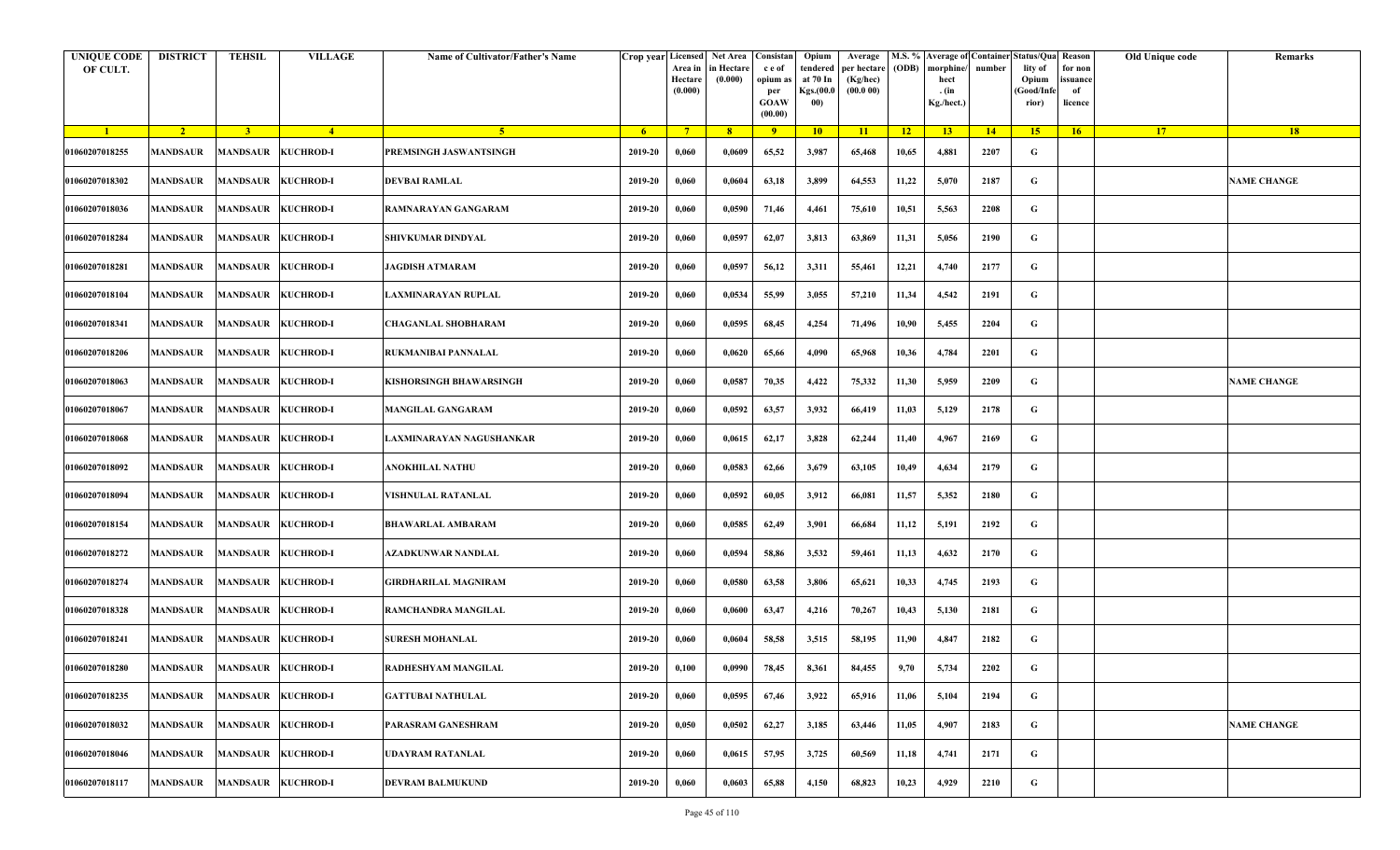| UNIQUE CODE OF CULT. | DISTRICT | TEHSIL | VILLAGE | Name of Cultivator/Father's Name | Crop year | Licensed Area in Hectare (0.000) | Net Area in Hectare (0.000) | Consistance of opium as per GOAW (00.00) | Opium tendered at 70 In Kgs.(00.000) | Average per hectare (Kg/hec) (00.0 00) | M.S. % (ODB) | Average of morphine/ hect . (in Kg./hect.) | Container number | Status/Quality of Opium (Good/Inferior) | Reason for non issuance of licence | Old Unique code | Remarks |
|---|---|---|---|---|---|---|---|---|---|---|---|---|---|---|---|---|---|
| 1 | 2 | 3 | 4 | 5 | 6 | 7 | 8 | 9 | 10 | 11 | 12 | 13 | 14 | 15 | 16 | 17 | 18 |
| 01060207018255 | MANDSAUR | MANDSAUR | KUCHROD-I | PREMSINGH JASWANTSINGH | 2019-20 | 0,060 | 0,0609 | 65,52 | 3,987 | 65,468 | 10,65 | 4,881 | 2207 | G | | | |
| 01060207018302 | MANDSAUR | MANDSAUR | KUCHROD-I | DEVBAI RAMLAL | 2019-20 | 0,060 | 0,0604 | 63,18 | 3,899 | 64,553 | 11,22 | 5,070 | 2187 | G | | | NAME CHANGE |
| 01060207018036 | MANDSAUR | MANDSAUR | KUCHROD-I | RAMNARAYAN GANGARAM | 2019-20 | 0,060 | 0,0590 | 71,46 | 4,461 | 75,610 | 10,51 | 5,563 | 2208 | G | | | |
| 01060207018284 | MANDSAUR | MANDSAUR | KUCHROD-I | SHIVKUMAR DINDYAL | 2019-20 | 0,060 | 0,0597 | 62,07 | 3,813 | 63,869 | 11,31 | 5,056 | 2190 | G | | | |
| 01060207018281 | MANDSAUR | MANDSAUR | KUCHROD-I | JAGDISH ATMARAM | 2019-20 | 0,060 | 0,0597 | 56,12 | 3,311 | 55,461 | 12,21 | 4,740 | 2177 | G | | | |
| 01060207018104 | MANDSAUR | MANDSAUR | KUCHROD-I | LAXMINARAYAN RUPLAL | 2019-20 | 0,060 | 0,0534 | 55,99 | 3,055 | 57,210 | 11,34 | 4,542 | 2191 | G | | | |
| 01060207018341 | MANDSAUR | MANDSAUR | KUCHROD-I | CHAGANLAL SHOBHARAM | 2019-20 | 0,060 | 0,0595 | 68,45 | 4,254 | 71,496 | 10,90 | 5,455 | 2204 | G | | | |
| 01060207018206 | MANDSAUR | MANDSAUR | KUCHROD-I | RUKMANIBAI PANNALAL | 2019-20 | 0,060 | 0,0620 | 65,66 | 4,090 | 65,968 | 10,36 | 4,784 | 2201 | G | | | |
| 01060207018063 | MANDSAUR | MANDSAUR | KUCHROD-I | KISHORSINGH BHAWARSINGH | 2019-20 | 0,060 | 0,0587 | 70,35 | 4,422 | 75,332 | 11,30 | 5,959 | 2209 | G | | | NAME CHANGE |
| 01060207018067 | MANDSAUR | MANDSAUR | KUCHROD-I | MANGILAL GANGARAM | 2019-20 | 0,060 | 0,0592 | 63,57 | 3,932 | 66,419 | 11,03 | 5,129 | 2178 | G | | | |
| 01060207018068 | MANDSAUR | MANDSAUR | KUCHROD-I | LAXMINARAYAN NAGUSHANKAR | 2019-20 | 0,060 | 0,0615 | 62,17 | 3,828 | 62,244 | 11,40 | 4,967 | 2169 | G | | | |
| 01060207018092 | MANDSAUR | MANDSAUR | KUCHROD-I | ANOKHILAL NATHU | 2019-20 | 0,060 | 0,0583 | 62,66 | 3,679 | 63,105 | 10,49 | 4,634 | 2179 | G | | | |
| 01060207018094 | MANDSAUR | MANDSAUR | KUCHROD-I | VISHNULAL RATANLAL | 2019-20 | 0,060 | 0,0592 | 60,05 | 3,912 | 66,081 | 11,57 | 5,352 | 2180 | G | | | |
| 01060207018154 | MANDSAUR | MANDSAUR | KUCHROD-I | BHAWARLAL AMBARAM | 2019-20 | 0,060 | 0,0585 | 62,49 | 3,901 | 66,684 | 11,12 | 5,191 | 2192 | G | | | |
| 01060207018272 | MANDSAUR | MANDSAUR | KUCHROD-I | AZADKUNWAR NANDLAL | 2019-20 | 0,060 | 0,0594 | 58,86 | 3,532 | 59,461 | 11,13 | 4,632 | 2170 | G | | | |
| 01060207018274 | MANDSAUR | MANDSAUR | KUCHROD-I | GIRDHARILAL MAGNIRAM | 2019-20 | 0,060 | 0,0580 | 63,58 | 3,806 | 65,621 | 10,33 | 4,745 | 2193 | G | | | |
| 01060207018328 | MANDSAUR | MANDSAUR | KUCHROD-I | RAMCHANDRA MANGILAL | 2019-20 | 0,060 | 0,0600 | 63,47 | 4,216 | 70,267 | 10,43 | 5,130 | 2181 | G | | | |
| 01060207018241 | MANDSAUR | MANDSAUR | KUCHROD-I | SURESH MOHANLAL | 2019-20 | 0,060 | 0,0604 | 58,58 | 3,515 | 58,195 | 11,90 | 4,847 | 2182 | G | | | |
| 01060207018280 | MANDSAUR | MANDSAUR | KUCHROD-I | RADHESHYAM MANGILAL | 2019-20 | 0,100 | 0,0990 | 78,45 | 8,361 | 84,455 | 9,70 | 5,734 | 2202 | G | | | |
| 01060207018235 | MANDSAUR | MANDSAUR | KUCHROD-I | GATTUBAI NATHULAL | 2019-20 | 0,060 | 0,0595 | 67,46 | 3,922 | 65,916 | 11,06 | 5,104 | 2194 | G | | | |
| 01060207018032 | MANDSAUR | MANDSAUR | KUCHROD-I | PARASRAM GANESHRAM | 2019-20 | 0,050 | 0,0502 | 62,27 | 3,185 | 63,446 | 11,05 | 4,907 | 2183 | G | | | NAME CHANGE |
| 01060207018046 | MANDSAUR | MANDSAUR | KUCHROD-I | UDAYRAM RATANLAL | 2019-20 | 0,060 | 0,0615 | 57,95 | 3,725 | 60,569 | 11,18 | 4,741 | 2171 | G | | | |
| 01060207018117 | MANDSAUR | MANDSAUR | KUCHROD-I | DEVRAM BALMUKUND | 2019-20 | 0,060 | 0,0603 | 65,88 | 4,150 | 68,823 | 10,23 | 4,929 | 2210 | G | | | |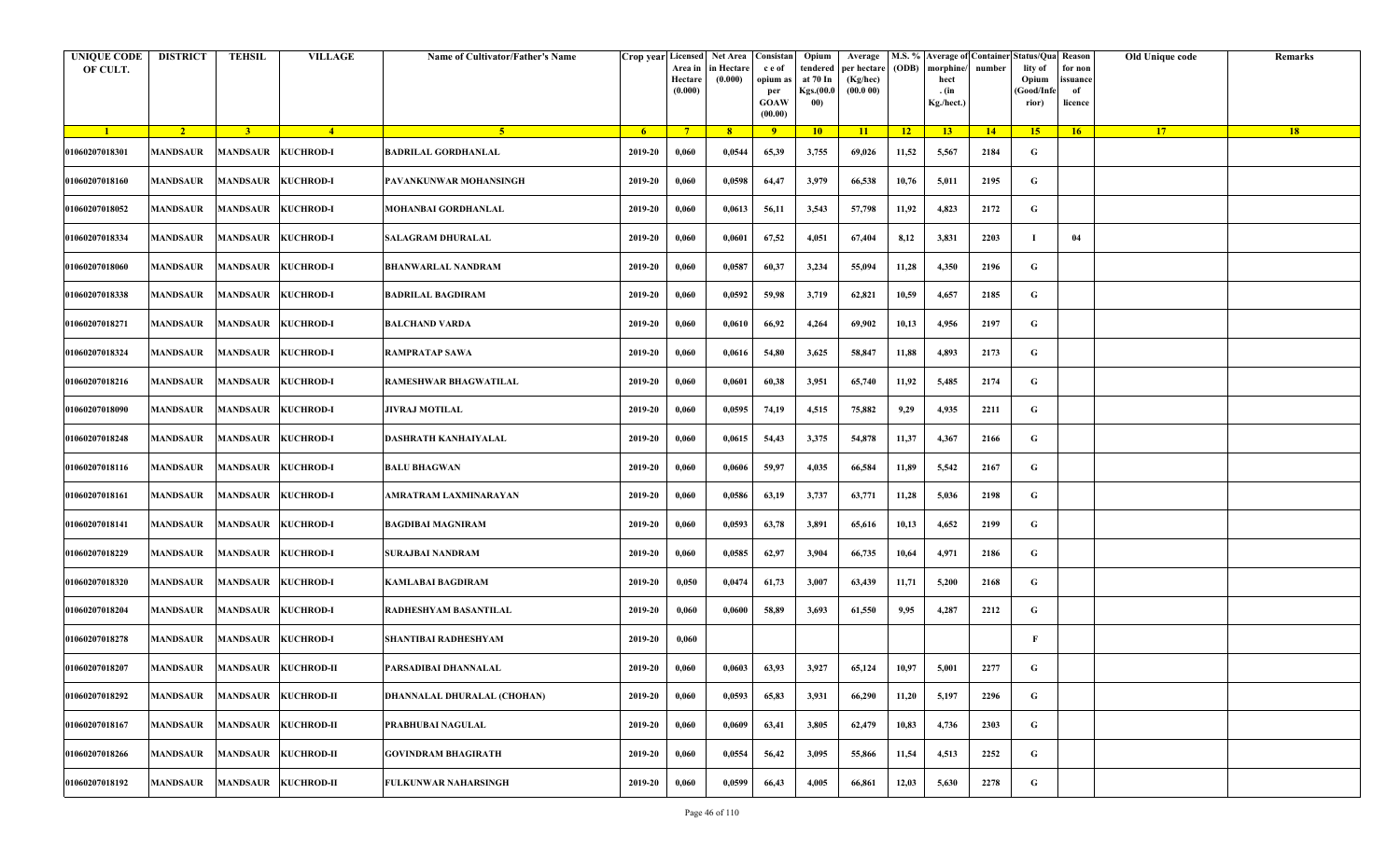| UNIQUE CODE OF CULT. | DISTRICT | TEHSIL | VILLAGE | Name of Cultivator/Father's Name | Crop year | Licensed Area in Hectare (0.000) | Net Area in Hectare (0.000) | Consistance of opium as per GOAW (00.00) | Opium tendered at 70 In Kgs.(00.000) | Average per hectare (Kg/hec) (00.0 00) | M.S. % (ODB) | Average of morphine/hect. (in Kg./hect.) | Container number | Status/Quality of Opium (Good/Inferior) | Reason for non issuance of licence | Old Unique code | Remarks |
|---|---|---|---|---|---|---|---|---|---|---|---|---|---|---|---|---|---|
| 1 | 2 | 3 | 4 | 5 | 6 | 7 | 8 | 9 | 10 | 11 | 12 | 13 | 14 | 15 | 16 | 17 | 18 |
| 01060207018301 | MANDSAUR | MANDSAUR | KUCHROD-I | BADRILAL GORDHANLAL | 2019-20 | 0,060 | 0,0544 | 65,39 | 3,755 | 69,026 | 11,52 | 5,567 | 2184 | G | | | |
| 01060207018160 | MANDSAUR | MANDSAUR | KUCHROD-I | PAVANKUNWAR MOHANSINGH | 2019-20 | 0,060 | 0,0598 | 64,47 | 3,979 | 66,538 | 10,76 | 5,011 | 2195 | G | | | |
| 01060207018052 | MANDSAUR | MANDSAUR | KUCHROD-I | MOHANBAI GORDHANLAL | 2019-20 | 0,060 | 0,0613 | 56,11 | 3,543 | 57,798 | 11,92 | 4,823 | 2172 | G | | | |
| 01060207018334 | MANDSAUR | MANDSAUR | KUCHROD-I | SALAGRAM DHURALAL | 2019-20 | 0,060 | 0,0601 | 67,52 | 4,051 | 67,404 | 8,12 | 3,831 | 2203 | I | 04 | | |
| 01060207018060 | MANDSAUR | MANDSAUR | KUCHROD-I | BHANWARLAL NANDRAM | 2019-20 | 0,060 | 0,0587 | 60,37 | 3,234 | 55,094 | 11,28 | 4,350 | 2196 | G | | | |
| 01060207018338 | MANDSAUR | MANDSAUR | KUCHROD-I | BADRILAL BAGDIRAM | 2019-20 | 0,060 | 0,0592 | 59,98 | 3,719 | 62,821 | 10,59 | 4,657 | 2185 | G | | | |
| 01060207018271 | MANDSAUR | MANDSAUR | KUCHROD-I | BALCHAND VARDA | 2019-20 | 0,060 | 0,0610 | 66,92 | 4,264 | 69,902 | 10,13 | 4,956 | 2197 | G | | | |
| 01060207018324 | MANDSAUR | MANDSAUR | KUCHROD-I | RAMPRATAP SAWA | 2019-20 | 0,060 | 0,0616 | 54,80 | 3,625 | 58,847 | 11,88 | 4,893 | 2173 | G | | | |
| 01060207018216 | MANDSAUR | MANDSAUR | KUCHROD-I | RAMESHWAR BHAGWATILAL | 2019-20 | 0,060 | 0,0601 | 60,38 | 3,951 | 65,740 | 11,92 | 5,485 | 2174 | G | | | |
| 01060207018090 | MANDSAUR | MANDSAUR | KUCHROD-I | JIVRAJ MOTILAL | 2019-20 | 0,060 | 0,0595 | 74,19 | 4,515 | 75,882 | 9,29 | 4,935 | 2211 | G | | | |
| 01060207018248 | MANDSAUR | MANDSAUR | KUCHROD-I | DASHRATH KANHAIYALAL | 2019-20 | 0,060 | 0,0615 | 54,43 | 3,375 | 54,878 | 11,37 | 4,367 | 2166 | G | | | |
| 01060207018116 | MANDSAUR | MANDSAUR | KUCHROD-I | BALU BHAGWAN | 2019-20 | 0,060 | 0,0606 | 59,97 | 4,035 | 66,584 | 11,89 | 5,542 | 2167 | G | | | |
| 01060207018161 | MANDSAUR | MANDSAUR | KUCHROD-I | AMRATRAM LAXMINARAYAN | 2019-20 | 0,060 | 0,0586 | 63,19 | 3,737 | 63,771 | 11,28 | 5,036 | 2198 | G | | | |
| 01060207018141 | MANDSAUR | MANDSAUR | KUCHROD-I | BAGDIBAI MAGNIRAM | 2019-20 | 0,060 | 0,0593 | 63,78 | 3,891 | 65,616 | 10,13 | 4,652 | 2199 | G | | | |
| 01060207018229 | MANDSAUR | MANDSAUR | KUCHROD-I | SURAJBAI NANDRAM | 2019-20 | 0,060 | 0,0585 | 62,97 | 3,904 | 66,735 | 10,64 | 4,971 | 2186 | G | | | |
| 01060207018320 | MANDSAUR | MANDSAUR | KUCHROD-I | KAMLABAI BAGDIRAM | 2019-20 | 0,050 | 0,0474 | 61,73 | 3,007 | 63,439 | 11,71 | 5,200 | 2168 | G | | | |
| 01060207018204 | MANDSAUR | MANDSAUR | KUCHROD-I | RADHESHYAM BASANTILAL | 2019-20 | 0,060 | 0,0600 | 58,89 | 3,693 | 61,550 | 9,95 | 4,287 | 2212 | G | | | |
| 01060207018278 | MANDSAUR | MANDSAUR | KUCHROD-I | SHANTIBAI RADHESHYAM | 2019-20 | 0,060 | | | | | | | | F | | | |
| 01060207018207 | MANDSAUR | MANDSAUR | KUCHROD-II | PARSADIBAI DHANNALAL | 2019-20 | 0,060 | 0,0603 | 63,93 | 3,927 | 65,124 | 10,97 | 5,001 | 2277 | G | | | |
| 01060207018292 | MANDSAUR | MANDSAUR | KUCHROD-II | DHANNALAL DHURALAL (CHOHAN) | 2019-20 | 0,060 | 0,0593 | 65,83 | 3,931 | 66,290 | 11,20 | 5,197 | 2296 | G | | | |
| 01060207018167 | MANDSAUR | MANDSAUR | KUCHROD-II | PRABHUBAI NAGULAL | 2019-20 | 0,060 | 0,0609 | 63,41 | 3,805 | 62,479 | 10,83 | 4,736 | 2303 | G | | | |
| 01060207018266 | MANDSAUR | MANDSAUR | KUCHROD-II | GOVINDRAM BHAGIRATH | 2019-20 | 0,060 | 0,0554 | 56,42 | 3,095 | 55,866 | 11,54 | 4,513 | 2252 | G | | | |
| 01060207018192 | MANDSAUR | MANDSAUR | KUCHROD-II | FULKUNWAR NAHARSINGH | 2019-20 | 0,060 | 0,0599 | 66,43 | 4,005 | 66,861 | 12,03 | 5,630 | 2278 | G | | | |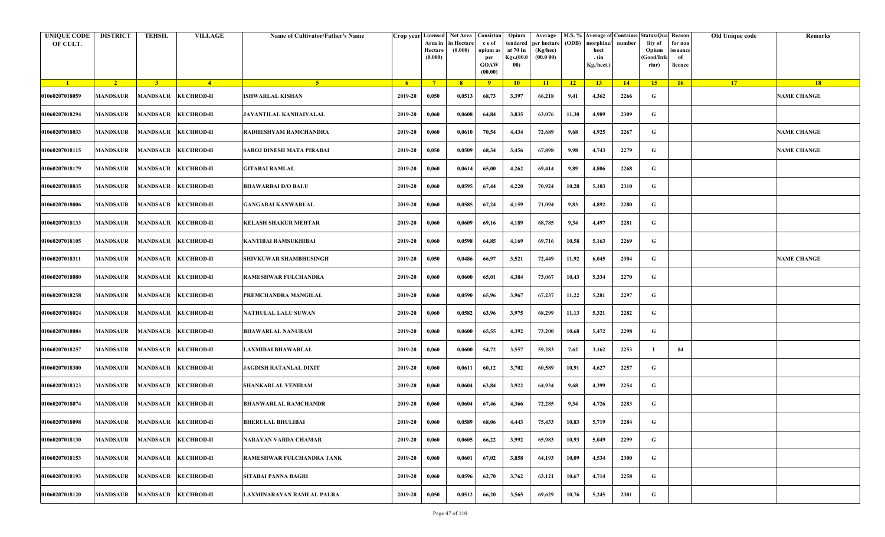| UNIQUE CODE OF CULT. | DISTRICT | TEHSIL | VILLAGE | Name of Cultivator/Father's Name | Crop year | Licensed Area in Hectare (0.000) | Net Area in Hectare (0.000) | Consistan c e of opium as per GOAW (00.00) | Opium tendered at 70 In Kgs.(00.000) | Average per hectare (Kg/hec) (00.0 00) | M.S. % (ODB) | Average of morphine/ hect . (in Kg./hect.) | Container number | Status/Quality of Opium (Good/Inferior) | Reason for non issuance of licence | Old Unique code | Remarks |
|---|---|---|---|---|---|---|---|---|---|---|---|---|---|---|---|---|---|
| 1 | 2 | 3 | 4 | 5 | 6 | 7 | 8 | 9 | 10 | 11 | 12 | 13 | 14 | 15 | 16 | 17 | 18 |
| 01060207018059 | MANDSAUR | MANDSAUR | KUCHROD-II | ISHWARLAL KISHAN | 2019-20 | 0,050 | 0,0513 | 68,73 | 3,397 | 66,218 | 9,41 | 4,362 | 2266 | G | | | NAME CHANGE |
| 01060207018294 | MANDSAUR | MANDSAUR | KUCHROD-II | JAYANTILAL KANHAIYALAL | 2019-20 | 0,060 | 0,0608 | 64,84 | 3,835 | 63,076 | 11,30 | 4,989 | 2309 | G | | | |
| 01060207018033 | MANDSAUR | MANDSAUR | KUCHROD-II | RADHESHYAM RAMCHANDRA | 2019-20 | 0,060 | 0,0610 | 70,54 | 4,434 | 72,689 | 9,68 | 4,925 | 2267 | G | | | NAME CHANGE |
| 01060207018115 | MANDSAUR | MANDSAUR | KUCHROD-II | SAROJ DINESH MATA PIRABAI | 2019-20 | 0,050 | 0,0509 | 68,34 | 3,456 | 67,898 | 9,98 | 4,743 | 2279 | G | | | NAME CHANGE |
| 01060207018179 | MANDSAUR | MANDSAUR | KUCHROD-II | GITABAI RAMLAL | 2019-20 | 0,060 | 0,0614 | 65,00 | 4,262 | 69,414 | 9,89 | 4,806 | 2268 | G | | | |
| 01060207018035 | MANDSAUR | MANDSAUR | KUCHROD-II | BHAWARBAI D/O BALU | 2019-20 | 0,060 | 0,0595 | 67,44 | 4,220 | 70,924 | 10,28 | 5,103 | 2310 | G | | | |
| 01060207018006 | MANDSAUR | MANDSAUR | KUCHROD-II | GANGABAI KANWARLAL | 2019-20 | 0,060 | 0,0585 | 67,24 | 4,159 | 71,094 | 9,83 | 4,892 | 2280 | G | | | |
| 01060207018133 | MANDSAUR | MANDSAUR | KUCHROD-II | KELASH SHAKUR MEHTAR | 2019-20 | 0,060 | 0,0609 | 69,16 | 4,189 | 68,785 | 9,34 | 4,497 | 2281 | G | | | |
| 01060207018105 | MANDSAUR | MANDSAUR | KUCHROD-II | KANTIBAI RAMSUKHIBAI | 2019-20 | 0,060 | 0,0598 | 64,85 | 4,169 | 69,716 | 10,58 | 5,163 | 2269 | G | | | |
| 01060207018311 | MANDSAUR | MANDSAUR | KUCHROD-II | SHIVKUWAR SHAMBHUSINGH | 2019-20 | 0,050 | 0,0486 | 66,97 | 3,521 | 72,449 | 11,92 | 6,045 | 2304 | G | | | NAME CHANGE |
| 01060207018080 | MANDSAUR | MANDSAUR | KUCHROD-II | RAMESHWAR FULCHANDRA | 2019-20 | 0,060 | 0,0600 | 65,01 | 4,384 | 73,067 | 10,43 | 5,334 | 2270 | G | | | |
| 01060207018258 | MANDSAUR | MANDSAUR | KUCHROD-II | PREMCHANDRA MANGILAL | 2019-20 | 0,060 | 0,0590 | 65,96 | 3,967 | 67,237 | 11,22 | 5,281 | 2297 | G | | | |
| 01060207018024 | MANDSAUR | MANDSAUR | KUCHROD-II | NATHULAL LALU SUWAN | 2019-20 | 0,060 | 0,0582 | 63,96 | 3,975 | 68,299 | 11,13 | 5,321 | 2282 | G | | | |
| 01060207018084 | MANDSAUR | MANDSAUR | KUCHROD-II | BHAWARLAL NANURAM | 2019-20 | 0,060 | 0,0600 | 65,55 | 4,392 | 73,200 | 10,68 | 5,472 | 2298 | G | | | |
| 01060207018257 | MANDSAUR | MANDSAUR | KUCHROD-II | LAXMIBAI BHAWARLAL | 2019-20 | 0,060 | 0,0600 | 54,72 | 3,557 | 59,283 | 7,62 | 3,162 | 2253 | I | 04 | | |
| 01060207018300 | MANDSAUR | MANDSAUR | KUCHROD-II | JAGDISH RATANLAL DIXIT | 2019-20 | 0,060 | 0,0611 | 60,12 | 3,702 | 60,589 | 10,91 | 4,627 | 2257 | G | | | |
| 01060207018323 | MANDSAUR | MANDSAUR | KUCHROD-II | SHANKARLAL VENIRAM | 2019-20 | 0,060 | 0,0604 | 63,84 | 3,922 | 64,934 | 9,68 | 4,399 | 2254 | G | | | |
| 01060207018074 | MANDSAUR | MANDSAUR | KUCHROD-II | BHANWARLAL RAMCHANDR | 2019-20 | 0,060 | 0,0604 | 67,46 | 4,366 | 72,285 | 9,34 | 4,726 | 2283 | G | | | |
| 01060207018098 | MANDSAUR | MANDSAUR | KUCHROD-II | BHERULAL BHULIBAI | 2019-20 | 0,060 | 0,0589 | 68,06 | 4,443 | 75,433 | 10,83 | 5,719 | 2284 | G | | | |
| 01060207018130 | MANDSAUR | MANDSAUR | KUCHROD-II | NARAYAN VARDA CHAMAR | 2019-20 | 0,060 | 0,0605 | 66,22 | 3,992 | 65,983 | 10,93 | 5,049 | 2299 | G | | | |
| 01060207018153 | MANDSAUR | MANDSAUR | KUCHROD-II | RAMESHWAR FULCHANDRA TANK | 2019-20 | 0,060 | 0,0601 | 67,02 | 3,858 | 64,193 | 10,09 | 4,534 | 2300 | G | | | |
| 01060207018193 | MANDSAUR | MANDSAUR | KUCHROD-II | SITABAI PANNA BAGRI | 2019-20 | 0,060 | 0,0596 | 62,70 | 3,762 | 63,121 | 10,67 | 4,714 | 2258 | G | | | |
| 01060207018120 | MANDSAUR | MANDSAUR | KUCHROD-II | LAXMINARAYAN RAMLAL PALRA | 2019-20 | 0,050 | 0,0512 | 66,20 | 3,565 | 69,629 | 10,76 | 5,245 | 2301 | G | | | |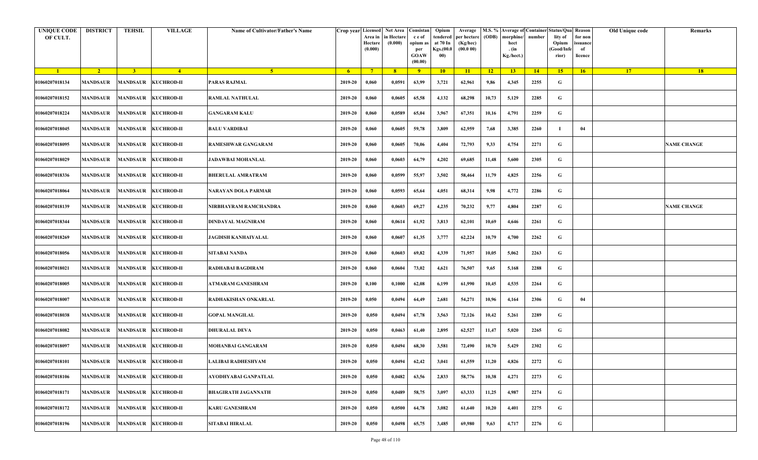| UNIQUE CODE OF CULT. | DISTRICT | TEHSIL | VILLAGE | Name of Cultivator/Father's Name | Crop year | Licensed Area in Hectare (0.000) | Net Area in Hectare (0.000) | Consistance of opium as per GOAW (00.00) | Opium tendered at 70 In Kgs.(00.000) | Average per hectare (Kg/hec) (00.0 00) | M.S. % (ODB) | Average of morphine/hect. (in Kg./hect.) | Container number | Status/Quality of Opium (Good/Inferior) | Reason for non issuance of licence | Old Unique code | Remarks |
|---|---|---|---|---|---|---|---|---|---|---|---|---|---|---|---|---|---|
| 1 | 2 | 3 | 4 | 5 | 6 | 7 | 8 | 9 | 10 | 11 | 12 | 13 | 14 | 15 | 16 | 17 | 18 |
| 01060207018134 | MANDSAUR | MANDSAUR | KUCHROD-II | PARAS RAJMAL | 2019-20 | 0,060 | 0,0591 | 63,99 | 3,721 | 62,961 | 9,86 | 4,345 | 2255 | G | | | |
| 01060207018152 | MANDSAUR | MANDSAUR | KUCHROD-II | RAMLAL NATHULAL | 2019-20 | 0,060 | 0,0605 | 65,58 | 4,132 | 68,298 | 10,73 | 5,129 | 2285 | G | | | |
| 01060207018224 | MANDSAUR | MANDSAUR | KUCHROD-II | GANGARAM KALU | 2019-20 | 0,060 | 0,0589 | 65,04 | 3,967 | 67,351 | 10,16 | 4,791 | 2259 | G | | | |
| 01060207018045 | MANDSAUR | MANDSAUR | KUCHROD-II | BALU VARDIBAI | 2019-20 | 0,060 | 0,0605 | 59,78 | 3,809 | 62,959 | 7,68 | 3,385 | 2260 | I | 04 | | |
| 01060207018095 | MANDSAUR | MANDSAUR | KUCHROD-II | RAMESHWAR GANGARAM | 2019-20 | 0,060 | 0,0605 | 70,06 | 4,404 | 72,793 | 9,33 | 4,754 | 2271 | G | | | NAME CHANGE |
| 01060207018029 | MANDSAUR | MANDSAUR | KUCHROD-II | JADAWBAI MOHANLAL | 2019-20 | 0,060 | 0,0603 | 64,79 | 4,202 | 69,685 | 11,48 | 5,600 | 2305 | G | | | |
| 01060207018336 | MANDSAUR | MANDSAUR | KUCHROD-II | BHERULAL AMRATRAM | 2019-20 | 0,060 | 0,0599 | 55,97 | 3,502 | 58,464 | 11,79 | 4,825 | 2256 | G | | | |
| 01060207018064 | MANDSAUR | MANDSAUR | KUCHROD-II | NARAYAN DOLA PARMAR | 2019-20 | 0,060 | 0,0593 | 65,64 | 4,051 | 68,314 | 9,98 | 4,772 | 2286 | G | | | |
| 01060207018139 | MANDSAUR | MANDSAUR | KUCHROD-II | NIRBHAYRAM RAMCHANDRA | 2019-20 | 0,060 | 0,0603 | 69,27 | 4,235 | 70,232 | 9,77 | 4,804 | 2287 | G | | | NAME CHANGE |
| 01060207018344 | MANDSAUR | MANDSAUR | KUCHROD-II | DINDAYAL MAGNIRAM | 2019-20 | 0,060 | 0,0614 | 61,92 | 3,813 | 62,101 | 10,69 | 4,646 | 2261 | G | | | |
| 01060207018269 | MANDSAUR | MANDSAUR | KUCHROD-II | JAGDISH KANHAIYALAL | 2019-20 | 0,060 | 0,0607 | 61,35 | 3,777 | 62,224 | 10,79 | 4,700 | 2262 | G | | | |
| 01060207018056 | MANDSAUR | MANDSAUR | KUCHROD-II | SITABAI NANDA | 2019-20 | 0,060 | 0,0603 | 69,82 | 4,339 | 71,957 | 10,05 | 5,062 | 2263 | G | | | |
| 01060207018021 | MANDSAUR | MANDSAUR | KUCHROD-II | RADHABAI BAGDIRAM | 2019-20 | 0,060 | 0,0604 | 73,02 | 4,621 | 76,507 | 9,65 | 5,168 | 2288 | G | | | |
| 01060207018005 | MANDSAUR | MANDSAUR | KUCHROD-II | ATMARAM GANESHRAM | 2019-20 | 0,100 | 0,1000 | 62,08 | 6,199 | 61,990 | 10,45 | 4,535 | 2264 | G | | | |
| 01060207018007 | MANDSAUR | MANDSAUR | KUCHROD-II | RADHAKISHAN ONKARLAL | 2019-20 | 0,050 | 0,0494 | 64,49 | 2,681 | 54,271 | 10,96 | 4,164 | 2306 | G | 04 | | |
| 01060207018038 | MANDSAUR | MANDSAUR | KUCHROD-II | GOPAL MANGILAL | 2019-20 | 0,050 | 0,0494 | 67,78 | 3,563 | 72,126 | 10,42 | 5,261 | 2289 | G | | | |
| 01060207018082 | MANDSAUR | MANDSAUR | KUCHROD-II | DHURALAL DEVA | 2019-20 | 0,050 | 0,0463 | 61,40 | 2,895 | 62,527 | 11,47 | 5,020 | 2265 | G | | | |
| 01060207018097 | MANDSAUR | MANDSAUR | KUCHROD-II | MOHANBAI GANGARAM | 2019-20 | 0,050 | 0,0494 | 68,30 | 3,581 | 72,490 | 10,70 | 5,429 | 2302 | G | | | |
| 01060207018101 | MANDSAUR | MANDSAUR | KUCHROD-II | LALIBAI RADHESHYAM | 2019-20 | 0,050 | 0,0494 | 62,42 | 3,041 | 61,559 | 11,20 | 4,826 | 2272 | G | | | |
| 01060207018106 | MANDSAUR | MANDSAUR | KUCHROD-II | AYODHYABAI GANPATLAL | 2019-20 | 0,050 | 0,0482 | 63,56 | 2,833 | 58,776 | 10,38 | 4,271 | 2273 | G | | | |
| 01060207018171 | MANDSAUR | MANDSAUR | KUCHROD-II | BHAGIRATH JAGANNATH | 2019-20 | 0,050 | 0,0489 | 58,75 | 3,097 | 63,333 | 11,25 | 4,987 | 2274 | G | | | |
| 01060207018172 | MANDSAUR | MANDSAUR | KUCHROD-II | KARU GANESHRAM | 2019-20 | 0,050 | 0,0500 | 64,78 | 3,082 | 61,640 | 10,20 | 4,401 | 2275 | G | | | |
| 01060207018196 | MANDSAUR | MANDSAUR | KUCHROD-II | SITABAI HIRALAL | 2019-20 | 0,050 | 0,0498 | 65,75 | 3,485 | 69,980 | 9,63 | 4,717 | 2276 | G | | | |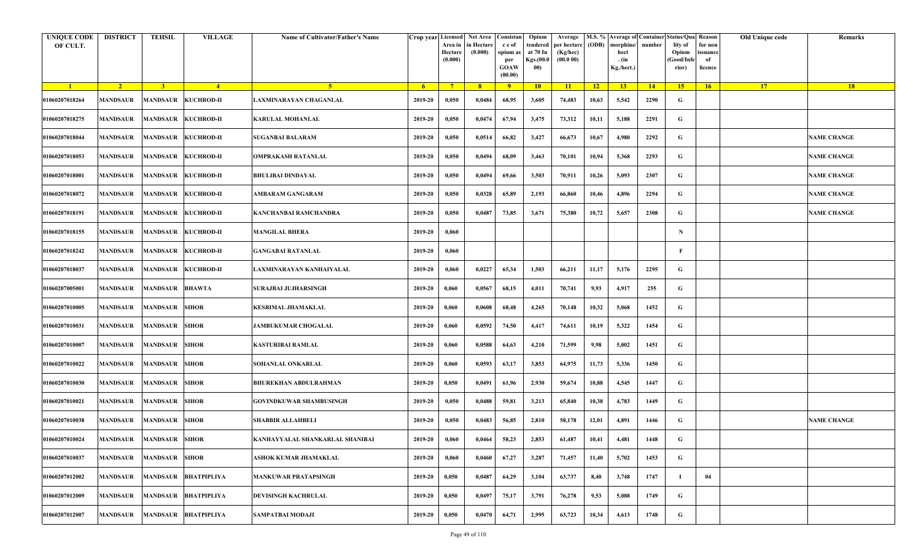| UNIQUE CODE OF CULT. | DISTRICT | TEHSIL | VILLAGE | Name of Cultivator/Father's Name | Crop year | Licensed Area in Hectare (0.000) | Net Area in Hectare (0.000) | Consistance of opium as per GOAW (00.00) | Opium tendered at 70 In Kgs.(00.000) | Average per hectare (Kg/hec) (00.0 00) | M.S. % (ODB) | Average of morphine/hect. (in Kg./hect.) | Container number | Status/Quality of Opium (Good/Inferior) | Reason for non issuance of licence | Old Unique code | Remarks |
|---|---|---|---|---|---|---|---|---|---|---|---|---|---|---|---|---|---|
| 1 | 2 | 3 | 4 | 5 | 6 | 7 | 8 | 9 | 10 | 11 | 12 | 13 | 14 | 15 | 16 | 17 | 18 |
| 01060207018264 | MANDSAUR | MANDSAUR | KUCHROD-II | LAXMINARAYAN CHAGANLAL | 2019-20 | 0,050 | 0,0484 | 68,95 | 3,605 | 74,483 | 10,63 | 5,542 | 2290 | G | | | |
| 01060207018275 | MANDSAUR | MANDSAUR | KUCHROD-II | KARULAL MOHANLAL | 2019-20 | 0,050 | 0,0474 | 67,94 | 3,475 | 73,312 | 10,11 | 5,188 | 2291 | G | | | |
| 01060207018044 | MANDSAUR | MANDSAUR | KUCHROD-II | SUGANBAI BALARAM | 2019-20 | 0,050 | 0,0514 | 66,82 | 3,427 | 66,673 | 10,67 | 4,980 | 2292 | G | | | NAME CHANGE |
| 01060207018053 | MANDSAUR | MANDSAUR | KUCHROD-II | OMPRAKASH RATANLAL | 2019-20 | 0,050 | 0,0494 | 68,09 | 3,463 | 70,101 | 10,94 | 5,368 | 2293 | G | | | NAME CHANGE |
| 01060207018001 | MANDSAUR | MANDSAUR | KUCHROD-II | BHULIBAI DINDAYAL | 2019-20 | 0,050 | 0,0494 | 69,66 | 3,503 | 70,911 | 10,26 | 5,093 | 2307 | G | | | NAME CHANGE |
| 01060207018072 | MANDSAUR | MANDSAUR | KUCHROD-II | AMBARAM GANGARAM | 2019-20 | 0,050 | 0,0328 | 65,89 | 2,193 | 66,860 | 10,46 | 4,896 | 2294 | G | | | NAME CHANGE |
| 01060207018191 | MANDSAUR | MANDSAUR | KUCHROD-II | KANCHANBAI RAMCHANDRA | 2019-20 | 0,050 | 0,0487 | 73,85 | 3,671 | 75,380 | 10,72 | 5,657 | 2308 | G | | | NAME CHANGE |
| 01060207018155 | MANDSAUR | MANDSAUR | KUCHROD-II | MANGILAL BHERA | 2019-20 | 0,060 | | | | | | | | N | | | |
| 01060207018242 | MANDSAUR | MANDSAUR | KUCHROD-II | GANGABAI RATANLAL | 2019-20 | 0,060 | | | | | | | | F | | | |
| 01060207018037 | MANDSAUR | MANDSAUR | KUCHROD-II | LAXMINARAYAN KANHAIYALAL | 2019-20 | 0,060 | 0,0227 | 65,34 | 1,503 | 66,211 | 11,17 | 5,176 | 2295 | G | | | |
| 01060207005001 | MANDSAUR | MANDSAUR | BHAWTA | SURAJBAI JUJHARSINGH | 2019-20 | 0,060 | 0,0567 | 68,15 | 4,011 | 70,741 | 9,93 | 4,917 | 255 | G | | | |
| 01060207010005 | MANDSAUR | MANDSAUR | SIHOR | KESRIMAL JHAMAKLAL | 2019-20 | 0,060 | 0,0608 | 68,48 | 4,265 | 70,148 | 10,32 | 5,068 | 1452 | G | | | |
| 01060207010031 | MANDSAUR | MANDSAUR | SIHOR | JAMBUKUMAR CHOGALAL | 2019-20 | 0,060 | 0,0592 | 74,50 | 4,417 | 74,611 | 10,19 | 5,322 | 1454 | G | | | |
| 01060207010007 | MANDSAUR | MANDSAUR | SIHOR | KASTURIBAI RAMLAL | 2019-20 | 0,060 | 0,0588 | 64,63 | 4,210 | 71,599 | 9,98 | 5,002 | 1451 | G | | | |
| 01060207010022 | MANDSAUR | MANDSAUR | SIHOR | SOHANLAL ONKARLAL | 2019-20 | 0,060 | 0,0593 | 63,17 | 3,853 | 64,975 | 11,73 | 5,336 | 1450 | G | | | |
| 01060207010030 | MANDSAUR | MANDSAUR | SIHOR | BHUREKHAN ABDULRAHMAN | 2019-20 | 0,050 | 0,0491 | 61,96 | 2,930 | 59,674 | 10,88 | 4,545 | 1447 | G | | | |
| 01060207010021 | MANDSAUR | MANDSAUR | SIHOR | GOVINDKUWAR SHAMBUSINGH | 2019-20 | 0,050 | 0,0488 | 59,81 | 3,213 | 65,840 | 10,38 | 4,783 | 1449 | G | | | |
| 01060207010038 | MANDSAUR | MANDSAUR | SIHOR | SHABBIR ALLAHBELI | 2019-20 | 0,050 | 0,0483 | 56,85 | 2,810 | 58,178 | 12,01 | 4,891 | 1446 | G | | | NAME CHANGE |
| 01060207010024 | MANDSAUR | MANDSAUR | SIHOR | KANHAYYALAL SHANKARLAL SHANIBAI | 2019-20 | 0,060 | 0,0464 | 58,23 | 2,853 | 61,487 | 10,41 | 4,481 | 1448 | G | | | |
| 01060207010037 | MANDSAUR | MANDSAUR | SIHOR | ASHOK KUMAR JHAMAKLAL | 2019-20 | 0,060 | 0,0460 | 67,27 | 3,287 | 71,457 | 11,40 | 5,702 | 1453 | G | | | |
| 01060207012002 | MANDSAUR | MANDSAUR | BHATPIPLIYA | MANKUWAR PRATAPSINGH | 2019-20 | 0,050 | 0,0487 | 64,29 | 3,104 | 63,737 | 8,40 | 3,748 | 1747 | I | 04 | | |
| 01060207012009 | MANDSAUR | MANDSAUR | BHATPIPLIYA | DEVISINGH KACHRULAL | 2019-20 | 0,050 | 0,0497 | 75,17 | 3,791 | 76,278 | 9,53 | 5,088 | 1749 | G | | | |
| 01060207012007 | MANDSAUR | MANDSAUR | BHATPIPLIYA | SAMPATBAI MODAJI | 2019-20 | 0,050 | 0,0470 | 64,71 | 2,995 | 63,723 | 10,34 | 4,613 | 1748 | G | | | |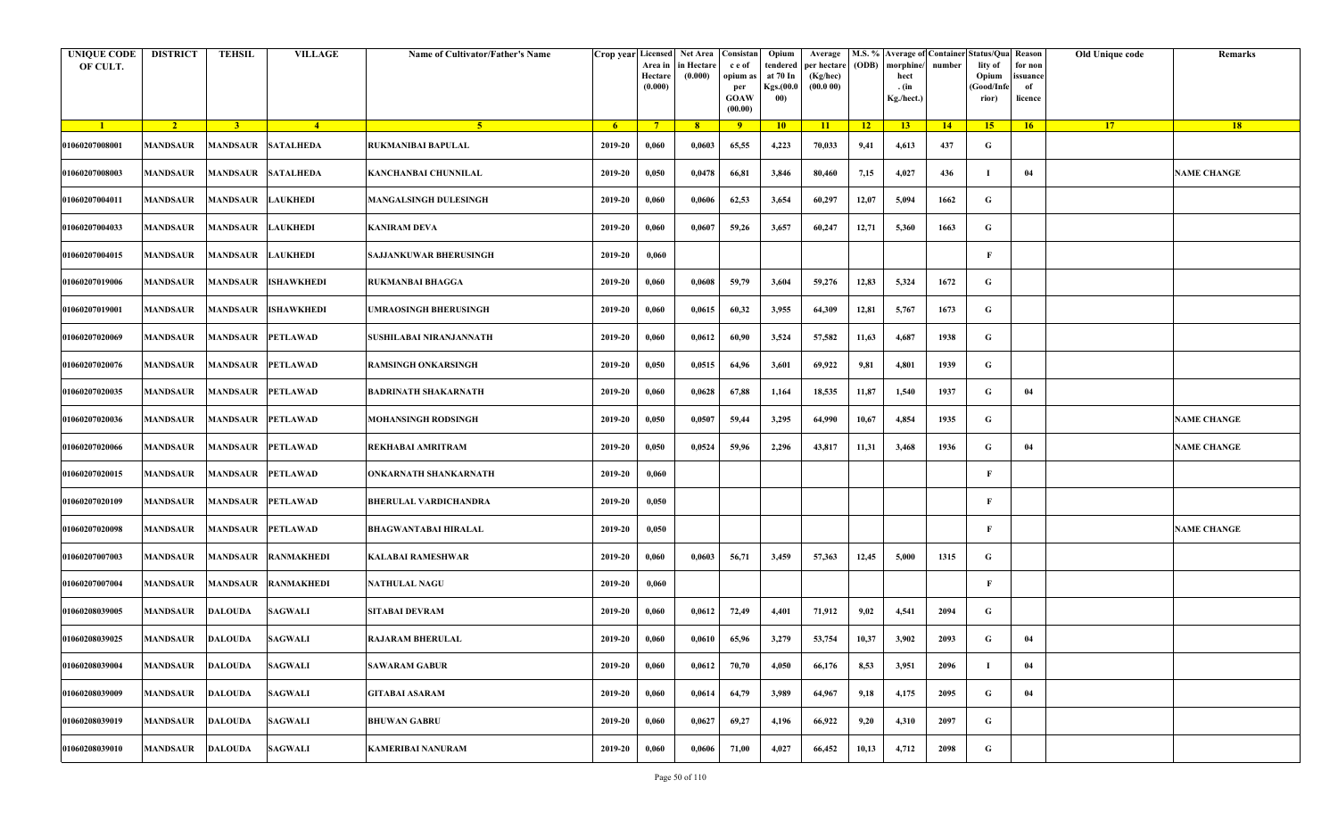| UNIQUE CODE OF CULT. | DISTRICT | TEHSIL | VILLAGE | Name of Cultivator/Father's Name | Crop year | Licensed Area in Hectare (0.000) | Net Area in Hectare (0.000) | Consistance of opium as per GOAW (00.00) | Opium tendered at 70 In Kgs.(00.000) | Average per hectare (Kg/hec) (00.0 00) | M.S. % (ODB) | Average of morphine/hect. (in Kg./hect.) | Container number | Status/Quality of Opium (Good/Inferior) | Reason for non issuance of licence | Old Unique code | Remarks |
|---|---|---|---|---|---|---|---|---|---|---|---|---|---|---|---|---|---|
| 1 | 2 | 3 | 4 | 5 | 6 | 7 | 8 | 9 | 10 | 11 | 12 | 13 | 14 | 15 | 16 | 17 | 18 |
| 01060207008001 | MANDSAUR | MANDSAUR | SATALHEDA | RUKMANIBAI BAPULAL | 2019-20 | 0,060 | 0,0603 | 65,55 | 4,223 | 70,033 | 9,41 | 4,613 | 437 | G | | | |
| 01060207008003 | MANDSAUR | MANDSAUR | SATALHEDA | KANCHANBAI CHUNNILAL | 2019-20 | 0,050 | 0,0478 | 66,81 | 3,846 | 80,460 | 7,15 | 4,027 | 436 | I | 04 | | NAME CHANGE |
| 01060207004011 | MANDSAUR | MANDSAUR | LAUKHEDI | MANGALSINGH DULESINGH | 2019-20 | 0,060 | 0,0606 | 62,53 | 3,654 | 60,297 | 12,07 | 5,094 | 1662 | G | | | |
| 01060207004033 | MANDSAUR | MANDSAUR | LAUKHEDI | KANIRAM DEVA | 2019-20 | 0,060 | 0,0607 | 59,26 | 3,657 | 60,247 | 12,71 | 5,360 | 1663 | G | | | |
| 01060207004015 | MANDSAUR | MANDSAUR | LAUKHEDI | SAJJANKUWAR BHERUSINGH | 2019-20 | 0,060 | | | | | | | | F | | | |
| 01060207019006 | MANDSAUR | MANDSAUR | ISHAWKHEDI | RUKMANBAI BHAGGA | 2019-20 | 0,060 | 0,0608 | 59,79 | 3,604 | 59,276 | 12,83 | 5,324 | 1672 | G | | | |
| 01060207019001 | MANDSAUR | MANDSAUR | ISHAWKHEDI | UMRAOSINGH BHERUSINGH | 2019-20 | 0,060 | 0,0615 | 60,32 | 3,955 | 64,309 | 12,81 | 5,767 | 1673 | G | | | |
| 01060207020069 | MANDSAUR | MANDSAUR | PETLAWAD | SUSHILABAI NIRANJANNATH | 2019-20 | 0,060 | 0,0612 | 60,90 | 3,524 | 57,582 | 11,63 | 4,687 | 1938 | G | | | |
| 01060207020076 | MANDSAUR | MANDSAUR | PETLAWAD | RAMSINGH ONKARSINGH | 2019-20 | 0,050 | 0,0515 | 64,96 | 3,601 | 69,922 | 9,81 | 4,801 | 1939 | G | | | |
| 01060207020035 | MANDSAUR | MANDSAUR | PETLAWAD | BADRINATH SHAKARNATH | 2019-20 | 0,060 | 0,0628 | 67,88 | 1,164 | 18,535 | 11,87 | 1,540 | 1937 | G | 04 | | |
| 01060207020036 | MANDSAUR | MANDSAUR | PETLAWAD | MOHANSINGH RODSINGH | 2019-20 | 0,050 | 0,0507 | 59,44 | 3,295 | 64,990 | 10,67 | 4,854 | 1935 | G | | | NAME CHANGE |
| 01060207020066 | MANDSAUR | MANDSAUR | PETLAWAD | REKHABAI AMRITRAM | 2019-20 | 0,050 | 0,0524 | 59,96 | 2,296 | 43,817 | 11,31 | 3,468 | 1936 | G | 04 | | NAME CHANGE |
| 01060207020015 | MANDSAUR | MANDSAUR | PETLAWAD | ONKARNATH SHANKARNATH | 2019-20 | 0,060 | | | | | | | | F | | | |
| 01060207020109 | MANDSAUR | MANDSAUR | PETLAWAD | BHERULAL VARDICHANDRA | 2019-20 | 0,050 | | | | | | | | F | | | |
| 01060207020098 | MANDSAUR | MANDSAUR | PETLAWAD | BHAGWANTABAI HIRALAL | 2019-20 | 0,050 | | | | | | | | F | | | NAME CHANGE |
| 01060207007003 | MANDSAUR | MANDSAUR | RANMAKHEDI | KALABAI RAMESHWAR | 2019-20 | 0,060 | 0,0603 | 56,71 | 3,459 | 57,363 | 12,45 | 5,000 | 1315 | G | | | |
| 01060207007004 | MANDSAUR | MANDSAUR | RANMAKHEDI | NATHULAL NAGU | 2019-20 | 0,060 | | | | | | | | F | | | |
| 01060208039005 | MANDSAUR | DALOUDA | SAGWALI | SITABAI DEVRAM | 2019-20 | 0,060 | 0,0612 | 72,49 | 4,401 | 71,912 | 9,02 | 4,541 | 2094 | G | | | |
| 01060208039025 | MANDSAUR | DALOUDA | SAGWALI | RAJARAM BHERULAL | 2019-20 | 0,060 | 0,0610 | 65,96 | 3,279 | 53,754 | 10,37 | 3,902 | 2093 | G | 04 | | |
| 01060208039004 | MANDSAUR | DALOUDA | SAGWALI | SAWARAM GABUR | 2019-20 | 0,060 | 0,0612 | 70,70 | 4,050 | 66,176 | 8,53 | 3,951 | 2096 | I | 04 | | |
| 01060208039009 | MANDSAUR | DALOUDA | SAGWALI | GITABAI ASARAM | 2019-20 | 0,060 | 0,0614 | 64,79 | 3,989 | 64,967 | 9,18 | 4,175 | 2095 | G | 04 | | |
| 01060208039019 | MANDSAUR | DALOUDA | SAGWALI | BHUWAN GABRU | 2019-20 | 0,060 | 0,0627 | 69,27 | 4,196 | 66,922 | 9,20 | 4,310 | 2097 | G | | | |
| 01060208039010 | MANDSAUR | DALOUDA | SAGWALI | KAMERIBAI NANURAM | 2019-20 | 0,060 | 0,0606 | 71,00 | 4,027 | 66,452 | 10,13 | 4,712 | 2098 | G | | | |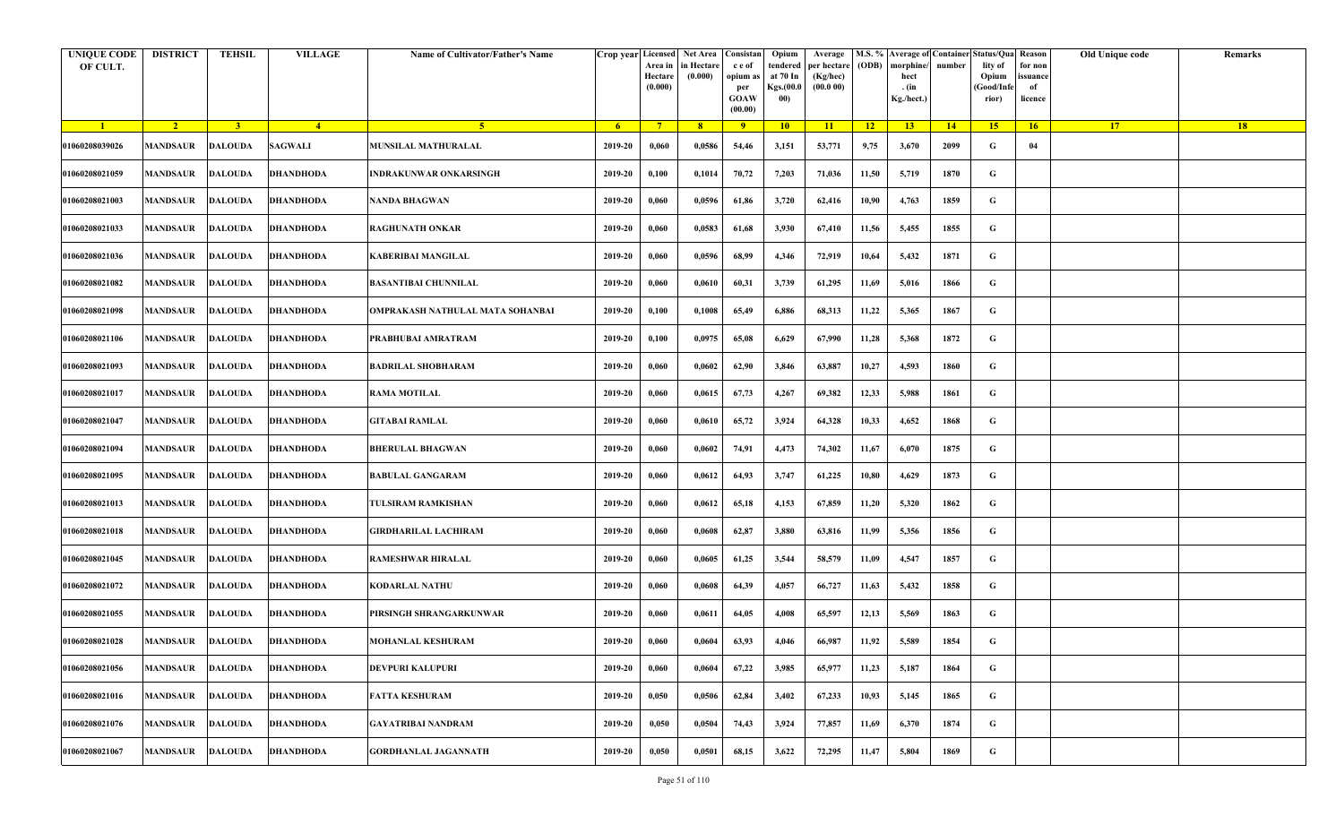| UNIQUE CODE OF CULT. | DISTRICT | TEHSIL | VILLAGE | Name of Cultivator/Father's Name | Crop year | Licensed Area in Hectare (0.000) | Net Area in Hectare (0.000) | Consistan c e of opium as per GOAW (00.00) | Opium tendered at 70 In Kgs.(00.000) | Average per hectare (Kg/hec) (00.0 00) | M.S. % (ODB) | Average of morphine/ hect . (in Kg./hect.) | Container number | Status/Quality of Opium (Good/Inferior) | Reason for non issuance of licence | Old Unique code | Remarks |
|---|---|---|---|---|---|---|---|---|---|---|---|---|---|---|---|---|---|
| 1 | 2 | 3 | 4 | 5 | 6 | 7 | 8 | 9 | 10 | 11 | 12 | 13 | 14 | 15 | 16 | 17 | 18 |
| 01060208039026 | MANDSAUR | DALOUDA | SAGWALI | MUNSILAL MATHURALAL | 2019-20 | 0,060 | 0,0586 | 54,46 | 3,151 | 53,771 | 9,75 | 3,670 | 2099 | G | 04 | | |
| 01060208021059 | MANDSAUR | DALOUDA | DHANDHODA | INDRAKUNWAR ONKARSINGH | 2019-20 | 0,100 | 0,1014 | 70,72 | 7,203 | 71,036 | 11,50 | 5,719 | 1870 | G | | | |
| 01060208021003 | MANDSAUR | DALOUDA | DHANDHODA | NANDA BHAGWAN | 2019-20 | 0,060 | 0,0596 | 61,86 | 3,720 | 62,416 | 10,90 | 4,763 | 1859 | G | | | |
| 01060208021033 | MANDSAUR | DALOUDA | DHANDHODA | RAGHUNATH ONKAR | 2019-20 | 0,060 | 0,0583 | 61,68 | 3,930 | 67,410 | 11,56 | 5,455 | 1855 | G | | | |
| 01060208021036 | MANDSAUR | DALOUDA | DHANDHODA | KABERIBAI MANGILAL | 2019-20 | 0,060 | 0,0596 | 68,99 | 4,346 | 72,919 | 10,64 | 5,432 | 1871 | G | | | |
| 01060208021082 | MANDSAUR | DALOUDA | DHANDHODA | BASANTIBAI CHUNNILAL | 2019-20 | 0,060 | 0,0610 | 60,31 | 3,739 | 61,295 | 11,69 | 5,016 | 1866 | G | | | |
| 01060208021098 | MANDSAUR | DALOUDA | DHANDHODA | OMPRAKASH NATHULAL MATA SOHANBAI | 2019-20 | 0,100 | 0,1008 | 65,49 | 6,886 | 68,313 | 11,22 | 5,365 | 1867 | G | | | |
| 01060208021106 | MANDSAUR | DALOUDA | DHANDHODA | PRABHUBAI AMRATRAM | 2019-20 | 0,100 | 0,0975 | 65,08 | 6,629 | 67,990 | 11,28 | 5,368 | 1872 | G | | | |
| 01060208021093 | MANDSAUR | DALOUDA | DHANDHODA | BADRILAL SHOBHARAM | 2019-20 | 0,060 | 0,0602 | 62,90 | 3,846 | 63,887 | 10,27 | 4,593 | 1860 | G | | | |
| 01060208021017 | MANDSAUR | DALOUDA | DHANDHODA | RAMA MOTILAL | 2019-20 | 0,060 | 0,0615 | 67,73 | 4,267 | 69,382 | 12,33 | 5,988 | 1861 | G | | | |
| 01060208021047 | MANDSAUR | DALOUDA | DHANDHODA | GITABAI RAMLAL | 2019-20 | 0,060 | 0,0610 | 65,72 | 3,924 | 64,328 | 10,33 | 4,652 | 1868 | G | | | |
| 01060208021094 | MANDSAUR | DALOUDA | DHANDHODA | BHERULAL BHAGWAN | 2019-20 | 0,060 | 0,0602 | 74,91 | 4,473 | 74,302 | 11,67 | 6,070 | 1875 | G | | | |
| 01060208021095 | MANDSAUR | DALOUDA | DHANDHODA | BABULAL GANGARAM | 2019-20 | 0,060 | 0,0612 | 64,93 | 3,747 | 61,225 | 10,80 | 4,629 | 1873 | G | | | |
| 01060208021013 | MANDSAUR | DALOUDA | DHANDHODA | TULSIRAM RAMKISHAN | 2019-20 | 0,060 | 0,0612 | 65,18 | 4,153 | 67,859 | 11,20 | 5,320 | 1862 | G | | | |
| 01060208021018 | MANDSAUR | DALOUDA | DHANDHODA | GIRDHARILAL LACHIRAM | 2019-20 | 0,060 | 0,0608 | 62,87 | 3,880 | 63,816 | 11,99 | 5,356 | 1856 | G | | | |
| 01060208021045 | MANDSAUR | DALOUDA | DHANDHODA | RAMESHWAR HIRALAL | 2019-20 | 0,060 | 0,0605 | 61,25 | 3,544 | 58,579 | 11,09 | 4,547 | 1857 | G | | | |
| 01060208021072 | MANDSAUR | DALOUDA | DHANDHODA | KODARLAL NATHU | 2019-20 | 0,060 | 0,0608 | 64,39 | 4,057 | 66,727 | 11,63 | 5,432 | 1858 | G | | | |
| 01060208021055 | MANDSAUR | DALOUDA | DHANDHODA | PIRSINGH SHRANGARKUNWAR | 2019-20 | 0,060 | 0,0611 | 64,05 | 4,008 | 65,597 | 12,13 | 5,569 | 1863 | G | | | |
| 01060208021028 | MANDSAUR | DALOUDA | DHANDHODA | MOHANLAL KESHURAM | 2019-20 | 0,060 | 0,0604 | 63,93 | 4,046 | 66,987 | 11,92 | 5,589 | 1854 | G | | | |
| 01060208021056 | MANDSAUR | DALOUDA | DHANDHODA | DEVPURI KALUPURI | 2019-20 | 0,060 | 0,0604 | 67,22 | 3,985 | 65,977 | 11,23 | 5,187 | 1864 | G | | | |
| 01060208021016 | MANDSAUR | DALOUDA | DHANDHODA | FATTA KESHURAM | 2019-20 | 0,050 | 0,0506 | 62,84 | 3,402 | 67,233 | 10,93 | 5,145 | 1865 | G | | | |
| 01060208021076 | MANDSAUR | DALOUDA | DHANDHODA | GAYATRIBAI NANDRAM | 2019-20 | 0,050 | 0,0504 | 74,43 | 3,924 | 77,857 | 11,69 | 6,370 | 1874 | G | | | |
| 01060208021067 | MANDSAUR | DALOUDA | DHANDHODA | GORDHANLAL JAGANNATH | 2019-20 | 0,050 | 0,0501 | 68,15 | 3,622 | 72,295 | 11,47 | 5,804 | 1869 | G | | | |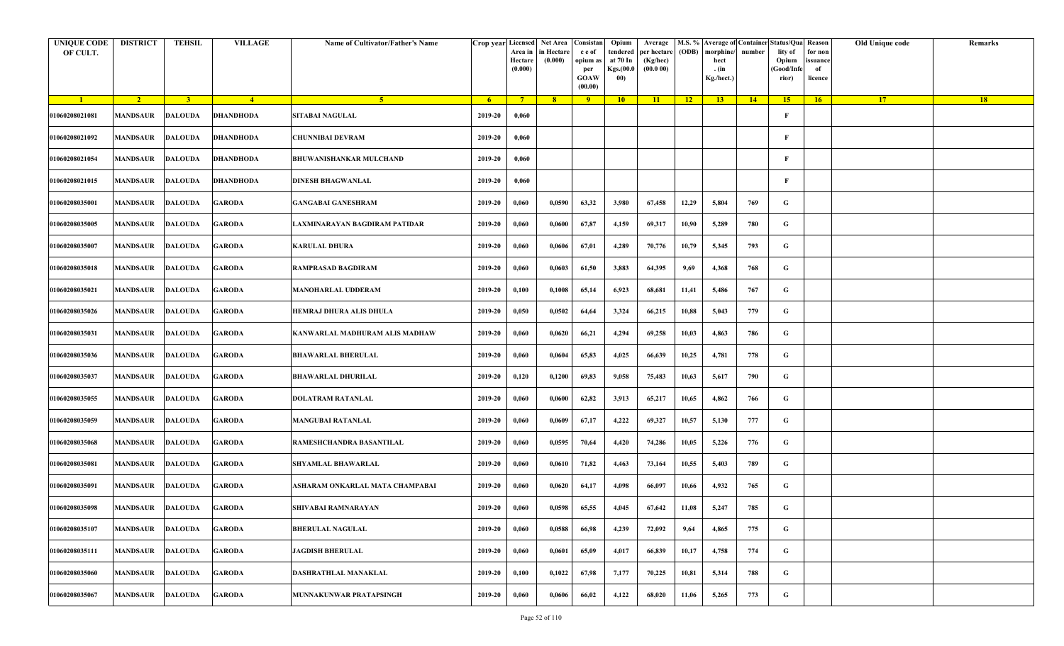| UNIQUE CODE OF CULT. | DISTRICT | TEHSIL | VILLAGE | Name of Cultivator/Father's Name | Crop year | Licensed Area in Hectare (0.000) | Net Area in Hectare (0.000) | Consistan c e of opium as per GOAW (00.00) | Opium tendered at 70 In Kgs.(00.000) | Average per hectare (Kg/hec) (00.0 00) | M.S. % (ODB) | Average of morphine/ hect . (in Kg./hect.) | Container number | Status/Quality of Opium (Good/Inferior) | Reason for non issuance of licence | Old Unique code | Remarks |
|---|---|---|---|---|---|---|---|---|---|---|---|---|---|---|---|---|---|
| 1 | 2 | 3 | 4 | 5 | 6 | 7 | 8 | 9 | 10 | 11 | 12 | 13 | 14 | 15 | 16 | 17 | 18 |
| 01060208021081 | MANDSAUR | DALOUDA | DHANDHODA | SITABAI NAGULAL | 2019-20 | 0,060 | | | | | | | | F | | | |
| 01060208021092 | MANDSAUR | DALOUDA | DHANDHODA | CHUNNIBAI DEVRAM | 2019-20 | 0,060 | | | | | | | | F | | | |
| 01060208021054 | MANDSAUR | DALOUDA | DHANDHODA | BHUWANISHANKAR MULCHAND | 2019-20 | 0,060 | | | | | | | | F | | | |
| 01060208021015 | MANDSAUR | DALOUDA | DHANDHODA | DINESH BHAGWANLAL | 2019-20 | 0,060 | | | | | | | | F | | | |
| 01060208035001 | MANDSAUR | DALOUDA | GARODA | GANGABAI GANESHRAM | 2019-20 | 0,060 | 0,0590 | 63,32 | 3,980 | 67,458 | 12,29 | 5,804 | 769 | G | | | |
| 01060208035005 | MANDSAUR | DALOUDA | GARODA | LAXMINARAYAN BAGDIRAM PATIDAR | 2019-20 | 0,060 | 0,0600 | 67,87 | 4,159 | 69,317 | 10,90 | 5,289 | 780 | G | | | |
| 01060208035007 | MANDSAUR | DALOUDA | GARODA | KARULAL DHURA | 2019-20 | 0,060 | 0,0606 | 67,01 | 4,289 | 70,776 | 10,79 | 5,345 | 793 | G | | | |
| 01060208035018 | MANDSAUR | DALOUDA | GARODA | RAMPRASAD BAGDIRAM | 2019-20 | 0,060 | 0,0603 | 61,50 | 3,883 | 64,395 | 9,69 | 4,368 | 768 | G | | | |
| 01060208035021 | MANDSAUR | DALOUDA | GARODA | MANOHARLAL UDDERAM | 2019-20 | 0,100 | 0,1008 | 65,14 | 6,923 | 68,681 | 11,41 | 5,486 | 767 | G | | | |
| 01060208035026 | MANDSAUR | DALOUDA | GARODA | HEMRAJ DHURA ALIS DHULA | 2019-20 | 0,050 | 0,0502 | 64,64 | 3,324 | 66,215 | 10,88 | 5,043 | 779 | G | | | |
| 01060208035031 | MANDSAUR | DALOUDA | GARODA | KANWARLAL MADHURAM ALIS MADHAW | 2019-20 | 0,060 | 0,0620 | 66,21 | 4,294 | 69,258 | 10,03 | 4,863 | 786 | G | | | |
| 01060208035036 | MANDSAUR | DALOUDA | GARODA | BHAWARLAL BHERULAL | 2019-20 | 0,060 | 0,0604 | 65,83 | 4,025 | 66,639 | 10,25 | 4,781 | 778 | G | | | |
| 01060208035037 | MANDSAUR | DALOUDA | GARODA | BHAWARLAL DHURILAL | 2019-20 | 0,120 | 0,1200 | 69,83 | 9,058 | 75,483 | 10,63 | 5,617 | 790 | G | | | |
| 01060208035055 | MANDSAUR | DALOUDA | GARODA | DOLATRAM RATANLAL | 2019-20 | 0,060 | 0,0600 | 62,82 | 3,913 | 65,217 | 10,65 | 4,862 | 766 | G | | | |
| 01060208035059 | MANDSAUR | DALOUDA | GARODA | MANGUBAI RATANLAL | 2019-20 | 0,060 | 0,0609 | 67,17 | 4,222 | 69,327 | 10,57 | 5,130 | 777 | G | | | |
| 01060208035068 | MANDSAUR | DALOUDA | GARODA | RAMESHCHANDRA BASANTILAL | 2019-20 | 0,060 | 0,0595 | 70,64 | 4,420 | 74,286 | 10,05 | 5,226 | 776 | G | | | |
| 01060208035081 | MANDSAUR | DALOUDA | GARODA | SHYAMLAL BHAWARLAL | 2019-20 | 0,060 | 0,0610 | 71,82 | 4,463 | 73,164 | 10,55 | 5,403 | 789 | G | | | |
| 01060208035091 | MANDSAUR | DALOUDA | GARODA | ASHARAM ONKARLAL MATA CHAMPABAI | 2019-20 | 0,060 | 0,0620 | 64,17 | 4,098 | 66,097 | 10,66 | 4,932 | 765 | G | | | |
| 01060208035098 | MANDSAUR | DALOUDA | GARODA | SHIVABAI RAMNARAYAN | 2019-20 | 0,060 | 0,0598 | 65,55 | 4,045 | 67,642 | 11,08 | 5,247 | 785 | G | | | |
| 01060208035107 | MANDSAUR | DALOUDA | GARODA | BHERULAL NAGULAL | 2019-20 | 0,060 | 0,0588 | 66,98 | 4,239 | 72,092 | 9,64 | 4,865 | 775 | G | | | |
| 01060208035111 | MANDSAUR | DALOUDA | GARODA | JAGDISH BHERULAL | 2019-20 | 0,060 | 0,0601 | 65,09 | 4,017 | 66,839 | 10,17 | 4,758 | 774 | G | | | |
| 01060208035060 | MANDSAUR | DALOUDA | GARODA | DASHRATHLAL MANAKLAL | 2019-20 | 0,100 | 0,1022 | 67,98 | 7,177 | 70,225 | 10,81 | 5,314 | 788 | G | | | |
| 01060208035067 | MANDSAUR | DALOUDA | GARODA | MUNNAKUNWAR PRATAPSINGH | 2019-20 | 0,060 | 0,0606 | 66,02 | 4,122 | 68,020 | 11,06 | 5,265 | 773 | G | | | |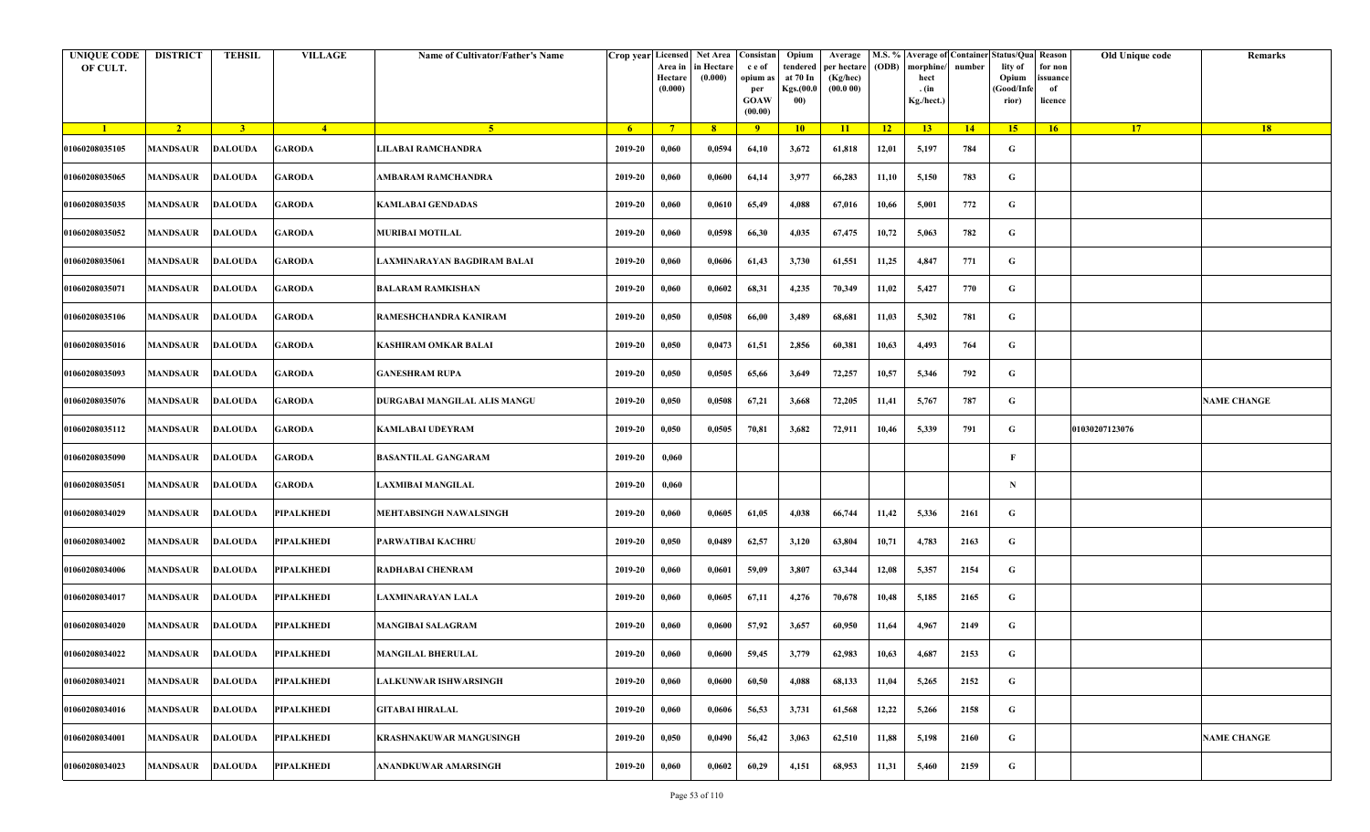| UNIQUE CODE OF CULT. | DISTRICT | TEHSIL | VILLAGE | Name of Cultivator/Father's Name | Crop year | Licensed Area in Hectare (0.000) | Net Area in Hectare (0.000) | Consistance of opium as per GOAW (00.00) | Opium tendered at 70 In Kgs.(00.000) | Average per hectare (Kg/hec) (00.0 00) | M.S. % (ODB) | Average of morphine/hect. (in Kg./hect.) | Container number | Status/Quality of Opium (Good/Inferior) | Reason for non issuance of licence | Old Unique code | Remarks |
|---|---|---|---|---|---|---|---|---|---|---|---|---|---|---|---|---|---|
| 1 | 2 | 3 | 4 | 5 | 6 | 7 | 8 | 9 | 10 | 11 | 12 | 13 | 14 | 15 | 16 | 17 | 18 |
| 01060208035105 | MANDSAUR | DALOUDA | GARODA | LILABAI RAMCHANDRA | 2019-20 | 0,060 | 0,0594 | 64,10 | 3,672 | 61,818 | 12,01 | 5,197 | 784 | G | | | |
| 01060208035065 | MANDSAUR | DALOUDA | GARODA | AMBARAM RAMCHANDRA | 2019-20 | 0,060 | 0,0600 | 64,14 | 3,977 | 66,283 | 11,10 | 5,150 | 783 | G | | | |
| 01060208035035 | MANDSAUR | DALOUDA | GARODA | KAMLABAI GENDADAS | 2019-20 | 0,060 | 0,0610 | 65,49 | 4,088 | 67,016 | 10,66 | 5,001 | 772 | G | | | |
| 01060208035052 | MANDSAUR | DALOUDA | GARODA | MURIBAI MOTILAL | 2019-20 | 0,060 | 0,0598 | 66,30 | 4,035 | 67,475 | 10,72 | 5,063 | 782 | G | | | |
| 01060208035061 | MANDSAUR | DALOUDA | GARODA | LAXMINARAYAN BAGDIRAM BALAI | 2019-20 | 0,060 | 0,0606 | 61,43 | 3,730 | 61,551 | 11,25 | 4,847 | 771 | G | | | |
| 01060208035071 | MANDSAUR | DALOUDA | GARODA | BALARAM RAMKISHAN | 2019-20 | 0,060 | 0,0602 | 68,31 | 4,235 | 70,349 | 11,02 | 5,427 | 770 | G | | | |
| 01060208035106 | MANDSAUR | DALOUDA | GARODA | RAMESHCHANDRA KANIRAM | 2019-20 | 0,050 | 0,0508 | 66,00 | 3,489 | 68,681 | 11,03 | 5,302 | 781 | G | | | |
| 01060208035016 | MANDSAUR | DALOUDA | GARODA | KASHIRAM OMKAR BALAI | 2019-20 | 0,050 | 0,0473 | 61,51 | 2,856 | 60,381 | 10,63 | 4,493 | 764 | G | | | |
| 01060208035093 | MANDSAUR | DALOUDA | GARODA | GANESHRAM RUPA | 2019-20 | 0,050 | 0,0505 | 65,66 | 3,649 | 72,257 | 10,57 | 5,346 | 792 | G | | | |
| 01060208035076 | MANDSAUR | DALOUDA | GARODA | DURGABAI MANGILAL ALIS MANGU | 2019-20 | 0,050 | 0,0508 | 67,21 | 3,668 | 72,205 | 11,41 | 5,767 | 787 | G | | | NAME CHANGE |
| 01060208035112 | MANDSAUR | DALOUDA | GARODA | KAMLABAI UDEYRAM | 2019-20 | 0,050 | 0,0505 | 70,81 | 3,682 | 72,911 | 10,46 | 5,339 | 791 | G | | 01030207123076 | |
| 01060208035090 | MANDSAUR | DALOUDA | GARODA | BASANTILAL GANGARAM | 2019-20 | 0,060 | | | | | | | | F | | | |
| 01060208035051 | MANDSAUR | DALOUDA | GARODA | LAXMIBAI MANGILAL | 2019-20 | 0,060 | | | | | | | | N | | | |
| 01060208034029 | MANDSAUR | DALOUDA | PIPALKHEDI | MEHTABSINGH NAWALSINGH | 2019-20 | 0,060 | 0,0605 | 61,05 | 4,038 | 66,744 | 11,42 | 5,336 | 2161 | G | | | |
| 01060208034002 | MANDSAUR | DALOUDA | PIPALKHEDI | PARWATIBAI KACHRU | 2019-20 | 0,050 | 0,0489 | 62,57 | 3,120 | 63,804 | 10,71 | 4,783 | 2163 | G | | | |
| 01060208034006 | MANDSAUR | DALOUDA | PIPALKHEDI | RADHABAI CHENRAM | 2019-20 | 0,060 | 0,0601 | 59,09 | 3,807 | 63,344 | 12,08 | 5,357 | 2154 | G | | | |
| 01060208034017 | MANDSAUR | DALOUDA | PIPALKHEDI | LAXMINARAYAN LALA | 2019-20 | 0,060 | 0,0605 | 67,11 | 4,276 | 70,678 | 10,48 | 5,185 | 2165 | G | | | |
| 01060208034020 | MANDSAUR | DALOUDA | PIPALKHEDI | MANGIBAI SALAGRAM | 2019-20 | 0,060 | 0,0600 | 57,92 | 3,657 | 60,950 | 11,64 | 4,967 | 2149 | G | | | |
| 01060208034022 | MANDSAUR | DALOUDA | PIPALKHEDI | MANGILAL BHERULAL | 2019-20 | 0,060 | 0,0600 | 59,45 | 3,779 | 62,983 | 10,63 | 4,687 | 2153 | G | | | |
| 01060208034021 | MANDSAUR | DALOUDA | PIPALKHEDI | LALKUNWAR ISHWARSINGH | 2019-20 | 0,060 | 0,0600 | 60,50 | 4,088 | 68,133 | 11,04 | 5,265 | 2152 | G | | | |
| 01060208034016 | MANDSAUR | DALOUDA | PIPALKHEDI | GITABAI HIRALAL | 2019-20 | 0,060 | 0,0606 | 56,53 | 3,731 | 61,568 | 12,22 | 5,266 | 2158 | G | | | |
| 01060208034001 | MANDSAUR | DALOUDA | PIPALKHEDI | KRASHNAKUWAR MANGUSINGH | 2019-20 | 0,050 | 0,0490 | 56,42 | 3,063 | 62,510 | 11,88 | 5,198 | 2160 | G | | | NAME CHANGE |
| 01060208034023 | MANDSAUR | DALOUDA | PIPALKHEDI | ANANDKUWAR AMARSINGH | 2019-20 | 0,060 | 0,0602 | 60,29 | 4,151 | 68,953 | 11,31 | 5,460 | 2159 | G | | | |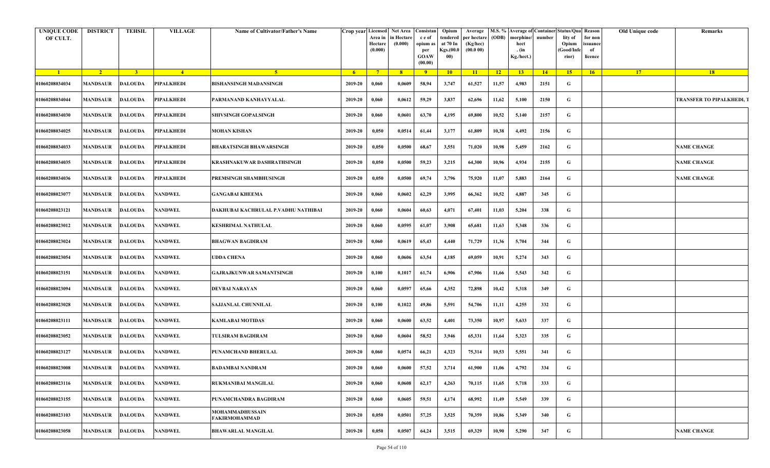| UNIQUE CODE OF CULT. | DISTRICT | TEHSIL | VILLAGE | Name of Cultivator/Father's Name | Crop year | Licensed Area in Hectare (0.000) | Net Area in Hectare (0.000) | Consistan c e of opium as per GOAW (00.00) | Opium tendered at 70 In Kgs.(00.000) | Average per hectare (Kg/hec) (00.0 00) | M.S. % (ODB) | Average of morphine/ hect . (in Kg./hect.) | Container number | Status/Quality of Opium (Good/Inferior) | Reason for non issuance of licence | Old Unique code | Remarks |
|---|---|---|---|---|---|---|---|---|---|---|---|---|---|---|---|---|---|
| 1 | 2 | 3 | 4 | 5 | 6 | 7 | 8 | 9 | 10 | 11 | 12 | 13 | 14 | 15 | 16 | 17 | 18 |
| 01060208034034 | MANDSAUR | DALOUDA | PIPALKHEDI | BISHANSINGH MADANSINGH | 2019-20 | 0,060 | 0,0609 | 58,94 | 3,747 | 61,527 | 11,57 | 4,983 | 2151 | G | | | |
| 01060208034044 | MANDSAUR | DALOUDA | PIPALKHEDI | PARMANAND KANHAYYALAL | 2019-20 | 0,060 | 0,0612 | 59,29 | 3,837 | 62,696 | 11,62 | 5,100 | 2150 | G | | | TRANSFER TO PIPALKHEDI, T |
| 01060208034030 | MANDSAUR | DALOUDA | PIPALKHEDI | SHIVSINGH GOPALSINGH | 2019-20 | 0,060 | 0,0601 | 63,70 | 4,195 | 69,800 | 10,52 | 5,140 | 2157 | G | | | |
| 01060208034025 | MANDSAUR | DALOUDA | PIPALKHEDI | MOHAN KISHAN | 2019-20 | 0,050 | 0,0514 | 61,44 | 3,177 | 61,809 | 10,38 | 4,492 | 2156 | G | | | |
| 01060208034033 | MANDSAUR | DALOUDA | PIPALKHEDI | BHARATSINGH BHAWARSINGH | 2019-20 | 0,050 | 0,0500 | 68,67 | 3,551 | 71,020 | 10,98 | 5,459 | 2162 | G | | | NAME CHANGE |
| 01060208034035 | MANDSAUR | DALOUDA | PIPALKHEDI | KRASHNAKUWAR DASHRATHSINGH | 2019-20 | 0,050 | 0,0500 | 59,23 | 3,215 | 64,300 | 10,96 | 4,934 | 2155 | G | | | NAME CHANGE |
| 01060208034036 | MANDSAUR | DALOUDA | PIPALKHEDI | PREMSINGH SHAMBHUSINGH | 2019-20 | 0,050 | 0,0500 | 69,74 | 3,796 | 75,920 | 11,07 | 5,883 | 2164 | G | | | NAME CHANGE |
| 01060208023077 | MANDSAUR | DALOUDA | NANDWEL | GANGABAI KHEEMA | 2019-20 | 0,060 | 0,0602 | 62,29 | 3,995 | 66,362 | 10,52 | 4,887 | 345 | G | | | |
| 01060208023121 | MANDSAUR | DALOUDA | NANDWEL | DAKHUBAI KACHRULAL P.VADHU NATHIBAI | 2019-20 | 0,060 | 0,0604 | 60,63 | 4,071 | 67,401 | 11,03 | 5,204 | 338 | G | | | |
| 01060208023012 | MANDSAUR | DALOUDA | NANDWEL | KESHRIMAL NATHULAL | 2019-20 | 0,060 | 0,0595 | 61,07 | 3,908 | 65,681 | 11,63 | 5,348 | 336 | G | | | |
| 01060208023024 | MANDSAUR | DALOUDA | NANDWEL | BHAGWAN BAGDIRAM | 2019-20 | 0,060 | 0,0619 | 65,43 | 4,440 | 71,729 | 11,36 | 5,704 | 344 | G | | | |
| 01060208023054 | MANDSAUR | DALOUDA | NANDWEL | UDDA CHENA | 2019-20 | 0,060 | 0,0606 | 63,54 | 4,185 | 69,059 | 10,91 | 5,274 | 343 | G | | | |
| 01060208023151 | MANDSAUR | DALOUDA | NANDWEL | GAJRAJKUNWAR SAMANTSINGH | 2019-20 | 0,100 | 0,1017 | 61,74 | 6,906 | 67,906 | 11,66 | 5,543 | 342 | G | | | |
| 01060208023094 | MANDSAUR | DALOUDA | NANDWEL | DEVBAI NARAYAN | 2019-20 | 0,060 | 0,0597 | 65,66 | 4,352 | 72,898 | 10,42 | 5,318 | 349 | G | | | |
| 01060208023028 | MANDSAUR | DALOUDA | NANDWEL | SAJJANLAL CHUNNILAL | 2019-20 | 0,100 | 0,1022 | 49,86 | 5,591 | 54,706 | 11,11 | 4,255 | 332 | G | | | |
| 01060208023111 | MANDSAUR | DALOUDA | NANDWEL | KAMLABAI MOTIDAS | 2019-20 | 0,060 | 0,0600 | 63,52 | 4,401 | 73,350 | 10,97 | 5,633 | 337 | G | | | |
| 01060208023052 | MANDSAUR | DALOUDA | NANDWEL | TULSIRAM BAGDIRAM | 2019-20 | 0,060 | 0,0604 | 58,52 | 3,946 | 65,331 | 11,64 | 5,323 | 335 | G | | | |
| 01060208023127 | MANDSAUR | DALOUDA | NANDWEL | PUNAMCHAND BHERULAL | 2019-20 | 0,060 | 0,0574 | 66,21 | 4,323 | 75,314 | 10,53 | 5,551 | 341 | G | | | |
| 01060208023008 | MANDSAUR | DALOUDA | NANDWEL | BADAMBAI NANDRAM | 2019-20 | 0,060 | 0,0600 | 57,52 | 3,714 | 61,900 | 11,06 | 4,792 | 334 | G | | | |
| 01060208023116 | MANDSAUR | DALOUDA | NANDWEL | RUKMANIBAI MANGILAL | 2019-20 | 0,060 | 0,0608 | 62,17 | 4,263 | 70,115 | 11,65 | 5,718 | 333 | G | | | |
| 01060208023155 | MANDSAUR | DALOUDA | NANDWEL | PUNAMCHANDRA BAGDIRAM | 2019-20 | 0,060 | 0,0605 | 59,51 | 4,174 | 68,992 | 11,49 | 5,549 | 339 | G | | | |
| 01060208023103 | MANDSAUR | DALOUDA | NANDWEL | MOHAMMADHUSSAIN FAKIRMOHAMMAD | 2019-20 | 0,050 | 0,0501 | 57,25 | 3,525 | 70,359 | 10,86 | 5,349 | 340 | G | | | |
| 01060208023058 | MANDSAUR | DALOUDA | NANDWEL | BHAWARLAL MANGILAL | 2019-20 | 0,050 | 0,0507 | 64,24 | 3,515 | 69,329 | 10,90 | 5,290 | 347 | G | | | NAME CHANGE |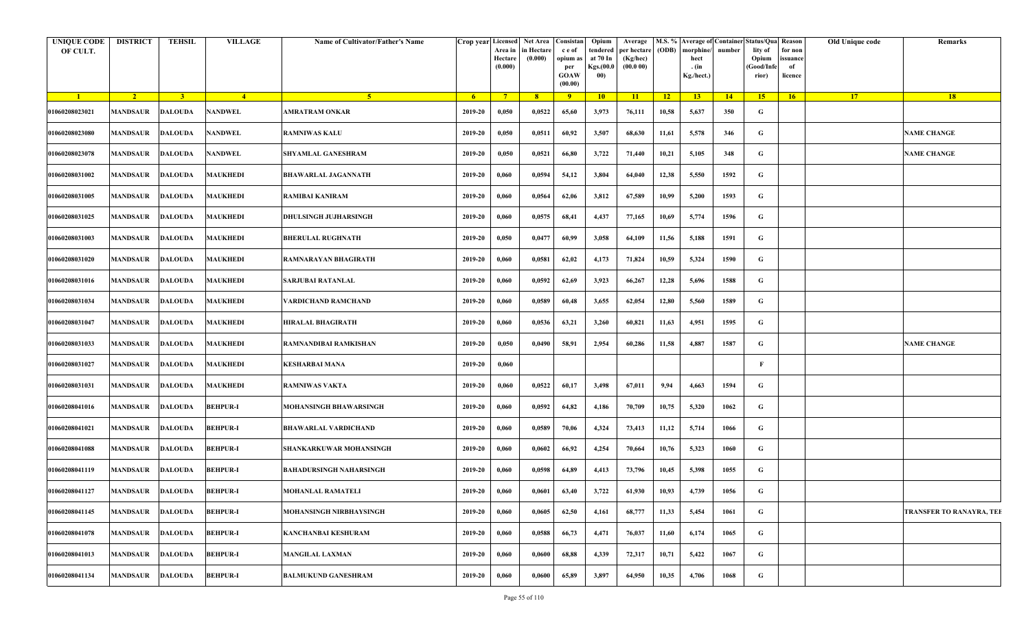| UNIQUE CODE OF CULT. | DISTRICT | TEHSIL | VILLAGE | Name of Cultivator/Father's Name | Crop year | Licensed Area in Hectare (0.000) | Net Area in Hectare (0.000) | Consistan c e of opium as per GOAW (00.00) | Opium tendered at 70 In Kgs.(00.000) | Average per hectare (Kg/hec) (00.0 00) | M.S. % (ODB) | Average of morphine/ hect . (in Kg./hect.) | Container number | Status/Quality of Opium (Good/Inferior) | Reason for non issuance of licence | Old Unique code | Remarks |
|---|---|---|---|---|---|---|---|---|---|---|---|---|---|---|---|---|---|
| 1 | 2 | 3 | 4 | 5 | 6 | 7 | 8 | 9 | 10 | 11 | 12 | 13 | 14 | 15 | 16 | 17 | 18 |
| 01060208023021 | MANDSAUR | DALOUDA | NANDWEL | AMRATRAM ONKAR | 2019-20 | 0,050 | 0,0522 | 65,60 | 3,973 | 76,111 | 10,58 | 5,637 | 350 | G | | | |
| 01060208023080 | MANDSAUR | DALOUDA | NANDWEL | RAMNIWAS KALU | 2019-20 | 0,050 | 0,0511 | 60,92 | 3,507 | 68,630 | 11,61 | 5,578 | 346 | G | | | NAME CHANGE |
| 01060208023078 | MANDSAUR | DALOUDA | NANDWEL | SHYAMLAL GANESHRAM | 2019-20 | 0,050 | 0,0521 | 66,80 | 3,722 | 71,440 | 10,21 | 5,105 | 348 | G | | | NAME CHANGE |
| 01060208031002 | MANDSAUR | DALOUDA | MAUKHEDI | BHAWARLAL JAGANNATH | 2019-20 | 0,060 | 0,0594 | 54,12 | 3,804 | 64,040 | 12,38 | 5,550 | 1592 | G | | | |
| 01060208031005 | MANDSAUR | DALOUDA | MAUKHEDI | RAMIBAI KANIRAM | 2019-20 | 0,060 | 0,0564 | 62,06 | 3,812 | 67,589 | 10,99 | 5,200 | 1593 | G | | | |
| 01060208031025 | MANDSAUR | DALOUDA | MAUKHEDI | DHULSINGH JUJHARSINGH | 2019-20 | 0,060 | 0,0575 | 68,41 | 4,437 | 77,165 | 10,69 | 5,774 | 1596 | G | | | |
| 01060208031003 | MANDSAUR | DALOUDA | MAUKHEDI | BHERULAL RUGHNATH | 2019-20 | 0,050 | 0,0477 | 60,99 | 3,058 | 64,109 | 11,56 | 5,188 | 1591 | G | | | |
| 01060208031020 | MANDSAUR | DALOUDA | MAUKHEDI | RAMNARAYAN BHAGIRATH | 2019-20 | 0,060 | 0,0581 | 62,02 | 4,173 | 71,824 | 10,59 | 5,324 | 1590 | G | | | |
| 01060208031016 | MANDSAUR | DALOUDA | MAUKHEDI | SARJUBAI RATANLAL | 2019-20 | 0,060 | 0,0592 | 62,69 | 3,923 | 66,267 | 12,28 | 5,696 | 1588 | G | | | |
| 01060208031034 | MANDSAUR | DALOUDA | MAUKHEDI | VARDICHAND RAMCHAND | 2019-20 | 0,060 | 0,0589 | 60,48 | 3,655 | 62,054 | 12,80 | 5,560 | 1589 | G | | | |
| 01060208031047 | MANDSAUR | DALOUDA | MAUKHEDI | HIRALAL BHAGIRATH | 2019-20 | 0,060 | 0,0536 | 63,21 | 3,260 | 60,821 | 11,63 | 4,951 | 1595 | G | | | |
| 01060208031033 | MANDSAUR | DALOUDA | MAUKHEDI | RAMNANDIBAI RAMKISHAN | 2019-20 | 0,050 | 0,0490 | 58,91 | 2,954 | 60,286 | 11,58 | 4,887 | 1587 | G | | | NAME CHANGE |
| 01060208031027 | MANDSAUR | DALOUDA | MAUKHEDI | KESHARBAI MANA | 2019-20 | 0,060 | | | | | | | | F | | | |
| 01060208031031 | MANDSAUR | DALOUDA | MAUKHEDI | RAMNIWAS VAKTA | 2019-20 | 0,060 | 0,0522 | 60,17 | 3,498 | 67,011 | 9,94 | 4,663 | 1594 | G | | | |
| 01060208041016 | MANDSAUR | DALOUDA | BEHPUR-I | MOHANSINGH BHAWARSINGH | 2019-20 | 0,060 | 0,0592 | 64,82 | 4,186 | 70,709 | 10,75 | 5,320 | 1062 | G | | | |
| 01060208041021 | MANDSAUR | DALOUDA | BEHPUR-I | BHAWARLAL VARDICHAND | 2019-20 | 0,060 | 0,0589 | 70,06 | 4,324 | 73,413 | 11,12 | 5,714 | 1066 | G | | | |
| 01060208041088 | MANDSAUR | DALOUDA | BEHPUR-I | SHANKARKUWAR MOHANSINGH | 2019-20 | 0,060 | 0,0602 | 66,92 | 4,254 | 70,664 | 10,76 | 5,323 | 1060 | G | | | |
| 01060208041119 | MANDSAUR | DALOUDA | BEHPUR-I | BAHADURSINGH NAHARSINGH | 2019-20 | 0,060 | 0,0598 | 64,89 | 4,413 | 73,796 | 10,45 | 5,398 | 1055 | G | | | |
| 01060208041127 | MANDSAUR | DALOUDA | BEHPUR-I | MOHANLAL RAMATELI | 2019-20 | 0,060 | 0,0601 | 63,40 | 3,722 | 61,930 | 10,93 | 4,739 | 1056 | G | | | |
| 01060208041145 | MANDSAUR | DALOUDA | BEHPUR-I | MOHANSINGH NIRBHAYSINGH | 2019-20 | 0,060 | 0,0605 | 62,50 | 4,161 | 68,777 | 11,33 | 5,454 | 1061 | G | | | TRANSFER TO RANAYRA, TEH |
| 01060208041078 | MANDSAUR | DALOUDA | BEHPUR-I | KANCHANBAI KESHURAM | 2019-20 | 0,060 | 0,0588 | 66,73 | 4,471 | 76,037 | 11,60 | 6,174 | 1065 | G | | | |
| 01060208041013 | MANDSAUR | DALOUDA | BEHPUR-I | MANGILAL LAXMAN | 2019-20 | 0,060 | 0,0600 | 68,88 | 4,339 | 72,317 | 10,71 | 5,422 | 1067 | G | | | |
| 01060208041134 | MANDSAUR | DALOUDA | BEHPUR-I | BALMUKUND GANESHRAM | 2019-20 | 0,060 | 0,0600 | 65,89 | 3,897 | 64,950 | 10,35 | 4,706 | 1068 | G | | | |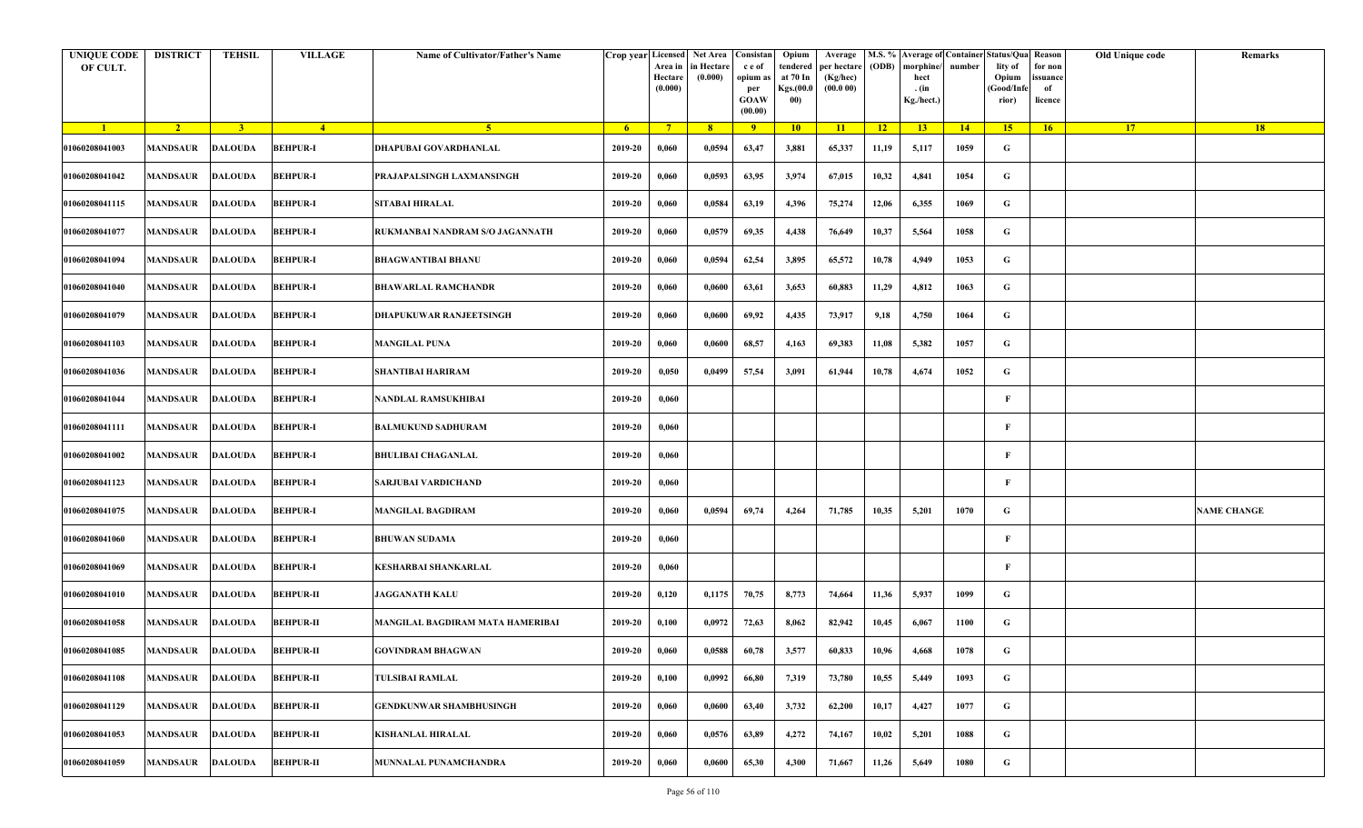| UNIQUE CODE OF CULT. | DISTRICT | TEHSIL | VILLAGE | Name of Cultivator/Father's Name | Crop year | Licensed Area in Hectare (0.000) | Net Area in Hectare (0.000) | Consistan c e of opium as per GOAW (00.00) | Opium tendered at 70 In Kgs.(00.000) | Average per hectare (Kg/hec) (00.0 00) | M.S. % (ODB) | Average of morphine/ hect . (in Kg./hect.) | Container number | Status/Quality of Opium (Good/Inferior) | Reason for non issuance of licence | Old Unique code | Remarks |
|---|---|---|---|---|---|---|---|---|---|---|---|---|---|---|---|---|---|
| 1 | 2 | 3 | 4 | 5 | 6 | 7 | 8 | 9 | 10 | 11 | 12 | 13 | 14 | 15 | 16 | 17 | 18 |
| 01060208041003 | MANDSAUR | DALOUDA | BEHPUR-I | DHAPUBAI GOVARDHANLAL | 2019-20 | 0,060 | 0,0594 | 63,47 | 3,881 | 65,337 | 11,19 | 5,117 | 1059 | G | | | |
| 01060208041042 | MANDSAUR | DALOUDA | BEHPUR-I | PRAJAPALSINGH LAXMANSINGH | 2019-20 | 0,060 | 0,0593 | 63,95 | 3,974 | 67,015 | 10,32 | 4,841 | 1054 | G | | | |
| 01060208041115 | MANDSAUR | DALOUDA | BEHPUR-I | SITABAI HIRALAL | 2019-20 | 0,060 | 0,0584 | 63,19 | 4,396 | 75,274 | 12,06 | 6,355 | 1069 | G | | | |
| 01060208041077 | MANDSAUR | DALOUDA | BEHPUR-I | RUKMANBAI NANDRAM S/O JAGANNATH | 2019-20 | 0,060 | 0,0579 | 69,35 | 4,438 | 76,649 | 10,37 | 5,564 | 1058 | G | | | |
| 01060208041094 | MANDSAUR | DALOUDA | BEHPUR-I | BHAGWANTIBAI BHANU | 2019-20 | 0,060 | 0,0594 | 62,54 | 3,895 | 65,572 | 10,78 | 4,949 | 1053 | G | | | |
| 01060208041040 | MANDSAUR | DALOUDA | BEHPUR-I | BHAWARLAL RAMCHANDR | 2019-20 | 0,060 | 0,0600 | 63,61 | 3,653 | 60,883 | 11,29 | 4,812 | 1063 | G | | | |
| 01060208041079 | MANDSAUR | DALOUDA | BEHPUR-I | DHAPUKUWAR RANJEETSINGH | 2019-20 | 0,060 | 0,0600 | 69,92 | 4,435 | 73,917 | 9,18 | 4,750 | 1064 | G | | | |
| 01060208041103 | MANDSAUR | DALOUDA | BEHPUR-I | MANGILAL PUNA | 2019-20 | 0,060 | 0,0600 | 68,57 | 4,163 | 69,383 | 11,08 | 5,382 | 1057 | G | | | |
| 01060208041036 | MANDSAUR | DALOUDA | BEHPUR-I | SHANTIBAI HARIRAM | 2019-20 | 0,050 | 0,0499 | 57,54 | 3,091 | 61,944 | 10,78 | 4,674 | 1052 | G | | | |
| 01060208041044 | MANDSAUR | DALOUDA | BEHPUR-I | NANDLAL RAMSUKHIBAI | 2019-20 | 0,060 | | | | | | | | F | | | |
| 01060208041111 | MANDSAUR | DALOUDA | BEHPUR-I | BALMUKUND SADHURAM | 2019-20 | 0,060 | | | | | | | | F | | | |
| 01060208041002 | MANDSAUR | DALOUDA | BEHPUR-I | BHULIBAI CHAGANLAL | 2019-20 | 0,060 | | | | | | | | F | | | |
| 01060208041123 | MANDSAUR | DALOUDA | BEHPUR-I | SARJUBAI VARDICHAND | 2019-20 | 0,060 | | | | | | | | F | | | |
| 01060208041075 | MANDSAUR | DALOUDA | BEHPUR-I | MANGILAL BAGDIRAM | 2019-20 | 0,060 | 0,0594 | 69,74 | 4,264 | 71,785 | 10,35 | 5,201 | 1070 | G | | | NAME CHANGE |
| 01060208041060 | MANDSAUR | DALOUDA | BEHPUR-I | BHUWAN SUDAMA | 2019-20 | 0,060 | | | | | | | | F | | | |
| 01060208041069 | MANDSAUR | DALOUDA | BEHPUR-I | KESHARBAI SHANKARLAL | 2019-20 | 0,060 | | | | | | | | F | | | |
| 01060208041010 | MANDSAUR | DALOUDA | BEHPUR-II | JAGGANATH KALU | 2019-20 | 0,120 | 0,1175 | 70,75 | 8,773 | 74,664 | 11,36 | 5,937 | 1099 | G | | | |
| 01060208041058 | MANDSAUR | DALOUDA | BEHPUR-II | MANGILAL BAGDIRAM MATA HAMERIBAI | 2019-20 | 0,100 | 0,0972 | 72,63 | 8,062 | 82,942 | 10,45 | 6,067 | 1100 | G | | | |
| 01060208041085 | MANDSAUR | DALOUDA | BEHPUR-II | GOVINDRAM BHAGWAN | 2019-20 | 0,060 | 0,0588 | 60,78 | 3,577 | 60,833 | 10,96 | 4,668 | 1078 | G | | | |
| 01060208041108 | MANDSAUR | DALOUDA | BEHPUR-II | TULSIBAI RAMLAL | 2019-20 | 0,100 | 0,0992 | 66,80 | 7,319 | 73,780 | 10,55 | 5,449 | 1093 | G | | | |
| 01060208041129 | MANDSAUR | DALOUDA | BEHPUR-II | GENDKUNWAR SHAMBHUSINGH | 2019-20 | 0,060 | 0,0600 | 63,40 | 3,732 | 62,200 | 10,17 | 4,427 | 1077 | G | | | |
| 01060208041053 | MANDSAUR | DALOUDA | BEHPUR-II | KISHANLAL HIRALAL | 2019-20 | 0,060 | 0,0576 | 63,89 | 4,272 | 74,167 | 10,02 | 5,201 | 1088 | G | | | |
| 01060208041059 | MANDSAUR | DALOUDA | BEHPUR-II | MUNNALAL PUNAMCHANDRA | 2019-20 | 0,060 | 0,0600 | 65,30 | 4,300 | 71,667 | 11,26 | 5,649 | 1080 | G | | | |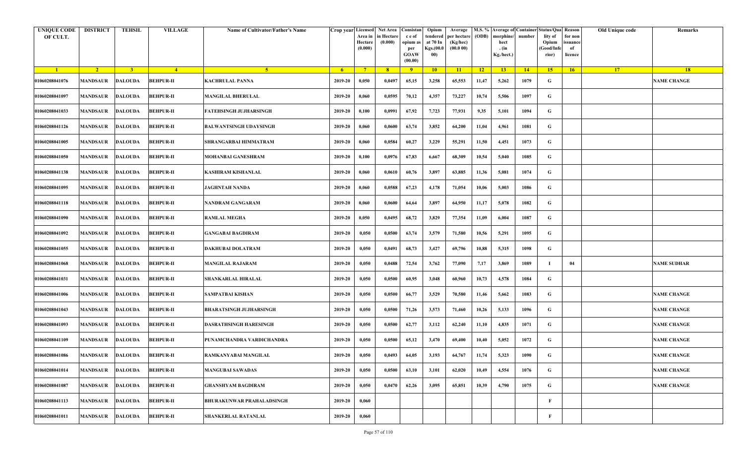| UNIQUE CODE OF CULT. | DISTRICT | TEHSIL | VILLAGE | Name of Cultivator/Father's Name | Crop year | Licensed Area in Hectare (0.000) | Net Area in Hectare (0.000) | Consistance of opium as per GOAW (00.00) | Opium tendered at 70 In Kgs.(00.000) | Average per hectare (Kg/hec) (00.0 00) | M.S. % (ODB) | Average of morphine/hect. (in Kg./hect.) | Container number | Status/Quality of Opium (Good/Inferior) | Reason for non issuance of licence | Old Unique code | Remarks |
|---|---|---|---|---|---|---|---|---|---|---|---|---|---|---|---|---|---|
| 1 | 2 | 3 | 4 | 5 | 6 | 7 | 8 | 9 | 10 | 11 | 12 | 13 | 14 | 15 | 16 | 17 | 18 |
| 01060208041076 | MANDSAUR | DALOUDA | BEHPUR-II | KACHRULAL PANNA | 2019-20 | 0,050 | 0,0497 | 65,15 | 3,258 | 65,553 | 11,47 | 5,262 | 1079 | G | | | NAME CHANGE |
| 01060208041097 | MANDSAUR | DALOUDA | BEHPUR-II | MANGILAL BHERULAL | 2019-20 | 0,060 | 0,0595 | 70,12 | 4,357 | 73,227 | 10,74 | 5,506 | 1097 | G | | | |
| 01060208041033 | MANDSAUR | DALOUDA | BEHPUR-II | FATEHSINGH JUJHARSINGH | 2019-20 | 0,100 | 0,0991 | 67,92 | 7,723 | 77,931 | 9,35 | 5,101 | 1094 | G | | | |
| 01060208041126 | MANDSAUR | DALOUDA | BEHPUR-II | BALWANTSINGH UDAYSINGH | 2019-20 | 0,060 | 0,0600 | 63,74 | 3,852 | 64,200 | 11,04 | 4,961 | 1081 | G | | | |
| 01060208041005 | MANDSAUR | DALOUDA | BEHPUR-II | SHRANGARBAI HIMMATRAM | 2019-20 | 0,060 | 0,0584 | 60,27 | 3,229 | 55,291 | 11,50 | 4,451 | 1073 | G | | | |
| 01060208041050 | MANDSAUR | DALOUDA | BEHPUR-II | MOHANBAI GANESHRAM | 2019-20 | 0,100 | 0,0976 | 67,83 | 6,667 | 68,309 | 10,54 | 5,040 | 1085 | G | | | |
| 01060208041138 | MANDSAUR | DALOUDA | BEHPUR-II | KASHIRAM KISHANLAL | 2019-20 | 0,060 | 0,0610 | 60,76 | 3,897 | 63,885 | 11,36 | 5,081 | 1074 | G | | | |
| 01060208041095 | MANDSAUR | DALOUDA | BEHPUR-II | JAGHNTAH NANDA | 2019-20 | 0,060 | 0,0588 | 67,23 | 4,178 | 71,054 | 10,06 | 5,003 | 1086 | G | | | |
| 01060208041118 | MANDSAUR | DALOUDA | BEHPUR-II | NANDRAM GANGARAM | 2019-20 | 0,060 | 0,0600 | 64,64 | 3,897 | 64,950 | 11,17 | 5,078 | 1082 | G | | | |
| 01060208041090 | MANDSAUR | DALOUDA | BEHPUR-II | RAMLAL MEGHA | 2019-20 | 0,050 | 0,0495 | 68,72 | 3,829 | 77,354 | 11,09 | 6,004 | 1087 | G | | | |
| 01060208041092 | MANDSAUR | DALOUDA | BEHPUR-II | GANGABAI BAGDIRAM | 2019-20 | 0,050 | 0,0500 | 63,74 | 3,579 | 71,580 | 10,56 | 5,291 | 1095 | G | | | |
| 01060208041055 | MANDSAUR | DALOUDA | BEHPUR-II | DAKHUBAI DOLATRAM | 2019-20 | 0,050 | 0,0491 | 68,73 | 3,427 | 69,796 | 10,88 | 5,315 | 1098 | G | | | |
| 01060208041068 | MANDSAUR | DALOUDA | BEHPUR-II | MANGILAL RAJARAM | 2019-20 | 0,050 | 0,0488 | 72,54 | 3,762 | 77,090 | 7,17 | 3,869 | 1089 | I | 04 | | NAME SUDHAR |
| 01060208041031 | MANDSAUR | DALOUDA | BEHPUR-II | SHANKARLAL HIRALAL | 2019-20 | 0,050 | 0,0500 | 60,95 | 3,048 | 60,960 | 10,73 | 4,578 | 1084 | G | | | |
| 01060208041006 | MANDSAUR | DALOUDA | BEHPUR-II | SAMPATBAI KISHAN | 2019-20 | 0,050 | 0,0500 | 66,77 | 3,529 | 70,580 | 11,46 | 5,662 | 1083 | G | | | NAME CHANGE |
| 01060208041043 | MANDSAUR | DALOUDA | BEHPUR-II | BHARATSINGH JUJHARSINGH | 2019-20 | 0,050 | 0,0500 | 71,26 | 3,573 | 71,460 | 10,26 | 5,133 | 1096 | G | | | NAME CHANGE |
| 01060208041093 | MANDSAUR | DALOUDA | BEHPUR-II | DASRATHSINGH HARESINGH | 2019-20 | 0,050 | 0,0500 | 62,77 | 3,112 | 62,240 | 11,10 | 4,835 | 1071 | G | | | NAME CHANGE |
| 01060208041109 | MANDSAUR | DALOUDA | BEHPUR-II | PUNAMCHANDRA VARDICHANDRA | 2019-20 | 0,050 | 0,0500 | 65,12 | 3,470 | 69,400 | 10,40 | 5,052 | 1072 | G | | | NAME CHANGE |
| 01060208041086 | MANDSAUR | DALOUDA | BEHPUR-II | RAMKANYABAI MANGILAL | 2019-20 | 0,050 | 0,0493 | 64,05 | 3,193 | 64,767 | 11,74 | 5,323 | 1090 | G | | | NAME CHANGE |
| 01060208041014 | MANDSAUR | DALOUDA | BEHPUR-II | MANGUBAI SAWADAS | 2019-20 | 0,050 | 0,0500 | 63,10 | 3,101 | 62,020 | 10,49 | 4,554 | 1076 | G | | | NAME CHANGE |
| 01060208041087 | MANDSAUR | DALOUDA | BEHPUR-II | GHANSHYAM BAGDIRAM | 2019-20 | 0,050 | 0,0470 | 62,26 | 3,095 | 65,851 | 10,39 | 4,790 | 1075 | G | | | NAME CHANGE |
| 01060208041113 | MANDSAUR | DALOUDA | BEHPUR-II | BHURAKUNWAR PRAHALADSINGH | 2019-20 | 0,060 | | | | | | | | F | | | |
| 01060208041011 | MANDSAUR | DALOUDA | BEHPUR-II | SHANKERLAL RATANLAL | 2019-20 | 0,060 | | | | | | | | F | | | |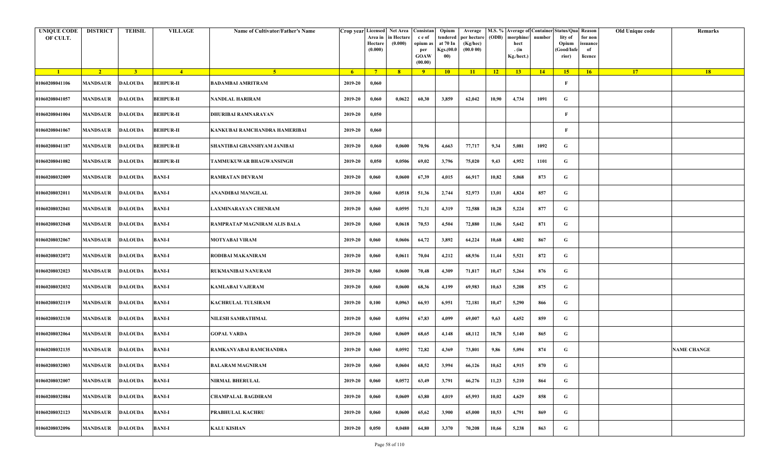| UNIQUE CODE OF CULT. | DISTRICT | TEHSIL | VILLAGE | Name of Cultivator/Father's Name | Crop year | Licensed Area in Hectare (0.000) | Net Area in Hectare (0.000) | Consistance of opium as per GOAW (00.00) | Opium tendered at 70 In Kgs.(00.000) | Average per hectare (Kg/hec) (00.0 00) | M.S. % (ODB) | Average of morphine/hect . (in Kg./hect.) | Container number | Status/Quality of Opium (Good/Inferior) | Reason for non issuance of licence | Old Unique code | Remarks |
|---|---|---|---|---|---|---|---|---|---|---|---|---|---|---|---|---|---|
| 1 | 2 | 3 | 4 | 5 | 6 | 7 | 8 | 9 | 10 | 11 | 12 | 13 | 14 | 15 | 16 | 17 | 18 |
| 01060208041106 | MANDSAUR | DALOUDA | BEHPUR-II | BADAMBAI AMRITRAM | 2019-20 | 0,060 | | | | | | | | F | | | |
| 01060208041057 | MANDSAUR | DALOUDA | BEHPUR-II | NANDLAL HARIRAM | 2019-20 | 0,060 | 0,0622 | 60,30 | 3,859 | 62,042 | 10,90 | 4,734 | 1091 | G | | | |
| 01060208041004 | MANDSAUR | DALOUDA | BEHPUR-II | DHURIBAI RAMNARAYAN | 2019-20 | 0,050 | | | | | | | | F | | | |
| 01060208041067 | MANDSAUR | DALOUDA | BEHPUR-II | KANKUBAI RAMCHANDRA HAMERIBAI | 2019-20 | 0,060 | | | | | | | | F | | | |
| 01060208041187 | MANDSAUR | DALOUDA | BEHPUR-II | SHANTIBAI GHANSHYAM JANIBAI | 2019-20 | 0,060 | 0,0600 | 70,96 | 4,663 | 77,717 | 9,34 | 5,081 | 1092 | G | | | |
| 01060208041082 | MANDSAUR | DALOUDA | BEHPUR-II | TAMMUKUWAR BHAGWANSINGH | 2019-20 | 0,050 | 0,0506 | 69,02 | 3,796 | 75,020 | 9,43 | 4,952 | 1101 | G | | | |
| 01060208032009 | MANDSAUR | DALOUDA | BANI-I | RAMRATAN DEVRAM | 2019-20 | 0,060 | 0,0600 | 67,39 | 4,015 | 66,917 | 10,82 | 5,068 | 873 | G | | | |
| 01060208032011 | MANDSAUR | DALOUDA | BANI-I | ANANDIBAI MANGILAL | 2019-20 | 0,060 | 0,0518 | 51,36 | 2,744 | 52,973 | 13,01 | 4,824 | 857 | G | | | |
| 01060208032041 | MANDSAUR | DALOUDA | BANI-I | LAXMINARAYAN CHENRAM | 2019-20 | 0,060 | 0,0595 | 71,31 | 4,319 | 72,588 | 10,28 | 5,224 | 877 | G | | | |
| 01060208032048 | MANDSAUR | DALOUDA | BANI-I | RAMPRATAP MAGNIRAM ALIS BALA | 2019-20 | 0,060 | 0,0618 | 70,53 | 4,504 | 72,880 | 11,06 | 5,642 | 871 | G | | | |
| 01060208032067 | MANDSAUR | DALOUDA | BANI-I | MOTYABAI VIRAM | 2019-20 | 0,060 | 0,0606 | 64,72 | 3,892 | 64,224 | 10,68 | 4,802 | 867 | G | | | |
| 01060208032072 | MANDSAUR | DALOUDA | BANI-I | RODIBAI MAKANIRAM | 2019-20 | 0,060 | 0,0611 | 70,04 | 4,212 | 68,936 | 11,44 | 5,521 | 872 | G | | | |
| 01060208032023 | MANDSAUR | DALOUDA | BANI-I | RUKMANIBAI NANURAM | 2019-20 | 0,060 | 0,0600 | 70,48 | 4,309 | 71,817 | 10,47 | 5,264 | 876 | G | | | |
| 01060208032032 | MANDSAUR | DALOUDA | BANI-I | KAMLABAI VAJERAM | 2019-20 | 0,060 | 0,0600 | 68,36 | 4,199 | 69,983 | 10,63 | 5,208 | 875 | G | | | |
| 01060208032119 | MANDSAUR | DALOUDA | BANI-I | KACHRULAL TULSIRAM | 2019-20 | 0,100 | 0,0963 | 66,93 | 6,951 | 72,181 | 10,47 | 5,290 | 866 | G | | | |
| 01060208032130 | MANDSAUR | DALOUDA | BANI-I | NILESH SAMRATHMAL | 2019-20 | 0,060 | 0,0594 | 67,83 | 4,099 | 69,007 | 9,63 | 4,652 | 859 | G | | | |
| 01060208032064 | MANDSAUR | DALOUDA | BANI-I | GOPAL VARDA | 2019-20 | 0,060 | 0,0609 | 68,65 | 4,148 | 68,112 | 10,78 | 5,140 | 865 | G | | | |
| 01060208032135 | MANDSAUR | DALOUDA | BANI-I | RAMKANYABAI RAMCHANDRA | 2019-20 | 0,060 | 0,0592 | 72,82 | 4,369 | 73,801 | 9,86 | 5,094 | 874 | G | | | NAME CHANGE |
| 01060208032003 | MANDSAUR | DALOUDA | BANI-I | BALARAM MAGNIRAM | 2019-20 | 0,060 | 0,0604 | 68,52 | 3,994 | 66,126 | 10,62 | 4,915 | 870 | G | | | |
| 01060208032007 | MANDSAUR | DALOUDA | BANI-I | NIRMAL BHERULAL | 2019-20 | 0,060 | 0,0572 | 63,49 | 3,791 | 66,276 | 11,23 | 5,210 | 864 | G | | | |
| 01060208032084 | MANDSAUR | DALOUDA | BANI-I | CHAMPALAL BAGDIRAM | 2019-20 | 0,060 | 0,0609 | 63,80 | 4,019 | 65,993 | 10,02 | 4,629 | 858 | G | | | |
| 01060208032123 | MANDSAUR | DALOUDA | BANI-I | PRABHULAL KACHRU | 2019-20 | 0,060 | 0,0600 | 65,62 | 3,900 | 65,000 | 10,53 | 4,791 | 869 | G | | | |
| 01060208032096 | MANDSAUR | DALOUDA | BANI-I | KALU KISHAN | 2019-20 | 0,050 | 0,0480 | 64,80 | 3,370 | 70,208 | 10,66 | 5,238 | 863 | G | | | |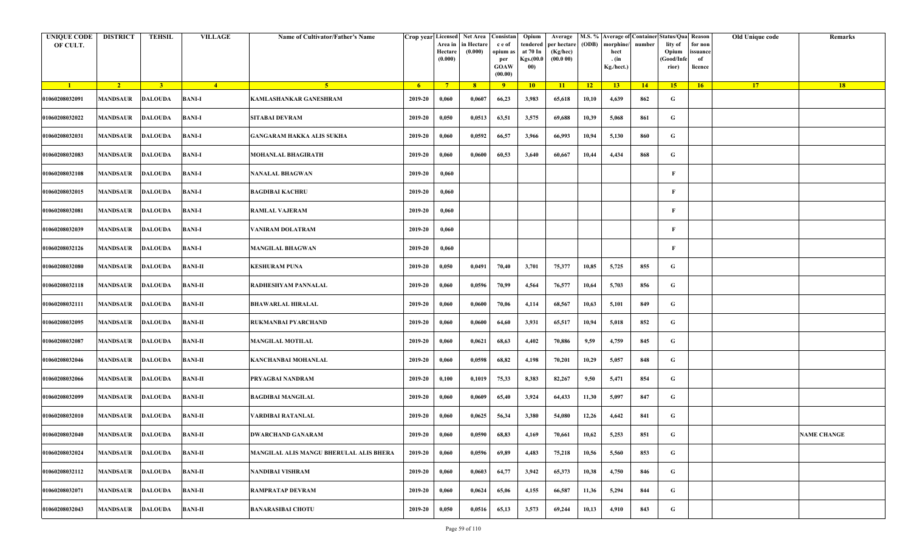| UNIQUE CODE OF CULT. | DISTRICT | TEHSIL | VILLAGE | Name of Cultivator/Father's Name | Crop year | Licensed Area in Hectare (0.000) | Net Area in Hectare (0.000) | Consistance of opium as per GOAW (00.00) | Opium tendered at 70 In Kgs.(00.000) | Average per hectare (Kg/hec) (00.0 00) | M.S. % (ODB) | Average of morphine/hect. (in Kg./hect.) | Container number | Status/Quality of Opium (Good/Inferior) | Reason for non issuance of licence | Old Unique code | Remarks |
|---|---|---|---|---|---|---|---|---|---|---|---|---|---|---|---|---|---|
| 1 | 2 | 3 | 4 | 5 | 6 | 7 | 8 | 9 | 10 | 11 | 12 | 13 | 14 | 15 | 16 | 17 | 18 |
| 01060208032091 | MANDSAUR | DALOUDA | BANI-I | KAMLASHANKAR GANESHRAM | 2019-20 | 0,060 | 0,0607 | 66,23 | 3,983 | 65,618 | 10,10 | 4,639 | 862 | G | | | |
| 01060208032022 | MANDSAUR | DALOUDA | BANI-I | SITABAI DEVRAM | 2019-20 | 0,050 | 0,0513 | 63,51 | 3,575 | 69,688 | 10,39 | 5,068 | 861 | G | | | |
| 01060208032031 | MANDSAUR | DALOUDA | BANI-I | GANGARAM HAKKA ALIS SUKHA | 2019-20 | 0,060 | 0,0592 | 66,57 | 3,966 | 66,993 | 10,94 | 5,130 | 860 | G | | | |
| 01060208032083 | MANDSAUR | DALOUDA | BANI-I | MOHANLAL BHAGIRATH | 2019-20 | 0,060 | 0,0600 | 60,53 | 3,640 | 60,667 | 10,44 | 4,434 | 868 | G | | | |
| 01060208032108 | MANDSAUR | DALOUDA | BANI-I | NANALAL BHAGWAN | 2019-20 | 0,060 | | | | | | | | F | | | |
| 01060208032015 | MANDSAUR | DALOUDA | BANI-I | BAGDIBAI KACHRU | 2019-20 | 0,060 | | | | | | | | F | | | |
| 01060208032081 | MANDSAUR | DALOUDA | BANI-I | RAMLAL VAJERAM | 2019-20 | 0,060 | | | | | | | | F | | | |
| 01060208032039 | MANDSAUR | DALOUDA | BANI-I | VANIRAM DOLATRAM | 2019-20 | 0,060 | | | | | | | | F | | | |
| 01060208032126 | MANDSAUR | DALOUDA | BANI-I | MANGILAL BHAGWAN | 2019-20 | 0,060 | | | | | | | | F | | | |
| 01060208032080 | MANDSAUR | DALOUDA | BANI-II | KESHURAM PUNA | 2019-20 | 0,050 | 0,0491 | 70,40 | 3,701 | 75,377 | 10,85 | 5,725 | 855 | G | | | |
| 01060208032118 | MANDSAUR | DALOUDA | BANI-II | RADHESHYAM PANNALAL | 2019-20 | 0,060 | 0,0596 | 70,99 | 4,564 | 76,577 | 10,64 | 5,703 | 856 | G | | | |
| 01060208032111 | MANDSAUR | DALOUDA | BANI-II | BHAWARLAL HIRALAL | 2019-20 | 0,060 | 0,0600 | 70,06 | 4,114 | 68,567 | 10,63 | 5,101 | 849 | G | | | |
| 01060208032095 | MANDSAUR | DALOUDA | BANI-II | RUKMANBAI PYARCHAND | 2019-20 | 0,060 | 0,0600 | 64,60 | 3,931 | 65,517 | 10,94 | 5,018 | 852 | G | | | |
| 01060208032087 | MANDSAUR | DALOUDA | BANI-II | MANGILAL MOTILAL | 2019-20 | 0,060 | 0,0621 | 68,63 | 4,402 | 70,886 | 9,59 | 4,759 | 845 | G | | | |
| 01060208032046 | MANDSAUR | DALOUDA | BANI-II | KANCHANBAI MOHANLAL | 2019-20 | 0,060 | 0,0598 | 68,82 | 4,198 | 70,201 | 10,29 | 5,057 | 848 | G | | | |
| 01060208032066 | MANDSAUR | DALOUDA | BANI-II | PRYAGBAI NANDRAM | 2019-20 | 0,100 | 0,1019 | 75,33 | 8,383 | 82,267 | 9,50 | 5,471 | 854 | G | | | |
| 01060208032099 | MANDSAUR | DALOUDA | BANI-II | BAGDIBAI MANGILAL | 2019-20 | 0,060 | 0,0609 | 65,40 | 3,924 | 64,433 | 11,30 | 5,097 | 847 | G | | | |
| 01060208032010 | MANDSAUR | DALOUDA | BANI-II | VARDIBAI RATANLAL | 2019-20 | 0,060 | 0,0625 | 56,34 | 3,380 | 54,080 | 12,26 | 4,642 | 841 | G | | | |
| 01060208032040 | MANDSAUR | DALOUDA | BANI-II | DWARCHAND GANARAM | 2019-20 | 0,060 | 0,0590 | 68,83 | 4,169 | 70,661 | 10,62 | 5,253 | 851 | G | | | NAME CHANGE |
| 01060208032024 | MANDSAUR | DALOUDA | BANI-II | MANGILAL ALIS MANGU BHERULAL ALIS BHERA | 2019-20 | 0,060 | 0,0596 | 69,89 | 4,483 | 75,218 | 10,56 | 5,560 | 853 | G | | | |
| 01060208032112 | MANDSAUR | DALOUDA | BANI-II | NANDIBAI VISHRAM | 2019-20 | 0,060 | 0,0603 | 64,77 | 3,942 | 65,373 | 10,38 | 4,750 | 846 | G | | | |
| 01060208032071 | MANDSAUR | DALOUDA | BANI-II | RAMPRATAP DEVRAM | 2019-20 | 0,060 | 0,0624 | 65,06 | 4,155 | 66,587 | 11,36 | 5,294 | 844 | G | | | |
| 01060208032043 | MANDSAUR | DALOUDA | BANI-II | BANARASIBAI CHOTU | 2019-20 | 0,050 | 0,0516 | 65,13 | 3,573 | 69,244 | 10,13 | 4,910 | 843 | G | | | |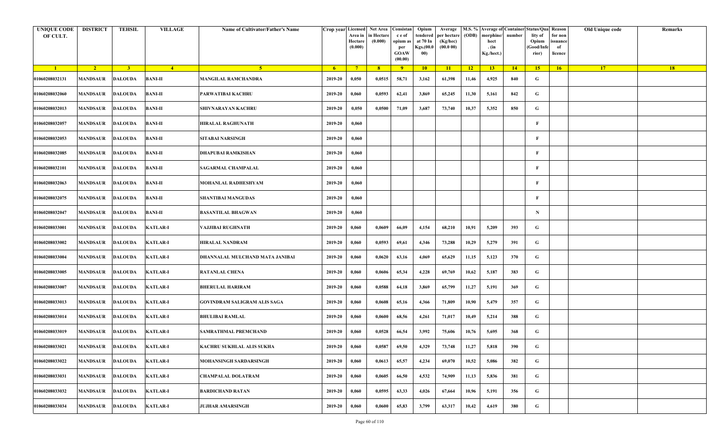| UNIQUE CODE OF CULT. | DISTRICT | TEHSIL | VILLAGE | Name of Cultivator/Father's Name | Crop year | Licensed Area in Hectare (0.000) | Net Area in Hectare (0.000) | Consistance of opium as per GOAW (00.00) | Opium tendered at 70 In Kgs.(00.000) | Average per hectare (Kg/hec) (00.0 00) | M.S. % (ODB) | Average of morphine/hect. (in Kg./hect.) | Container number | Status/Quality of Opium (Good/Inferior) | Reason for non issuance of licence | Old Unique code | Remarks |
|---|---|---|---|---|---|---|---|---|---|---|---|---|---|---|---|---|---|
| 1 | 2 | 3 | 4 | 5 | 6 | 7 | 8 | 9 | 10 | 11 | 12 | 13 | 14 | 15 | 16 | 17 | 18 |
| 01060208032131 | MANDSAUR | DALOUDA | BANI-II | MANGILAL RAMCHANDRA | 2019-20 | 0,050 | 0,0515 | 58,71 | 3,162 | 61,398 | 11,46 | 4,925 | 840 | G | | | |
| 01060208032060 | MANDSAUR | DALOUDA | BANI-II | PARWATIBAI KACHRU | 2019-20 | 0,060 | 0,0593 | 62,41 | 3,869 | 65,245 | 11,30 | 5,161 | 842 | G | | | |
| 01060208032013 | MANDSAUR | DALOUDA | BANI-II | SHIVNARAYAN KACHRU | 2019-20 | 0,050 | 0,0500 | 71,09 | 3,687 | 73,740 | 10,37 | 5,352 | 850 | G | | | |
| 01060208032057 | MANDSAUR | DALOUDA | BANI-II | HIRALAL RAGHUNATH | 2019-20 | 0,060 | | | | | | | | F | | | |
| 01060208032053 | MANDSAUR | DALOUDA | BANI-II | SITABAI NARSINGH | 2019-20 | 0,060 | | | | | | | | F | | | |
| 01060208032085 | MANDSAUR | DALOUDA | BANI-II | DHAPUBAI RAMKISHAN | 2019-20 | 0,060 | | | | | | | | F | | | |
| 01060208032101 | MANDSAUR | DALOUDA | BANI-II | SAGARMAL CHAMPALAL | 2019-20 | 0,060 | | | | | | | | F | | | |
| 01060208032063 | MANDSAUR | DALOUDA | BANI-II | MOHANLAL RADHESHYAM | 2019-20 | 0,060 | | | | | | | | F | | | |
| 01060208032075 | MANDSAUR | DALOUDA | BANI-II | SHANTIBAI MANGUDAS | 2019-20 | 0,060 | | | | | | | | F | | | |
| 01060208032047 | MANDSAUR | DALOUDA | BANI-II | BASANTILAL BHAGWAN | 2019-20 | 0,060 | | | | | | | | N | | | |
| 01060208033001 | MANDSAUR | DALOUDA | KATLAR-I | VAJJIBAI RUGHNATH | 2019-20 | 0,060 | 0,0609 | 66,09 | 4,154 | 68,210 | 10,91 | 5,209 | 393 | G | | | |
| 01060208033002 | MANDSAUR | DALOUDA | KATLAR-I | HIRALAL NANDRAM | 2019-20 | 0,060 | 0,0593 | 69,61 | 4,346 | 73,288 | 10,29 | 5,279 | 391 | G | | | |
| 01060208033004 | MANDSAUR | DALOUDA | KATLAR-I | DHANNALAL MULCHAND MATA JANIBAI | 2019-20 | 0,060 | 0,0620 | 63,16 | 4,069 | 65,629 | 11,15 | 5,123 | 370 | G | | | |
| 01060208033005 | MANDSAUR | DALOUDA | KATLAR-I | RATANLAL CHENA | 2019-20 | 0,060 | 0,0606 | 65,34 | 4,228 | 69,769 | 10,62 | 5,187 | 383 | G | | | |
| 01060208033007 | MANDSAUR | DALOUDA | KATLAR-I | BHERULAL HARIRAM | 2019-20 | 0,060 | 0,0588 | 64,18 | 3,869 | 65,799 | 11,27 | 5,191 | 369 | G | | | |
| 01060208033013 | MANDSAUR | DALOUDA | KATLAR-I | GOVINDRAM SALIGRAM ALIS SAGA | 2019-20 | 0,060 | 0,0608 | 65,16 | 4,366 | 71,809 | 10,90 | 5,479 | 357 | G | | | |
| 01060208033014 | MANDSAUR | DALOUDA | KATLAR-I | BHULIBAI RAMLAL | 2019-20 | 0,060 | 0,0600 | 68,56 | 4,261 | 71,017 | 10,49 | 5,214 | 388 | G | | | |
| 01060208033019 | MANDSAUR | DALOUDA | KATLAR-I | SAMRATHMAL PREMCHAND | 2019-20 | 0,060 | 0,0528 | 66,54 | 3,992 | 75,606 | 10,76 | 5,695 | 368 | G | | | |
| 01060208033021 | MANDSAUR | DALOUDA | KATLAR-I | KACHRU SUKHLAL ALIS SUKHA | 2019-20 | 0,060 | 0,0587 | 69,50 | 4,329 | 73,748 | 11,27 | 5,818 | 390 | G | | | |
| 01060208033022 | MANDSAUR | DALOUDA | KATLAR-I | MOHANSINGH SARDARSINGH | 2019-20 | 0,060 | 0,0613 | 65,57 | 4,234 | 69,070 | 10,52 | 5,086 | 382 | G | | | |
| 01060208033031 | MANDSAUR | DALOUDA | KATLAR-I | CHAMPALAL DOLATRAM | 2019-20 | 0,060 | 0,0605 | 66,50 | 4,532 | 74,909 | 11,13 | 5,836 | 381 | G | | | |
| 01060208033032 | MANDSAUR | DALOUDA | KATLAR-I | BARDICHAND RATAN | 2019-20 | 0,060 | 0,0595 | 63,33 | 4,026 | 67,664 | 10,96 | 5,191 | 356 | G | | | |
| 01060208033034 | MANDSAUR | DALOUDA | KATLAR-I | JUJHAR AMARSINGH | 2019-20 | 0,060 | 0,0600 | 65,83 | 3,799 | 63,317 | 10,42 | 4,619 | 380 | G | | | |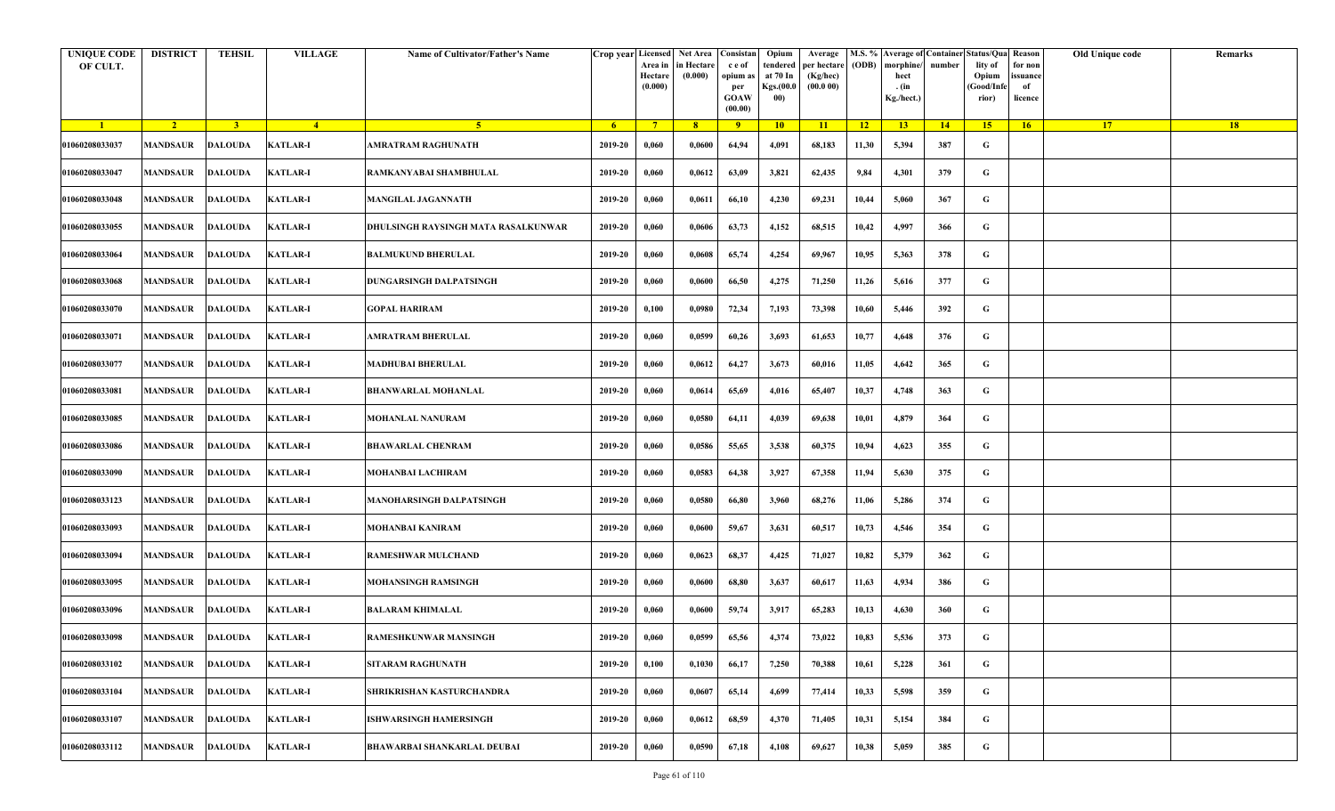| UNIQUE CODE OF CULT. | DISTRICT | TEHSIL | VILLAGE | Name of Cultivator/Father's Name | Crop year | Licensed Area in Hectare (0.000) | Net Area in Hectare (0.000) | Consistance of opium as per GOAW (00.00) | Opium tendered at 70 In Kgs.(00.000) | Average per hectare (Kg/hec) (00.0 00) | M.S. % (ODB) | Average of morphine/hect. (in Kg./hect.) | Container number | Status/Quality of Opium (Good/Inferior) | Reason for non issuance of licence | Old Unique code | Remarks |
|---|---|---|---|---|---|---|---|---|---|---|---|---|---|---|---|---|---|
| 1 | 2 | 3 | 4 | 5 | 6 | 7 | 8 | 9 | 10 | 11 | 12 | 13 | 14 | 15 | 16 | 17 | 18 |
| 01060208033037 | MANDSAUR | DALOUDA | KATLAR-I | AMRATRAM RAGHUNATH | 2019-20 | 0,060 | 0,0600 | 64,94 | 4,091 | 68,183 | 11,30 | 5,394 | 387 | G | | | |
| 01060208033047 | MANDSAUR | DALOUDA | KATLAR-I | RAMKANYABAI SHAMBHULAL | 2019-20 | 0,060 | 0,0612 | 63,09 | 3,821 | 62,435 | 9,84 | 4,301 | 379 | G | | | |
| 01060208033048 | MANDSAUR | DALOUDA | KATLAR-I | MANGILAL JAGANNATH | 2019-20 | 0,060 | 0,0611 | 66,10 | 4,230 | 69,231 | 10,44 | 5,060 | 367 | G | | | |
| 01060208033055 | MANDSAUR | DALOUDA | KATLAR-I | DHULSINGH RAYSINGH MATA RASALKUNWAR | 2019-20 | 0,060 | 0,0606 | 63,73 | 4,152 | 68,515 | 10,42 | 4,997 | 366 | G | | | |
| 01060208033064 | MANDSAUR | DALOUDA | KATLAR-I | BALMUKUND BHERULAL | 2019-20 | 0,060 | 0,0608 | 65,74 | 4,254 | 69,967 | 10,95 | 5,363 | 378 | G | | | |
| 01060208033068 | MANDSAUR | DALOUDA | KATLAR-I | DUNGARSINGH DALPATSINGH | 2019-20 | 0,060 | 0,0600 | 66,50 | 4,275 | 71,250 | 11,26 | 5,616 | 377 | G | | | |
| 01060208033070 | MANDSAUR | DALOUDA | KATLAR-I | GOPAL HARIRAM | 2019-20 | 0,100 | 0,0980 | 72,34 | 7,193 | 73,398 | 10,60 | 5,446 | 392 | G | | | |
| 01060208033071 | MANDSAUR | DALOUDA | KATLAR-I | AMRATRAM BHERULAL | 2019-20 | 0,060 | 0,0599 | 60,26 | 3,693 | 61,653 | 10,77 | 4,648 | 376 | G | | | |
| 01060208033077 | MANDSAUR | DALOUDA | KATLAR-I | MADHUBAI BHERULAL | 2019-20 | 0,060 | 0,0612 | 64,27 | 3,673 | 60,016 | 11,05 | 4,642 | 365 | G | | | |
| 01060208033081 | MANDSAUR | DALOUDA | KATLAR-I | BHANWARLAL MOHANLAL | 2019-20 | 0,060 | 0,0614 | 65,69 | 4,016 | 65,407 | 10,37 | 4,748 | 363 | G | | | |
| 01060208033085 | MANDSAUR | DALOUDA | KATLAR-I | MOHANLAL NANURAM | 2019-20 | 0,060 | 0,0580 | 64,11 | 4,039 | 69,638 | 10,01 | 4,879 | 364 | G | | | |
| 01060208033086 | MANDSAUR | DALOUDA | KATLAR-I | BHAWARLAL CHENRAM | 2019-20 | 0,060 | 0,0586 | 55,65 | 3,538 | 60,375 | 10,94 | 4,623 | 355 | G | | | |
| 01060208033090 | MANDSAUR | DALOUDA | KATLAR-I | MOHANBAI LACHIRAM | 2019-20 | 0,060 | 0,0583 | 64,38 | 3,927 | 67,358 | 11,94 | 5,630 | 375 | G | | | |
| 01060208033123 | MANDSAUR | DALOUDA | KATLAR-I | MANOHARSINGH DALPATSINGH | 2019-20 | 0,060 | 0,0580 | 66,80 | 3,960 | 68,276 | 11,06 | 5,286 | 374 | G | | | |
| 01060208033093 | MANDSAUR | DALOUDA | KATLAR-I | MOHANBAI KANIRAM | 2019-20 | 0,060 | 0,0600 | 59,67 | 3,631 | 60,517 | 10,73 | 4,546 | 354 | G | | | |
| 01060208033094 | MANDSAUR | DALOUDA | KATLAR-I | RAMESHWAR MULCHAND | 2019-20 | 0,060 | 0,0623 | 68,37 | 4,425 | 71,027 | 10,82 | 5,379 | 362 | G | | | |
| 01060208033095 | MANDSAUR | DALOUDA | KATLAR-I | MOHANSINGH RAMSINGH | 2019-20 | 0,060 | 0,0600 | 68,80 | 3,637 | 60,617 | 11,63 | 4,934 | 386 | G | | | |
| 01060208033096 | MANDSAUR | DALOUDA | KATLAR-I | BALARAM KHIMALAL | 2019-20 | 0,060 | 0,0600 | 59,74 | 3,917 | 65,283 | 10,13 | 4,630 | 360 | G | | | |
| 01060208033098 | MANDSAUR | DALOUDA | KATLAR-I | RAMESHKUNWAR MANSINGH | 2019-20 | 0,060 | 0,0599 | 65,56 | 4,374 | 73,022 | 10,83 | 5,536 | 373 | G | | | |
| 01060208033102 | MANDSAUR | DALOUDA | KATLAR-I | SITARAM RAGHUNATH | 2019-20 | 0,100 | 0,1030 | 66,17 | 7,250 | 70,388 | 10,61 | 5,228 | 361 | G | | | |
| 01060208033104 | MANDSAUR | DALOUDA | KATLAR-I | SHRIKRISHAN KASTURCHANDRA | 2019-20 | 0,060 | 0,0607 | 65,14 | 4,699 | 77,414 | 10,33 | 5,598 | 359 | G | | | |
| 01060208033107 | MANDSAUR | DALOUDA | KATLAR-I | ISHWARSINGH HAMERSINGH | 2019-20 | 0,060 | 0,0612 | 68,59 | 4,370 | 71,405 | 10,31 | 5,154 | 384 | G | | | |
| 01060208033112 | MANDSAUR | DALOUDA | KATLAR-I | BHAWARBAI SHANKARLAL DEUBAI | 2019-20 | 0,060 | 0,0590 | 67,18 | 4,108 | 69,627 | 10,38 | 5,059 | 385 | G | | | |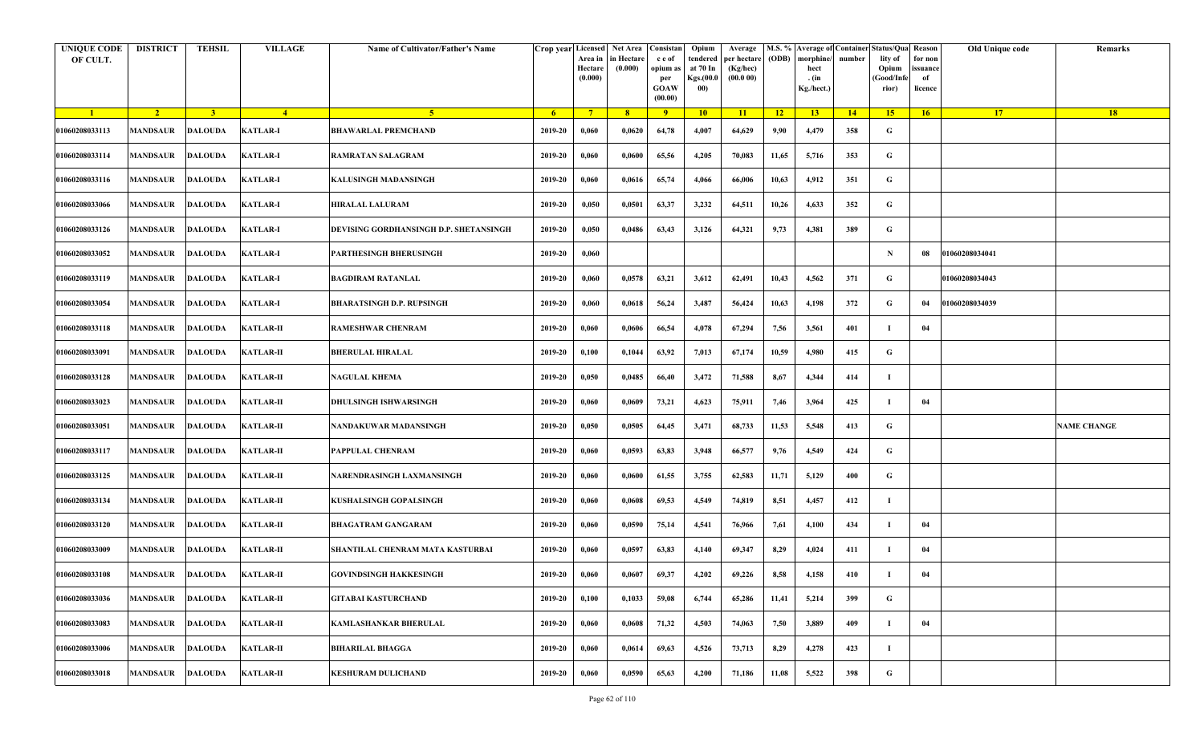| UNIQUE CODE OF CULT. | DISTRICT | TEHSIL | VILLAGE | Name of Cultivator/Father's Name | Crop year | Licensed Area in Hectare (0.000) | Net Area in Hectare (0.000) | Consistan c e of opium as per GOAW (00.00) | Opium tendered at 70 In Kgs.(00.000) | Average per hectare (Kg/hec) (00.0 00) | M.S. % (ODB) | Average of morphine/ hect . (in Kg./hect.) | Container number | Status/Quality of Opium (Good/Inferior) | Reason for non issuance of licence | Old Unique code | Remarks |
|---|---|---|---|---|---|---|---|---|---|---|---|---|---|---|---|---|---|
| 1 | 2 | 3 | 4 | 5 | 6 | 7 | 8 | 9 | 10 | 11 | 12 | 13 | 14 | 15 | 16 | 17 | 18 |
| 01060208033113 | MANDSAUR | DALOUDA | KATLAR-I | BHAWARLAL PREMCHAND | 2019-20 | 0,060 | 0,0620 | 64,78 | 4,007 | 64,629 | 9,90 | 4,479 | 358 | G | | | |
| 01060208033114 | MANDSAUR | DALOUDA | KATLAR-I | RAMRATAN SALAGRAM | 2019-20 | 0,060 | 0,0600 | 65,56 | 4,205 | 70,083 | 11,65 | 5,716 | 353 | G | | | |
| 01060208033116 | MANDSAUR | DALOUDA | KATLAR-I | KALUSINGH MADANSINGH | 2019-20 | 0,060 | 0,0616 | 65,74 | 4,066 | 66,006 | 10,63 | 4,912 | 351 | G | | | |
| 01060208033066 | MANDSAUR | DALOUDA | KATLAR-I | HIRALAL LALURAM | 2019-20 | 0,050 | 0,0501 | 63,37 | 3,232 | 64,511 | 10,26 | 4,633 | 352 | G | | | |
| 01060208033126 | MANDSAUR | DALOUDA | KATLAR-I | DEVISING GORDHANSINGH D.P. SHETANSINGH | 2019-20 | 0,050 | 0,0486 | 63,43 | 3,126 | 64,321 | 9,73 | 4,381 | 389 | G | | | |
| 01060208033052 | MANDSAUR | DALOUDA | KATLAR-I | PARTHESINGH BHERUSINGH | 2019-20 | 0,060 | | | | | | | | N | 08 | 01060208034041 | |
| 01060208033119 | MANDSAUR | DALOUDA | KATLAR-I | BAGDIRAM RATANLAL | 2019-20 | 0,060 | 0,0578 | 63,21 | 3,612 | 62,491 | 10,43 | 4,562 | 371 | G | | 01060208034043 | |
| 01060208033054 | MANDSAUR | DALOUDA | KATLAR-I | BHARATSINGH D.P. RUPSINGH | 2019-20 | 0,060 | 0,0618 | 56,24 | 3,487 | 56,424 | 10,63 | 4,198 | 372 | G | 04 | 01060208034039 | |
| 01060208033118 | MANDSAUR | DALOUDA | KATLAR-II | RAMESHWAR CHENRAM | 2019-20 | 0,060 | 0,0606 | 66,54 | 4,078 | 67,294 | 7,56 | 3,561 | 401 | I | 04 | | |
| 01060208033091 | MANDSAUR | DALOUDA | KATLAR-II | BHERULAL HIRALAL | 2019-20 | 0,100 | 0,1044 | 63,92 | 7,013 | 67,174 | 10,59 | 4,980 | 415 | G | | | |
| 01060208033128 | MANDSAUR | DALOUDA | KATLAR-II | NAGULAL KHEMA | 2019-20 | 0,050 | 0,0485 | 66,40 | 3,472 | 71,588 | 8,67 | 4,344 | 414 | I | | | |
| 01060208033023 | MANDSAUR | DALOUDA | KATLAR-II | DHULSINGH ISHWARSINGH | 2019-20 | 0,060 | 0,0609 | 73,21 | 4,623 | 75,911 | 7,46 | 3,964 | 425 | I | 04 | | |
| 01060208033051 | MANDSAUR | DALOUDA | KATLAR-II | NANDAKUWAR MADANSINGH | 2019-20 | 0,050 | 0,0505 | 64,45 | 3,471 | 68,733 | 11,53 | 5,548 | 413 | G | | | NAME CHANGE |
| 01060208033117 | MANDSAUR | DALOUDA | KATLAR-II | PAPPULAL CHENRAM | 2019-20 | 0,060 | 0,0593 | 63,83 | 3,948 | 66,577 | 9,76 | 4,549 | 424 | G | | | |
| 01060208033125 | MANDSAUR | DALOUDA | KATLAR-II | NARENDRASINGH LAXMANSINGH | 2019-20 | 0,060 | 0,0600 | 61,55 | 3,755 | 62,583 | 11,71 | 5,129 | 400 | G | | | |
| 01060208033134 | MANDSAUR | DALOUDA | KATLAR-II | KUSHALSINGH GOPALSINGH | 2019-20 | 0,060 | 0,0608 | 69,53 | 4,549 | 74,819 | 8,51 | 4,457 | 412 | I | | | |
| 01060208033120 | MANDSAUR | DALOUDA | KATLAR-II | BHAGATRAM GANGARAM | 2019-20 | 0,060 | 0,0590 | 75,14 | 4,541 | 76,966 | 7,61 | 4,100 | 434 | I | 04 | | |
| 01060208033009 | MANDSAUR | DALOUDA | KATLAR-II | SHANTILAL CHENRAM MATA KASTURBAI | 2019-20 | 0,060 | 0,0597 | 63,83 | 4,140 | 69,347 | 8,29 | 4,024 | 411 | I | 04 | | |
| 01060208033108 | MANDSAUR | DALOUDA | KATLAR-II | GOVINDSINGH HAKKESINGH | 2019-20 | 0,060 | 0,0607 | 69,37 | 4,202 | 69,226 | 8,58 | 4,158 | 410 | I | 04 | | |
| 01060208033036 | MANDSAUR | DALOUDA | KATLAR-II | GITABAI KASTURCHAND | 2019-20 | 0,100 | 0,1033 | 59,08 | 6,744 | 65,286 | 11,41 | 5,214 | 399 | G | | | |
| 01060208033083 | MANDSAUR | DALOUDA | KATLAR-II | KAMLASHANKAR BHERULAL | 2019-20 | 0,060 | 0,0608 | 71,32 | 4,503 | 74,063 | 7,50 | 3,889 | 409 | I | 04 | | |
| 01060208033006 | MANDSAUR | DALOUDA | KATLAR-II | BIHARILAL BHAGGA | 2019-20 | 0,060 | 0,0614 | 69,63 | 4,526 | 73,713 | 8,29 | 4,278 | 423 | I | | | |
| 01060208033018 | MANDSAUR | DALOUDA | KATLAR-II | KESHURAM DULICHAND | 2019-20 | 0,060 | 0,0590 | 65,63 | 4,200 | 71,186 | 11,08 | 5,522 | 398 | G | | | |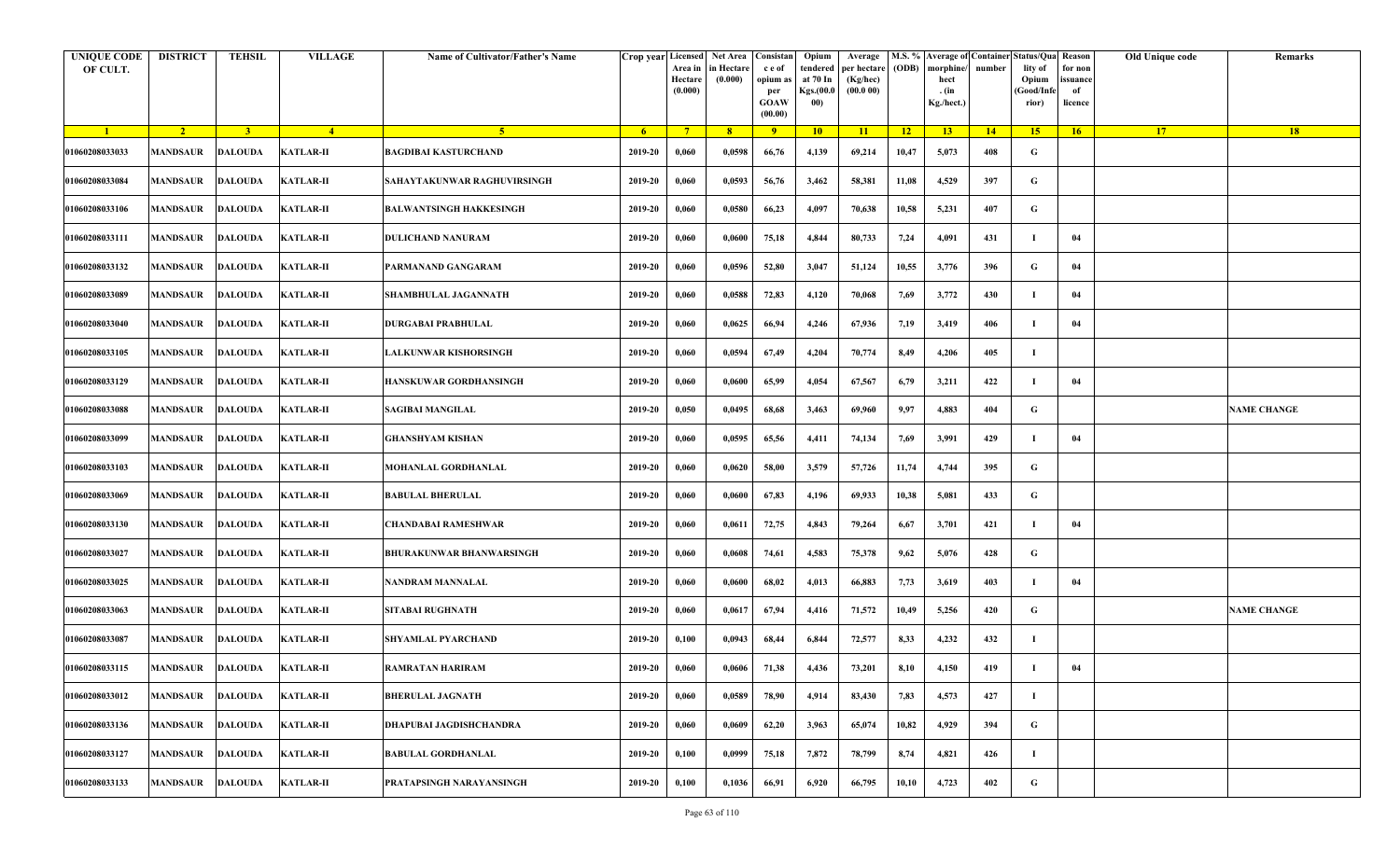| UNIQUE CODE OF CULT. | DISTRICT | TEHSIL | VILLAGE | Name of Cultivator/Father's Name | Crop year | Licensed Area in Hectare (0.000) | Net Area in Hectare (0.000) | Consistan c e of opium as per GOAW (00.00) | Opium tendered at 70 In Kgs.(00.000) | Average per hectare (Kg/hec) (00.0 00) | M.S. % (ODB) | Average of morphine/ hect . (in Kg./hect.) | Container number | Status/Quality of Opium (Good/Inferior) | Reason for non issuance of licence | Old Unique code | Remarks |
|---|---|---|---|---|---|---|---|---|---|---|---|---|---|---|---|---|---|
| 1 | 2 | 3 | 4 | 5 | 6 | 7 | 8 | 9 | 10 | 11 | 12 | 13 | 14 | 15 | 16 | 17 | 18 |
| 01060208033033 | MANDSAUR | DALOUDA | KATLAR-II | BAGDIBAI KASTURCHAND | 2019-20 | 0,060 | 0,0598 | 66,76 | 4,139 | 69,214 | 10,47 | 5,073 | 408 | G | | | |
| 01060208033084 | MANDSAUR | DALOUDA | KATLAR-II | SAHAYTAKUNWAR RAGHUVIRSINGH | 2019-20 | 0,060 | 0,0593 | 56,76 | 3,462 | 58,381 | 11,08 | 4,529 | 397 | G | | | |
| 01060208033106 | MANDSAUR | DALOUDA | KATLAR-II | BALWANTSINGH HAKKESINGH | 2019-20 | 0,060 | 0,0580 | 66,23 | 4,097 | 70,638 | 10,58 | 5,231 | 407 | G | | | |
| 01060208033111 | MANDSAUR | DALOUDA | KATLAR-II | DULICHAND NANURAM | 2019-20 | 0,060 | 0,0600 | 75,18 | 4,844 | 80,733 | 7,24 | 4,091 | 431 | I | 04 | | |
| 01060208033132 | MANDSAUR | DALOUDA | KATLAR-II | PARMANAND GANGARAM | 2019-20 | 0,060 | 0,0596 | 52,80 | 3,047 | 51,124 | 10,55 | 3,776 | 396 | G | 04 | | |
| 01060208033089 | MANDSAUR | DALOUDA | KATLAR-II | SHAMBHULAL JAGANNATH | 2019-20 | 0,060 | 0,0588 | 72,83 | 4,120 | 70,068 | 7,69 | 3,772 | 430 | I | 04 | | |
| 01060208033040 | MANDSAUR | DALOUDA | KATLAR-II | DURGABAI PRABHULAL | 2019-20 | 0,060 | 0,0625 | 66,94 | 4,246 | 67,936 | 7,19 | 3,419 | 406 | I | 04 | | |
| 01060208033105 | MANDSAUR | DALOUDA | KATLAR-II | LALKUNWAR KISHORSINGH | 2019-20 | 0,060 | 0,0594 | 67,49 | 4,204 | 70,774 | 8,49 | 4,206 | 405 | I | | | |
| 01060208033129 | MANDSAUR | DALOUDA | KATLAR-II | HANSKUWAR GORDHANSINGH | 2019-20 | 0,060 | 0,0600 | 65,99 | 4,054 | 67,567 | 6,79 | 3,211 | 422 | I | 04 | | |
| 01060208033088 | MANDSAUR | DALOUDA | KATLAR-II | SAGIBAI MANGILAL | 2019-20 | 0,050 | 0,0495 | 68,68 | 3,463 | 69,960 | 9,97 | 4,883 | 404 | G | | | NAME CHANGE |
| 01060208033099 | MANDSAUR | DALOUDA | KATLAR-II | GHANSHYAM KISHAN | 2019-20 | 0,060 | 0,0595 | 65,56 | 4,411 | 74,134 | 7,69 | 3,991 | 429 | I | 04 | | |
| 01060208033103 | MANDSAUR | DALOUDA | KATLAR-II | MOHANLAL GORDHANLAL | 2019-20 | 0,060 | 0,0620 | 58,00 | 3,579 | 57,726 | 11,74 | 4,744 | 395 | G | | | |
| 01060208033069 | MANDSAUR | DALOUDA | KATLAR-II | BABULAL BHERULAL | 2019-20 | 0,060 | 0,0600 | 67,83 | 4,196 | 69,933 | 10,38 | 5,081 | 433 | G | | | |
| 01060208033130 | MANDSAUR | DALOUDA | KATLAR-II | CHANDABAI RAMESHWAR | 2019-20 | 0,060 | 0,0611 | 72,75 | 4,843 | 79,264 | 6,67 | 3,701 | 421 | I | 04 | | |
| 01060208033027 | MANDSAUR | DALOUDA | KATLAR-II | BHURAKUNWAR BHANWARSINGH | 2019-20 | 0,060 | 0,0608 | 74,61 | 4,583 | 75,378 | 9,62 | 5,076 | 428 | G | | | |
| 01060208033025 | MANDSAUR | DALOUDA | KATLAR-II | NANDRAM MANNALAL | 2019-20 | 0,060 | 0,0600 | 68,02 | 4,013 | 66,883 | 7,73 | 3,619 | 403 | I | 04 | | |
| 01060208033063 | MANDSAUR | DALOUDA | KATLAR-II | SITABAI RUGHNATH | 2019-20 | 0,060 | 0,0617 | 67,94 | 4,416 | 71,572 | 10,49 | 5,256 | 420 | G | | | NAME CHANGE |
| 01060208033087 | MANDSAUR | DALOUDA | KATLAR-II | SHYAMLAL PYARCHAND | 2019-20 | 0,100 | 0,0943 | 68,44 | 6,844 | 72,577 | 8,33 | 4,232 | 432 | I | | | |
| 01060208033115 | MANDSAUR | DALOUDA | KATLAR-II | RAMRATAN HARIRAM | 2019-20 | 0,060 | 0,0606 | 71,38 | 4,436 | 73,201 | 8,10 | 4,150 | 419 | I | 04 | | |
| 01060208033012 | MANDSAUR | DALOUDA | KATLAR-II | BHERULAL JAGNATH | 2019-20 | 0,060 | 0,0589 | 78,90 | 4,914 | 83,430 | 7,83 | 4,573 | 427 | I | | | |
| 01060208033136 | MANDSAUR | DALOUDA | KATLAR-II | DHAPUBAI JAGDISHCHANDRA | 2019-20 | 0,060 | 0,0609 | 62,20 | 3,963 | 65,074 | 10,82 | 4,929 | 394 | G | | | |
| 01060208033127 | MANDSAUR | DALOUDA | KATLAR-II | BABULAL GORDHANLAL | 2019-20 | 0,100 | 0,0999 | 75,18 | 7,872 | 78,799 | 8,74 | 4,821 | 426 | I | | | |
| 01060208033133 | MANDSAUR | DALOUDA | KATLAR-II | PRATAPSINGH NARAYANSINGH | 2019-20 | 0,100 | 0,1036 | 66,91 | 6,920 | 66,795 | 10,10 | 4,723 | 402 | G | | | |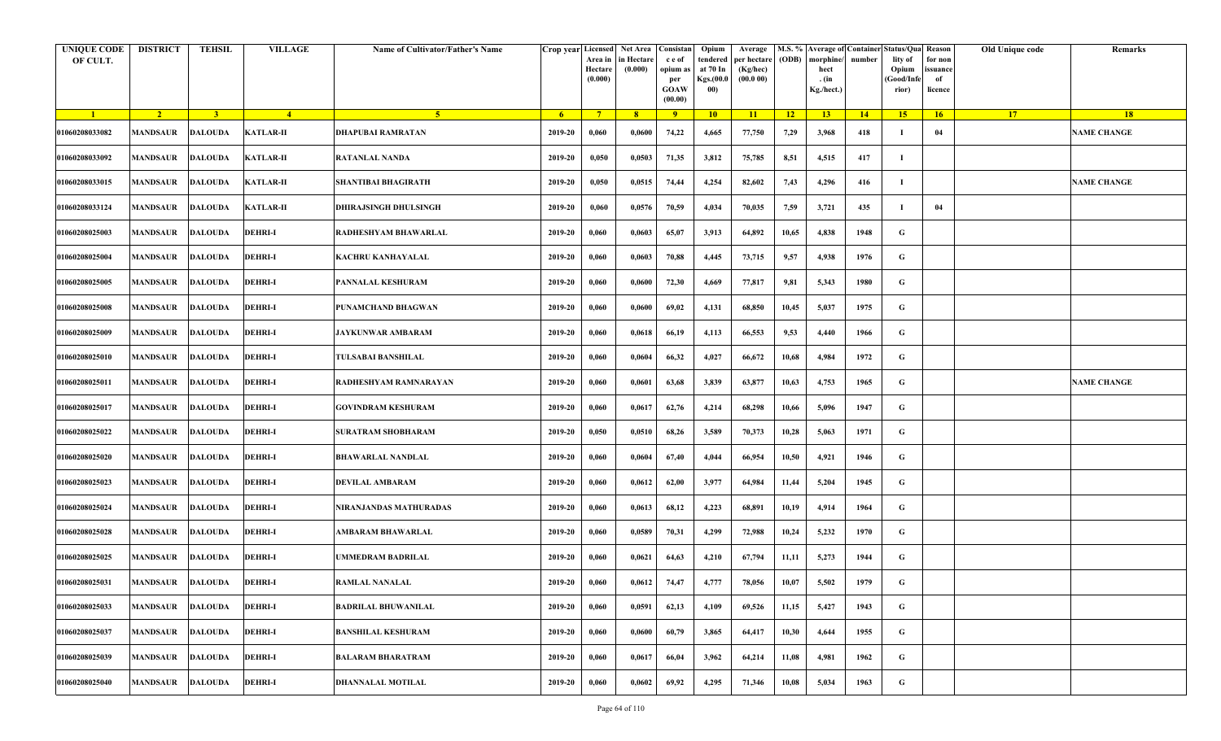| UNIQUE CODE OF CULT. | DISTRICT | TEHSIL | VILLAGE | Name of Cultivator/Father's Name | Crop year | Licensed Area in Hectare (0.000) | Net Area in Hectare (0.000) | Consistance of opium as per GOAW (00.00) | Opium tendered at 70 In Kgs.(00.000) | Average per hectare (Kg/hec) (00.0 00) | M.S. % (ODB) | Average of morphine/hect. (in Kg./hect.) | Container number | Status/Quality of Opium (Good/Inferior) | Reason for non issuance of licence | Old Unique code | Remarks |
|---|---|---|---|---|---|---|---|---|---|---|---|---|---|---|---|---|---|
| 1 | 2 | 3 | 4 | 5 | 6 | 7 | 8 | 9 | 10 | 11 | 12 | 13 | 14 | 15 | 16 | 17 | 18 |
| 01060208033082 | MANDSAUR | DALOUDA | KATLAR-II | DHAPUBAI RAMRATAN | 2019-20 | 0,060 | 0,0600 | 74,22 | 4,665 | 77,750 | 7,29 | 3,968 | 418 | I | 04 | | NAME CHANGE |
| 01060208033092 | MANDSAUR | DALOUDA | KATLAR-II | RATANLAL NANDA | 2019-20 | 0,050 | 0,0503 | 71,35 | 3,812 | 75,785 | 8,51 | 4,515 | 417 | I | | | |
| 01060208033015 | MANDSAUR | DALOUDA | KATLAR-II | SHANTIBAI BHAGIRATH | 2019-20 | 0,050 | 0,0515 | 74,44 | 4,254 | 82,602 | 7,43 | 4,296 | 416 | I | | | NAME CHANGE |
| 01060208033124 | MANDSAUR | DALOUDA | KATLAR-II | DHIRAJSINGH DHULSINGH | 2019-20 | 0,060 | 0,0576 | 70,59 | 4,034 | 70,035 | 7,59 | 3,721 | 435 | I | 04 | | |
| 01060208025003 | MANDSAUR | DALOUDA | DEHRI-I | RADHESHYAM BHAWARLAL | 2019-20 | 0,060 | 0,0603 | 65,07 | 3,913 | 64,892 | 10,65 | 4,838 | 1948 | G | | | |
| 01060208025004 | MANDSAUR | DALOUDA | DEHRI-I | KACHRU KANHAYALAL | 2019-20 | 0,060 | 0,0603 | 70,88 | 4,445 | 73,715 | 9,57 | 4,938 | 1976 | G | | | |
| 01060208025005 | MANDSAUR | DALOUDA | DEHRI-I | PANNALAL KESHURAM | 2019-20 | 0,060 | 0,0600 | 72,30 | 4,669 | 77,817 | 9,81 | 5,343 | 1980 | G | | | |
| 01060208025008 | MANDSAUR | DALOUDA | DEHRI-I | PUNAMCHAND BHAGWAN | 2019-20 | 0,060 | 0,0600 | 69,02 | 4,131 | 68,850 | 10,45 | 5,037 | 1975 | G | | | |
| 01060208025009 | MANDSAUR | DALOUDA | DEHRI-I | JAYKUNWAR AMBARAM | 2019-20 | 0,060 | 0,0618 | 66,19 | 4,113 | 66,553 | 9,53 | 4,440 | 1966 | G | | | |
| 01060208025010 | MANDSAUR | DALOUDA | DEHRI-I | TULSABAI BANSHILAL | 2019-20 | 0,060 | 0,0604 | 66,32 | 4,027 | 66,672 | 10,68 | 4,984 | 1972 | G | | | |
| 01060208025011 | MANDSAUR | DALOUDA | DEHRI-I | RADHESHYAM RAMNARAYAN | 2019-20 | 0,060 | 0,0601 | 63,68 | 3,839 | 63,877 | 10,63 | 4,753 | 1965 | G | | | NAME CHANGE |
| 01060208025017 | MANDSAUR | DALOUDA | DEHRI-I | GOVINDRAM KESHURAM | 2019-20 | 0,060 | 0,0617 | 62,76 | 4,214 | 68,298 | 10,66 | 5,096 | 1947 | G | | | |
| 01060208025022 | MANDSAUR | DALOUDA | DEHRI-I | SURATRAM SHOBHARAM | 2019-20 | 0,050 | 0,0510 | 68,26 | 3,589 | 70,373 | 10,28 | 5,063 | 1971 | G | | | |
| 01060208025020 | MANDSAUR | DALOUDA | DEHRI-I | BHAWARLAL NANDLAL | 2019-20 | 0,060 | 0,0604 | 67,40 | 4,044 | 66,954 | 10,50 | 4,921 | 1946 | G | | | |
| 01060208025023 | MANDSAUR | DALOUDA | DEHRI-I | DEVILAL AMBARAM | 2019-20 | 0,060 | 0,0612 | 62,00 | 3,977 | 64,984 | 11,44 | 5,204 | 1945 | G | | | |
| 01060208025024 | MANDSAUR | DALOUDA | DEHRI-I | NIRANJANDAS MATHURADAS | 2019-20 | 0,060 | 0,0613 | 68,12 | 4,223 | 68,891 | 10,19 | 4,914 | 1964 | G | | | |
| 01060208025028 | MANDSAUR | DALOUDA | DEHRI-I | AMBARAM BHAWARLAL | 2019-20 | 0,060 | 0,0589 | 70,31 | 4,299 | 72,988 | 10,24 | 5,232 | 1970 | G | | | |
| 01060208025025 | MANDSAUR | DALOUDA | DEHRI-I | UMMEDRAM BADRILAL | 2019-20 | 0,060 | 0,0621 | 64,63 | 4,210 | 67,794 | 11,11 | 5,273 | 1944 | G | | | |
| 01060208025031 | MANDSAUR | DALOUDA | DEHRI-I | RAMLAL NANALAL | 2019-20 | 0,060 | 0,0612 | 74,47 | 4,777 | 78,056 | 10,07 | 5,502 | 1979 | G | | | |
| 01060208025033 | MANDSAUR | DALOUDA | DEHRI-I | BADRILAL BHUWANILAL | 2019-20 | 0,060 | 0,0591 | 62,13 | 4,109 | 69,526 | 11,15 | 5,427 | 1943 | G | | | |
| 01060208025037 | MANDSAUR | DALOUDA | DEHRI-I | BANSHILAL KESHURAM | 2019-20 | 0,060 | 0,0600 | 60,79 | 3,865 | 64,417 | 10,30 | 4,644 | 1955 | G | | | |
| 01060208025039 | MANDSAUR | DALOUDA | DEHRI-I | BALARAM BHARATRAM | 2019-20 | 0,060 | 0,0617 | 66,04 | 3,962 | 64,214 | 11,08 | 4,981 | 1962 | G | | | |
| 01060208025040 | MANDSAUR | DALOUDA | DEHRI-I | DHANNALAL MOTILAL | 2019-20 | 0,060 | 0,0602 | 69,92 | 4,295 | 71,346 | 10,08 | 5,034 | 1963 | G | | | |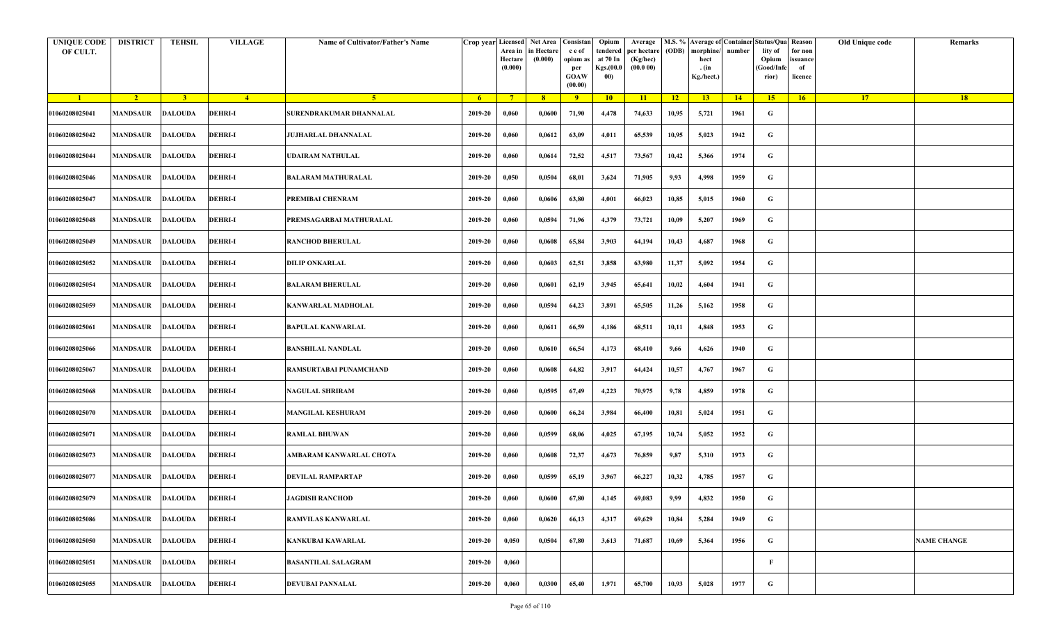| UNIQUE CODE OF CULT. | DISTRICT | TEHSIL | VILLAGE | Name of Cultivator/Father's Name | Crop year | Licensed Area in Hectare (0.000) | Net Area in Hectare (0.000) | Consistance of opium as per GOAW (00.00) | Opium tendered at 70 In Kgs.(00.000) | Average per hectare (Kg/hec) (00.0 00) | M.S. % (ODB) | Average of morphine/hect. (in Kg./hect.) | Container number | Status/Quality of Opium (Good/Inferior) | Reason for non issuance of licence | Old Unique code | Remarks |
|---|---|---|---|---|---|---|---|---|---|---|---|---|---|---|---|---|---|
| 1 | 2 | 3 | 4 | 5 | 6 | 7 | 8 | 9 | 10 | 11 | 12 | 13 | 14 | 15 | 16 | 17 | 18 |
| 01060208025041 | MANDSAUR | DALOUDA | DEHRI-I | SURENDRAKUMAR DHANNALAL | 2019-20 | 0,060 | 0,0600 | 71,90 | 4,478 | 74,633 | 10,95 | 5,721 | 1961 | G | | | |
| 01060208025042 | MANDSAUR | DALOUDA | DEHRI-I | JUJHARLAL DHANNALAL | 2019-20 | 0,060 | 0,0612 | 63,09 | 4,011 | 65,539 | 10,95 | 5,023 | 1942 | G | | | |
| 01060208025044 | MANDSAUR | DALOUDA | DEHRI-I | UDAIRAM NATHULAL | 2019-20 | 0,060 | 0,0614 | 72,52 | 4,517 | 73,567 | 10,42 | 5,366 | 1974 | G | | | |
| 01060208025046 | MANDSAUR | DALOUDA | DEHRI-I | BALARAM MATHURALAL | 2019-20 | 0,050 | 0,0504 | 68,01 | 3,624 | 71,905 | 9,93 | 4,998 | 1959 | G | | | |
| 01060208025047 | MANDSAUR | DALOUDA | DEHRI-I | PREMIBAI CHENRAM | 2019-20 | 0,060 | 0,0606 | 63,80 | 4,001 | 66,023 | 10,85 | 5,015 | 1960 | G | | | |
| 01060208025048 | MANDSAUR | DALOUDA | DEHRI-I | PREMSAGARBAI MATHURALAL | 2019-20 | 0,060 | 0,0594 | 71,96 | 4,379 | 73,721 | 10,09 | 5,207 | 1969 | G | | | |
| 01060208025049 | MANDSAUR | DALOUDA | DEHRI-I | RANCHOD BHERULAL | 2019-20 | 0,060 | 0,0608 | 65,84 | 3,903 | 64,194 | 10,43 | 4,687 | 1968 | G | | | |
| 01060208025052 | MANDSAUR | DALOUDA | DEHRI-I | DILIP ONKARLAL | 2019-20 | 0,060 | 0,0603 | 62,51 | 3,858 | 63,980 | 11,37 | 5,092 | 1954 | G | | | |
| 01060208025054 | MANDSAUR | DALOUDA | DEHRI-I | BALARAM BHERULAL | 2019-20 | 0,060 | 0,0601 | 62,19 | 3,945 | 65,641 | 10,02 | 4,604 | 1941 | G | | | |
| 01060208025059 | MANDSAUR | DALOUDA | DEHRI-I | KANWARLAL MADHOLAL | 2019-20 | 0,060 | 0,0594 | 64,23 | 3,891 | 65,505 | 11,26 | 5,162 | 1958 | G | | | |
| 01060208025061 | MANDSAUR | DALOUDA | DEHRI-I | BAPULAL KANWARLAL | 2019-20 | 0,060 | 0,0611 | 66,59 | 4,186 | 68,511 | 10,11 | 4,848 | 1953 | G | | | |
| 01060208025066 | MANDSAUR | DALOUDA | DEHRI-I | BANSHILAL NANDLAL | 2019-20 | 0,060 | 0,0610 | 66,54 | 4,173 | 68,410 | 9,66 | 4,626 | 1940 | G | | | |
| 01060208025067 | MANDSAUR | DALOUDA | DEHRI-I | RAMSURTABAI PUNAMCHAND | 2019-20 | 0,060 | 0,0608 | 64,82 | 3,917 | 64,424 | 10,57 | 4,767 | 1967 | G | | | |
| 01060208025068 | MANDSAUR | DALOUDA | DEHRI-I | NAGULAL SHRIRAM | 2019-20 | 0,060 | 0,0595 | 67,49 | 4,223 | 70,975 | 9,78 | 4,859 | 1978 | G | | | |
| 01060208025070 | MANDSAUR | DALOUDA | DEHRI-I | MANGILAL KESHURAM | 2019-20 | 0,060 | 0,0600 | 66,24 | 3,984 | 66,400 | 10,81 | 5,024 | 1951 | G | | | |
| 01060208025071 | MANDSAUR | DALOUDA | DEHRI-I | RAMLAL BHUWAN | 2019-20 | 0,060 | 0,0599 | 68,06 | 4,025 | 67,195 | 10,74 | 5,052 | 1952 | G | | | |
| 01060208025073 | MANDSAUR | DALOUDA | DEHRI-I | AMBARAM KANWARLAL CHOTA | 2019-20 | 0,060 | 0,0608 | 72,37 | 4,673 | 76,859 | 9,87 | 5,310 | 1973 | G | | | |
| 01060208025077 | MANDSAUR | DALOUDA | DEHRI-I | DEVILAL RAMPARTAP | 2019-20 | 0,060 | 0,0599 | 65,19 | 3,967 | 66,227 | 10,32 | 4,785 | 1957 | G | | | |
| 01060208025079 | MANDSAUR | DALOUDA | DEHRI-I | JAGDISH RANCHOD | 2019-20 | 0,060 | 0,0600 | 67,80 | 4,145 | 69,083 | 9,99 | 4,832 | 1950 | G | | | |
| 01060208025086 | MANDSAUR | DALOUDA | DEHRI-I | RAMVILAS KANWARLAL | 2019-20 | 0,060 | 0,0620 | 66,13 | 4,317 | 69,629 | 10,84 | 5,284 | 1949 | G | | | |
| 01060208025050 | MANDSAUR | DALOUDA | DEHRI-I | KANKUBAI KAWARLAL | 2019-20 | 0,050 | 0,0504 | 67,80 | 3,613 | 71,687 | 10,69 | 5,364 | 1956 | G | | | NAME CHANGE |
| 01060208025051 | MANDSAUR | DALOUDA | DEHRI-I | BASANTILAL SALAGRAM | 2019-20 | 0,060 | | | | | | | | F | | | |
| 01060208025055 | MANDSAUR | DALOUDA | DEHRI-I | DEVUBAI PANNALAL | 2019-20 | 0,060 | 0,0300 | 65,40 | 1,971 | 65,700 | 10,93 | 5,028 | 1977 | G | | | |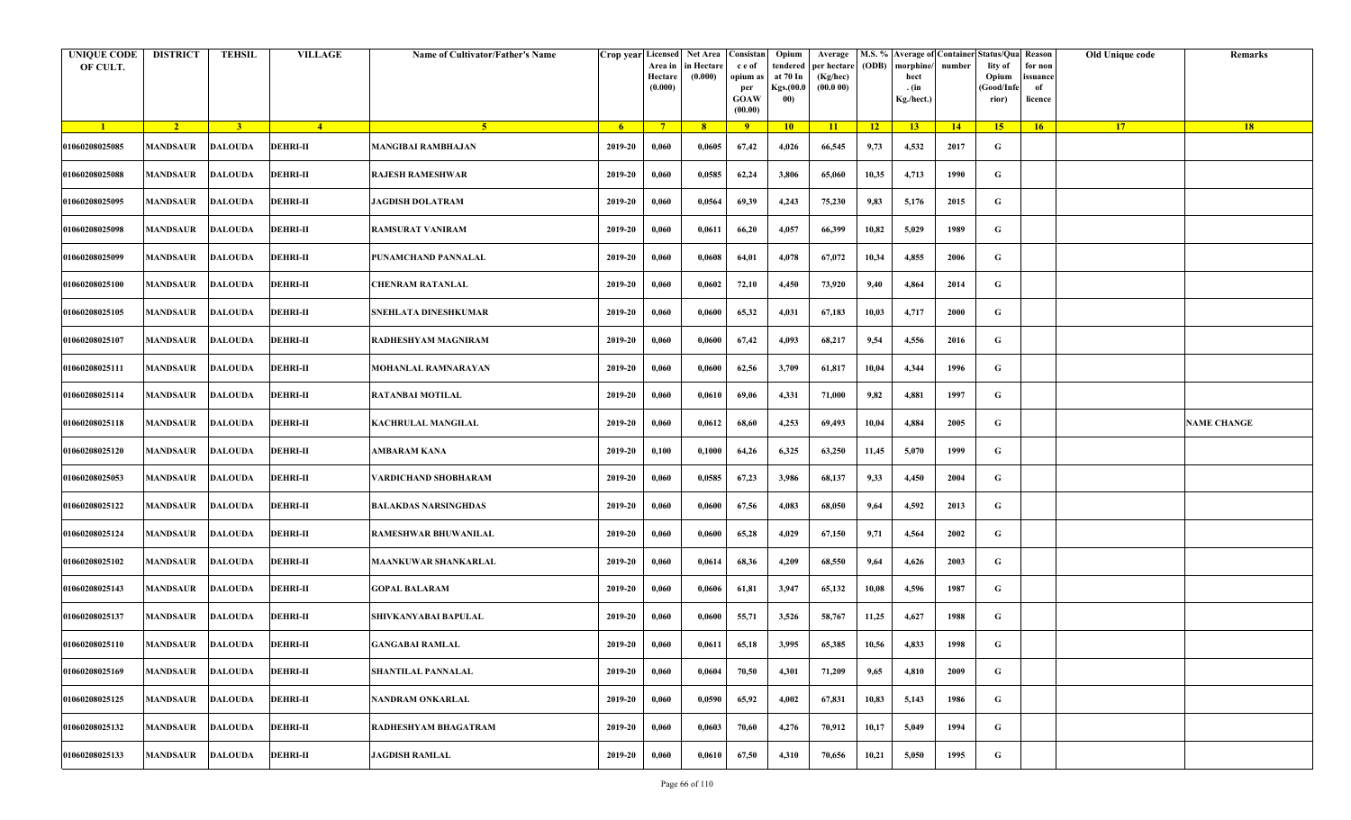| UNIQUE CODE OF CULT. | DISTRICT | TEHSIL | VILLAGE | Name of Cultivator/Father's Name | Crop year | Licensed Area in Hectare (0.000) | Net Area in Hectare (0.000) | Consistance of opium as per GOAW (00.00) | Opium tendered at 70 In Kgs.(00.000) | Average per hectare (Kg/hec) (00.0 00) | M.S. % (ODB) | Average of morphine/hect. (in Kg./hect.) | Container number | Status/Quality of Opium (Good/Inferior) | Reason for non issuance of licence | Old Unique code | Remarks |
|---|---|---|---|---|---|---|---|---|---|---|---|---|---|---|---|---|---|
| 1 | 2 | 3 | 4 | 5 | 6 | 7 | 8 | 9 | 10 | 11 | 12 | 13 | 14 | 15 | 16 | 17 | 18 |
| 01060208025085 | MANDSAUR | DALOUDA | DEHRI-II | MANGIBAI RAMBHAJAN | 2019-20 | 0,060 | 0,0605 | 67,42 | 4,026 | 66,545 | 9,73 | 4,532 | 2017 | G | | | |
| 01060208025088 | MANDSAUR | DALOUDA | DEHRI-II | RAJESH RAMESHWAR | 2019-20 | 0,060 | 0,0585 | 62,24 | 3,806 | 65,060 | 10,35 | 4,713 | 1990 | G | | | |
| 01060208025095 | MANDSAUR | DALOUDA | DEHRI-II | JAGDISH DOLATRAM | 2019-20 | 0,060 | 0,0564 | 69,39 | 4,243 | 75,230 | 9,83 | 5,176 | 2015 | G | | | |
| 01060208025098 | MANDSAUR | DALOUDA | DEHRI-II | RAMSURAT VANIRAM | 2019-20 | 0,060 | 0,0611 | 66,20 | 4,057 | 66,399 | 10,82 | 5,029 | 1989 | G | | | |
| 01060208025099 | MANDSAUR | DALOUDA | DEHRI-II | PUNAMCHAND PANNALAL | 2019-20 | 0,060 | 0,0608 | 64,01 | 4,078 | 67,072 | 10,34 | 4,855 | 2006 | G | | | |
| 01060208025100 | MANDSAUR | DALOUDA | DEHRI-II | CHENRAM RATANLAL | 2019-20 | 0,060 | 0,0602 | 72,10 | 4,450 | 73,920 | 9,40 | 4,864 | 2014 | G | | | |
| 01060208025105 | MANDSAUR | DALOUDA | DEHRI-II | SNEHLATA DINESHKUMAR | 2019-20 | 0,060 | 0,0600 | 65,32 | 4,031 | 67,183 | 10,03 | 4,717 | 2000 | G | | | |
| 01060208025107 | MANDSAUR | DALOUDA | DEHRI-II | RADHESHYAM MAGNIRAM | 2019-20 | 0,060 | 0,0600 | 67,42 | 4,093 | 68,217 | 9,54 | 4,556 | 2016 | G | | | |
| 01060208025111 | MANDSAUR | DALOUDA | DEHRI-II | MOHANLAL RAMNARAYAN | 2019-20 | 0,060 | 0,0600 | 62,56 | 3,709 | 61,817 | 10,04 | 4,344 | 1996 | G | | | |
| 01060208025114 | MANDSAUR | DALOUDA | DEHRI-II | RATANBAI MOTILAL | 2019-20 | 0,060 | 0,0610 | 69,06 | 4,331 | 71,000 | 9,82 | 4,881 | 1997 | G | | | |
| 01060208025118 | MANDSAUR | DALOUDA | DEHRI-II | KACHRULAL MANGILAL | 2019-20 | 0,060 | 0,0612 | 68,60 | 4,253 | 69,493 | 10,04 | 4,884 | 2005 | G | | | NAME CHANGE |
| 01060208025120 | MANDSAUR | DALOUDA | DEHRI-II | AMBARAM KANA | 2019-20 | 0,100 | 0,1000 | 64,26 | 6,325 | 63,250 | 11,45 | 5,070 | 1999 | G | | | |
| 01060208025053 | MANDSAUR | DALOUDA | DEHRI-II | VARDICHAND SHOBHARAM | 2019-20 | 0,060 | 0,0585 | 67,23 | 3,986 | 68,137 | 9,33 | 4,450 | 2004 | G | | | |
| 01060208025122 | MANDSAUR | DALOUDA | DEHRI-II | BALAKDAS NARSINGHDAS | 2019-20 | 0,060 | 0,0600 | 67,56 | 4,083 | 68,050 | 9,64 | 4,592 | 2013 | G | | | |
| 01060208025124 | MANDSAUR | DALOUDA | DEHRI-II | RAMESHWAR BHUWANILAL | 2019-20 | 0,060 | 0,0600 | 65,28 | 4,029 | 67,150 | 9,71 | 4,564 | 2002 | G | | | |
| 01060208025102 | MANDSAUR | DALOUDA | DEHRI-II | MAANKUWAR SHANKARLAL | 2019-20 | 0,060 | 0,0614 | 68,36 | 4,209 | 68,550 | 9,64 | 4,626 | 2003 | G | | | |
| 01060208025143 | MANDSAUR | DALOUDA | DEHRI-II | GOPAL BALARAM | 2019-20 | 0,060 | 0,0606 | 61,81 | 3,947 | 65,132 | 10,08 | 4,596 | 1987 | G | | | |
| 01060208025137 | MANDSAUR | DALOUDA | DEHRI-II | SHIVKANYABAI BAPULAL | 2019-20 | 0,060 | 0,0600 | 55,71 | 3,526 | 58,767 | 11,25 | 4,627 | 1988 | G | | | |
| 01060208025110 | MANDSAUR | DALOUDA | DEHRI-II | GANGABAI RAMLAL | 2019-20 | 0,060 | 0,0611 | 65,18 | 3,995 | 65,385 | 10,56 | 4,833 | 1998 | G | | | |
| 01060208025169 | MANDSAUR | DALOUDA | DEHRI-II | SHANTILAL PANNALAL | 2019-20 | 0,060 | 0,0604 | 70,50 | 4,301 | 71,209 | 9,65 | 4,810 | 2009 | G | | | |
| 01060208025125 | MANDSAUR | DALOUDA | DEHRI-II | NANDRAM ONKARLAL | 2019-20 | 0,060 | 0,0590 | 65,92 | 4,002 | 67,831 | 10,83 | 5,143 | 1986 | G | | | |
| 01060208025132 | MANDSAUR | DALOUDA | DEHRI-II | RADHESHYAM BHAGATRAM | 2019-20 | 0,060 | 0,0603 | 70,60 | 4,276 | 70,912 | 10,17 | 5,049 | 1994 | G | | | |
| 01060208025133 | MANDSAUR | DALOUDA | DEHRI-II | JAGDISH RAMLAL | 2019-20 | 0,060 | 0,0610 | 67,50 | 4,310 | 70,656 | 10,21 | 5,050 | 1995 | G | | | |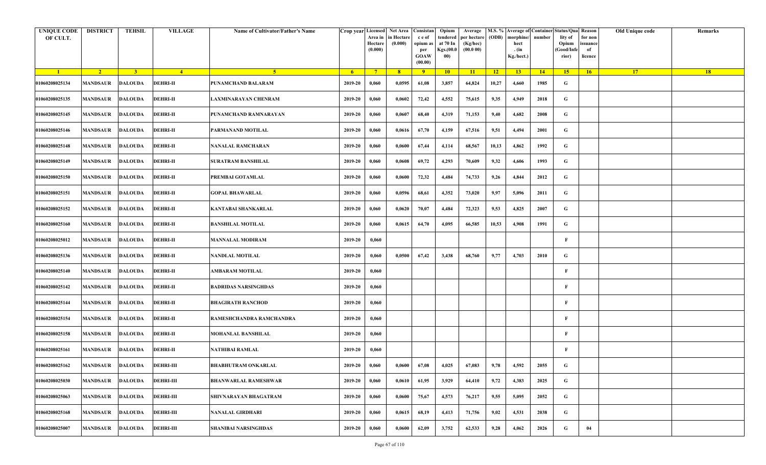| UNIQUE CODE OF CULT. | DISTRICT | TEHSIL | VILLAGE | Name of Cultivator/Father's Name | Crop year | Licensed Area in Hectare (0.000) | Net Area in Hectare (0.000) | Consistance of opium as per GOAW (00.00) | Opium tendered at 70 In Kgs.(00.000) | Average per hectare (Kg/hec) (00.0 00) | M.S. % (ODB) | Average of morphine/hect. (in Kg./hect.) | Container number | Status/Quality of Opium (Good/Inferior) | Reason for non issuance of licence | Old Unique code | Remarks |
|---|---|---|---|---|---|---|---|---|---|---|---|---|---|---|---|---|---|
| 1 | 2 | 3 | 4 | 5 | 6 | 7 | 8 | 9 | 10 | 11 | 12 | 13 | 14 | 15 | 16 | 17 | 18 |
| 01060208025134 | MANDSAUR | DALOUDA | DEHRI-II | PUNAMCHAND BALARAM | 2019-20 | 0,060 | 0,0595 | 61,08 | 3,857 | 64,824 | 10,27 | 4,660 | 1985 | G | | | |
| 01060208025135 | MANDSAUR | DALOUDA | DEHRI-II | LAXMINARAYAN CHENRAM | 2019-20 | 0,060 | 0,0602 | 72,42 | 4,552 | 75,615 | 9,35 | 4,949 | 2018 | G | | | |
| 01060208025145 | MANDSAUR | DALOUDA | DEHRI-II | PUNAMCHAND RAMNARAYAN | 2019-20 | 0,060 | 0,0607 | 68,40 | 4,319 | 71,153 | 9,40 | 4,682 | 2008 | G | | | |
| 01060208025146 | MANDSAUR | DALOUDA | DEHRI-II | PARMANAND MOTILAL | 2019-20 | 0,060 | 0,0616 | 67,70 | 4,159 | 67,516 | 9,51 | 4,494 | 2001 | G | | | |
| 01060208025148 | MANDSAUR | DALOUDA | DEHRI-II | NANALAL RAMCHARAN | 2019-20 | 0,060 | 0,0600 | 67,44 | 4,114 | 68,567 | 10,13 | 4,862 | 1992 | G | | | |
| 01060208025149 | MANDSAUR | DALOUDA | DEHRI-II | SURATRAM BANSHILAL | 2019-20 | 0,060 | 0,0608 | 69,72 | 4,293 | 70,609 | 9,32 | 4,606 | 1993 | G | | | |
| 01060208025150 | MANDSAUR | DALOUDA | DEHRI-II | PREMBAI GOTAMLAL | 2019-20 | 0,060 | 0,0600 | 72,32 | 4,484 | 74,733 | 9,26 | 4,844 | 2012 | G | | | |
| 01060208025151 | MANDSAUR | DALOUDA | DEHRI-II | GOPAL BHAWARLAL | 2019-20 | 0,060 | 0,0596 | 68,61 | 4,352 | 73,020 | 9,97 | 5,096 | 2011 | G | | | |
| 01060208025152 | MANDSAUR | DALOUDA | DEHRI-II | KANTABAI SHANKARLAL | 2019-20 | 0,060 | 0,0620 | 70,07 | 4,484 | 72,323 | 9,53 | 4,825 | 2007 | G | | | |
| 01060208025160 | MANDSAUR | DALOUDA | DEHRI-II | BANSHILAL MOTILAL | 2019-20 | 0,060 | 0,0615 | 64,70 | 4,095 | 66,585 | 10,53 | 4,908 | 1991 | G | | | |
| 01060208025012 | MANDSAUR | DALOUDA | DEHRI-II | MANNALAL MODIRAM | 2019-20 | 0,060 | | | | | | | | F | | | |
| 01060208025136 | MANDSAUR | DALOUDA | DEHRI-II | NANDLAL MOTILAL | 2019-20 | 0,060 | 0,0500 | 67,42 | 3,438 | 68,760 | 9,77 | 4,703 | 2010 | G | | | |
| 01060208025140 | MANDSAUR | DALOUDA | DEHRI-II | AMBARAM MOTILAL | 2019-20 | 0,060 | | | | | | | | F | | | |
| 01060208025142 | MANDSAUR | DALOUDA | DEHRI-II | BADRIDAS NARSINGHDAS | 2019-20 | 0,060 | | | | | | | | F | | | |
| 01060208025144 | MANDSAUR | DALOUDA | DEHRI-II | BHAGIRATH RANCHOD | 2019-20 | 0,060 | | | | | | | | F | | | |
| 01060208025154 | MANDSAUR | DALOUDA | DEHRI-II | RAMESHCHANDRA RAMCHANDRA | 2019-20 | 0,060 | | | | | | | | F | | | |
| 01060208025158 | MANDSAUR | DALOUDA | DEHRI-II | MOHANLAL BANSHILAL | 2019-20 | 0,060 | | | | | | | | F | | | |
| 01060208025161 | MANDSAUR | DALOUDA | DEHRI-II | NATHIBAI RAMLAL | 2019-20 | 0,060 | | | | | | | | F | | | |
| 01060208025162 | MANDSAUR | DALOUDA | DEHRI-III | BHABHUTRAM ONKARLAL | 2019-20 | 0,060 | 0,0600 | 67,08 | 4,025 | 67,083 | 9,78 | 4,592 | 2055 | G | | | |
| 01060208025030 | MANDSAUR | DALOUDA | DEHRI-III | BHANWARLAL RAMESHWAR | 2019-20 | 0,060 | 0,0610 | 61,95 | 3,929 | 64,410 | 9,72 | 4,383 | 2025 | G | | | |
| 01060208025063 | MANDSAUR | DALOUDA | DEHRI-III | SHIVNARAYAN BHAGATRAM | 2019-20 | 0,060 | 0,0600 | 75,67 | 4,573 | 76,217 | 9,55 | 5,095 | 2052 | G | | | |
| 01060208025168 | MANDSAUR | DALOUDA | DEHRI-III | NANALAL GIRDHARI | 2019-20 | 0,060 | 0,0615 | 68,19 | 4,413 | 71,756 | 9,02 | 4,531 | 2038 | G | | | |
| 01060208025007 | MANDSAUR | DALOUDA | DEHRI-III | SHANIBAI NARSINGHDAS | 2019-20 | 0,060 | 0,0600 | 62,09 | 3,752 | 62,533 | 9,28 | 4,062 | 2026 | G | 04 | | |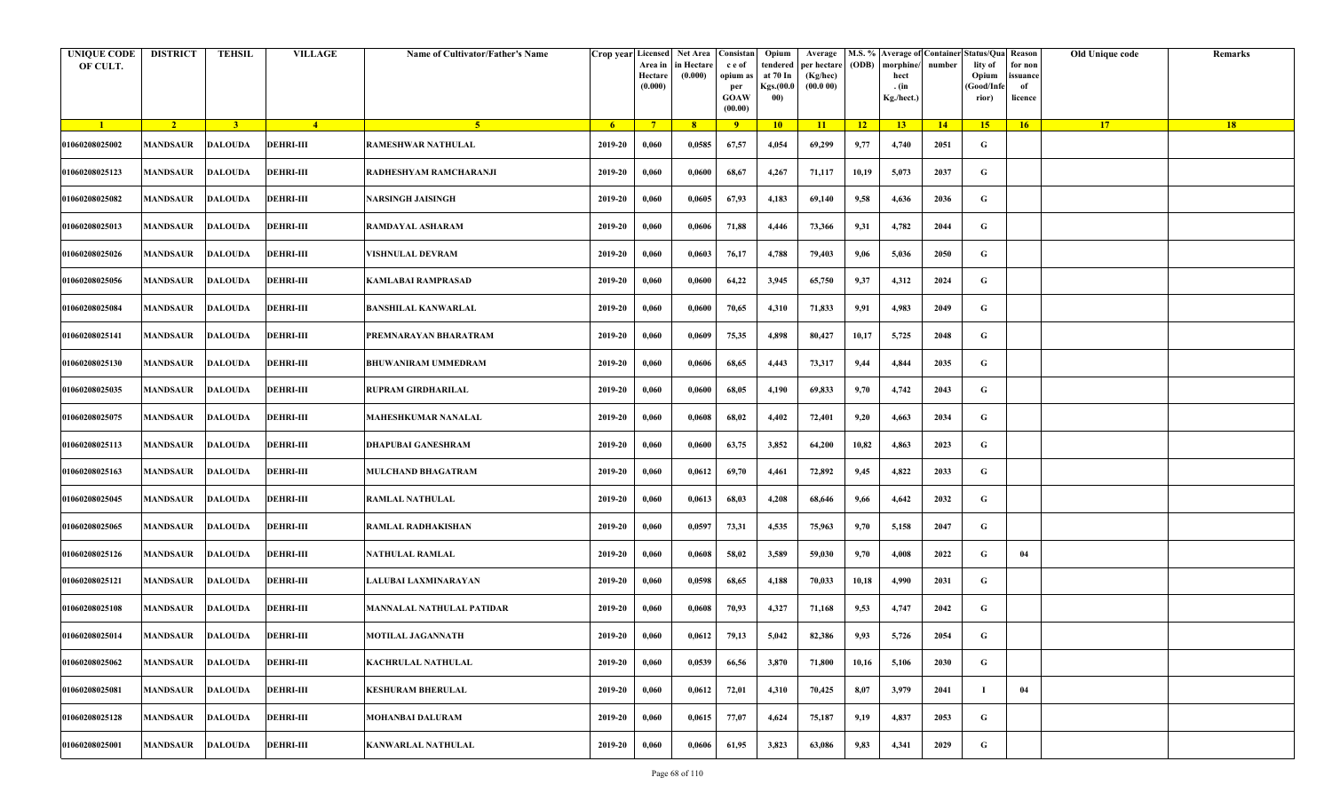| UNIQUE CODE OF CULT. | DISTRICT | TEHSIL | VILLAGE | Name of Cultivator/Father's Name | Crop year | Licensed Area in Hectare (0.000) | Net Area in Hectare (0.000) | Consistance of opium as per GOAW (00.00) | Opium tendered at 70 In Kgs.(00.000) | Average per hectare (Kg/hec) (00.0 00) | M.S. % (ODB) | Average of morphine/hect . (in Kg./hect.) | Container number | Status/Quality of Opium (Good/Inferior) | Reason for non issuance of licence | Old Unique code | Remarks |
|---|---|---|---|---|---|---|---|---|---|---|---|---|---|---|---|---|---|
| 1 | 2 | 3 | 4 | 5 | 6 | 7 | 8 | 9 | 10 | 11 | 12 | 13 | 14 | 15 | 16 | 17 | 18 |
| 01060208025002 | MANDSAUR | DALOUDA | DEHRI-III | RAMESHWAR NATHULAL | 2019-20 | 0,060 | 0,0585 | 67,57 | 4,054 | 69,299 | 9,77 | 4,740 | 2051 | G | | | |
| 01060208025123 | MANDSAUR | DALOUDA | DEHRI-III | RADHESHYAM RAMCHARANJI | 2019-20 | 0,060 | 0,0600 | 68,67 | 4,267 | 71,117 | 10,19 | 5,073 | 2037 | G | | | |
| 01060208025082 | MANDSAUR | DALOUDA | DEHRI-III | NARSINGH JAISINGH | 2019-20 | 0,060 | 0,0605 | 67,93 | 4,183 | 69,140 | 9,58 | 4,636 | 2036 | G | | | |
| 01060208025013 | MANDSAUR | DALOUDA | DEHRI-III | RAMDAYAL ASHARAM | 2019-20 | 0,060 | 0,0606 | 71,88 | 4,446 | 73,366 | 9,31 | 4,782 | 2044 | G | | | |
| 01060208025026 | MANDSAUR | DALOUDA | DEHRI-III | VISHNULAL DEVRAM | 2019-20 | 0,060 | 0,0603 | 76,17 | 4,788 | 79,403 | 9,06 | 5,036 | 2050 | G | | | |
| 01060208025056 | MANDSAUR | DALOUDA | DEHRI-III | KAMLABAI RAMPRASAD | 2019-20 | 0,060 | 0,0600 | 64,22 | 3,945 | 65,750 | 9,37 | 4,312 | 2024 | G | | | |
| 01060208025084 | MANDSAUR | DALOUDA | DEHRI-III | BANSHILAL KANWARLAL | 2019-20 | 0,060 | 0,0600 | 70,65 | 4,310 | 71,833 | 9,91 | 4,983 | 2049 | G | | | |
| 01060208025141 | MANDSAUR | DALOUDA | DEHRI-III | PREMNARAYAN BHARATRAM | 2019-20 | 0,060 | 0,0609 | 75,35 | 4,898 | 80,427 | 10,17 | 5,725 | 2048 | G | | | |
| 01060208025130 | MANDSAUR | DALOUDA | DEHRI-III | BHUWANIRAM UMMEDRAM | 2019-20 | 0,060 | 0,0606 | 68,65 | 4,443 | 73,317 | 9,44 | 4,844 | 2035 | G | | | |
| 01060208025035 | MANDSAUR | DALOUDA | DEHRI-III | RUPRAM GIRDHARILAL | 2019-20 | 0,060 | 0,0600 | 68,05 | 4,190 | 69,833 | 9,70 | 4,742 | 2043 | G | | | |
| 01060208025075 | MANDSAUR | DALOUDA | DEHRI-III | MAHESHKUMAR NANALAL | 2019-20 | 0,060 | 0,0608 | 68,02 | 4,402 | 72,401 | 9,20 | 4,663 | 2034 | G | | | |
| 01060208025113 | MANDSAUR | DALOUDA | DEHRI-III | DHAPUBAI GANESHRAM | 2019-20 | 0,060 | 0,0600 | 63,75 | 3,852 | 64,200 | 10,82 | 4,863 | 2023 | G | | | |
| 01060208025163 | MANDSAUR | DALOUDA | DEHRI-III | MULCHAND BHAGATRAM | 2019-20 | 0,060 | 0,0612 | 69,70 | 4,461 | 72,892 | 9,45 | 4,822 | 2033 | G | | | |
| 01060208025045 | MANDSAUR | DALOUDA | DEHRI-III | RAMLAL NATHULAL | 2019-20 | 0,060 | 0,0613 | 68,03 | 4,208 | 68,646 | 9,66 | 4,642 | 2032 | G | | | |
| 01060208025065 | MANDSAUR | DALOUDA | DEHRI-III | RAMLAL RADHAKISHAN | 2019-20 | 0,060 | 0,0597 | 73,31 | 4,535 | 75,963 | 9,70 | 5,158 | 2047 | G | | | |
| 01060208025126 | MANDSAUR | DALOUDA | DEHRI-III | NATHULAL RAMLAL | 2019-20 | 0,060 | 0,0608 | 58,02 | 3,589 | 59,030 | 9,70 | 4,008 | 2022 | G | 04 | | |
| 01060208025121 | MANDSAUR | DALOUDA | DEHRI-III | LALUBAI LAXMINARAYAN | 2019-20 | 0,060 | 0,0598 | 68,65 | 4,188 | 70,033 | 10,18 | 4,990 | 2031 | G | | | |
| 01060208025108 | MANDSAUR | DALOUDA | DEHRI-III | MANNALAL NATHULAL PATIDAR | 2019-20 | 0,060 | 0,0608 | 70,93 | 4,327 | 71,168 | 9,53 | 4,747 | 2042 | G | | | |
| 01060208025014 | MANDSAUR | DALOUDA | DEHRI-III | MOTILAL JAGANNATH | 2019-20 | 0,060 | 0,0612 | 79,13 | 5,042 | 82,386 | 9,93 | 5,726 | 2054 | G | | | |
| 01060208025062 | MANDSAUR | DALOUDA | DEHRI-III | KACHRULAL NATHULAL | 2019-20 | 0,060 | 0,0539 | 66,56 | 3,870 | 71,800 | 10,16 | 5,106 | 2030 | G | | | |
| 01060208025081 | MANDSAUR | DALOUDA | DEHRI-III | KESHURAM BHERULAL | 2019-20 | 0,060 | 0,0612 | 72,01 | 4,310 | 70,425 | 8,07 | 3,979 | 2041 | I | 04 | | |
| 01060208025128 | MANDSAUR | DALOUDA | DEHRI-III | MOHANBAI DALURAM | 2019-20 | 0,060 | 0,0615 | 77,07 | 4,624 | 75,187 | 9,19 | 4,837 | 2053 | G | | | |
| 01060208025001 | MANDSAUR | DALOUDA | DEHRI-III | KANWARLAL NATHULAL | 2019-20 | 0,060 | 0,0606 | 61,95 | 3,823 | 63,086 | 9,83 | 4,341 | 2029 | G | | | |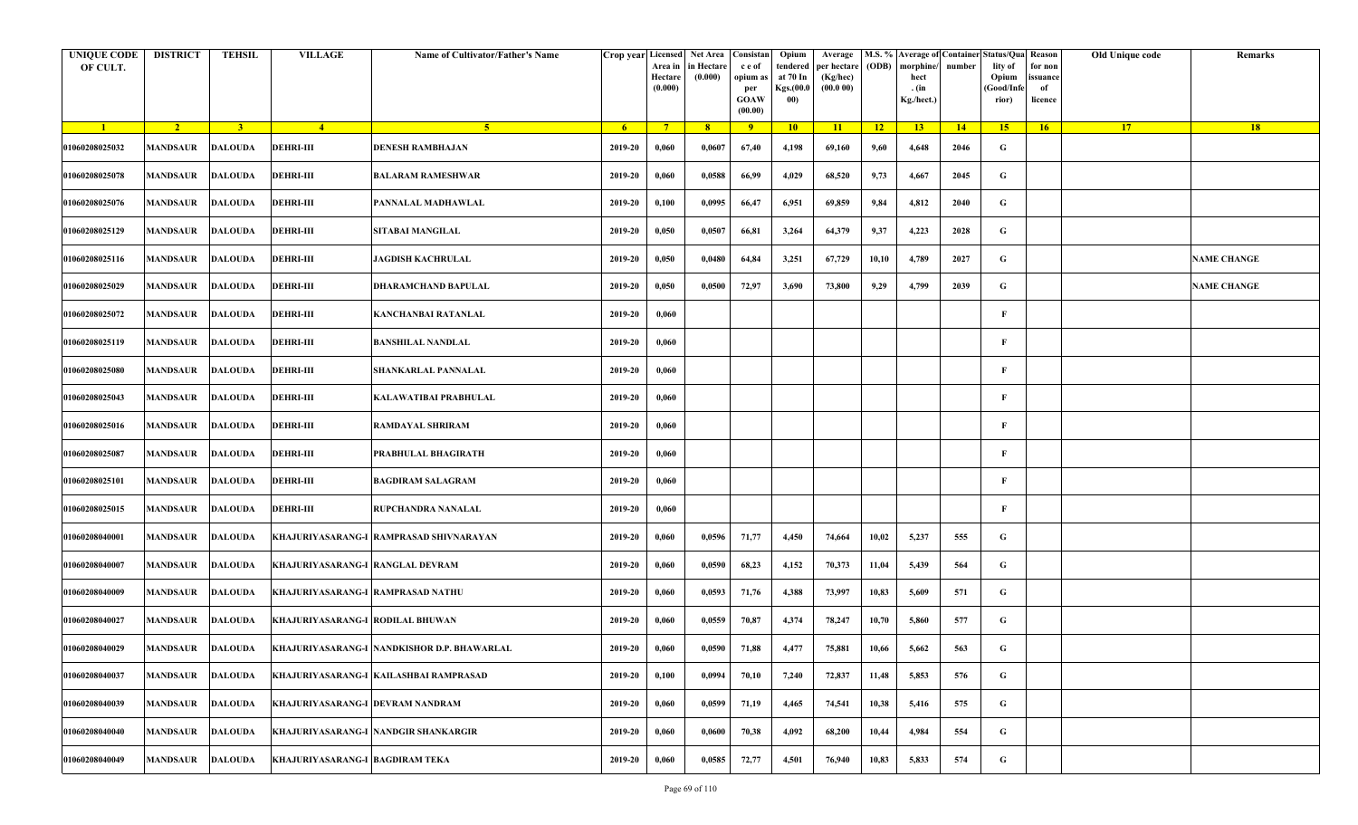| UNIQUE CODE OF CULT. | DISTRICT | TEHSIL | VILLAGE | Name of Cultivator/Father's Name | Crop year | Licensed Area in Hectare (0.000) | Net Area in Hectare (0.000) | Consistance of opium as per GOAW (00.00) | Opium tendered at 70 In Kgs.(00.000) | Average per hectare (Kg/hec) (00.0 00) | M.S. % (ODB) | Average of morphine/hect. (in Kg./hect.) | Container number | Status/Quality of Opium (Good/Inferior) | Reason for non issuance of licence | Old Unique code | Remarks |
|---|---|---|---|---|---|---|---|---|---|---|---|---|---|---|---|---|---|
| 1 | 2 | 3 | 4 | 5 | 6 | 7 | 8 | 9 | 10 | 11 | 12 | 13 | 14 | 15 | 16 | 17 | 18 |
| 01060208025032 | MANDSAUR | DALOUDA | DEHRI-III | DENESH RAMBHAJAN | 2019-20 | 0,060 | 0,0607 | 67,40 | 4,198 | 69,160 | 9,60 | 4,648 | 2046 | G | | | |
| 01060208025078 | MANDSAUR | DALOUDA | DEHRI-III | BALARAM RAMESHWAR | 2019-20 | 0,060 | 0,0588 | 66,99 | 4,029 | 68,520 | 9,73 | 4,667 | 2045 | G | | | |
| 01060208025076 | MANDSAUR | DALOUDA | DEHRI-III | PANNALAL MADHAWLAL | 2019-20 | 0,100 | 0,0995 | 66,47 | 6,951 | 69,859 | 9,84 | 4,812 | 2040 | G | | | |
| 01060208025129 | MANDSAUR | DALOUDA | DEHRI-III | SITABAI MANGILAL | 2019-20 | 0,050 | 0,0507 | 66,81 | 3,264 | 64,379 | 9,37 | 4,223 | 2028 | G | | | |
| 01060208025116 | MANDSAUR | DALOUDA | DEHRI-III | JAGDISH KACHRULAL | 2019-20 | 0,050 | 0,0480 | 64,84 | 3,251 | 67,729 | 10,10 | 4,789 | 2027 | G | | | NAME CHANGE |
| 01060208025029 | MANDSAUR | DALOUDA | DEHRI-III | DHARAMCHAND BAPULAL | 2019-20 | 0,050 | 0,0500 | 72,97 | 3,690 | 73,800 | 9,29 | 4,799 | 2039 | G | | | NAME CHANGE |
| 01060208025072 | MANDSAUR | DALOUDA | DEHRI-III | KANCHANBAI RATANLAL | 2019-20 | 0,060 | | | | | | | | F | | | |
| 01060208025119 | MANDSAUR | DALOUDA | DEHRI-III | BANSHILAL NANDLAL | 2019-20 | 0,060 | | | | | | | | F | | | |
| 01060208025080 | MANDSAUR | DALOUDA | DEHRI-III | SHANKARLAL PANNALAL | 2019-20 | 0,060 | | | | | | | | F | | | |
| 01060208025043 | MANDSAUR | DALOUDA | DEHRI-III | KALAWATIBAI PRABHULAL | 2019-20 | 0,060 | | | | | | | | F | | | |
| 01060208025016 | MANDSAUR | DALOUDA | DEHRI-III | RAMDAYAL SHRIRAM | 2019-20 | 0,060 | | | | | | | | F | | | |
| 01060208025087 | MANDSAUR | DALOUDA | DEHRI-III | PRABHULAL BHAGIRATH | 2019-20 | 0,060 | | | | | | | | F | | | |
| 01060208025101 | MANDSAUR | DALOUDA | DEHRI-III | BAGDIRAM SALAGRAM | 2019-20 | 0,060 | | | | | | | | F | | | |
| 01060208025015 | MANDSAUR | DALOUDA | DEHRI-III | RUPCHANDRA NANALAL | 2019-20 | 0,060 | | | | | | | | F | | | |
| 01060208040001 | MANDSAUR | DALOUDA | KHAJURIYASARANG-I | RAMPRASAD SHIVNARAYAN | 2019-20 | 0,060 | 0,0596 | 71,77 | 4,450 | 74,664 | 10,02 | 5,237 | 555 | G | | | |
| 01060208040007 | MANDSAUR | DALOUDA | KHAJURIYASARANG-I | RANGLAL DEVRAM | 2019-20 | 0,060 | 0,0590 | 68,23 | 4,152 | 70,373 | 11,04 | 5,439 | 564 | G | | | |
| 01060208040009 | MANDSAUR | DALOUDA | KHAJURIYASARANG-I | RAMPRASAD NATHU | 2019-20 | 0,060 | 0,0593 | 71,76 | 4,388 | 73,997 | 10,83 | 5,609 | 571 | G | | | |
| 01060208040027 | MANDSAUR | DALOUDA | KHAJURIYASARANG-I | RODILAL BHUWAN | 2019-20 | 0,060 | 0,0559 | 70,87 | 4,374 | 78,247 | 10,70 | 5,860 | 577 | G | | | |
| 01060208040029 | MANDSAUR | DALOUDA | KHAJURIYASARANG-I | NANDKISHOR D.P. BHAWARLAL | 2019-20 | 0,060 | 0,0590 | 71,88 | 4,477 | 75,881 | 10,66 | 5,662 | 563 | G | | | |
| 01060208040037 | MANDSAUR | DALOUDA | KHAJURIYASARANG-I | KAILASHBAI RAMPRASAD | 2019-20 | 0,100 | 0,0994 | 70,10 | 7,240 | 72,837 | 11,48 | 5,853 | 576 | G | | | |
| 01060208040039 | MANDSAUR | DALOUDA | KHAJURIYASARANG-I | DEVRAM NANDRAM | 2019-20 | 0,060 | 0,0599 | 71,19 | 4,465 | 74,541 | 10,38 | 5,416 | 575 | G | | | |
| 01060208040040 | MANDSAUR | DALOUDA | KHAJURIYASARANG-I | NANDGIR SHANKARGIR | 2019-20 | 0,060 | 0,0600 | 70,38 | 4,092 | 68,200 | 10,44 | 4,984 | 554 | G | | | |
| 01060208040049 | MANDSAUR | DALOUDA | KHAJURIYASARANG-I | BAGDIRAM TEKA | 2019-20 | 0,060 | 0,0585 | 72,77 | 4,501 | 76,940 | 10,83 | 5,833 | 574 | G | | | |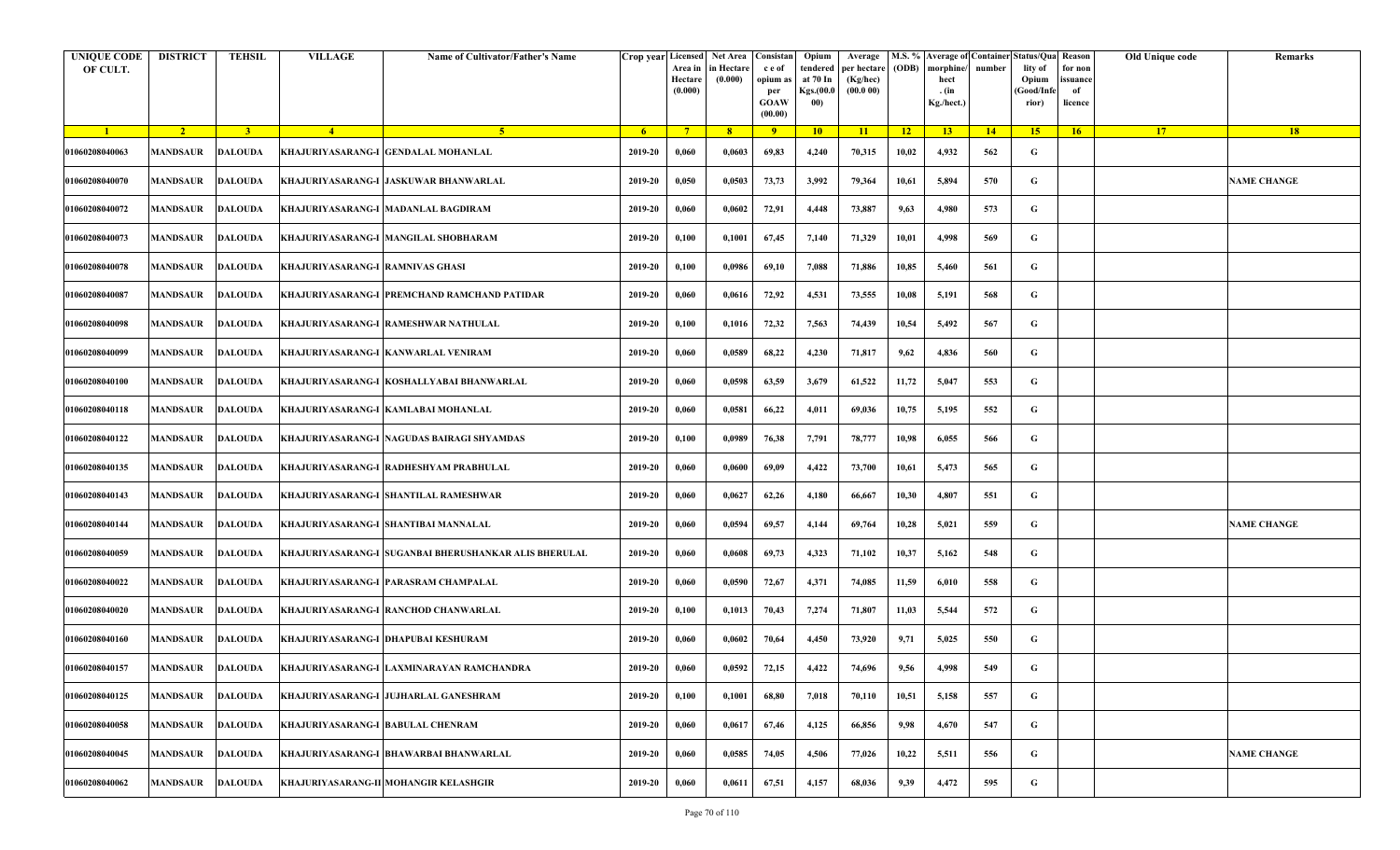| UNIQUE CODE OF CULT. | DISTRICT | TEHSIL | VILLAGE | Name of Cultivator/Father's Name | Crop year | Licensed Area in Hectare (0.000) | Net Area in Hectare (0.000) | Consistan c e of opium as per GOAW (00.00) | Opium tendered at 70 In Kgs.(00.000) | Average per hectare (Kg/hec) (00.0 00) | M.S. % (ODB) | Average of morphine/ hect . (in Kg./hect.) | Container number | Status/Quality of Opium (Good/Inferior) | Reason for non issuance of licence | Old Unique code | Remarks |
|---|---|---|---|---|---|---|---|---|---|---|---|---|---|---|---|---|---|
| 1 | 2 | 3 | 4 | 5 | 6 | 7 | 8 | 9 | 10 | 11 | 12 | 13 | 14 | 15 | 16 | 17 | 18 |
| 01060208040063 | MANDSAUR | DALOUDA | KHAJURIYASARANG-I | GENDALAL MOHANLAL | 2019-20 | 0,060 | 0,0603 | 69,83 | 4,240 | 70,315 | 10,02 | 4,932 | 562 | G | | | |
| 01060208040070 | MANDSAUR | DALOUDA | KHAJURIYASARANG-I | JASKUWAR BHANWARLAL | 2019-20 | 0,050 | 0,0503 | 73,73 | 3,992 | 79,364 | 10,61 | 5,894 | 570 | G | | | NAME CHANGE |
| 01060208040072 | MANDSAUR | DALOUDA | KHAJURIYASARANG-I | MADANLAL BAGDIRAM | 2019-20 | 0,060 | 0,0602 | 72,91 | 4,448 | 73,887 | 9,63 | 4,980 | 573 | G | | | |
| 01060208040073 | MANDSAUR | DALOUDA | KHAJURIYASARANG-I | MANGILAL SHOBHARAM | 2019-20 | 0,100 | 0,1001 | 67,45 | 7,140 | 71,329 | 10,01 | 4,998 | 569 | G | | | |
| 01060208040078 | MANDSAUR | DALOUDA | KHAJURIYASARANG-I | RAMNIVAS GHASI | 2019-20 | 0,100 | 0,0986 | 69,10 | 7,088 | 71,886 | 10,85 | 5,460 | 561 | G | | | |
| 01060208040087 | MANDSAUR | DALOUDA | KHAJURIYASARANG-I | PREMCHAND RAMCHAND PATIDAR | 2019-20 | 0,060 | 0,0616 | 72,92 | 4,531 | 73,555 | 10,08 | 5,191 | 568 | G | | | |
| 01060208040098 | MANDSAUR | DALOUDA | KHAJURIYASARANG-I | RAMESHWAR NATHULAL | 2019-20 | 0,100 | 0,1016 | 72,32 | 7,563 | 74,439 | 10,54 | 5,492 | 567 | G | | | |
| 01060208040099 | MANDSAUR | DALOUDA | KHAJURIYASARANG-I | KANWARLAL VENIRAM | 2019-20 | 0,060 | 0,0589 | 68,22 | 4,230 | 71,817 | 9,62 | 4,836 | 560 | G | | | |
| 01060208040100 | MANDSAUR | DALOUDA | KHAJURIYASARANG-I | KOSHALLYABAI BHANWARLAL | 2019-20 | 0,060 | 0,0598 | 63,59 | 3,679 | 61,522 | 11,72 | 5,047 | 553 | G | | | |
| 01060208040118 | MANDSAUR | DALOUDA | KHAJURIYASARANG-I | KAMLABAI MOHANLAL | 2019-20 | 0,060 | 0,0581 | 66,22 | 4,011 | 69,036 | 10,75 | 5,195 | 552 | G | | | |
| 01060208040122 | MANDSAUR | DALOUDA | KHAJURIYASARANG-I | NAGUDAS BAIRAGI SHYAMDAS | 2019-20 | 0,100 | 0,0989 | 76,38 | 7,791 | 78,777 | 10,98 | 6,055 | 566 | G | | | |
| 01060208040135 | MANDSAUR | DALOUDA | KHAJURIYASARANG-I | RADHESHYAM PRABHULAL | 2019-20 | 0,060 | 0,0600 | 69,09 | 4,422 | 73,700 | 10,61 | 5,473 | 565 | G | | | |
| 01060208040143 | MANDSAUR | DALOUDA | KHAJURIYASARANG-I | SHANTILAL RAMESHWAR | 2019-20 | 0,060 | 0,0627 | 62,26 | 4,180 | 66,667 | 10,30 | 4,807 | 551 | G | | | |
| 01060208040144 | MANDSAUR | DALOUDA | KHAJURIYASARANG-I | SHANTIBAI MANNALAL | 2019-20 | 0,060 | 0,0594 | 69,57 | 4,144 | 69,764 | 10,28 | 5,021 | 559 | G | | | NAME CHANGE |
| 01060208040059 | MANDSAUR | DALOUDA | KHAJURIYASARANG-I | SUGANBAI BHERUSHANKAR ALIS BHERULAL | 2019-20 | 0,060 | 0,0608 | 69,73 | 4,323 | 71,102 | 10,37 | 5,162 | 548 | G | | | |
| 01060208040022 | MANDSAUR | DALOUDA | KHAJURIYASARANG-I | PARASRAM CHAMPALAL | 2019-20 | 0,060 | 0,0590 | 72,67 | 4,371 | 74,085 | 11,59 | 6,010 | 558 | G | | | |
| 01060208040020 | MANDSAUR | DALOUDA | KHAJURIYASARANG-I | RANCHOD CHANWARLAL | 2019-20 | 0,100 | 0,1013 | 70,43 | 7,274 | 71,807 | 11,03 | 5,544 | 572 | G | | | |
| 01060208040160 | MANDSAUR | DALOUDA | KHAJURIYASARANG-I | DHAPUBAI KESHURAM | 2019-20 | 0,060 | 0,0602 | 70,64 | 4,450 | 73,920 | 9,71 | 5,025 | 550 | G | | | |
| 01060208040157 | MANDSAUR | DALOUDA | KHAJURIYASARANG-I | LAXMINARAYAN RAMCHANDRA | 2019-20 | 0,060 | 0,0592 | 72,15 | 4,422 | 74,696 | 9,56 | 4,998 | 549 | G | | | |
| 01060208040125 | MANDSAUR | DALOUDA | KHAJURIYASARANG-I | JUJHARLAL GANESHRAM | 2019-20 | 0,100 | 0,1001 | 68,80 | 7,018 | 70,110 | 10,51 | 5,158 | 557 | G | | | |
| 01060208040058 | MANDSAUR | DALOUDA | KHAJURIYASARANG-I | BABULAL CHENRAM | 2019-20 | 0,060 | 0,0617 | 67,46 | 4,125 | 66,856 | 9,98 | 4,670 | 547 | G | | | |
| 01060208040045 | MANDSAUR | DALOUDA | KHAJURIYASARANG-I | BHAWARBAI BHANWARLAL | 2019-20 | 0,060 | 0,0585 | 74,05 | 4,506 | 77,026 | 10,22 | 5,511 | 556 | G | | | NAME CHANGE |
| 01060208040062 | MANDSAUR | DALOUDA | KHAJURIYASARANG-II | MOHANGIR KELASHGIR | 2019-20 | 0,060 | 0,0611 | 67,51 | 4,157 | 68,036 | 9,39 | 4,472 | 595 | G | | | |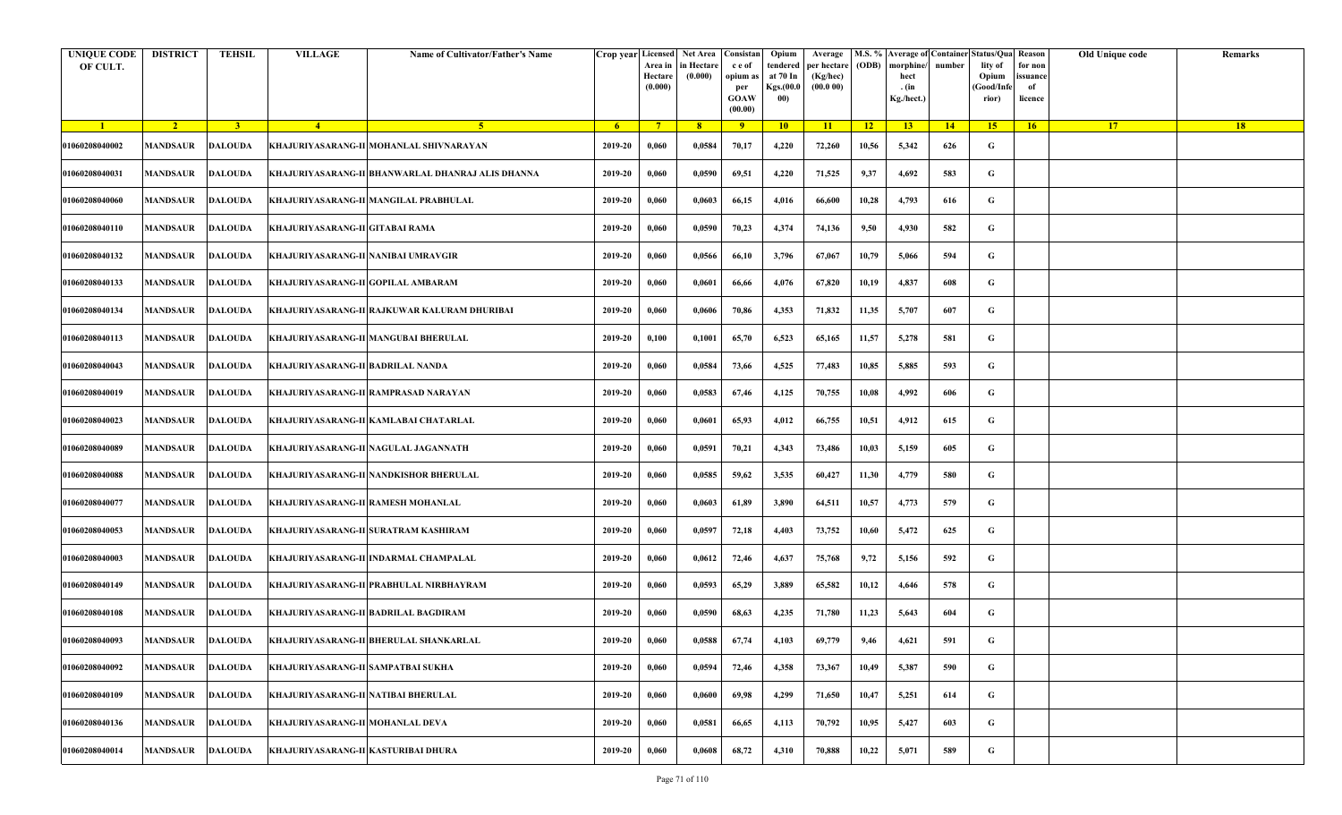| UNIQUE CODE OF CULT. | DISTRICT | TEHSIL | VILLAGE | Name of Cultivator/Father's Name | Crop year | Licensed Area in Hectare (0.000) | Net Area in Hectare (0.000) | Consistan c e of opium as per GOAW (00.00) | Opium tendered at 70 In Kgs.(00.000) | Average per hectare (Kg/hec) (00.0 00) | M.S. % (ODB) | Average of morphine/ hect . (in Kg./hect.) | Container number | Status/Quality of Opium (Good/Inferior) | Reason for non issuance of licence | Old Unique code | Remarks |
|---|---|---|---|---|---|---|---|---|---|---|---|---|---|---|---|---|---|
| 1 | 2 | 3 | 4 | 5 | 6 | 7 | 8 | 9 | 10 | 11 | 12 | 13 | 14 | 15 | 16 | 17 | 18 |
| 01060208040002 | MANDSAUR | DALOUDA | KHAJURIYASARANG-II | MOHANLAL SHIVNARAYAN | 2019-20 | 0,060 | 0,0584 | 70,17 | 4,220 | 72,260 | 10,56 | 5,342 | 626 | G | | | |
| 01060208040031 | MANDSAUR | DALOUDA | KHAJURIYASARANG-II | BHANWARLAL DHANRAJ ALIS DHANNA | 2019-20 | 0,060 | 0,0590 | 69,51 | 4,220 | 71,525 | 9,37 | 4,692 | 583 | G | | | |
| 01060208040060 | MANDSAUR | DALOUDA | KHAJURIYASARANG-II | MANGILAL PRABHULAL | 2019-20 | 0,060 | 0,0603 | 66,15 | 4,016 | 66,600 | 10,28 | 4,793 | 616 | G | | | |
| 01060208040110 | MANDSAUR | DALOUDA | KHAJURIYASARANG-II | GITABAI RAMA | 2019-20 | 0,060 | 0,0590 | 70,23 | 4,374 | 74,136 | 9,50 | 4,930 | 582 | G | | | |
| 01060208040132 | MANDSAUR | DALOUDA | KHAJURIYASARANG-II | NANIBAI UMRAVGIR | 2019-20 | 0,060 | 0,0566 | 66,10 | 3,796 | 67,067 | 10,79 | 5,066 | 594 | G | | | |
| 01060208040133 | MANDSAUR | DALOUDA | KHAJURIYASARANG-II | GOPILAL AMBARAM | 2019-20 | 0,060 | 0,0601 | 66,66 | 4,076 | 67,820 | 10,19 | 4,837 | 608 | G | | | |
| 01060208040134 | MANDSAUR | DALOUDA | KHAJURIYASARANG-II | RAJKUWAR KALURAM DHURIBAI | 2019-20 | 0,060 | 0,0606 | 70,86 | 4,353 | 71,832 | 11,35 | 5,707 | 607 | G | | | |
| 01060208040113 | MANDSAUR | DALOUDA | KHAJURIYASARANG-II | MANGUBAI BHERULAL | 2019-20 | 0,100 | 0,1001 | 65,70 | 6,523 | 65,165 | 11,57 | 5,278 | 581 | G | | | |
| 01060208040043 | MANDSAUR | DALOUDA | KHAJURIYASARANG-II | BADRILAL NANDA | 2019-20 | 0,060 | 0,0584 | 73,66 | 4,525 | 77,483 | 10,85 | 5,885 | 593 | G | | | |
| 01060208040019 | MANDSAUR | DALOUDA | KHAJURIYASARANG-II | RAMPRASAD NARAYAN | 2019-20 | 0,060 | 0,0583 | 67,46 | 4,125 | 70,755 | 10,08 | 4,992 | 606 | G | | | |
| 01060208040023 | MANDSAUR | DALOUDA | KHAJURIYASARANG-II | KAMLABAI CHATARLAL | 2019-20 | 0,060 | 0,0601 | 65,93 | 4,012 | 66,755 | 10,51 | 4,912 | 615 | G | | | |
| 01060208040089 | MANDSAUR | DALOUDA | KHAJURIYASARANG-II | NAGULAL JAGANNATH | 2019-20 | 0,060 | 0,0591 | 70,21 | 4,343 | 73,486 | 10,03 | 5,159 | 605 | G | | | |
| 01060208040088 | MANDSAUR | DALOUDA | KHAJURIYASARANG-II | NANDKISHOR BHERULAL | 2019-20 | 0,060 | 0,0585 | 59,62 | 3,535 | 60,427 | 11,30 | 4,779 | 580 | G | | | |
| 01060208040077 | MANDSAUR | DALOUDA | KHAJURIYASARANG-II | RAMESH MOHANLAL | 2019-20 | 0,060 | 0,0603 | 61,89 | 3,890 | 64,511 | 10,57 | 4,773 | 579 | G | | | |
| 01060208040053 | MANDSAUR | DALOUDA | KHAJURIYASARANG-II | SURATRAM KASHIRAM | 2019-20 | 0,060 | 0,0597 | 72,18 | 4,403 | 73,752 | 10,60 | 5,472 | 625 | G | | | |
| 01060208040003 | MANDSAUR | DALOUDA | KHAJURIYASARANG-II | INDARMAL CHAMPALAL | 2019-20 | 0,060 | 0,0612 | 72,46 | 4,637 | 75,768 | 9,72 | 5,156 | 592 | G | | | |
| 01060208040149 | MANDSAUR | DALOUDA | KHAJURIYASARANG-II | PRABHULAL NIRBHAYRAM | 2019-20 | 0,060 | 0,0593 | 65,29 | 3,889 | 65,582 | 10,12 | 4,646 | 578 | G | | | |
| 01060208040108 | MANDSAUR | DALOUDA | KHAJURIYASARANG-II | BADRILAL BAGDIRAM | 2019-20 | 0,060 | 0,0590 | 68,63 | 4,235 | 71,780 | 11,23 | 5,643 | 604 | G | | | |
| 01060208040093 | MANDSAUR | DALOUDA | KHAJURIYASARANG-II | BHERULAL SHANKARLAL | 2019-20 | 0,060 | 0,0588 | 67,74 | 4,103 | 69,779 | 9,46 | 4,621 | 591 | G | | | |
| 01060208040092 | MANDSAUR | DALOUDA | KHAJURIYASARANG-II | SAMPATBAI SUKHA | 2019-20 | 0,060 | 0,0594 | 72,46 | 4,358 | 73,367 | 10,49 | 5,387 | 590 | G | | | |
| 01060208040109 | MANDSAUR | DALOUDA | KHAJURIYASARANG-II | NATIBAI BHERULAL | 2019-20 | 0,060 | 0,0600 | 69,98 | 4,299 | 71,650 | 10,47 | 5,251 | 614 | G | | | |
| 01060208040136 | MANDSAUR | DALOUDA | KHAJURIYASARANG-II | MOHANLAL DEVA | 2019-20 | 0,060 | 0,0581 | 66,65 | 4,113 | 70,792 | 10,95 | 5,427 | 603 | G | | | |
| 01060208040014 | MANDSAUR | DALOUDA | KHAJURIYASARANG-II | KASTURIBAI DHURA | 2019-20 | 0,060 | 0,0608 | 68,72 | 4,310 | 70,888 | 10,22 | 5,071 | 589 | G | | | |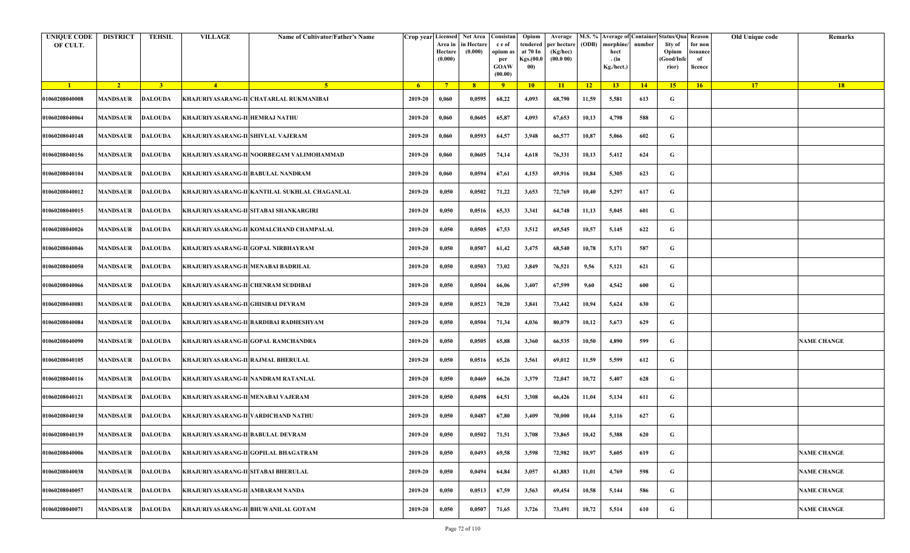| UNIQUE CODE OF CULT. | DISTRICT | TEHSIL | VILLAGE | Name of Cultivator/Father's Name | Crop year | Licensed Area in Hectare (0.000) | Net Area in Hectare (0.000) | Consistance of opium as per GOAW (00.00) | Opium tendered at 70 In Kgs.(00.000) | Average per hectare (Kg/hec) (00.0 00) | M.S. % (ODB) | Average of morphine/hect. (in Kg./hect.) | Container number | Status/Quality of Opium (Good/Inferior) | Reason for non issuance of licence | Old Unique code | Remarks |
|---|---|---|---|---|---|---|---|---|---|---|---|---|---|---|---|---|---|
| 1 | 2 | 3 | 4 | 5 | 6 | 7 | 8 | 9 | 10 | 11 | 12 | 13 | 14 | 15 | 16 | 17 | 18 |
| 01060208040008 | MANDSAUR | DALOUDA | KHAJURIYASARANG-II | CHATARLAL RUKMANIBAI | 2019-20 | 0,060 | 0,0595 | 68,22 | 4,093 | 68,790 | 11,59 | 5,581 | 613 | G | | | |
| 01060208040064 | MANDSAUR | DALOUDA | KHAJURIYASARANG-II | HEMRAJ NATHU | 2019-20 | 0,060 | 0,0605 | 65,87 | 4,093 | 67,653 | 10,13 | 4,798 | 588 | G | | | |
| 01060208040148 | MANDSAUR | DALOUDA | KHAJURIYASARANG-II | SHIVLAL VAJERAM | 2019-20 | 0,060 | 0,0593 | 64,57 | 3,948 | 66,577 | 10,87 | 5,066 | 602 | G | | | |
| 01060208040156 | MANDSAUR | DALOUDA | KHAJURIYASARANG-II | NOORBEGAM VALIMOHAMMAD | 2019-20 | 0,060 | 0,0605 | 74,14 | 4,618 | 76,331 | 10,13 | 5,412 | 624 | G | | | |
| 01060208040104 | MANDSAUR | DALOUDA | KHAJURIYASARANG-II | BABULAL NANDRAM | 2019-20 | 0,060 | 0,0594 | 67,61 | 4,153 | 69,916 | 10,84 | 5,305 | 623 | G | | | |
| 01060208040012 | MANDSAUR | DALOUDA | KHAJURIYASARANG-II | KANTILAL SUKHLAL CHAGANLAL | 2019-20 | 0,050 | 0,0502 | 71,22 | 3,653 | 72,769 | 10,40 | 5,297 | 617 | G | | | |
| 01060208040015 | MANDSAUR | DALOUDA | KHAJURIYASARANG-II | SITABAI SHANKARGIRI | 2019-20 | 0,050 | 0,0516 | 65,33 | 3,341 | 64,748 | 11,13 | 5,045 | 601 | G | | | |
| 01060208040026 | MANDSAUR | DALOUDA | KHAJURIYASARANG-II | KOMALCHAND CHAMPALAL | 2019-20 | 0,050 | 0,0505 | 67,53 | 3,512 | 69,545 | 10,57 | 5,145 | 622 | G | | | |
| 01060208040046 | MANDSAUR | DALOUDA | KHAJURIYASARANG-II | GOPAL NIRBHAYRAM | 2019-20 | 0,050 | 0,0507 | 61,42 | 3,475 | 68,540 | 10,78 | 5,171 | 587 | G | | | |
| 01060208040050 | MANDSAUR | DALOUDA | KHAJURIYASARANG-II | MENABAI BADRILAL | 2019-20 | 0,050 | 0,0503 | 73,02 | 3,849 | 76,521 | 9,56 | 5,121 | 621 | G | | | |
| 01060208040066 | MANDSAUR | DALOUDA | KHAJURIYASARANG-II | CHENRAM SUDDIBAI | 2019-20 | 0,050 | 0,0504 | 66,06 | 3,407 | 67,599 | 9,60 | 4,542 | 600 | G | | | |
| 01060208040081 | MANDSAUR | DALOUDA | KHAJURIYASARANG-II | GHISIBAI DEVRAM | 2019-20 | 0,050 | 0,0523 | 70,20 | 3,841 | 73,442 | 10,94 | 5,624 | 630 | G | | | |
| 01060208040084 | MANDSAUR | DALOUDA | KHAJURIYASARANG-II | BARDIBAI RADHESHYAM | 2019-20 | 0,050 | 0,0504 | 71,34 | 4,036 | 80,079 | 10,12 | 5,673 | 629 | G | | | |
| 01060208040090 | MANDSAUR | DALOUDA | KHAJURIYASARANG-II | GOPAL RAMCHANDRA | 2019-20 | 0,050 | 0,0505 | 65,88 | 3,360 | 66,535 | 10,50 | 4,890 | 599 | G | | | NAME CHANGE |
| 01060208040105 | MANDSAUR | DALOUDA | KHAJURIYASARANG-II | RAJMAL BHERULAL | 2019-20 | 0,050 | 0,0516 | 65,26 | 3,561 | 69,012 | 11,59 | 5,599 | 612 | G | | | |
| 01060208040116 | MANDSAUR | DALOUDA | KHAJURIYASARANG-II | NANDRAM RATANLAL | 2019-20 | 0,050 | 0,0469 | 66,26 | 3,379 | 72,047 | 10,72 | 5,407 | 628 | G | | | |
| 01060208040121 | MANDSAUR | DALOUDA | KHAJURIYASARANG-II | MENABAI VAJERAM | 2019-20 | 0,050 | 0,0498 | 64,51 | 3,308 | 66,426 | 11,04 | 5,134 | 611 | G | | | |
| 01060208040130 | MANDSAUR | DALOUDA | KHAJURIYASARANG-II | VARDICHAND NATHU | 2019-20 | 0,050 | 0,0487 | 67,80 | 3,409 | 70,000 | 10,44 | 5,116 | 627 | G | | | |
| 01060208040139 | MANDSAUR | DALOUDA | KHAJURIYASARANG-II | BABULAL DEVRAM | 2019-20 | 0,050 | 0,0502 | 71,51 | 3,708 | 73,865 | 10,42 | 5,388 | 620 | G | | | |
| 01060208040006 | MANDSAUR | DALOUDA | KHAJURIYASARANG-II | GOPILAL BHAGATRAM | 2019-20 | 0,050 | 0,0493 | 69,58 | 3,598 | 72,982 | 10,97 | 5,605 | 619 | G | | | NAME CHANGE |
| 01060208040038 | MANDSAUR | DALOUDA | KHAJURIYASARANG-II | SITABAI BHERULAL | 2019-20 | 0,050 | 0,0494 | 64,84 | 3,057 | 61,883 | 11,01 | 4,769 | 598 | G | | | NAME CHANGE |
| 01060208040057 | MANDSAUR | DALOUDA | KHAJURIYASARANG-II | AMBARAM NANDA | 2019-20 | 0,050 | 0,0513 | 67,59 | 3,563 | 69,454 | 10,58 | 5,144 | 586 | G | | | NAME CHANGE |
| 01060208040071 | MANDSAUR | DALOUDA | KHAJURIYASARANG-II | BHUWANILAL GOTAM | 2019-20 | 0,050 | 0,0507 | 71,65 | 3,726 | 73,491 | 10,72 | 5,514 | 610 | G | | | NAME CHANGE |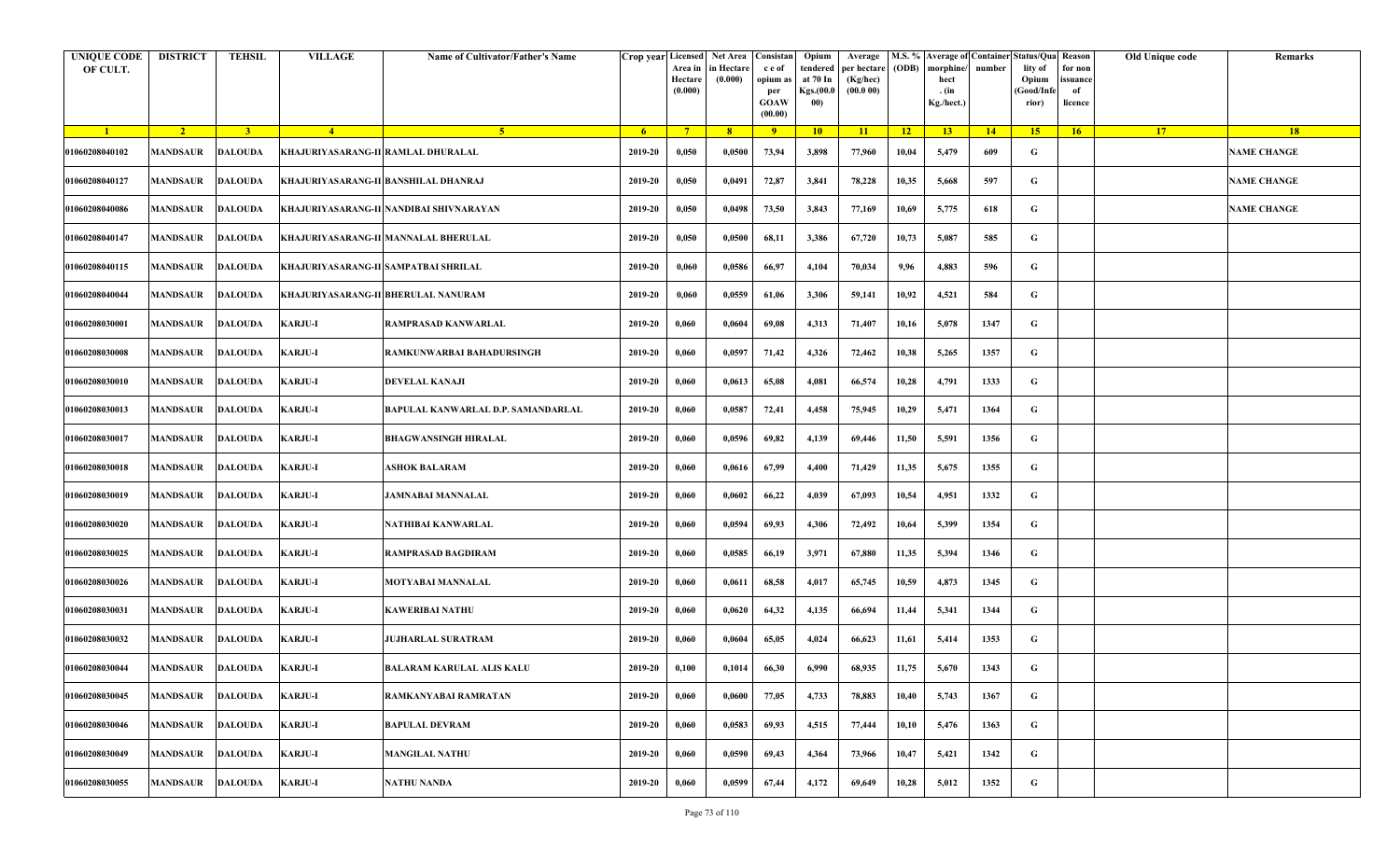| UNIQUE CODE OF CULT. | DISTRICT | TEHSIL | VILLAGE | Name of Cultivator/Father's Name | Crop year | Licensed Area in Hectare (0.000) | Net Area in Hectare (0.000) | Consistance of opium as per GOAW (00.00) | Opium tendered at 70 In Kgs.(00.000) | Average per hectare (Kg/hec) (00.0 00) | M.S. % (ODB) | Average of morphine/hect. (in Kg./hect.) | Container number | Status/Quality of Opium (Good/Inferior) | Reason for non issuance of licence | Old Unique code | Remarks |
|---|---|---|---|---|---|---|---|---|---|---|---|---|---|---|---|---|---|
| 1 | 2 | 3 | 4 | 5 | 6 | 7 | 8 | 9 | 10 | 11 | 12 | 13 | 14 | 15 | 16 | 17 | 18 |
| 01060208040102 | MANDSAUR | DALOUDA | KHAJURIYASARANG-II | RAMLAL DHURALAL | 2019-20 | 0,050 | 0,0500 | 73,94 | 3,898 | 77,960 | 10,04 | 5,479 | 609 | G | | | NAME CHANGE |
| 01060208040127 | MANDSAUR | DALOUDA | KHAJURIYASARANG-II | BANSHILAL DHANRAJ | 2019-20 | 0,050 | 0,0491 | 72,87 | 3,841 | 78,228 | 10,35 | 5,668 | 597 | G | | | NAME CHANGE |
| 01060208040086 | MANDSAUR | DALOUDA | KHAJURIYASARANG-II | NANDIBAI SHIVNARAYAN | 2019-20 | 0,050 | 0,0498 | 73,50 | 3,843 | 77,169 | 10,69 | 5,775 | 618 | G | | | NAME CHANGE |
| 01060208040147 | MANDSAUR | DALOUDA | KHAJURIYASARANG-II | MANNALAL BHERULAL | 2019-20 | 0,050 | 0,0500 | 68,11 | 3,386 | 67,720 | 10,73 | 5,087 | 585 | G | | | |
| 01060208040115 | MANDSAUR | DALOUDA | KHAJURIYASARANG-II | SAMPATBAI SHRILAL | 2019-20 | 0,060 | 0,0586 | 66,97 | 4,104 | 70,034 | 9,96 | 4,883 | 596 | G | | | |
| 01060208040044 | MANDSAUR | DALOUDA | KHAJURIYASARANG-II | BHERULAL NANURAM | 2019-20 | 0,060 | 0,0559 | 61,06 | 3,306 | 59,141 | 10,92 | 4,521 | 584 | G | | | |
| 01060208030001 | MANDSAUR | DALOUDA | KARJU-I | RAMPRASAD KANWARLAL | 2019-20 | 0,060 | 0,0604 | 69,08 | 4,313 | 71,407 | 10,16 | 5,078 | 1347 | G | | | |
| 01060208030008 | MANDSAUR | DALOUDA | KARJU-I | RAMKUNWARBAI BAHADURSINGH | 2019-20 | 0,060 | 0,0597 | 71,42 | 4,326 | 72,462 | 10,38 | 5,265 | 1357 | G | | | |
| 01060208030010 | MANDSAUR | DALOUDA | KARJU-I | DEVELAL KANAJI | 2019-20 | 0,060 | 0,0613 | 65,08 | 4,081 | 66,574 | 10,28 | 4,791 | 1333 | G | | | |
| 01060208030013 | MANDSAUR | DALOUDA | KARJU-I | BAPULAL KANWARLAL D.P. SAMANDARLAL | 2019-20 | 0,060 | 0,0587 | 72,41 | 4,458 | 75,945 | 10,29 | 5,471 | 1364 | G | | | |
| 01060208030017 | MANDSAUR | DALOUDA | KARJU-I | BHAGWANSINGH HIRALAL | 2019-20 | 0,060 | 0,0596 | 69,82 | 4,139 | 69,446 | 11,50 | 5,591 | 1356 | G | | | |
| 01060208030018 | MANDSAUR | DALOUDA | KARJU-I | ASHOK BALARAM | 2019-20 | 0,060 | 0,0616 | 67,99 | 4,400 | 71,429 | 11,35 | 5,675 | 1355 | G | | | |
| 01060208030019 | MANDSAUR | DALOUDA | KARJU-I | JAMNABAI MANNALAL | 2019-20 | 0,060 | 0,0602 | 66,22 | 4,039 | 67,093 | 10,54 | 4,951 | 1332 | G | | | |
| 01060208030020 | MANDSAUR | DALOUDA | KARJU-I | NATHIBAI KANWARLAL | 2019-20 | 0,060 | 0,0594 | 69,93 | 4,306 | 72,492 | 10,64 | 5,399 | 1354 | G | | | |
| 01060208030025 | MANDSAUR | DALOUDA | KARJU-I | RAMPRASAD BAGDIRAM | 2019-20 | 0,060 | 0,0585 | 66,19 | 3,971 | 67,880 | 11,35 | 5,394 | 1346 | G | | | |
| 01060208030026 | MANDSAUR | DALOUDA | KARJU-I | MOTYABAI MANNALAL | 2019-20 | 0,060 | 0,0611 | 68,58 | 4,017 | 65,745 | 10,59 | 4,873 | 1345 | G | | | |
| 01060208030031 | MANDSAUR | DALOUDA | KARJU-I | KAWERIBAI NATHU | 2019-20 | 0,060 | 0,0620 | 64,32 | 4,135 | 66,694 | 11,44 | 5,341 | 1344 | G | | | |
| 01060208030032 | MANDSAUR | DALOUDA | KARJU-I | JUJHARLAL SURATRAM | 2019-20 | 0,060 | 0,0604 | 65,05 | 4,024 | 66,623 | 11,61 | 5,414 | 1353 | G | | | |
| 01060208030044 | MANDSAUR | DALOUDA | KARJU-I | BALARAM KARULAL ALIS KALU | 2019-20 | 0,100 | 0,1014 | 66,30 | 6,990 | 68,935 | 11,75 | 5,670 | 1343 | G | | | |
| 01060208030045 | MANDSAUR | DALOUDA | KARJU-I | RAMKANYABAI RAMRATAN | 2019-20 | 0,060 | 0,0600 | 77,05 | 4,733 | 78,883 | 10,40 | 5,743 | 1367 | G | | | |
| 01060208030046 | MANDSAUR | DALOUDA | KARJU-I | BAPULAL DEVRAM | 2019-20 | 0,060 | 0,0583 | 69,93 | 4,515 | 77,444 | 10,10 | 5,476 | 1363 | G | | | |
| 01060208030049 | MANDSAUR | DALOUDA | KARJU-I | MANGILAL NATHU | 2019-20 | 0,060 | 0,0590 | 69,43 | 4,364 | 73,966 | 10,47 | 5,421 | 1342 | G | | | |
| 01060208030055 | MANDSAUR | DALOUDA | KARJU-I | NATHU NANDA | 2019-20 | 0,060 | 0,0599 | 67,44 | 4,172 | 69,649 | 10,28 | 5,012 | 1352 | G | | | |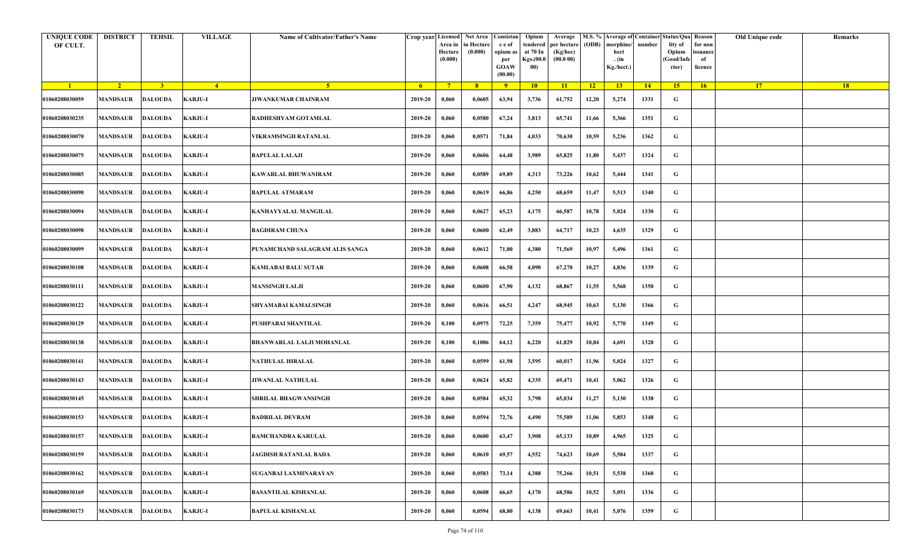| UNIQUE CODE OF CULT. | DISTRICT | TEHSIL | VILLAGE | Name of Cultivator/Father's Name | Crop year | Licensed Area in Hectare (0.000) | Net Area in Hectare (0.000) | Consistance of opium as per GOAW (00.00) | Opium tendered at 70 In Kgs.(00.000) | Average per hectare (Kg/hec) (00.0 00) | M.S. % (ODB) | Average of morphine/hect . (in Kg./hect.) | Container number | Status/Quality of Opium (Good/Inferior) | Reason for non issuance of licence | Old Unique code | Remarks |
|---|---|---|---|---|---|---|---|---|---|---|---|---|---|---|---|---|---|
| 1 | 2 | 3 | 4 | 5 | 6 | 7 | 8 | 9 | 10 | 11 | 12 | 13 | 14 | 15 | 16 | 17 | 18 |
| 01060208030059 | MANDSAUR | DALOUDA | KARJU-I | JIWANKUMAR CHAINRAM | 2019-20 | 0,060 | 0,0605 | 63,94 | 3,736 | 61,752 | 12,20 | 5,274 | 1331 | G | | | |
| 01060208030235 | MANDSAUR | DALOUDA | KARJU-I | RADHESHYAM GOTAMLAL | 2019-20 | 0,060 | 0,0580 | 67,24 | 3,813 | 65,741 | 11,66 | 5,366 | 1351 | G | | | |
| 01060208030070 | MANDSAUR | DALOUDA | KARJU-I | VIKRAMSINGH RATANLAL | 2019-20 | 0,060 | 0,0571 | 71,84 | 4,033 | 70,630 | 10,59 | 5,236 | 1362 | G | | | |
| 01060208030075 | MANDSAUR | DALOUDA | KARJU-I | BAPULAL LALAJI | 2019-20 | 0,060 | 0,0606 | 64,48 | 3,989 | 65,825 | 11,80 | 5,437 | 1324 | G | | | |
| 01060208030085 | MANDSAUR | DALOUDA | KARJU-I | KAWARLAL BHUWANIRAM | 2019-20 | 0,060 | 0,0589 | 69,89 | 4,313 | 73,226 | 10,62 | 5,444 | 1341 | G | | | |
| 01060208030090 | MANDSAUR | DALOUDA | KARJU-I | BAPULAL ATMARAM | 2019-20 | 0,060 | 0,0619 | 66,86 | 4,250 | 68,659 | 11,47 | 5,513 | 1340 | G | | | |
| 01060208030094 | MANDSAUR | DALOUDA | KARJU-I | KANHAYYALAL MANGILAL | 2019-20 | 0,060 | 0,0627 | 65,23 | 4,175 | 66,587 | 10,78 | 5,024 | 1330 | G | | | |
| 01060208030098 | MANDSAUR | DALOUDA | KARJU-I | BAGDIRAM CHUNA | 2019-20 | 0,060 | 0,0600 | 62,49 | 3,883 | 64,717 | 10,23 | 4,635 | 1329 | G | | | |
| 01060208030099 | MANDSAUR | DALOUDA | KARJU-I | PUNAMCHAND SALAGRAM ALIS SANGA | 2019-20 | 0,060 | 0,0612 | 71,80 | 4,380 | 71,569 | 10,97 | 5,496 | 1361 | G | | | |
| 01060208030108 | MANDSAUR | DALOUDA | KARJU-I | KAMLABAI BALU SUTAR | 2019-20 | 0,060 | 0,0608 | 66,58 | 4,090 | 67,270 | 10,27 | 4,836 | 1339 | G | | | |
| 01060208030111 | MANDSAUR | DALOUDA | KARJU-I | MANSINGH LALJI | 2019-20 | 0,060 | 0,0600 | 67,90 | 4,132 | 68,867 | 11,55 | 5,568 | 1350 | G | | | |
| 01060208030122 | MANDSAUR | DALOUDA | KARJU-I | SHYAMABAI KAMALSINGH | 2019-20 | 0,060 | 0,0616 | 66,51 | 4,247 | 68,945 | 10,63 | 5,130 | 1366 | G | | | |
| 01060208030129 | MANDSAUR | DALOUDA | KARJU-I | PUSHPABAI SHANTILAL | 2019-20 | 0,100 | 0,0975 | 72,25 | 7,359 | 75,477 | 10,92 | 5,770 | 1349 | G | | | |
| 01060208030138 | MANDSAUR | DALOUDA | KARJU-I | BHANWARLAL LALJI MOHANLAL | 2019-20 | 0,100 | 0,1006 | 64,12 | 6,220 | 61,829 | 10,84 | 4,691 | 1328 | G | | | |
| 01060208030141 | MANDSAUR | DALOUDA | KARJU-I | NATHULAL HIRALAL | 2019-20 | 0,060 | 0,0599 | 61,98 | 3,595 | 60,017 | 11,96 | 5,024 | 1327 | G | | | |
| 01060208030143 | MANDSAUR | DALOUDA | KARJU-I | JIWANLAL NATHULAL | 2019-20 | 0,060 | 0,0624 | 65,82 | 4,335 | 69,471 | 10,41 | 5,062 | 1326 | G | | | |
| 01060208030145 | MANDSAUR | DALOUDA | KARJU-I | SHRILAL BHAGWANSINGH | 2019-20 | 0,060 | 0,0584 | 65,32 | 3,798 | 65,034 | 11,27 | 5,130 | 1338 | G | | | |
| 01060208030153 | MANDSAUR | DALOUDA | KARJU-I | BADRILAL DEVRAM | 2019-20 | 0,060 | 0,0594 | 72,76 | 4,490 | 75,589 | 11,06 | 5,853 | 1348 | G | | | |
| 01060208030157 | MANDSAUR | DALOUDA | KARJU-I | RAMCHANDRA KARULAL | 2019-20 | 0,060 | 0,0600 | 63,47 | 3,908 | 65,133 | 10,89 | 4,965 | 1325 | G | | | |
| 01060208030159 | MANDSAUR | DALOUDA | KARJU-I | JAGDISH RATANLAL BADA | 2019-20 | 0,060 | 0,0610 | 69,57 | 4,552 | 74,623 | 10,69 | 5,584 | 1337 | G | | | |
| 01060208030162 | MANDSAUR | DALOUDA | KARJU-I | SUGANBAI LAXMINARAYAN | 2019-20 | 0,060 | 0,0583 | 73,14 | 4,388 | 75,266 | 10,51 | 5,538 | 1360 | G | | | |
| 01060208030169 | MANDSAUR | DALOUDA | KARJU-I | BASANTILAL KISHANLAL | 2019-20 | 0,060 | 0,0608 | 66,65 | 4,170 | 68,586 | 10,52 | 5,051 | 1336 | G | | | |
| 01060208030173 | MANDSAUR | DALOUDA | KARJU-I | BAPULAL KISHANLAL | 2019-20 | 0,060 | 0,0594 | 68,80 | 4,138 | 69,663 | 10,41 | 5,076 | 1359 | G | | | |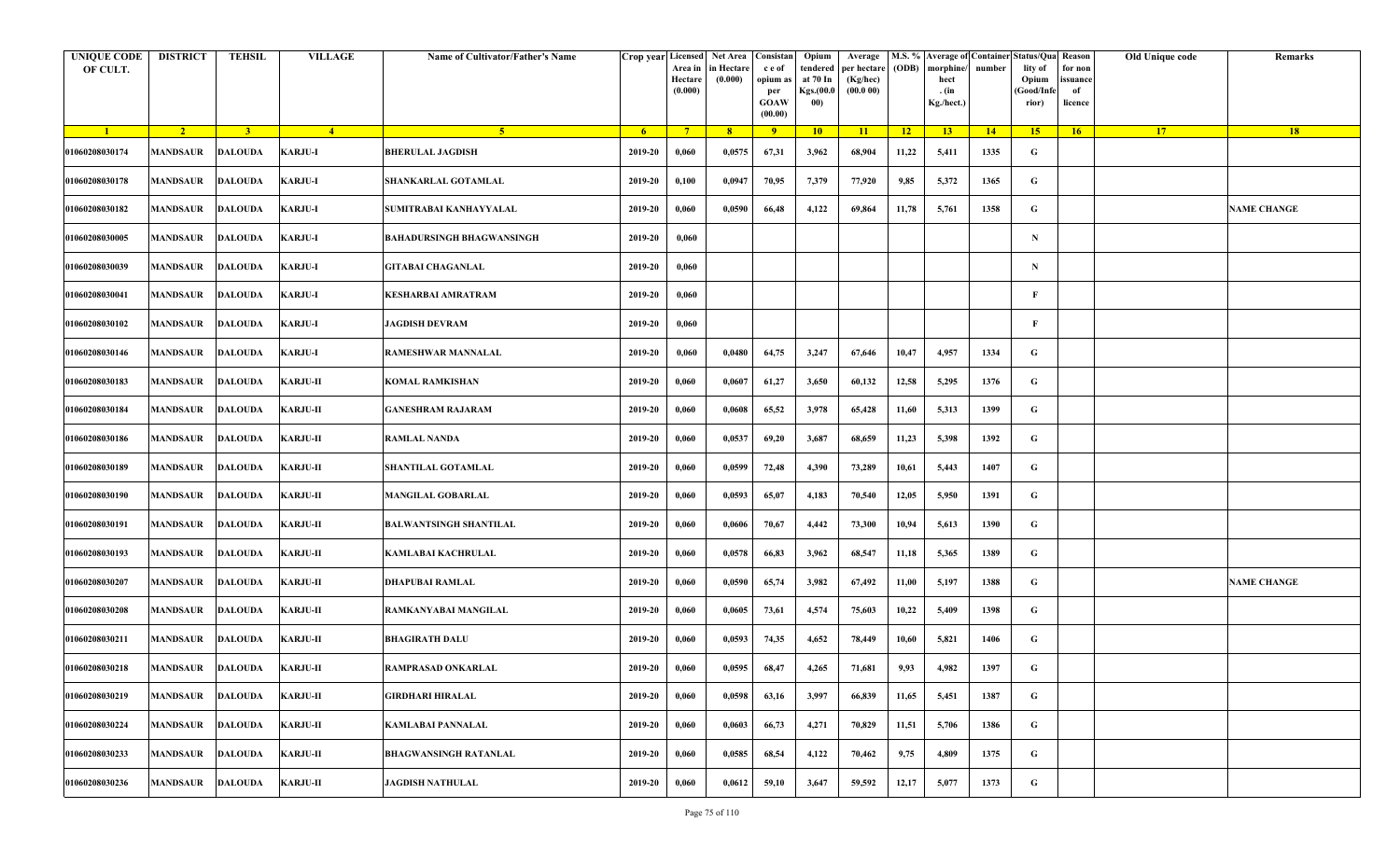| UNIQUE CODE OF CULT. | DISTRICT | TEHSIL | VILLAGE | Name of Cultivator/Father's Name | Crop year | Licensed Area in Hectare (0.000) | Net Area in Hectare (0.000) | Consistan c e of opium as per GOAW (00.00) | Opium tendered at 70 In Kgs.(00.000) | Average per hectare (Kg/hec) (00.0 00) | M.S. % (ODB) | Average of morphine/ hect . (in Kg./hect.) | Container number | Status/Quality of Opium (Good/Inferior) | Reason for non issuance of licence | Old Unique code | Remarks |
|---|---|---|---|---|---|---|---|---|---|---|---|---|---|---|---|---|---|
| 1 | 2 | 3 | 4 | 5 | 6 | 7 | 8 | 9 | 10 | 11 | 12 | 13 | 14 | 15 | 16 | 17 | 18 |
| 01060208030174 | MANDSAUR | DALOUDA | KARJU-I | BHERULAL JAGDISH | 2019-20 | 0,060 | 0,0575 | 67,31 | 3,962 | 68,904 | 11,22 | 5,411 | 1335 | G | | | |
| 01060208030178 | MANDSAUR | DALOUDA | KARJU-I | SHANKARLAL GOTAMLAL | 2019-20 | 0,100 | 0,0947 | 70,95 | 7,379 | 77,920 | 9,85 | 5,372 | 1365 | G | | | |
| 01060208030182 | MANDSAUR | DALOUDA | KARJU-I | SUMITRABAI KANHAYYALAL | 2019-20 | 0,060 | 0,0590 | 66,48 | 4,122 | 69,864 | 11,78 | 5,761 | 1358 | G | | | NAME CHANGE |
| 01060208030005 | MANDSAUR | DALOUDA | KARJU-I | BAHADURSINGH BHAGWANSINGH | 2019-20 | 0,060 | | | | | | | | N | | | |
| 01060208030039 | MANDSAUR | DALOUDA | KARJU-I | GITABAI CHAGANLAL | 2019-20 | 0,060 | | | | | | | | N | | | |
| 01060208030041 | MANDSAUR | DALOUDA | KARJU-I | KESHARBAI AMRATRAM | 2019-20 | 0,060 | | | | | | | | F | | | |
| 01060208030102 | MANDSAUR | DALOUDA | KARJU-I | JAGDISH DEVRAM | 2019-20 | 0,060 | | | | | | | | F | | | |
| 01060208030146 | MANDSAUR | DALOUDA | KARJU-I | RAMESHWAR MANNALAL | 2019-20 | 0,060 | 0,0480 | 64,75 | 3,247 | 67,646 | 10,47 | 4,957 | 1334 | G | | | |
| 01060208030183 | MANDSAUR | DALOUDA | KARJU-II | KOMAL RAMKISHAN | 2019-20 | 0,060 | 0,0607 | 61,27 | 3,650 | 60,132 | 12,58 | 5,295 | 1376 | G | | | |
| 01060208030184 | MANDSAUR | DALOUDA | KARJU-II | GANESHRAM RAJARAM | 2019-20 | 0,060 | 0,0608 | 65,52 | 3,978 | 65,428 | 11,60 | 5,313 | 1399 | G | | | |
| 01060208030186 | MANDSAUR | DALOUDA | KARJU-II | RAMLAL NANDA | 2019-20 | 0,060 | 0,0537 | 69,20 | 3,687 | 68,659 | 11,23 | 5,398 | 1392 | G | | | |
| 01060208030189 | MANDSAUR | DALOUDA | KARJU-II | SHANTILAL GOTAMLAL | 2019-20 | 0,060 | 0,0599 | 72,48 | 4,390 | 73,289 | 10,61 | 5,443 | 1407 | G | | | |
| 01060208030190 | MANDSAUR | DALOUDA | KARJU-II | MANGILAL GOBARLAL | 2019-20 | 0,060 | 0,0593 | 65,07 | 4,183 | 70,540 | 12,05 | 5,950 | 1391 | G | | | |
| 01060208030191 | MANDSAUR | DALOUDA | KARJU-II | BALWANTSINGH SHANTILAL | 2019-20 | 0,060 | 0,0606 | 70,67 | 4,442 | 73,300 | 10,94 | 5,613 | 1390 | G | | | |
| 01060208030193 | MANDSAUR | DALOUDA | KARJU-II | KAMLABAI KACHRULAL | 2019-20 | 0,060 | 0,0578 | 66,83 | 3,962 | 68,547 | 11,18 | 5,365 | 1389 | G | | | |
| 01060208030207 | MANDSAUR | DALOUDA | KARJU-II | DHAPUBAI RAMLAL | 2019-20 | 0,060 | 0,0590 | 65,74 | 3,982 | 67,492 | 11,00 | 5,197 | 1388 | G | | | NAME CHANGE |
| 01060208030208 | MANDSAUR | DALOUDA | KARJU-II | RAMKANYABAI MANGILAL | 2019-20 | 0,060 | 0,0605 | 73,61 | 4,574 | 75,603 | 10,22 | 5,409 | 1398 | G | | | |
| 01060208030211 | MANDSAUR | DALOUDA | KARJU-II | BHAGIRATH DALU | 2019-20 | 0,060 | 0,0593 | 74,35 | 4,652 | 78,449 | 10,60 | 5,821 | 1406 | G | | | |
| 01060208030218 | MANDSAUR | DALOUDA | KARJU-II | RAMPRASAD ONKARLAL | 2019-20 | 0,060 | 0,0595 | 68,47 | 4,265 | 71,681 | 9,93 | 4,982 | 1397 | G | | | |
| 01060208030219 | MANDSAUR | DALOUDA | KARJU-II | GIRDHARI HIRALAL | 2019-20 | 0,060 | 0,0598 | 63,16 | 3,997 | 66,839 | 11,65 | 5,451 | 1387 | G | | | |
| 01060208030224 | MANDSAUR | DALOUDA | KARJU-II | KAMLABAI PANNALAL | 2019-20 | 0,060 | 0,0603 | 66,73 | 4,271 | 70,829 | 11,51 | 5,706 | 1386 | G | | | |
| 01060208030233 | MANDSAUR | DALOUDA | KARJU-II | BHAGWANSINGH RATANLAL | 2019-20 | 0,060 | 0,0585 | 68,54 | 4,122 | 70,462 | 9,75 | 4,809 | 1375 | G | | | |
| 01060208030236 | MANDSAUR | DALOUDA | KARJU-II | JAGDISH NATHULAL | 2019-20 | 0,060 | 0,0612 | 59,10 | 3,647 | 59,592 | 12,17 | 5,077 | 1373 | G | | | |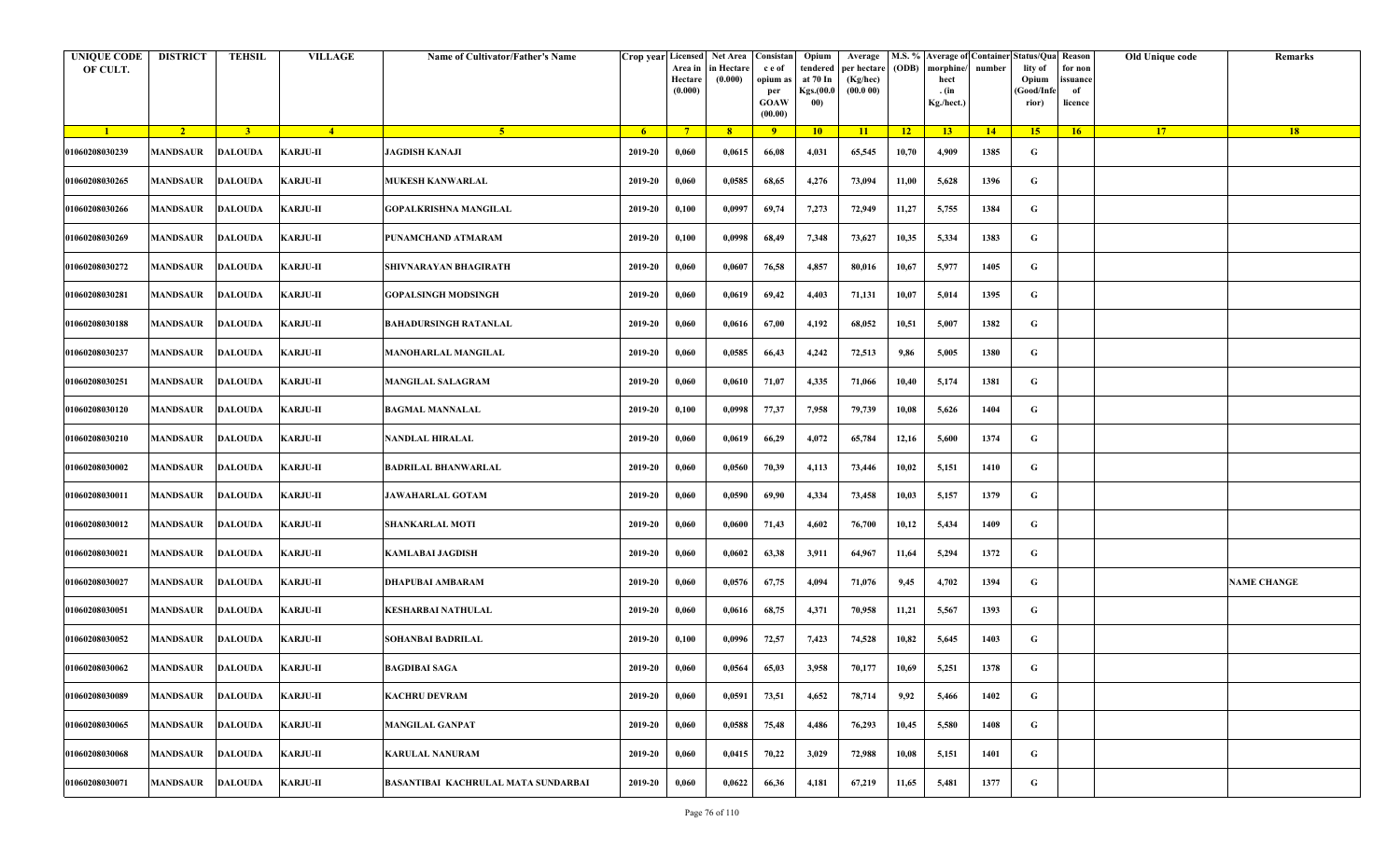| UNIQUE CODE OF CULT. | DISTRICT | TEHSIL | VILLAGE | Name of Cultivator/Father's Name | Crop year | Licensed Area in Hectare (0.000) | Net Area in Hectare (0.000) | Consistance of opium as per GOAW (00.00) | Opium tendered at 70 In Kgs.(00.000) | Average per hectare (Kg/hec) (00.0 00) | M.S. % (ODB) | Average of morphine/hect. (in Kg./hect.) | Container number | Status/Quality of Opium (Good/Inferior) | Reason for non issuance of licence | Old Unique code | Remarks |
|---|---|---|---|---|---|---|---|---|---|---|---|---|---|---|---|---|---|
| 1 | 2 | 3 | 4 | 5 | 6 | 7 | 8 | 9 | 10 | 11 | 12 | 13 | 14 | 15 | 16 | 17 | 18 |
| 01060208030239 | MANDSAUR | DALOUDA | KARJU-II | JAGDISH KANAJI | 2019-20 | 0,060 | 0,0615 | 66,08 | 4,031 | 65,545 | 10,70 | 4,909 | 1385 | G | | | |
| 01060208030265 | MANDSAUR | DALOUDA | KARJU-II | MUKESH KANWARLAL | 2019-20 | 0,060 | 0,0585 | 68,65 | 4,276 | 73,094 | 11,00 | 5,628 | 1396 | G | | | |
| 01060208030266 | MANDSAUR | DALOUDA | KARJU-II | GOPALKRISHNA MANGILAL | 2019-20 | 0,100 | 0,0997 | 69,74 | 7,273 | 72,949 | 11,27 | 5,755 | 1384 | G | | | |
| 01060208030269 | MANDSAUR | DALOUDA | KARJU-II | PUNAMCHAND ATMARAM | 2019-20 | 0,100 | 0,0998 | 68,49 | 7,348 | 73,627 | 10,35 | 5,334 | 1383 | G | | | |
| 01060208030272 | MANDSAUR | DALOUDA | KARJU-II | SHIVNARAYAN BHAGIRATH | 2019-20 | 0,060 | 0,0607 | 76,58 | 4,857 | 80,016 | 10,67 | 5,977 | 1405 | G | | | |
| 01060208030281 | MANDSAUR | DALOUDA | KARJU-II | GOPALSINGH MODSINGH | 2019-20 | 0,060 | 0,0619 | 69,42 | 4,403 | 71,131 | 10,07 | 5,014 | 1395 | G | | | |
| 01060208030188 | MANDSAUR | DALOUDA | KARJU-II | BAHADURSINGH RATANLAL | 2019-20 | 0,060 | 0,0616 | 67,00 | 4,192 | 68,052 | 10,51 | 5,007 | 1382 | G | | | |
| 01060208030237 | MANDSAUR | DALOUDA | KARJU-II | MANOHARLAL MANGILAL | 2019-20 | 0,060 | 0,0585 | 66,43 | 4,242 | 72,513 | 9,86 | 5,005 | 1380 | G | | | |
| 01060208030251 | MANDSAUR | DALOUDA | KARJU-II | MANGILAL SALAGRAM | 2019-20 | 0,060 | 0,0610 | 71,07 | 4,335 | 71,066 | 10,40 | 5,174 | 1381 | G | | | |
| 01060208030120 | MANDSAUR | DALOUDA | KARJU-II | BAGMAL MANNALAL | 2019-20 | 0,100 | 0,0998 | 77,37 | 7,958 | 79,739 | 10,08 | 5,626 | 1404 | G | | | |
| 01060208030210 | MANDSAUR | DALOUDA | KARJU-II | NANDLAL HIRALAL | 2019-20 | 0,060 | 0,0619 | 66,29 | 4,072 | 65,784 | 12,16 | 5,600 | 1374 | G | | | |
| 01060208030002 | MANDSAUR | DALOUDA | KARJU-II | BADRILAL BHANWARLAL | 2019-20 | 0,060 | 0,0560 | 70,39 | 4,113 | 73,446 | 10,02 | 5,151 | 1410 | G | | | |
| 01060208030011 | MANDSAUR | DALOUDA | KARJU-II | JAWAHARLAL GOTAM | 2019-20 | 0,060 | 0,0590 | 69,90 | 4,334 | 73,458 | 10,03 | 5,157 | 1379 | G | | | |
| 01060208030012 | MANDSAUR | DALOUDA | KARJU-II | SHANKARLAL MOTI | 2019-20 | 0,060 | 0,0600 | 71,43 | 4,602 | 76,700 | 10,12 | 5,434 | 1409 | G | | | |
| 01060208030021 | MANDSAUR | DALOUDA | KARJU-II | KAMLABAI JAGDISH | 2019-20 | 0,060 | 0,0602 | 63,38 | 3,911 | 64,967 | 11,64 | 5,294 | 1372 | G | | | |
| 01060208030027 | MANDSAUR | DALOUDA | KARJU-II | DHAPUBAI AMBARAM | 2019-20 | 0,060 | 0,0576 | 67,75 | 4,094 | 71,076 | 9,45 | 4,702 | 1394 | G | | | NAME CHANGE |
| 01060208030051 | MANDSAUR | DALOUDA | KARJU-II | KESHARBAI NATHULAL | 2019-20 | 0,060 | 0,0616 | 68,75 | 4,371 | 70,958 | 11,21 | 5,567 | 1393 | G | | | |
| 01060208030052 | MANDSAUR | DALOUDA | KARJU-II | SOHANBAI BADRILAL | 2019-20 | 0,100 | 0,0996 | 72,57 | 7,423 | 74,528 | 10,82 | 5,645 | 1403 | G | | | |
| 01060208030062 | MANDSAUR | DALOUDA | KARJU-II | BAGDIBAI SAGA | 2019-20 | 0,060 | 0,0564 | 65,03 | 3,958 | 70,177 | 10,69 | 5,251 | 1378 | G | | | |
| 01060208030089 | MANDSAUR | DALOUDA | KARJU-II | KACHRU DEVRAM | 2019-20 | 0,060 | 0,0591 | 73,51 | 4,652 | 78,714 | 9,92 | 5,466 | 1402 | G | | | |
| 01060208030065 | MANDSAUR | DALOUDA | KARJU-II | MANGILAL GANPAT | 2019-20 | 0,060 | 0,0588 | 75,48 | 4,486 | 76,293 | 10,45 | 5,580 | 1408 | G | | | |
| 01060208030068 | MANDSAUR | DALOUDA | KARJU-II | KARULAL NANURAM | 2019-20 | 0,060 | 0,0415 | 70,22 | 3,029 | 72,988 | 10,08 | 5,151 | 1401 | G | | | |
| 01060208030071 | MANDSAUR | DALOUDA | KARJU-II | BASANTIBAI KACHRULAL MATA SUNDARBAI | 2019-20 | 0,060 | 0,0622 | 66,36 | 4,181 | 67,219 | 11,65 | 5,481 | 1377 | G | | | |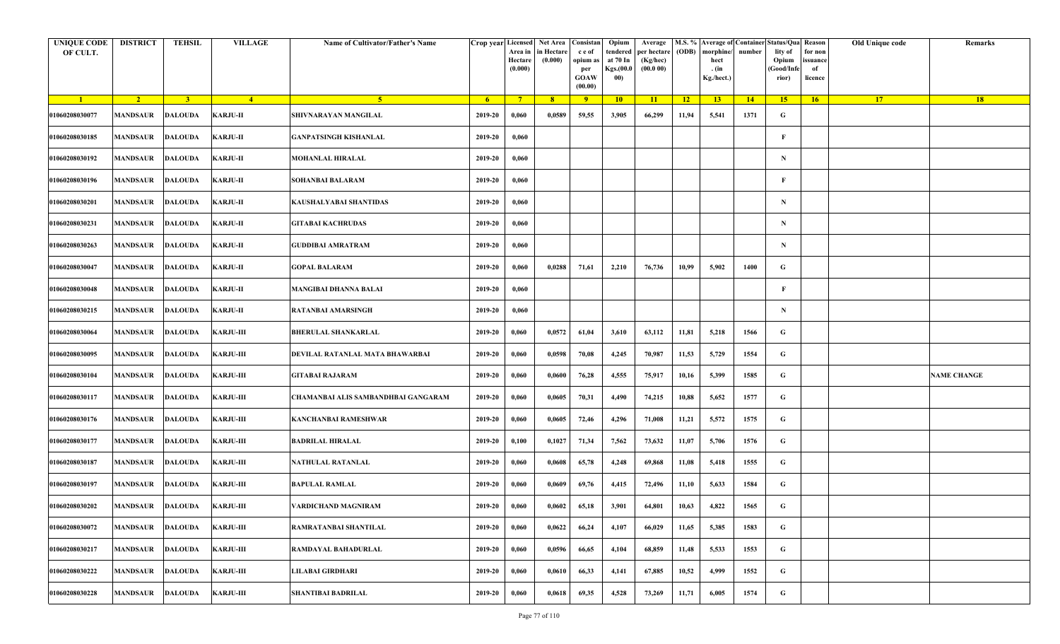| UNIQUE CODE OF CULT. | DISTRICT | TEHSIL | VILLAGE | Name of Cultivator/Father's Name | Crop year | Licensed Area in Hectare (0.000) | Net Area in Hectare (0.000) | Consistance of opium as per GOAW (00.00) | Opium tendered at 70 In Kgs.(00.000) | Average per hectare (Kg/hec) (00.0 00) | M.S. % (ODB) | Average of morphine/hect. (in Kg./hect.) | Container number | Status/Quality of Opium (Good/Inferior) | Reason for non issuance of licence | Old Unique code | Remarks |
|---|---|---|---|---|---|---|---|---|---|---|---|---|---|---|---|---|---|
| 1 | 2 | 3 | 4 | 5 | 6 | 7 | 8 | 9 | 10 | 11 | 12 | 13 | 14 | 15 | 16 | 17 | 18 |
| 01060208030077 | MANDSAUR | DALOUDA | KARJU-II | SHIVNARAYAN MANGILAL | 2019-20 | 0,060 | 0,0589 | 59,55 | 3,905 | 66,299 | 11,94 | 5,541 | 1371 | G | | | |
| 01060208030185 | MANDSAUR | DALOUDA | KARJU-II | GANPATSINGH KISHANLAL | 2019-20 | 0,060 | | | | | | | | F | | | |
| 01060208030192 | MANDSAUR | DALOUDA | KARJU-II | MOHANLAL HIRALAL | 2019-20 | 0,060 | | | | | | | | N | | | |
| 01060208030196 | MANDSAUR | DALOUDA | KARJU-II | SOHANBAI BALARAM | 2019-20 | 0,060 | | | | | | | | F | | | |
| 01060208030201 | MANDSAUR | DALOUDA | KARJU-II | KAUSHALYABAI SHANTIDAS | 2019-20 | 0,060 | | | | | | | | N | | | |
| 01060208030231 | MANDSAUR | DALOUDA | KARJU-II | GITABAI KACHRUDAS | 2019-20 | 0,060 | | | | | | | | N | | | |
| 01060208030263 | MANDSAUR | DALOUDA | KARJU-II | GUDDIBAI AMRATRAM | 2019-20 | 0,060 | | | | | | | | N | | | |
| 01060208030047 | MANDSAUR | DALOUDA | KARJU-II | GOPAL BALARAM | 2019-20 | 0,060 | 0,0288 | 71,61 | 2,210 | 76,736 | 10,99 | 5,902 | 1400 | G | | | |
| 01060208030048 | MANDSAUR | DALOUDA | KARJU-II | MANGIBAI DHANNA BALAI | 2019-20 | 0,060 | | | | | | | | F | | | |
| 01060208030215 | MANDSAUR | DALOUDA | KARJU-II | RATANBAI AMARSINGH | 2019-20 | 0,060 | | | | | | | | N | | | |
| 01060208030064 | MANDSAUR | DALOUDA | KARJU-III | BHERULAL SHANKARLAL | 2019-20 | 0,060 | 0,0572 | 61,04 | 3,610 | 63,112 | 11,81 | 5,218 | 1566 | G | | | |
| 01060208030095 | MANDSAUR | DALOUDA | KARJU-III | DEVILAL RATANLAL MATA BHAWARBAI | 2019-20 | 0,060 | 0,0598 | 70,08 | 4,245 | 70,987 | 11,53 | 5,729 | 1554 | G | | | |
| 01060208030104 | MANDSAUR | DALOUDA | KARJU-III | GITABAI RAJARAM | 2019-20 | 0,060 | 0,0600 | 76,28 | 4,555 | 75,917 | 10,16 | 5,399 | 1585 | G | | | NAME CHANGE |
| 01060208030117 | MANDSAUR | DALOUDA | KARJU-III | CHAMANBAI ALIS SAMBANDHBAI GANGARAM | 2019-20 | 0,060 | 0,0605 | 70,31 | 4,490 | 74,215 | 10,88 | 5,652 | 1577 | G | | | |
| 01060208030176 | MANDSAUR | DALOUDA | KARJU-III | KANCHANBAI RAMESHWAR | 2019-20 | 0,060 | 0,0605 | 72,46 | 4,296 | 71,008 | 11,21 | 5,572 | 1575 | G | | | |
| 01060208030177 | MANDSAUR | DALOUDA | KARJU-III | BADRILAL HIRALAL | 2019-20 | 0,100 | 0,1027 | 71,34 | 7,562 | 73,632 | 11,07 | 5,706 | 1576 | G | | | |
| 01060208030187 | MANDSAUR | DALOUDA | KARJU-III | NATHULAL RATANLAL | 2019-20 | 0,060 | 0,0608 | 65,78 | 4,248 | 69,868 | 11,08 | 5,418 | 1555 | G | | | |
| 01060208030197 | MANDSAUR | DALOUDA | KARJU-III | BAPULAL RAMLAL | 2019-20 | 0,060 | 0,0609 | 69,76 | 4,415 | 72,496 | 11,10 | 5,633 | 1584 | G | | | |
| 01060208030202 | MANDSAUR | DALOUDA | KARJU-III | VARDICHAND MAGNIRAM | 2019-20 | 0,060 | 0,0602 | 65,18 | 3,901 | 64,801 | 10,63 | 4,822 | 1565 | G | | | |
| 01060208030072 | MANDSAUR | DALOUDA | KARJU-III | RAMRATANBAI SHANTILAL | 2019-20 | 0,060 | 0,0622 | 66,24 | 4,107 | 66,029 | 11,65 | 5,385 | 1583 | G | | | |
| 01060208030217 | MANDSAUR | DALOUDA | KARJU-III | RAMDAYAL BAHADURLAL | 2019-20 | 0,060 | 0,0596 | 66,65 | 4,104 | 68,859 | 11,48 | 5,533 | 1553 | G | | | |
| 01060208030222 | MANDSAUR | DALOUDA | KARJU-III | LILABAI GIRDHARI | 2019-20 | 0,060 | 0,0610 | 66,33 | 4,141 | 67,885 | 10,52 | 4,999 | 1552 | G | | | |
| 01060208030228 | MANDSAUR | DALOUDA | KARJU-III | SHANTIBAI BADRILAL | 2019-20 | 0,060 | 0,0618 | 69,35 | 4,528 | 73,269 | 11,71 | 6,005 | 1574 | G | | | |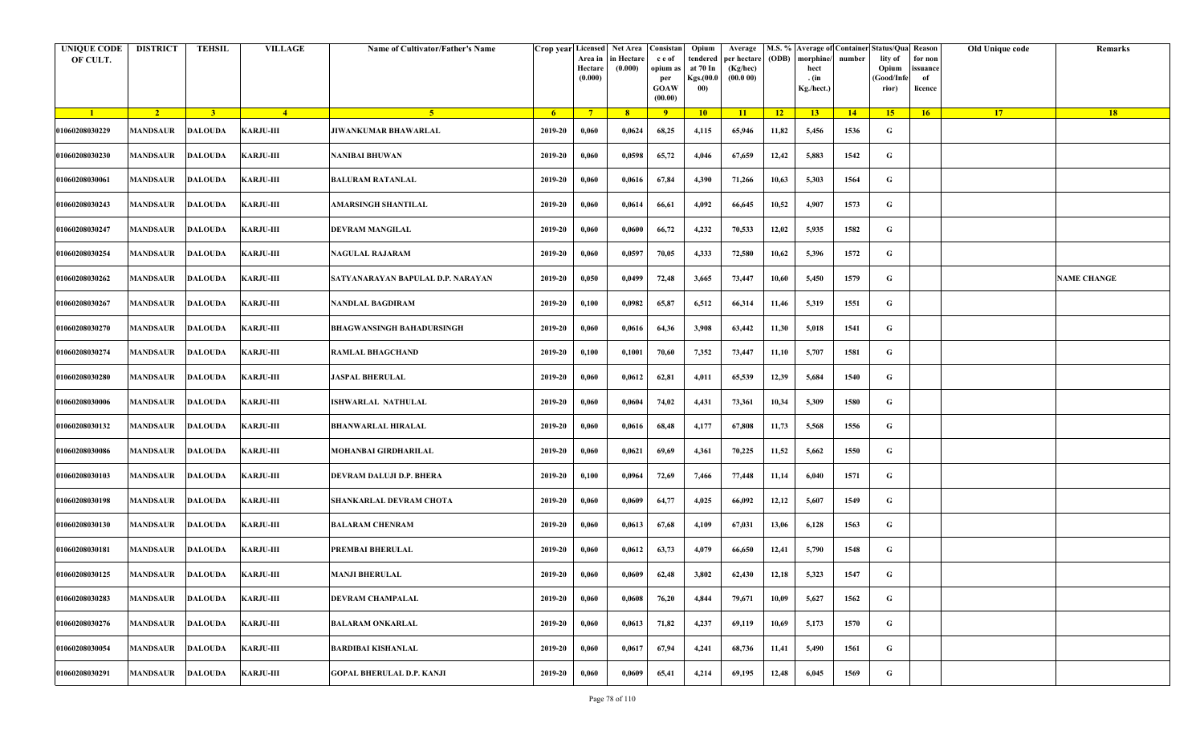| UNIQUE CODE OF CULT. | DISTRICT | TEHSIL | VILLAGE | Name of Cultivator/Father's Name | Crop year | Licensed Area in Hectare (0.000) | Net Area in Hectare (0.000) | Consistance of opium as per GOAW (00.00) | Opium tendered at 70 In Kgs.(00.000) | Average per hectare (Kg/hec) (00.0 00) | M.S. % (ODB) | Average of morphine/hect . (in Kg./hect.) | Container number | Status/Quality of Opium (Good/Inferior) | Reason for non issuance of licence | Old Unique code | Remarks |
|---|---|---|---|---|---|---|---|---|---|---|---|---|---|---|---|---|---|
| 1 | 2 | 3 | 4 | 5 | 6 | 7 | 8 | 9 | 10 | 11 | 12 | 13 | 14 | 15 | 16 | 17 | 18 |
| 01060208030229 | MANDSAUR | DALOUDA | KARJU-III | JIWANKUMAR BHAWARLAL | 2019-20 | 0,060 | 0,0624 | 68,25 | 4,115 | 65,946 | 11,82 | 5,456 | 1536 | G | | | |
| 01060208030230 | MANDSAUR | DALOUDA | KARJU-III | NANIBAI BHUWAN | 2019-20 | 0,060 | 0,0598 | 65,72 | 4,046 | 67,659 | 12,42 | 5,883 | 1542 | G | | | |
| 01060208030061 | MANDSAUR | DALOUDA | KARJU-III | BALURAM RATANLAL | 2019-20 | 0,060 | 0,0616 | 67,84 | 4,390 | 71,266 | 10,63 | 5,303 | 1564 | G | | | |
| 01060208030243 | MANDSAUR | DALOUDA | KARJU-III | AMARSINGH SHANTILAL | 2019-20 | 0,060 | 0,0614 | 66,61 | 4,092 | 66,645 | 10,52 | 4,907 | 1573 | G | | | |
| 01060208030247 | MANDSAUR | DALOUDA | KARJU-III | DEVRAM MANGILAL | 2019-20 | 0,060 | 0,0600 | 66,72 | 4,232 | 70,533 | 12,02 | 5,935 | 1582 | G | | | |
| 01060208030254 | MANDSAUR | DALOUDA | KARJU-III | NAGULAL RAJARAM | 2019-20 | 0,060 | 0,0597 | 70,05 | 4,333 | 72,580 | 10,62 | 5,396 | 1572 | G | | | |
| 01060208030262 | MANDSAUR | DALOUDA | KARJU-III | SATYANARAYAN BAPULAL D.P. NARAYAN | 2019-20 | 0,050 | 0,0499 | 72,48 | 3,665 | 73,447 | 10,60 | 5,450 | 1579 | G | | | NAME CHANGE |
| 01060208030267 | MANDSAUR | DALOUDA | KARJU-III | NANDLAL BAGDIRAM | 2019-20 | 0,100 | 0,0982 | 65,87 | 6,512 | 66,314 | 11,46 | 5,319 | 1551 | G | | | |
| 01060208030270 | MANDSAUR | DALOUDA | KARJU-III | BHAGWANSINGH BAHADURSINGH | 2019-20 | 0,060 | 0,0616 | 64,36 | 3,908 | 63,442 | 11,30 | 5,018 | 1541 | G | | | |
| 01060208030274 | MANDSAUR | DALOUDA | KARJU-III | RAMLAL BHAGCHAND | 2019-20 | 0,100 | 0,1001 | 70,60 | 7,352 | 73,447 | 11,10 | 5,707 | 1581 | G | | | |
| 01060208030280 | MANDSAUR | DALOUDA | KARJU-III | JASPAL BHERULAL | 2019-20 | 0,060 | 0,0612 | 62,81 | 4,011 | 65,539 | 12,39 | 5,684 | 1540 | G | | | |
| 01060208030006 | MANDSAUR | DALOUDA | KARJU-III | ISHWARLAL NATHULAL | 2019-20 | 0,060 | 0,0604 | 74,02 | 4,431 | 73,361 | 10,34 | 5,309 | 1580 | G | | | |
| 01060208030132 | MANDSAUR | DALOUDA | KARJU-III | BHANWARLAL HIRALAL | 2019-20 | 0,060 | 0,0616 | 68,48 | 4,177 | 67,808 | 11,73 | 5,568 | 1556 | G | | | |
| 01060208030086 | MANDSAUR | DALOUDA | KARJU-III | MOHANBAI GIRDHARILAL | 2019-20 | 0,060 | 0,0621 | 69,69 | 4,361 | 70,225 | 11,52 | 5,662 | 1550 | G | | | |
| 01060208030103 | MANDSAUR | DALOUDA | KARJU-III | DEVRAM DALUJI D.P. BHERA | 2019-20 | 0,100 | 0,0964 | 72,69 | 7,466 | 77,448 | 11,14 | 6,040 | 1571 | G | | | |
| 01060208030198 | MANDSAUR | DALOUDA | KARJU-III | SHANKARLAL DEVRAM CHOTA | 2019-20 | 0,060 | 0,0609 | 64,77 | 4,025 | 66,092 | 12,12 | 5,607 | 1549 | G | | | |
| 01060208030130 | MANDSAUR | DALOUDA | KARJU-III | BALARAM CHENRAM | 2019-20 | 0,060 | 0,0613 | 67,68 | 4,109 | 67,031 | 13,06 | 6,128 | 1563 | G | | | |
| 01060208030181 | MANDSAUR | DALOUDA | KARJU-III | PREMBAI BHERULAL | 2019-20 | 0,060 | 0,0612 | 63,73 | 4,079 | 66,650 | 12,41 | 5,790 | 1548 | G | | | |
| 01060208030125 | MANDSAUR | DALOUDA | KARJU-III | MANJI BHERULAL | 2019-20 | 0,060 | 0,0609 | 62,48 | 3,802 | 62,430 | 12,18 | 5,323 | 1547 | G | | | |
| 01060208030283 | MANDSAUR | DALOUDA | KARJU-III | DEVRAM CHAMPALAL | 2019-20 | 0,060 | 0,0608 | 76,20 | 4,844 | 79,671 | 10,09 | 5,627 | 1562 | G | | | |
| 01060208030276 | MANDSAUR | DALOUDA | KARJU-III | BALARAM ONKARLAL | 2019-20 | 0,060 | 0,0613 | 71,82 | 4,237 | 69,119 | 10,69 | 5,173 | 1570 | G | | | |
| 01060208030054 | MANDSAUR | DALOUDA | KARJU-III | BARDIBAI KISHANLAL | 2019-20 | 0,060 | 0,0617 | 67,94 | 4,241 | 68,736 | 11,41 | 5,490 | 1561 | G | | | |
| 01060208030291 | MANDSAUR | DALOUDA | KARJU-III | GOPAL BHERULAL D.P. KANJI | 2019-20 | 0,060 | 0,0609 | 65,41 | 4,214 | 69,195 | 12,48 | 6,045 | 1569 | G | | | |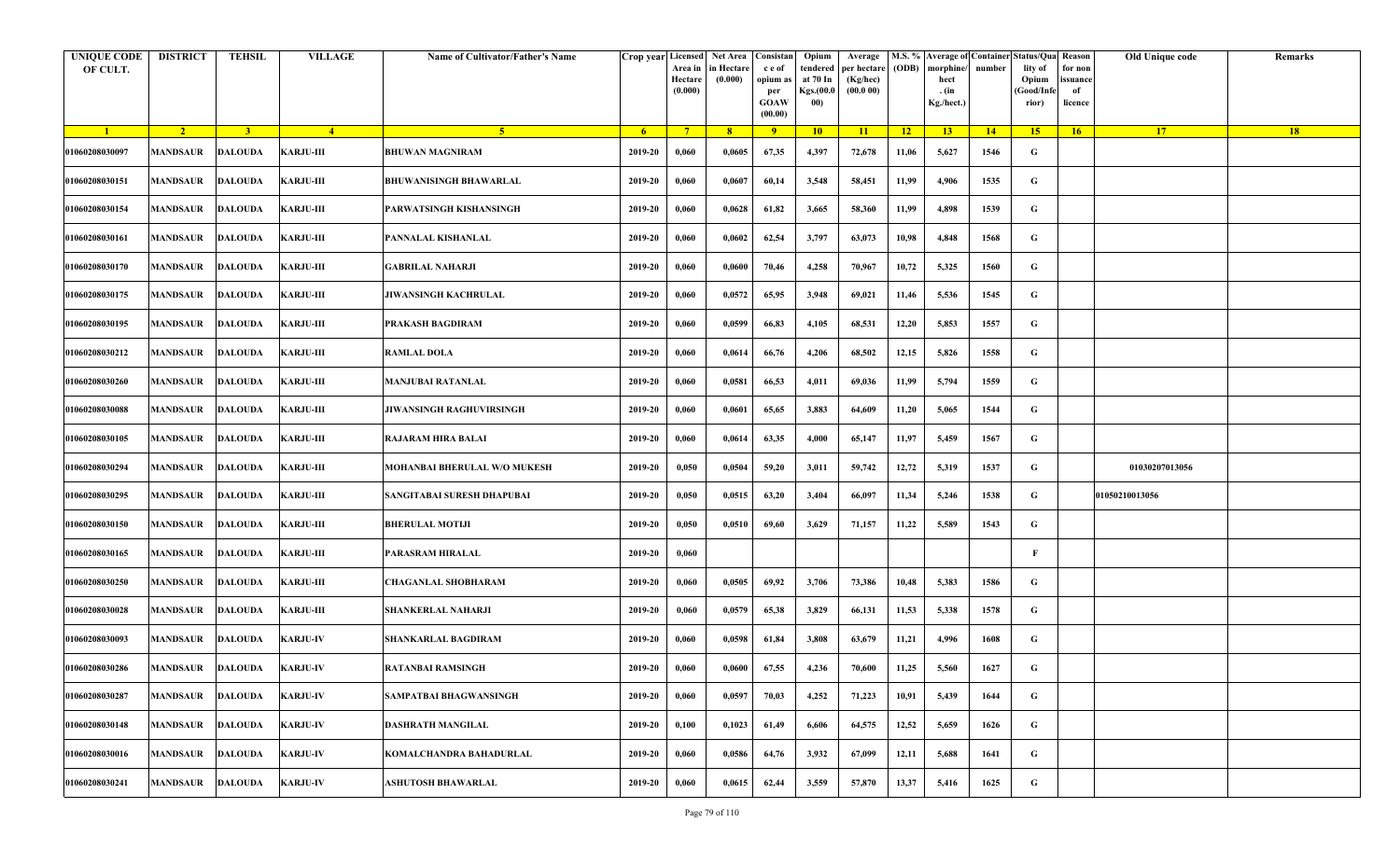| UNIQUE CODE OF CULT. | DISTRICT | TEHSIL | VILLAGE | Name of Cultivator/Father's Name | Crop year | Licensed Area in Hectare (0.000) | Net Area in Hectare (0.000) | Consistance of opium as per GOAW (00.00) | Opium tendered at 70 In Kgs.(00.000) | Average per hectare (Kg/hec) (00.0 00) | M.S. % (ODB) | Average of morphine/hect. (in Kg./hect.) | Container number | Status/Quality of Opium (Good/Inferior) | Reason for non issuance of licence | Old Unique code | Remarks |
|---|---|---|---|---|---|---|---|---|---|---|---|---|---|---|---|---|---|
| 1 | 2 | 3 | 4 | 5 | 6 | 7 | 8 | 9 | 10 | 11 | 12 | 13 | 14 | 15 | 16 | 17 | 18 |
| 01060208030097 | MANDSAUR | DALOUDA | KARJU-III | BHUWAN MAGNIRAM | 2019-20 | 0,060 | 0,0605 | 67,35 | 4,397 | 72,678 | 11,06 | 5,627 | 1546 | G | | | |
| 01060208030151 | MANDSAUR | DALOUDA | KARJU-III | BHUWANISINGH BHAWARLAL | 2019-20 | 0,060 | 0,0607 | 60,14 | 3,548 | 58,451 | 11,99 | 4,906 | 1535 | G | | | |
| 01060208030154 | MANDSAUR | DALOUDA | KARJU-III | PARWATSINGH KISHANSINGH | 2019-20 | 0,060 | 0,0628 | 61,82 | 3,665 | 58,360 | 11,99 | 4,898 | 1539 | G | | | |
| 01060208030161 | MANDSAUR | DALOUDA | KARJU-III | PANNALAL KISHANLAL | 2019-20 | 0,060 | 0,0602 | 62,54 | 3,797 | 63,073 | 10,98 | 4,848 | 1568 | G | | | |
| 01060208030170 | MANDSAUR | DALOUDA | KARJU-III | GABRILAL NAHARJI | 2019-20 | 0,060 | 0,0600 | 70,46 | 4,258 | 70,967 | 10,72 | 5,325 | 1560 | G | | | |
| 01060208030175 | MANDSAUR | DALOUDA | KARJU-III | JIWANSINGH KACHRULAL | 2019-20 | 0,060 | 0,0572 | 65,95 | 3,948 | 69,021 | 11,46 | 5,536 | 1545 | G | | | |
| 01060208030195 | MANDSAUR | DALOUDA | KARJU-III | PRAKASH BAGDIRAM | 2019-20 | 0,060 | 0,0599 | 66,83 | 4,105 | 68,531 | 12,20 | 5,853 | 1557 | G | | | |
| 01060208030212 | MANDSAUR | DALOUDA | KARJU-III | RAMLAL DOLA | 2019-20 | 0,060 | 0,0614 | 66,76 | 4,206 | 68,502 | 12,15 | 5,826 | 1558 | G | | | |
| 01060208030260 | MANDSAUR | DALOUDA | KARJU-III | MANJUBAI RATANLAL | 2019-20 | 0,060 | 0,0581 | 66,53 | 4,011 | 69,036 | 11,99 | 5,794 | 1559 | G | | | |
| 01060208030088 | MANDSAUR | DALOUDA | KARJU-III | JIWANSINGH RAGHUVIRSINGH | 2019-20 | 0,060 | 0,0601 | 65,65 | 3,883 | 64,609 | 11,20 | 5,065 | 1544 | G | | | |
| 01060208030105 | MANDSAUR | DALOUDA | KARJU-III | RAJARAM HIRA BALAI | 2019-20 | 0,060 | 0,0614 | 63,35 | 4,000 | 65,147 | 11,97 | 5,459 | 1567 | G | | | |
| 01060208030294 | MANDSAUR | DALOUDA | KARJU-III | MOHANBAI BHERULAL W/O MUKESH | 2019-20 | 0,050 | 0,0504 | 59,20 | 3,011 | 59,742 | 12,72 | 5,319 | 1537 | G | | 01030207013056 | |
| 01060208030295 | MANDSAUR | DALOUDA | KARJU-III | SANGITABAI SURESH DHAPUBAI | 2019-20 | 0,050 | 0,0515 | 63,20 | 3,404 | 66,097 | 11,34 | 5,246 | 1538 | G | | 01050210013056 | |
| 01060208030150 | MANDSAUR | DALOUDA | KARJU-III | BHERULAL MOTIJI | 2019-20 | 0,050 | 0,0510 | 69,60 | 3,629 | 71,157 | 11,22 | 5,589 | 1543 | G | | | |
| 01060208030165 | MANDSAUR | DALOUDA | KARJU-III | PARASRAM HIRALAL | 2019-20 | 0,060 | | | | | | | | F | | | |
| 01060208030250 | MANDSAUR | DALOUDA | KARJU-III | CHAGANLAL SHOBHARAM | 2019-20 | 0,060 | 0,0505 | 69,92 | 3,706 | 73,386 | 10,48 | 5,383 | 1586 | G | | | |
| 01060208030028 | MANDSAUR | DALOUDA | KARJU-III | SHANKERLAL NAHARJI | 2019-20 | 0,060 | 0,0579 | 65,38 | 3,829 | 66,131 | 11,53 | 5,338 | 1578 | G | | | |
| 01060208030093 | MANDSAUR | DALOUDA | KARJU-IV | SHANKARLAL BAGDIRAM | 2019-20 | 0,060 | 0,0598 | 61,84 | 3,808 | 63,679 | 11,21 | 4,996 | 1608 | G | | | |
| 01060208030286 | MANDSAUR | DALOUDA | KARJU-IV | RATANBAI RAMSINGH | 2019-20 | 0,060 | 0,0600 | 67,55 | 4,236 | 70,600 | 11,25 | 5,560 | 1627 | G | | | |
| 01060208030287 | MANDSAUR | DALOUDA | KARJU-IV | SAMPATBAI BHAGWANSINGH | 2019-20 | 0,060 | 0,0597 | 70,03 | 4,252 | 71,223 | 10,91 | 5,439 | 1644 | G | | | |
| 01060208030148 | MANDSAUR | DALOUDA | KARJU-IV | DASHRATH MANGILAL | 2019-20 | 0,100 | 0,1023 | 61,49 | 6,606 | 64,575 | 12,52 | 5,659 | 1626 | G | | | |
| 01060208030016 | MANDSAUR | DALOUDA | KARJU-IV | KOMALCHANDRA BAHADURLAL | 2019-20 | 0,060 | 0,0586 | 64,76 | 3,932 | 67,099 | 12,11 | 5,688 | 1641 | G | | | |
| 01060208030241 | MANDSAUR | DALOUDA | KARJU-IV | ASHUTOSH BHAWARLAL | 2019-20 | 0,060 | 0,0615 | 62,44 | 3,559 | 57,870 | 13,37 | 5,416 | 1625 | G | | | |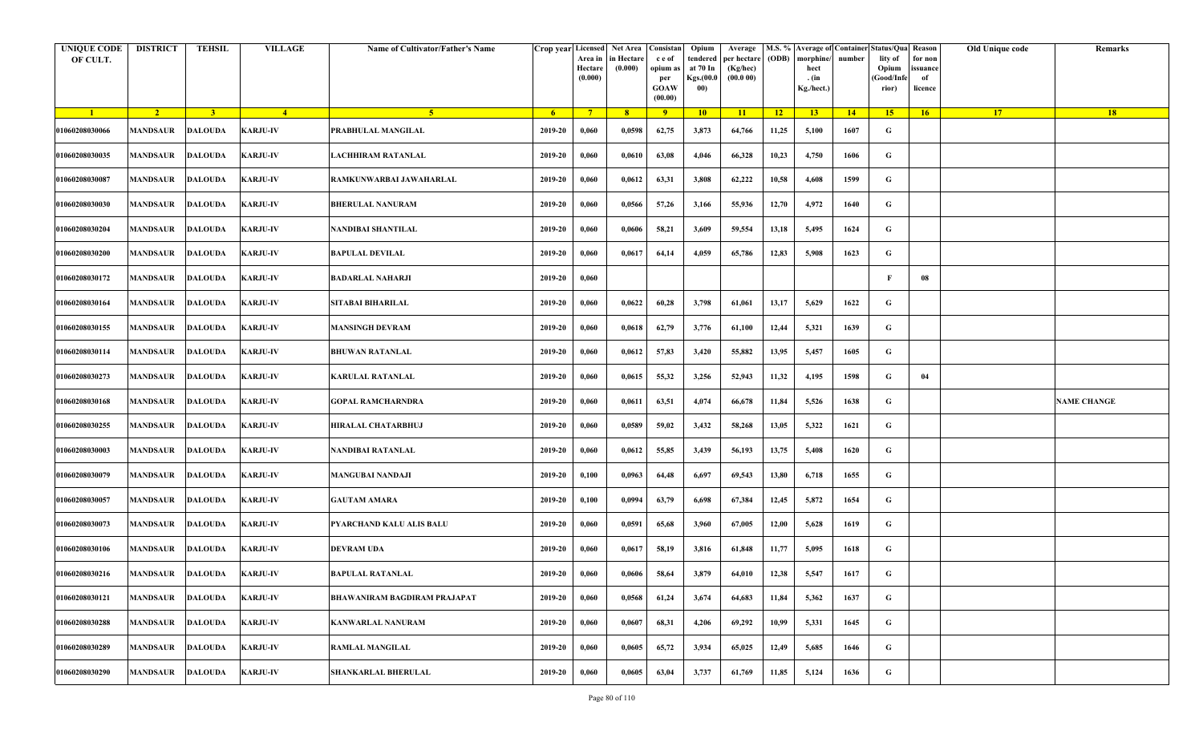| UNIQUE CODE OF CULT. | DISTRICT | TEHSIL | VILLAGE | Name of Cultivator/Father's Name | Crop year | Licensed Area in Hectare (0.000) | Net Area in Hectare (0.000) | Consistance of opium as per GOAW (00.00) | Opium tendered at 70 In Kgs.(00.000) | Average per hectare (Kg/hec) (00.0 00) | M.S. % (ODB) | Average of morphine/hect. (in Kg./hect.) | Container number | Status/Quality of Opium (Good/Inferior) | Reason for non issuance of licence | Old Unique code | Remarks |
|---|---|---|---|---|---|---|---|---|---|---|---|---|---|---|---|---|---|
| 1 | 2 | 3 | 4 | 5 | 6 | 7 | 8 | 9 | 10 | 11 | 12 | 13 | 14 | 15 | 16 | 17 | 18 |
| 01060208030066 | MANDSAUR | DALOUDA | KARJU-IV | PRABHULAL MANGILAL | 2019-20 | 0,060 | 0,0598 | 62,75 | 3,873 | 64,766 | 11,25 | 5,100 | 1607 | G | | | |
| 01060208030035 | MANDSAUR | DALOUDA | KARJU-IV | LACHHIRAM RATANLAL | 2019-20 | 0,060 | 0,0610 | 63,08 | 4,046 | 66,328 | 10,23 | 4,750 | 1606 | G | | | |
| 01060208030087 | MANDSAUR | DALOUDA | KARJU-IV | RAMKUNWARBAI JAWAHARLAL | 2019-20 | 0,060 | 0,0612 | 63,31 | 3,808 | 62,222 | 10,58 | 4,608 | 1599 | G | | | |
| 01060208030030 | MANDSAUR | DALOUDA | KARJU-IV | BHERULAL NANURAM | 2019-20 | 0,060 | 0,0566 | 57,26 | 3,166 | 55,936 | 12,70 | 4,972 | 1640 | G | | | |
| 01060208030204 | MANDSAUR | DALOUDA | KARJU-IV | NANDIBAI SHANTILAL | 2019-20 | 0,060 | 0,0606 | 58,21 | 3,609 | 59,554 | 13,18 | 5,495 | 1624 | G | | | |
| 01060208030200 | MANDSAUR | DALOUDA | KARJU-IV | BAPULAL DEVILAL | 2019-20 | 0,060 | 0,0617 | 64,14 | 4,059 | 65,786 | 12,83 | 5,908 | 1623 | G | | | |
| 01060208030172 | MANDSAUR | DALOUDA | KARJU-IV | BADARLAL NAHARJI | 2019-20 | 0,060 | | | | | | | | F | 08 | | |
| 01060208030164 | MANDSAUR | DALOUDA | KARJU-IV | SITABAI BIHARILAL | 2019-20 | 0,060 | 0,0622 | 60,28 | 3,798 | 61,061 | 13,17 | 5,629 | 1622 | G | | | |
| 01060208030155 | MANDSAUR | DALOUDA | KARJU-IV | MANSINGH DEVRAM | 2019-20 | 0,060 | 0,0618 | 62,79 | 3,776 | 61,100 | 12,44 | 5,321 | 1639 | G | | | |
| 01060208030114 | MANDSAUR | DALOUDA | KARJU-IV | BHUWAN RATANLAL | 2019-20 | 0,060 | 0,0612 | 57,83 | 3,420 | 55,882 | 13,95 | 5,457 | 1605 | G | | | |
| 01060208030273 | MANDSAUR | DALOUDA | KARJU-IV | KARULAL RATANLAL | 2019-20 | 0,060 | 0,0615 | 55,32 | 3,256 | 52,943 | 11,32 | 4,195 | 1598 | G | 04 | | |
| 01060208030168 | MANDSAUR | DALOUDA | KARJU-IV | GOPAL RAMCHARNDRA | 2019-20 | 0,060 | 0,0611 | 63,51 | 4,074 | 66,678 | 11,84 | 5,526 | 1638 | G | | | NAME CHANGE |
| 01060208030255 | MANDSAUR | DALOUDA | KARJU-IV | HIRALAL CHATARBHUJ | 2019-20 | 0,060 | 0,0589 | 59,02 | 3,432 | 58,268 | 13,05 | 5,322 | 1621 | G | | | |
| 01060208030003 | MANDSAUR | DALOUDA | KARJU-IV | NANDIBAI RATANLAL | 2019-20 | 0,060 | 0,0612 | 55,85 | 3,439 | 56,193 | 13,75 | 5,408 | 1620 | G | | | |
| 01060208030079 | MANDSAUR | DALOUDA | KARJU-IV | MANGUBAI NANDAJI | 2019-20 | 0,100 | 0,0963 | 64,48 | 6,697 | 69,543 | 13,80 | 6,718 | 1655 | G | | | |
| 01060208030057 | MANDSAUR | DALOUDA | KARJU-IV | GAUTAM AMARA | 2019-20 | 0,100 | 0,0994 | 63,79 | 6,698 | 67,384 | 12,45 | 5,872 | 1654 | G | | | |
| 01060208030073 | MANDSAUR | DALOUDA | KARJU-IV | PYARCHAND KALU ALIS BALU | 2019-20 | 0,060 | 0,0591 | 65,68 | 3,960 | 67,005 | 12,00 | 5,628 | 1619 | G | | | |
| 01060208030106 | MANDSAUR | DALOUDA | KARJU-IV | DEVRAM UDA | 2019-20 | 0,060 | 0,0617 | 58,19 | 3,816 | 61,848 | 11,77 | 5,095 | 1618 | G | | | |
| 01060208030216 | MANDSAUR | DALOUDA | KARJU-IV | BAPULAL RATANLAL | 2019-20 | 0,060 | 0,0606 | 58,64 | 3,879 | 64,010 | 12,38 | 5,547 | 1617 | G | | | |
| 01060208030121 | MANDSAUR | DALOUDA | KARJU-IV | BHAWANIRAM BAGDIRAM PRAJAPAT | 2019-20 | 0,060 | 0,0568 | 61,24 | 3,674 | 64,683 | 11,84 | 5,362 | 1637 | G | | | |
| 01060208030288 | MANDSAUR | DALOUDA | KARJU-IV | KANWARLAL NANURAM | 2019-20 | 0,060 | 0,0607 | 68,31 | 4,206 | 69,292 | 10,99 | 5,331 | 1645 | G | | | |
| 01060208030289 | MANDSAUR | DALOUDA | KARJU-IV | RAMLAL MANGILAL | 2019-20 | 0,060 | 0,0605 | 65,72 | 3,934 | 65,025 | 12,49 | 5,685 | 1646 | G | | | |
| 01060208030290 | MANDSAUR | DALOUDA | KARJU-IV | SHANKARLAL BHERULAL | 2019-20 | 0,060 | 0,0605 | 63,04 | 3,737 | 61,769 | 11,85 | 5,124 | 1636 | G | | | |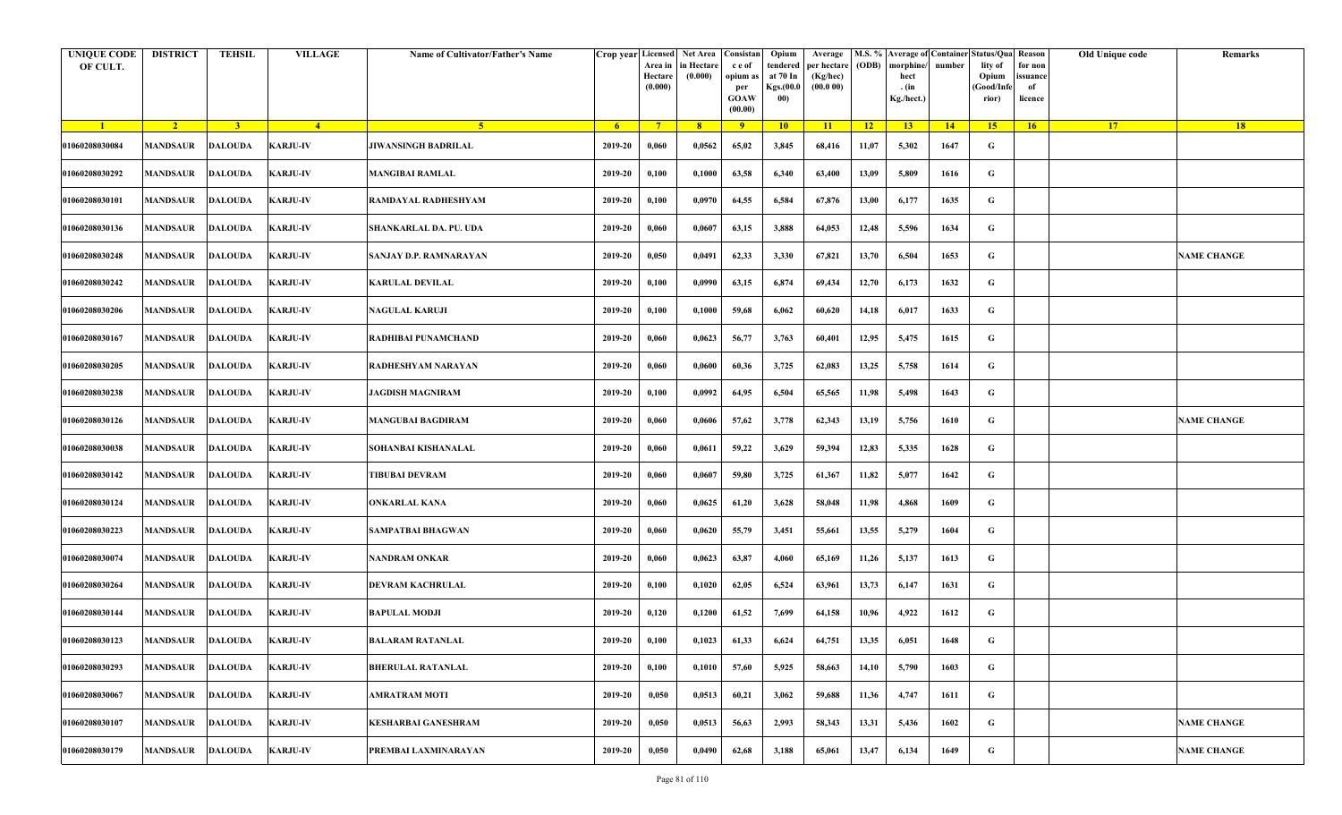| UNIQUE CODE OF CULT. | DISTRICT | TEHSIL | VILLAGE | Name of Cultivator/Father's Name | Crop year | Licensed Area in Hectare (0.000) | Net Area in Hectare (0.000) | Consistance of opium as per GOAW (00.00) | Opium tendered at 70 In Kgs.(00.000) | Average per hectare (Kg/hec) (00.0 00) | M.S. % (ODB) | Average of morphine/hect. (in Kg./hect.) | Container number | Status/Quality of Opium (Good/Inferior) | Reason for non issuance of licence | Old Unique code | Remarks |
|---|---|---|---|---|---|---|---|---|---|---|---|---|---|---|---|---|---|
| 1 | 2 | 3 | 4 | 5 | 6 | 7 | 8 | 9 | 10 | 11 | 12 | 13 | 14 | 15 | 16 | 17 | 18 |
| 01060208030084 | MANDSAUR | DALOUDA | KARJU-IV | JIWANSINGH BADRILAL | 2019-20 | 0,060 | 0,0562 | 65,02 | 3,845 | 68,416 | 11,07 | 5,302 | 1647 | G | | | |
| 01060208030292 | MANDSAUR | DALOUDA | KARJU-IV | MANGIBAI RAMLAL | 2019-20 | 0,100 | 0,1000 | 63,58 | 6,340 | 63,400 | 13,09 | 5,809 | 1616 | G | | | |
| 01060208030101 | MANDSAUR | DALOUDA | KARJU-IV | RAMDAYAL RADHESHYAM | 2019-20 | 0,100 | 0,0970 | 64,55 | 6,584 | 67,876 | 13,00 | 6,177 | 1635 | G | | | |
| 01060208030136 | MANDSAUR | DALOUDA | KARJU-IV | SHANKARLAL DA. PU. UDA | 2019-20 | 0,060 | 0,0607 | 63,15 | 3,888 | 64,053 | 12,48 | 5,596 | 1634 | G | | | |
| 01060208030248 | MANDSAUR | DALOUDA | KARJU-IV | SANJAY D.P. RAMNARAYAN | 2019-20 | 0,050 | 0,0491 | 62,33 | 3,330 | 67,821 | 13,70 | 6,504 | 1653 | G | | | NAME CHANGE |
| 01060208030242 | MANDSAUR | DALOUDA | KARJU-IV | KARULAL DEVILAL | 2019-20 | 0,100 | 0,0990 | 63,15 | 6,874 | 69,434 | 12,70 | 6,173 | 1632 | G | | | |
| 01060208030206 | MANDSAUR | DALOUDA | KARJU-IV | NAGULAL KARUJI | 2019-20 | 0,100 | 0,1000 | 59,68 | 6,062 | 60,620 | 14,18 | 6,017 | 1633 | G | | | |
| 01060208030167 | MANDSAUR | DALOUDA | KARJU-IV | RADHIBAI PUNAMCHAND | 2019-20 | 0,060 | 0,0623 | 56,77 | 3,763 | 60,401 | 12,95 | 5,475 | 1615 | G | | | |
| 01060208030205 | MANDSAUR | DALOUDA | KARJU-IV | RADHESHYAM NARAYAN | 2019-20 | 0,060 | 0,0600 | 60,36 | 3,725 | 62,083 | 13,25 | 5,758 | 1614 | G | | | |
| 01060208030238 | MANDSAUR | DALOUDA | KARJU-IV | JAGDISH MAGNIRAM | 2019-20 | 0,100 | 0,0992 | 64,95 | 6,504 | 65,565 | 11,98 | 5,498 | 1643 | G | | | |
| 01060208030126 | MANDSAUR | DALOUDA | KARJU-IV | MANGUBAI BAGDIRAM | 2019-20 | 0,060 | 0,0606 | 57,62 | 3,778 | 62,343 | 13,19 | 5,756 | 1610 | G | | | NAME CHANGE |
| 01060208030038 | MANDSAUR | DALOUDA | KARJU-IV | SOHANBAI KISHANALAL | 2019-20 | 0,060 | 0,0611 | 59,22 | 3,629 | 59,394 | 12,83 | 5,335 | 1628 | G | | | |
| 01060208030142 | MANDSAUR | DALOUDA | KARJU-IV | TIBUBAI DEVRAM | 2019-20 | 0,060 | 0,0607 | 59,80 | 3,725 | 61,367 | 11,82 | 5,077 | 1642 | G | | | |
| 01060208030124 | MANDSAUR | DALOUDA | KARJU-IV | ONKARLAL KANA | 2019-20 | 0,060 | 0,0625 | 61,20 | 3,628 | 58,048 | 11,98 | 4,868 | 1609 | G | | | |
| 01060208030223 | MANDSAUR | DALOUDA | KARJU-IV | SAMPATBAI BHAGWAN | 2019-20 | 0,060 | 0,0620 | 55,79 | 3,451 | 55,661 | 13,55 | 5,279 | 1604 | G | | | |
| 01060208030074 | MANDSAUR | DALOUDA | KARJU-IV | NANDRAM ONKAR | 2019-20 | 0,060 | 0,0623 | 63,87 | 4,060 | 65,169 | 11,26 | 5,137 | 1613 | G | | | |
| 01060208030264 | MANDSAUR | DALOUDA | KARJU-IV | DEVRAM KACHRULAL | 2019-20 | 0,100 | 0,1020 | 62,05 | 6,524 | 63,961 | 13,73 | 6,147 | 1631 | G | | | |
| 01060208030144 | MANDSAUR | DALOUDA | KARJU-IV | BAPULAL MODJI | 2019-20 | 0,120 | 0,1200 | 61,52 | 7,699 | 64,158 | 10,96 | 4,922 | 1612 | G | | | |
| 01060208030123 | MANDSAUR | DALOUDA | KARJU-IV | BALARAM RATANLAL | 2019-20 | 0,100 | 0,1023 | 61,33 | 6,624 | 64,751 | 13,35 | 6,051 | 1648 | G | | | |
| 01060208030293 | MANDSAUR | DALOUDA | KARJU-IV | BHERULAL RATANLAL | 2019-20 | 0,100 | 0,1010 | 57,60 | 5,925 | 58,663 | 14,10 | 5,790 | 1603 | G | | | |
| 01060208030067 | MANDSAUR | DALOUDA | KARJU-IV | AMRATRAM MOTI | 2019-20 | 0,050 | 0,0513 | 60,21 | 3,062 | 59,688 | 11,36 | 4,747 | 1611 | G | | | |
| 01060208030107 | MANDSAUR | DALOUDA | KARJU-IV | KESHARBAI GANESHRAM | 2019-20 | 0,050 | 0,0513 | 56,63 | 2,993 | 58,343 | 13,31 | 5,436 | 1602 | G | | | NAME CHANGE |
| 01060208030179 | MANDSAUR | DALOUDA | KARJU-IV | PREMBAI LAXMINARAYAN | 2019-20 | 0,050 | 0,0490 | 62,68 | 3,188 | 65,061 | 13,47 | 6,134 | 1649 | G | | | NAME CHANGE |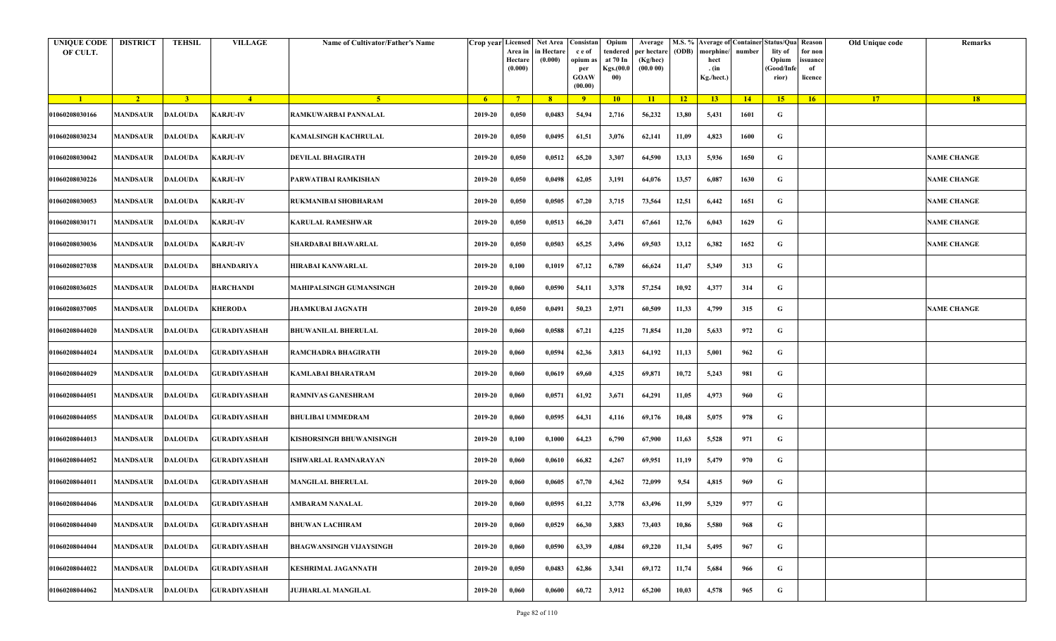| UNIQUE CODE OF CULT. | DISTRICT | TEHSIL | VILLAGE | Name of Cultivator/Father's Name | Crop year | Licensed Area in Hectare (0.000) | Net Area in Hectare (0.000) | Consistance of opium as per GOAW (00.00) | Opium tendered at 70 In Kgs.(00.000) | Average per hectare (Kg/hec) (00.0 00) | M.S. % (ODB) | Average of morphine/hect . (in Kg./hect.) | Container number | Status/Quality of Opium (Good/Inferior) | Reason for non issuance of licence | Old Unique code | Remarks |
|---|---|---|---|---|---|---|---|---|---|---|---|---|---|---|---|---|---|
| 1 | 2 | 3 | 4 | 5 | 6 | 7 | 8 | 9 | 10 | 11 | 12 | 13 | 14 | 15 | 16 | 17 | 18 |
| 01060208030166 | MANDSAUR | DALOUDA | KARJU-IV | RAMKUWARBAI PANNALAL | 2019-20 | 0,050 | 0,0483 | 54,94 | 2,716 | 56,232 | 13,80 | 5,431 | 1601 | G | | | |
| 01060208030234 | MANDSAUR | DALOUDA | KARJU-IV | KAMALSINGH KACHRULAL | 2019-20 | 0,050 | 0,0495 | 61,51 | 3,076 | 62,141 | 11,09 | 4,823 | 1600 | G | | | |
| 01060208030042 | MANDSAUR | DALOUDA | KARJU-IV | DEVILAL BHAGIRATH | 2019-20 | 0,050 | 0,0512 | 65,20 | 3,307 | 64,590 | 13,13 | 5,936 | 1650 | G | | | NAME CHANGE |
| 01060208030226 | MANDSAUR | DALOUDA | KARJU-IV | PARWATIBAI RAMKISHAN | 2019-20 | 0,050 | 0,0498 | 62,05 | 3,191 | 64,076 | 13,57 | 6,087 | 1630 | G | | | NAME CHANGE |
| 01060208030053 | MANDSAUR | DALOUDA | KARJU-IV | RUKMANIBAI SHOBHARAM | 2019-20 | 0,050 | 0,0505 | 67,20 | 3,715 | 73,564 | 12,51 | 6,442 | 1651 | G | | | NAME CHANGE |
| 01060208030171 | MANDSAUR | DALOUDA | KARJU-IV | KARULAL RAMESHWAR | 2019-20 | 0,050 | 0,0513 | 66,20 | 3,471 | 67,661 | 12,76 | 6,043 | 1629 | G | | | NAME CHANGE |
| 01060208030036 | MANDSAUR | DALOUDA | KARJU-IV | SHARDABAI BHAWARLAL | 2019-20 | 0,050 | 0,0503 | 65,25 | 3,496 | 69,503 | 13,12 | 6,382 | 1652 | G | | | NAME CHANGE |
| 01060208027038 | MANDSAUR | DALOUDA | BHANDARIYA | HIRABAI KANWARLAL | 2019-20 | 0,100 | 0,1019 | 67,12 | 6,789 | 66,624 | 11,47 | 5,349 | 313 | G | | | |
| 01060208036025 | MANDSAUR | DALOUDA | HARCHANDI | MAHIPALSINGH GUMANSINGH | 2019-20 | 0,060 | 0,0590 | 54,11 | 3,378 | 57,254 | 10,92 | 4,377 | 314 | G | | | |
| 01060208037005 | MANDSAUR | DALOUDA | KHERODA | JHAMKUBAI JAGNATH | 2019-20 | 0,050 | 0,0491 | 50,23 | 2,971 | 60,509 | 11,33 | 4,799 | 315 | G | | | NAME CHANGE |
| 01060208044020 | MANDSAUR | DALOUDA | GURADIYASHAH | BHUWANILAL BHERULAL | 2019-20 | 0,060 | 0,0588 | 67,21 | 4,225 | 71,854 | 11,20 | 5,633 | 972 | G | | | |
| 01060208044024 | MANDSAUR | DALOUDA | GURADIYASHAH | RAMCHADRA BHAGIRATH | 2019-20 | 0,060 | 0,0594 | 62,36 | 3,813 | 64,192 | 11,13 | 5,001 | 962 | G | | | |
| 01060208044029 | MANDSAUR | DALOUDA | GURADIYASHAH | KAMLABAI BHARATRAM | 2019-20 | 0,060 | 0,0619 | 69,60 | 4,325 | 69,871 | 10,72 | 5,243 | 981 | G | | | |
| 01060208044051 | MANDSAUR | DALOUDA | GURADIYASHAH | RAMNIVAS GANESHRAM | 2019-20 | 0,060 | 0,0571 | 61,92 | 3,671 | 64,291 | 11,05 | 4,973 | 960 | G | | | |
| 01060208044055 | MANDSAUR | DALOUDA | GURADIYASHAH | BHULIBAI UMMEDRAM | 2019-20 | 0,060 | 0,0595 | 64,31 | 4,116 | 69,176 | 10,48 | 5,075 | 978 | G | | | |
| 01060208044013 | MANDSAUR | DALOUDA | GURADIYASHAH | KISHORSINGH BHUWANISINGH | 2019-20 | 0,100 | 0,1000 | 64,23 | 6,790 | 67,900 | 11,63 | 5,528 | 971 | G | | | |
| 01060208044052 | MANDSAUR | DALOUDA | GURADIYASHAH | ISHWARLAL RAMNARAYAN | 2019-20 | 0,060 | 0,0610 | 66,82 | 4,267 | 69,951 | 11,19 | 5,479 | 970 | G | | | |
| 01060208044011 | MANDSAUR | DALOUDA | GURADIYASHAH | MANGILAL BHERULAL | 2019-20 | 0,060 | 0,0605 | 67,70 | 4,362 | 72,099 | 9,54 | 4,815 | 969 | G | | | |
| 01060208044046 | MANDSAUR | DALOUDA | GURADIYASHAH | AMBARAM NANALAL | 2019-20 | 0,060 | 0,0595 | 61,22 | 3,778 | 63,496 | 11,99 | 5,329 | 977 | G | | | |
| 01060208044040 | MANDSAUR | DALOUDA | GURADIYASHAH | BHUWAN LACHIRAM | 2019-20 | 0,060 | 0,0529 | 66,30 | 3,883 | 73,403 | 10,86 | 5,580 | 968 | G | | | |
| 01060208044044 | MANDSAUR | DALOUDA | GURADIYASHAH | BHAGWANSINGH VIJAYSINGH | 2019-20 | 0,060 | 0,0590 | 63,39 | 4,084 | 69,220 | 11,34 | 5,495 | 967 | G | | | |
| 01060208044022 | MANDSAUR | DALOUDA | GURADIYASHAH | KESHRIMAL JAGANNATH | 2019-20 | 0,050 | 0,0483 | 62,86 | 3,341 | 69,172 | 11,74 | 5,684 | 966 | G | | | |
| 01060208044062 | MANDSAUR | DALOUDA | GURADIYASHAH | JUJHARLAL MANGILAL | 2019-20 | 0,060 | 0,0600 | 60,72 | 3,912 | 65,200 | 10,03 | 4,578 | 965 | G | | | |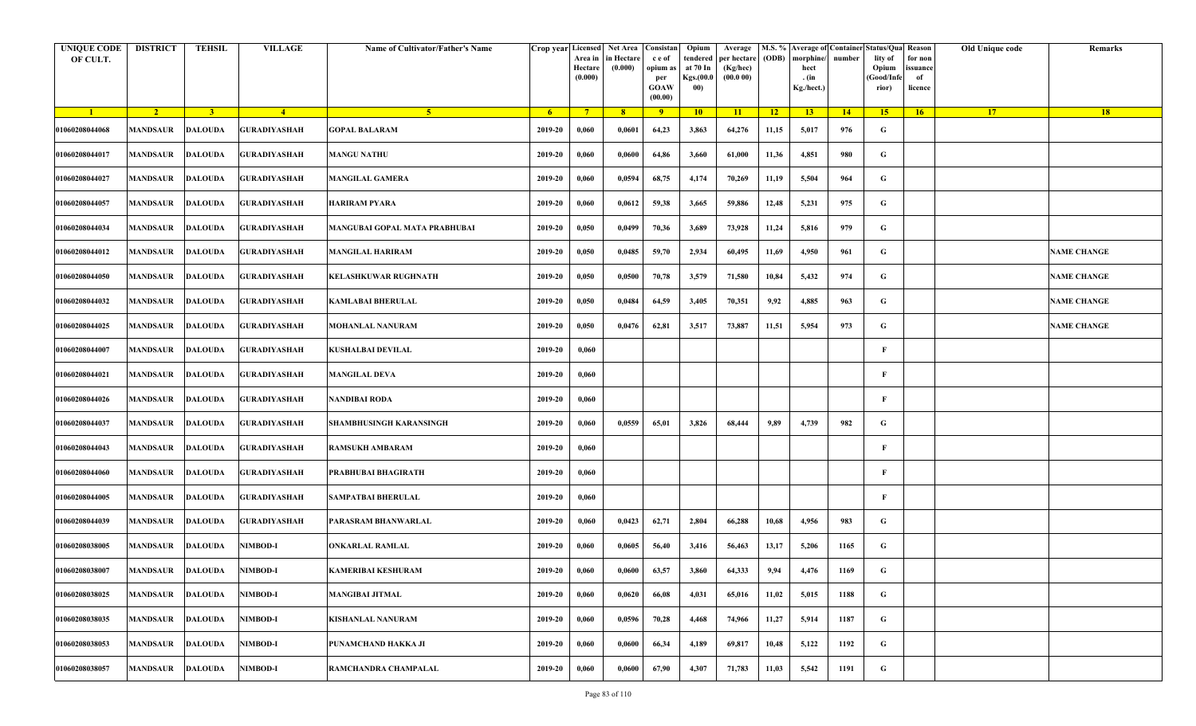| UNIQUE CODE OF CULT. | DISTRICT | TEHSIL | VILLAGE | Name of Cultivator/Father's Name | Crop year | Licensed Area in Hectare (0.000) | Net Area in Hectare (0.000) | Consistance of opium as per GOAW (00.00) | Opium tendered at 70 In Kgs.(00.000) | Average per hectare (Kg/hec) (00.0 00) | M.S. % (ODB) | Average of morphine/hect. (in Kg./hect.) | Container number | Status/Quality of Opium (Good/Inferior) | Reason for non issuance of licence | Old Unique code | Remarks |
|---|---|---|---|---|---|---|---|---|---|---|---|---|---|---|---|---|---|
| 1 | 2 | 3 | 4 | 5 | 6 | 7 | 8 | 9 | 10 | 11 | 12 | 13 | 14 | 15 | 16 | 17 | 18 |
| 01060208044068 | MANDSAUR | DALOUDA | GURADIYASHAH | GOPAL BALARAM | 2019-20 | 0,060 | 0,0601 | 64,23 | 3,863 | 64,276 | 11,15 | 5,017 | 976 | G | | | |
| 01060208044017 | MANDSAUR | DALOUDA | GURADIYASHAH | MANGU NATHU | 2019-20 | 0,060 | 0,0600 | 64,86 | 3,660 | 61,000 | 11,36 | 4,851 | 980 | G | | | |
| 01060208044027 | MANDSAUR | DALOUDA | GURADIYASHAH | MANGILAL GAMERA | 2019-20 | 0,060 | 0,0594 | 68,75 | 4,174 | 70,269 | 11,19 | 5,504 | 964 | G | | | |
| 01060208044057 | MANDSAUR | DALOUDA | GURADIYASHAH | HARIRAM PYARA | 2019-20 | 0,060 | 0,0612 | 59,38 | 3,665 | 59,886 | 12,48 | 5,231 | 975 | G | | | |
| 01060208044034 | MANDSAUR | DALOUDA | GURADIYASHAH | MANGUBAI GOPAL MATA PRABHUBAI | 2019-20 | 0,050 | 0,0499 | 70,36 | 3,689 | 73,928 | 11,24 | 5,816 | 979 | G | | | |
| 01060208044012 | MANDSAUR | DALOUDA | GURADIYASHAH | MANGILAL HARIRAM | 2019-20 | 0,050 | 0,0485 | 59,70 | 2,934 | 60,495 | 11,69 | 4,950 | 961 | G | | | NAME CHANGE |
| 01060208044050 | MANDSAUR | DALOUDA | GURADIYASHAH | KELASHKUWAR RUGHNATH | 2019-20 | 0,050 | 0,0500 | 70,78 | 3,579 | 71,580 | 10,84 | 5,432 | 974 | G | | | NAME CHANGE |
| 01060208044032 | MANDSAUR | DALOUDA | GURADIYASHAH | KAMLABAI BHERULAL | 2019-20 | 0,050 | 0,0484 | 64,59 | 3,405 | 70,351 | 9,92 | 4,885 | 963 | G | | | NAME CHANGE |
| 01060208044025 | MANDSAUR | DALOUDA | GURADIYASHAH | MOHANLAL NANURAM | 2019-20 | 0,050 | 0,0476 | 62,81 | 3,517 | 73,887 | 11,51 | 5,954 | 973 | G | | | NAME CHANGE |
| 01060208044007 | MANDSAUR | DALOUDA | GURADIYASHAH | KUSHALBAI DEVILAL | 2019-20 | 0,060 | | | | | | | | F | | | |
| 01060208044021 | MANDSAUR | DALOUDA | GURADIYASHAH | MANGILAL DEVA | 2019-20 | 0,060 | | | | | | | | F | | | |
| 01060208044026 | MANDSAUR | DALOUDA | GURADIYASHAH | NANDIBAI RODA | 2019-20 | 0,060 | | | | | | | | F | | | |
| 01060208044037 | MANDSAUR | DALOUDA | GURADIYASHAH | SHAMBHUSINGH KARANSINGH | 2019-20 | 0,060 | 0,0559 | 65,01 | 3,826 | 68,444 | 9,89 | 4,739 | 982 | G | | | |
| 01060208044043 | MANDSAUR | DALOUDA | GURADIYASHAH | RAMSUKH AMBARAM | 2019-20 | 0,060 | | | | | | | | F | | | |
| 01060208044060 | MANDSAUR | DALOUDA | GURADIYASHAH | PRABHUBAI BHAGIRATH | 2019-20 | 0,060 | | | | | | | | F | | | |
| 01060208044005 | MANDSAUR | DALOUDA | GURADIYASHAH | SAMPATBAI BHERULAL | 2019-20 | 0,060 | | | | | | | | F | | | |
| 01060208044039 | MANDSAUR | DALOUDA | GURADIYASHAH | PARASRAM BHANWARLAL | 2019-20 | 0,060 | 0,0423 | 62,71 | 2,804 | 66,288 | 10,68 | 4,956 | 983 | G | | | |
| 01060208038005 | MANDSAUR | DALOUDA | NIMBOD-I | ONKARLAL RAMLAL | 2019-20 | 0,060 | 0,0605 | 56,40 | 3,416 | 56,463 | 13,17 | 5,206 | 1165 | G | | | |
| 01060208038007 | MANDSAUR | DALOUDA | NIMBOD-I | KAMERIBAI KESHURAM | 2019-20 | 0,060 | 0,0600 | 63,57 | 3,860 | 64,333 | 9,94 | 4,476 | 1169 | G | | | |
| 01060208038025 | MANDSAUR | DALOUDA | NIMBOD-I | MANGIBAI JITMAL | 2019-20 | 0,060 | 0,0620 | 66,08 | 4,031 | 65,016 | 11,02 | 5,015 | 1188 | G | | | |
| 01060208038035 | MANDSAUR | DALOUDA | NIMBOD-I | KISHANLAL NANURAM | 2019-20 | 0,060 | 0,0596 | 70,28 | 4,468 | 74,966 | 11,27 | 5,914 | 1187 | G | | | |
| 01060208038053 | MANDSAUR | DALOUDA | NIMBOD-I | PUNAMCHAND HAKKA JI | 2019-20 | 0,060 | 0,0600 | 66,34 | 4,189 | 69,817 | 10,48 | 5,122 | 1192 | G | | | |
| 01060208038057 | MANDSAUR | DALOUDA | NIMBOD-I | RAMCHANDRA CHAMPALAL | 2019-20 | 0,060 | 0,0600 | 67,90 | 4,307 | 71,783 | 11,03 | 5,542 | 1191 | G | | | |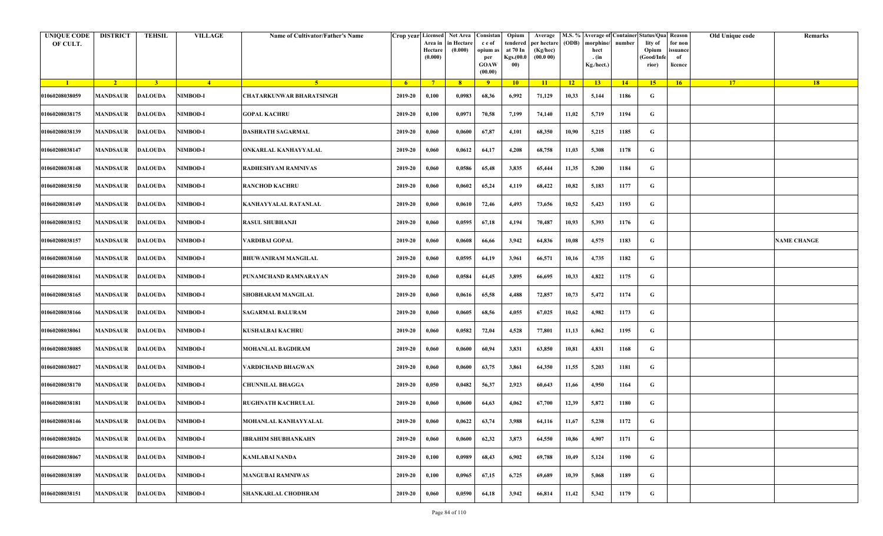| UNIQUE CODE OF CULT. | DISTRICT | TEHSIL | VILLAGE | Name of Cultivator/Father's Name | Crop year | Licensed Area in Hectare (0.000) | Net Area in Hectare (0.000) | Consistance of opium as per GOAW (00.00) | Opium tendered at 70 In Kgs.(00.000) | Average per hectare (Kg/hec) (00.0 00) | M.S. % (ODB) | Average of morphine/hect. (in Kg./hect.) | Container number | Status/Quality of Opium (Good/Inferior) | Reason for non issuance of licence | Old Unique code | Remarks |
|---|---|---|---|---|---|---|---|---|---|---|---|---|---|---|---|---|---|
| 1 | 2 | 3 | 4 | 5 | 6 | 7 | 8 | 9 | 10 | 11 | 12 | 13 | 14 | 15 | 16 | 17 | 18 |
| 01060208038059 | MANDSAUR | DALOUDA | NIMBOD-I | CHATARKUNWAR BHARATSINGH | 2019-20 | 0,100 | 0,0983 | 68,36 | 6,992 | 71,129 | 10,33 | 5,144 | 1186 | G | | | |
| 01060208038175 | MANDSAUR | DALOUDA | NIMBOD-I | GOPAL KACHRU | 2019-20 | 0,100 | 0,0971 | 70,58 | 7,199 | 74,140 | 11,02 | 5,719 | 1194 | G | | | |
| 01060208038139 | MANDSAUR | DALOUDA | NIMBOD-I | DASHRATH SAGARMAL | 2019-20 | 0,060 | 0,0600 | 67,87 | 4,101 | 68,350 | 10,90 | 5,215 | 1185 | G | | | |
| 01060208038147 | MANDSAUR | DALOUDA | NIMBOD-I | ONKARLAL KANHAYYALAL | 2019-20 | 0,060 | 0,0612 | 64,17 | 4,208 | 68,758 | 11,03 | 5,308 | 1178 | G | | | |
| 01060208038148 | MANDSAUR | DALOUDA | NIMBOD-I | RADHESHYAM RAMNIVAS | 2019-20 | 0,060 | 0,0586 | 65,48 | 3,835 | 65,444 | 11,35 | 5,200 | 1184 | G | | | |
| 01060208038150 | MANDSAUR | DALOUDA | NIMBOD-I | RANCHOD KACHRU | 2019-20 | 0,060 | 0,0602 | 65,24 | 4,119 | 68,422 | 10,82 | 5,183 | 1177 | G | | | |
| 01060208038149 | MANDSAUR | DALOUDA | NIMBOD-I | KANHAYYALAL RATANLAL | 2019-20 | 0,060 | 0,0610 | 72,46 | 4,493 | 73,656 | 10,52 | 5,423 | 1193 | G | | | |
| 01060208038152 | MANDSAUR | DALOUDA | NIMBOD-I | RASUL SHUBHANJI | 2019-20 | 0,060 | 0,0595 | 67,18 | 4,194 | 70,487 | 10,93 | 5,393 | 1176 | G | | | |
| 01060208038157 | MANDSAUR | DALOUDA | NIMBOD-I | VARDIBAI GOPAL | 2019-20 | 0,060 | 0,0608 | 66,66 | 3,942 | 64,836 | 10,08 | 4,575 | 1183 | G | | | NAME CHANGE |
| 01060208038160 | MANDSAUR | DALOUDA | NIMBOD-I | BHUWANIRAM MANGILAL | 2019-20 | 0,060 | 0,0595 | 64,19 | 3,961 | 66,571 | 10,16 | 4,735 | 1182 | G | | | |
| 01060208038161 | MANDSAUR | DALOUDA | NIMBOD-I | PUNAMCHAND RAMNARAYAN | 2019-20 | 0,060 | 0,0584 | 64,45 | 3,895 | 66,695 | 10,33 | 4,822 | 1175 | G | | | |
| 01060208038165 | MANDSAUR | DALOUDA | NIMBOD-I | SHOBHARAM MANGILAL | 2019-20 | 0,060 | 0,0616 | 65,58 | 4,488 | 72,857 | 10,73 | 5,472 | 1174 | G | | | |
| 01060208038166 | MANDSAUR | DALOUDA | NIMBOD-I | SAGARMAL BALURAM | 2019-20 | 0,060 | 0,0605 | 68,56 | 4,055 | 67,025 | 10,62 | 4,982 | 1173 | G | | | |
| 01060208038061 | MANDSAUR | DALOUDA | NIMBOD-I | KUSHALBAI KACHRU | 2019-20 | 0,060 | 0,0582 | 72,04 | 4,528 | 77,801 | 11,13 | 6,062 | 1195 | G | | | |
| 01060208038085 | MANDSAUR | DALOUDA | NIMBOD-I | MOHANLAL BAGDIRAM | 2019-20 | 0,060 | 0,0600 | 60,94 | 3,831 | 63,850 | 10,81 | 4,831 | 1168 | G | | | |
| 01060208038027 | MANDSAUR | DALOUDA | NIMBOD-I | VARDICHAND BHAGWAN | 2019-20 | 0,060 | 0,0600 | 63,75 | 3,861 | 64,350 | 11,55 | 5,203 | 1181 | G | | | |
| 01060208038170 | MANDSAUR | DALOUDA | NIMBOD-I | CHUNNILAL BHAGGA | 2019-20 | 0,050 | 0,0482 | 56,37 | 2,923 | 60,643 | 11,66 | 4,950 | 1164 | G | | | |
| 01060208038181 | MANDSAUR | DALOUDA | NIMBOD-I | RUGHNATH KACHRULAL | 2019-20 | 0,060 | 0,0600 | 64,63 | 4,062 | 67,700 | 12,39 | 5,872 | 1180 | G | | | |
| 01060208038146 | MANDSAUR | DALOUDA | NIMBOD-I | MOHANLAL KANHAYYALAL | 2019-20 | 0,060 | 0,0622 | 63,74 | 3,988 | 64,116 | 11,67 | 5,238 | 1172 | G | | | |
| 01060208038026 | MANDSAUR | DALOUDA | NIMBOD-I | IBRAHIM SHUBHANKAHN | 2019-20 | 0,060 | 0,0600 | 62,32 | 3,873 | 64,550 | 10,86 | 4,907 | 1171 | G | | | |
| 01060208038067 | MANDSAUR | DALOUDA | NIMBOD-I | KAMLABAI NANDA | 2019-20 | 0,100 | 0,0989 | 68,43 | 6,902 | 69,788 | 10,49 | 5,124 | 1190 | G | | | |
| 01060208038189 | MANDSAUR | DALOUDA | NIMBOD-I | MANGUBAI RAMNIWAS | 2019-20 | 0,100 | 0,0965 | 67,15 | 6,725 | 69,689 | 10,39 | 5,068 | 1189 | G | | | |
| 01060208038151 | MANDSAUR | DALOUDA | NIMBOD-I | SHANKARLAL CHODHRAM | 2019-20 | 0,060 | 0,0590 | 64,18 | 3,942 | 66,814 | 11,42 | 5,342 | 1179 | G | | | |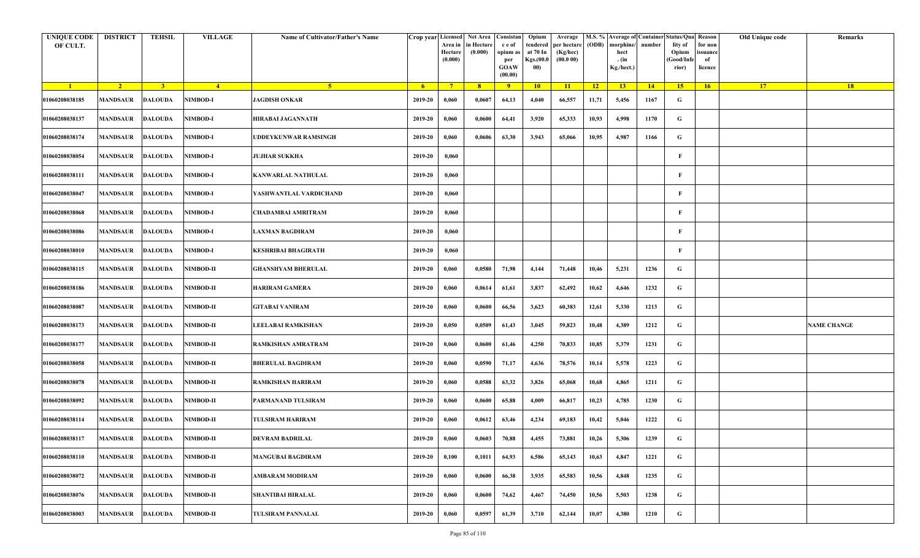| UNIQUE CODE OF CULT. | DISTRICT | TEHSIL | VILLAGE | Name of Cultivator/Father's Name | Crop year | Licensed Area in Hectare (0.000) | Net Area in Hectare (0.000) | Consistan c e of opium as per GOAW (00.00) | Opium tendered at 70 In Kgs.(00.000) | Average per hectare (Kg/hec) (00.0 00) | M.S. % (ODB) | Average of morphine/ hect . (in Kg./hect.) | Container number | Status/Quality of Opium (Good/Inferior) | Reason for non issuance of licence | Old Unique code | Remarks |
|---|---|---|---|---|---|---|---|---|---|---|---|---|---|---|---|---|---|
| 1 | 2 | 3 | 4 | 5 | 6 | 7 | 8 | 9 | 10 | 11 | 12 | 13 | 14 | 15 | 16 | 17 | 18 |
| 01060208038185 | MANDSAUR | DALOUDA | NIMBOD-I | JAGDISH ONKAR | 2019-20 | 0,060 | 0,0607 | 64,13 | 4,040 | 66,557 | 11,71 | 5,456 | 1167 | G | | | |
| 01060208038137 | MANDSAUR | DALOUDA | NIMBOD-I | HIRABAI JAGANNATH | 2019-20 | 0,060 | 0,0600 | 64,41 | 3,920 | 65,333 | 10,93 | 4,998 | 1170 | G | | | |
| 01060208038174 | MANDSAUR | DALOUDA | NIMBOD-I | UDDEYKUNWAR RAMSINGH | 2019-20 | 0,060 | 0,0606 | 63,30 | 3,943 | 65,066 | 10,95 | 4,987 | 1166 | G | | | |
| 01060208038054 | MANDSAUR | DALOUDA | NIMBOD-I | JUJHAR SUKKHA | 2019-20 | 0,060 | | | | | | | | F | | | |
| 01060208038111 | MANDSAUR | DALOUDA | NIMBOD-I | KANWARLAL NATHULAL | 2019-20 | 0,060 | | | | | | | | F | | | |
| 01060208038047 | MANDSAUR | DALOUDA | NIMBOD-I | YASHWANTLAL VARDICHAND | 2019-20 | 0,060 | | | | | | | | F | | | |
| 01060208038068 | MANDSAUR | DALOUDA | NIMBOD-I | CHADAMBAI AMRITRAM | 2019-20 | 0,060 | | | | | | | | F | | | |
| 01060208038086 | MANDSAUR | DALOUDA | NIMBOD-I | LAXMAN BAGDIRAM | 2019-20 | 0,060 | | | | | | | | F | | | |
| 01060208038010 | MANDSAUR | DALOUDA | NIMBOD-I | KESHRIBAI BHAGIRATH | 2019-20 | 0,060 | | | | | | | | F | | | |
| 01060208038115 | MANDSAUR | DALOUDA | NIMBOD-II | GHANSHYAM BHERULAL | 2019-20 | 0,060 | 0,0580 | 71,98 | 4,144 | 71,448 | 10,46 | 5,231 | 1236 | G | | | |
| 01060208038186 | MANDSAUR | DALOUDA | NIMBOD-II | HARIRAM GAMERA | 2019-20 | 0,060 | 0,0614 | 61,61 | 3,837 | 62,492 | 10,62 | 4,646 | 1232 | G | | | |
| 01060208038087 | MANDSAUR | DALOUDA | NIMBOD-II | GITABAI VANIRAM | 2019-20 | 0,060 | 0,0600 | 66,56 | 3,623 | 60,383 | 12,61 | 5,330 | 1213 | G | | | |
| 01060208038173 | MANDSAUR | DALOUDA | NIMBOD-II | LEELABAI RAMKISHAN | 2019-20 | 0,050 | 0,0509 | 61,43 | 3,045 | 59,823 | 10,48 | 4,389 | 1212 | G | | | NAME CHANGE |
| 01060208038177 | MANDSAUR | DALOUDA | NIMBOD-II | RAMKISHAN AMRATRAM | 2019-20 | 0,060 | 0,0600 | 61,46 | 4,250 | 70,833 | 10,85 | 5,379 | 1231 | G | | | |
| 01060208038058 | MANDSAUR | DALOUDA | NIMBOD-II | BHERULAL BAGDIRAM | 2019-20 | 0,060 | 0,0590 | 71,17 | 4,636 | 78,576 | 10,14 | 5,578 | 1223 | G | | | |
| 01060208038078 | MANDSAUR | DALOUDA | NIMBOD-II | RAMKISHAN HARIRAM | 2019-20 | 0,060 | 0,0588 | 63,32 | 3,826 | 65,068 | 10,68 | 4,865 | 1211 | G | | | |
| 01060208038092 | MANDSAUR | DALOUDA | NIMBOD-II | PARMANAND TULSIRAM | 2019-20 | 0,060 | 0,0600 | 65,88 | 4,009 | 66,817 | 10,23 | 4,785 | 1230 | G | | | |
| 01060208038114 | MANDSAUR | DALOUDA | NIMBOD-II | TULSIRAM HARIRAM | 2019-20 | 0,060 | 0,0612 | 63,46 | 4,234 | 69,183 | 10,42 | 5,046 | 1222 | G | | | |
| 01060208038117 | MANDSAUR | DALOUDA | NIMBOD-II | DEVRAM BADRILAL | 2019-20 | 0,060 | 0,0603 | 70,88 | 4,455 | 73,881 | 10,26 | 5,306 | 1239 | G | | | |
| 01060208038110 | MANDSAUR | DALOUDA | NIMBOD-II | MANGUBAI BAGDIRAM | 2019-20 | 0,100 | 0,1011 | 64,93 | 6,586 | 65,143 | 10,63 | 4,847 | 1221 | G | | | |
| 01060208038072 | MANDSAUR | DALOUDA | NIMBOD-II | AMBARAM MODIRAM | 2019-20 | 0,060 | 0,0600 | 66,38 | 3,935 | 65,583 | 10,56 | 4,848 | 1235 | G | | | |
| 01060208038076 | MANDSAUR | DALOUDA | NIMBOD-II | SHANTIBAI HIRALAL | 2019-20 | 0,060 | 0,0600 | 74,62 | 4,467 | 74,450 | 10,56 | 5,503 | 1238 | G | | | |
| 01060208038003 | MANDSAUR | DALOUDA | NIMBOD-II | TULSIRAM PANNALAL | 2019-20 | 0,060 | 0,0597 | 61,39 | 3,710 | 62,144 | 10,07 | 4,380 | 1210 | G | | | |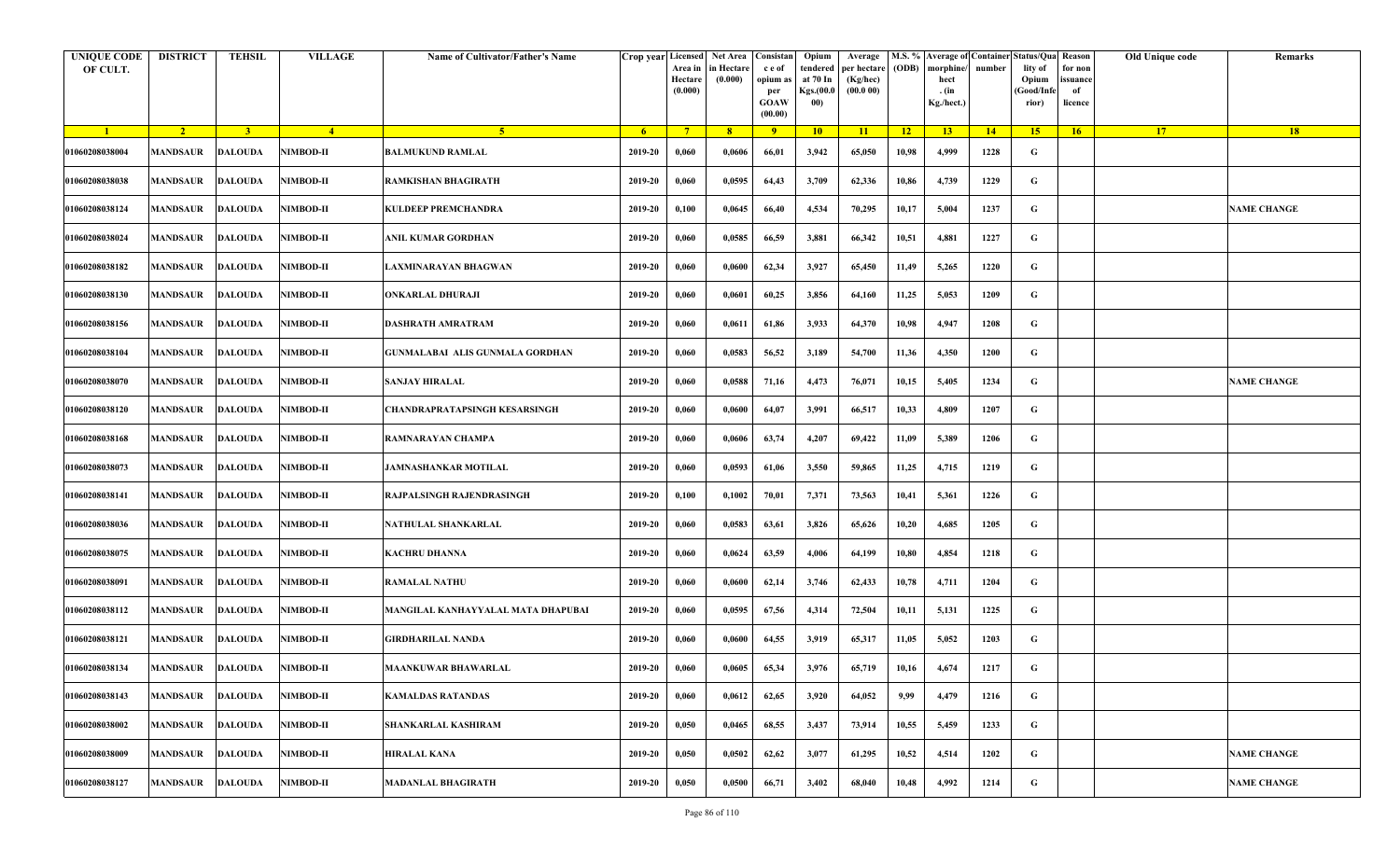| UNIQUE CODE OF CULT. | DISTRICT | TEHSIL | VILLAGE | Name of Cultivator/Father's Name | Crop year | Licensed Area in Hectare (0.000) | Net Area in Hectare (0.000) | Consistance of opium as per GOAW (00.00) | Opium tendered at 70 In Kgs.(00.000) | Average per hectare (Kg/hec) (00.0 00) | M.S. % (ODB) | Average of morphine/hect. (in Kg./hect.) | Container number | Status/Quality of Opium (Good/Inferior) | Reason for non issuance of licence | Old Unique code | Remarks |
|---|---|---|---|---|---|---|---|---|---|---|---|---|---|---|---|---|---|
| 1 | 2 | 3 | 4 | 5 | 6 | 7 | 8 | 9 | 10 | 11 | 12 | 13 | 14 | 15 | 16 | 17 | 18 |
| 01060208038004 | MANDSAUR | DALOUDA | NIMBOD-II | BALMUKUND RAMLAL | 2019-20 | 0,060 | 0,0606 | 66,01 | 3,942 | 65,050 | 10,98 | 4,999 | 1228 | G | | | |
| 01060208038038 | MANDSAUR | DALOUDA | NIMBOD-II | RAMKISHAN BHAGIRATH | 2019-20 | 0,060 | 0,0595 | 64,43 | 3,709 | 62,336 | 10,86 | 4,739 | 1229 | G | | | |
| 01060208038124 | MANDSAUR | DALOUDA | NIMBOD-II | KULDEEP PREMCHANDRA | 2019-20 | 0,100 | 0,0645 | 66,40 | 4,534 | 70,295 | 10,17 | 5,004 | 1237 | G | | | NAME CHANGE |
| 01060208038024 | MANDSAUR | DALOUDA | NIMBOD-II | ANIL KUMAR GORDHAN | 2019-20 | 0,060 | 0,0585 | 66,59 | 3,881 | 66,342 | 10,51 | 4,881 | 1227 | G | | | |
| 01060208038182 | MANDSAUR | DALOUDA | NIMBOD-II | LAXMINARAYAN BHAGWAN | 2019-20 | 0,060 | 0,0600 | 62,34 | 3,927 | 65,450 | 11,49 | 5,265 | 1220 | G | | | |
| 01060208038130 | MANDSAUR | DALOUDA | NIMBOD-II | ONKARLAL DHURAJI | 2019-20 | 0,060 | 0,0601 | 60,25 | 3,856 | 64,160 | 11,25 | 5,053 | 1209 | G | | | |
| 01060208038156 | MANDSAUR | DALOUDA | NIMBOD-II | DASHRATH AMRATRAM | 2019-20 | 0,060 | 0,0611 | 61,86 | 3,933 | 64,370 | 10,98 | 4,947 | 1208 | G | | | |
| 01060208038104 | MANDSAUR | DALOUDA | NIMBOD-II | GUNMALABAI ALIS GUNMALA GORDHAN | 2019-20 | 0,060 | 0,0583 | 56,52 | 3,189 | 54,700 | 11,36 | 4,350 | 1200 | G | | | |
| 01060208038070 | MANDSAUR | DALOUDA | NIMBOD-II | SANJAY HIRALAL | 2019-20 | 0,060 | 0,0588 | 71,16 | 4,473 | 76,071 | 10,15 | 5,405 | 1234 | G | | | NAME CHANGE |
| 01060208038120 | MANDSAUR | DALOUDA | NIMBOD-II | CHANDRAPRATAPSINGH KESARSINGH | 2019-20 | 0,060 | 0,0600 | 64,07 | 3,991 | 66,517 | 10,33 | 4,809 | 1207 | G | | | |
| 01060208038168 | MANDSAUR | DALOUDA | NIMBOD-II | RAMNARAYAN CHAMPA | 2019-20 | 0,060 | 0,0606 | 63,74 | 4,207 | 69,422 | 11,09 | 5,389 | 1206 | G | | | |
| 01060208038073 | MANDSAUR | DALOUDA | NIMBOD-II | JAMNASHANKAR MOTILAL | 2019-20 | 0,060 | 0,0593 | 61,06 | 3,550 | 59,865 | 11,25 | 4,715 | 1219 | G | | | |
| 01060208038141 | MANDSAUR | DALOUDA | NIMBOD-II | RAJPALSINGH RAJENDRASINGH | 2019-20 | 0,100 | 0,1002 | 70,01 | 7,371 | 73,563 | 10,41 | 5,361 | 1226 | G | | | |
| 01060208038036 | MANDSAUR | DALOUDA | NIMBOD-II | NATHULAL SHANKARLAL | 2019-20 | 0,060 | 0,0583 | 63,61 | 3,826 | 65,626 | 10,20 | 4,685 | 1205 | G | | | |
| 01060208038075 | MANDSAUR | DALOUDA | NIMBOD-II | KACHRU DHANNA | 2019-20 | 0,060 | 0,0624 | 63,59 | 4,006 | 64,199 | 10,80 | 4,854 | 1218 | G | | | |
| 01060208038091 | MANDSAUR | DALOUDA | NIMBOD-II | RAMALAL NATHU | 2019-20 | 0,060 | 0,0600 | 62,14 | 3,746 | 62,433 | 10,78 | 4,711 | 1204 | G | | | |
| 01060208038112 | MANDSAUR | DALOUDA | NIMBOD-II | MANGILAL KANHAYYALAL MATA DHAPUBAI | 2019-20 | 0,060 | 0,0595 | 67,56 | 4,314 | 72,504 | 10,11 | 5,131 | 1225 | G | | | |
| 01060208038121 | MANDSAUR | DALOUDA | NIMBOD-II | GIRDHARILAL NANDA | 2019-20 | 0,060 | 0,0600 | 64,55 | 3,919 | 65,317 | 11,05 | 5,052 | 1203 | G | | | |
| 01060208038134 | MANDSAUR | DALOUDA | NIMBOD-II | MAANKUWAR BHAWARLAL | 2019-20 | 0,060 | 0,0605 | 65,34 | 3,976 | 65,719 | 10,16 | 4,674 | 1217 | G | | | |
| 01060208038143 | MANDSAUR | DALOUDA | NIMBOD-II | KAMALDAS RATANDAS | 2019-20 | 0,060 | 0,0612 | 62,65 | 3,920 | 64,052 | 9,99 | 4,479 | 1216 | G | | | |
| 01060208038002 | MANDSAUR | DALOUDA | NIMBOD-II | SHANKARLAL KASHIRAM | 2019-20 | 0,050 | 0,0465 | 68,55 | 3,437 | 73,914 | 10,55 | 5,459 | 1233 | G | | | |
| 01060208038009 | MANDSAUR | DALOUDA | NIMBOD-II | HIRALAL KANA | 2019-20 | 0,050 | 0,0502 | 62,62 | 3,077 | 61,295 | 10,52 | 4,514 | 1202 | G | | | NAME CHANGE |
| 01060208038127 | MANDSAUR | DALOUDA | NIMBOD-II | MADANLAL BHAGIRATH | 2019-20 | 0,050 | 0,0500 | 66,71 | 3,402 | 68,040 | 10,48 | 4,992 | 1214 | G | | | NAME CHANGE |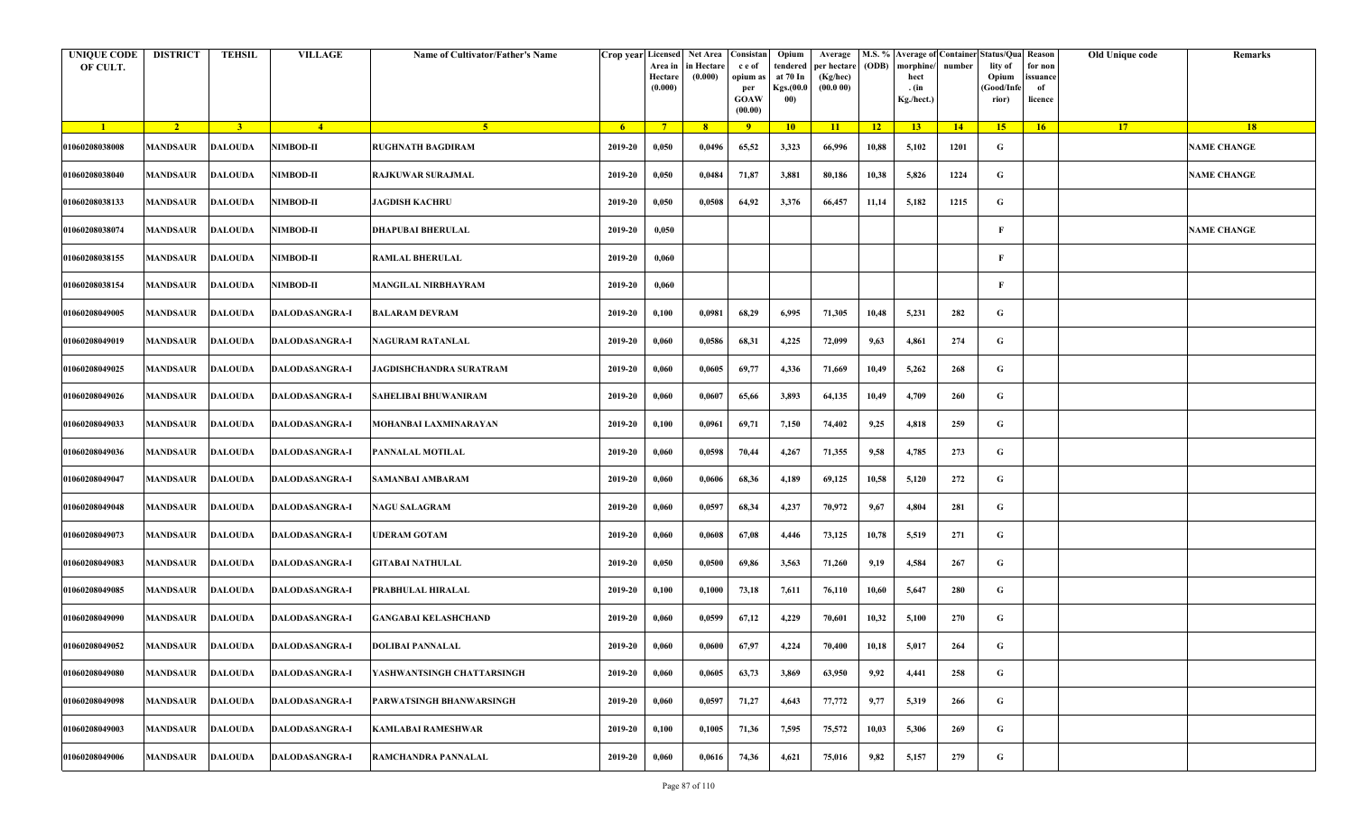| UNIQUE CODE OF CULT. | DISTRICT | TEHSIL | VILLAGE | Name of Cultivator/Father's Name | Crop year | Licensed Area in Hectare (0.000) | Net Area in Hectare (0.000) | Consistance of opium as per GOAW (00.00) | Opium tendered at 70 In Kgs.(00.000) | Average per hectare (Kg/hec) (00.0 00) | M.S. % (ODB) | Average of morphine/ hect . (in Kg./hect.) | Container number | Status/Quality of Opium (Good/Inferior) | Reason for non issuance of licence | Old Unique code | Remarks |
|---|---|---|---|---|---|---|---|---|---|---|---|---|---|---|---|---|---|
| 1 | 2 | 3 | 4 | 5 | 6 | 7 | 8 | 9 | 10 | 11 | 12 | 13 | 14 | 15 | 16 | 17 | 18 |
| 01060208038008 | MANDSAUR | DALOUDA | NIMBOD-II | RUGHNATH BAGDIRAM | 2019-20 | 0,050 | 0,0496 | 65,52 | 3,323 | 66,996 | 10,88 | 5,102 | 1201 | G | | | NAME CHANGE |
| 01060208038040 | MANDSAUR | DALOUDA | NIMBOD-II | RAJKUWAR SURAJMAL | 2019-20 | 0,050 | 0,0484 | 71,87 | 3,881 | 80,186 | 10,38 | 5,826 | 1224 | G | | | NAME CHANGE |
| 01060208038133 | MANDSAUR | DALOUDA | NIMBOD-II | JAGDISH KACHRU | 2019-20 | 0,050 | 0,0508 | 64,92 | 3,376 | 66,457 | 11,14 | 5,182 | 1215 | G | | | |
| 01060208038074 | MANDSAUR | DALOUDA | NIMBOD-II | DHAPUBAI BHERULAL | 2019-20 | 0,050 | | | | | | | | F | | | NAME CHANGE |
| 01060208038155 | MANDSAUR | DALOUDA | NIMBOD-II | RAMLAL BHERULAL | 2019-20 | 0,060 | | | | | | | | F | | | |
| 01060208038154 | MANDSAUR | DALOUDA | NIMBOD-II | MANGILAL NIRBHAYRAM | 2019-20 | 0,060 | | | | | | | | F | | | |
| 01060208049005 | MANDSAUR | DALOUDA | DALODASANGRA-I | BALARAM DEVRAM | 2019-20 | 0,100 | 0,0981 | 68,29 | 6,995 | 71,305 | 10,48 | 5,231 | 282 | G | | | |
| 01060208049019 | MANDSAUR | DALOUDA | DALODASANGRA-I | NAGURAM RATANLAL | 2019-20 | 0,060 | 0,0586 | 68,31 | 4,225 | 72,099 | 9,63 | 4,861 | 274 | G | | | |
| 01060208049025 | MANDSAUR | DALOUDA | DALODASANGRA-I | JAGDISHCHANDRA SURATRAM | 2019-20 | 0,060 | 0,0605 | 69,77 | 4,336 | 71,669 | 10,49 | 5,262 | 268 | G | | | |
| 01060208049026 | MANDSAUR | DALOUDA | DALODASANGRA-I | SAHELIBAI BHUWANIRAM | 2019-20 | 0,060 | 0,0607 | 65,66 | 3,893 | 64,135 | 10,49 | 4,709 | 260 | G | | | |
| 01060208049033 | MANDSAUR | DALOUDA | DALODASANGRA-I | MOHANBAI LAXMINARAYAN | 2019-20 | 0,100 | 0,0961 | 69,71 | 7,150 | 74,402 | 9,25 | 4,818 | 259 | G | | | |
| 01060208049036 | MANDSAUR | DALOUDA | DALODASANGRA-I | PANNALAL MOTILAL | 2019-20 | 0,060 | 0,0598 | 70,44 | 4,267 | 71,355 | 9,58 | 4,785 | 273 | G | | | |
| 01060208049047 | MANDSAUR | DALOUDA | DALODASANGRA-I | SAMANBAI AMBARAM | 2019-20 | 0,060 | 0,0606 | 68,36 | 4,189 | 69,125 | 10,58 | 5,120 | 272 | G | | | |
| 01060208049048 | MANDSAUR | DALOUDA | DALODASANGRA-I | NAGU SALAGRAM | 2019-20 | 0,060 | 0,0597 | 68,34 | 4,237 | 70,972 | 9,67 | 4,804 | 281 | G | | | |
| 01060208049073 | MANDSAUR | DALOUDA | DALODASANGRA-I | UDERAM GOTAM | 2019-20 | 0,060 | 0,0608 | 67,08 | 4,446 | 73,125 | 10,78 | 5,519 | 271 | G | | | |
| 01060208049083 | MANDSAUR | DALOUDA | DALODASANGRA-I | GITABAI NATHULAL | 2019-20 | 0,050 | 0,0500 | 69,86 | 3,563 | 71,260 | 9,19 | 4,584 | 267 | G | | | |
| 01060208049085 | MANDSAUR | DALOUDA | DALODASANGRA-I | PRABHULAL HIRALAL | 2019-20 | 0,100 | 0,1000 | 73,18 | 7,611 | 76,110 | 10,60 | 5,647 | 280 | G | | | |
| 01060208049090 | MANDSAUR | DALOUDA | DALODASANGRA-I | GANGABAI KELASHCHAND | 2019-20 | 0,060 | 0,0599 | 67,12 | 4,229 | 70,601 | 10,32 | 5,100 | 270 | G | | | |
| 01060208049052 | MANDSAUR | DALOUDA | DALODASANGRA-I | DOLIBAI PANNALAL | 2019-20 | 0,060 | 0,0600 | 67,97 | 4,224 | 70,400 | 10,18 | 5,017 | 264 | G | | | |
| 01060208049080 | MANDSAUR | DALOUDA | DALODASANGRA-I | YASHWANTSINGH CHATTARSINGH | 2019-20 | 0,060 | 0,0605 | 63,73 | 3,869 | 63,950 | 9,92 | 4,441 | 258 | G | | | |
| 01060208049098 | MANDSAUR | DALOUDA | DALODASANGRA-I | PARWATSINGH BHANWARSINGH | 2019-20 | 0,060 | 0,0597 | 71,27 | 4,643 | 77,772 | 9,77 | 5,319 | 266 | G | | | |
| 01060208049003 | MANDSAUR | DALOUDA | DALODASANGRA-I | KAMLABAI RAMESHWAR | 2019-20 | 0,100 | 0,1005 | 71,36 | 7,595 | 75,572 | 10,03 | 5,306 | 269 | G | | | |
| 01060208049006 | MANDSAUR | DALOUDA | DALODASANGRA-I | RAMCHANDRA PANNALAL | 2019-20 | 0,060 | 0,0616 | 74,36 | 4,621 | 75,016 | 9,82 | 5,157 | 279 | G | | | |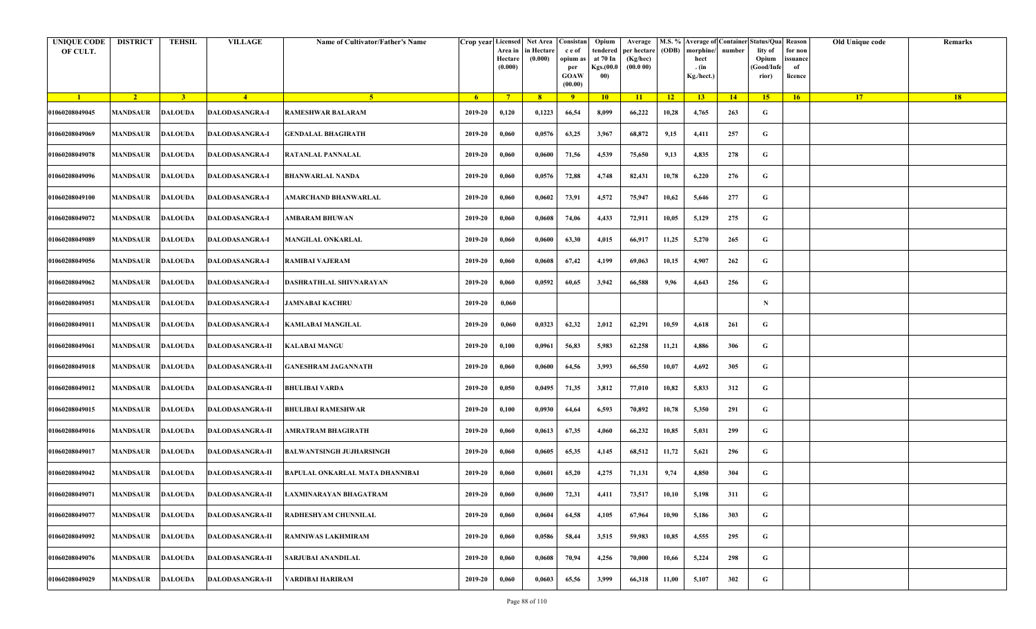| UNIQUE CODE OF CULT. | DISTRICT | TEHSIL | VILLAGE | Name of Cultivator/Father's Name | Crop year | Licensed Area in Hectare (0.000) | Net Area in Hectare (0.000) | Consistan c e of opium as per GOAW (00.00) | Opium tendered at 70 In Kgs.(00.000) | Average per hectare (Kg/hec) (00.0 00) | M.S. % (ODB) | Average of morphine/ hect . (in Kg./hect.) | Container number | Status/Quality of Opium (Good/Inferior) | Reason for non issuance of licence | Old Unique code | Remarks |
|---|---|---|---|---|---|---|---|---|---|---|---|---|---|---|---|---|---|
| 1 | 2 | 3 | 4 | 5 | 6 | 7 | 8 | 9 | 10 | 11 | 12 | 13 | 14 | 15 | 16 | 17 | 18 |
| 01060208049045 | MANDSAUR | DALOUDA | DALODASANGRA-I | RAMESHWAR BALARAM | 2019-20 | 0,120 | 0,1223 | 66,54 | 8,099 | 66,222 | 10,28 | 4,765 | 263 | G | | | |
| 01060208049069 | MANDSAUR | DALOUDA | DALODASANGRA-I | GENDALAL BHAGIRATH | 2019-20 | 0,060 | 0,0576 | 63,25 | 3,967 | 68,872 | 9,15 | 4,411 | 257 | G | | | |
| 01060208049078 | MANDSAUR | DALOUDA | DALODASANGRA-I | RATANLAL PANNALAL | 2019-20 | 0,060 | 0,0600 | 71,56 | 4,539 | 75,650 | 9,13 | 4,835 | 278 | G | | | |
| 01060208049096 | MANDSAUR | DALOUDA | DALODASANGRA-I | BHANWARLAL NANDA | 2019-20 | 0,060 | 0,0576 | 72,88 | 4,748 | 82,431 | 10,78 | 6,220 | 276 | G | | | |
| 01060208049100 | MANDSAUR | DALOUDA | DALODASANGRA-I | AMARCHAND BHANWARLAL | 2019-20 | 0,060 | 0,0602 | 73,91 | 4,572 | 75,947 | 10,62 | 5,646 | 277 | G | | | |
| 01060208049072 | MANDSAUR | DALOUDA | DALODASANGRA-I | AMBARAM BHUWAN | 2019-20 | 0,060 | 0,0608 | 74,06 | 4,433 | 72,911 | 10,05 | 5,129 | 275 | G | | | |
| 01060208049089 | MANDSAUR | DALOUDA | DALODASANGRA-I | MANGILAL ONKARLAL | 2019-20 | 0,060 | 0,0600 | 63,30 | 4,015 | 66,917 | 11,25 | 5,270 | 265 | G | | | |
| 01060208049056 | MANDSAUR | DALOUDA | DALODASANGRA-I | RAMIBAI VAJERAM | 2019-20 | 0,060 | 0,0608 | 67,42 | 4,199 | 69,063 | 10,15 | 4,907 | 262 | G | | | |
| 01060208049062 | MANDSAUR | DALOUDA | DALODASANGRA-I | DASHRATHLAL SHIVNARAYAN | 2019-20 | 0,060 | 0,0592 | 60,65 | 3,942 | 66,588 | 9,96 | 4,643 | 256 | G | | | |
| 01060208049051 | MANDSAUR | DALOUDA | DALODASANGRA-I | JAMNABAI KACHRU | 2019-20 | 0,060 | | | | | | | | N | | | |
| 01060208049011 | MANDSAUR | DALOUDA | DALODASANGRA-I | KAMLABAI MANGILAL | 2019-20 | 0,060 | 0,0323 | 62,32 | 2,012 | 62,291 | 10,59 | 4,618 | 261 | G | | | |
| 01060208049061 | MANDSAUR | DALOUDA | DALODASANGRA-II | KALABAI MANGU | 2019-20 | 0,100 | 0,0961 | 56,83 | 5,983 | 62,258 | 11,21 | 4,886 | 306 | G | | | |
| 01060208049018 | MANDSAUR | DALOUDA | DALODASANGRA-II | GANESHRAM JAGANNATH | 2019-20 | 0,060 | 0,0600 | 64,56 | 3,993 | 66,550 | 10,07 | 4,692 | 305 | G | | | |
| 01060208049012 | MANDSAUR | DALOUDA | DALODASANGRA-II | BHULIBAI VARDA | 2019-20 | 0,050 | 0,0495 | 71,35 | 3,812 | 77,010 | 10,82 | 5,833 | 312 | G | | | |
| 01060208049015 | MANDSAUR | DALOUDA | DALODASANGRA-II | BHULIBAI RAMESHWAR | 2019-20 | 0,100 | 0,0930 | 64,64 | 6,593 | 70,892 | 10,78 | 5,350 | 291 | G | | | |
| 01060208049016 | MANDSAUR | DALOUDA | DALODASANGRA-II | AMRATRAM BHAGIRATH | 2019-20 | 0,060 | 0,0613 | 67,35 | 4,060 | 66,232 | 10,85 | 5,031 | 299 | G | | | |
| 01060208049017 | MANDSAUR | DALOUDA | DALODASANGRA-II | BALWANTSINGH JUJHARSINGH | 2019-20 | 0,060 | 0,0605 | 65,35 | 4,145 | 68,512 | 11,72 | 5,621 | 296 | G | | | |
| 01060208049042 | MANDSAUR | DALOUDA | DALODASANGRA-II | BAPULAL ONKARLAL MATA DHANNIBAI | 2019-20 | 0,060 | 0,0601 | 65,20 | 4,275 | 71,131 | 9,74 | 4,850 | 304 | G | | | |
| 01060208049071 | MANDSAUR | DALOUDA | DALODASANGRA-II | LAXMINARAYAN BHAGATRAM | 2019-20 | 0,060 | 0,0600 | 72,31 | 4,411 | 73,517 | 10,10 | 5,198 | 311 | G | | | |
| 01060208049077 | MANDSAUR | DALOUDA | DALODASANGRA-II | RADHESHYAM CHUNNILAL | 2019-20 | 0,060 | 0,0604 | 64,58 | 4,105 | 67,964 | 10,90 | 5,186 | 303 | G | | | |
| 01060208049092 | MANDSAUR | DALOUDA | DALODASANGRA-II | RAMNIWAS LAKHMIRAM | 2019-20 | 0,060 | 0,0586 | 58,44 | 3,515 | 59,983 | 10,85 | 4,555 | 295 | G | | | |
| 01060208049076 | MANDSAUR | DALOUDA | DALODASANGRA-II | SARJUBAI ANANDILAL | 2019-20 | 0,060 | 0,0608 | 70,94 | 4,256 | 70,000 | 10,66 | 5,224 | 298 | G | | | |
| 01060208049029 | MANDSAUR | DALOUDA | DALODASANGRA-II | VARDIBAI HARIRAM | 2019-20 | 0,060 | 0,0603 | 65,56 | 3,999 | 66,318 | 11,00 | 5,107 | 302 | G | | | |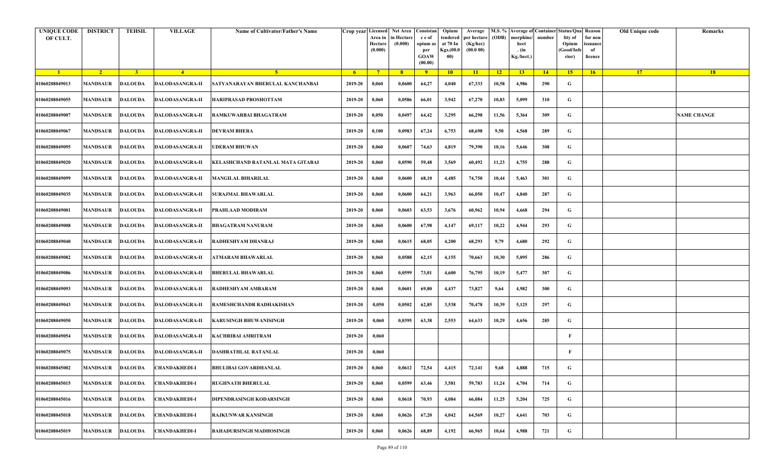| UNIQUE CODE OF CULT. | DISTRICT | TEHSIL | VILLAGE | Name of Cultivator/Father's Name | Crop year | Licensed Area in Hectare (0.000) | Net Area in Hectare (0.000) | Consistance of opium as per GOAW (00.00) | Opium tendered at 70 In Kgs.(00.000) | Average per hectare (Kg/hec) (00.0 00) | M.S. % (ODB) | Average of morphine/hect . (in Kg./hect.) | Container number | Status/Quality of Opium (Good/Inferior) | Reason for non issuance of licence | Old Unique code | Remarks |
|---|---|---|---|---|---|---|---|---|---|---|---|---|---|---|---|---|---|
| 1 | 2 | 3 | 4 | 5 | 6 | 7 | 8 | 9 | 10 | 11 | 12 | 13 | 14 | 15 | 16 | 17 | 18 |
| 01060208049013 | MANDSAUR | DALOUDA | DALODASANGRA-II | SATYANARAYAN BHERULAL KANCHANBAI | 2019-20 | 0,060 | 0,0600 | 64,27 | 4,040 | 67,333 | 10,58 | 4,986 | 290 | G | | | |
| 01060208049055 | MANDSAUR | DALOUDA | DALODASANGRA-II | HARIPRASAD PROSHOTTAM | 2019-20 | 0,060 | 0,0586 | 66,01 | 3,942 | 67,270 | 10,83 | 5,099 | 310 | G | | | |
| 01060208049007 | MANDSAUR | DALOUDA | DALODASANGRA-II | RAMKUWARBAI BHAGATRAM | 2019-20 | 0,050 | 0,0497 | 64,42 | 3,295 | 66,298 | 11,56 | 5,364 | 309 | G | | | NAME CHANGE |
| 01060208049067 | MANDSAUR | DALOUDA | DALODASANGRA-II | DEVRAM BHERA | 2019-20 | 0,100 | 0,0983 | 67,24 | 6,753 | 68,698 | 9,50 | 4,568 | 289 | G | | | |
| 01060208049095 | MANDSAUR | DALOUDA | DALODASANGRA-II | UDERAM BHUWAN | 2019-20 | 0,060 | 0,0607 | 74,63 | 4,819 | 79,390 | 10,16 | 5,646 | 308 | G | | | |
| 01060208049020 | MANDSAUR | DALOUDA | DALODASANGRA-II | KELASHCHAND RATANLAL MATA GITABAI | 2019-20 | 0,060 | 0,0590 | 59,48 | 3,569 | 60,492 | 11,23 | 4,755 | 288 | G | | | |
| 01060208049099 | MANDSAUR | DALOUDA | DALODASANGRA-II | MANGILAL BIHARILAL | 2019-20 | 0,060 | 0,0600 | 68,10 | 4,485 | 74,750 | 10,44 | 5,463 | 301 | G | | | |
| 01060208049035 | MANDSAUR | DALOUDA | DALODASANGRA-II | SURAJMAL BHAWARLAL | 2019-20 | 0,060 | 0,0600 | 64,21 | 3,963 | 66,050 | 10,47 | 4,840 | 287 | G | | | |
| 01060208049001 | MANDSAUR | DALOUDA | DALODASANGRA-II | PRAHLAAD MODIRAM | 2019-20 | 0,060 | 0,0603 | 63,53 | 3,676 | 60,962 | 10,94 | 4,668 | 294 | G | | | |
| 01060208049008 | MANDSAUR | DALOUDA | DALODASANGRA-II | BHAGATRAM NANURAM | 2019-20 | 0,060 | 0,0600 | 67,98 | 4,147 | 69,117 | 10,22 | 4,944 | 293 | G | | | |
| 01060208049040 | MANDSAUR | DALOUDA | DALODASANGRA-II | RADHESHYAM DHANRAJ | 2019-20 | 0,060 | 0,0615 | 68,05 | 4,200 | 68,293 | 9,79 | 4,680 | 292 | G | | | |
| 01060208049082 | MANDSAUR | DALOUDA | DALODASANGRA-II | ATMARAM BHAWARLAL | 2019-20 | 0,060 | 0,0588 | 62,15 | 4,155 | 70,663 | 10,30 | 5,095 | 286 | G | | | |
| 01060208049086 | MANDSAUR | DALOUDA | DALODASANGRA-II | BHERULAL BHAWARLAL | 2019-20 | 0,060 | 0,0599 | 73,01 | 4,600 | 76,795 | 10,19 | 5,477 | 307 | G | | | |
| 01060208049093 | MANDSAUR | DALOUDA | DALODASANGRA-II | RADHESHYAM AMBARAM | 2019-20 | 0,060 | 0,0601 | 69,80 | 4,437 | 73,827 | 9,64 | 4,982 | 300 | G | | | |
| 01060208049043 | MANDSAUR | DALOUDA | DALODASANGRA-II | RAMESHCHANDR RADHAKISHAN | 2019-20 | 0,050 | 0,0502 | 62,85 | 3,538 | 70,478 | 10,39 | 5,125 | 297 | G | | | |
| 01060208049050 | MANDSAUR | DALOUDA | DALODASANGRA-II | KARUSINGH BHUWANISINGH | 2019-20 | 0,060 | 0,0395 | 63,38 | 2,553 | 64,633 | 10,29 | 4,656 | 285 | G | | | |
| 01060208049054 | MANDSAUR | DALOUDA | DALODASANGRA-II | KACHRIBAI AMRITRAM | 2019-20 | 0,060 | | | | | | | | F | | | |
| 01060208049075 | MANDSAUR | DALOUDA | DALODASANGRA-II | DASHRATHLAL RATANLAL | 2019-20 | 0,060 | | | | | | | | F | | | |
| 01060208045002 | MANDSAUR | DALOUDA | CHANDAKHEDI-I | BHULIBAI GOVARDHANLAL | 2019-20 | 0,060 | 0,0612 | 72,54 | 4,415 | 72,141 | 9,68 | 4,888 | 715 | G | | | |
| 01060208045015 | MANDSAUR | DALOUDA | CHANDAKHEDI-I | RUGHNATH BHERULAL | 2019-20 | 0,060 | 0,0599 | 63,46 | 3,581 | 59,783 | 11,24 | 4,704 | 714 | G | | | |
| 01060208045016 | MANDSAUR | DALOUDA | CHANDAKHEDI-I | DIPENDRASINGH KODARSINGH | 2019-20 | 0,060 | 0,0618 | 70,93 | 4,084 | 66,084 | 11,25 | 5,204 | 725 | G | | | |
| 01060208045018 | MANDSAUR | DALOUDA | CHANDAKHEDI-I | RAJKUNWAR KANSINGH | 2019-20 | 0,060 | 0,0626 | 67,20 | 4,042 | 64,569 | 10,27 | 4,641 | 703 | G | | | |
| 01060208045019 | MANDSAUR | DALOUDA | CHANDAKHEDI-I | BAHADURSINGH MADHOSINGH | 2019-20 | 0,060 | 0,0626 | 68,89 | 4,192 | 66,965 | 10,64 | 4,988 | 721 | G | | | |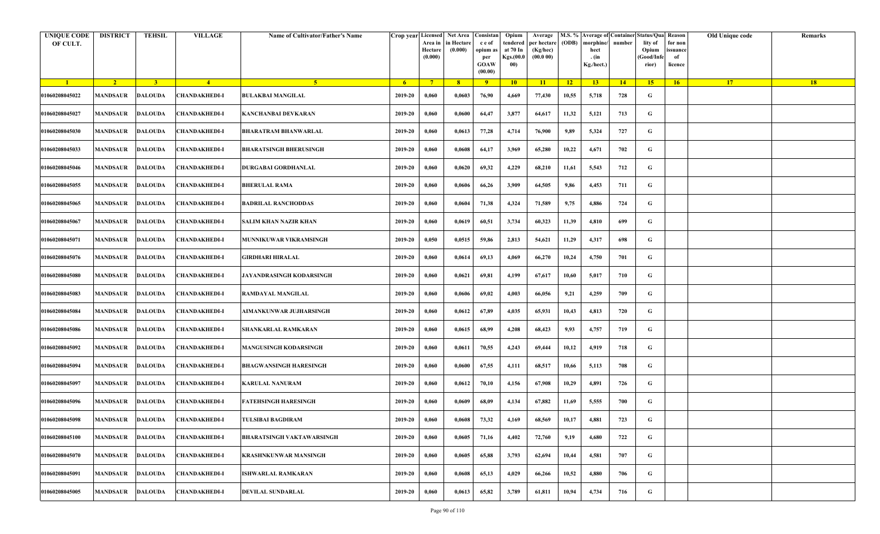| UNIQUE CODE OF CULT. | DISTRICT | TEHSIL | VILLAGE | Name of Cultivator/Father's Name | Crop year | Licensed Area in Hectare (0.000) | Net Area in Hectare (0.000) | Consistan c e of opium as per GOAW (00.00) | Opium tendered at 70 In Kgs.(00.000) | Average per hectare (Kg/hec) (00.0 00) | M.S. % (ODB) | Average of morphine/ hect . (in Kg./hect.) | Container number | Status/Quality of Opium (Good/Inferior) | Reason for non issuance of licence | Old Unique code | Remarks |
|---|---|---|---|---|---|---|---|---|---|---|---|---|---|---|---|---|---|
| 1 | 2 | 3 | 4 | 5 | 6 | 7 | 8 | 9 | 10 | 11 | 12 | 13 | 14 | 15 | 16 | 17 | 18 |
| 01060208045022 | MANDSAUR | DALOUDA | CHANDAKHEDI-I | BULAKBAI MANGILAL | 2019-20 | 0,060 | 0,0603 | 76,90 | 4,669 | 77,430 | 10,55 | 5,718 | 728 | G | | | |
| 01060208045027 | MANDSAUR | DALOUDA | CHANDAKHEDI-I | KANCHANBAI DEVKARAN | 2019-20 | 0,060 | 0,0600 | 64,47 | 3,877 | 64,617 | 11,32 | 5,121 | 713 | G | | | |
| 01060208045030 | MANDSAUR | DALOUDA | CHANDAKHEDI-I | BHARATRAM BHANWARLAL | 2019-20 | 0,060 | 0,0613 | 77,28 | 4,714 | 76,900 | 9,89 | 5,324 | 727 | G | | | |
| 01060208045033 | MANDSAUR | DALOUDA | CHANDAKHEDI-I | BHARATSINGH BHERUSINGH | 2019-20 | 0,060 | 0,0608 | 64,17 | 3,969 | 65,280 | 10,22 | 4,671 | 702 | G | | | |
| 01060208045046 | MANDSAUR | DALOUDA | CHANDAKHEDI-I | DURGABAI GORDHANLAL | 2019-20 | 0,060 | 0,0620 | 69,32 | 4,229 | 68,210 | 11,61 | 5,543 | 712 | G | | | |
| 01060208045055 | MANDSAUR | DALOUDA | CHANDAKHEDI-I | BHERULAL RAMA | 2019-20 | 0,060 | 0,0606 | 66,26 | 3,909 | 64,505 | 9,86 | 4,453 | 711 | G | | | |
| 01060208045065 | MANDSAUR | DALOUDA | CHANDAKHEDI-I | BADRILAL RANCHODDAS | 2019-20 | 0,060 | 0,0604 | 71,38 | 4,324 | 71,589 | 9,75 | 4,886 | 724 | G | | | |
| 01060208045067 | MANDSAUR | DALOUDA | CHANDAKHEDI-I | SALIM KHAN NAZIR KHAN | 2019-20 | 0,060 | 0,0619 | 60,51 | 3,734 | 60,323 | 11,39 | 4,810 | 699 | G | | | |
| 01060208045071 | MANDSAUR | DALOUDA | CHANDAKHEDI-I | MUNNIKUWAR VIKRAMSINGH | 2019-20 | 0,050 | 0,0515 | 59,86 | 2,813 | 54,621 | 11,29 | 4,317 | 698 | G | | | |
| 01060208045076 | MANDSAUR | DALOUDA | CHANDAKHEDI-I | GIRDHARI HIRALAL | 2019-20 | 0,060 | 0,0614 | 69,13 | 4,069 | 66,270 | 10,24 | 4,750 | 701 | G | | | |
| 01060208045080 | MANDSAUR | DALOUDA | CHANDAKHEDI-I | JAYANDRASINGH KODARSINGH | 2019-20 | 0,060 | 0,0621 | 69,81 | 4,199 | 67,617 | 10,60 | 5,017 | 710 | G | | | |
| 01060208045083 | MANDSAUR | DALOUDA | CHANDAKHEDI-I | RAMDAYAL MANGILAL | 2019-20 | 0,060 | 0,0606 | 69,02 | 4,003 | 66,056 | 9,21 | 4,259 | 709 | G | | | |
| 01060208045084 | MANDSAUR | DALOUDA | CHANDAKHEDI-I | AIMANKUNWAR JUJHARSINGH | 2019-20 | 0,060 | 0,0612 | 67,89 | 4,035 | 65,931 | 10,43 | 4,813 | 720 | G | | | |
| 01060208045086 | MANDSAUR | DALOUDA | CHANDAKHEDI-I | SHANKARLAL RAMKARAN | 2019-20 | 0,060 | 0,0615 | 68,99 | 4,208 | 68,423 | 9,93 | 4,757 | 719 | G | | | |
| 01060208045092 | MANDSAUR | DALOUDA | CHANDAKHEDI-I | MANGUSINGH KODARSINGH | 2019-20 | 0,060 | 0,0611 | 70,55 | 4,243 | 69,444 | 10,12 | 4,919 | 718 | G | | | |
| 01060208045094 | MANDSAUR | DALOUDA | CHANDAKHEDI-I | BHAGWANSINGH HARESINGH | 2019-20 | 0,060 | 0,0600 | 67,55 | 4,111 | 68,517 | 10,66 | 5,113 | 708 | G | | | |
| 01060208045097 | MANDSAUR | DALOUDA | CHANDAKHEDI-I | KARULAL NANURAM | 2019-20 | 0,060 | 0,0612 | 70,10 | 4,156 | 67,908 | 10,29 | 4,891 | 726 | G | | | |
| 01060208045096 | MANDSAUR | DALOUDA | CHANDAKHEDI-I | FATEHSINGH HARESINGH | 2019-20 | 0,060 | 0,0609 | 68,09 | 4,134 | 67,882 | 11,69 | 5,555 | 700 | G | | | |
| 01060208045098 | MANDSAUR | DALOUDA | CHANDAKHEDI-I | TULSIBAI BAGDIRAM | 2019-20 | 0,060 | 0,0608 | 73,32 | 4,169 | 68,569 | 10,17 | 4,881 | 723 | G | | | |
| 01060208045100 | MANDSAUR | DALOUDA | CHANDAKHEDI-I | BHARATSINGH VAKTAWARSINGH | 2019-20 | 0,060 | 0,0605 | 71,16 | 4,402 | 72,760 | 9,19 | 4,680 | 722 | G | | | |
| 01060208045070 | MANDSAUR | DALOUDA | CHANDAKHEDI-I | KRASHNKUNWAR MANSINGH | 2019-20 | 0,060 | 0,0605 | 65,88 | 3,793 | 62,694 | 10,44 | 4,581 | 707 | G | | | |
| 01060208045091 | MANDSAUR | DALOUDA | CHANDAKHEDI-I | ISHWARLAL RAMKARAN | 2019-20 | 0,060 | 0,0608 | 65,13 | 4,029 | 66,266 | 10,52 | 4,880 | 706 | G | | | |
| 01060208045005 | MANDSAUR | DALOUDA | CHANDAKHEDI-I | DEVILAL SUNDARLAL | 2019-20 | 0,060 | 0,0613 | 65,82 | 3,789 | 61,811 | 10,94 | 4,734 | 716 | G | | | |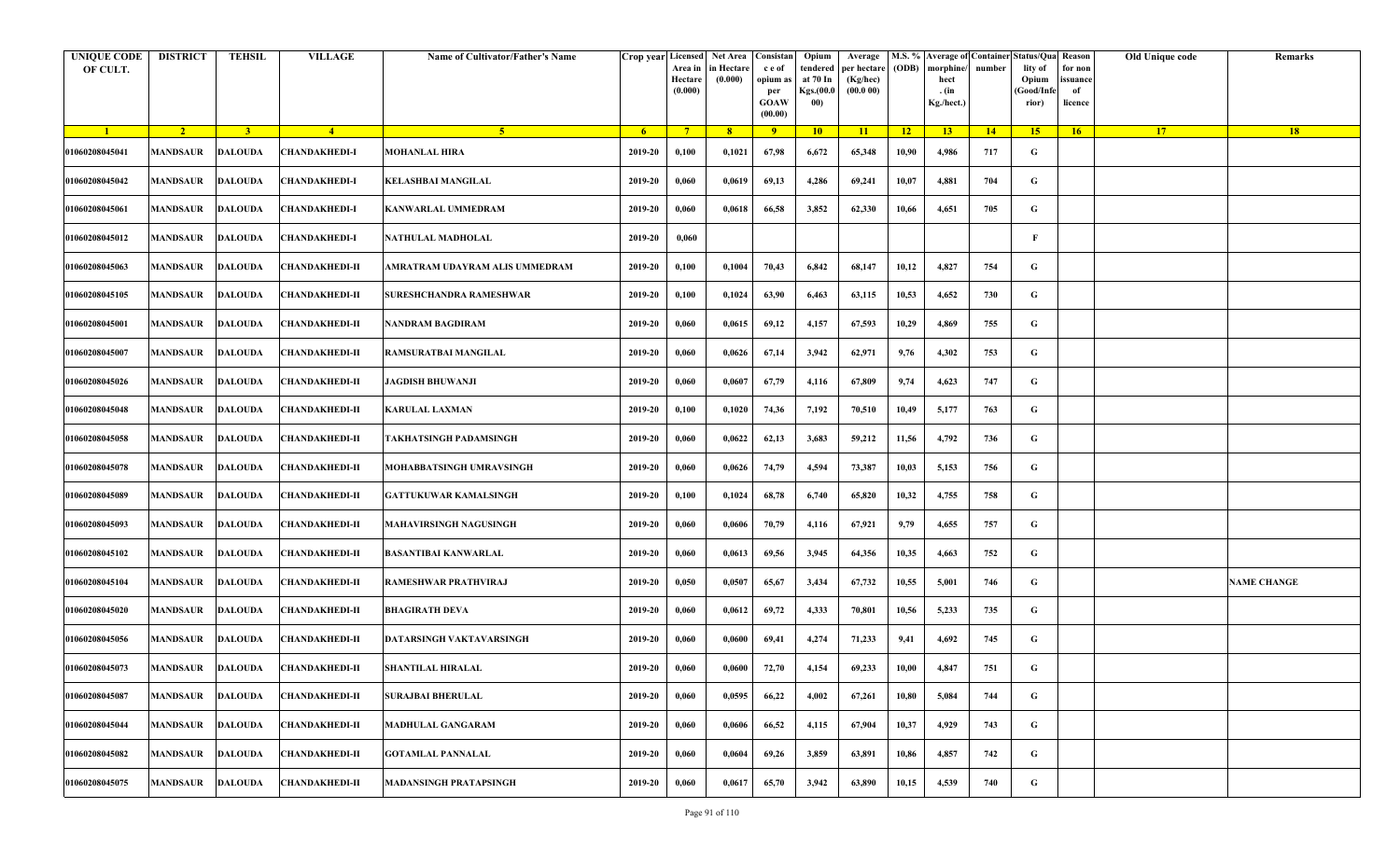| UNIQUE CODE OF CULT. | DISTRICT | TEHSIL | VILLAGE | Name of Cultivator/Father's Name | Crop year | Licensed Area in Hectare (0.000) | Net Area in Hectare (0.000) | Consistance of opium as per GOAW (00.00) | Opium tendered at 70 In Kgs.(00.000) | Average per hectare (Kg/hec) (00.0 00) | M.S. % (ODB) | Average of morphine/hect. (in Kg./hect.) | Container number | Status/Quality of Opium (Good/Inferior) | Reason for non issuance of licence | Old Unique code | Remarks |
|---|---|---|---|---|---|---|---|---|---|---|---|---|---|---|---|---|---|
| 1 | 2 | 3 | 4 | 5 | 6 | 7 | 8 | 9 | 10 | 11 | 12 | 13 | 14 | 15 | 16 | 17 | 18 |
| 01060208045041 | MANDSAUR | DALOUDA | CHANDAKHEDI-I | MOHANLAL HIRA | 2019-20 | 0,100 | 0,1021 | 67,98 | 6,672 | 65,348 | 10,90 | 4,986 | 717 | G | | | |
| 01060208045042 | MANDSAUR | DALOUDA | CHANDAKHEDI-I | KELASHBAI MANGILAL | 2019-20 | 0,060 | 0,0619 | 69,13 | 4,286 | 69,241 | 10,07 | 4,881 | 704 | G | | | |
| 01060208045061 | MANDSAUR | DALOUDA | CHANDAKHEDI-I | KANWARLAL UMMEDRAM | 2019-20 | 0,060 | 0,0618 | 66,58 | 3,852 | 62,330 | 10,66 | 4,651 | 705 | G | | | |
| 01060208045012 | MANDSAUR | DALOUDA | CHANDAKHEDI-I | NATHULAL MADHOLAL | 2019-20 | 0,060 | | | | | | | | F | | | |
| 01060208045063 | MANDSAUR | DALOUDA | CHANDAKHEDI-II | AMRATRAM UDAYRAM ALIS UMMEDRAM | 2019-20 | 0,100 | 0,1004 | 70,43 | 6,842 | 68,147 | 10,12 | 4,827 | 754 | G | | | |
| 01060208045105 | MANDSAUR | DALOUDA | CHANDAKHEDI-II | SURESHCHANDRA RAMESHWAR | 2019-20 | 0,100 | 0,1024 | 63,90 | 6,463 | 63,115 | 10,53 | 4,652 | 730 | G | | | |
| 01060208045001 | MANDSAUR | DALOUDA | CHANDAKHEDI-II | NANDRAM BAGDIRAM | 2019-20 | 0,060 | 0,0615 | 69,12 | 4,157 | 67,593 | 10,29 | 4,869 | 755 | G | | | |
| 01060208045007 | MANDSAUR | DALOUDA | CHANDAKHEDI-II | RAMSURATBAI MANGILAL | 2019-20 | 0,060 | 0,0626 | 67,14 | 3,942 | 62,971 | 9,76 | 4,302 | 753 | G | | | |
| 01060208045026 | MANDSAUR | DALOUDA | CHANDAKHEDI-II | JAGDISH BHUWANJI | 2019-20 | 0,060 | 0,0607 | 67,79 | 4,116 | 67,809 | 9,74 | 4,623 | 747 | G | | | |
| 01060208045048 | MANDSAUR | DALOUDA | CHANDAKHEDI-II | KARULAL LAXMAN | 2019-20 | 0,100 | 0,1020 | 74,36 | 7,192 | 70,510 | 10,49 | 5,177 | 763 | G | | | |
| 01060208045058 | MANDSAUR | DALOUDA | CHANDAKHEDI-II | TAKHATSINGH PADAMSINGH | 2019-20 | 0,060 | 0,0622 | 62,13 | 3,683 | 59,212 | 11,56 | 4,792 | 736 | G | | | |
| 01060208045078 | MANDSAUR | DALOUDA | CHANDAKHEDI-II | MOHABBATSINGH UMRAVSINGH | 2019-20 | 0,060 | 0,0626 | 74,79 | 4,594 | 73,387 | 10,03 | 5,153 | 756 | G | | | |
| 01060208045089 | MANDSAUR | DALOUDA | CHANDAKHEDI-II | GATTUKUWAR KAMALSINGH | 2019-20 | 0,100 | 0,1024 | 68,78 | 6,740 | 65,820 | 10,32 | 4,755 | 758 | G | | | |
| 01060208045093 | MANDSAUR | DALOUDA | CHANDAKHEDI-II | MAHAVIRSINGH NAGUSINGH | 2019-20 | 0,060 | 0,0606 | 70,79 | 4,116 | 67,921 | 9,79 | 4,655 | 757 | G | | | |
| 01060208045102 | MANDSAUR | DALOUDA | CHANDAKHEDI-II | BASANTIBAI KANWARLAL | 2019-20 | 0,060 | 0,0613 | 69,56 | 3,945 | 64,356 | 10,35 | 4,663 | 752 | G | | | |
| 01060208045104 | MANDSAUR | DALOUDA | CHANDAKHEDI-II | RAMESHWAR PRATHVIRAJ | 2019-20 | 0,050 | 0,0507 | 65,67 | 3,434 | 67,732 | 10,55 | 5,001 | 746 | G | | | NAME CHANGE |
| 01060208045020 | MANDSAUR | DALOUDA | CHANDAKHEDI-II | BHAGIRATH DEVA | 2019-20 | 0,060 | 0,0612 | 69,72 | 4,333 | 70,801 | 10,56 | 5,233 | 735 | G | | | |
| 01060208045056 | MANDSAUR | DALOUDA | CHANDAKHEDI-II | DATARSINGH VAKTAVARSINGH | 2019-20 | 0,060 | 0,0600 | 69,41 | 4,274 | 71,233 | 9,41 | 4,692 | 745 | G | | | |
| 01060208045073 | MANDSAUR | DALOUDA | CHANDAKHEDI-II | SHANTILAL HIRALAL | 2019-20 | 0,060 | 0,0600 | 72,70 | 4,154 | 69,233 | 10,00 | 4,847 | 751 | G | | | |
| 01060208045087 | MANDSAUR | DALOUDA | CHANDAKHEDI-II | SURAJBAI BHERULAL | 2019-20 | 0,060 | 0,0595 | 66,22 | 4,002 | 67,261 | 10,80 | 5,084 | 744 | G | | | |
| 01060208045044 | MANDSAUR | DALOUDA | CHANDAKHEDI-II | MADHULAL GANGARAM | 2019-20 | 0,060 | 0,0606 | 66,52 | 4,115 | 67,904 | 10,37 | 4,929 | 743 | G | | | |
| 01060208045082 | MANDSAUR | DALOUDA | CHANDAKHEDI-II | GOTAMLAL PANNALAL | 2019-20 | 0,060 | 0,0604 | 69,26 | 3,859 | 63,891 | 10,86 | 4,857 | 742 | G | | | |
| 01060208045075 | MANDSAUR | DALOUDA | CHANDAKHEDI-II | MADANSINGH PRATAPSINGH | 2019-20 | 0,060 | 0,0617 | 65,70 | 3,942 | 63,890 | 10,15 | 4,539 | 740 | G | | | |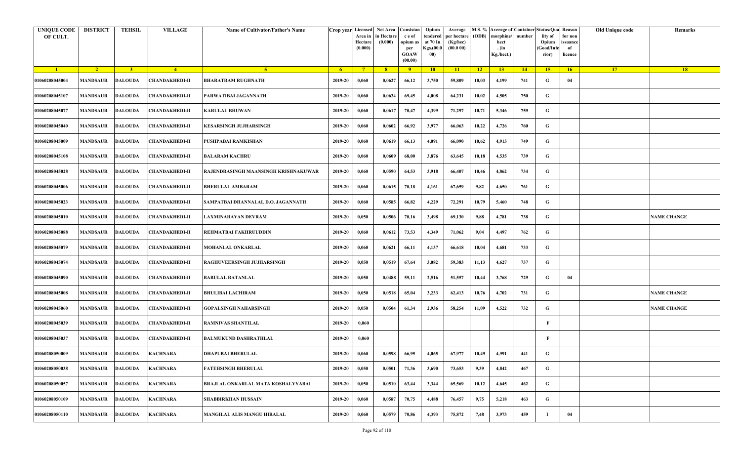| UNIQUE CODE OF CULT. | DISTRICT | TEHSIL | VILLAGE | Name of Cultivator/Father's Name | Crop year | Licensed Area in Hectare (0.000) | Net Area in Hectare (0.000) | Consistance of opium as per GOAW (00.00) | Opium tendered at 70 In Kgs.(00.000) | Average per hectare (Kg/hec) (00.0 00) | M.S. % (ODB) | Average of morphine/hect. (in Kg./hect.) | Container number | Status/Quality of Opium (Good/Inferior) | Reason for non issuance of licence | Old Unique code | Remarks |
|---|---|---|---|---|---|---|---|---|---|---|---|---|---|---|---|---|---|
| 1 | 2 | 3 | 4 | 5 | 6 | 7 | 8 | 9 | 10 | 11 | 12 | 13 | 14 | 15 | 16 | 17 | 18 |
| 01060208045004 | MANDSAUR | DALOUDA | CHANDAKHEDI-II | BHARATRAM RUGHNATH | 2019-20 | 0,060 | 0,0627 | 66,12 | 3,750 | 59,809 | 10,03 | 4,199 | 741 | G | 04 | | |
| 01060208045107 | MANDSAUR | DALOUDA | CHANDAKHEDI-II | PARWATIBAI JAGANNATH | 2019-20 | 0,060 | 0,0624 | 69,45 | 4,008 | 64,231 | 10,02 | 4,505 | 750 | G | | | |
| 01060208045077 | MANDSAUR | DALOUDA | CHANDAKHEDI-II | KARULAL BHUWAN | 2019-20 | 0,060 | 0,0617 | 70,47 | 4,399 | 71,297 | 10,71 | 5,346 | 759 | G | | | |
| 01060208045040 | MANDSAUR | DALOUDA | CHANDAKHEDI-II | KESARSINGH JUJHARSINGH | 2019-20 | 0,060 | 0,0602 | 66,92 | 3,977 | 66,063 | 10,22 | 4,726 | 760 | G | | | |
| 01060208045009 | MANDSAUR | DALOUDA | CHANDAKHEDI-II | PUSHPABAI RAMKISHAN | 2019-20 | 0,060 | 0,0619 | 66,13 | 4,091 | 66,090 | 10,62 | 4,913 | 749 | G | | | |
| 01060208045108 | MANDSAUR | DALOUDA | CHANDAKHEDI-II | BALARAM KACHRU | 2019-20 | 0,060 | 0,0609 | 68,00 | 3,876 | 63,645 | 10,18 | 4,535 | 739 | G | | | |
| 01060208045028 | MANDSAUR | DALOUDA | CHANDAKHEDI-II | RAJENDRASINGH MAANSINGH KRISHNAKUWAR | 2019-20 | 0,060 | 0,0590 | 64,53 | 3,918 | 66,407 | 10,46 | 4,862 | 734 | G | | | |
| 01060208045006 | MANDSAUR | DALOUDA | CHANDAKHEDI-II | BHERULAL AMBARAM | 2019-20 | 0,060 | 0,0615 | 70,18 | 4,161 | 67,659 | 9,82 | 4,650 | 761 | G | | | |
| 01060208045023 | MANDSAUR | DALOUDA | CHANDAKHEDI-II | SAMPATBAI DHANNALAL D.O. JAGANNATH | 2019-20 | 0,060 | 0,0585 | 66,82 | 4,229 | 72,291 | 10,79 | 5,460 | 748 | G | | | |
| 01060208045010 | MANDSAUR | DALOUDA | CHANDAKHEDI-II | LAXMINARAYAN DEVRAM | 2019-20 | 0,050 | 0,0506 | 70,16 | 3,498 | 69,130 | 9,88 | 4,781 | 738 | G | | | NAME CHANGE |
| 01060208045088 | MANDSAUR | DALOUDA | CHANDAKHEDI-II | REHMATBAI FAKHRUUDDIN | 2019-20 | 0,060 | 0,0612 | 73,53 | 4,349 | 71,062 | 9,04 | 4,497 | 762 | G | | | |
| 01060208045079 | MANDSAUR | DALOUDA | CHANDAKHEDI-II | MOHANLAL ONKARLAL | 2019-20 | 0,060 | 0,0621 | 66,11 | 4,137 | 66,618 | 10,04 | 4,681 | 733 | G | | | |
| 01060208045074 | MANDSAUR | DALOUDA | CHANDAKHEDI-II | RAGHUVEERSINGH JUJHARSINGH | 2019-20 | 0,050 | 0,0519 | 67,64 | 3,082 | 59,383 | 11,13 | 4,627 | 737 | G | | | |
| 01060208045090 | MANDSAUR | DALOUDA | CHANDAKHEDI-II | BABULAL RATANLAL | 2019-20 | 0,050 | 0,0488 | 59,11 | 2,516 | 51,557 | 10,44 | 3,768 | 729 | G | 04 | | |
| 01060208045008 | MANDSAUR | DALOUDA | CHANDAKHEDI-II | BHULIBAI LACHIRAM | 2019-20 | 0,050 | 0,0518 | 65,04 | 3,233 | 62,413 | 10,76 | 4,702 | 731 | G | | | NAME CHANGE |
| 01060208045060 | MANDSAUR | DALOUDA | CHANDAKHEDI-II | GOPALSINGH NAHARSINGH | 2019-20 | 0,050 | 0,0504 | 61,34 | 2,936 | 58,254 | 11,09 | 4,522 | 732 | G | | | NAME CHANGE |
| 01060208045039 | MANDSAUR | DALOUDA | CHANDAKHEDI-II | RAMNIVAS SHANTILAL | 2019-20 | 0,060 | | | | | | | | F | | | |
| 01060208045037 | MANDSAUR | DALOUDA | CHANDAKHEDI-II | BALMUKUND DASHRATHLAL | 2019-20 | 0,060 | | | | | | | | F | | | |
| 01060208050009 | MANDSAUR | DALOUDA | KACHNARA | DHAPUBAI BHERULAL | 2019-20 | 0,060 | 0,0598 | 66,95 | 4,065 | 67,977 | 10,49 | 4,991 | 441 | G | | | |
| 01060208050038 | MANDSAUR | DALOUDA | KACHNARA | FATEHSINGH BHERULAL | 2019-20 | 0,050 | 0,0501 | 71,36 | 3,690 | 73,653 | 9,39 | 4,842 | 467 | G | | | |
| 01060208050057 | MANDSAUR | DALOUDA | KACHNARA | BRAJLAL ONKARLAL MATA KOSHALYYABAI | 2019-20 | 0,050 | 0,0510 | 63,44 | 3,344 | 65,569 | 10,12 | 4,645 | 462 | G | | | |
| 01060208050109 | MANDSAUR | DALOUDA | KACHNARA | SHABBIRKHAN HUSSAIN | 2019-20 | 0,060 | 0,0587 | 70,75 | 4,488 | 76,457 | 9,75 | 5,218 | 463 | G | | | |
| 01060208050110 | MANDSAUR | DALOUDA | KACHNARA | MANGILAL ALIS MANGU HIRALAL | 2019-20 | 0,060 | 0,0579 | 70,86 | 4,393 | 75,872 | 7,48 | 3,973 | 459 | I | 04 | | |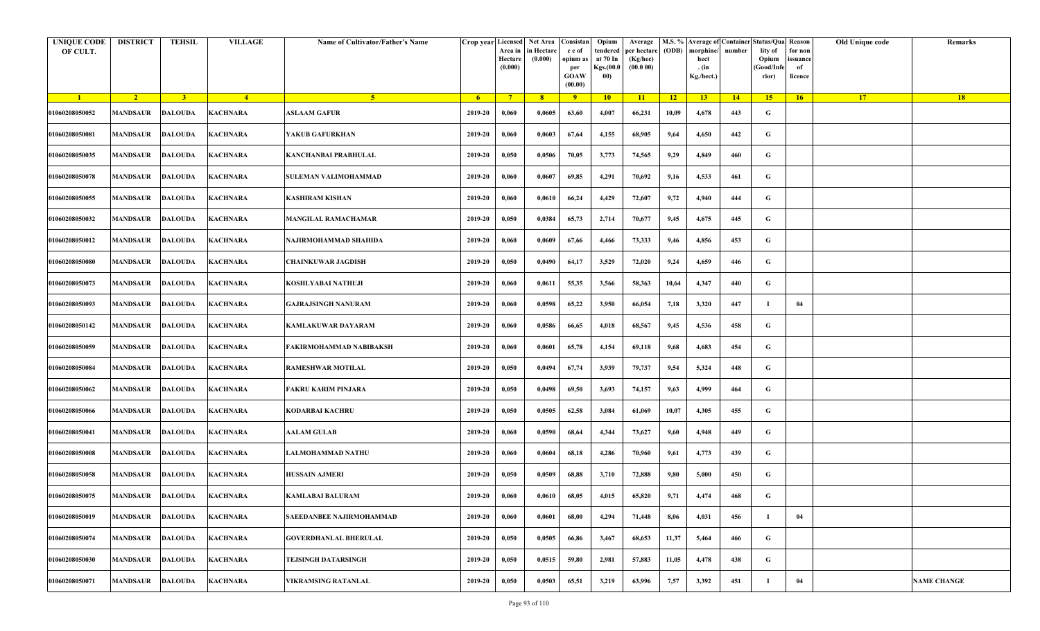| UNIQUE CODE OF CULT. | DISTRICT | TEHSIL | VILLAGE | Name of Cultivator/Father's Name | Crop year | Licensed Area in Hectare (0.000) | Net Area in Hectare (0.000) | Consistance of opium as per GOAW (00.00) | Opium tendered at 70 In Kgs.(00.000) | Average per hectare (Kg/hec) (00.0 00) | M.S. % (ODB) | Average of morphine/hect. (in Kg./hect.) | Container number | Status/Quality of Opium (Good/Inferior) | Reason for non issuance of licence | Old Unique code | Remarks |
|---|---|---|---|---|---|---|---|---|---|---|---|---|---|---|---|---|---|
| 1 | 2 | 3 | 4 | 5 | 6 | 7 | 8 | 9 | 10 | 11 | 12 | 13 | 14 | 15 | 16 | 17 | 18 |
| 01060208050052 | MANDSAUR | DALOUDA | KACHNARA | ASLAAM GAFUR | 2019-20 | 0,060 | 0,0605 | 63,60 | 4,007 | 66,231 | 10,09 | 4,678 | 443 | G | | | |
| 01060208050081 | MANDSAUR | DALOUDA | KACHNARA | YAKUB GAFURKHAN | 2019-20 | 0,060 | 0,0603 | 67,64 | 4,155 | 68,905 | 9,64 | 4,650 | 442 | G | | | |
| 01060208050035 | MANDSAUR | DALOUDA | KACHNARA | KANCHANBAI PRABHULAL | 2019-20 | 0,050 | 0,0506 | 70,05 | 3,773 | 74,565 | 9,29 | 4,849 | 460 | G | | | |
| 01060208050078 | MANDSAUR | DALOUDA | KACHNARA | SULEMAN VALIMOHAMMAD | 2019-20 | 0,060 | 0,0607 | 69,85 | 4,291 | 70,692 | 9,16 | 4,533 | 461 | G | | | |
| 01060208050055 | MANDSAUR | DALOUDA | KACHNARA | KASHIRAM KISHAN | 2019-20 | 0,060 | 0,0610 | 66,24 | 4,429 | 72,607 | 9,72 | 4,940 | 444 | G | | | |
| 01060208050032 | MANDSAUR | DALOUDA | KACHNARA | MANGILAL RAMACHAMAR | 2019-20 | 0,050 | 0,0384 | 65,73 | 2,714 | 70,677 | 9,45 | 4,675 | 445 | G | | | |
| 01060208050012 | MANDSAUR | DALOUDA | KACHNARA | NAJIRMOHAMMAD SHAHIDA | 2019-20 | 0,060 | 0,0609 | 67,66 | 4,466 | 73,333 | 9,46 | 4,856 | 453 | G | | | |
| 01060208050080 | MANDSAUR | DALOUDA | KACHNARA | CHAINKUWAR JAGDISH | 2019-20 | 0,050 | 0,0490 | 64,17 | 3,529 | 72,020 | 9,24 | 4,659 | 446 | G | | | |
| 01060208050073 | MANDSAUR | DALOUDA | KACHNARA | KOSHLYABAI NATHUJI | 2019-20 | 0,060 | 0,0611 | 55,35 | 3,566 | 58,363 | 10,64 | 4,347 | 440 | G | | | |
| 01060208050093 | MANDSAUR | DALOUDA | KACHNARA | GAJRAJSINGH NANURAM | 2019-20 | 0,060 | 0,0598 | 65,22 | 3,950 | 66,054 | 7,18 | 3,320 | 447 | I | 04 | | |
| 01060208050142 | MANDSAUR | DALOUDA | KACHNARA | KAMLAKUWAR DAYARAM | 2019-20 | 0,060 | 0,0586 | 66,65 | 4,018 | 68,567 | 9,45 | 4,536 | 458 | G | | | |
| 01060208050059 | MANDSAUR | DALOUDA | KACHNARA | FAKIRMOHAMMAD NABIBAKSH | 2019-20 | 0,060 | 0,0601 | 65,78 | 4,154 | 69,118 | 9,68 | 4,683 | 454 | G | | | |
| 01060208050084 | MANDSAUR | DALOUDA | KACHNARA | RAMESHWAR MOTILAL | 2019-20 | 0,050 | 0,0494 | 67,74 | 3,939 | 79,737 | 9,54 | 5,324 | 448 | G | | | |
| 01060208050062 | MANDSAUR | DALOUDA | KACHNARA | FAKRU KARIM PINJARA | 2019-20 | 0,050 | 0,0498 | 69,50 | 3,693 | 74,157 | 9,63 | 4,999 | 464 | G | | | |
| 01060208050066 | MANDSAUR | DALOUDA | KACHNARA | KODARBAI KACHRU | 2019-20 | 0,050 | 0,0505 | 62,58 | 3,084 | 61,069 | 10,07 | 4,305 | 455 | G | | | |
| 01060208050041 | MANDSAUR | DALOUDA | KACHNARA | AALAM GULAB | 2019-20 | 0,060 | 0,0590 | 68,64 | 4,344 | 73,627 | 9,60 | 4,948 | 449 | G | | | |
| 01060208050008 | MANDSAUR | DALOUDA | KACHNARA | LALMOHAMMAD NATHU | 2019-20 | 0,060 | 0,0604 | 68,18 | 4,286 | 70,960 | 9,61 | 4,773 | 439 | G | | | |
| 01060208050058 | MANDSAUR | DALOUDA | KACHNARA | HUSSAIN AJMERI | 2019-20 | 0,050 | 0,0509 | 68,88 | 3,710 | 72,888 | 9,80 | 5,000 | 450 | G | | | |
| 01060208050075 | MANDSAUR | DALOUDA | KACHNARA | KAMLABAI BALURAM | 2019-20 | 0,060 | 0,0610 | 68,05 | 4,015 | 65,820 | 9,71 | 4,474 | 468 | G | | | |
| 01060208050019 | MANDSAUR | DALOUDA | KACHNARA | SAEEDANBEE NAJIRMOHAMMAD | 2019-20 | 0,060 | 0,0601 | 68,00 | 4,294 | 71,448 | 8,06 | 4,031 | 456 | I | 04 | | |
| 01060208050074 | MANDSAUR | DALOUDA | KACHNARA | GOVERDHANLAL BHERULAL | 2019-20 | 0,050 | 0,0505 | 66,86 | 3,467 | 68,653 | 11,37 | 5,464 | 466 | G | | | |
| 01060208050030 | MANDSAUR | DALOUDA | KACHNARA | TEJSINGH DATARSINGH | 2019-20 | 0,050 | 0,0515 | 59,80 | 2,981 | 57,883 | 11,05 | 4,478 | 438 | G | | | |
| 01060208050071 | MANDSAUR | DALOUDA | KACHNARA | VIKRAMSING RATANLAL | 2019-20 | 0,050 | 0,0503 | 65,51 | 3,219 | 63,996 | 7,57 | 3,392 | 451 | I | 04 | | NAME CHANGE |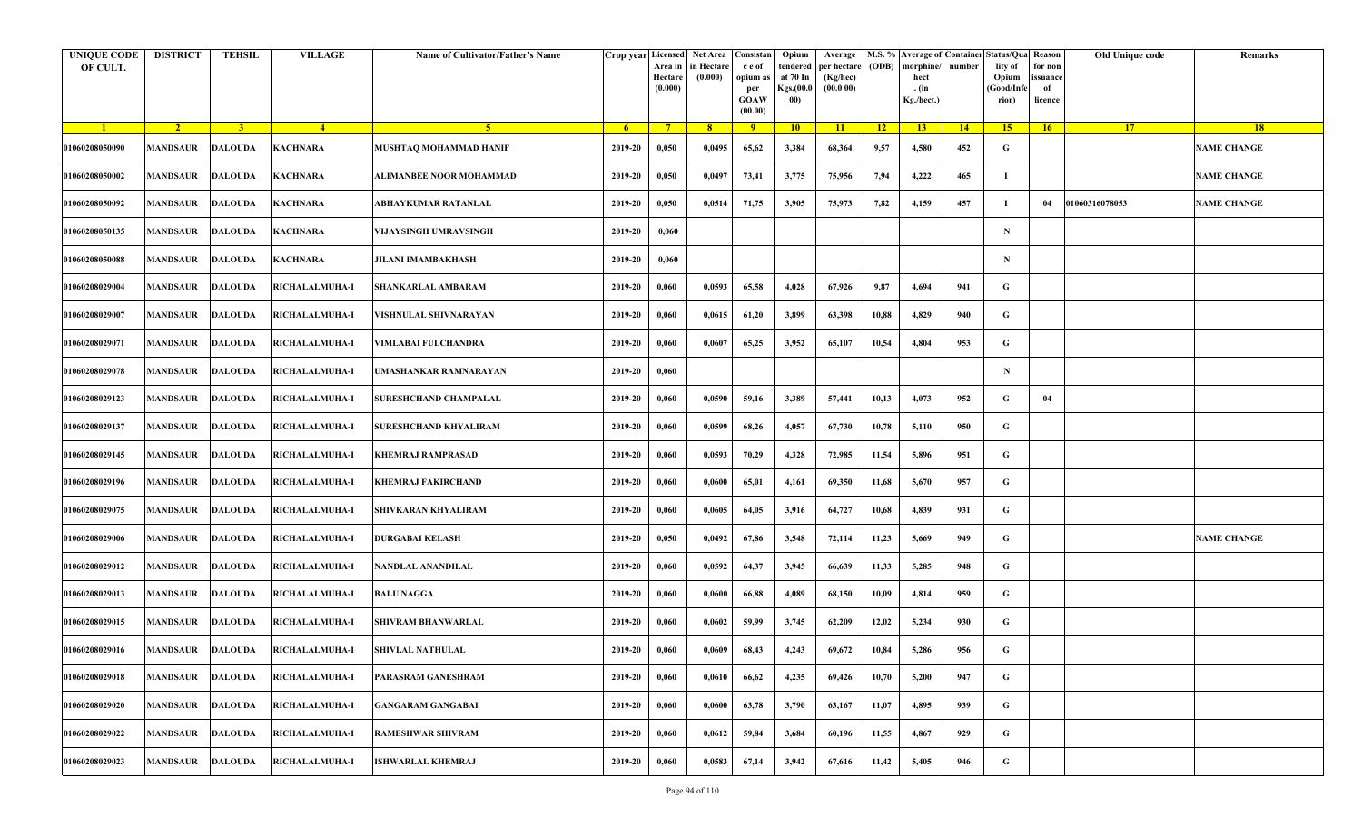| UNIQUE CODE OF CULT. | DISTRICT | TEHSIL | VILLAGE | Name of Cultivator/Father's Name | Crop year | Licensed Area in Hectare (0.000) | Net Area in Hectare (0.000) | Consistance of opium as per GOAW (00.00) | Opium tendered at 70 In Kgs.(00.000) | Average per hectare (Kg/hec) (00.0 00) | M.S. % (ODB) | Average of morphine/hect. (in Kg./hect.) | Container number | Status/Quality of Opium (Good/Inferior) | Reason for non issuance of licence | Old Unique code | Remarks |
|---|---|---|---|---|---|---|---|---|---|---|---|---|---|---|---|---|---|
| 1 | 2 | 3 | 4 | 5 | 6 | 7 | 8 | 9 | 10 | 11 | 12 | 13 | 14 | 15 | 16 | 17 | 18 |
| 01060208050090 | MANDSAUR | DALOUDA | KACHNARA | MUSHTAQ MOHAMMAD HANIF | 2019-20 | 0,050 | 0,0495 | 65,62 | 3,384 | 68,364 | 9,57 | 4,580 | 452 | G | | | NAME CHANGE |
| 01060208050002 | MANDSAUR | DALOUDA | KACHNARA | ALIMANBEE NOOR MOHAMMAD | 2019-20 | 0,050 | 0,0497 | 73,41 | 3,775 | 75,956 | 7,94 | 4,222 | 465 | I | | | NAME CHANGE |
| 01060208050092 | MANDSAUR | DALOUDA | KACHNARA | ABHAYKUMAR RATANLAL | 2019-20 | 0,050 | 0,0514 | 71,75 | 3,905 | 75,973 | 7,82 | 4,159 | 457 | I | 04 | 01060316078053 | NAME CHANGE |
| 01060208050135 | MANDSAUR | DALOUDA | KACHNARA | VIJAYSINGH UMRAVSINGH | 2019-20 | 0,060 | | | | | | | | N | | | |
| 01060208050088 | MANDSAUR | DALOUDA | KACHNARA | JILANI IMAMBAKHASH | 2019-20 | 0,060 | | | | | | | | N | | | |
| 01060208029004 | MANDSAUR | DALOUDA | RICHALALMUHA-I | SHANKARLAL AMBARAM | 2019-20 | 0,060 | 0,0593 | 65,58 | 4,028 | 67,926 | 9,87 | 4,694 | 941 | G | | | |
| 01060208029007 | MANDSAUR | DALOUDA | RICHALALMUHA-I | VISHNULAL SHIVNARAYAN | 2019-20 | 0,060 | 0,0615 | 61,20 | 3,899 | 63,398 | 10,88 | 4,829 | 940 | G | | | |
| 01060208029071 | MANDSAUR | DALOUDA | RICHALALMUHA-I | VIMLABAI FULCHANDRA | 2019-20 | 0,060 | 0,0607 | 65,25 | 3,952 | 65,107 | 10,54 | 4,804 | 953 | G | | | |
| 01060208029078 | MANDSAUR | DALOUDA | RICHALALMUHA-I | UMASHANKAR RAMNARAYAN | 2019-20 | 0,060 | | | | | | | | N | | | |
| 01060208029123 | MANDSAUR | DALOUDA | RICHALALMUHA-I | SURESHCHAND CHAMPALAL | 2019-20 | 0,060 | 0,0590 | 59,16 | 3,389 | 57,441 | 10,13 | 4,073 | 952 | G | 04 | | |
| 01060208029137 | MANDSAUR | DALOUDA | RICHALALMUHA-I | SURESHCHAND KHYALIRAM | 2019-20 | 0,060 | 0,0599 | 68,26 | 4,057 | 67,730 | 10,78 | 5,110 | 950 | G | | | |
| 01060208029145 | MANDSAUR | DALOUDA | RICHALALMUHA-I | KHEMRAJ RAMPRASAD | 2019-20 | 0,060 | 0,0593 | 70,29 | 4,328 | 72,985 | 11,54 | 5,896 | 951 | G | | | |
| 01060208029196 | MANDSAUR | DALOUDA | RICHALALMUHA-I | KHEMRAJ FAKIRCHAND | 2019-20 | 0,060 | 0,0600 | 65,01 | 4,161 | 69,350 | 11,68 | 5,670 | 957 | G | | | |
| 01060208029075 | MANDSAUR | DALOUDA | RICHALALMUHA-I | SHIVKARAN KHYALIRAM | 2019-20 | 0,060 | 0,0605 | 64,05 | 3,916 | 64,727 | 10,68 | 4,839 | 931 | G | | | |
| 01060208029006 | MANDSAUR | DALOUDA | RICHALALMUHA-I | DURGABAI KELASH | 2019-20 | 0,050 | 0,0492 | 67,86 | 3,548 | 72,114 | 11,23 | 5,669 | 949 | G | | | NAME CHANGE |
| 01060208029012 | MANDSAUR | DALOUDA | RICHALALMUHA-I | NANDLAL ANANDILAL | 2019-20 | 0,060 | 0,0592 | 64,37 | 3,945 | 66,639 | 11,33 | 5,285 | 948 | G | | | |
| 01060208029013 | MANDSAUR | DALOUDA | RICHALALMUHA-I | BALU NAGGA | 2019-20 | 0,060 | 0,0600 | 66,88 | 4,089 | 68,150 | 10,09 | 4,814 | 959 | G | | | |
| 01060208029015 | MANDSAUR | DALOUDA | RICHALALMUHA-I | SHIVRAM BHANWARLAL | 2019-20 | 0,060 | 0,0602 | 59,99 | 3,745 | 62,209 | 12,02 | 5,234 | 930 | G | | | |
| 01060208029016 | MANDSAUR | DALOUDA | RICHALALMUHA-I | SHIVLAL NATHULAL | 2019-20 | 0,060 | 0,0609 | 68,43 | 4,243 | 69,672 | 10,84 | 5,286 | 956 | G | | | |
| 01060208029018 | MANDSAUR | DALOUDA | RICHALALMUHA-I | PARASRAM GANESHRAM | 2019-20 | 0,060 | 0,0610 | 66,62 | 4,235 | 69,426 | 10,70 | 5,200 | 947 | G | | | |
| 01060208029020 | MANDSAUR | DALOUDA | RICHALALMUHA-I | GANGARAM GANGABAI | 2019-20 | 0,060 | 0,0600 | 63,78 | 3,790 | 63,167 | 11,07 | 4,895 | 939 | G | | | |
| 01060208029022 | MANDSAUR | DALOUDA | RICHALALMUHA-I | RAMESHWAR SHIVRAM | 2019-20 | 0,060 | 0,0612 | 59,84 | 3,684 | 60,196 | 11,55 | 4,867 | 929 | G | | | |
| 01060208029023 | MANDSAUR | DALOUDA | RICHALALMUHA-I | ISHWARLAL KHEMRAJ | 2019-20 | 0,060 | 0,0583 | 67,14 | 3,942 | 67,616 | 11,42 | 5,405 | 946 | G | | | |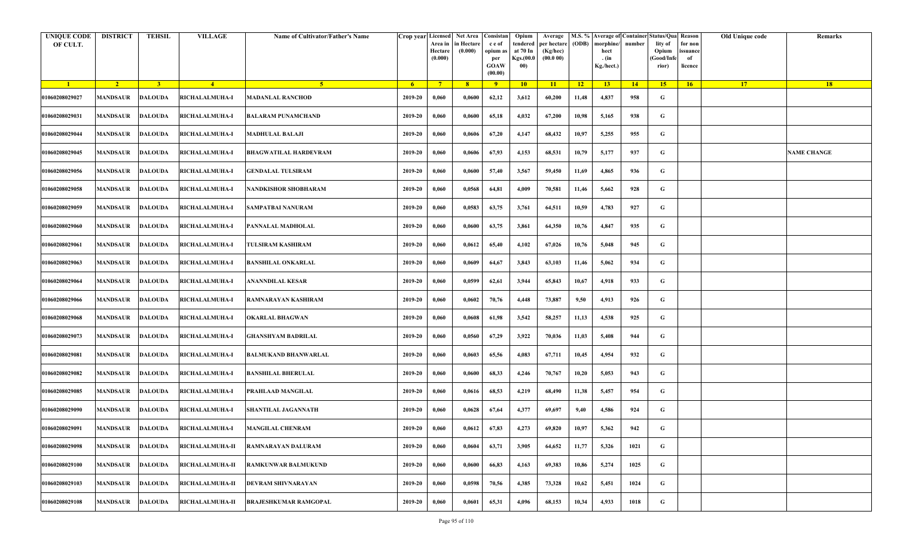| UNIQUE CODE OF CULT. | DISTRICT | TEHSIL | VILLAGE | Name of Cultivator/Father's Name | Crop year | Licensed Area in Hectare (0.000) | Net Area in Hectare (0.000) | Consistan c e of opium as per GOAW (00.00) | Opium tendered at 70 In Kgs.(00.000) | Average per hectare (Kg/hec) (00.0 00) | M.S. % (ODB) | Average of morphine/hect . (in Kg./hect.) | Container number | Status/Quality of Opium (Good/Inferior) | Reason for non issuance of licence | Old Unique code | Remarks |
|---|---|---|---|---|---|---|---|---|---|---|---|---|---|---|---|---|---|
| 1 | 2 | 3 | 4 | 5 | 6 | 7 | 8 | 9 | 10 | 11 | 12 | 13 | 14 | 15 | 16 | 17 | 18 |
| 01060208029027 | MANDSAUR | DALOUDA | RICHALALMUHA-I | MADANLAL RANCHOD | 2019-20 | 0,060 | 0,0600 | 62,12 | 3,612 | 60,200 | 11,48 | 4,837 | 958 | G | | | |
| 01060208029031 | MANDSAUR | DALOUDA | RICHALALMUHA-I | BALARAM PUNAMCHAND | 2019-20 | 0,060 | 0,0600 | 65,18 | 4,032 | 67,200 | 10,98 | 5,165 | 938 | G | | | |
| 01060208029044 | MANDSAUR | DALOUDA | RICHALALMUHA-I | MADHULAL BALAJI | 2019-20 | 0,060 | 0,0606 | 67,20 | 4,147 | 68,432 | 10,97 | 5,255 | 955 | G | | | |
| 01060208029045 | MANDSAUR | DALOUDA | RICHALALMUHA-I | BHAGWATILAL HARDEVRAM | 2019-20 | 0,060 | 0,0606 | 67,93 | 4,153 | 68,531 | 10,79 | 5,177 | 937 | G | | | NAME CHANGE |
| 01060208029056 | MANDSAUR | DALOUDA | RICHALALMUHA-I | GENDALAL TULSIRAM | 2019-20 | 0,060 | 0,0600 | 57,40 | 3,567 | 59,450 | 11,69 | 4,865 | 936 | G | | | |
| 01060208029058 | MANDSAUR | DALOUDA | RICHALALMUHA-I | NANDKISHOR SHOBHARAM | 2019-20 | 0,060 | 0,0568 | 64,81 | 4,009 | 70,581 | 11,46 | 5,662 | 928 | G | | | |
| 01060208029059 | MANDSAUR | DALOUDA | RICHALALMUHA-I | SAMPATBAI NANURAM | 2019-20 | 0,060 | 0,0583 | 63,75 | 3,761 | 64,511 | 10,59 | 4,783 | 927 | G | | | |
| 01060208029060 | MANDSAUR | DALOUDA | RICHALALMUHA-I | PANNALAL MADHOLAL | 2019-20 | 0,060 | 0,0600 | 63,75 | 3,861 | 64,350 | 10,76 | 4,847 | 935 | G | | | |
| 01060208029061 | MANDSAUR | DALOUDA | RICHALALMUHA-I | TULSIRAM KASHIRAM | 2019-20 | 0,060 | 0,0612 | 65,40 | 4,102 | 67,026 | 10,76 | 5,048 | 945 | G | | | |
| 01060208029063 | MANDSAUR | DALOUDA | RICHALALMUHA-I | BANSHILAL ONKARLAL | 2019-20 | 0,060 | 0,0609 | 64,67 | 3,843 | 63,103 | 11,46 | 5,062 | 934 | G | | | |
| 01060208029064 | MANDSAUR | DALOUDA | RICHALALMUHA-I | ANANNDILAL KESAR | 2019-20 | 0,060 | 0,0599 | 62,61 | 3,944 | 65,843 | 10,67 | 4,918 | 933 | G | | | |
| 01060208029066 | MANDSAUR | DALOUDA | RICHALALMUHA-I | RAMNARAYAN KASHIRAM | 2019-20 | 0,060 | 0,0602 | 70,76 | 4,448 | 73,887 | 9,50 | 4,913 | 926 | G | | | |
| 01060208029068 | MANDSAUR | DALOUDA | RICHALALMUHA-I | OKARLAL BHAGWAN | 2019-20 | 0,060 | 0,0608 | 61,98 | 3,542 | 58,257 | 11,13 | 4,538 | 925 | G | | | |
| 01060208029073 | MANDSAUR | DALOUDA | RICHALALMUHA-I | GHANSHYAM BADRILAL | 2019-20 | 0,060 | 0,0560 | 67,29 | 3,922 | 70,036 | 11,03 | 5,408 | 944 | G | | | |
| 01060208029081 | MANDSAUR | DALOUDA | RICHALALMUHA-I | BALMUKAND BHANWARLAL | 2019-20 | 0,060 | 0,0603 | 65,56 | 4,083 | 67,711 | 10,45 | 4,954 | 932 | G | | | |
| 01060208029082 | MANDSAUR | DALOUDA | RICHALALMUHA-I | BANSHILAL BHERULAL | 2019-20 | 0,060 | 0,0600 | 68,33 | 4,246 | 70,767 | 10,20 | 5,053 | 943 | G | | | |
| 01060208029085 | MANDSAUR | DALOUDA | RICHALALMUHA-I | PRAHLAAD MANGILAL | 2019-20 | 0,060 | 0,0616 | 68,53 | 4,219 | 68,490 | 11,38 | 5,457 | 954 | G | | | |
| 01060208029090 | MANDSAUR | DALOUDA | RICHALALMUHA-I | SHANTILAL JAGANNATH | 2019-20 | 0,060 | 0,0628 | 67,64 | 4,377 | 69,697 | 9,40 | 4,586 | 924 | G | | | |
| 01060208029091 | MANDSAUR | DALOUDA | RICHALALMUHA-I | MANGILAL CHENRAM | 2019-20 | 0,060 | 0,0612 | 67,83 | 4,273 | 69,820 | 10,97 | 5,362 | 942 | G | | | |
| 01060208029098 | MANDSAUR | DALOUDA | RICHALALMUHA-II | RAMNARAYAN DALURAM | 2019-20 | 0,060 | 0,0604 | 63,71 | 3,905 | 64,652 | 11,77 | 5,326 | 1021 | G | | | |
| 01060208029100 | MANDSAUR | DALOUDA | RICHALALMUHA-II | RAMKUNWAR BALMUKUND | 2019-20 | 0,060 | 0,0600 | 66,83 | 4,163 | 69,383 | 10,86 | 5,274 | 1025 | G | | | |
| 01060208029103 | MANDSAUR | DALOUDA | RICHALALMUHA-II | DEVRAM SHIVNARAYAN | 2019-20 | 0,060 | 0,0598 | 70,56 | 4,385 | 73,328 | 10,62 | 5,451 | 1024 | G | | | |
| 01060208029108 | MANDSAUR | DALOUDA | RICHALALMUHA-II | BRAJESHKUMAR RAMGOPAL | 2019-20 | 0,060 | 0,0601 | 65,31 | 4,096 | 68,153 | 10,34 | 4,933 | 1018 | G | | | |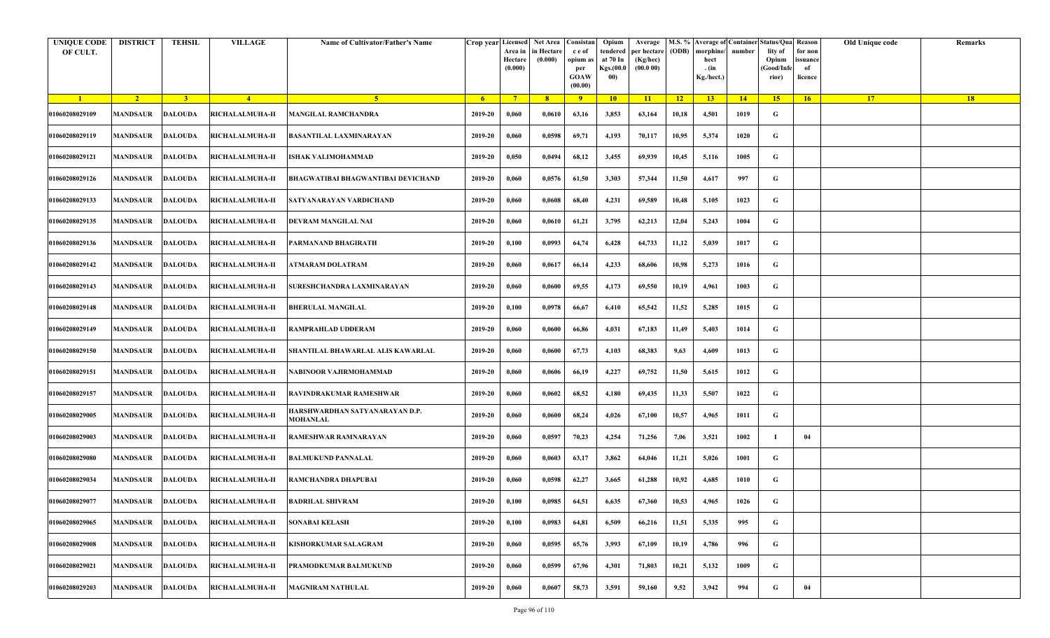| UNIQUE CODE OF CULT. | DISTRICT | TEHSIL | VILLAGE | Name of Cultivator/Father's Name | Crop year | Licensed Area in Hectare (0.000) | Net Area in Hectare (0.000) | Consistance of opium as per GOAW (00.00) | Opium tendered at 70 In Kgs.(00.000) | Average per hectare (Kg/hec) (00.0 00) | M.S. % (ODB) | Average of morphine/hect. (in Kg./hect.) | Container number | Status/Quality of Opium (Good/Inferior) | Reason for non issuance of licence | Old Unique code | Remarks |
|---|---|---|---|---|---|---|---|---|---|---|---|---|---|---|---|---|---|
| 1 | 2 | 3 | 4 | 5 | 6 | 7 | 8 | 9 | 10 | 11 | 12 | 13 | 14 | 15 | 16 | 17 | 18 |
| 01060208029109 | MANDSAUR | DALOUDA | RICHALALMUHA-II | MANGILAL RAMCHANDRA | 2019-20 | 0,060 | 0,0610 | 63,16 | 3,853 | 63,164 | 10,18 | 4,501 | 1019 | G | | | |
| 01060208029119 | MANDSAUR | DALOUDA | RICHALALMUHA-II | BASANTILAL LAXMINARAYAN | 2019-20 | 0,060 | 0,0598 | 69,71 | 4,193 | 70,117 | 10,95 | 5,374 | 1020 | G | | | |
| 01060208029121 | MANDSAUR | DALOUDA | RICHALALMUHA-II | ISHAK VALIMOHAMMAD | 2019-20 | 0,050 | 0,0494 | 68,12 | 3,455 | 69,939 | 10,45 | 5,116 | 1005 | G | | | |
| 01060208029126 | MANDSAUR | DALOUDA | RICHALALMUHA-II | BHAGWATIBAI BHAGWANTIBAI DEVICHAND | 2019-20 | 0,060 | 0,0576 | 61,50 | 3,303 | 57,344 | 11,50 | 4,617 | 997 | G | | | |
| 01060208029133 | MANDSAUR | DALOUDA | RICHALALMUHA-II | SATYANARAYAN VARDICHAND | 2019-20 | 0,060 | 0,0608 | 68,40 | 4,231 | 69,589 | 10,48 | 5,105 | 1023 | G | | | |
| 01060208029135 | MANDSAUR | DALOUDA | RICHALALMUHA-II | DEVRAM MANGILAL NAI | 2019-20 | 0,060 | 0,0610 | 61,21 | 3,795 | 62,213 | 12,04 | 5,243 | 1004 | G | | | |
| 01060208029136 | MANDSAUR | DALOUDA | RICHALALMUHA-II | PARMANAND BHAGIRATH | 2019-20 | 0,100 | 0,0993 | 64,74 | 6,428 | 64,733 | 11,12 | 5,039 | 1017 | G | | | |
| 01060208029142 | MANDSAUR | DALOUDA | RICHALALMUHA-II | ATMARAM DOLATRAM | 2019-20 | 0,060 | 0,0617 | 66,14 | 4,233 | 68,606 | 10,98 | 5,273 | 1016 | G | | | |
| 01060208029143 | MANDSAUR | DALOUDA | RICHALALMUHA-II | SURESHCHANDRA LAXMINARAYAN | 2019-20 | 0,060 | 0,0600 | 69,55 | 4,173 | 69,550 | 10,19 | 4,961 | 1003 | G | | | |
| 01060208029148 | MANDSAUR | DALOUDA | RICHALALMUHA-II | BHERULAL MANGILAL | 2019-20 | 0,100 | 0,0978 | 66,67 | 6,410 | 65,542 | 11,52 | 5,285 | 1015 | G | | | |
| 01060208029149 | MANDSAUR | DALOUDA | RICHALALMUHA-II | RAMPRAHLAD UDDERAM | 2019-20 | 0,060 | 0,0600 | 66,86 | 4,031 | 67,183 | 11,49 | 5,403 | 1014 | G | | | |
| 01060208029150 | MANDSAUR | DALOUDA | RICHALALMUHA-II | SHANTILAL BHAWARLAL ALIS KAWARLAL | 2019-20 | 0,060 | 0,0600 | 67,73 | 4,103 | 68,383 | 9,63 | 4,609 | 1013 | G | | | |
| 01060208029151 | MANDSAUR | DALOUDA | RICHALALMUHA-II | NABINOOR VAJIRMOHAMMAD | 2019-20 | 0,060 | 0,0606 | 66,19 | 4,227 | 69,752 | 11,50 | 5,615 | 1012 | G | | | |
| 01060208029157 | MANDSAUR | DALOUDA | RICHALALMUHA-II | RAVINDRAKUMAR RAMESHWAR | 2019-20 | 0,060 | 0,0602 | 68,52 | 4,180 | 69,435 | 11,33 | 5,507 | 1022 | G | | | |
| 01060208029005 | MANDSAUR | DALOUDA | RICHALALMUHA-II | HARSHWARDHAN SATYANARAYAN D.P. MOHANLAL | 2019-20 | 0,060 | 0,0600 | 68,24 | 4,026 | 67,100 | 10,57 | 4,965 | 1011 | G | | | |
| 01060208029003 | MANDSAUR | DALOUDA | RICHALALMUHA-II | RAMESHWAR RAMNARAYAN | 2019-20 | 0,060 | 0,0597 | 70,23 | 4,254 | 71,256 | 7,06 | 3,521 | 1002 | I | 04 | | |
| 01060208029080 | MANDSAUR | DALOUDA | RICHALALMUHA-II | BALMUKUND PANNALAL | 2019-20 | 0,060 | 0,0603 | 63,17 | 3,862 | 64,046 | 11,21 | 5,026 | 1001 | G | | | |
| 01060208029034 | MANDSAUR | DALOUDA | RICHALALMUHA-II | RAMCHANDRA DHAPUBAI | 2019-20 | 0,060 | 0,0598 | 62,27 | 3,665 | 61,288 | 10,92 | 4,685 | 1010 | G | | | |
| 01060208029077 | MANDSAUR | DALOUDA | RICHALALMUHA-II | BADRILAL SHIVRAM | 2019-20 | 0,100 | 0,0985 | 64,51 | 6,635 | 67,360 | 10,53 | 4,965 | 1026 | G | | | |
| 01060208029065 | MANDSAUR | DALOUDA | RICHALALMUHA-II | SONABAI KELASH | 2019-20 | 0,100 | 0,0983 | 64,81 | 6,509 | 66,216 | 11,51 | 5,335 | 995 | G | | | |
| 01060208029008 | MANDSAUR | DALOUDA | RICHALALMUHA-II | KISHORKUMAR SALAGRAM | 2019-20 | 0,060 | 0,0595 | 65,76 | 3,993 | 67,109 | 10,19 | 4,786 | 996 | G | | | |
| 01060208029021 | MANDSAUR | DALOUDA | RICHALALMUHA-II | PRAMODKUMAR BALMUKUND | 2019-20 | 0,060 | 0,0599 | 67,96 | 4,301 | 71,803 | 10,21 | 5,132 | 1009 | G | | | |
| 01060208029203 | MANDSAUR | DALOUDA | RICHALALMUHA-II | MAGNIRAM NATHULAL | 2019-20 | 0,060 | 0,0607 | 58,73 | 3,591 | 59,160 | 9,52 | 3,942 | 994 | G | 04 | | |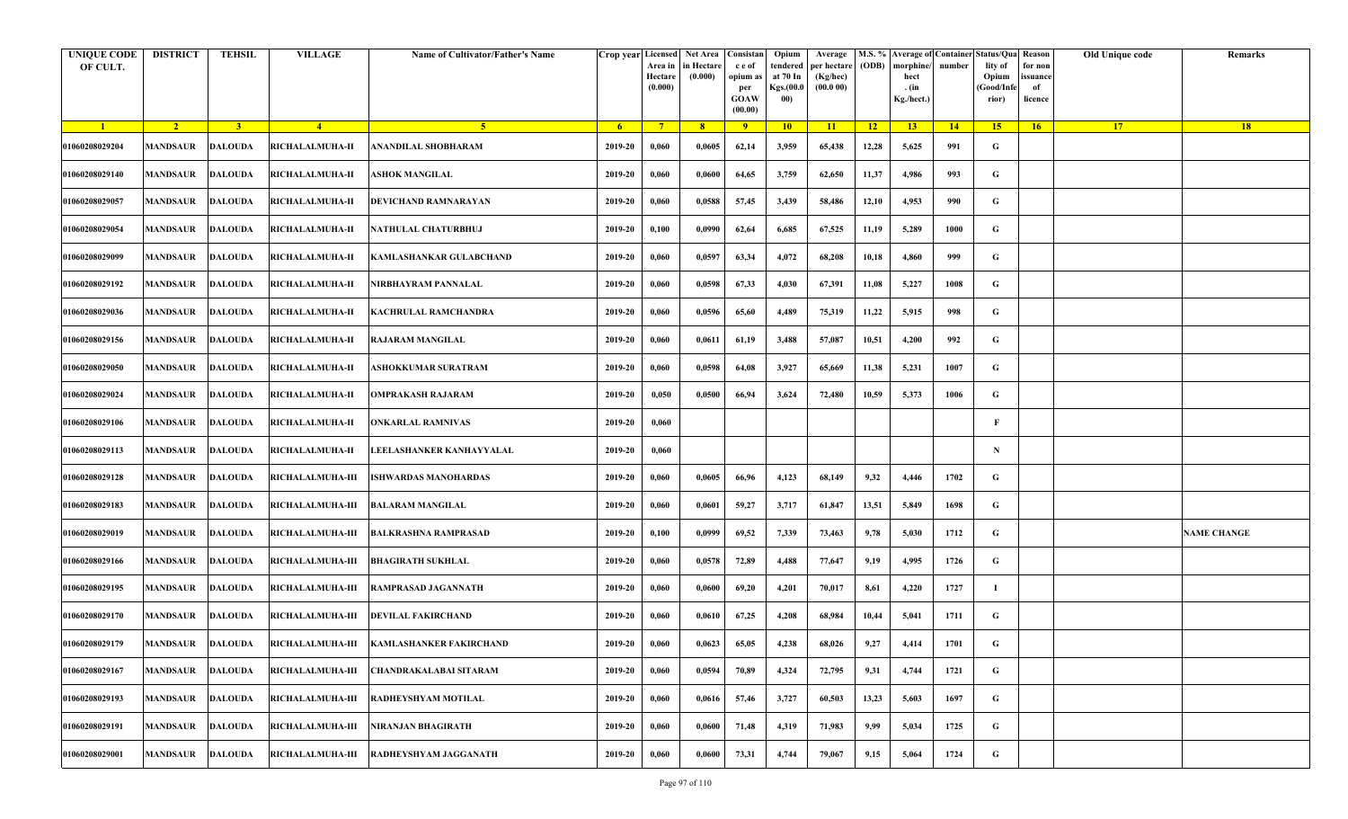| UNIQUE CODE OF CULT. | DISTRICT | TEHSIL | VILLAGE | Name of Cultivator/Father's Name | Crop year | Licensed Area in Hectare (0.000) | Net Area in Hectare (0.000) | Consistance of opium as per GOAW (00.00) | Opium tendered at 70 In Kgs.(00.000) | Average per hectare (Kg/hec) (00.0 00) | M.S. % (ODB) | Average of morphine/hect. (in Kg./hect.) | Container number | Status/Quality of Opium (Good/Inferior) | Reason for non issuance of licence | Old Unique code | Remarks |
|---|---|---|---|---|---|---|---|---|---|---|---|---|---|---|---|---|---|
| 1 | 2 | 3 | 4 | 5 | 6 | 7 | 8 | 9 | 10 | 11 | 12 | 13 | 14 | 15 | 16 | 17 | 18 |
| 01060208029204 | MANDSAUR | DALOUDA | RICHALALMUHA-II | ANANDILAL SHOBHARAM | 2019-20 | 0,060 | 0,0605 | 62,14 | 3,959 | 65,438 | 12,28 | 5,625 | 991 | G | | | |
| 01060208029140 | MANDSAUR | DALOUDA | RICHALALMUHA-II | ASHOK MANGILAL | 2019-20 | 0,060 | 0,0600 | 64,65 | 3,759 | 62,650 | 11,37 | 4,986 | 993 | G | | | |
| 01060208029057 | MANDSAUR | DALOUDA | RICHALALMUHA-II | DEVICHAND RAMNARAYAN | 2019-20 | 0,060 | 0,0588 | 57,45 | 3,439 | 58,486 | 12,10 | 4,953 | 990 | G | | | |
| 01060208029054 | MANDSAUR | DALOUDA | RICHALALMUHA-II | NATHULAL CHATURBHUJ | 2019-20 | 0,100 | 0,0990 | 62,64 | 6,685 | 67,525 | 11,19 | 5,289 | 1000 | G | | | |
| 01060208029099 | MANDSAUR | DALOUDA | RICHALALMUHA-II | KAMLASHANKAR GULABCHAND | 2019-20 | 0,060 | 0,0597 | 63,34 | 4,072 | 68,208 | 10,18 | 4,860 | 999 | G | | | |
| 01060208029192 | MANDSAUR | DALOUDA | RICHALALMUHA-II | NIRBHAYRAM PANNALAL | 2019-20 | 0,060 | 0,0598 | 67,33 | 4,030 | 67,391 | 11,08 | 5,227 | 1008 | G | | | |
| 01060208029036 | MANDSAUR | DALOUDA | RICHALALMUHA-II | KACHRULAL RAMCHANDRA | 2019-20 | 0,060 | 0,0596 | 65,60 | 4,489 | 75,319 | 11,22 | 5,915 | 998 | G | | | |
| 01060208029156 | MANDSAUR | DALOUDA | RICHALALMUHA-II | RAJARAM MANGILAL | 2019-20 | 0,060 | 0,0611 | 61,19 | 3,488 | 57,087 | 10,51 | 4,200 | 992 | G | | | |
| 01060208029050 | MANDSAUR | DALOUDA | RICHALALMUHA-II | ASHOKKUMAR SURATRAM | 2019-20 | 0,060 | 0,0598 | 64,08 | 3,927 | 65,669 | 11,38 | 5,231 | 1007 | G | | | |
| 01060208029024 | MANDSAUR | DALOUDA | RICHALALMUHA-II | OMPRAKASH RAJARAM | 2019-20 | 0,050 | 0,0500 | 66,94 | 3,624 | 72,480 | 10,59 | 5,373 | 1006 | G | | | |
| 01060208029106 | MANDSAUR | DALOUDA | RICHALALMUHA-II | ONKARLAL RAMNIVAS | 2019-20 | 0,060 | | | | | | | | F | | | |
| 01060208029113 | MANDSAUR | DALOUDA | RICHALALMUHA-II | LEELASHANKER KANHAYYALAL | 2019-20 | 0,060 | | | | | | | | N | | | |
| 01060208029128 | MANDSAUR | DALOUDA | RICHALALMUHA-III | ISHWARDAS MANOHARDAS | 2019-20 | 0,060 | 0,0605 | 66,96 | 4,123 | 68,149 | 9,32 | 4,446 | 1702 | G | | | |
| 01060208029183 | MANDSAUR | DALOUDA | RICHALALMUHA-III | BALARAM MANGILAL | 2019-20 | 0,060 | 0,0601 | 59,27 | 3,717 | 61,847 | 13,51 | 5,849 | 1698 | G | | | |
| 01060208029019 | MANDSAUR | DALOUDA | RICHALALMUHA-III | BALKRASHNA RAMPRASAD | 2019-20 | 0,100 | 0,0999 | 69,52 | 7,339 | 73,463 | 9,78 | 5,030 | 1712 | G | | | NAME CHANGE |
| 01060208029166 | MANDSAUR | DALOUDA | RICHALALMUHA-III | BHAGIRATH SUKHLAL | 2019-20 | 0,060 | 0,0578 | 72,89 | 4,488 | 77,647 | 9,19 | 4,995 | 1726 | G | | | |
| 01060208029195 | MANDSAUR | DALOUDA | RICHALALMUHA-III | RAMPRASAD JAGANNATH | 2019-20 | 0,060 | 0,0600 | 69,20 | 4,201 | 70,017 | 8,61 | 4,220 | 1727 | I | | | |
| 01060208029170 | MANDSAUR | DALOUDA | RICHALALMUHA-III | DEVILAL FAKIRCHAND | 2019-20 | 0,060 | 0,0610 | 67,25 | 4,208 | 68,984 | 10,44 | 5,041 | 1711 | G | | | |
| 01060208029179 | MANDSAUR | DALOUDA | RICHALALMUHA-III | KAMLASHANKER FAKIRCHAND | 2019-20 | 0,060 | 0,0623 | 65,05 | 4,238 | 68,026 | 9,27 | 4,414 | 1701 | G | | | |
| 01060208029167 | MANDSAUR | DALOUDA | RICHALALMUHA-III | CHANDRAKALABAI SITARAM | 2019-20 | 0,060 | 0,0594 | 70,89 | 4,324 | 72,795 | 9,31 | 4,744 | 1721 | G | | | |
| 01060208029193 | MANDSAUR | DALOUDA | RICHALALMUHA-III | RADHEYSHYAM MOTILAL | 2019-20 | 0,060 | 0,0616 | 57,46 | 3,727 | 60,503 | 13,23 | 5,603 | 1697 | G | | | |
| 01060208029191 | MANDSAUR | DALOUDA | RICHALALMUHA-III | NIRANJAN BHAGIRATH | 2019-20 | 0,060 | 0,0600 | 71,48 | 4,319 | 71,983 | 9,99 | 5,034 | 1725 | G | | | |
| 01060208029001 | MANDSAUR | DALOUDA | RICHALALMUHA-III | RADHEYSHYAM JAGGANATH | 2019-20 | 0,060 | 0,0600 | 73,31 | 4,744 | 79,067 | 9,15 | 5,064 | 1724 | G | | | |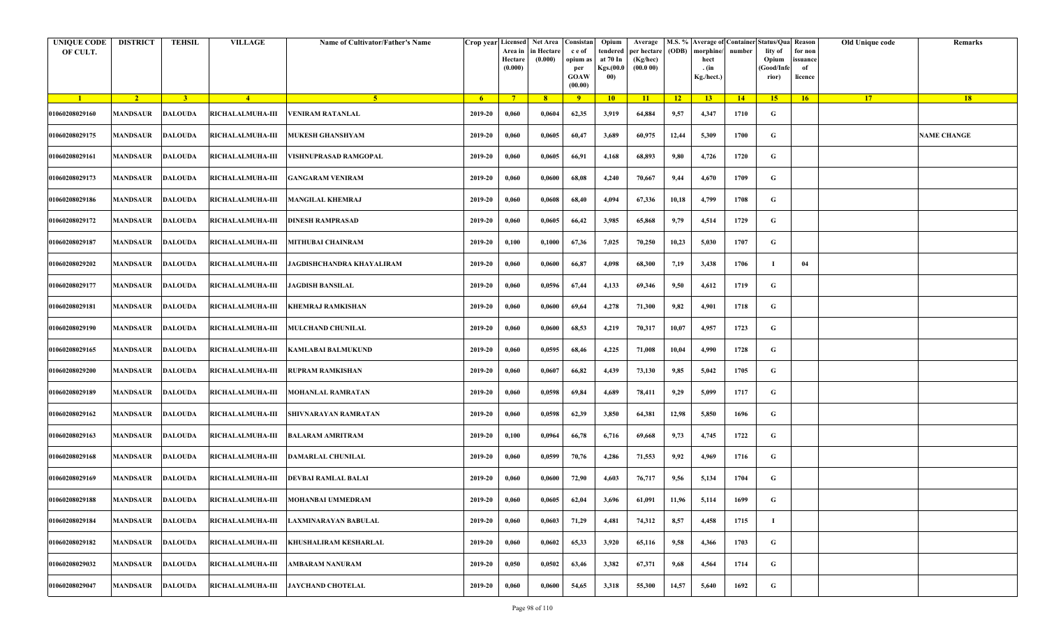| UNIQUE CODE OF CULT. | DISTRICT | TEHSIL | VILLAGE | Name of Cultivator/Father's Name | Crop year | Licensed Area in Hectare (0.000) | Net Area in Hectare (0.000) | Consistan c e of opium as per GOAW (00.00) | Opium tendered at 70 In Kgs.(00.000) | Average per hectare (Kg/hec) (00.0 00) | M.S. % (ODB) | Average of morphine/ hect . (in Kg./hect.) | Container number | Status/Quality of Opium (Good/Inferior) | Reason for non issuance of licence | Old Unique code | Remarks |
|---|---|---|---|---|---|---|---|---|---|---|---|---|---|---|---|---|---|
| 1 | 2 | 3 | 4 | 5 | 6 | 7 | 8 | 9 | 10 | 11 | 12 | 13 | 14 | 15 | 16 | 17 | 18 |
| 01060208029160 | MANDSAUR | DALOUDA | RICHALALMUHA-III | VENIRAM RATANLAL | 2019-20 | 0,060 | 0,0604 | 62,35 | 3,919 | 64,884 | 9,57 | 4,347 | 1710 | G | | | |
| 01060208029175 | MANDSAUR | DALOUDA | RICHALALMUHA-III | MUKESH GHANSHYAM | 2019-20 | 0,060 | 0,0605 | 60,47 | 3,689 | 60,975 | 12,44 | 5,309 | 1700 | G | | | NAME CHANGE |
| 01060208029161 | MANDSAUR | DALOUDA | RICHALALMUHA-III | VISHNUPRASAD RAMGOPAL | 2019-20 | 0,060 | 0,0605 | 66,91 | 4,168 | 68,893 | 9,80 | 4,726 | 1720 | G | | | |
| 01060208029173 | MANDSAUR | DALOUDA | RICHALALMUHA-III | GANGARAM VENIRAM | 2019-20 | 0,060 | 0,0600 | 68,08 | 4,240 | 70,667 | 9,44 | 4,670 | 1709 | G | | | |
| 01060208029186 | MANDSAUR | DALOUDA | RICHALALMUHA-III | MANGILAL KHEMRAJ | 2019-20 | 0,060 | 0,0608 | 68,40 | 4,094 | 67,336 | 10,18 | 4,799 | 1708 | G | | | |
| 01060208029172 | MANDSAUR | DALOUDA | RICHALALMUHA-III | DINESH RAMPRASAD | 2019-20 | 0,060 | 0,0605 | 66,42 | 3,985 | 65,868 | 9,79 | 4,514 | 1729 | G | | | |
| 01060208029187 | MANDSAUR | DALOUDA | RICHALALMUHA-III | MITHUBAI CHAINRAM | 2019-20 | 0,100 | 0,1000 | 67,36 | 7,025 | 70,250 | 10,23 | 5,030 | 1707 | G | | | |
| 01060208029202 | MANDSAUR | DALOUDA | RICHALALMUHA-III | JAGDISHCHANDRA KHAYALIRAM | 2019-20 | 0,060 | 0,0600 | 66,87 | 4,098 | 68,300 | 7,19 | 3,438 | 1706 | I | 04 | | |
| 01060208029177 | MANDSAUR | DALOUDA | RICHALALMUHA-III | JAGDISH BANSILAL | 2019-20 | 0,060 | 0,0596 | 67,44 | 4,133 | 69,346 | 9,50 | 4,612 | 1719 | G | | | |
| 01060208029181 | MANDSAUR | DALOUDA | RICHALALMUHA-III | KHEMRAJ RAMKISHAN | 2019-20 | 0,060 | 0,0600 | 69,64 | 4,278 | 71,300 | 9,82 | 4,901 | 1718 | G | | | |
| 01060208029190 | MANDSAUR | DALOUDA | RICHALALMUHA-III | MULCHAND CHUNILAL | 2019-20 | 0,060 | 0,0600 | 68,53 | 4,219 | 70,317 | 10,07 | 4,957 | 1723 | G | | | |
| 01060208029165 | MANDSAUR | DALOUDA | RICHALALMUHA-III | KAMLABAI BALMUKUND | 2019-20 | 0,060 | 0,0595 | 68,46 | 4,225 | 71,008 | 10,04 | 4,990 | 1728 | G | | | |
| 01060208029200 | MANDSAUR | DALOUDA | RICHALALMUHA-III | RUPRAM RAMKISHAN | 2019-20 | 0,060 | 0,0607 | 66,82 | 4,439 | 73,130 | 9,85 | 5,042 | 1705 | G | | | |
| 01060208029189 | MANDSAUR | DALOUDA | RICHALALMUHA-III | MOHANLAL RAMRATAN | 2019-20 | 0,060 | 0,0598 | 69,84 | 4,689 | 78,411 | 9,29 | 5,099 | 1717 | G | | | |
| 01060208029162 | MANDSAUR | DALOUDA | RICHALALMUHA-III | SHIVNARAYAN RAMRATAN | 2019-20 | 0,060 | 0,0598 | 62,39 | 3,850 | 64,381 | 12,98 | 5,850 | 1696 | G | | | |
| 01060208029163 | MANDSAUR | DALOUDA | RICHALALMUHA-III | BALARAM AMRITRAM | 2019-20 | 0,100 | 0,0964 | 66,78 | 6,716 | 69,668 | 9,73 | 4,745 | 1722 | G | | | |
| 01060208029168 | MANDSAUR | DALOUDA | RICHALALMUHA-III | DAMARLAL CHUNILAL | 2019-20 | 0,060 | 0,0599 | 70,76 | 4,286 | 71,553 | 9,92 | 4,969 | 1716 | G | | | |
| 01060208029169 | MANDSAUR | DALOUDA | RICHALALMUHA-III | DEVBAI RAMLAL BALAI | 2019-20 | 0,060 | 0,0600 | 72,90 | 4,603 | 76,717 | 9,56 | 5,134 | 1704 | G | | | |
| 01060208029188 | MANDSAUR | DALOUDA | RICHALALMUHA-III | MOHANBAI UMMEDRAM | 2019-20 | 0,060 | 0,0605 | 62,04 | 3,696 | 61,091 | 11,96 | 5,114 | 1699 | G | | | |
| 01060208029184 | MANDSAUR | DALOUDA | RICHALALMUHA-III | LAXMINARAYAN BABULAL | 2019-20 | 0,060 | 0,0603 | 71,29 | 4,481 | 74,312 | 8,57 | 4,458 | 1715 | I | | | |
| 01060208029182 | MANDSAUR | DALOUDA | RICHALALMUHA-III | KHUSHALIRAM KESHARLAL | 2019-20 | 0,060 | 0,0602 | 65,33 | 3,920 | 65,116 | 9,58 | 4,366 | 1703 | G | | | |
| 01060208029032 | MANDSAUR | DALOUDA | RICHALALMUHA-III | AMBARAM NANURAM | 2019-20 | 0,050 | 0,0502 | 63,46 | 3,382 | 67,371 | 9,68 | 4,564 | 1714 | G | | | |
| 01060208029047 | MANDSAUR | DALOUDA | RICHALALMUHA-III | JAYCHAND CHOTELAL | 2019-20 | 0,060 | 0,0600 | 54,65 | 3,318 | 55,300 | 14,57 | 5,640 | 1692 | G | | | |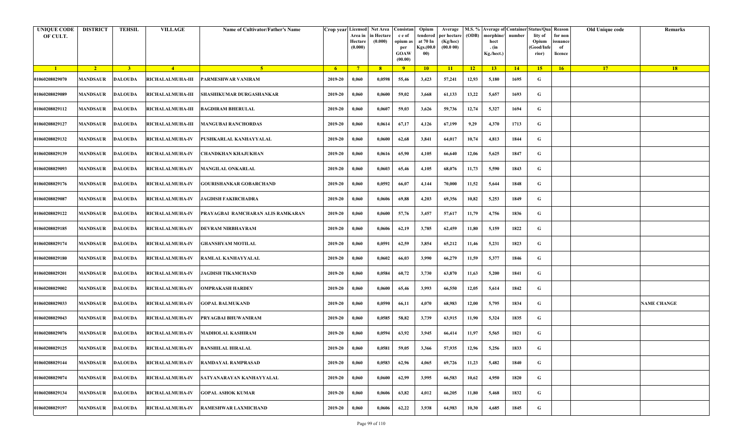| UNIQUE CODE OF CULT. | DISTRICT | TEHSIL | VILLAGE | Name of Cultivator/Father's Name | Crop year | Licensed Area in Hectare (0.000) | Net Area in Hectare (0.000) | Consistance of opium as per GOAW (00.00) | Opium tendered at 70 In Kgs.(00.000) | Average per hectare (Kg/hec) (00.0 00) | M.S. % (ODB) | Average of morphine/ hect . (in Kg./hect.) | Container number | Status/Quality of Opium (Good/Inferior) | Reason for non issuance of licence | Old Unique code | Remarks |
|---|---|---|---|---|---|---|---|---|---|---|---|---|---|---|---|---|---|
| 1 | 2 | 3 | 4 | 5 | 6 | 7 | 8 | 9 | 10 | 11 | 12 | 13 | 14 | 15 | 16 | 17 | 18 |
| 01060208029070 | MANDSAUR | DALOUDA | RICHALALMUHA-III | PARMESHWAR VANIRAM | 2019-20 | 0,060 | 0,0598 | 55,46 | 3,423 | 57,241 | 12,93 | 5,180 | 1695 | G | | | |
| 01060208029089 | MANDSAUR | DALOUDA | RICHALALMUHA-III | SHASHIKUMAR DURGASHANKAR | 2019-20 | 0,060 | 0,0600 | 59,02 | 3,668 | 61,133 | 13,22 | 5,657 | 1693 | G | | | |
| 01060208029112 | MANDSAUR | DALOUDA | RICHALALMUHA-III | BAGDIRAM BHERULAL | 2019-20 | 0,060 | 0,0607 | 59,03 | 3,626 | 59,736 | 12,74 | 5,327 | 1694 | G | | | |
| 01060208029127 | MANDSAUR | DALOUDA | RICHALALMUHA-III | MANGUBAI RANCHORDAS | 2019-20 | 0,060 | 0,0614 | 67,17 | 4,126 | 67,199 | 9,29 | 4,370 | 1713 | G | | | |
| 01060208029132 | MANDSAUR | DALOUDA | RICHALALMUHA-IV | PUSHKARLAL KANHAYYALAL | 2019-20 | 0,060 | 0,0600 | 62,68 | 3,841 | 64,017 | 10,74 | 4,813 | 1844 | G | | | |
| 01060208029139 | MANDSAUR | DALOUDA | RICHALALMUHA-IV | CHANDKHAN KHAJUKHAN | 2019-20 | 0,060 | 0,0616 | 65,90 | 4,105 | 66,640 | 12,06 | 5,625 | 1847 | G | | | |
| 01060208029093 | MANDSAUR | DALOUDA | RICHALALMUHA-IV | MANGILAL ONKARLAL | 2019-20 | 0,060 | 0,0603 | 65,46 | 4,105 | 68,076 | 11,73 | 5,590 | 1843 | G | | | |
| 01060208029176 | MANDSAUR | DALOUDA | RICHALALMUHA-IV | GOURISHANKAR GOBARCHAND | 2019-20 | 0,060 | 0,0592 | 66,07 | 4,144 | 70,000 | 11,52 | 5,644 | 1848 | G | | | |
| 01060208029087 | MANDSAUR | DALOUDA | RICHALALMUHA-IV | JAGDISH FAKIRCHADRA | 2019-20 | 0,060 | 0,0606 | 69,88 | 4,203 | 69,356 | 10,82 | 5,253 | 1849 | G | | | |
| 01060208029122 | MANDSAUR | DALOUDA | RICHALALMUHA-IV | PRAYAGBAI RAMCHARAN ALIS RAMKARAN | 2019-20 | 0,060 | 0,0600 | 57,76 | 3,457 | 57,617 | 11,79 | 4,756 | 1836 | G | | | |
| 01060208029185 | MANDSAUR | DALOUDA | RICHALALMUHA-IV | DEVRAM NIRBHAYRAM | 2019-20 | 0,060 | 0,0606 | 62,19 | 3,785 | 62,459 | 11,80 | 5,159 | 1822 | G | | | |
| 01060208029174 | MANDSAUR | DALOUDA | RICHALALMUHA-IV | GHANSHYAM MOTILAL | 2019-20 | 0,060 | 0,0591 | 62,59 | 3,854 | 65,212 | 11,46 | 5,231 | 1823 | G | | | |
| 01060208029180 | MANDSAUR | DALOUDA | RICHALALMUHA-IV | RAMLAL KANHAYYALAL | 2019-20 | 0,060 | 0,0602 | 66,03 | 3,990 | 66,279 | 11,59 | 5,377 | 1846 | G | | | |
| 01060208029201 | MANDSAUR | DALOUDA | RICHALALMUHA-IV | JAGDISH TIKAMCHAND | 2019-20 | 0,060 | 0,0584 | 60,72 | 3,730 | 63,870 | 11,63 | 5,200 | 1841 | G | | | |
| 01060208029002 | MANDSAUR | DALOUDA | RICHALALMUHA-IV | OMPRAKASH HARDEV | 2019-20 | 0,060 | 0,0600 | 65,46 | 3,993 | 66,550 | 12,05 | 5,614 | 1842 | G | | | |
| 01060208029033 | MANDSAUR | DALOUDA | RICHALALMUHA-IV | GOPAL BALMUKAND | 2019-20 | 0,060 | 0,0590 | 66,11 | 4,070 | 68,983 | 12,00 | 5,795 | 1834 | G | | | NAME CHANGE |
| 01060208029043 | MANDSAUR | DALOUDA | RICHALALMUHA-IV | PRYAGBAI BHUWANIRAM | 2019-20 | 0,060 | 0,0585 | 58,82 | 3,739 | 63,915 | 11,90 | 5,324 | 1835 | G | | | |
| 01060208029076 | MANDSAUR | DALOUDA | RICHALALMUHA-IV | MADHOLAL KASHIRAM | 2019-20 | 0,060 | 0,0594 | 63,92 | 3,945 | 66,414 | 11,97 | 5,565 | 1821 | G | | | |
| 01060208029125 | MANDSAUR | DALOUDA | RICHALALMUHA-IV | BANSHILAL HIRALAL | 2019-20 | 0,060 | 0,0581 | 59,05 | 3,366 | 57,935 | 12,96 | 5,256 | 1833 | G | | | |
| 01060208029144 | MANDSAUR | DALOUDA | RICHALALMUHA-IV | RAMDAYAL RAMPRASAD | 2019-20 | 0,060 | 0,0583 | 62,96 | 4,065 | 69,726 | 11,23 | 5,482 | 1840 | G | | | |
| 01060208029074 | MANDSAUR | DALOUDA | RICHALALMUHA-IV | SATYANARAYAN KANHAYYALAL | 2019-20 | 0,060 | 0,0600 | 62,99 | 3,995 | 66,583 | 10,62 | 4,950 | 1820 | G | | | |
| 01060208029134 | MANDSAUR | DALOUDA | RICHALALMUHA-IV | GOPAL ASHOK KUMAR | 2019-20 | 0,060 | 0,0606 | 63,82 | 4,012 | 66,205 | 11,80 | 5,468 | 1832 | G | | | |
| 01060208029197 | MANDSAUR | DALOUDA | RICHALALMUHA-IV | RAMESHWAR LAXMICHAND | 2019-20 | 0,060 | 0,0606 | 62,22 | 3,938 | 64,983 | 10,30 | 4,685 | 1845 | G | | | |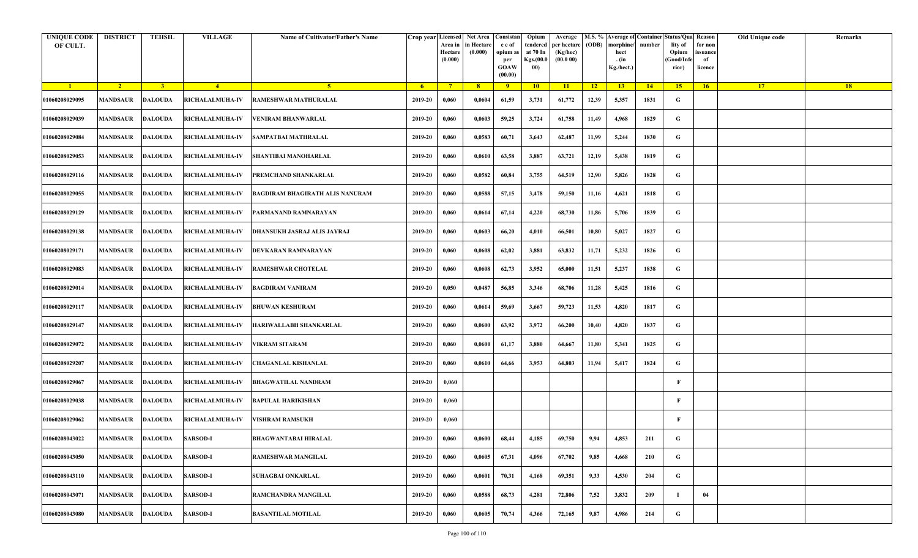| UNIQUE CODE OF CULT. | DISTRICT | TEHSIL | VILLAGE | Name of Cultivator/Father's Name | Crop year | Licensed Area in Hectare (0.000) | Net Area in Hectare (0.000) | Consistan c e of opium as per GOAW (00.00) | Opium tendered at 70 In Kgs.(00.000) | Average per hectare (Kg/hec) (00.0 00) | M.S. % (ODB) | Average of morphine/ hect . (in Kg./hect.) | Container number | Status/Quality of Opium (Good/Inferior) | Reason for non issuance of licence | Old Unique code | Remarks |
|---|---|---|---|---|---|---|---|---|---|---|---|---|---|---|---|---|---|
| 1 | 2 | 3 | 4 | 5 | 6 | 7 | 8 | 9 | 10 | 11 | 12 | 13 | 14 | 15 | 16 | 17 | 18 |
| 01060208029095 | MANDSAUR | DALOUDA | RICHALALMUHA-IV | RAMESHWAR MATHURALAL | 2019-20 | 0,060 | 0,0604 | 61,59 | 3,731 | 61,772 | 12,39 | 5,357 | 1831 | G | | | |
| 01060208029039 | MANDSAUR | DALOUDA | RICHALALMUHA-IV | VENIRAM BHANWARLAL | 2019-20 | 0,060 | 0,0603 | 59,25 | 3,724 | 61,758 | 11,49 | 4,968 | 1829 | G | | | |
| 01060208029084 | MANDSAUR | DALOUDA | RICHALALMUHA-IV | SAMPATBAI MATHRALAL | 2019-20 | 0,060 | 0,0583 | 60,71 | 3,643 | 62,487 | 11,99 | 5,244 | 1830 | G | | | |
| 01060208029053 | MANDSAUR | DALOUDA | RICHALALMUHA-IV | SHANTIBAI MANOHARLAL | 2019-20 | 0,060 | 0,0610 | 63,58 | 3,887 | 63,721 | 12,19 | 5,438 | 1819 | G | | | |
| 01060208029116 | MANDSAUR | DALOUDA | RICHALALMUHA-IV | PREMCHAND SHANKARLAL | 2019-20 | 0,060 | 0,0582 | 60,84 | 3,755 | 64,519 | 12,90 | 5,826 | 1828 | G | | | |
| 01060208029055 | MANDSAUR | DALOUDA | RICHALALMUHA-IV | BAGDIRAM BHAGIRATH ALIS NANURAM | 2019-20 | 0,060 | 0,0588 | 57,15 | 3,478 | 59,150 | 11,16 | 4,621 | 1818 | G | | | |
| 01060208029129 | MANDSAUR | DALOUDA | RICHALALMUHA-IV | PARMANAND RAMNARAYAN | 2019-20 | 0,060 | 0,0614 | 67,14 | 4,220 | 68,730 | 11,86 | 5,706 | 1839 | G | | | |
| 01060208029138 | MANDSAUR | DALOUDA | RICHALALMUHA-IV | DHANSUKH JASRAJ ALIS JAYRAJ | 2019-20 | 0,060 | 0,0603 | 66,20 | 4,010 | 66,501 | 10,80 | 5,027 | 1827 | G | | | |
| 01060208029171 | MANDSAUR | DALOUDA | RICHALALMUHA-IV | DEVKARAN RAMNARAYAN | 2019-20 | 0,060 | 0,0608 | 62,02 | 3,881 | 63,832 | 11,71 | 5,232 | 1826 | G | | | |
| 01060208029083 | MANDSAUR | DALOUDA | RICHALALMUHA-IV | RAMESHWAR CHOTELAL | 2019-20 | 0,060 | 0,0608 | 62,73 | 3,952 | 65,000 | 11,51 | 5,237 | 1838 | G | | | |
| 01060208029014 | MANDSAUR | DALOUDA | RICHALALMUHA-IV | BAGDIRAM VANIRAM | 2019-20 | 0,050 | 0,0487 | 56,85 | 3,346 | 68,706 | 11,28 | 5,425 | 1816 | G | | | |
| 01060208029117 | MANDSAUR | DALOUDA | RICHALALMUHA-IV | BHUWAN KESHURAM | 2019-20 | 0,060 | 0,0614 | 59,69 | 3,667 | 59,723 | 11,53 | 4,820 | 1817 | G | | | |
| 01060208029147 | MANDSAUR | DALOUDA | RICHALALMUHA-IV | HARIWALLABH SHANKARLAL | 2019-20 | 0,060 | 0,0600 | 63,92 | 3,972 | 66,200 | 10,40 | 4,820 | 1837 | G | | | |
| 01060208029072 | MANDSAUR | DALOUDA | RICHALALMUHA-IV | VIKRAM SITARAM | 2019-20 | 0,060 | 0,0600 | 61,17 | 3,880 | 64,667 | 11,80 | 5,341 | 1825 | G | | | |
| 01060208029207 | MANDSAUR | DALOUDA | RICHALALMUHA-IV | CHAGANLAL KISHANLAL | 2019-20 | 0,060 | 0,0610 | 64,66 | 3,953 | 64,803 | 11,94 | 5,417 | 1824 | G | | | |
| 01060208029067 | MANDSAUR | DALOUDA | RICHALALMUHA-IV | BHAGWATILAL NANDRAM | 2019-20 | 0,060 | | | | | | | | F | | | |
| 01060208029038 | MANDSAUR | DALOUDA | RICHALALMUHA-IV | BAPULAL HARIKISHAN | 2019-20 | 0,060 | | | | | | | | F | | | |
| 01060208029062 | MANDSAUR | DALOUDA | RICHALALMUHA-IV | VISHRAM RAMSUKH | 2019-20 | 0,060 | | | | | | | | F | | | |
| 01060208043022 | MANDSAUR | DALOUDA | SARSOD-I | BHAGWANTABAI HIRALAL | 2019-20 | 0,060 | 0,0600 | 68,44 | 4,185 | 69,750 | 9,94 | 4,853 | 211 | G | | | |
| 01060208043050 | MANDSAUR | DALOUDA | SARSOD-I | RAMESHWAR MANGILAL | 2019-20 | 0,060 | 0,0605 | 67,31 | 4,096 | 67,702 | 9,85 | 4,668 | 210 | G | | | |
| 01060208043110 | MANDSAUR | DALOUDA | SARSOD-I | SUHAGBAI ONKARLAL | 2019-20 | 0,060 | 0,0601 | 70,31 | 4,168 | 69,351 | 9,33 | 4,530 | 204 | G | | | |
| 01060208043071 | MANDSAUR | DALOUDA | SARSOD-I | RAMCHANDRA MANGILAL | 2019-20 | 0,060 | 0,0588 | 68,73 | 4,281 | 72,806 | 7,52 | 3,832 | 209 | I | 04 | | |
| 01060208043080 | MANDSAUR | DALOUDA | SARSOD-I | BASANTILAL MOTILAL | 2019-20 | 0,060 | 0,0605 | 70,74 | 4,366 | 72,165 | 9,87 | 4,986 | 214 | G | | | |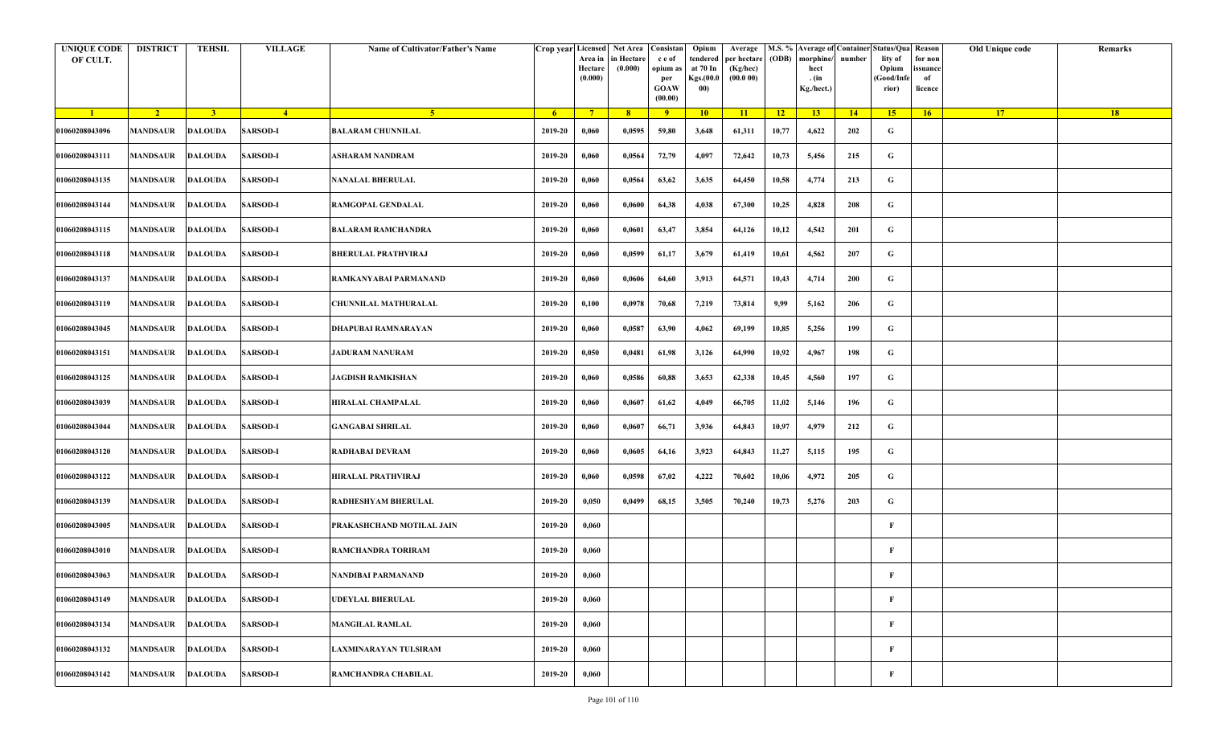| UNIQUE CODE OF CULT. | DISTRICT | TEHSIL | VILLAGE | Name of Cultivator/Father's Name | Crop year | Licensed Area in Hectare (0.000) | Net Area in Hectare (0.000) | Consistance of opium as per GOAW (00.00) | Opium tendered at 70 In Kgs.(00.000) | Average per hectare (Kg/hec) (00.0 00) | M.S. % (ODB) | Average of morphine/hect. (in Kg./hect.) | Container number | Status/Quality of Opium (Good/Inferior) | Reason for non issuance of licence | Old Unique code | Remarks |
|---|---|---|---|---|---|---|---|---|---|---|---|---|---|---|---|---|---|
| 1 | 2 | 3 | 4 | 5 | 6 | 7 | 8 | 9 | 10 | 11 | 12 | 13 | 14 | 15 | 16 | 17 | 18 |
| 01060208043096 | MANDSAUR | DALOUDA | SARSOD-I | BALARAM CHUNNILAL | 2019-20 | 0,060 | 0,0595 | 59,80 | 3,648 | 61,311 | 10,77 | 4,622 | 202 | G | | | |
| 01060208043111 | MANDSAUR | DALOUDA | SARSOD-I | ASHARAM NANDRAM | 2019-20 | 0,060 | 0,0564 | 72,79 | 4,097 | 72,642 | 10,73 | 5,456 | 215 | G | | | |
| 01060208043135 | MANDSAUR | DALOUDA | SARSOD-I | NANALAL BHERULAL | 2019-20 | 0,060 | 0,0564 | 63,62 | 3,635 | 64,450 | 10,58 | 4,774 | 213 | G | | | |
| 01060208043144 | MANDSAUR | DALOUDA | SARSOD-I | RAMGOPAL GENDALAL | 2019-20 | 0,060 | 0,0600 | 64,38 | 4,038 | 67,300 | 10,25 | 4,828 | 208 | G | | | |
| 01060208043115 | MANDSAUR | DALOUDA | SARSOD-I | BALARAM RAMCHANDRA | 2019-20 | 0,060 | 0,0601 | 63,47 | 3,854 | 64,126 | 10,12 | 4,542 | 201 | G | | | |
| 01060208043118 | MANDSAUR | DALOUDA | SARSOD-I | BHERULAL PRATHVIRAJ | 2019-20 | 0,060 | 0,0599 | 61,17 | 3,679 | 61,419 | 10,61 | 4,562 | 207 | G | | | |
| 01060208043137 | MANDSAUR | DALOUDA | SARSOD-I | RAMKANYABAI PARMANAND | 2019-20 | 0,060 | 0,0606 | 64,60 | 3,913 | 64,571 | 10,43 | 4,714 | 200 | G | | | |
| 01060208043119 | MANDSAUR | DALOUDA | SARSOD-I | CHUNNILAL MATHURALAL | 2019-20 | 0,100 | 0,0978 | 70,68 | 7,219 | 73,814 | 9,99 | 5,162 | 206 | G | | | |
| 01060208043045 | MANDSAUR | DALOUDA | SARSOD-I | DHAPUBAI RAMNARAYAN | 2019-20 | 0,060 | 0,0587 | 63,90 | 4,062 | 69,199 | 10,85 | 5,256 | 199 | G | | | |
| 01060208043151 | MANDSAUR | DALOUDA | SARSOD-I | JADURAM NANURAM | 2019-20 | 0,050 | 0,0481 | 61,98 | 3,126 | 64,990 | 10,92 | 4,967 | 198 | G | | | |
| 01060208043125 | MANDSAUR | DALOUDA | SARSOD-I | JAGDISH RAMKISHAN | 2019-20 | 0,060 | 0,0586 | 60,88 | 3,653 | 62,338 | 10,45 | 4,560 | 197 | G | | | |
| 01060208043039 | MANDSAUR | DALOUDA | SARSOD-I | HIRALAL CHAMPALAL | 2019-20 | 0,060 | 0,0607 | 61,62 | 4,049 | 66,705 | 11,02 | 5,146 | 196 | G | | | |
| 01060208043044 | MANDSAUR | DALOUDA | SARSOD-I | GANGABAI SHRILAL | 2019-20 | 0,060 | 0,0607 | 66,71 | 3,936 | 64,843 | 10,97 | 4,979 | 212 | G | | | |
| 01060208043120 | MANDSAUR | DALOUDA | SARSOD-I | RADHABAI DEVRAM | 2019-20 | 0,060 | 0,0605 | 64,16 | 3,923 | 64,843 | 11,27 | 5,115 | 195 | G | | | |
| 01060208043122 | MANDSAUR | DALOUDA | SARSOD-I | HIRALAL PRATHVIRAJ | 2019-20 | 0,060 | 0,0598 | 67,02 | 4,222 | 70,602 | 10,06 | 4,972 | 205 | G | | | |
| 01060208043139 | MANDSAUR | DALOUDA | SARSOD-I | RADHESHYAM BHERULAL | 2019-20 | 0,050 | 0,0499 | 68,15 | 3,505 | 70,240 | 10,73 | 5,276 | 203 | G | | | |
| 01060208043005 | MANDSAUR | DALOUDA | SARSOD-I | PRAKASHCHAND MOTILAL JAIN | 2019-20 | 0,060 | | | | | | | | F | | | |
| 01060208043010 | MANDSAUR | DALOUDA | SARSOD-I | RAMCHANDRA TORIRAM | 2019-20 | 0,060 | | | | | | | | F | | | |
| 01060208043063 | MANDSAUR | DALOUDA | SARSOD-I | NANDIBAI PARMANAND | 2019-20 | 0,060 | | | | | | | | F | | | |
| 01060208043149 | MANDSAUR | DALOUDA | SARSOD-I | UDEYLAL BHERULAL | 2019-20 | 0,060 | | | | | | | | F | | | |
| 01060208043134 | MANDSAUR | DALOUDA | SARSOD-I | MANGILAL RAMLAL | 2019-20 | 0,060 | | | | | | | | F | | | |
| 01060208043132 | MANDSAUR | DALOUDA | SARSOD-I | LAXMINARAYAN TULSIRAM | 2019-20 | 0,060 | | | | | | | | F | | | |
| 01060208043142 | MANDSAUR | DALOUDA | SARSOD-I | RAMCHANDRA CHABILAL | 2019-20 | 0,060 | | | | | | | | F | | | |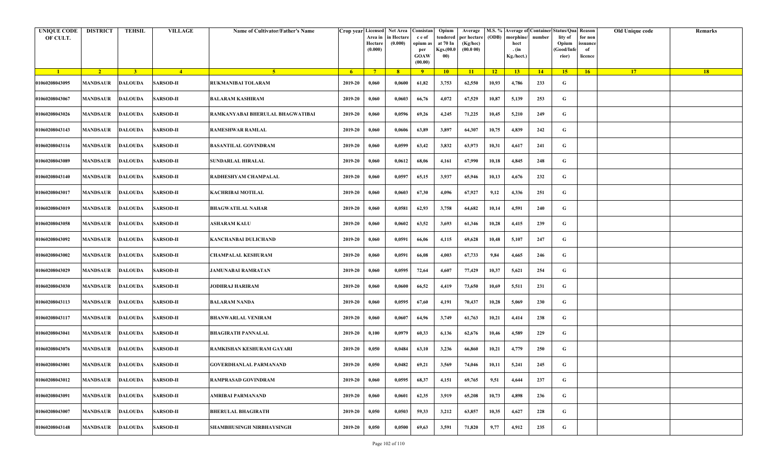| UNIQUE CODE OF CULT. | DISTRICT | TEHSIL | VILLAGE | Name of Cultivator/Father's Name | Crop year | Licensed Area in Hectare (0.000) | Net Area in Hectare (0.000) | Consistan c e of opium as per GOAW (00.00) | Opium tendered at 70 In Kgs.(00.000) | Average per hectare (Kg/hec) (00.0 00) | M.S. % (ODB) | Average of morphine/ hect . (in Kg./hect.) | Container number | Status/Quality of Opium (Good/Inferior) | Reason for non issuance of licence | Old Unique code | Remarks |
|---|---|---|---|---|---|---|---|---|---|---|---|---|---|---|---|---|---|
| 1 | 2 | 3 | 4 | 5 | 6 | 7 | 8 | 9 | 10 | 11 | 12 | 13 | 14 | 15 | 16 | 17 | 18 |
| 01060208043095 | MANDSAUR | DALOUDA | SARSOD-II | RUKMANIBAI TOLARAM | 2019-20 | 0,060 | 0,0600 | 61,82 | 3,753 | 62,550 | 10,93 | 4,786 | 233 | G | | | |
| 01060208043067 | MANDSAUR | DALOUDA | SARSOD-II | BALARAM KASHIRAM | 2019-20 | 0,060 | 0,0603 | 66,76 | 4,072 | 67,529 | 10,87 | 5,139 | 253 | G | | | |
| 01060208043026 | MANDSAUR | DALOUDA | SARSOD-II | RAMKANYABAI BHERULAL BHAGWATIBAI | 2019-20 | 0,060 | 0,0596 | 69,26 | 4,245 | 71,225 | 10,45 | 5,210 | 249 | G | | | |
| 01060208043143 | MANDSAUR | DALOUDA | SARSOD-II | RAMESHWAR RAMLAL | 2019-20 | 0,060 | 0,0606 | 63,89 | 3,897 | 64,307 | 10,75 | 4,839 | 242 | G | | | |
| 01060208043116 | MANDSAUR | DALOUDA | SARSOD-II | BASANTILAL GOVINDRAM | 2019-20 | 0,060 | 0,0599 | 63,42 | 3,832 | 63,973 | 10,31 | 4,617 | 241 | G | | | |
| 01060208043089 | MANDSAUR | DALOUDA | SARSOD-II | SUNDARLAL HIRALAL | 2019-20 | 0,060 | 0,0612 | 68,06 | 4,161 | 67,990 | 10,18 | 4,845 | 248 | G | | | |
| 01060208043140 | MANDSAUR | DALOUDA | SARSOD-II | RADHESHYAM CHAMPALAL | 2019-20 | 0,060 | 0,0597 | 65,15 | 3,937 | 65,946 | 10,13 | 4,676 | 232 | G | | | |
| 01060208043017 | MANDSAUR | DALOUDA | SARSOD-II | KACHRIBAI MOTILAL | 2019-20 | 0,060 | 0,0603 | 67,30 | 4,096 | 67,927 | 9,12 | 4,336 | 251 | G | | | |
| 01060208043019 | MANDSAUR | DALOUDA | SARSOD-II | BHAGWATILAL NAHAR | 2019-20 | 0,060 | 0,0581 | 62,93 | 3,758 | 64,682 | 10,14 | 4,591 | 240 | G | | | |
| 01060208043058 | MANDSAUR | DALOUDA | SARSOD-II | ASHARAM KALU | 2019-20 | 0,060 | 0,0602 | 63,52 | 3,693 | 61,346 | 10,28 | 4,415 | 239 | G | | | |
| 01060208043092 | MANDSAUR | DALOUDA | SARSOD-II | KANCHANBAI DULICHAND | 2019-20 | 0,060 | 0,0591 | 66,06 | 4,115 | 69,628 | 10,48 | 5,107 | 247 | G | | | |
| 01060208043002 | MANDSAUR | DALOUDA | SARSOD-II | CHAMPALAL KESHURAM | 2019-20 | 0,060 | 0,0591 | 66,08 | 4,003 | 67,733 | 9,84 | 4,665 | 246 | G | | | |
| 01060208043029 | MANDSAUR | DALOUDA | SARSOD-II | JAMUNABAI RAMRATAN | 2019-20 | 0,060 | 0,0595 | 72,64 | 4,607 | 77,429 | 10,37 | 5,621 | 254 | G | | | |
| 01060208043030 | MANDSAUR | DALOUDA | SARSOD-II | JODHRAJ HARIRAM | 2019-20 | 0,060 | 0,0600 | 66,52 | 4,419 | 73,650 | 10,69 | 5,511 | 231 | G | | | |
| 01060208043113 | MANDSAUR | DALOUDA | SARSOD-II | BALARAM NANDA | 2019-20 | 0,060 | 0,0595 | 67,60 | 4,191 | 70,437 | 10,28 | 5,069 | 230 | G | | | |
| 01060208043117 | MANDSAUR | DALOUDA | SARSOD-II | BHANWARLAL VENIRAM | 2019-20 | 0,060 | 0,0607 | 64,96 | 3,749 | 61,763 | 10,21 | 4,414 | 238 | G | | | |
| 01060208043041 | MANDSAUR | DALOUDA | SARSOD-II | BHAGIRATH PANNALAL | 2019-20 | 0,100 | 0,0979 | 60,33 | 6,136 | 62,676 | 10,46 | 4,589 | 229 | G | | | |
| 01060208043076 | MANDSAUR | DALOUDA | SARSOD-II | RAMKISHAN KESHURAM GAYARI | 2019-20 | 0,050 | 0,0484 | 63,10 | 3,236 | 66,860 | 10,21 | 4,779 | 250 | G | | | |
| 01060208043001 | MANDSAUR | DALOUDA | SARSOD-II | GOVERDHANLAL PARMANAND | 2019-20 | 0,050 | 0,0482 | 69,21 | 3,569 | 74,046 | 10,11 | 5,241 | 245 | G | | | |
| 01060208043012 | MANDSAUR | DALOUDA | SARSOD-II | RAMPRASAD GOVINDRAM | 2019-20 | 0,060 | 0,0595 | 68,37 | 4,151 | 69,765 | 9,51 | 4,644 | 237 | G | | | |
| 01060208043091 | MANDSAUR | DALOUDA | SARSOD-II | AMRIBAI PARMANAND | 2019-20 | 0,060 | 0,0601 | 62,35 | 3,919 | 65,208 | 10,73 | 4,898 | 236 | G | | | |
| 01060208043007 | MANDSAUR | DALOUDA | SARSOD-II | BHERULAL BHAGIRATH | 2019-20 | 0,050 | 0,0503 | 59,33 | 3,212 | 63,857 | 10,35 | 4,627 | 228 | G | | | |
| 01060208043148 | MANDSAUR | DALOUDA | SARSOD-II | SHAMBHUSINGH NIRBHAYSINGH | 2019-20 | 0,050 | 0,0500 | 69,63 | 3,591 | 71,820 | 9,77 | 4,912 | 235 | G | | | |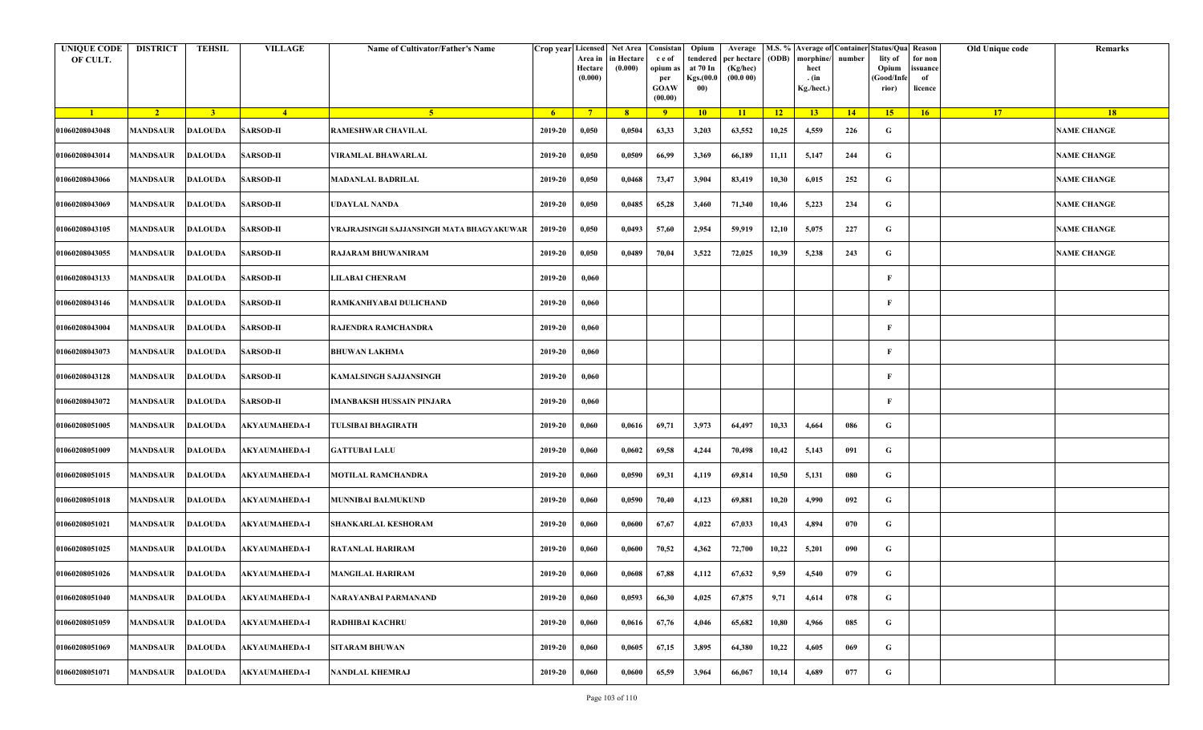| UNIQUE CODE OF CULT. | DISTRICT | TEHSIL | VILLAGE | Name of Cultivator/Father's Name | Crop year | Licensed Area in Hectare (0.000) | Net Area in Hectare (0.000) | Consistan c e of opium as per GOAW (00.00) | Opium tendered at 70 In Kgs.(00.0 00) | Average per hectare (Kg/hec) (00.0 00) | M.S. % (ODB) | Average of morphine/ hect . (in Kg./hect.) | Container number | Status/Quality of Opium (Good/Inferior) | Reason for non issuance of licence | Old Unique code | Remarks |
|---|---|---|---|---|---|---|---|---|---|---|---|---|---|---|---|---|---|
| 1 | 2 | 3 | 4 | 5 | 6 | 7 | 8 | 9 | 10 | 11 | 12 | 13 | 14 | 15 | 16 | 17 | 18 |
| 01060208043048 | MANDSAUR | DALOUDA | SARSOD-II | RAMESHWAR CHAVILAL | 2019-20 | 0,050 | 0,0504 | 63,33 | 3,203 | 63,552 | 10,25 | 4,559 | 226 | G | | | NAME CHANGE |
| 01060208043014 | MANDSAUR | DALOUDA | SARSOD-II | VIRAMLAL BHAWARLAL | 2019-20 | 0,050 | 0,0509 | 66,99 | 3,369 | 66,189 | 11,11 | 5,147 | 244 | G | | | NAME CHANGE |
| 01060208043066 | MANDSAUR | DALOUDA | SARSOD-II | MADANLAL BADRILAL | 2019-20 | 0,050 | 0,0468 | 73,47 | 3,904 | 83,419 | 10,30 | 6,015 | 252 | G | | | NAME CHANGE |
| 01060208043069 | MANDSAUR | DALOUDA | SARSOD-II | UDAYLAL NANDA | 2019-20 | 0,050 | 0,0485 | 65,28 | 3,460 | 71,340 | 10,46 | 5,223 | 234 | G | | | NAME CHANGE |
| 01060208043105 | MANDSAUR | DALOUDA | SARSOD-II | VRAJRAJSINGH SAJJANSINGH MATA BHAGYAKUWAR | 2019-20 | 0,050 | 0,0493 | 57,60 | 2,954 | 59,919 | 12,10 | 5,075 | 227 | G | | | NAME CHANGE |
| 01060208043055 | MANDSAUR | DALOUDA | SARSOD-II | RAJARAM BHUWANIRAM | 2019-20 | 0,050 | 0,0489 | 70,04 | 3,522 | 72,025 | 10,39 | 5,238 | 243 | G | | | NAME CHANGE |
| 01060208043133 | MANDSAUR | DALOUDA | SARSOD-II | LILABAI CHENRAM | 2019-20 | 0,060 | | | | | | | | F | | | |
| 01060208043146 | MANDSAUR | DALOUDA | SARSOD-II | RAMKANHYABAI DULICHAND | 2019-20 | 0,060 | | | | | | | | F | | | |
| 01060208043004 | MANDSAUR | DALOUDA | SARSOD-II | RAJENDRA RAMCHANDRA | 2019-20 | 0,060 | | | | | | | | F | | | |
| 01060208043073 | MANDSAUR | DALOUDA | SARSOD-II | BHUWAN LAKHMA | 2019-20 | 0,060 | | | | | | | | F | | | |
| 01060208043128 | MANDSAUR | DALOUDA | SARSOD-II | KAMALSINGH SAJJANSINGH | 2019-20 | 0,060 | | | | | | | | F | | | |
| 01060208043072 | MANDSAUR | DALOUDA | SARSOD-II | IMANBAKSH HUSSAIN PINJARA | 2019-20 | 0,060 | | | | | | | | F | | | |
| 01060208051005 | MANDSAUR | DALOUDA | AKYAUMAHEDA-I | TULSIBAI BHAGIRATH | 2019-20 | 0,060 | 0,0616 | 69,71 | 3,973 | 64,497 | 10,33 | 4,664 | 086 | G | | | |
| 01060208051009 | MANDSAUR | DALOUDA | AKYAUMAHEDA-I | GATTUBAI LALU | 2019-20 | 0,060 | 0,0602 | 69,58 | 4,244 | 70,498 | 10,42 | 5,143 | 091 | G | | | |
| 01060208051015 | MANDSAUR | DALOUDA | AKYAUMAHEDA-I | MOTILAL RAMCHANDRA | 2019-20 | 0,060 | 0,0590 | 69,31 | 4,119 | 69,814 | 10,50 | 5,131 | 080 | G | | | |
| 01060208051018 | MANDSAUR | DALOUDA | AKYAUMAHEDA-I | MUNNIBAI BALMUKUND | 2019-20 | 0,060 | 0,0590 | 70,40 | 4,123 | 69,881 | 10,20 | 4,990 | 092 | G | | | |
| 01060208051021 | MANDSAUR | DALOUDA | AKYAUMAHEDA-I | SHANKARLAL KESHORAM | 2019-20 | 0,060 | 0,0600 | 67,67 | 4,022 | 67,033 | 10,43 | 4,894 | 070 | G | | | |
| 01060208051025 | MANDSAUR | DALOUDA | AKYAUMAHEDA-I | RATANLAL HARIRAM | 2019-20 | 0,060 | 0,0600 | 70,52 | 4,362 | 72,700 | 10,22 | 5,201 | 090 | G | | | |
| 01060208051026 | MANDSAUR | DALOUDA | AKYAUMAHEDA-I | MANGILAL HARIRAM | 2019-20 | 0,060 | 0,0608 | 67,88 | 4,112 | 67,632 | 9,59 | 4,540 | 079 | G | | | |
| 01060208051040 | MANDSAUR | DALOUDA | AKYAUMAHEDA-I | NARAYANBAI PARMANAND | 2019-20 | 0,060 | 0,0593 | 66,30 | 4,025 | 67,875 | 9,71 | 4,614 | 078 | G | | | |
| 01060208051059 | MANDSAUR | DALOUDA | AKYAUMAHEDA-I | RADHIBAI KACHRU | 2019-20 | 0,060 | 0,0616 | 67,76 | 4,046 | 65,682 | 10,80 | 4,966 | 085 | G | | | |
| 01060208051069 | MANDSAUR | DALOUDA | AKYAUMAHEDA-I | SITARAM BHUWAN | 2019-20 | 0,060 | 0,0605 | 67,15 | 3,895 | 64,380 | 10,22 | 4,605 | 069 | G | | | |
| 01060208051071 | MANDSAUR | DALOUDA | AKYAUMAHEDA-I | NANDLAL KHEMRAJ | 2019-20 | 0,060 | 0,0600 | 65,59 | 3,964 | 66,067 | 10,14 | 4,689 | 077 | G | | | |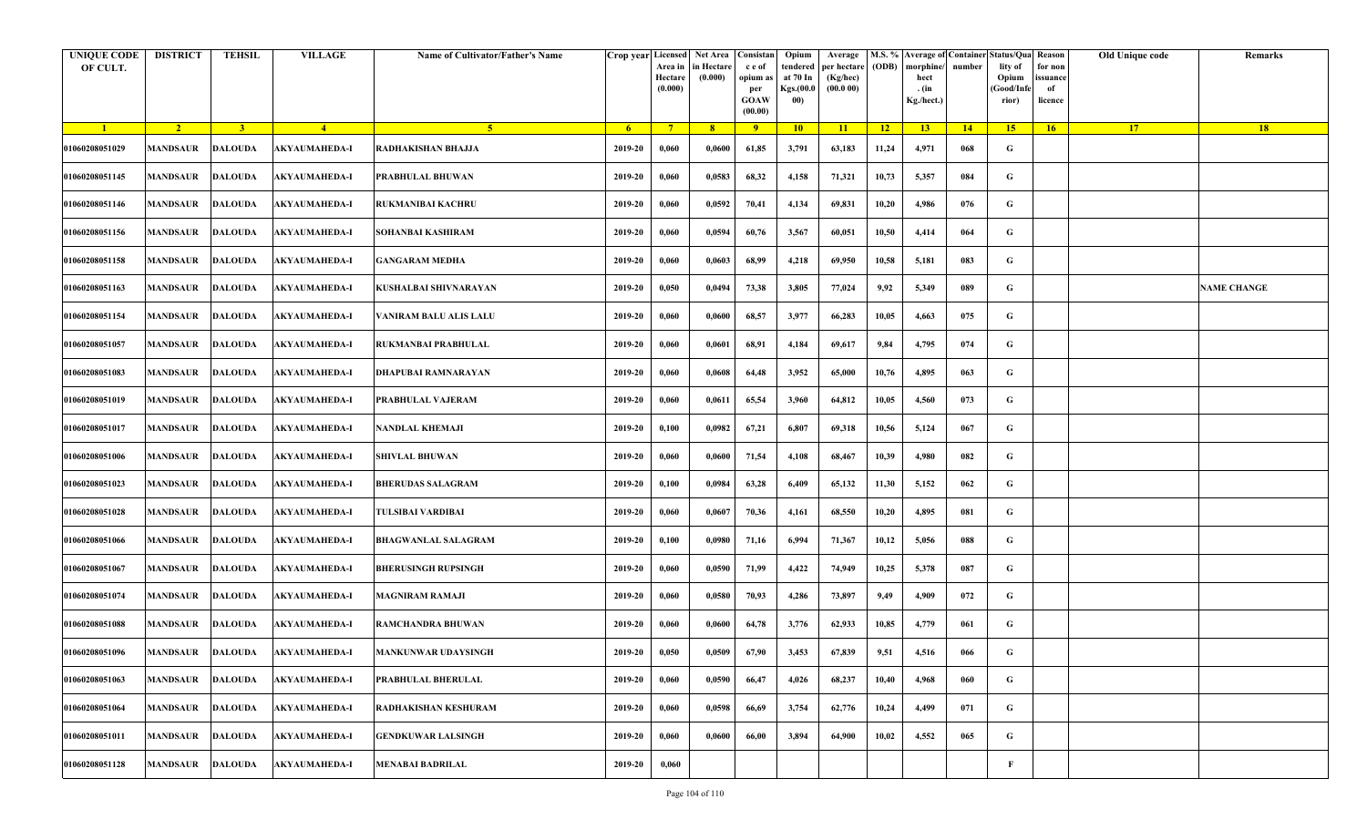| UNIQUE CODE OF CULT. | DISTRICT | TEHSIL | VILLAGE | Name of Cultivator/Father's Name | Crop year | Licensed Area in Hectare (0.000) | Net Area in Hectare (0.000) | Consistan c e of opium as per GOAW (00.00) | Opium tendered at 70 In Kgs.(00.000) | Average per hectare (Kg/hec) (00.0 00) | M.S. % (ODB) | Average of morphine/ hect . (in Kg./hect.) | Container number | Status/Quality of Opium (Good/Inferior) | Reason for non issuance of licence | Old Unique code | Remarks |
|---|---|---|---|---|---|---|---|---|---|---|---|---|---|---|---|---|---|
| 1 | 2 | 3 | 4 | 5 | 6 | 7 | 8 | 9 | 10 | 11 | 12 | 13 | 14 | 15 | 16 | 17 | 18 |
| 01060208051029 | MANDSAUR | DALOUDA | AKYAUMAHEDA-I | RADHAKISHAN BHAJJA | 2019-20 | 0,060 | 0,0600 | 61,85 | 3,791 | 63,183 | 11,24 | 4,971 | 068 | G | | | |
| 01060208051145 | MANDSAUR | DALOUDA | AKYAUMAHEDA-I | PRABHULAL BHUWAN | 2019-20 | 0,060 | 0,0583 | 68,32 | 4,158 | 71,321 | 10,73 | 5,357 | 084 | G | | | |
| 01060208051146 | MANDSAUR | DALOUDA | AKYAUMAHEDA-I | RUKMANIBAI KACHRU | 2019-20 | 0,060 | 0,0592 | 70,41 | 4,134 | 69,831 | 10,20 | 4,986 | 076 | G | | | |
| 01060208051156 | MANDSAUR | DALOUDA | AKYAUMAHEDA-I | SOHANBAI KASHIRAM | 2019-20 | 0,060 | 0,0594 | 60,76 | 3,567 | 60,051 | 10,50 | 4,414 | 064 | G | | | |
| 01060208051158 | MANDSAUR | DALOUDA | AKYAUMAHEDA-I | GANGARAM MEDHA | 2019-20 | 0,060 | 0,0603 | 68,99 | 4,218 | 69,950 | 10,58 | 5,181 | 083 | G | | | |
| 01060208051163 | MANDSAUR | DALOUDA | AKYAUMAHEDA-I | KUSHALBAI SHIVNARAYAN | 2019-20 | 0,050 | 0,0494 | 73,38 | 3,805 | 77,024 | 9,92 | 5,349 | 089 | G | | | NAME CHANGE |
| 01060208051154 | MANDSAUR | DALOUDA | AKYAUMAHEDA-I | VANIRAM BALU ALIS LALU | 2019-20 | 0,060 | 0,0600 | 68,57 | 3,977 | 66,283 | 10,05 | 4,663 | 075 | G | | | |
| 01060208051057 | MANDSAUR | DALOUDA | AKYAUMAHEDA-I | RUKMANBAI PRABHULAL | 2019-20 | 0,060 | 0,0601 | 68,91 | 4,184 | 69,617 | 9,84 | 4,795 | 074 | G | | | |
| 01060208051083 | MANDSAUR | DALOUDA | AKYAUMAHEDA-I | DHAPUBAI RAMNARAYAN | 2019-20 | 0,060 | 0,0608 | 64,48 | 3,952 | 65,000 | 10,76 | 4,895 | 063 | G | | | |
| 01060208051019 | MANDSAUR | DALOUDA | AKYAUMAHEDA-I | PRABHULAL VAJERAM | 2019-20 | 0,060 | 0,0611 | 65,54 | 3,960 | 64,812 | 10,05 | 4,560 | 073 | G | | | |
| 01060208051017 | MANDSAUR | DALOUDA | AKYAUMAHEDA-I | NANDLAL KHEMAJI | 2019-20 | 0,100 | 0,0982 | 67,21 | 6,807 | 69,318 | 10,56 | 5,124 | 067 | G | | | |
| 01060208051006 | MANDSAUR | DALOUDA | AKYAUMAHEDA-I | SHIVLAL BHUWAN | 2019-20 | 0,060 | 0,0600 | 71,54 | 4,108 | 68,467 | 10,39 | 4,980 | 082 | G | | | |
| 01060208051023 | MANDSAUR | DALOUDA | AKYAUMAHEDA-I | BHERUDAS SALAGRAM | 2019-20 | 0,100 | 0,0984 | 63,28 | 6,409 | 65,132 | 11,30 | 5,152 | 062 | G | | | |
| 01060208051028 | MANDSAUR | DALOUDA | AKYAUMAHEDA-I | TULSIBAI VARDIBAI | 2019-20 | 0,060 | 0,0607 | 70,36 | 4,161 | 68,550 | 10,20 | 4,895 | 081 | G | | | |
| 01060208051066 | MANDSAUR | DALOUDA | AKYAUMAHEDA-I | BHAGWANLAL SALAGRAM | 2019-20 | 0,100 | 0,0980 | 71,16 | 6,994 | 71,367 | 10,12 | 5,056 | 088 | G | | | |
| 01060208051067 | MANDSAUR | DALOUDA | AKYAUMAHEDA-I | BHERUSINGH RUPSINGH | 2019-20 | 0,060 | 0,0590 | 71,99 | 4,422 | 74,949 | 10,25 | 5,378 | 087 | G | | | |
| 01060208051074 | MANDSAUR | DALOUDA | AKYAUMAHEDA-I | MAGNIRAM RAMAJI | 2019-20 | 0,060 | 0,0580 | 70,93 | 4,286 | 73,897 | 9,49 | 4,909 | 072 | G | | | |
| 01060208051088 | MANDSAUR | DALOUDA | AKYAUMAHEDA-I | RAMCHANDRA BHUWAN | 2019-20 | 0,060 | 0,0600 | 64,78 | 3,776 | 62,933 | 10,85 | 4,779 | 061 | G | | | |
| 01060208051096 | MANDSAUR | DALOUDA | AKYAUMAHEDA-I | MANKUNWAR UDAYSINGH | 2019-20 | 0,050 | 0,0509 | 67,90 | 3,453 | 67,839 | 9,51 | 4,516 | 066 | G | | | |
| 01060208051063 | MANDSAUR | DALOUDA | AKYAUMAHEDA-I | PRABHULAL BHERULAL | 2019-20 | 0,060 | 0,0590 | 66,47 | 4,026 | 68,237 | 10,40 | 4,968 | 060 | G | | | |
| 01060208051064 | MANDSAUR | DALOUDA | AKYAUMAHEDA-I | RADHAKISHAN KESHURAM | 2019-20 | 0,060 | 0,0598 | 66,69 | 3,754 | 62,776 | 10,24 | 4,499 | 071 | G | | | |
| 01060208051011 | MANDSAUR | DALOUDA | AKYAUMAHEDA-I | GENDKUWAR LALSINGH | 2019-20 | 0,060 | 0,0600 | 66,00 | 3,894 | 64,900 | 10,02 | 4,552 | 065 | G | | | |
| 01060208051128 | MANDSAUR | DALOUDA | AKYAUMAHEDA-I | MENABAI BADRILAL | 2019-20 | 0,060 | | | | | | | | F | | | |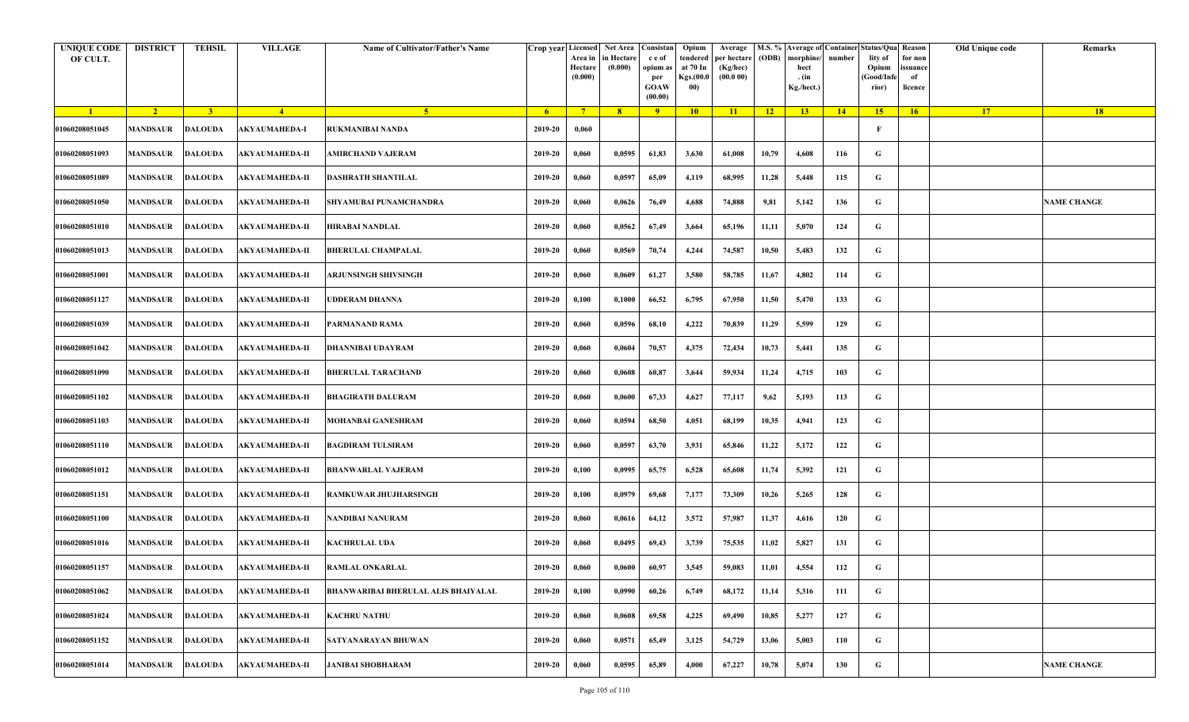| UNIQUE CODE OF CULT. | DISTRICT | TEHSIL | VILLAGE | Name of Cultivator/Father's Name | Crop year | Licensed Area in Hectare (0.000) | Net Area in Hectare (0.000) | Consistance of opium as per GOAW (00.00) | Opium tendered at 70 In Kgs.(00.000) | Average per hectare (Kg/hec) (00.0 00) | M.S. % (ODB) | Average of morphine/hect. (in Kg./hect.) | Container number | Status/Quality of Opium (Good/Inferior) | Reason for non issuance of licence | Old Unique code | Remarks |
|---|---|---|---|---|---|---|---|---|---|---|---|---|---|---|---|---|---|
| 1 | 2 | 3 | 4 | 5 | 6 | 7 | 8 | 9 | 10 | 11 | 12 | 13 | 14 | 15 | 16 | 17 | 18 |
| 01060208051045 | MANDSAUR | DALOUDA | AKYAUMAHEDA-I | RUKMANIBAI NANDA | 2019-20 | 0,060 | | | | | | | | F | | | |
| 01060208051093 | MANDSAUR | DALOUDA | AKYAUMAHEDA-II | AMIRCHAND VAJERAM | 2019-20 | 0,060 | 0,0595 | 61,83 | 3,630 | 61,008 | 10,79 | 4,608 | 116 | G | | | |
| 01060208051089 | MANDSAUR | DALOUDA | AKYAUMAHEDA-II | DASHRATH SHANTILAL | 2019-20 | 0,060 | 0,0597 | 65,09 | 4,119 | 68,995 | 11,28 | 5,448 | 115 | G | | | |
| 01060208051050 | MANDSAUR | DALOUDA | AKYAUMAHEDA-II | SHYAMUBAI PUNAMCHANDRA | 2019-20 | 0,060 | 0,0626 | 76,49 | 4,688 | 74,888 | 9,81 | 5,142 | 136 | G | | | NAME CHANGE |
| 01060208051010 | MANDSAUR | DALOUDA | AKYAUMAHEDA-II | HIRABAI NANDLAL | 2019-20 | 0,060 | 0,0562 | 67,49 | 3,664 | 65,196 | 11,11 | 5,070 | 124 | G | | | |
| 01060208051013 | MANDSAUR | DALOUDA | AKYAUMAHEDA-II | BHERULAL CHAMPALAL | 2019-20 | 0,060 | 0,0569 | 70,74 | 4,244 | 74,587 | 10,50 | 5,483 | 132 | G | | | |
| 01060208051001 | MANDSAUR | DALOUDA | AKYAUMAHEDA-II | ARJUNSINGH SHIVSINGH | 2019-20 | 0,060 | 0,0609 | 61,27 | 3,580 | 58,785 | 11,67 | 4,802 | 114 | G | | | |
| 01060208051127 | MANDSAUR | DALOUDA | AKYAUMAHEDA-II | UDDERAM DHANNA | 2019-20 | 0,100 | 0,1000 | 66,52 | 6,795 | 67,950 | 11,50 | 5,470 | 133 | G | | | |
| 01060208051039 | MANDSAUR | DALOUDA | AKYAUMAHEDA-II | PARMANAND RAMA | 2019-20 | 0,060 | 0,0596 | 68,10 | 4,222 | 70,839 | 11,29 | 5,599 | 129 | G | | | |
| 01060208051042 | MANDSAUR | DALOUDA | AKYAUMAHEDA-II | DHANNIBAI UDAYRAM | 2019-20 | 0,060 | 0,0604 | 70,57 | 4,375 | 72,434 | 10,73 | 5,441 | 135 | G | | | |
| 01060208051090 | MANDSAUR | DALOUDA | AKYAUMAHEDA-II | BHERULAL TARACHAND | 2019-20 | 0,060 | 0,0608 | 60,87 | 3,644 | 59,934 | 11,24 | 4,715 | 103 | G | | | |
| 01060208051102 | MANDSAUR | DALOUDA | AKYAUMAHEDA-II | BHAGIRATH DALURAM | 2019-20 | 0,060 | 0,0600 | 67,33 | 4,627 | 77,117 | 9,62 | 5,193 | 113 | G | | | |
| 01060208051103 | MANDSAUR | DALOUDA | AKYAUMAHEDA-II | MOHANBAI GANESHRAM | 2019-20 | 0,060 | 0,0594 | 68,50 | 4,051 | 68,199 | 10,35 | 4,941 | 123 | G | | | |
| 01060208051110 | MANDSAUR | DALOUDA | AKYAUMAHEDA-II | BAGDIRAM TULSIRAM | 2019-20 | 0,060 | 0,0597 | 63,70 | 3,931 | 65,846 | 11,22 | 5,172 | 122 | G | | | |
| 01060208051012 | MANDSAUR | DALOUDA | AKYAUMAHEDA-II | BHANWARLAL VAJERAM | 2019-20 | 0,100 | 0,0995 | 65,75 | 6,528 | 65,608 | 11,74 | 5,392 | 121 | G | | | |
| 01060208051151 | MANDSAUR | DALOUDA | AKYAUMAHEDA-II | RAMKUWAR JHUJHARSINGH | 2019-20 | 0,100 | 0,0979 | 69,68 | 7,177 | 73,309 | 10,26 | 5,265 | 128 | G | | | |
| 01060208051100 | MANDSAUR | DALOUDA | AKYAUMAHEDA-II | NANDIBAI NANURAM | 2019-20 | 0,060 | 0,0616 | 64,12 | 3,572 | 57,987 | 11,37 | 4,616 | 120 | G | | | |
| 01060208051016 | MANDSAUR | DALOUDA | AKYAUMAHEDA-II | KACHRULAL UDA | 2019-20 | 0,060 | 0,0495 | 69,43 | 3,739 | 75,535 | 11,02 | 5,827 | 131 | G | | | |
| 01060208051157 | MANDSAUR | DALOUDA | AKYAUMAHEDA-II | RAMLAL ONKARLAL | 2019-20 | 0,060 | 0,0600 | 60,97 | 3,545 | 59,083 | 11,01 | 4,554 | 112 | G | | | |
| 01060208051062 | MANDSAUR | DALOUDA | AKYAUMAHEDA-II | BHANWARIBAI BHERULAL ALIS BHAIYALAL | 2019-20 | 0,100 | 0,0990 | 60,26 | 6,749 | 68,172 | 11,14 | 5,316 | 111 | G | | | |
| 01060208051024 | MANDSAUR | DALOUDA | AKYAUMAHEDA-II | KACHRU NATHU | 2019-20 | 0,060 | 0,0608 | 69,58 | 4,225 | 69,490 | 10,85 | 5,277 | 127 | G | | | |
| 01060208051152 | MANDSAUR | DALOUDA | AKYAUMAHEDA-II | SATYANARAYAN BHUWAN | 2019-20 | 0,060 | 0,0571 | 65,49 | 3,125 | 54,729 | 13,06 | 5,003 | 110 | G | | | |
| 01060208051014 | MANDSAUR | DALOUDA | AKYAUMAHEDA-II | JANIBAI SHOBHARAM | 2019-20 | 0,060 | 0,0595 | 65,89 | 4,000 | 67,227 | 10,78 | 5,074 | 130 | G | | | NAME CHANGE |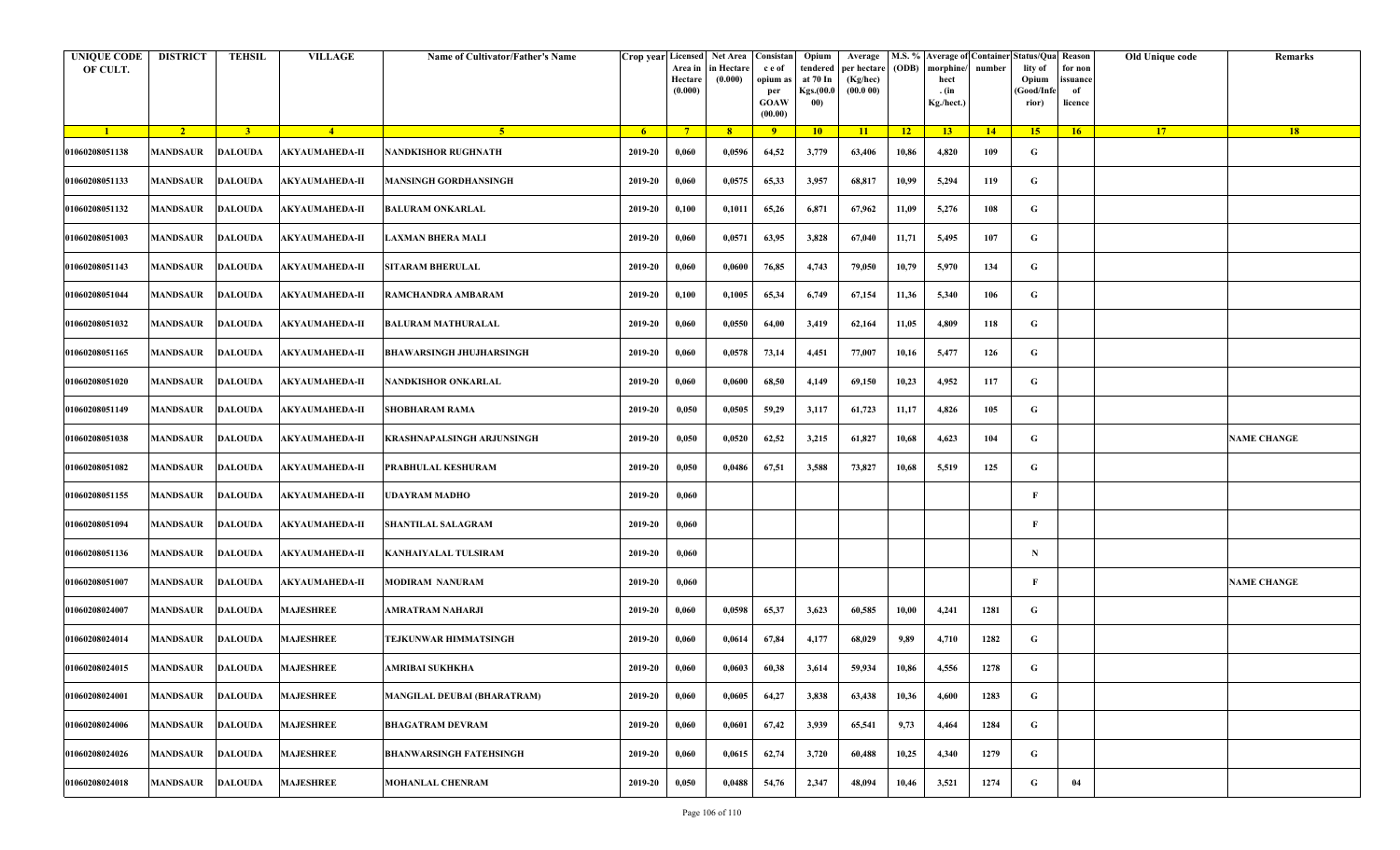| UNIQUE CODE OF CULT. | DISTRICT | TEHSIL | VILLAGE | Name of Cultivator/Father's Name | Crop year | Licensed Area in Hectare (0.000) | Net Area in Hectare (0.000) | Consistance of opium as per GOAW (00.00) | Opium tendered at 70 In Kgs.(00.000) | Average per hectare (Kg/hec) (00.0 00) | M.S. % (ODB) | Average of morphine/hect. (in Kg./hect.) | Container number | Status/Quality of Opium (Good/Inferior) | Reason for non issuance of licence | Old Unique code | Remarks |
|---|---|---|---|---|---|---|---|---|---|---|---|---|---|---|---|---|---|
| 1 | 2 | 3 | 4 | 5 | 6 | 7 | 8 | 9 | 10 | 11 | 12 | 13 | 14 | 15 | 16 | 17 | 18 |
| 01060208051138 | MANDSAUR | DALOUDA | AKYAUMAHEDA-II | NANDKISHOR RUGHNATH | 2019-20 | 0,060 | 0,0596 | 64,52 | 3,779 | 63,406 | 10,86 | 4,820 | 109 | G | | | |
| 01060208051133 | MANDSAUR | DALOUDA | AKYAUMAHEDA-II | MANSINGH GORDHANSINGH | 2019-20 | 0,060 | 0,0575 | 65,33 | 3,957 | 68,817 | 10,99 | 5,294 | 119 | G | | | |
| 01060208051132 | MANDSAUR | DALOUDA | AKYAUMAHEDA-II | BALURAM ONKARLAL | 2019-20 | 0,100 | 0,1011 | 65,26 | 6,871 | 67,962 | 11,09 | 5,276 | 108 | G | | | |
| 01060208051003 | MANDSAUR | DALOUDA | AKYAUMAHEDA-II | LAXMAN BHERA MALI | 2019-20 | 0,060 | 0,0571 | 63,95 | 3,828 | 67,040 | 11,71 | 5,495 | 107 | G | | | |
| 01060208051143 | MANDSAUR | DALOUDA | AKYAUMAHEDA-II | SITARAM BHERULAL | 2019-20 | 0,060 | 0,0600 | 76,85 | 4,743 | 79,050 | 10,79 | 5,970 | 134 | G | | | |
| 01060208051044 | MANDSAUR | DALOUDA | AKYAUMAHEDA-II | RAMCHANDRA AMBARAM | 2019-20 | 0,100 | 0,1005 | 65,34 | 6,749 | 67,154 | 11,36 | 5,340 | 106 | G | | | |
| 01060208051032 | MANDSAUR | DALOUDA | AKYAUMAHEDA-II | BALURAM MATHURALAL | 2019-20 | 0,060 | 0,0550 | 64,00 | 3,419 | 62,164 | 11,05 | 4,809 | 118 | G | | | |
| 01060208051165 | MANDSAUR | DALOUDA | AKYAUMAHEDA-II | BHAWARSINGH JHUJHARSINGH | 2019-20 | 0,060 | 0,0578 | 73,14 | 4,451 | 77,007 | 10,16 | 5,477 | 126 | G | | | |
| 01060208051020 | MANDSAUR | DALOUDA | AKYAUMAHEDA-II | NANDKISHOR ONKARLAL | 2019-20 | 0,060 | 0,0600 | 68,50 | 4,149 | 69,150 | 10,23 | 4,952 | 117 | G | | | |
| 01060208051149 | MANDSAUR | DALOUDA | AKYAUMAHEDA-II | SHOBHARAM RAMA | 2019-20 | 0,050 | 0,0505 | 59,29 | 3,117 | 61,723 | 11,17 | 4,826 | 105 | G | | | |
| 01060208051038 | MANDSAUR | DALOUDA | AKYAUMAHEDA-II | KRASHNAPALSINGH ARJUNSINGH | 2019-20 | 0,050 | 0,0520 | 62,52 | 3,215 | 61,827 | 10,68 | 4,623 | 104 | G | | | NAME CHANGE |
| 01060208051082 | MANDSAUR | DALOUDA | AKYAUMAHEDA-II | PRABHULAL KESHURAM | 2019-20 | 0,050 | 0,0486 | 67,51 | 3,588 | 73,827 | 10,68 | 5,519 | 125 | G | | | |
| 01060208051155 | MANDSAUR | DALOUDA | AKYAUMAHEDA-II | UDAYRAM MADHO | 2019-20 | 0,060 | | | | | | | | F | | | |
| 01060208051094 | MANDSAUR | DALOUDA | AKYAUMAHEDA-II | SHANTILAL SALAGRAM | 2019-20 | 0,060 | | | | | | | | F | | | |
| 01060208051136 | MANDSAUR | DALOUDA | AKYAUMAHEDA-II | KANHAIYALAL TULSIRAM | 2019-20 | 0,060 | | | | | | | | N | | | |
| 01060208051007 | MANDSAUR | DALOUDA | AKYAUMAHEDA-II | MODIRAM NANURAM | 2019-20 | 0,060 | | | | | | | | F | | | NAME CHANGE |
| 01060208024007 | MANDSAUR | DALOUDA | MAJESHREE | AMRATRAM NAHARJI | 2019-20 | 0,060 | 0,0598 | 65,37 | 3,623 | 60,585 | 10,00 | 4,241 | 1281 | G | | | |
| 01060208024014 | MANDSAUR | DALOUDA | MAJESHREE | TEJKUNWAR HIMMATSINGH | 2019-20 | 0,060 | 0,0614 | 67,84 | 4,177 | 68,029 | 9,89 | 4,710 | 1282 | G | | | |
| 01060208024015 | MANDSAUR | DALOUDA | MAJESHREE | AMRIBAI SUKHKHA | 2019-20 | 0,060 | 0,0603 | 60,38 | 3,614 | 59,934 | 10,86 | 4,556 | 1278 | G | | | |
| 01060208024001 | MANDSAUR | DALOUDA | MAJESHREE | MANGILAL DEUBAI (BHARATRAM) | 2019-20 | 0,060 | 0,0605 | 64,27 | 3,838 | 63,438 | 10,36 | 4,600 | 1283 | G | | | |
| 01060208024006 | MANDSAUR | DALOUDA | MAJESHREE | BHAGATRAM DEVRAM | 2019-20 | 0,060 | 0,0601 | 67,42 | 3,939 | 65,541 | 9,73 | 4,464 | 1284 | G | | | |
| 01060208024026 | MANDSAUR | DALOUDA | MAJESHREE | BHANWARSINGH FATEHSINGH | 2019-20 | 0,060 | 0,0615 | 62,74 | 3,720 | 60,488 | 10,25 | 4,340 | 1279 | G | | | |
| 01060208024018 | MANDSAUR | DALOUDA | MAJESHREE | MOHANLAL CHENRAM | 2019-20 | 0,050 | 0,0488 | 54,76 | 2,347 | 48,094 | 10,46 | 3,521 | 1274 | G | 04 | | |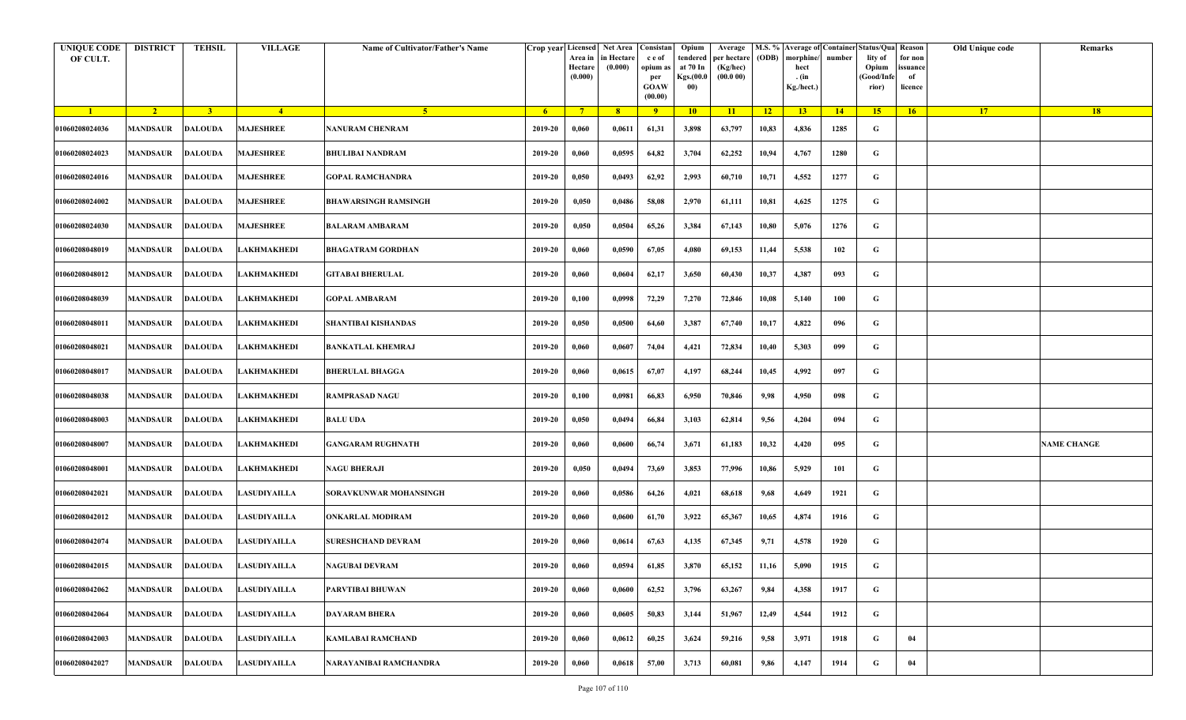| UNIQUE CODE OF CULT. | DISTRICT | TEHSIL | VILLAGE | Name of Cultivator/Father's Name | Crop year | Licensed Area in Hectare (0.000) | Net Area in Hectare (0.000) | Consistance of opium as per GOAW (00.00) | Opium tendered at 70 In Kgs.(00.000) | Average per hectare (Kg/hec) (00.0 00) | M.S. % (ODB) | Average of morphine/hect. (in Kg./hect.) | Container number | Status/Quality of Opium (Good/Inferior) | Reason for non issuance of licence | Old Unique code | Remarks |
|---|---|---|---|---|---|---|---|---|---|---|---|---|---|---|---|---|---|
| 1 | 2 | 3 | 4 | 5 | 6 | 7 | 8 | 9 | 10 | 11 | 12 | 13 | 14 | 15 | 16 | 17 | 18 |
| 01060208024036 | MANDSAUR | DALOUDA | MAJESHREE | NANURAM CHENRAM | 2019-20 | 0,060 | 0,0611 | 61,31 | 3,898 | 63,797 | 10,83 | 4,836 | 1285 | G | | | |
| 01060208024023 | MANDSAUR | DALOUDA | MAJESHREE | BHULIBAI NANDRAM | 2019-20 | 0,060 | 0,0595 | 64,82 | 3,704 | 62,252 | 10,94 | 4,767 | 1280 | G | | | |
| 01060208024016 | MANDSAUR | DALOUDA | MAJESHREE | GOPAL RAMCHANDRA | 2019-20 | 0,050 | 0,0493 | 62,92 | 2,993 | 60,710 | 10,71 | 4,552 | 1277 | G | | | |
| 01060208024002 | MANDSAUR | DALOUDA | MAJESHREE | BHAWARSINGH RAMSINGH | 2019-20 | 0,050 | 0,0486 | 58,08 | 2,970 | 61,111 | 10,81 | 4,625 | 1275 | G | | | |
| 01060208024030 | MANDSAUR | DALOUDA | MAJESHREE | BALARAM AMBARAM | 2019-20 | 0,050 | 0,0504 | 65,26 | 3,384 | 67,143 | 10,80 | 5,076 | 1276 | G | | | |
| 01060208048019 | MANDSAUR | DALOUDA | LAKHMAKHEDI | BHAGATRAM GORDHAN | 2019-20 | 0,060 | 0,0590 | 67,05 | 4,080 | 69,153 | 11,44 | 5,538 | 102 | G | | | |
| 01060208048012 | MANDSAUR | DALOUDA | LAKHMAKHEDI | GITABAI BHERULAL | 2019-20 | 0,060 | 0,0604 | 62,17 | 3,650 | 60,430 | 10,37 | 4,387 | 093 | G | | | |
| 01060208048039 | MANDSAUR | DALOUDA | LAKHMAKHEDI | GOPAL AMBARAM | 2019-20 | 0,100 | 0,0998 | 72,29 | 7,270 | 72,846 | 10,08 | 5,140 | 100 | G | | | |
| 01060208048011 | MANDSAUR | DALOUDA | LAKHMAKHEDI | SHANTIBAI KISHANDAS | 2019-20 | 0,050 | 0,0500 | 64,60 | 3,387 | 67,740 | 10,17 | 4,822 | 096 | G | | | |
| 01060208048021 | MANDSAUR | DALOUDA | LAKHMAKHEDI | BANKATLAL KHEMRAJ | 2019-20 | 0,060 | 0,0607 | 74,04 | 4,421 | 72,834 | 10,40 | 5,303 | 099 | G | | | |
| 01060208048017 | MANDSAUR | DALOUDA | LAKHMAKHEDI | BHERULAL BHAGGA | 2019-20 | 0,060 | 0,0615 | 67,07 | 4,197 | 68,244 | 10,45 | 4,992 | 097 | G | | | |
| 01060208048038 | MANDSAUR | DALOUDA | LAKHMAKHEDI | RAMPRASAD NAGU | 2019-20 | 0,100 | 0,0981 | 66,83 | 6,950 | 70,846 | 9,98 | 4,950 | 098 | G | | | |
| 01060208048003 | MANDSAUR | DALOUDA | LAKHMAKHEDI | BALU UDA | 2019-20 | 0,050 | 0,0494 | 66,84 | 3,103 | 62,814 | 9,56 | 4,204 | 094 | G | | | |
| 01060208048007 | MANDSAUR | DALOUDA | LAKHMAKHEDI | GANGARAM RUGHNATH | 2019-20 | 0,060 | 0,0600 | 66,74 | 3,671 | 61,183 | 10,32 | 4,420 | 095 | G | | | NAME CHANGE |
| 01060208048001 | MANDSAUR | DALOUDA | LAKHMAKHEDI | NAGU BHERAJI | 2019-20 | 0,050 | 0,0494 | 73,69 | 3,853 | 77,996 | 10,86 | 5,929 | 101 | G | | | |
| 01060208042021 | MANDSAUR | DALOUDA | LASUDIYAILLA | SORAVKUNWAR MOHANSINGH | 2019-20 | 0,060 | 0,0586 | 64,26 | 4,021 | 68,618 | 9,68 | 4,649 | 1921 | G | | | |
| 01060208042012 | MANDSAUR | DALOUDA | LASUDIYAILLA | ONKARLAL MODIRAM | 2019-20 | 0,060 | 0,0600 | 61,70 | 3,922 | 65,367 | 10,65 | 4,874 | 1916 | G | | | |
| 01060208042074 | MANDSAUR | DALOUDA | LASUDIYAILLA | SURESHCHAND DEVRAM | 2019-20 | 0,060 | 0,0614 | 67,63 | 4,135 | 67,345 | 9,71 | 4,578 | 1920 | G | | | |
| 01060208042015 | MANDSAUR | DALOUDA | LASUDIYAILLA | NAGUBAI DEVRAM | 2019-20 | 0,060 | 0,0594 | 61,85 | 3,870 | 65,152 | 11,16 | 5,090 | 1915 | G | | | |
| 01060208042062 | MANDSAUR | DALOUDA | LASUDIYAILLA | PARVTIBAI BHUWAN | 2019-20 | 0,060 | 0,0600 | 62,52 | 3,796 | 63,267 | 9,84 | 4,358 | 1917 | G | | | |
| 01060208042064 | MANDSAUR | DALOUDA | LASUDIYAILLA | DAYARAM BHERA | 2019-20 | 0,060 | 0,0605 | 50,83 | 3,144 | 51,967 | 12,49 | 4,544 | 1912 | G | | | |
| 01060208042003 | MANDSAUR | DALOUDA | LASUDIYAILLA | KAMLABAI RAMCHAND | 2019-20 | 0,060 | 0,0612 | 60,25 | 3,624 | 59,216 | 9,58 | 3,971 | 1918 | G | 04 | | |
| 01060208042027 | MANDSAUR | DALOUDA | LASUDIYAILLA | NARAYANIBAI RAMCHANDRA | 2019-20 | 0,060 | 0,0618 | 57,00 | 3,713 | 60,081 | 9,86 | 4,147 | 1914 | G | 04 | | |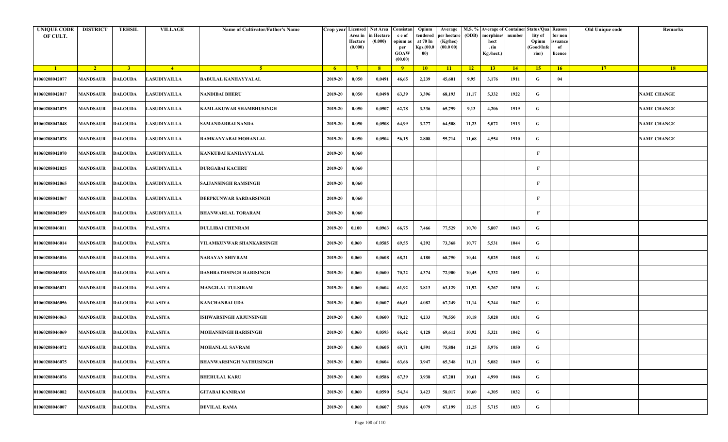| UNIQUE CODE OF CULT. | DISTRICT | TEHSIL | VILLAGE | Name of Cultivator/Father's Name | Crop year | Licensed Area in Hectare (0.000) | Net Area in Hectare (0.000) | Consistance of opium as per GOAW (00.00) | Opium tendered at 70 In Kgs.(00.000) | Average per hectare (Kg/hec) (00.0 00) | M.S. % (ODB) | Average of morphine/hect . (in Kg./hect.) | Container number | Status/Quality of Opium (Good/Inferior) | Reason for non issuance of licence | Old Unique code | Remarks |
|---|---|---|---|---|---|---|---|---|---|---|---|---|---|---|---|---|---|
| 1 | 2 | 3 | 4 | 5 | 6 | 7 | 8 | 9 | 10 | 11 | 12 | 13 | 14 | 15 | 16 | 17 | 18 |
| 01060208042077 | MANDSAUR | DALOUDA | LASUDIYAILLA | BABULAL KANHAYYALAL | 2019-20 | 0,050 | 0,0491 | 46,65 | 2,239 | 45,601 | 9,95 | 3,176 | 1911 | G | 04 | | |
| 01060208042017 | MANDSAUR | DALOUDA | LASUDIYAILLA | NANDIBAI BHERU | 2019-20 | 0,050 | 0,0498 | 63,39 | 3,396 | 68,193 | 11,17 | 5,332 | 1922 | G | | | NAME CHANGE |
| 01060208042075 | MANDSAUR | DALOUDA | LASUDIYAILLA | KAMLAKUWAR SHAMBHUSINGH | 2019-20 | 0,050 | 0,0507 | 62,78 | 3,336 | 65,799 | 9,13 | 4,206 | 1919 | G | | | NAME CHANGE |
| 01060208042048 | MANDSAUR | DALOUDA | LASUDIYAILLA | SAMANDARBAI NANDA | 2019-20 | 0,050 | 0,0508 | 64,99 | 3,277 | 64,508 | 11,23 | 5,072 | 1913 | G | | | NAME CHANGE |
| 01060208042078 | MANDSAUR | DALOUDA | LASUDIYAILLA | RAMKANYABAI MOHANLAL | 2019-20 | 0,050 | 0,0504 | 56,15 | 2,808 | 55,714 | 11,68 | 4,554 | 1910 | G | | | NAME CHANGE |
| 01060208042070 | MANDSAUR | DALOUDA | LASUDIYAILLA | KANKUBAI KANHAYYALAL | 2019-20 | 0,060 | | | | | | | | F | | | |
| 01060208042025 | MANDSAUR | DALOUDA | LASUDIYAILLA | DURGABAI KACHRU | 2019-20 | 0,060 | | | | | | | | F | | | |
| 01060208042065 | MANDSAUR | DALOUDA | LASUDIYAILLA | SAJJANSINGH RAMSINGH | 2019-20 | 0,060 | | | | | | | | F | | | |
| 01060208042067 | MANDSAUR | DALOUDA | LASUDIYAILLA | DEEPKUNWAR SARDARSINGH | 2019-20 | 0,060 | | | | | | | | F | | | |
| 01060208042059 | MANDSAUR | DALOUDA | LASUDIYAILLA | BHANWARLAL TORARAM | 2019-20 | 0,060 | | | | | | | | F | | | |
| 01060208046011 | MANDSAUR | DALOUDA | PALASIYA | DULLIBAI CHENRAM | 2019-20 | 0,100 | 0,0963 | 66,75 | 7,466 | 77,529 | 10,70 | 5,807 | 1043 | G | | | |
| 01060208046014 | MANDSAUR | DALOUDA | PALASIYA | VILAMKUNWAR SHANKARSINGH | 2019-20 | 0,060 | 0,0585 | 69,55 | 4,292 | 73,368 | 10,77 | 5,531 | 1044 | G | | | |
| 01060208046016 | MANDSAUR | DALOUDA | PALASIYA | NARAYAN SHIVRAM | 2019-20 | 0,060 | 0,0608 | 68,21 | 4,180 | 68,750 | 10,44 | 5,025 | 1048 | G | | | |
| 01060208046018 | MANDSAUR | DALOUDA | PALASIYA | DASHRATHSINGH HARISINGH | 2019-20 | 0,060 | 0,0600 | 70,22 | 4,374 | 72,900 | 10,45 | 5,332 | 1051 | G | | | |
| 01060208046021 | MANDSAUR | DALOUDA | PALASIYA | MANGILAL TULSIRAM | 2019-20 | 0,060 | 0,0604 | 61,92 | 3,813 | 63,129 | 11,92 | 5,267 | 1030 | G | | | |
| 01060208046056 | MANDSAUR | DALOUDA | PALASIYA | KANCHANBAI UDA | 2019-20 | 0,060 | 0,0607 | 66,61 | 4,082 | 67,249 | 11,14 | 5,244 | 1047 | G | | | |
| 01060208046063 | MANDSAUR | DALOUDA | PALASIYA | ISHWARSINGH ARJUNSINGH | 2019-20 | 0,060 | 0,0600 | 70,22 | 4,233 | 70,550 | 10,18 | 5,028 | 1031 | G | | | |
| 01060208046069 | MANDSAUR | DALOUDA | PALASIYA | MOHANSINGH HARISINGH | 2019-20 | 0,060 | 0,0593 | 66,42 | 4,128 | 69,612 | 10,92 | 5,321 | 1042 | G | | | |
| 01060208046072 | MANDSAUR | DALOUDA | PALASIYA | MOHANLAL SAVRAM | 2019-20 | 0,060 | 0,0605 | 69,71 | 4,591 | 75,884 | 11,25 | 5,976 | 1050 | G | | | |
| 01060208046075 | MANDSAUR | DALOUDA | PALASIYA | BHANWARSINGH NATHUSINGH | 2019-20 | 0,060 | 0,0604 | 63,66 | 3,947 | 65,348 | 11,11 | 5,082 | 1049 | G | | | |
| 01060208046076 | MANDSAUR | DALOUDA | PALASIYA | BHERULAL KARU | 2019-20 | 0,060 | 0,0586 | 67,39 | 3,938 | 67,201 | 10,61 | 4,990 | 1046 | G | | | |
| 01060208046082 | MANDSAUR | DALOUDA | PALASIYA | GITABAI KANIRAM | 2019-20 | 0,060 | 0,0590 | 54,34 | 3,423 | 58,017 | 10,60 | 4,305 | 1032 | G | | | |
| 01060208046007 | MANDSAUR | DALOUDA | PALASIYA | DEVILAL RAMA | 2019-20 | 0,060 | 0,0607 | 59,86 | 4,079 | 67,199 | 12,15 | 5,715 | 1033 | G | | | |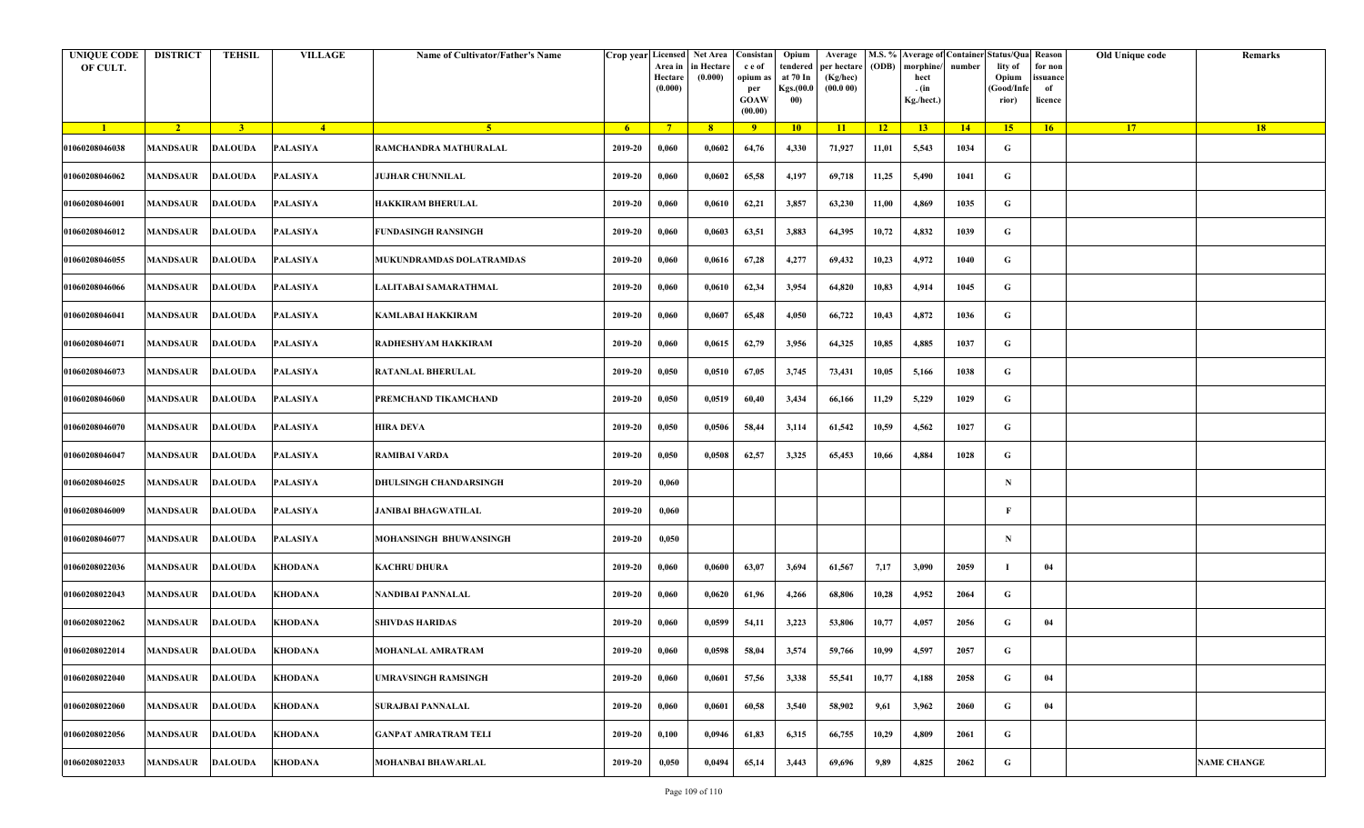| UNIQUE CODE OF CULT. | DISTRICT | TEHSIL | VILLAGE | Name of Cultivator/Father's Name | Crop year | Licensed Area in Hectare (0.000) | Net Area in Hectare (0.000) | Consistance of opium as per GOAW (00.00) | Opium tendered at 70 In Kgs.(00.000) | Average per hectare (Kg/hec) (00.0 00) | M.S. % (ODB) | Average of morphine/hect. (in Kg./hect.) | Container number | Status/Quality Opium (Good/Inferior) | Reason for non issuance of licence | Old Unique code | Remarks |
|---|---|---|---|---|---|---|---|---|---|---|---|---|---|---|---|---|---|
| 1 | 2 | 3 | 4 | 5 | 6 | 7 | 8 | 9 | 10 | 11 | 12 | 13 | 14 | 15 | 16 | 17 | 18 |
| 01060208046038 | MANDSAUR | DALOUDA | PALASIYA | RAMCHANDRA MATHURALAL | 2019-20 | 0,060 | 0,0602 | 64,76 | 4,330 | 71,927 | 11,01 | 5,543 | 1034 | G | | | |
| 01060208046062 | MANDSAUR | DALOUDA | PALASIYA | JUJHAR CHUNNILAL | 2019-20 | 0,060 | 0,0602 | 65,58 | 4,197 | 69,718 | 11,25 | 5,490 | 1041 | G | | | |
| 01060208046001 | MANDSAUR | DALOUDA | PALASIYA | HAKKIRAM BHERULAL | 2019-20 | 0,060 | 0,0610 | 62,21 | 3,857 | 63,230 | 11,00 | 4,869 | 1035 | G | | | |
| 01060208046012 | MANDSAUR | DALOUDA | PALASIYA | FUNDASINGH RANSINGH | 2019-20 | 0,060 | 0,0603 | 63,51 | 3,883 | 64,395 | 10,72 | 4,832 | 1039 | G | | | |
| 01060208046055 | MANDSAUR | DALOUDA | PALASIYA | MUKUNDRAMDAS DOLATRAMDAS | 2019-20 | 0,060 | 0,0616 | 67,28 | 4,277 | 69,432 | 10,23 | 4,972 | 1040 | G | | | |
| 01060208046066 | MANDSAUR | DALOUDA | PALASIYA | LALITABAI SAMARATHMAL | 2019-20 | 0,060 | 0,0610 | 62,34 | 3,954 | 64,820 | 10,83 | 4,914 | 1045 | G | | | |
| 01060208046041 | MANDSAUR | DALOUDA | PALASIYA | KAMLABAI HAKKIRAM | 2019-20 | 0,060 | 0,0607 | 65,48 | 4,050 | 66,722 | 10,43 | 4,872 | 1036 | G | | | |
| 01060208046071 | MANDSAUR | DALOUDA | PALASIYA | RADHESHYAM HAKKIRAM | 2019-20 | 0,060 | 0,0615 | 62,79 | 3,956 | 64,325 | 10,85 | 4,885 | 1037 | G | | | |
| 01060208046073 | MANDSAUR | DALOUDA | PALASIYA | RATANLAL BHERULAL | 2019-20 | 0,050 | 0,0510 | 67,05 | 3,745 | 73,431 | 10,05 | 5,166 | 1038 | G | | | |
| 01060208046060 | MANDSAUR | DALOUDA | PALASIYA | PREMCHAND TIKAMCHAND | 2019-20 | 0,050 | 0,0519 | 60,40 | 3,434 | 66,166 | 11,29 | 5,229 | 1029 | G | | | |
| 01060208046070 | MANDSAUR | DALOUDA | PALASIYA | HIRA DEVA | 2019-20 | 0,050 | 0,0506 | 58,44 | 3,114 | 61,542 | 10,59 | 4,562 | 1027 | G | | | |
| 01060208046047 | MANDSAUR | DALOUDA | PALASIYA | RAMIBAI VARDA | 2019-20 | 0,050 | 0,0508 | 62,57 | 3,325 | 65,453 | 10,66 | 4,884 | 1028 | G | | | |
| 01060208046025 | MANDSAUR | DALOUDA | PALASIYA | DHULSINGH CHANDARSINGH | 2019-20 | 0,060 | | | | | | | | N | | | |
| 01060208046009 | MANDSAUR | DALOUDA | PALASIYA | JANIBAI BHAGWATILAL | 2019-20 | 0,060 | | | | | | | | F | | | |
| 01060208046077 | MANDSAUR | DALOUDA | PALASIYA | MOHANSINGH BHUWANSINGH | 2019-20 | 0,050 | | | | | | | | N | | | |
| 01060208022036 | MANDSAUR | DALOUDA | KHODANA | KACHRU DHURA | 2019-20 | 0,060 | 0,0600 | 63,07 | 3,694 | 61,567 | 7,17 | 3,090 | 2059 | I | 04 | | |
| 01060208022043 | MANDSAUR | DALOUDA | KHODANA | NANDIBAI PANNALAL | 2019-20 | 0,060 | 0,0620 | 61,96 | 4,266 | 68,806 | 10,28 | 4,952 | 2064 | G | | | |
| 01060208022062 | MANDSAUR | DALOUDA | KHODANA | SHIVDAS HARIDAS | 2019-20 | 0,060 | 0,0599 | 54,11 | 3,223 | 53,806 | 10,77 | 4,057 | 2056 | G | 04 | | |
| 01060208022014 | MANDSAUR | DALOUDA | KHODANA | MOHANLAL AMRATRAM | 2019-20 | 0,060 | 0,0598 | 58,04 | 3,574 | 59,766 | 10,99 | 4,597 | 2057 | G | | | |
| 01060208022040 | MANDSAUR | DALOUDA | KHODANA | UMRAVSINGH RAMSINGH | 2019-20 | 0,060 | 0,0601 | 57,56 | 3,338 | 55,541 | 10,77 | 4,188 | 2058 | G | 04 | | |
| 01060208022060 | MANDSAUR | DALOUDA | KHODANA | SURAJBAI PANNALAL | 2019-20 | 0,060 | 0,0601 | 60,58 | 3,540 | 58,902 | 9,61 | 3,962 | 2060 | G | 04 | | |
| 01060208022056 | MANDSAUR | DALOUDA | KHODANA | GANPAT AMRATRAM TELI | 2019-20 | 0,100 | 0,0946 | 61,83 | 6,315 | 66,755 | 10,29 | 4,809 | 2061 | G | | | |
| 01060208022033 | MANDSAUR | DALOUDA | KHODANA | MOHANBAI BHAWARLAL | 2019-20 | 0,050 | 0,0494 | 65,14 | 3,443 | 69,696 | 9,89 | 4,825 | 2062 | G | | | NAME CHANGE |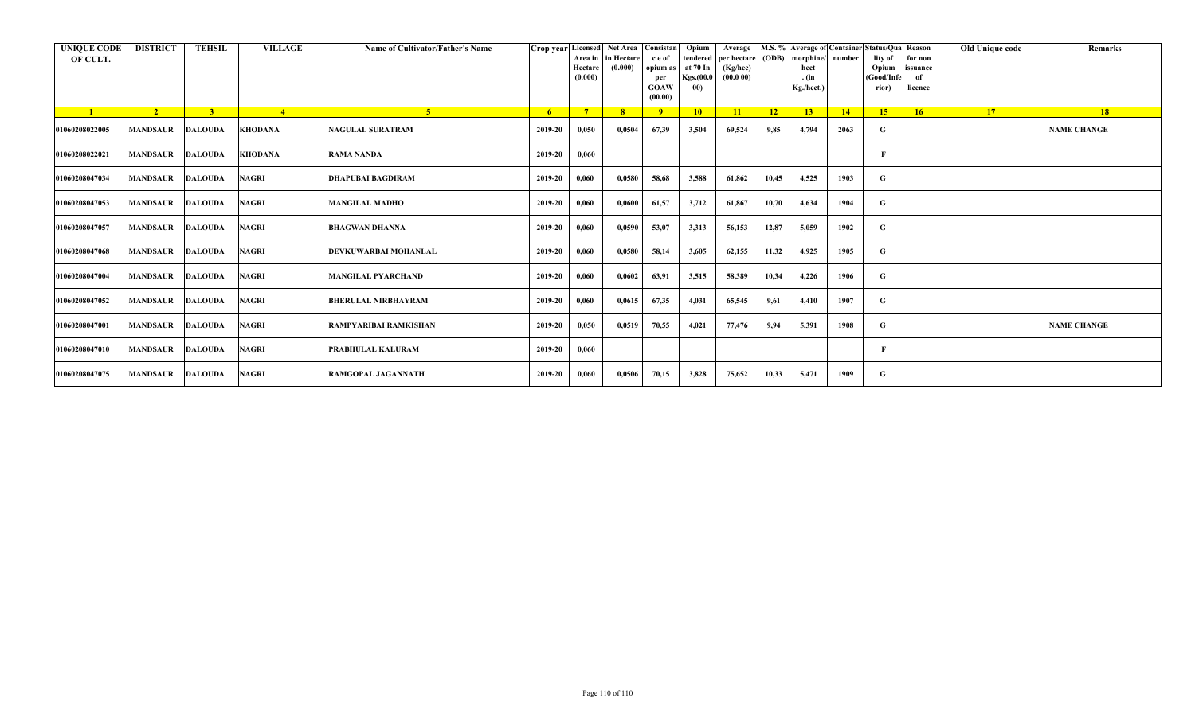| UNIQUE CODE OF CULT. | DISTRICT | TEHSIL | VILLAGE | Name of Cultivator/Father's Name | Crop year | Licensed Area in Hectare (0.000) | Net Area in Hectare (0.000) | Consistance of opium as per GOAW (00.00) | Opium tendered at 70 In Kgs.(00.000) | Average per hectare (Kg/hec) (00.0 00) | M.S. % (ODB) | Average of morphine/hect . (in Kg./hect.) | Container number | Status/Quality of Opium (Good/Inferior) | Reason for non issuance of licence | Old Unique code | Remarks |
|---|---|---|---|---|---|---|---|---|---|---|---|---|---|---|---|---|---|
| 1 | 2 | 3 | 4 | 5 | 6 | 7 | 8 | 9 | 10 | 11 | 12 | 13 | 14 | 15 | 16 | 17 | 18 |
| 01060208022005 | MANDSAUR | DALOUDA | KHODANA | NAGULAL SURATRAM | 2019-20 | 0,050 | 0,0504 | 67,39 | 3,504 | 69,524 | 9,85 | 4,794 | 2063 | G | | | NAME CHANGE |
| 01060208022021 | MANDSAUR | DALOUDA | KHODANA | RAMA NANDA | 2019-20 | 0,060 | | | | | | | | F | | | |
| 01060208047034 | MANDSAUR | DALOUDA | NAGRI | DHAPUBAI BAGDIRAM | 2019-20 | 0,060 | 0,0580 | 58,68 | 3,588 | 61,862 | 10,45 | 4,525 | 1903 | G | | | |
| 01060208047053 | MANDSAUR | DALOUDA | NAGRI | MANGILAL MADHO | 2019-20 | 0,060 | 0,0600 | 61,57 | 3,712 | 61,867 | 10,70 | 4,634 | 1904 | G | | | |
| 01060208047057 | MANDSAUR | DALOUDA | NAGRI | BHAGWAN DHANNA | 2019-20 | 0,060 | 0,0590 | 53,07 | 3,313 | 56,153 | 12,87 | 5,059 | 1902 | G | | | |
| 01060208047068 | MANDSAUR | DALOUDA | NAGRI | DEVKUWARBAI MOHANLAL | 2019-20 | 0,060 | 0,0580 | 58,14 | 3,605 | 62,155 | 11,32 | 4,925 | 1905 | G | | | |
| 01060208047004 | MANDSAUR | DALOUDA | NAGRI | MANGILAL PYARCHAND | 2019-20 | 0,060 | 0,0602 | 63,91 | 3,515 | 58,389 | 10,34 | 4,226 | 1906 | G | | | |
| 01060208047052 | MANDSAUR | DALOUDA | NAGRI | BHERULAL NIRBHAYRAM | 2019-20 | 0,060 | 0,0615 | 67,35 | 4,031 | 65,545 | 9,61 | 4,410 | 1907 | G | | | |
| 01060208047001 | MANDSAUR | DALOUDA | NAGRI | RAMPYARIBAI RAMKISHAN | 2019-20 | 0,050 | 0,0519 | 70,55 | 4,021 | 77,476 | 9,94 | 5,391 | 1908 | G | | | NAME CHANGE |
| 01060208047010 | MANDSAUR | DALOUDA | NAGRI | PRABHULAL KALURAM | 2019-20 | 0,060 | | | | | | | | F | | | |
| 01060208047075 | MANDSAUR | DALOUDA | NAGRI | RAMGOPAL JAGANNATH | 2019-20 | 0,060 | 0,0506 | 70,15 | 3,828 | 75,652 | 10,33 | 5,471 | 1909 | G | | | |